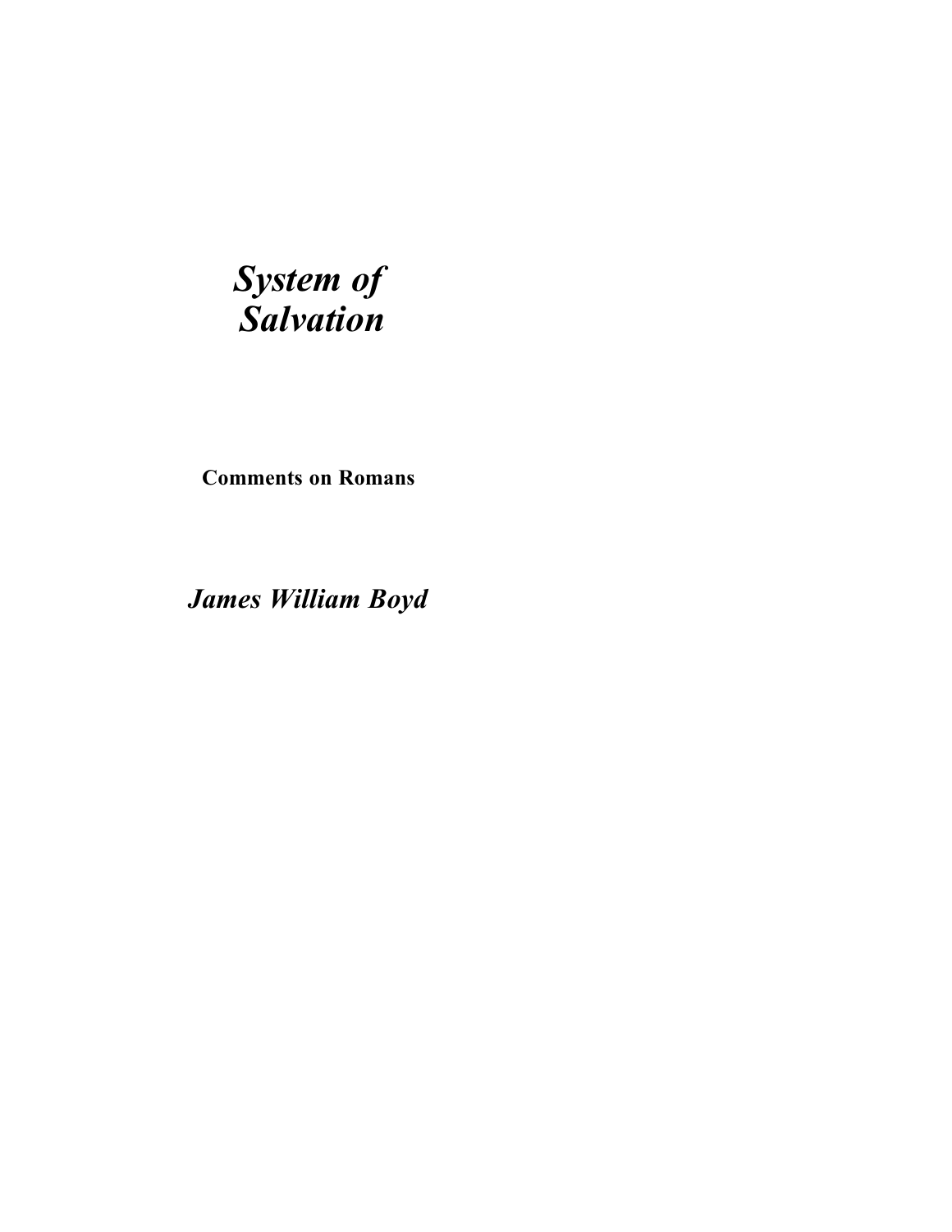# *System of Salvation*

**Comments on Romans**

***James William Boyd***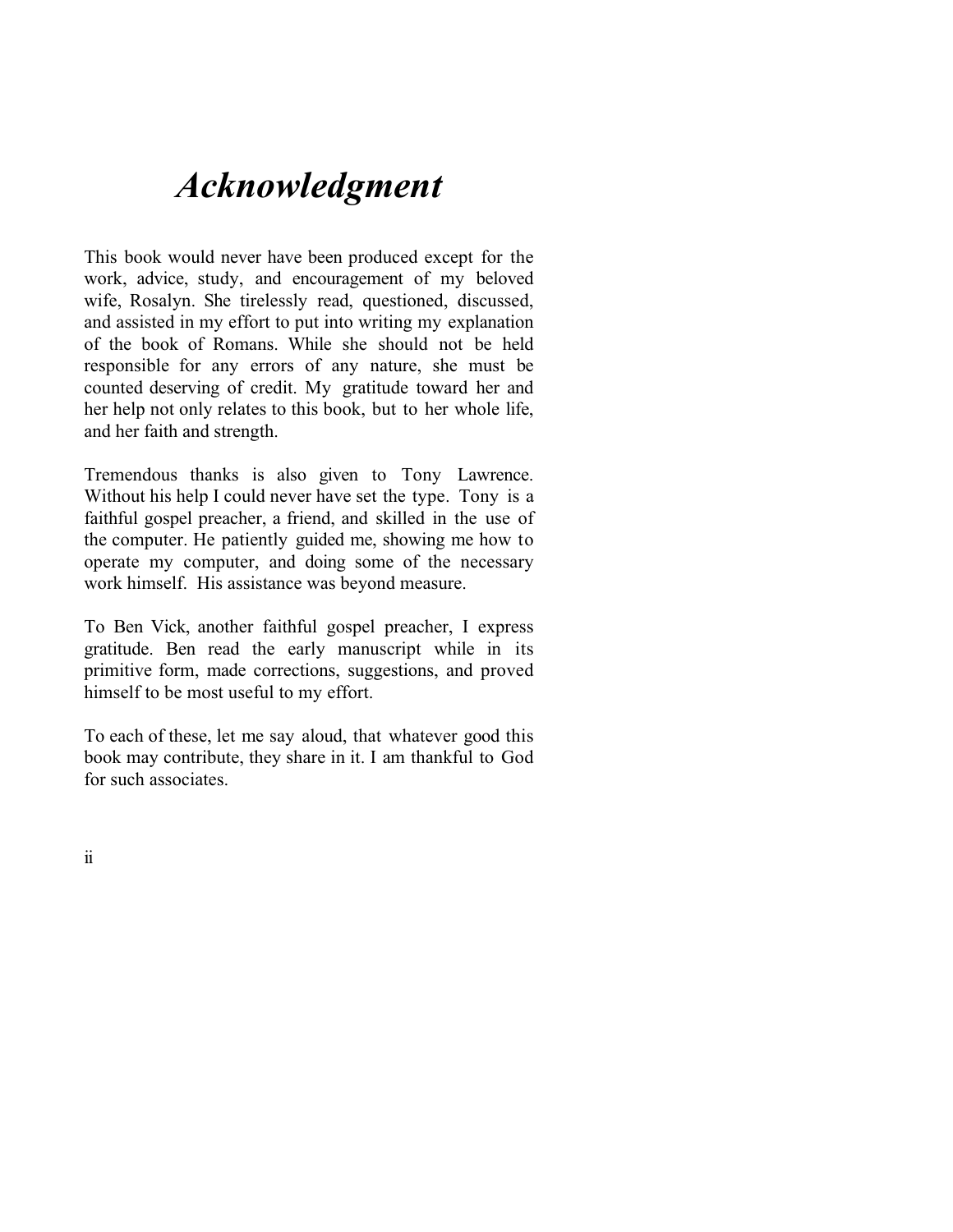# *Acknowledgment*

This book would never have been produced except for the work, advice, study, and encouragement of my beloved wife, Rosalyn. She tirelessly read, questioned, discussed, and assisted in my effort to put into writing my explanation of the book of Romans. While she should not be held responsible for any errors of any nature, she must be counted deserving of credit. My gratitude toward her and her help not only relates to this book, but to her whole life, and her faith and strength.

Tremendous thanks is also given to Tony Lawrence. Without his help I could never have set the type. Tony is a faithful gospel preacher, a friend, and skilled in the use of the computer. He patiently guided me, showing me how to operate my computer, and doing some of the necessary work himself. His assistance was beyond measure.

To Ben Vick, another faithful gospel preacher, I express gratitude. Ben read the early manuscript while in its primitive form, made corrections, suggestions, and proved himself to be most useful to my effort.

To each of these, let me say aloud, that whatever good this book may contribute, they share in it. I am thankful to God for such associates.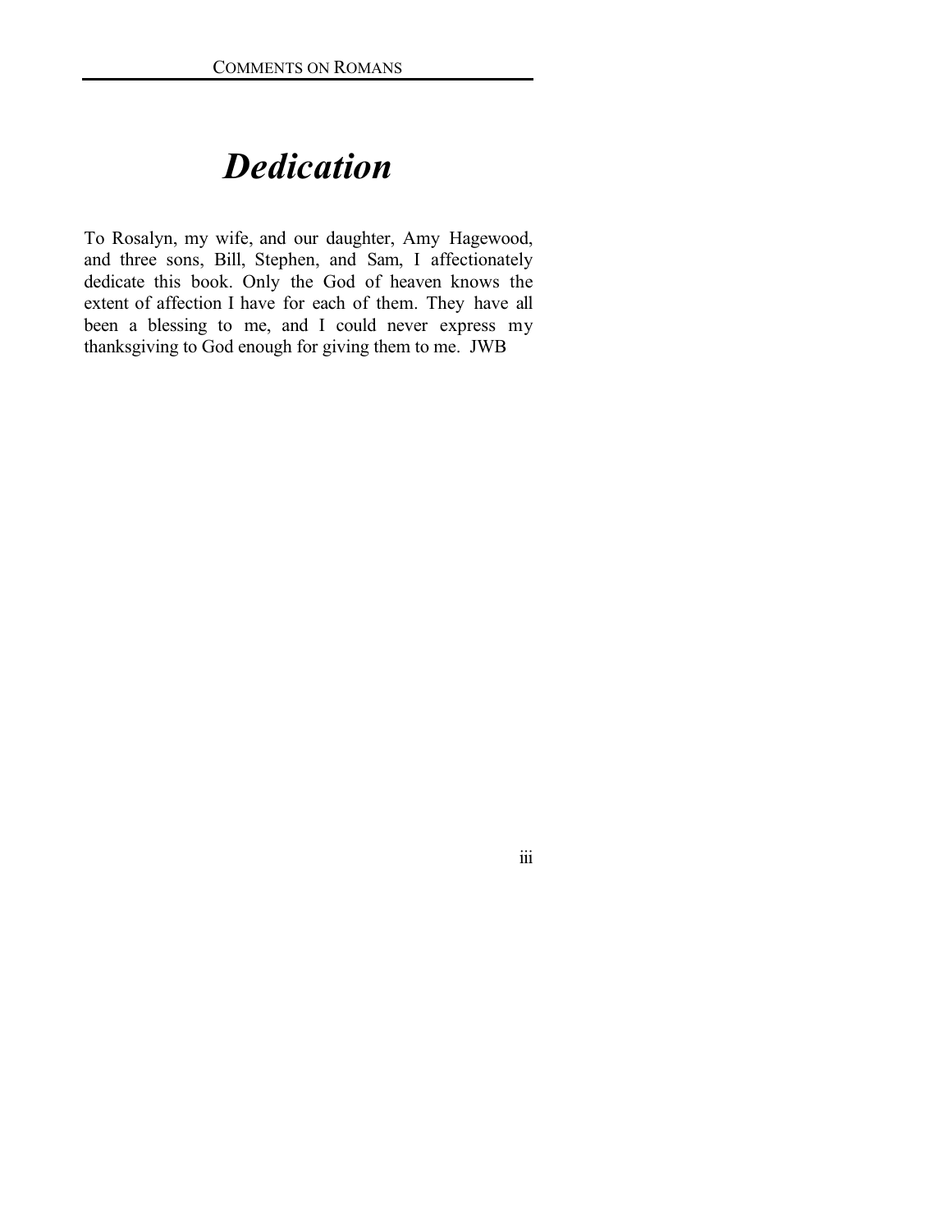# *Dedication*

To Rosalyn, my wife, and our daughter, Amy Hagewood, and three sons, Bill, Stephen, and Sam, I affectionately dedicate this book. Only the God of heaven knows the extent of affection I have for each of them. They have all been a blessing to me, and I could never express my thanksgiving to God enough for giving them to me. JWB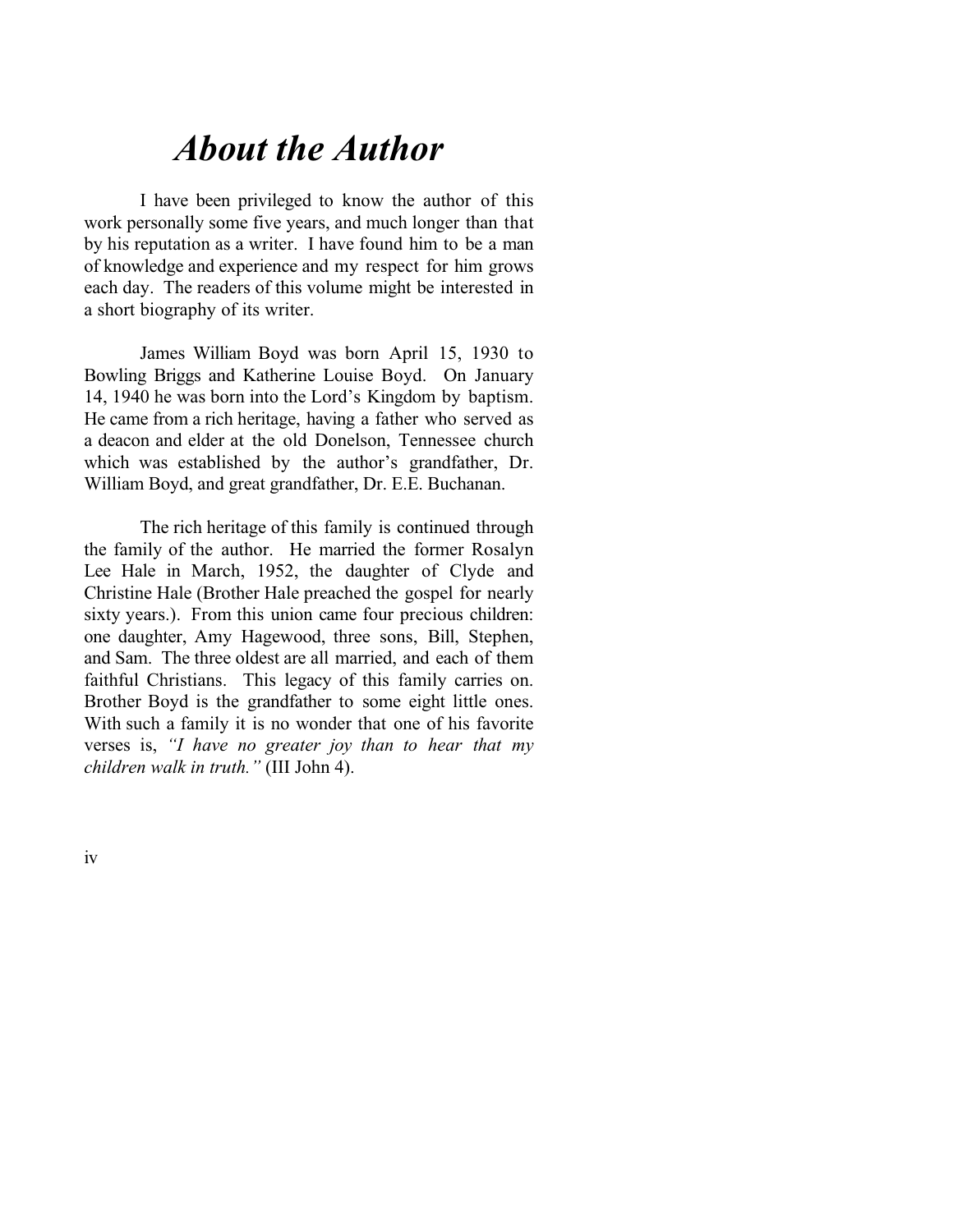# *About the Author*

I have been privileged to know the author of this work personally some five years, and much longer than that by his reputation as a writer. I have found him to be a man of knowledge and experience and my respect for him grows each day. The readers of this volume might be interested in a short biography of its writer.

James William Boyd was born April 15, 1930 to Bowling Briggs and Katherine Louise Boyd. On January 14, 1940 he was born into the Lord's Kingdom by baptism. He came from a rich heritage, having a father who served as a deacon and elder at the old Donelson, Tennessee church which was established by the author's grandfather, Dr. William Boyd, and great grandfather, Dr. E.E. Buchanan.

The rich heritage of this family is continued through the family of the author. He married the former Rosalyn Lee Hale in March, 1952, the daughter of Clyde and Christine Hale (Brother Hale preached the gospel for nearly sixty years.). From this union came four precious children: one daughter, Amy Hagewood, three sons, Bill, Stephen, and Sam. The three oldest are all married, and each of them faithful Christians. This legacy of this family carries on. Brother Boyd is the grandfather to some eight little ones. With such a family it is no wonder that one of his favorite verses is, *"I have no greater joy than to hear that my children walk in truth."* (III John 4).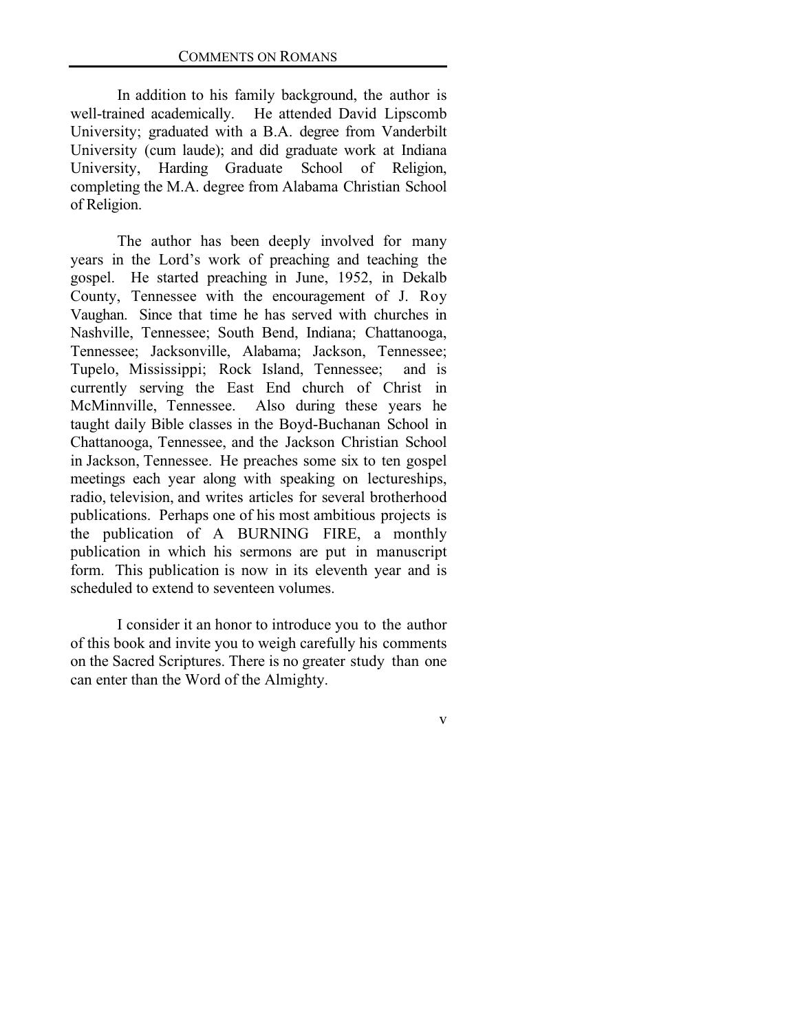In addition to his family background, the author is well-trained academically. He attended David Lipscomb University; graduated with a B.A. degree from Vanderbilt University (cum laude); and did graduate work at Indiana University, Harding Graduate School of Religion, completing the M.A. degree from Alabama Christian School of Religion.

The author has been deeply involved for many years in the Lord's work of preaching and teaching the gospel. He started preaching in June, 1952, in Dekalb County, Tennessee with the encouragement of J. Roy Vaughan. Since that time he has served with churches in Nashville, Tennessee; South Bend, Indiana; Chattanooga, Tennessee; Jacksonville, Alabama; Jackson, Tennessee; Tupelo, Mississippi; Rock Island, Tennessee; and is currently serving the East End church of Christ in McMinnville, Tennessee. Also during these years he taught daily Bible classes in the Boyd-Buchanan School in Chattanooga, Tennessee, and the Jackson Christian School in Jackson, Tennessee. He preaches some six to ten gospel meetings each year along with speaking on lectureships, radio, television, and writes articles for several brotherhood publications. Perhaps one of his most ambitious projects is the publication of A BURNING FIRE, a monthly publication in which his sermons are put in manuscript form. This publication is now in its eleventh year and is scheduled to extend to seventeen volumes.

I consider it an honor to introduce you to the author of this book and invite you to weigh carefully his comments on the Sacred Scriptures. There is no greater study than one can enter than the Word of the Almighty.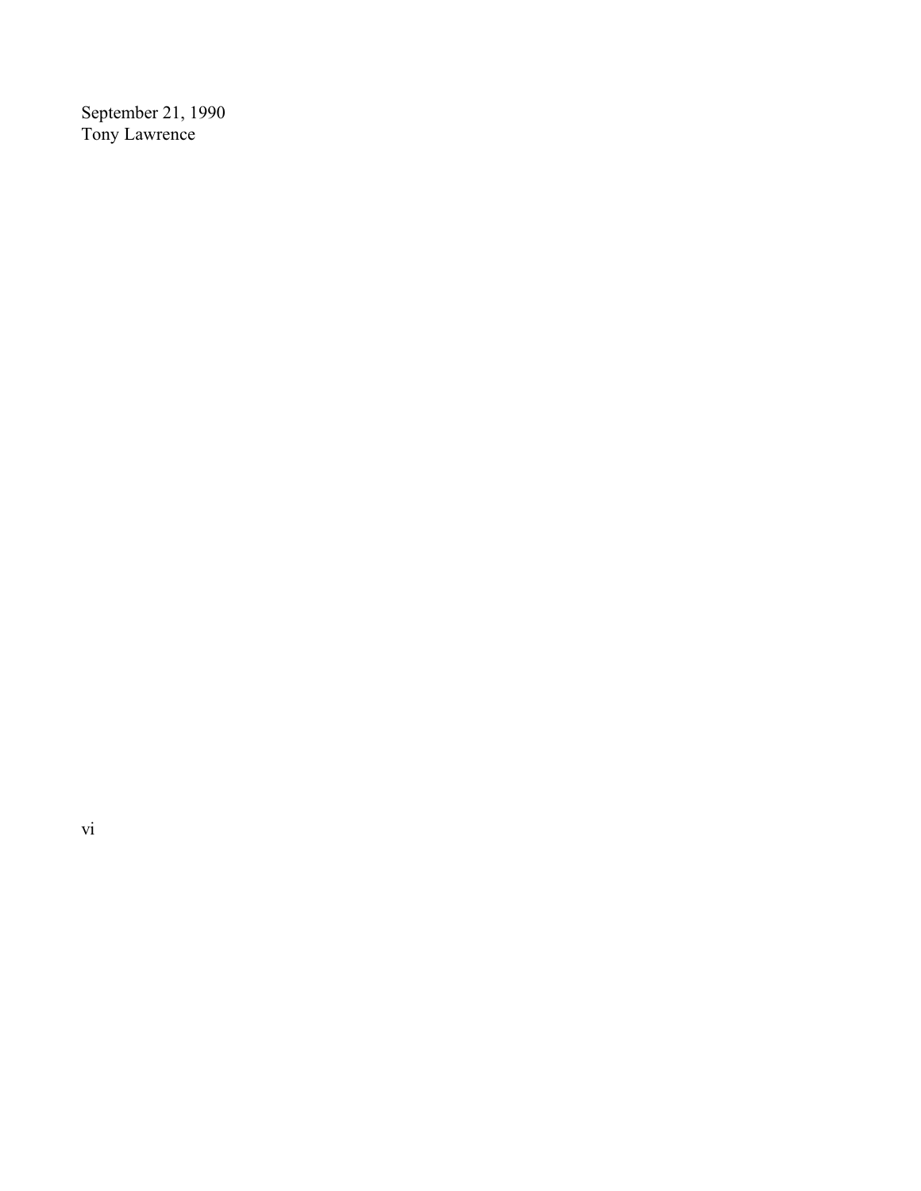September 21, 1990
Tony Lawrence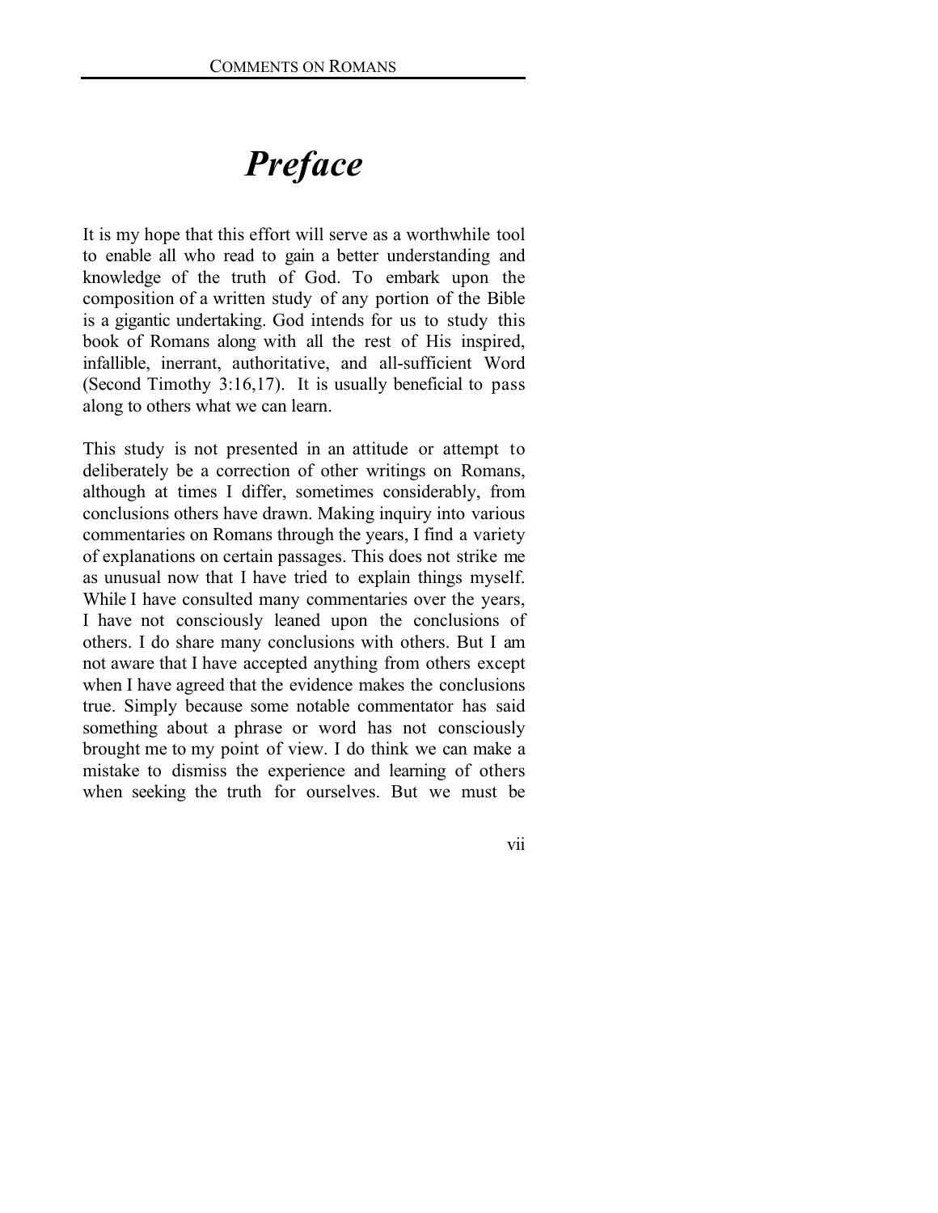# *Preface*

It is my hope that this effort will serve as a worthwhile tool to enable all who read to gain a better understanding and knowledge of the truth of God. To embark upon the composition of a written study of any portion of the Bible is a gigantic undertaking. God intends for us to study this book of Romans along with all the rest of His inspired, infallible, inerrant, authoritative, and all-sufficient Word (Second Timothy 3:16,17). It is usually beneficial to pass along to others what we can learn.

This study is not presented in an attitude or attempt to deliberately be a correction of other writings on Romans, although at times I differ, sometimes considerably, from conclusions others have drawn. Making inquiry into various commentaries on Romans through the years, I find a variety of explanations on certain passages. This does not strike me as unusual now that I have tried to explain things myself. While I have consulted many commentaries over the years, I have not consciously leaned upon the conclusions of others. I do share many conclusions with others. But I am not aware that I have accepted anything from others except when I have agreed that the evidence makes the conclusions true. Simply because some notable commentator has said something about a phrase or word has not consciously brought me to my point of view. I do think we can make a mistake to dismiss the experience and learning of others when seeking the truth for ourselves. But we must be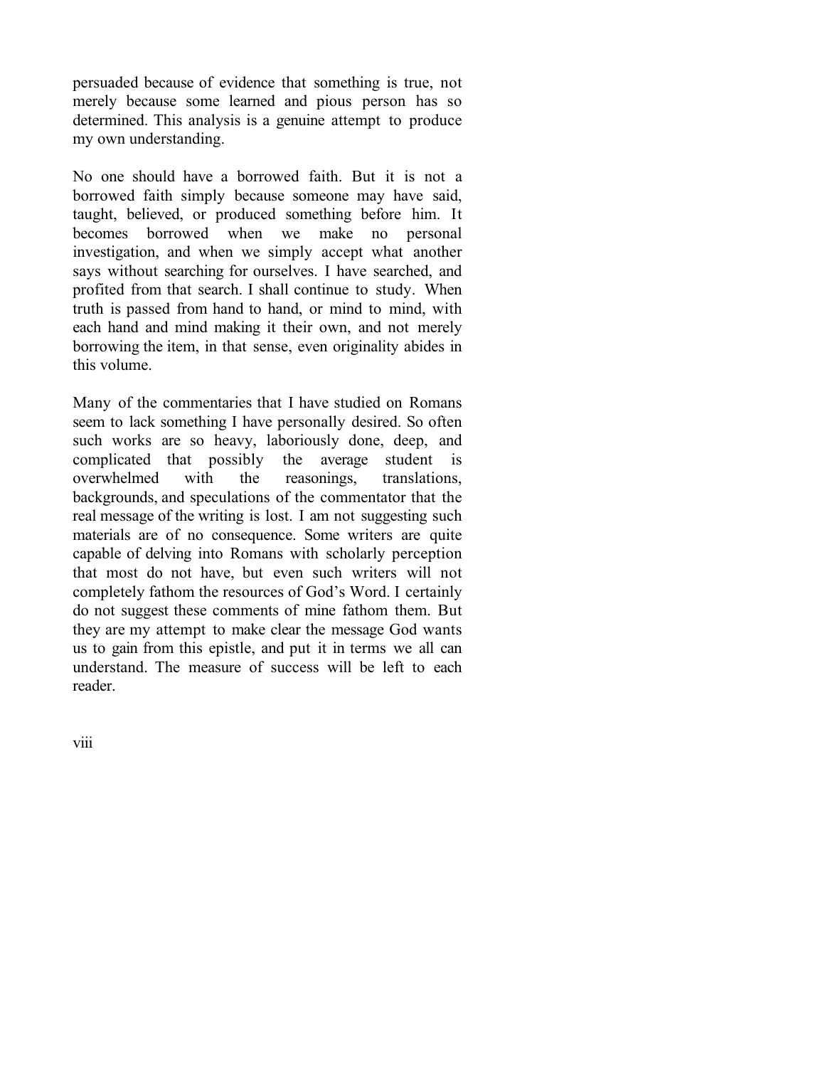persuaded because of evidence that something is true, not merely because some learned and pious person has so determined. This analysis is a genuine attempt to produce my own understanding.

No one should have a borrowed faith. But it is not a borrowed faith simply because someone may have said, taught, believed, or produced something before him. It becomes borrowed when we make no personal investigation, and when we simply accept what another says without searching for ourselves. I have searched, and profited from that search. I shall continue to study. When truth is passed from hand to hand, or mind to mind, with each hand and mind making it their own, and not merely borrowing the item, in that sense, even originality abides in this volume.

Many of the commentaries that I have studied on Romans seem to lack something I have personally desired. So often such works are so heavy, laboriously done, deep, and complicated that possibly the average student is overwhelmed with the reasonings, translations, backgrounds, and speculations of the commentator that the real message of the writing is lost. I am not suggesting such materials are of no consequence. Some writers are quite capable of delving into Romans with scholarly perception that most do not have, but even such writers will not completely fathom the resources of God's Word. I certainly do not suggest these comments of mine fathom them. But they are my attempt to make clear the message God wants us to gain from this epistle, and put it in terms we all can understand. The measure of success will be left to each reader.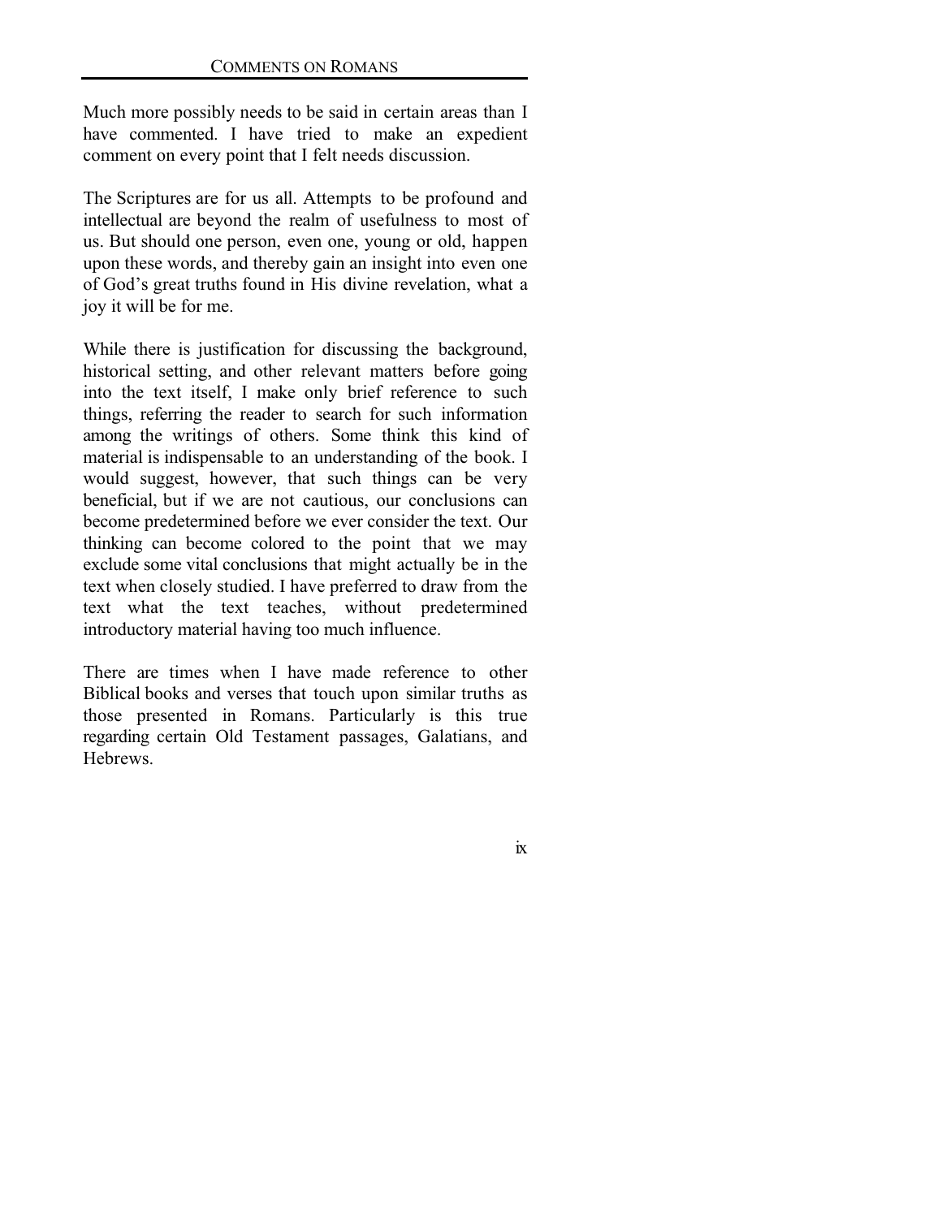Much more possibly needs to be said in certain areas than I have commented. I have tried to make an expedient comment on every point that I felt needs discussion.

The Scriptures are for us all. Attempts to be profound and intellectual are beyond the realm of usefulness to most of us. But should one person, even one, young or old, happen upon these words, and thereby gain an insight into even one of God's great truths found in His divine revelation, what a joy it will be for me.

While there is justification for discussing the background, historical setting, and other relevant matters before going into the text itself, I make only brief reference to such things, referring the reader to search for such information among the writings of others. Some think this kind of material is indispensable to an understanding of the book. I would suggest, however, that such things can be very beneficial, but if we are not cautious, our conclusions can become predetermined before we ever consider the text. Our thinking can become colored to the point that we may exclude some vital conclusions that might actually be in the text when closely studied. I have preferred to draw from the text what the text teaches, without predetermined introductory material having too much influence.

There are times when I have made reference to other Biblical books and verses that touch upon similar truths as those presented in Romans. Particularly is this true regarding certain Old Testament passages, Galatians, and Hebrews.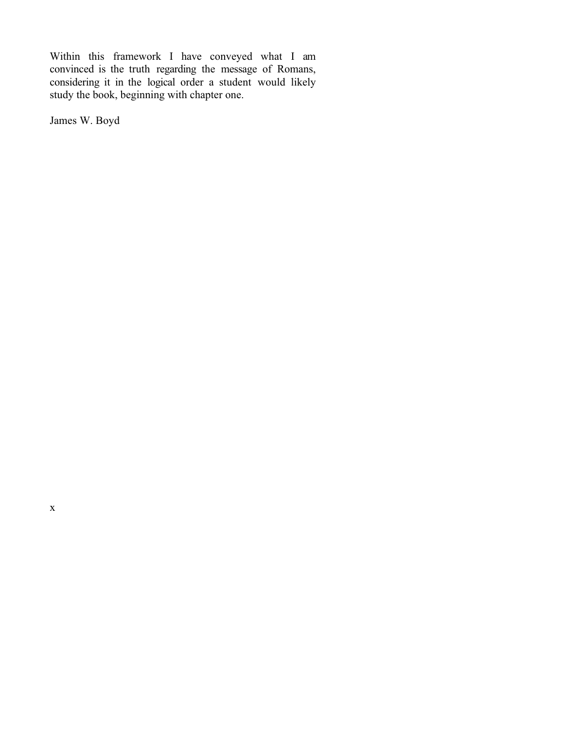Within this framework I have conveyed what I am convinced is the truth regarding the message of Romans, considering it in the logical order a student would likely study the book, beginning with chapter one.

James W. Boyd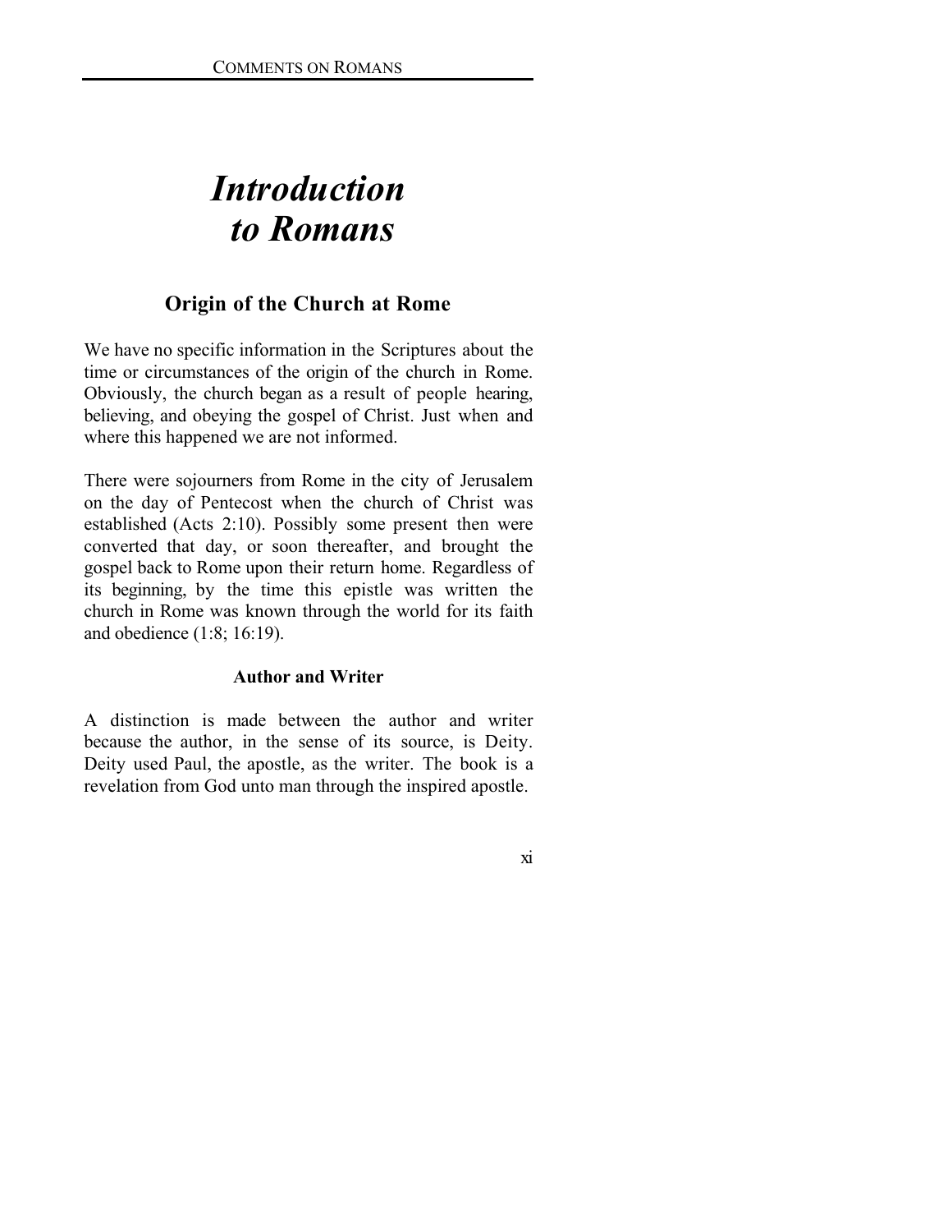# *Introduction to Romans*

## Origin of the Church at Rome

We have no specific information in the Scriptures about the time or circumstances of the origin of the church in Rome. Obviously, the church began as a result of people hearing, believing, and obeying the gospel of Christ. Just when and where this happened we are not informed.

There were sojourners from Rome in the city of Jerusalem on the day of Pentecost when the church of Christ was established (Acts 2:10). Possibly some present then were converted that day, or soon thereafter, and brought the gospel back to Rome upon their return home. Regardless of its beginning, by the time this epistle was written the church in Rome was known through the world for its faith and obedience (1:8; 16:19).

### Author and Writer

A distinction is made between the author and writer because the author, in the sense of its source, is Deity. Deity used Paul, the apostle, as the writer. The book is a revelation from God unto man through the inspired apostle.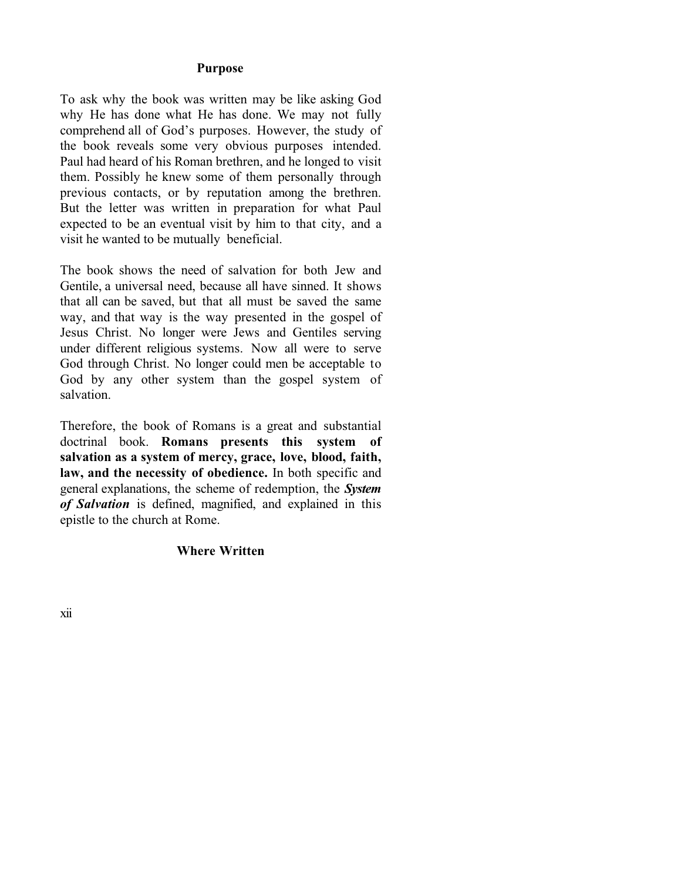## Purpose

To ask why the book was written may be like asking God why He has done what He has done. We may not fully comprehend all of God's purposes. However, the study of the book reveals some very obvious purposes intended. Paul had heard of his Roman brethren, and he longed to visit them. Possibly he knew some of them personally through previous contacts, or by reputation among the brethren. But the letter was written in preparation for what Paul expected to be an eventual visit by him to that city, and a visit he wanted to be mutually beneficial.

The book shows the need of salvation for both Jew and Gentile, a universal need, because all have sinned. It shows that all can be saved, but that all must be saved the same way, and that way is the way presented in the gospel of Jesus Christ. No longer were Jews and Gentiles serving under different religious systems. Now all were to serve God through Christ. No longer could men be acceptable to God by any other system than the gospel system of salvation.

Therefore, the book of Romans is a great and substantial doctrinal book. **Romans presents this system of salvation as a system of mercy, grace, love, blood, faith, law, and the necessity of obedience.** In both specific and general explanations, the scheme of redemption, the ***System of Salvation*** is defined, magnified, and explained in this epistle to the church at Rome.

## Where Written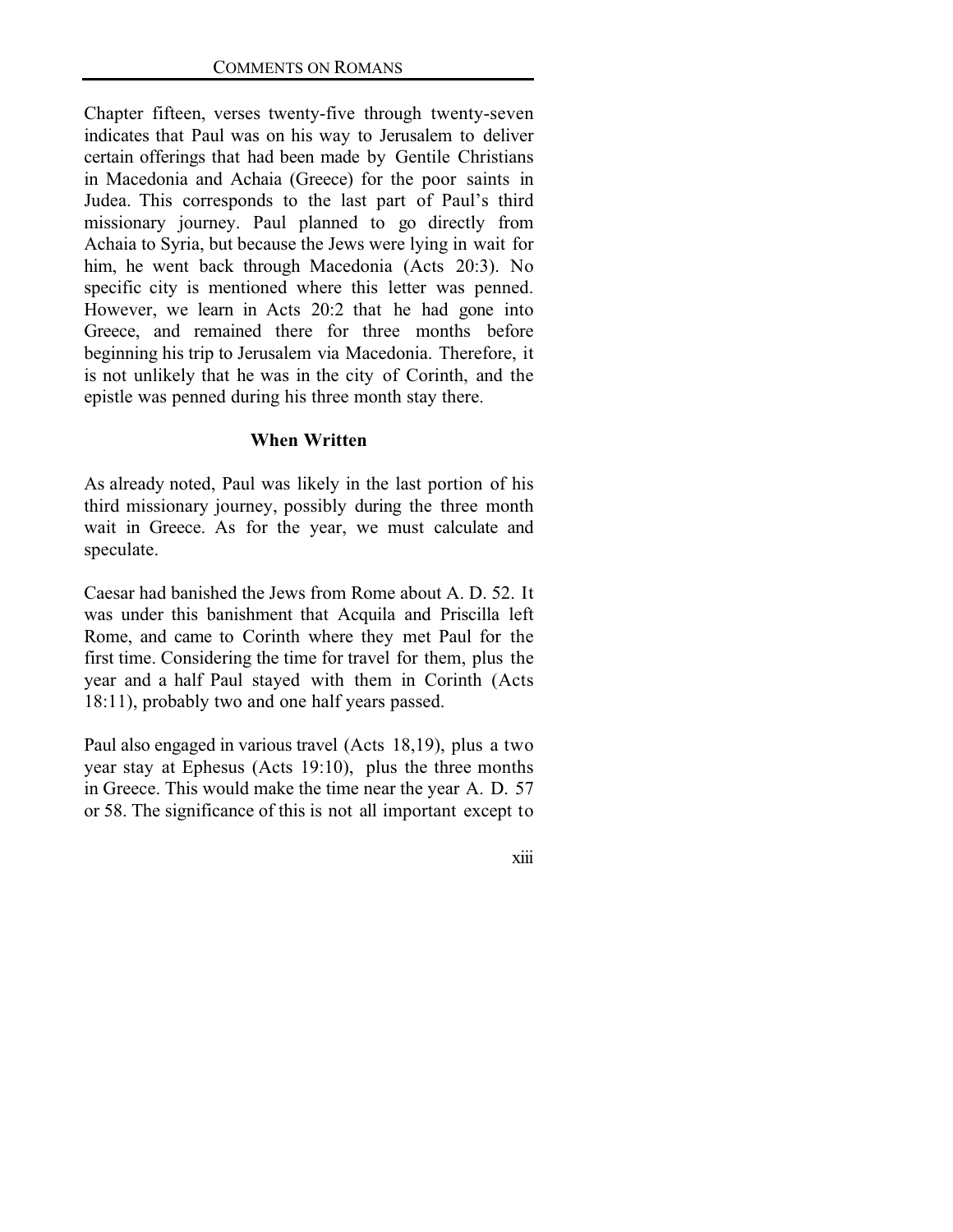Chapter fifteen, verses twenty-five through twenty-seven indicates that Paul was on his way to Jerusalem to deliver certain offerings that had been made by Gentile Christians in Macedonia and Achaia (Greece) for the poor saints in Judea. This corresponds to the last part of Paul's third missionary journey. Paul planned to go directly from Achaia to Syria, but because the Jews were lying in wait for him, he went back through Macedonia (Acts 20:3). No specific city is mentioned where this letter was penned. However, we learn in Acts 20:2 that he had gone into Greece, and remained there for three months before beginning his trip to Jerusalem via Macedonia. Therefore, it is not unlikely that he was in the city of Corinth, and the epistle was penned during his three month stay there.

### When Written

As already noted, Paul was likely in the last portion of his third missionary journey, possibly during the three month wait in Greece. As for the year, we must calculate and speculate.

Caesar had banished the Jews from Rome about A. D. 52. It was under this banishment that Acquila and Priscilla left Rome, and came to Corinth where they met Paul for the first time. Considering the time for travel for them, plus the year and a half Paul stayed with them in Corinth (Acts 18:11), probably two and one half years passed.

Paul also engaged in various travel (Acts 18,19), plus a two year stay at Ephesus (Acts 19:10), plus the three months in Greece. This would make the time near the year A. D. 57 or 58. The significance of this is not all important except to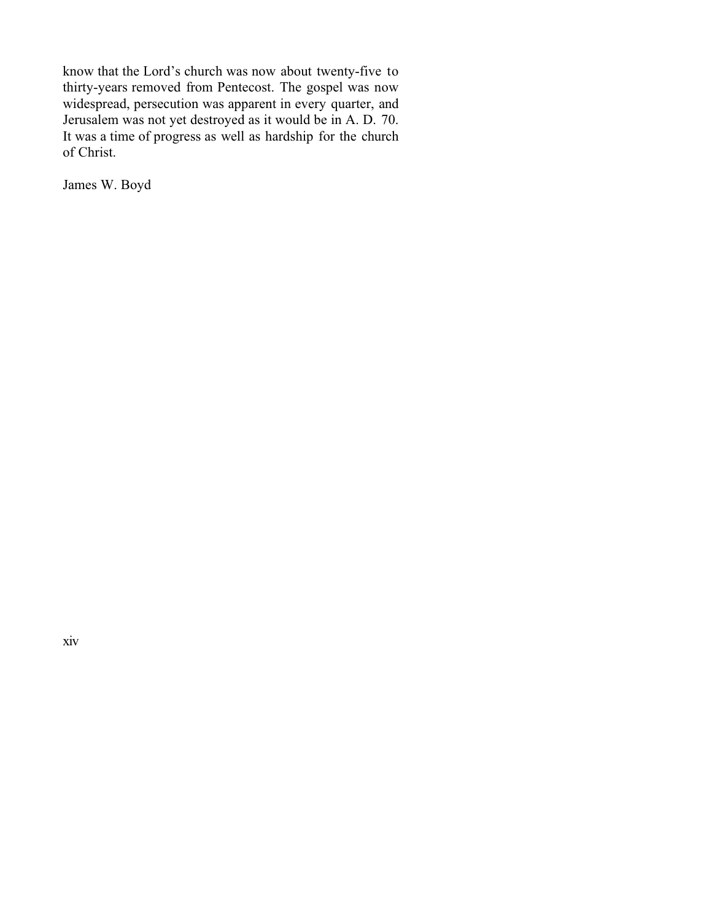know that the Lord's church was now about twenty-five to thirty-years removed from Pentecost. The gospel was now widespread, persecution was apparent in every quarter, and Jerusalem was not yet destroyed as it would be in A. D. 70. It was a time of progress as well as hardship for the church of Christ.

James W. Boyd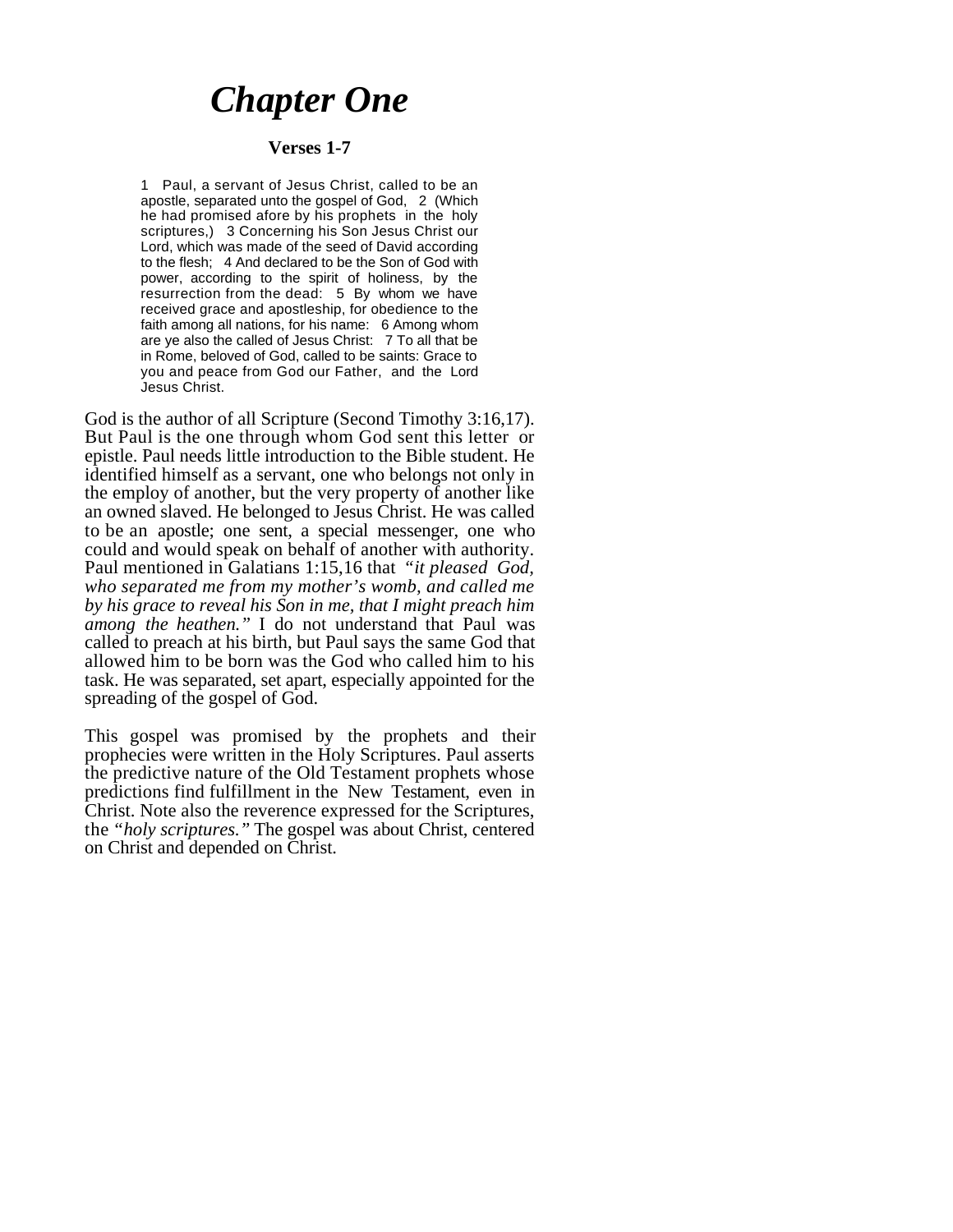# Chapter One

### Verses 1-7

> 1 Paul, a servant of Jesus Christ, called to be an apostle, separated unto the gospel of God, 2 (Which he had promised afore by his prophets in the holy scriptures,) 3 Concerning his Son Jesus Christ our Lord, which was made of the seed of David according to the flesh; 4 And declared to be the Son of God with power, according to the spirit of holiness, by the resurrection from the dead: 5 By whom we have received grace and apostleship, for obedience to the faith among all nations, for his name: 6 Among whom are ye also the called of Jesus Christ: 7 To all that be in Rome, beloved of God, called to be saints: Grace to you and peace from God our Father, and the Lord Jesus Christ.

God is the author of all Scripture (Second Timothy 3:16,17). But Paul is the one through whom God sent this letter or epistle. Paul needs little introduction to the Bible student. He identified himself as a servant, one who belongs not only in the employ of another, but the very property of another like an owned slaved. He belonged to Jesus Christ. He was called to be an apostle; one sent, a special messenger, one who could and would speak on behalf of another with authority. Paul mentioned in Galatians 1:15,16 that *"it pleased God, who separated me from my mother's womb, and called me by his grace to reveal his Son in me, that I might preach him among the heathen."* I do not understand that Paul was called to preach at his birth, but Paul says the same God that allowed him to be born was the God who called him to his task. He was separated, set apart, especially appointed for the spreading of the gospel of God.

This gospel was promised by the prophets and their prophecies were written in the Holy Scriptures. Paul asserts the predictive nature of the Old Testament prophets whose predictions find fulfillment in the New Testament, even in Christ. Note also the reverence expressed for the Scriptures, the *"holy scriptures."* The gospel was about Christ, centered on Christ and depended on Christ.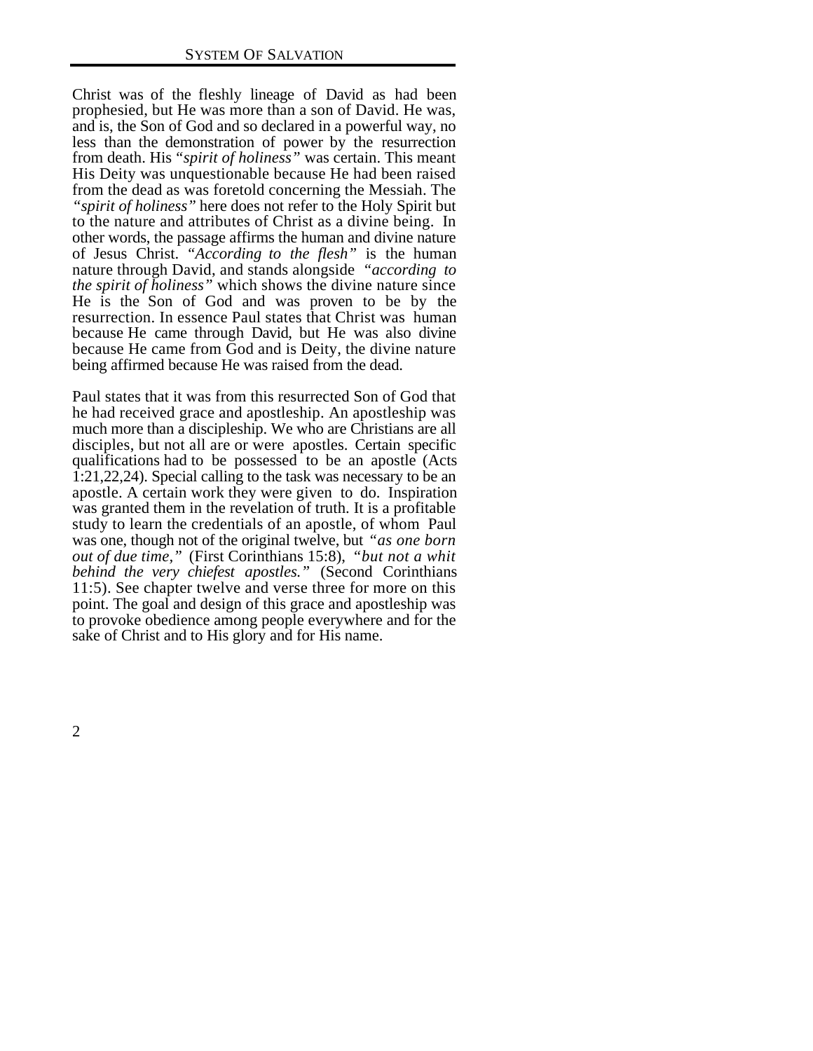Christ was of the fleshly lineage of David as had been prophesied, but He was more than a son of David. He was, and is, the Son of God and so declared in a powerful way, no less than the demonstration of power by the resurrection from death. His *"spirit of holiness"* was certain. This meant His Deity was unquestionable because He had been raised from the dead as was foretold concerning the Messiah. The *"spirit of holiness"* here does not refer to the Holy Spirit but to the nature and attributes of Christ as a divine being. In other words, the passage affirms the human and divine nature of Jesus Christ. *"According to the flesh"* is the human nature through David, and stands alongside *"according to the spirit of holiness"* which shows the divine nature since He is the Son of God and was proven to be by the resurrection. In essence Paul states that Christ was human because He came through David, but He was also divine because He came from God and is Deity, the divine nature being affirmed because He was raised from the dead.

Paul states that it was from this resurrected Son of God that he had received grace and apostleship. An apostleship was much more than a discipleship. We who are Christians are all disciples, but not all are or were apostles. Certain specific qualifications had to be possessed to be an apostle (Acts 1:21,22,24). Special calling to the task was necessary to be an apostle. A certain work they were given to do. Inspiration was granted them in the revelation of truth. It is a profitable study to learn the credentials of an apostle, of whom Paul was one, though not of the original twelve, but *"as one born out of due time,"* (First Corinthians 15:8), *"but not a whit behind the very chiefest apostles."* (Second Corinthians 11:5). See chapter twelve and verse three for more on this point. The goal and design of this grace and apostleship was to provoke obedience among people everywhere and for the sake of Christ and to His glory and for His name.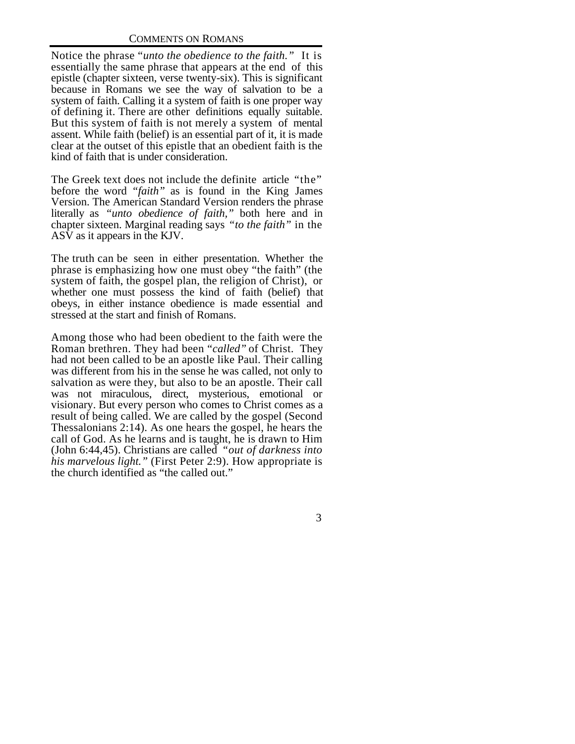Notice the phrase "*unto the obedience to the faith.*" It is essentially the same phrase that appears at the end of this epistle (chapter sixteen, verse twenty-six). This is significant because in Romans we see the way of salvation to be a system of faith. Calling it a system of faith is one proper way of defining it. There are other definitions equally suitable. But this system of faith is not merely a system of mental assent. While faith (belief) is an essential part of it, it is made clear at the outset of this epistle that an obedient faith is the kind of faith that is under consideration.

The Greek text does not include the definite article "the" before the word "*faith*" as is found in the King James Version. The American Standard Version renders the phrase literally as "*unto obedience of faith,*" both here and in chapter sixteen. Marginal reading says "*to the faith*" in the ASV as it appears in the KJV.

The truth can be seen in either presentation. Whether the phrase is emphasizing how one must obey "the faith" (the system of faith, the gospel plan, the religion of Christ), or whether one must possess the kind of faith (belief) that obeys, in either instance obedience is made essential and stressed at the start and finish of Romans.

Among those who had been obedient to the faith were the Roman brethren. They had been "*called*" of Christ. They had not been called to be an apostle like Paul. Their calling was different from his in the sense he was called, not only to salvation as were they, but also to be an apostle. Their call was not miraculous, direct, mysterious, emotional or visionary. But every person who comes to Christ comes as a result of being called. We are called by the gospel (Second Thessalonians 2:14). As one hears the gospel, he hears the call of God. As he learns and is taught, he is drawn to Him (John 6:44,45). Christians are called "*out of darkness into his marvelous light.*" (First Peter 2:9). How appropriate is the church identified as "the called out."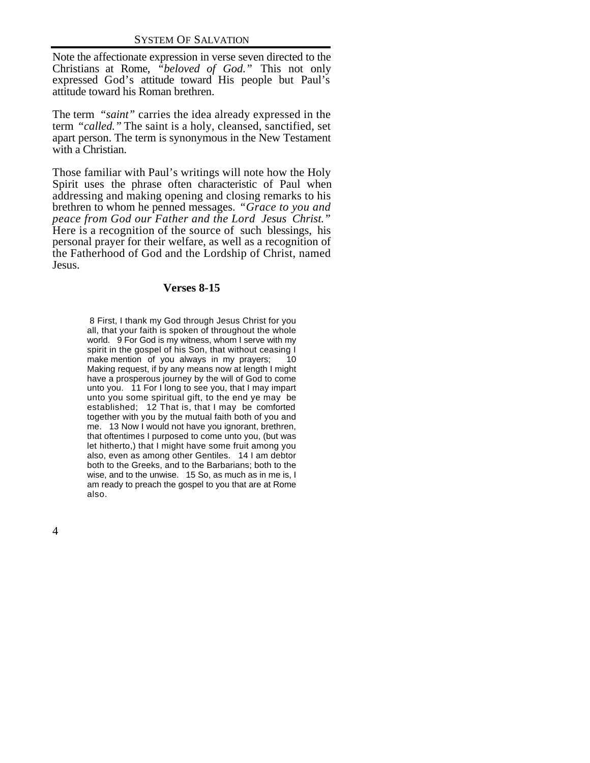Note the affectionate expression in verse seven directed to the Christians at Rome, *"beloved of God."* This not only expressed God's attitude toward His people but Paul's attitude toward his Roman brethren.

The term *"saint"* carries the idea already expressed in the term *"called."* The saint is a holy, cleansed, sanctified, set apart person. The term is synonymous in the New Testament with a Christian.

Those familiar with Paul's writings will note how the Holy Spirit uses the phrase often characteristic of Paul when addressing and making opening and closing remarks to his brethren to whom he penned messages. *"Grace to you and peace from God our Father and the Lord Jesus Christ."* Here is a recognition of the source of such blessings, his personal prayer for their welfare, as well as a recognition of the Fatherhood of God and the Lordship of Christ, named Jesus.

## Verses 8-15

> 8 First, I thank my God through Jesus Christ for you all, that your faith is spoken of throughout the whole world. 9 For God is my witness, whom I serve with my spirit in the gospel of his Son, that without ceasing I make mention of you always in my prayers; 10 Making request, if by any means now at length I might have a prosperous journey by the will of God to come unto you. 11 For I long to see you, that I may impart unto you some spiritual gift, to the end ye may be established; 12 That is, that I may be comforted together with you by the mutual faith both of you and me. 13 Now I would not have you ignorant, brethren, that oftentimes I purposed to come unto you, (but was let hitherto,) that I might have some fruit among you also, even as among other Gentiles. 14 I am debtor both to the Greeks, and to the Barbarians; both to the wise, and to the unwise. 15 So, as much as in me is, I am ready to preach the gospel to you that are at Rome also.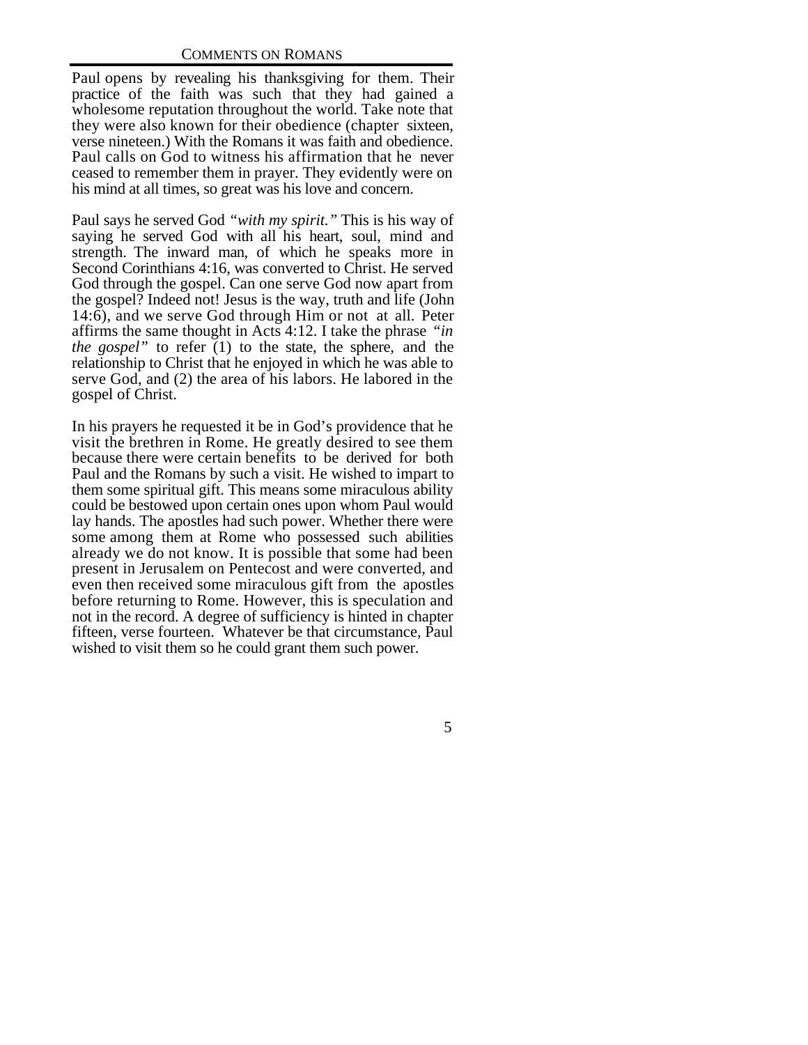Paul opens by revealing his thanksgiving for them. Their practice of the faith was such that they had gained a wholesome reputation throughout the world. Take note that they were also known for their obedience (chapter sixteen, verse nineteen.) With the Romans it was faith and obedience. Paul calls on God to witness his affirmation that he never ceased to remember them in prayer. They evidently were on his mind at all times, so great was his love and concern.

Paul says he served God *"with my spirit."* This is his way of saying he served God with all his heart, soul, mind and strength. The inward man, of which he speaks more in Second Corinthians 4:16, was converted to Christ. He served God through the gospel. Can one serve God now apart from the gospel? Indeed not! Jesus is the way, truth and life (John 14:6), and we serve God through Him or not at all. Peter affirms the same thought in Acts 4:12. I take the phrase *"in the gospel"* to refer (1) to the state, the sphere, and the relationship to Christ that he enjoyed in which he was able to serve God, and (2) the area of his labors. He labored in the gospel of Christ.

In his prayers he requested it be in God's providence that he visit the brethren in Rome. He greatly desired to see them because there were certain benefits to be derived for both Paul and the Romans by such a visit. He wished to impart to them some spiritual gift. This means some miraculous ability could be bestowed upon certain ones upon whom Paul would lay hands. The apostles had such power. Whether there were some among them at Rome who possessed such abilities already we do not know. It is possible that some had been present in Jerusalem on Pentecost and were converted, and even then received some miraculous gift from the apostles before returning to Rome. However, this is speculation and not in the record. A degree of sufficiency is hinted in chapter fifteen, verse fourteen. Whatever be that circumstance, Paul wished to visit them so he could grant them such power.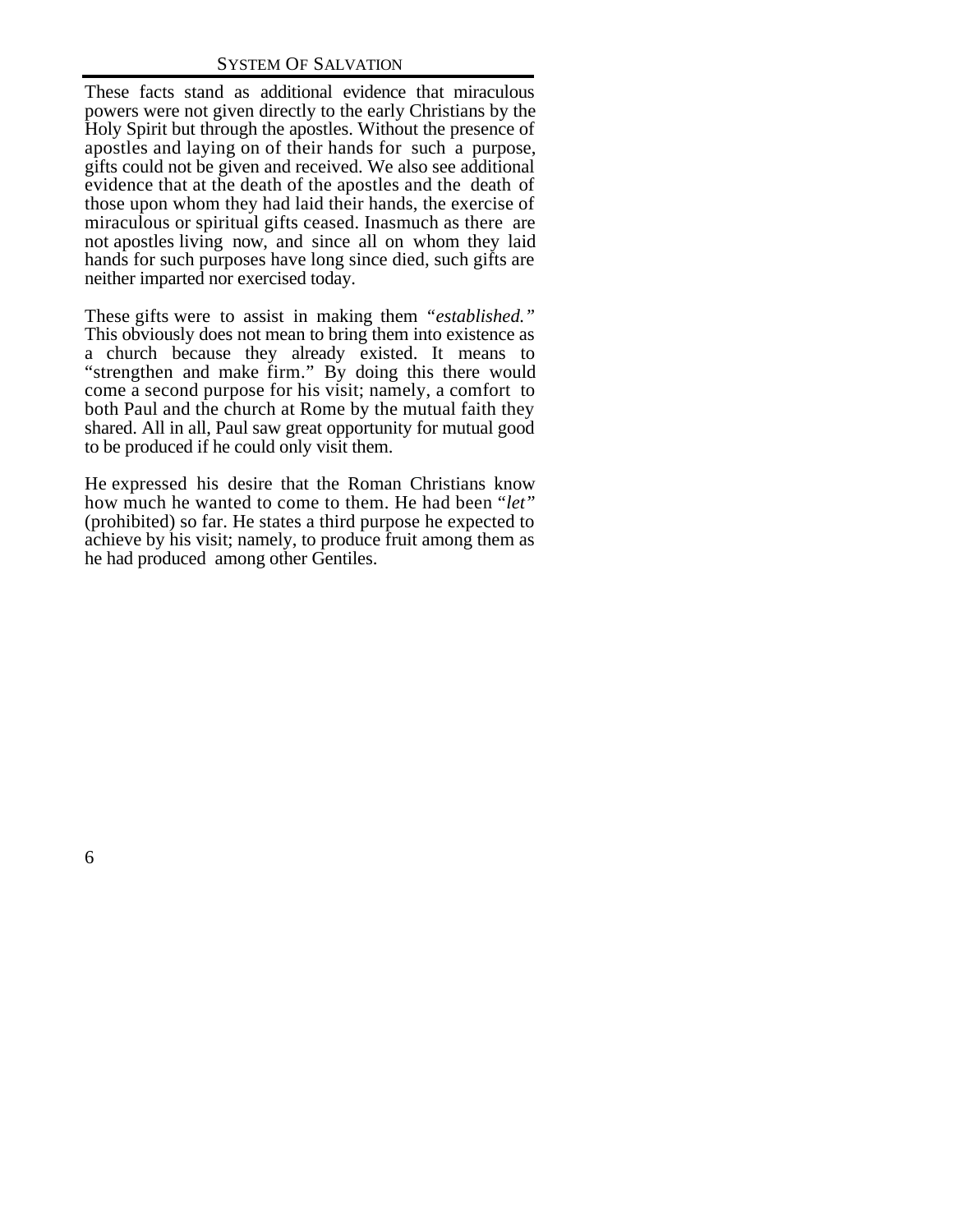These facts stand as additional evidence that miraculous powers were not given directly to the early Christians by the Holy Spirit but through the apostles. Without the presence of apostles and laying on of their hands for such a purpose, gifts could not be given and received. We also see additional evidence that at the death of the apostles and the death of those upon whom they had laid their hands, the exercise of miraculous or spiritual gifts ceased. Inasmuch as there are not apostles living now, and since all on whom they laid hands for such purposes have long since died, such gifts are neither imparted nor exercised today.

These gifts were to assist in making them *"established."* This obviously does not mean to bring them into existence as a church because they already existed. It means to "strengthen and make firm." By doing this there would come a second purpose for his visit; namely, a comfort to both Paul and the church at Rome by the mutual faith they shared. All in all, Paul saw great opportunity for mutual good to be produced if he could only visit them.

He expressed his desire that the Roman Christians know how much he wanted to come to them. He had been "*let"* (prohibited) so far. He states a third purpose he expected to achieve by his visit; namely, to produce fruit among them as he had produced among other Gentiles.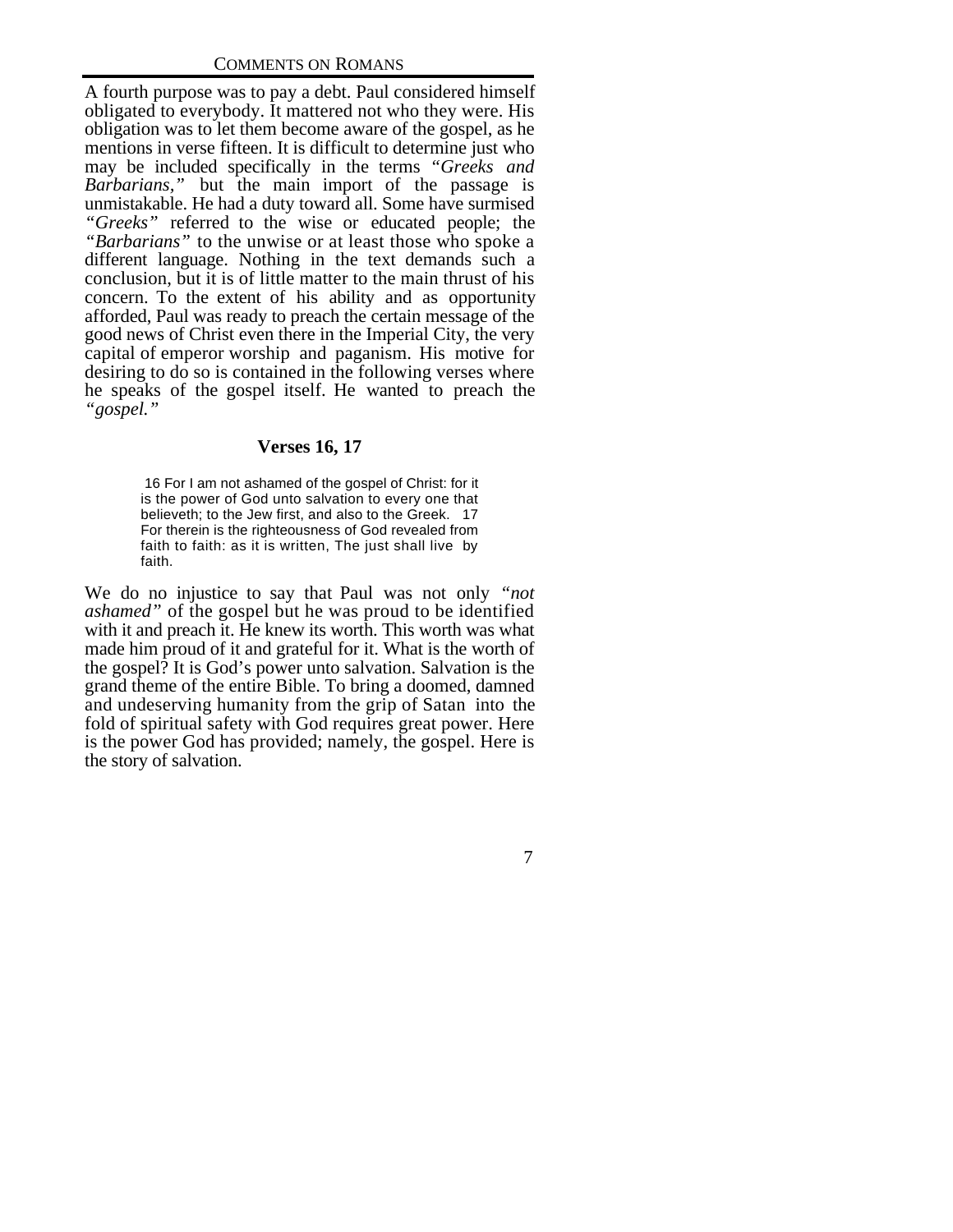A fourth purpose was to pay a debt. Paul considered himself obligated to everybody. It mattered not who they were. His obligation was to let them become aware of the gospel, as he mentions in verse fifteen. It is difficult to determine just who may be included specifically in the terms *"Greeks and Barbarians,"* but the main import of the passage is unmistakable. He had a duty toward all. Some have surmised *"Greeks"* referred to the wise or educated people; the *"Barbarians"* to the unwise or at least those who spoke a different language. Nothing in the text demands such a conclusion, but it is of little matter to the main thrust of his concern. To the extent of his ability and as opportunity afforded, Paul was ready to preach the certain message of the good news of Christ even there in the Imperial City, the very capital of emperor worship and paganism. His motive for desiring to do so is contained in the following verses where he speaks of the gospel itself. He wanted to preach the *"gospel."*

### Verses 16, 17

> 16 For I am not ashamed of the gospel of Christ: for it is the power of God unto salvation to every one that believeth; to the Jew first, and also to the Greek. 17 For therein is the righteousness of God revealed from faith to faith: as it is written, The just shall live by faith.

We do no injustice to say that Paul was not only *"not ashamed"* of the gospel but he was proud to be identified with it and preach it. He knew its worth. This worth was what made him proud of it and grateful for it. What is the worth of the gospel? It is God's power unto salvation. Salvation is the grand theme of the entire Bible. To bring a doomed, damned and undeserving humanity from the grip of Satan into the fold of spiritual safety with God requires great power. Here is the power God has provided; namely, the gospel. Here is the story of salvation.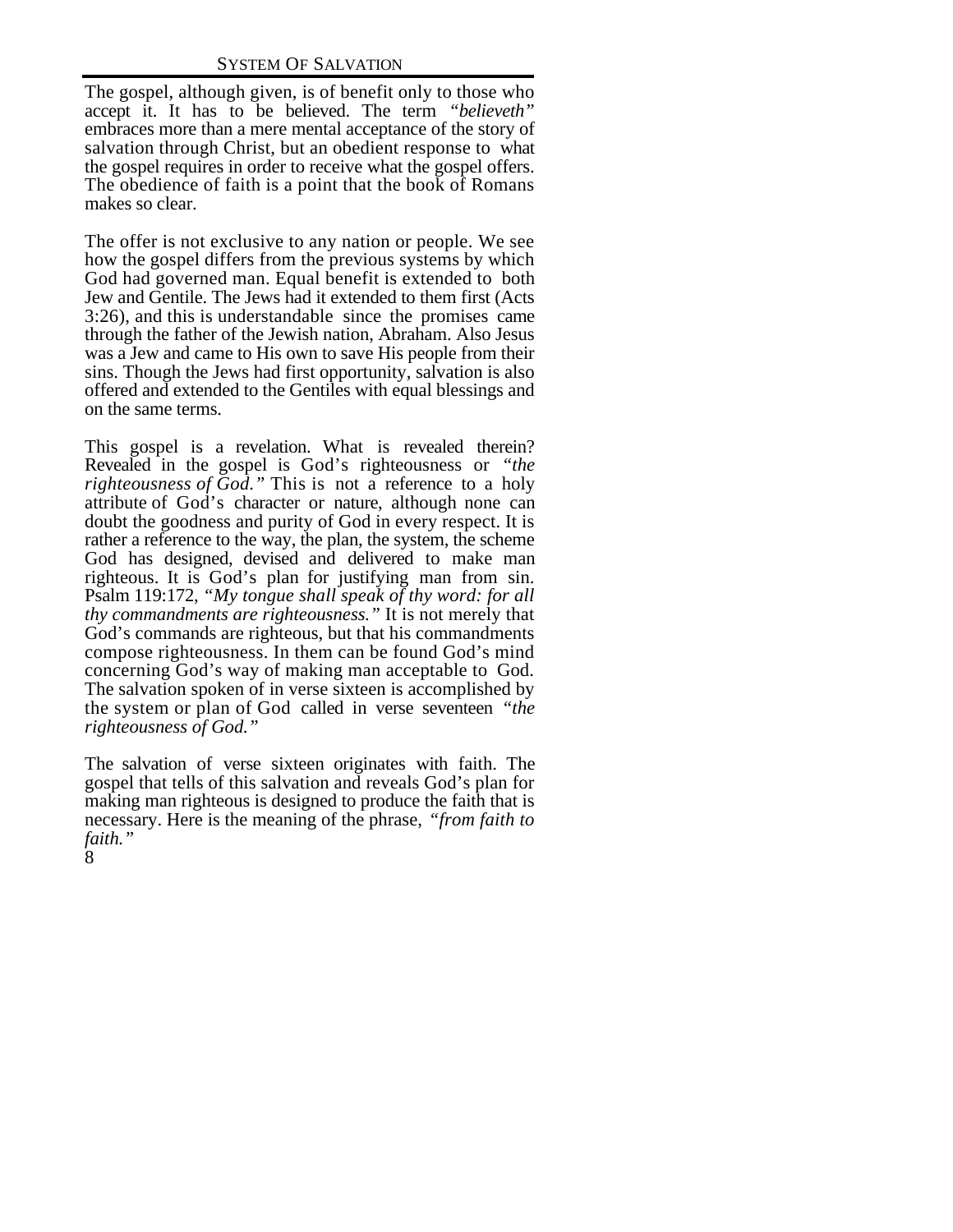The gospel, although given, is of benefit only to those who accept it. It has to be believed. The term *"believeth"* embraces more than a mere mental acceptance of the story of salvation through Christ, but an obedient response to what the gospel requires in order to receive what the gospel offers. The obedience of faith is a point that the book of Romans makes so clear.

The offer is not exclusive to any nation or people. We see how the gospel differs from the previous systems by which God had governed man. Equal benefit is extended to both Jew and Gentile. The Jews had it extended to them first (Acts 3:26), and this is understandable since the promises came through the father of the Jewish nation, Abraham. Also Jesus was a Jew and came to His own to save His people from their sins. Though the Jews had first opportunity, salvation is also offered and extended to the Gentiles with equal blessings and on the same terms.

This gospel is a revelation. What is revealed therein? Revealed in the gospel is God's righteousness or *"the righteousness of God."* This is not a reference to a holy attribute of God's character or nature, although none can doubt the goodness and purity of God in every respect. It is rather a reference to the way, the plan, the system, the scheme God has designed, devised and delivered to make man righteous. It is God's plan for justifying man from sin. Psalm 119:172, *"My tongue shall speak of thy word: for all thy commandments are righteousness."* It is not merely that God's commands are righteous, but that his commandments compose righteousness. In them can be found God's mind concerning God's way of making man acceptable to God. The salvation spoken of in verse sixteen is accomplished by the system or plan of God called in verse seventeen *"the righteousness of God."*

The salvation of verse sixteen originates with faith. The gospel that tells of this salvation and reveals God's plan for making man righteous is designed to produce the faith that is necessary. Here is the meaning of the phrase, *"from faith to faith."*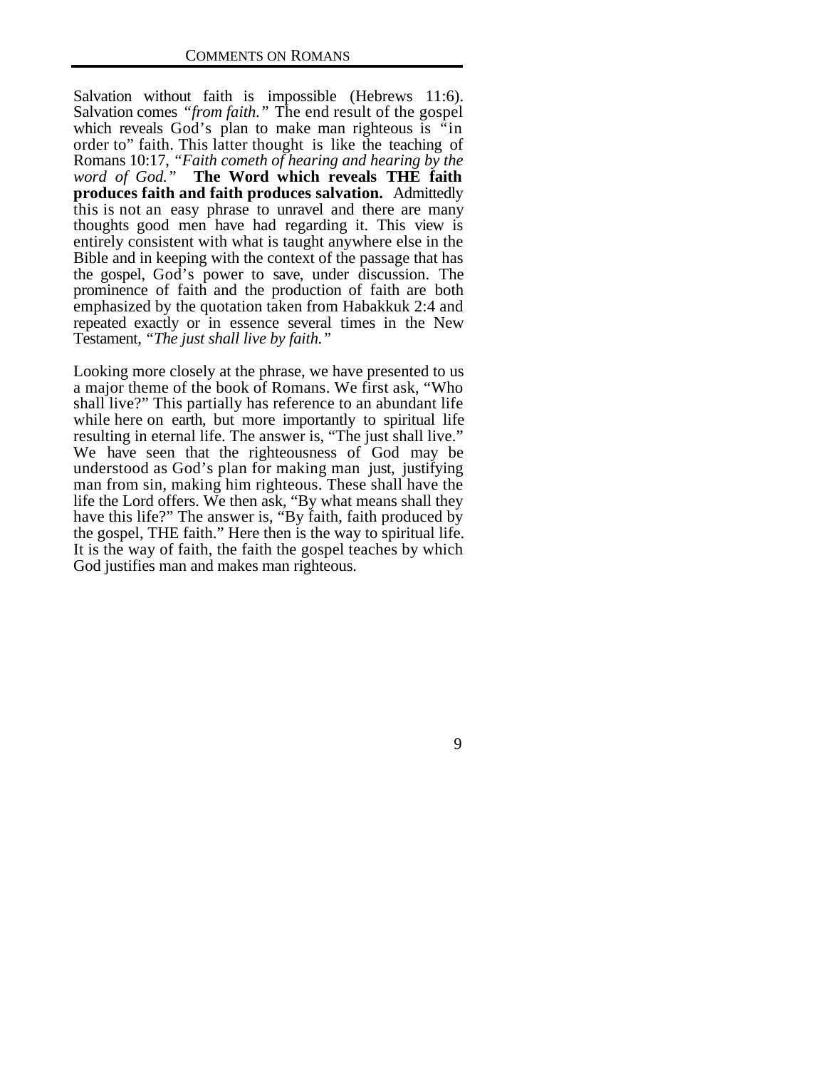Salvation without faith is impossible (Hebrews 11:6). Salvation comes *"from faith."* The end result of the gospel which reveals God's plan to make man righteous is "in order to" faith. This latter thought is like the teaching of Romans 10:17, *"Faith cometh of hearing and hearing by the word of God."* **The Word which reveals THE faith produces faith and faith produces salvation.** Admittedly this is not an easy phrase to unravel and there are many thoughts good men have had regarding it. This view is entirely consistent with what is taught anywhere else in the Bible and in keeping with the context of the passage that has the gospel, God's power to save, under discussion. The prominence of faith and the production of faith are both emphasized by the quotation taken from Habakkuk 2:4 and repeated exactly or in essence several times in the New Testament, *"The just shall live by faith."*

Looking more closely at the phrase, we have presented to us a major theme of the book of Romans. We first ask, "Who shall live?" This partially has reference to an abundant life while here on earth, but more importantly to spiritual life resulting in eternal life. The answer is, "The just shall live." We have seen that the righteousness of God may be understood as God's plan for making man just, justifying man from sin, making him righteous. These shall have the life the Lord offers. We then ask, "By what means shall they have this life?" The answer is, "By faith, faith produced by the gospel, THE faith." Here then is the way to spiritual life. It is the way of faith, the faith the gospel teaches by which God justifies man and makes man righteous.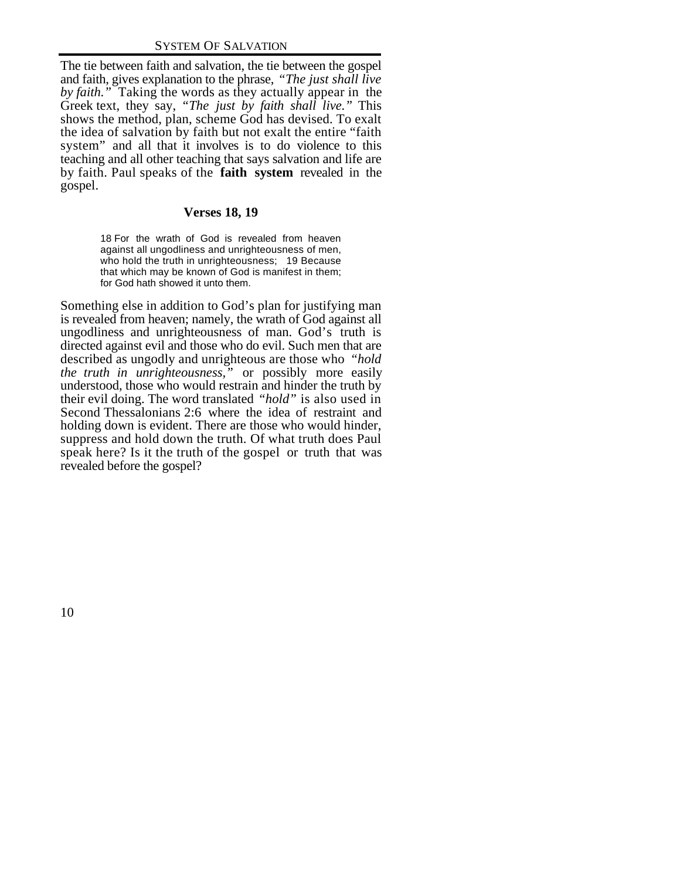The tie between faith and salvation, the tie between the gospel and faith, gives explanation to the phrase, *"The just shall live by faith."* Taking the words as they actually appear in the Greek text, they say, *"The just by faith shall live."* This shows the method, plan, scheme God has devised. To exalt the idea of salvation by faith but not exalt the entire "faith system" and all that it involves is to do violence to this teaching and all other teaching that says salvation and life are by faith. Paul speaks of the **faith system** revealed in the gospel.

### Verses 18, 19

> 18 For the wrath of God is revealed from heaven against all ungodliness and unrighteousness of men, who hold the truth in unrighteousness; 19 Because that which may be known of God is manifest in them; for God hath showed it unto them.

Something else in addition to God's plan for justifying man is revealed from heaven; namely, the wrath of God against all ungodliness and unrighteousness of man. God's truth is directed against evil and those who do evil. Such men that are described as ungodly and unrighteous are those who *"hold the truth in unrighteousness,"* or possibly more easily understood, those who would restrain and hinder the truth by their evil doing. The word translated *"hold"* is also used in Second Thessalonians 2:6 where the idea of restraint and holding down is evident. There are those who would hinder, suppress and hold down the truth. Of what truth does Paul speak here? Is it the truth of the gospel or truth that was revealed before the gospel?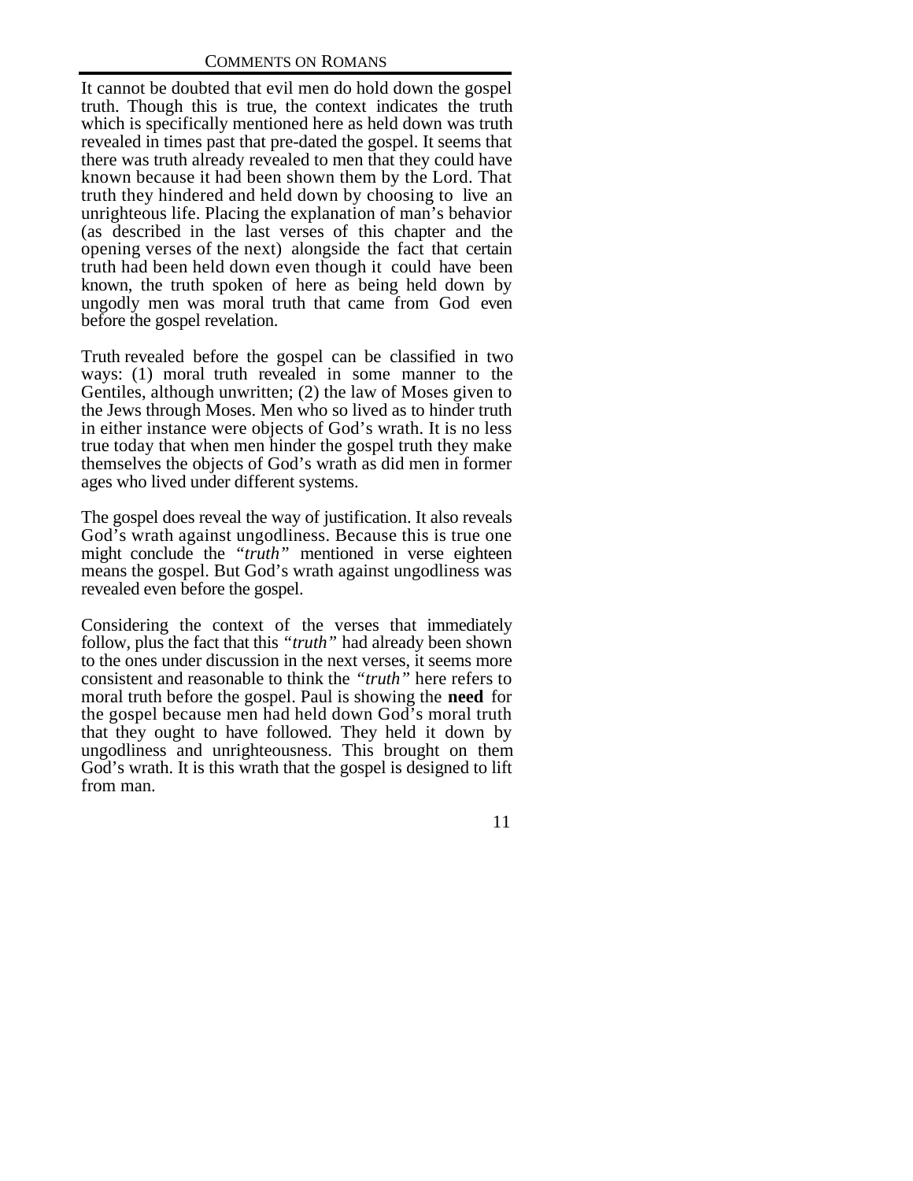It cannot be doubted that evil men do hold down the gospel truth. Though this is true, the context indicates the truth which is specifically mentioned here as held down was truth revealed in times past that pre-dated the gospel. It seems that there was truth already revealed to men that they could have known because it had been shown them by the Lord. That truth they hindered and held down by choosing to live an unrighteous life. Placing the explanation of man's behavior (as described in the last verses of this chapter and the opening verses of the next) alongside the fact that certain truth had been held down even though it could have been known, the truth spoken of here as being held down by ungodly men was moral truth that came from God even before the gospel revelation.

Truth revealed before the gospel can be classified in two ways: (1) moral truth revealed in some manner to the Gentiles, although unwritten; (2) the law of Moses given to the Jews through Moses. Men who so lived as to hinder truth in either instance were objects of God's wrath. It is no less true today that when men hinder the gospel truth they make themselves the objects of God's wrath as did men in former ages who lived under different systems.

The gospel does reveal the way of justification. It also reveals God's wrath against ungodliness. Because this is true one might conclude the *"truth"* mentioned in verse eighteen means the gospel. But God's wrath against ungodliness was revealed even before the gospel.

Considering the context of the verses that immediately follow, plus the fact that this *"truth"* had already been shown to the ones under discussion in the next verses, it seems more consistent and reasonable to think the *"truth"* here refers to moral truth before the gospel. Paul is showing the **need** for the gospel because men had held down God's moral truth that they ought to have followed. They held it down by ungodliness and unrighteousness. This brought on them God's wrath. It is this wrath that the gospel is designed to lift from man.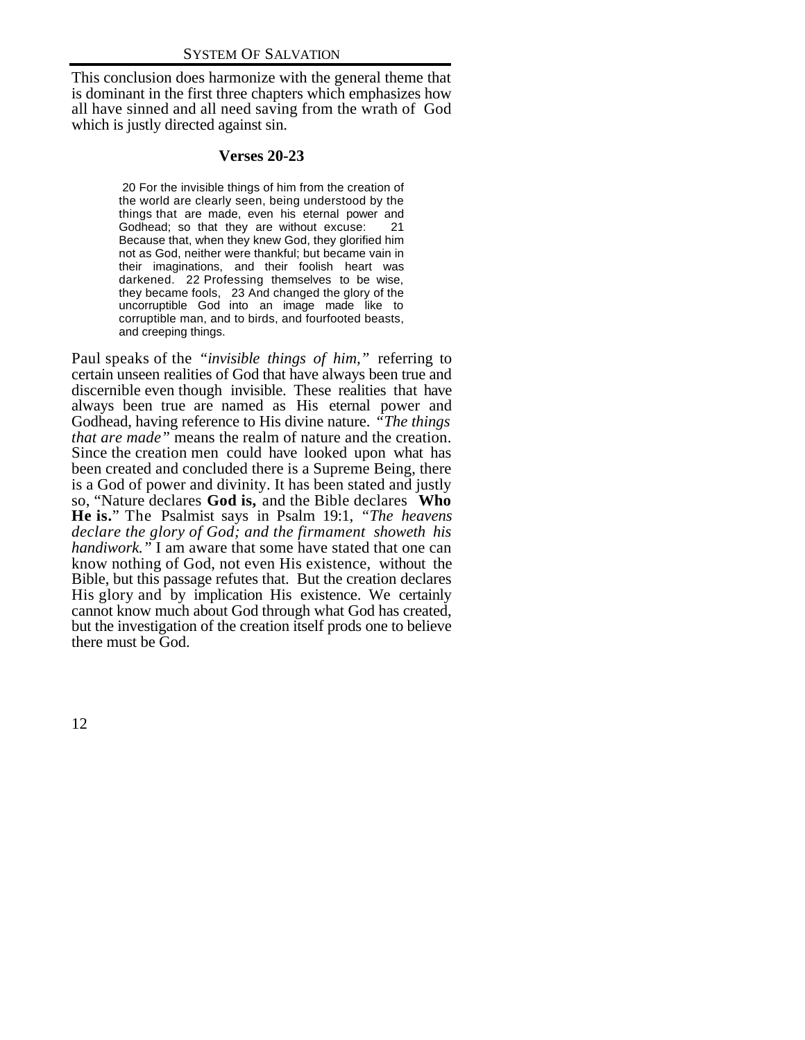This conclusion does harmonize with the general theme that is dominant in the first three chapters which emphasizes how all have sinned and all need saving from the wrath of God which is justly directed against sin.

### Verses 20-23

> 20 For the invisible things of him from the creation of the world are clearly seen, being understood by the things that are made, even his eternal power and Godhead; so that they are without excuse: 21 Because that, when they knew God, they glorified him not as God, neither were thankful; but became vain in their imaginations, and their foolish heart was darkened. 22 Professing themselves to be wise, they became fools, 23 And changed the glory of the uncorruptible God into an image made like to corruptible man, and to birds, and fourfooted beasts, and creeping things.

Paul speaks of the *"invisible things of him,"* referring to certain unseen realities of God that have always been true and discernible even though invisible. These realities that have always been true are named as His eternal power and Godhead, having reference to His divine nature. *"The things that are made"* means the realm of nature and the creation. Since the creation men could have looked upon what has been created and concluded there is a Supreme Being, there is a God of power and divinity. It has been stated and justly so, "Nature declares **God is,** and the Bible declares **Who He is.**" The Psalmist says in Psalm 19:1, *"The heavens declare the glory of God; and the firmament showeth his handiwork."* I am aware that some have stated that one can know nothing of God, not even His existence, without the Bible, but this passage refutes that. But the creation declares His glory and by implication His existence. We certainly cannot know much about God through what God has created, but the investigation of the creation itself prods one to believe there must be God.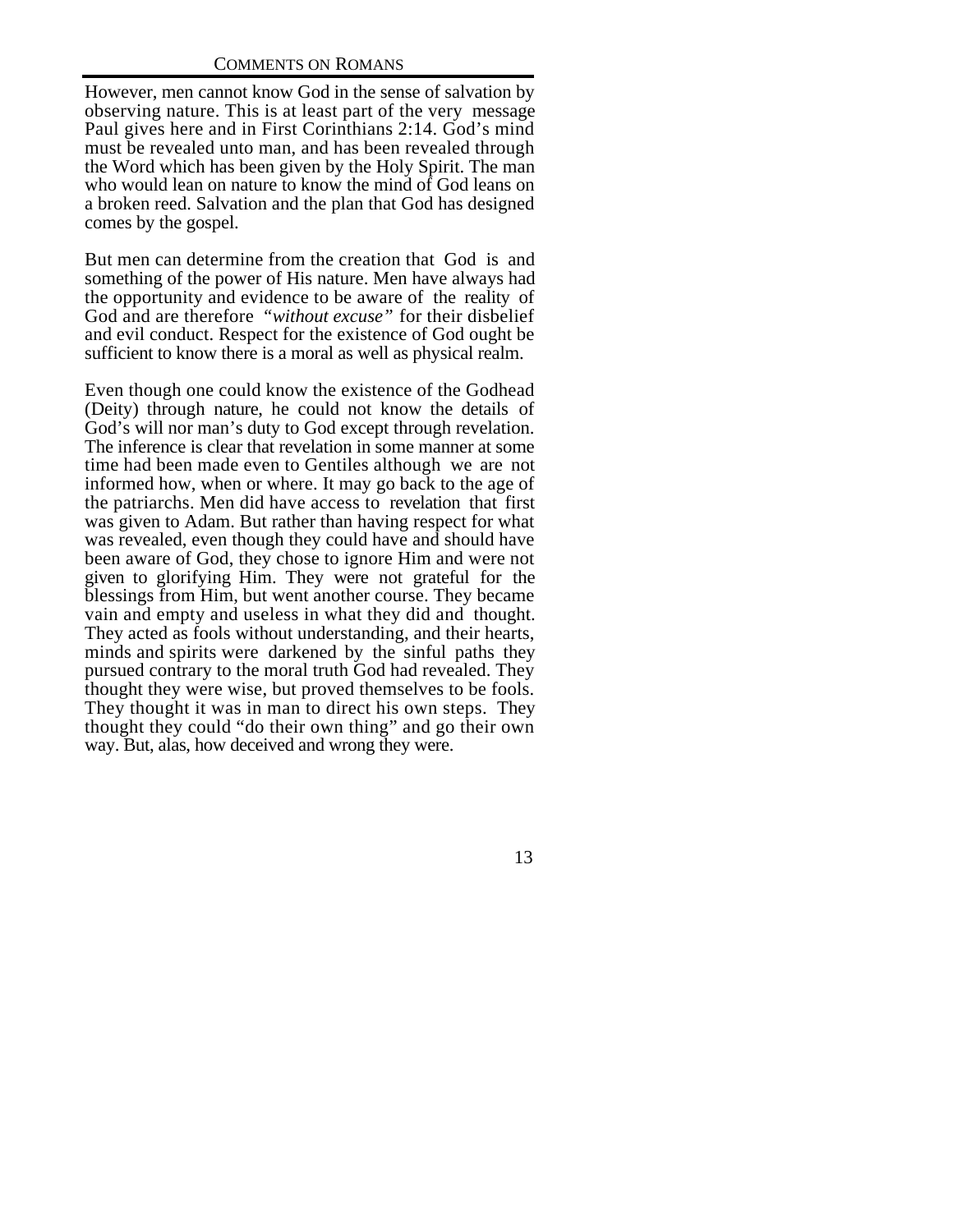However, men cannot know God in the sense of salvation by observing nature. This is at least part of the very message Paul gives here and in First Corinthians 2:14. God's mind must be revealed unto man, and has been revealed through the Word which has been given by the Holy Spirit. The man who would lean on nature to know the mind of God leans on a broken reed. Salvation and the plan that God has designed comes by the gospel.

But men can determine from the creation that God is and something of the power of His nature. Men have always had the opportunity and evidence to be aware of the reality of God and are therefore *"without excuse"* for their disbelief and evil conduct. Respect for the existence of God ought be sufficient to know there is a moral as well as physical realm.

Even though one could know the existence of the Godhead (Deity) through nature, he could not know the details of God's will nor man's duty to God except through revelation. The inference is clear that revelation in some manner at some time had been made even to Gentiles although we are not informed how, when or where. It may go back to the age of the patriarchs. Men did have access to revelation that first was given to Adam. But rather than having respect for what was revealed, even though they could have and should have been aware of God, they chose to ignore Him and were not given to glorifying Him. They were not grateful for the blessings from Him, but went another course. They became vain and empty and useless in what they did and thought. They acted as fools without understanding, and their hearts, minds and spirits were darkened by the sinful paths they pursued contrary to the moral truth God had revealed. They thought they were wise, but proved themselves to be fools. They thought it was in man to direct his own steps. They thought they could "do their own thing" and go their own way. But, alas, how deceived and wrong they were.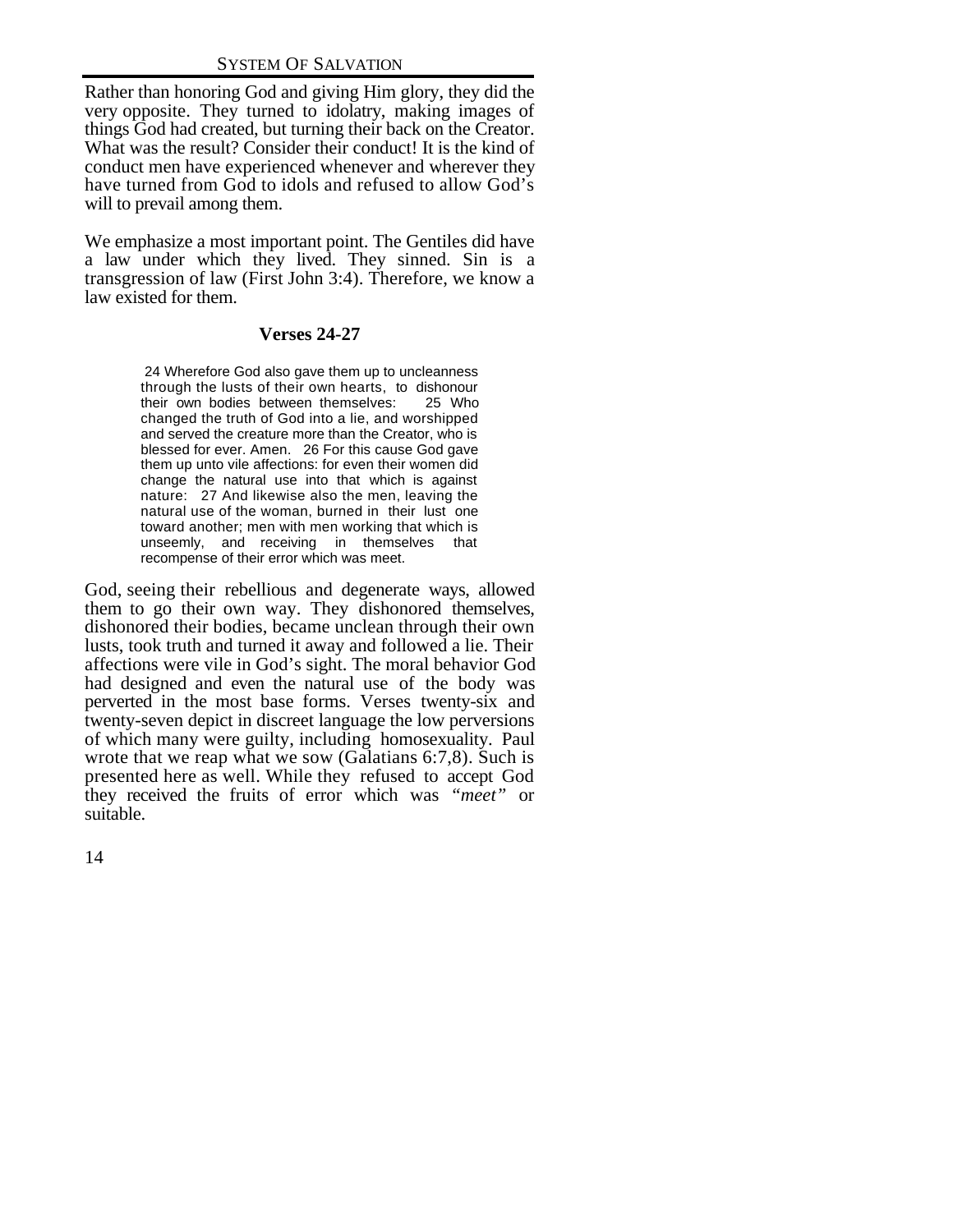Rather than honoring God and giving Him glory, they did the very opposite. They turned to idolatry, making images of things God had created, but turning their back on the Creator. What was the result? Consider their conduct! It is the kind of conduct men have experienced whenever and wherever they have turned from God to idols and refused to allow God's will to prevail among them.

We emphasize a most important point. The Gentiles did have a law under which they lived. They sinned. Sin is a transgression of law (First John 3:4). Therefore, we know a law existed for them.

### Verses 24-27

> 24 Wherefore God also gave them up to uncleanness through the lusts of their own hearts, to dishonour their own bodies between themselves: 25 Who changed the truth of God into a lie, and worshipped and served the creature more than the Creator, who is blessed for ever. Amen. 26 For this cause God gave them up unto vile affections: for even their women did change the natural use into that which is against nature: 27 And likewise also the men, leaving the natural use of the woman, burned in their lust one toward another; men with men working that which is unseemly, and receiving in themselves that recompense of their error which was meet.

God, seeing their rebellious and degenerate ways, allowed them to go their own way. They dishonored themselves, dishonored their bodies, became unclean through their own lusts, took truth and turned it away and followed a lie. Their affections were vile in God's sight. The moral behavior God had designed and even the natural use of the body was perverted in the most base forms. Verses twenty-six and twenty-seven depict in discreet language the low perversions of which many were guilty, including homosexuality. Paul wrote that we reap what we sow (Galatians 6:7,8). Such is presented here as well. While they refused to accept God they received the fruits of error which was *"meet"* or suitable.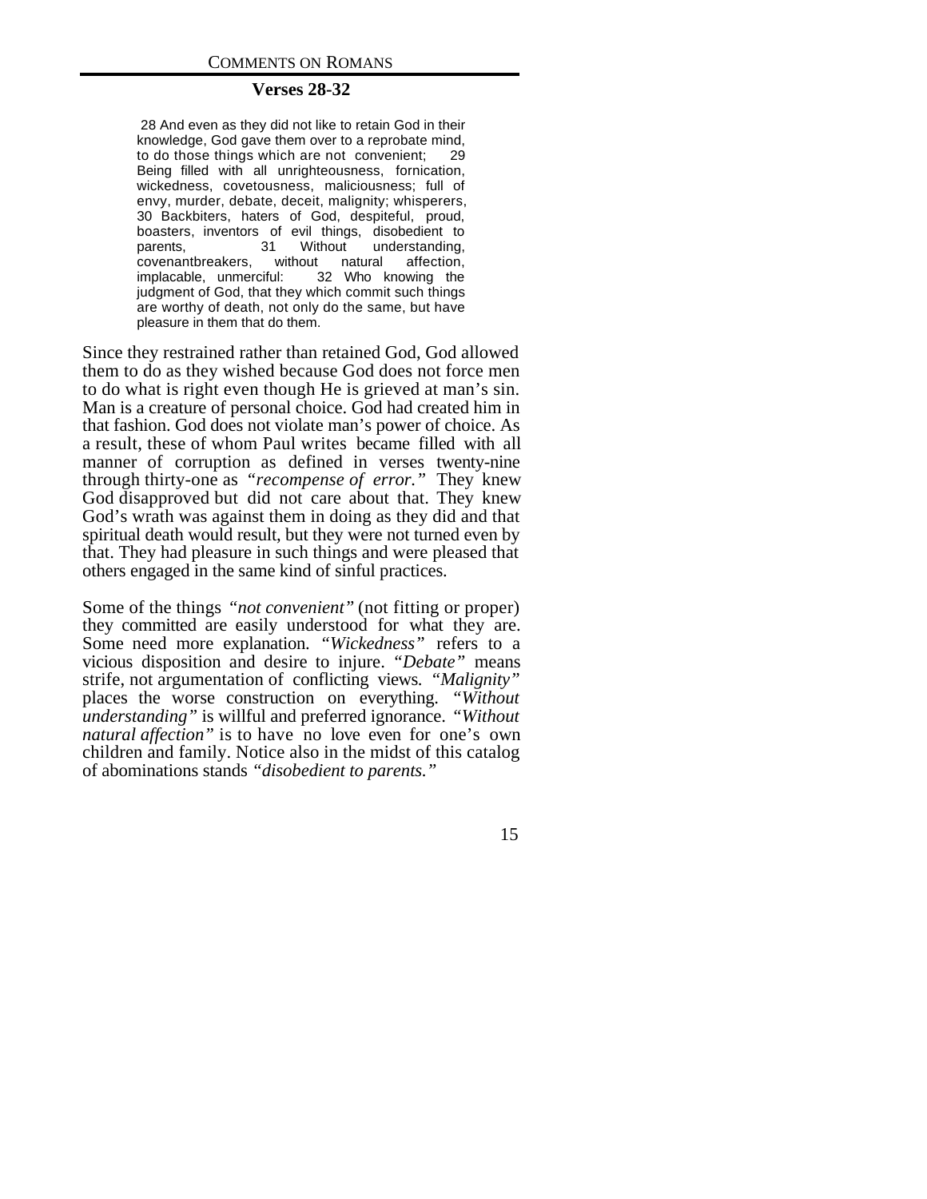### Verses 28-32

> 28 And even as they did not like to retain God in their knowledge, God gave them over to a reprobate mind, to do those things which are not convenient; 29 Being filled with all unrighteousness, fornication, wickedness, covetousness, maliciousness; full of envy, murder, debate, deceit, malignity; whisperers, 30 Backbiters, haters of God, despiteful, proud, boasters, inventors of evil things, disobedient to parents, 31 Without understanding, covenantbreakers, without natural affection, implacable, unmerciful: 32 Who knowing the judgment of God, that they which commit such things are worthy of death, not only do the same, but have pleasure in them that do them.

Since they restrained rather than retained God, God allowed them to do as they wished because God does not force men to do what is right even though He is grieved at man's sin. Man is a creature of personal choice. God had created him in that fashion. God does not violate man's power of choice. As a result, these of whom Paul writes became filled with all manner of corruption as defined in verses twenty-nine through thirty-one as *"recompense of error."* They knew God disapproved but did not care about that. They knew God's wrath was against them in doing as they did and that spiritual death would result, but they were not turned even by that. They had pleasure in such things and were pleased that others engaged in the same kind of sinful practices.

Some of the things *"not convenient"* (not fitting or proper) they committed are easily understood for what they are. Some need more explanation. *"Wickedness"* refers to a vicious disposition and desire to injure. *"Debate"* means strife, not argumentation of conflicting views. *"Malignity"* places the worse construction on everything. *"Without understanding"* is willful and preferred ignorance. *"Without natural affection"* is to have no love even for one's own children and family. Notice also in the midst of this catalog of abominations stands *"disobedient to parents."*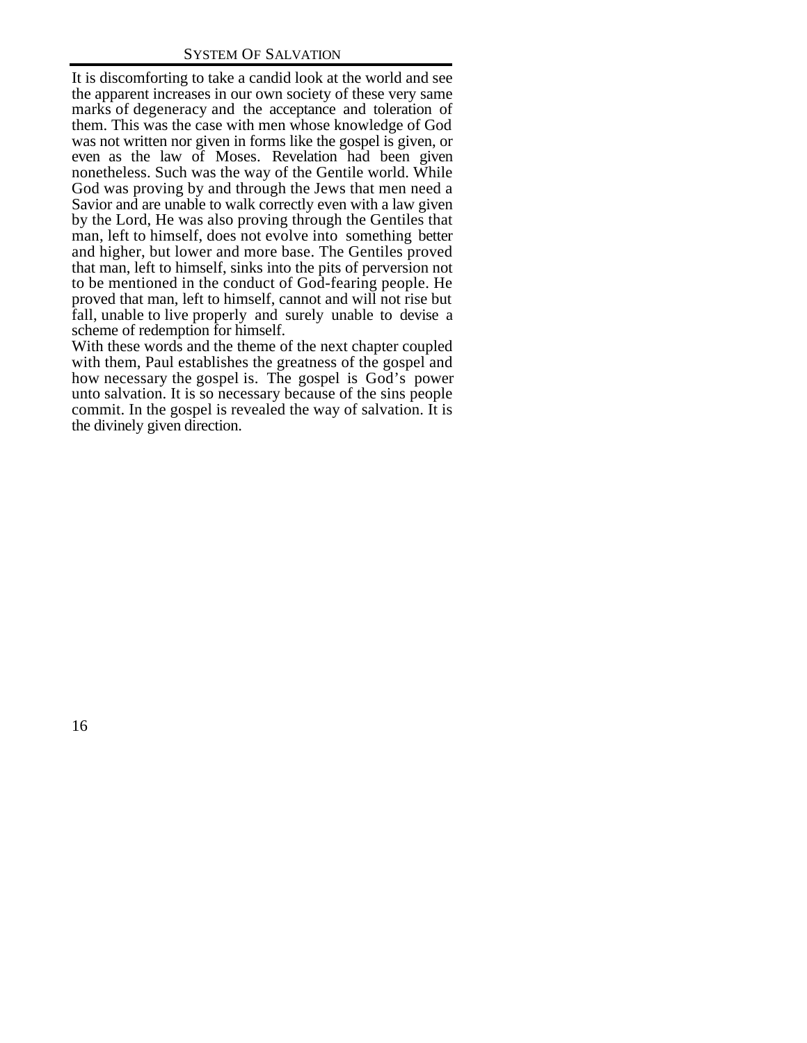It is discomforting to take a candid look at the world and see the apparent increases in our own society of these very same marks of degeneracy and the acceptance and toleration of them. This was the case with men whose knowledge of God was not written nor given in forms like the gospel is given, or even as the law of Moses. Revelation had been given nonetheless. Such was the way of the Gentile world. While God was proving by and through the Jews that men need a Savior and are unable to walk correctly even with a law given by the Lord, He was also proving through the Gentiles that man, left to himself, does not evolve into something better and higher, but lower and more base. The Gentiles proved that man, left to himself, sinks into the pits of perversion not to be mentioned in the conduct of God-fearing people. He proved that man, left to himself, cannot and will not rise but fall, unable to live properly and surely unable to devise a scheme of redemption for himself.

With these words and the theme of the next chapter coupled with them, Paul establishes the greatness of the gospel and how necessary the gospel is. The gospel is God's power unto salvation. It is so necessary because of the sins people commit. In the gospel is revealed the way of salvation. It is the divinely given direction.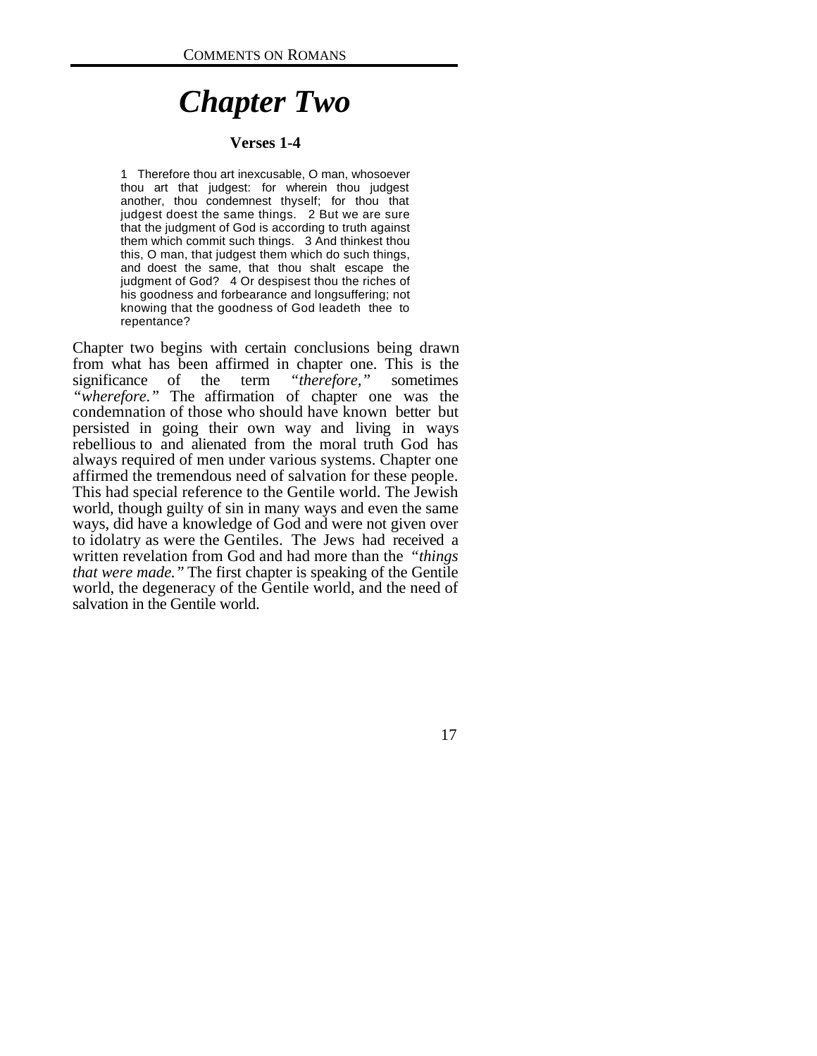# *Chapter Two*

### Verses 1-4

> 1 Therefore thou art inexcusable, O man, whosoever thou art that judgest: for wherein thou judgest another, thou condemnest thyself; for thou that judgest doest the same things. 2 But we are sure that the judgment of God is according to truth against them which commit such things. 3 And thinkest thou this, O man, that judgest them which do such things, and doest the same, that thou shalt escape the judgment of God? 4 Or despisest thou the riches of his goodness and forbearance and longsuffering; not knowing that the goodness of God leadeth thee to repentance?

Chapter two begins with certain conclusions being drawn from what has been affirmed in chapter one. This is the significance of the term *"therefore,"* sometimes *"wherefore."* The affirmation of chapter one was the condemnation of those who should have known better but persisted in going their own way and living in ways rebellious to and alienated from the moral truth God has always required of men under various systems. Chapter one affirmed the tremendous need of salvation for these people. This had special reference to the Gentile world. The Jewish world, though guilty of sin in many ways and even the same ways, did have a knowledge of God and were not given over to idolatry as were the Gentiles. The Jews had received a written revelation from God and had more than the *"things that were made."* The first chapter is speaking of the Gentile world, the degeneracy of the Gentile world, and the need of salvation in the Gentile world.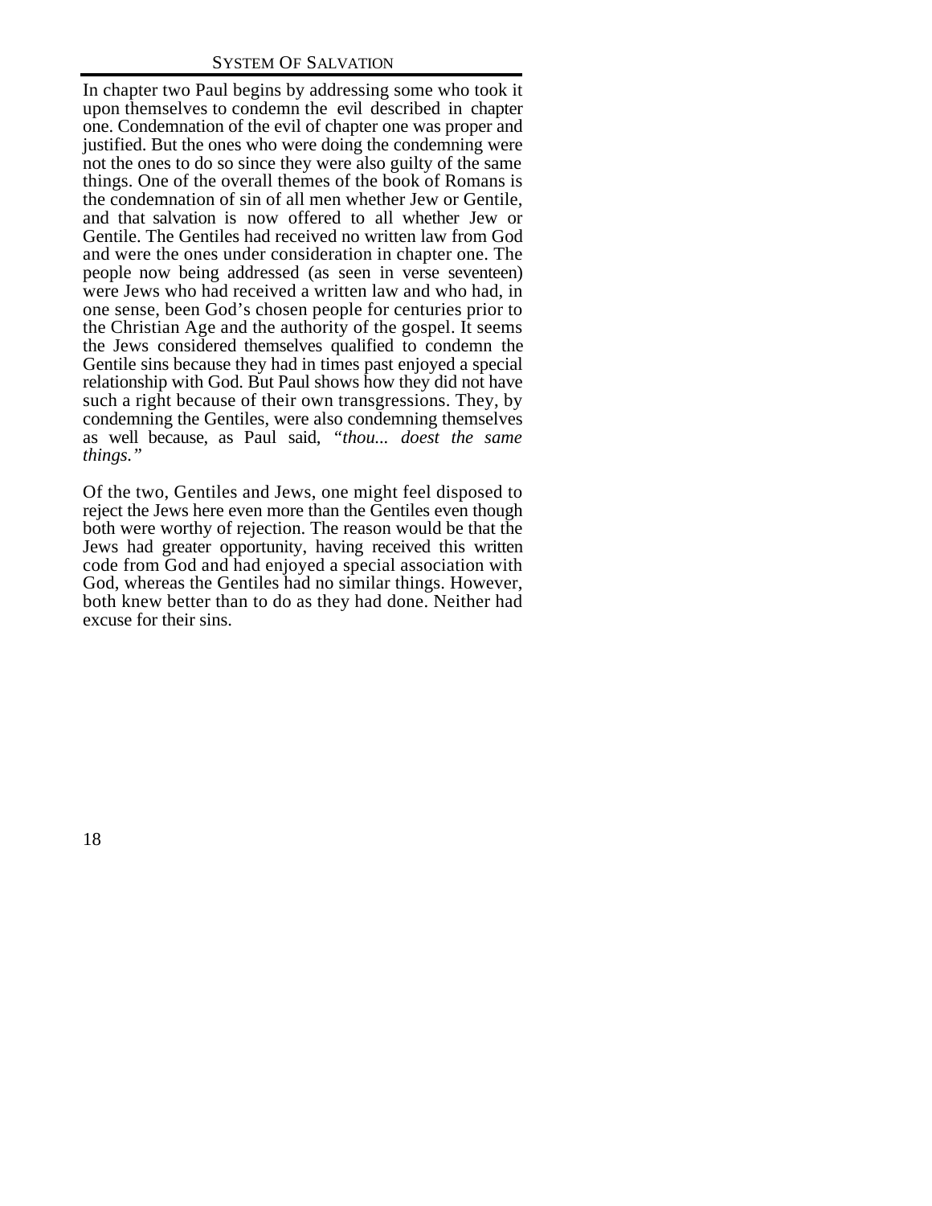In chapter two Paul begins by addressing some who took it upon themselves to condemn the evil described in chapter one. Condemnation of the evil of chapter one was proper and justified. But the ones who were doing the condemning were not the ones to do so since they were also guilty of the same things. One of the overall themes of the book of Romans is the condemnation of sin of all men whether Jew or Gentile, and that salvation is now offered to all whether Jew or Gentile. The Gentiles had received no written law from God and were the ones under consideration in chapter one. The people now being addressed (as seen in verse seventeen) were Jews who had received a written law and who had, in one sense, been God's chosen people for centuries prior to the Christian Age and the authority of the gospel. It seems the Jews considered themselves qualified to condemn the Gentile sins because they had in times past enjoyed a special relationship with God. But Paul shows how they did not have such a right because of their own transgressions. They, by condemning the Gentiles, were also condemning themselves as well because, as Paul said, *"thou... doest the same things."*

Of the two, Gentiles and Jews, one might feel disposed to reject the Jews here even more than the Gentiles even though both were worthy of rejection. The reason would be that the Jews had greater opportunity, having received this written code from God and had enjoyed a special association with God, whereas the Gentiles had no similar things. However, both knew better than to do as they had done. Neither had excuse for their sins.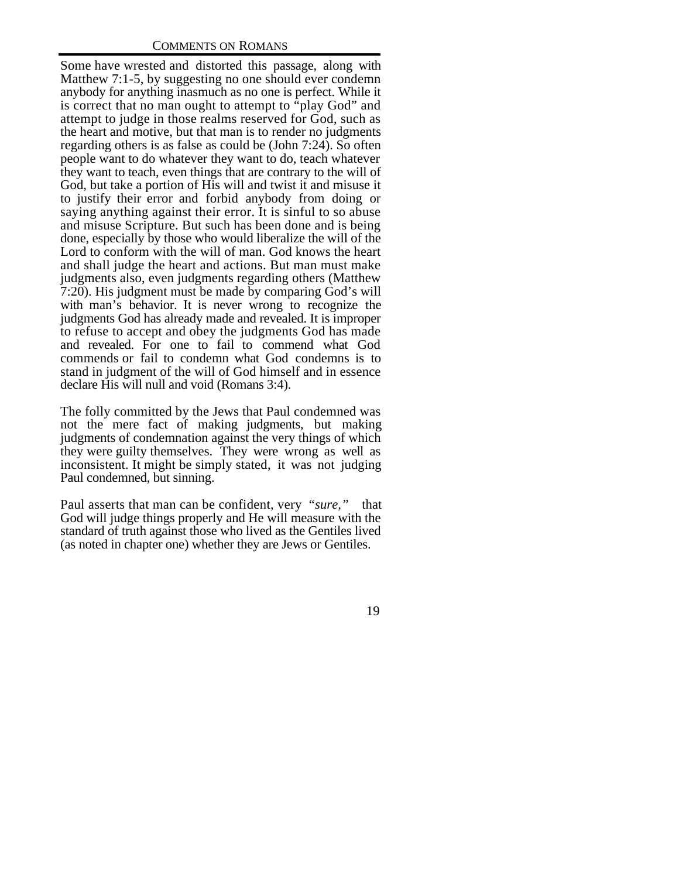Some have wrested and distorted this passage, along with Matthew 7:1-5, by suggesting no one should ever condemn anybody for anything inasmuch as no one is perfect. While it is correct that no man ought to attempt to "play God" and attempt to judge in those realms reserved for God, such as the heart and motive, but that man is to render no judgments regarding others is as false as could be (John 7:24). So often people want to do whatever they want to do, teach whatever they want to teach, even things that are contrary to the will of God, but take a portion of His will and twist it and misuse it to justify their error and forbid anybody from doing or saying anything against their error. It is sinful to so abuse and misuse Scripture. But such has been done and is being done, especially by those who would liberalize the will of the Lord to conform with the will of man. God knows the heart and shall judge the heart and actions. But man must make judgments also, even judgments regarding others (Matthew 7:20). His judgment must be made by comparing God's will with man's behavior. It is never wrong to recognize the judgments God has already made and revealed. It is improper to refuse to accept and obey the judgments God has made and revealed. For one to fail to commend what God commends or fail to condemn what God condemns is to stand in judgment of the will of God himself and in essence declare His will null and void (Romans 3:4).

The folly committed by the Jews that Paul condemned was not the mere fact of making judgments, but making judgments of condemnation against the very things of which they were guilty themselves. They were wrong as well as inconsistent. It might be simply stated, it was not judging Paul condemned, but sinning.

Paul asserts that man can be confident, very *"sure,"* that God will judge things properly and He will measure with the standard of truth against those who lived as the Gentiles lived (as noted in chapter one) whether they are Jews or Gentiles.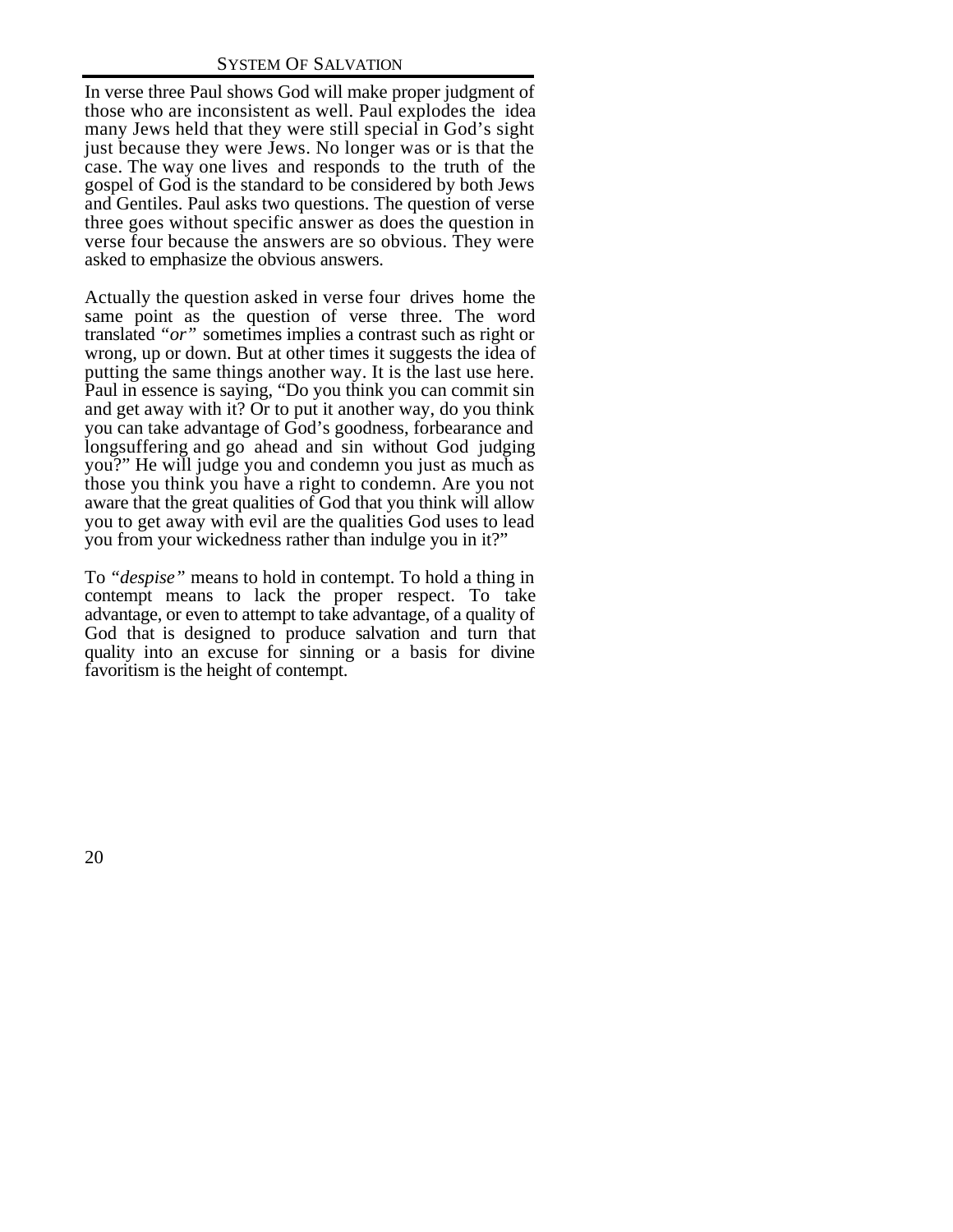In verse three Paul shows God will make proper judgment of those who are inconsistent as well. Paul explodes the idea many Jews held that they were still special in God's sight just because they were Jews. No longer was or is that the case. The way one lives and responds to the truth of the gospel of God is the standard to be considered by both Jews and Gentiles. Paul asks two questions. The question of verse three goes without specific answer as does the question in verse four because the answers are so obvious. They were asked to emphasize the obvious answers.

Actually the question asked in verse four drives home the same point as the question of verse three. The word translated *"or"* sometimes implies a contrast such as right or wrong, up or down. But at other times it suggests the idea of putting the same things another way. It is the last use here. Paul in essence is saying, "Do you think you can commit sin and get away with it? Or to put it another way, do you think you can take advantage of God's goodness, forbearance and longsuffering and go ahead and sin without God judging you?" He will judge you and condemn you just as much as those you think you have a right to condemn. Are you not aware that the great qualities of God that you think will allow you to get away with evil are the qualities God uses to lead you from your wickedness rather than indulge you in it?"

To *"despise"* means to hold in contempt. To hold a thing in contempt means to lack the proper respect. To take advantage, or even to attempt to take advantage, of a quality of God that is designed to produce salvation and turn that quality into an excuse for sinning or a basis for divine favoritism is the height of contempt.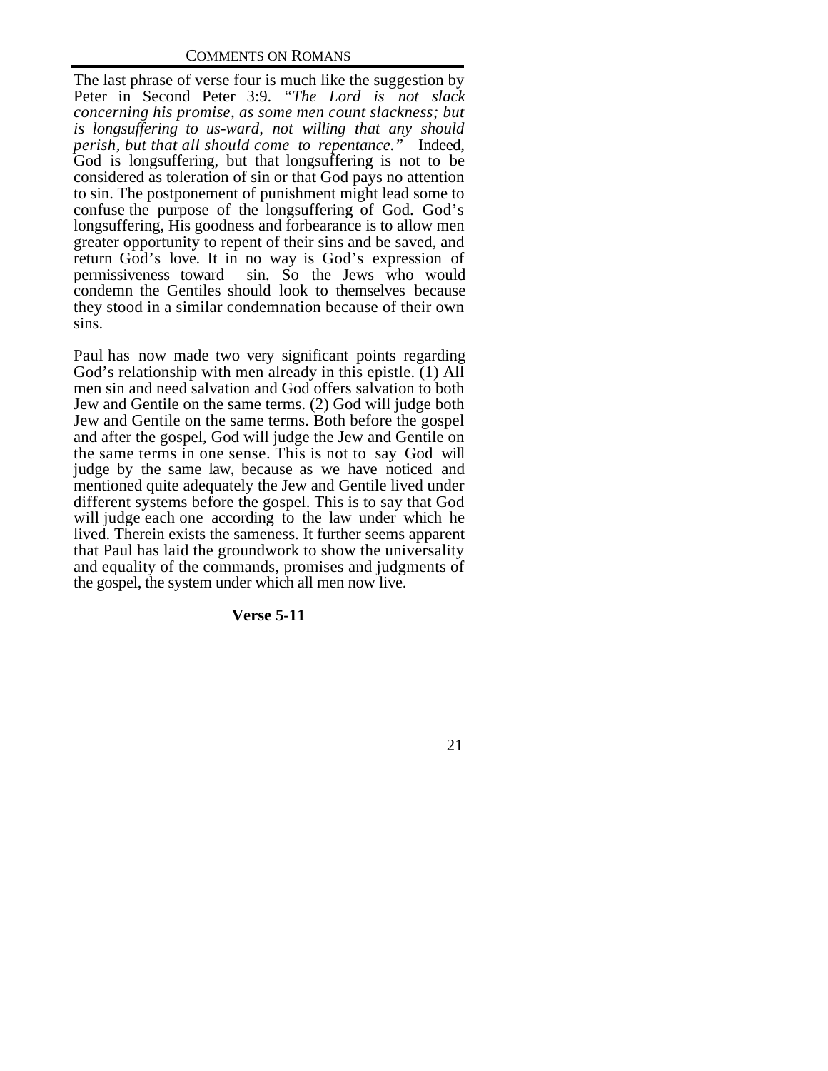The last phrase of verse four is much like the suggestion by Peter in Second Peter 3:9. *"The Lord is not slack concerning his promise, as some men count slackness; but is longsuffering to us-ward, not willing that any should perish, but that all should come to repentance."* Indeed, God is longsuffering, but that longsuffering is not to be considered as toleration of sin or that God pays no attention to sin. The postponement of punishment might lead some to confuse the purpose of the longsuffering of God. God's longsuffering, His goodness and forbearance is to allow men greater opportunity to repent of their sins and be saved, and return God's love. It in no way is God's expression of permissiveness toward sin. So the Jews who would condemn the Gentiles should look to themselves because they stood in a similar condemnation because of their own sins.

Paul has now made two very significant points regarding God's relationship with men already in this epistle. (1) All men sin and need salvation and God offers salvation to both Jew and Gentile on the same terms. (2) God will judge both Jew and Gentile on the same terms. Both before the gospel and after the gospel, God will judge the Jew and Gentile on the same terms in one sense. This is not to say God will judge by the same law, because as we have noticed and mentioned quite adequately the Jew and Gentile lived under different systems before the gospel. This is to say that God will judge each one according to the law under which he lived. Therein exists the sameness. It further seems apparent that Paul has laid the groundwork to show the universality and equality of the commands, promises and judgments of the gospel, the system under which all men now live.

**Verse 5-11**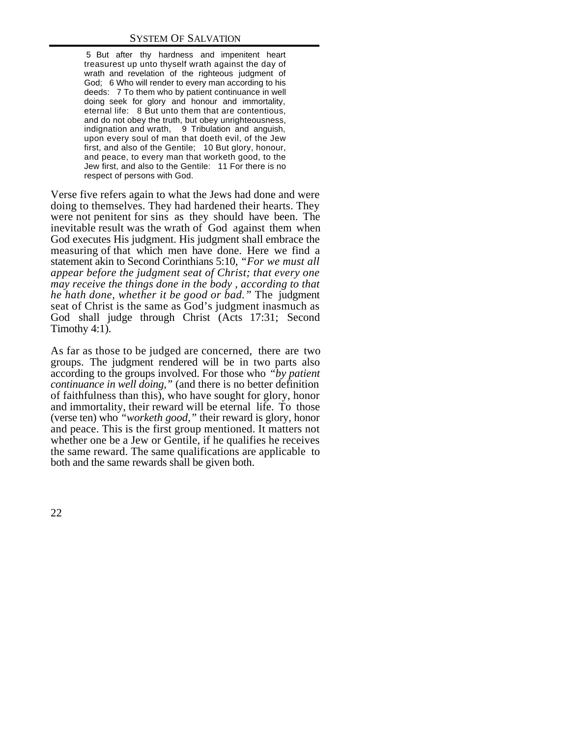> 5 But after thy hardness and impenitent heart treasurest up unto thyself wrath against the day of wrath and revelation of the righteous judgment of God; 6 Who will render to every man according to his deeds: 7 To them who by patient continuance in well doing seek for glory and honour and immortality, eternal life: 8 But unto them that are contentious, and do not obey the truth, but obey unrighteousness, indignation and wrath, 9 Tribulation and anguish, upon every soul of man that doeth evil, of the Jew first, and also of the Gentile; 10 But glory, honour, and peace, to every man that worketh good, to the Jew first, and also to the Gentile: 11 For there is no respect of persons with God.

Verse five refers again to what the Jews had done and were doing to themselves. They had hardened their hearts. They were not penitent for sins as they should have been. The inevitable result was the wrath of God against them when God executes His judgment. His judgment shall embrace the measuring of that which men have done. Here we find a statement akin to Second Corinthians 5:10, *"For we must all appear before the judgment seat of Christ; that every one may receive the things done in the body , according to that he hath done, whether it be good or bad."* The judgment seat of Christ is the same as God's judgment inasmuch as God shall judge through Christ (Acts 17:31; Second Timothy 4:1).

As far as those to be judged are concerned, there are two groups. The judgment rendered will be in two parts also according to the groups involved. For those who *"by patient continuance in well doing,"* (and there is no better definition of faithfulness than this), who have sought for glory, honor and immortality, their reward will be eternal life. To those (verse ten) who *"worketh good,"* their reward is glory, honor and peace. This is the first group mentioned. It matters not whether one be a Jew or Gentile, if he qualifies he receives the same reward. The same qualifications are applicable to both and the same rewards shall be given both.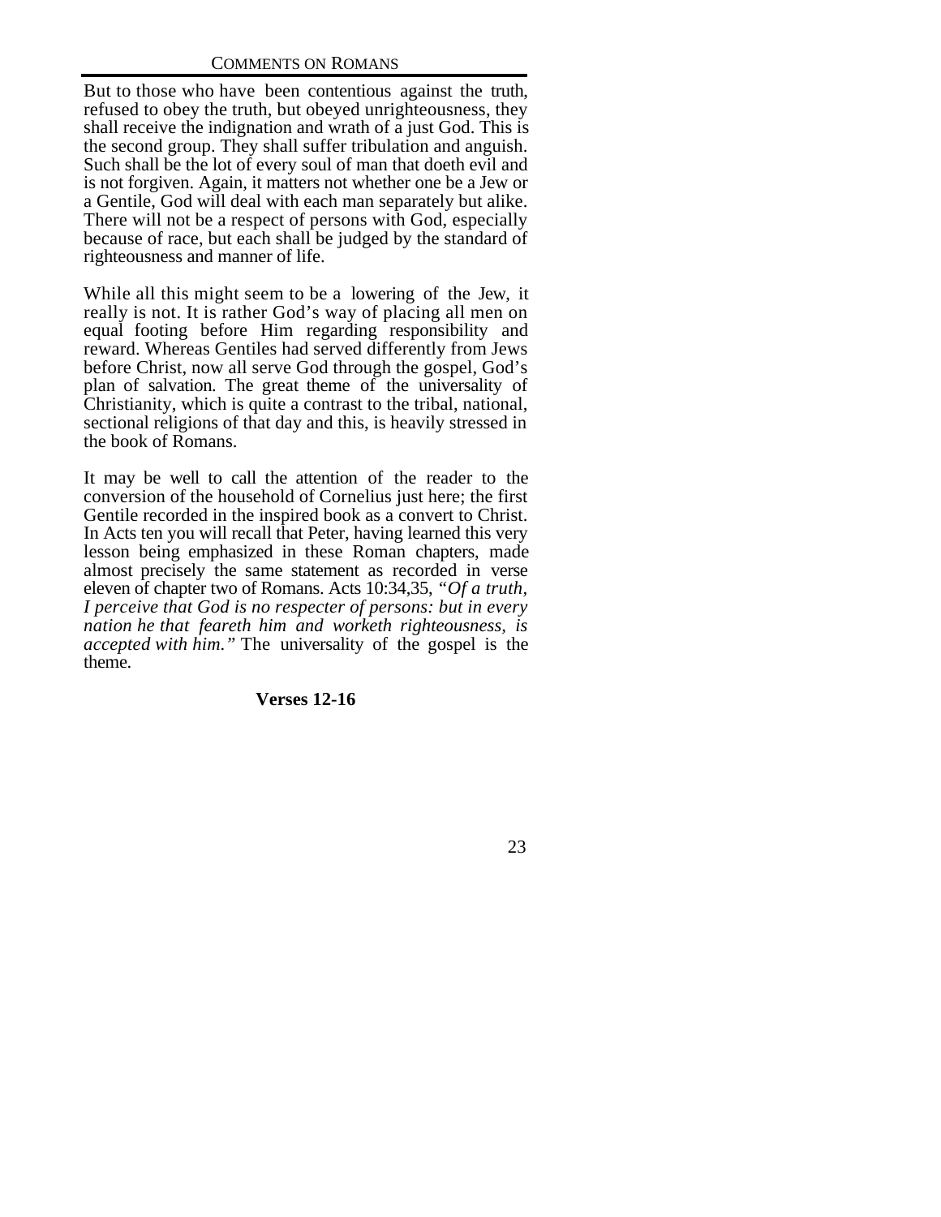But to those who have been contentious against the truth, refused to obey the truth, but obeyed unrighteousness, they shall receive the indignation and wrath of a just God. This is the second group. They shall suffer tribulation and anguish. Such shall be the lot of every soul of man that doeth evil and is not forgiven. Again, it matters not whether one be a Jew or a Gentile, God will deal with each man separately but alike. There will not be a respect of persons with God, especially because of race, but each shall be judged by the standard of righteousness and manner of life.

While all this might seem to be a lowering of the Jew, it really is not. It is rather God's way of placing all men on equal footing before Him regarding responsibility and reward. Whereas Gentiles had served differently from Jews before Christ, now all serve God through the gospel, God's plan of salvation. The great theme of the universality of Christianity, which is quite a contrast to the tribal, national, sectional religions of that day and this, is heavily stressed in the book of Romans.

It may be well to call the attention of the reader to the conversion of the household of Cornelius just here; the first Gentile recorded in the inspired book as a convert to Christ. In Acts ten you will recall that Peter, having learned this very lesson being emphasized in these Roman chapters, made almost precisely the same statement as recorded in verse eleven of chapter two of Romans. Acts 10:34,35, *"Of a truth, I perceive that God is no respecter of persons: but in every nation he that feareth him and worketh righteousness, is accepted with him."* The universality of the gospel is the theme.

**Verses 12-16**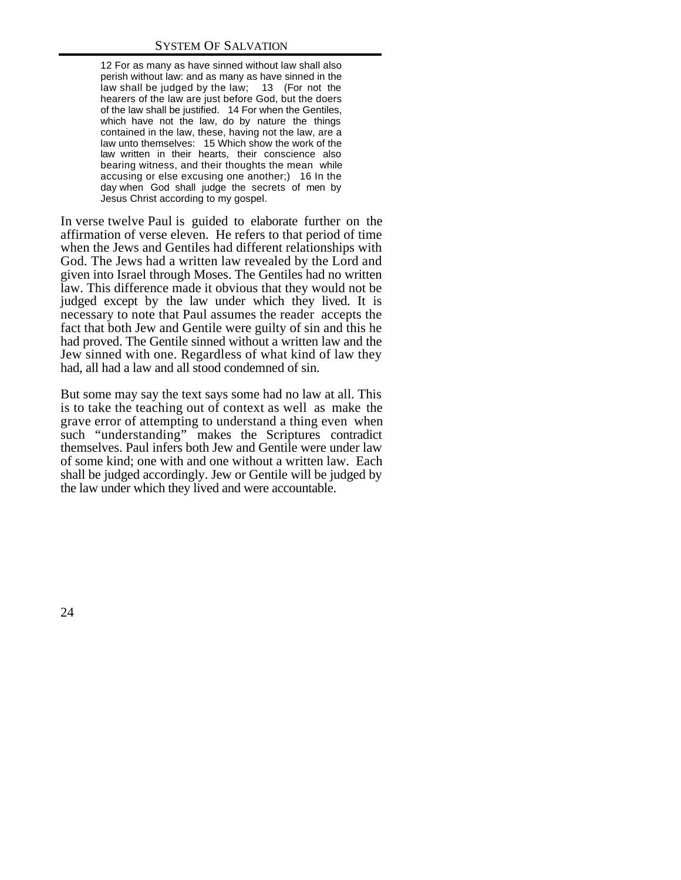> 12 For as many as have sinned without law shall also perish without law: and as many as have sinned in the law shall be judged by the law; 13 (For not the hearers of the law are just before God, but the doers of the law shall be justified. 14 For when the Gentiles, which have not the law, do by nature the things contained in the law, these, having not the law, are a law unto themselves: 15 Which show the work of the law written in their hearts, their conscience also bearing witness, and their thoughts the mean while accusing or else excusing one another;) 16 In the day when God shall judge the secrets of men by Jesus Christ according to my gospel.

In verse twelve Paul is guided to elaborate further on the affirmation of verse eleven. He refers to that period of time when the Jews and Gentiles had different relationships with God. The Jews had a written law revealed by the Lord and given into Israel through Moses. The Gentiles had no written law. This difference made it obvious that they would not be judged except by the law under which they lived. It is necessary to note that Paul assumes the reader accepts the fact that both Jew and Gentile were guilty of sin and this he had proved. The Gentile sinned without a written law and the Jew sinned with one. Regardless of what kind of law they had, all had a law and all stood condemned of sin.

But some may say the text says some had no law at all. This is to take the teaching out of context as well as make the grave error of attempting to understand a thing even when such "understanding" makes the Scriptures contradict themselves. Paul infers both Jew and Gentile were under law of some kind; one with and one without a written law. Each shall be judged accordingly. Jew or Gentile will be judged by the law under which they lived and were accountable.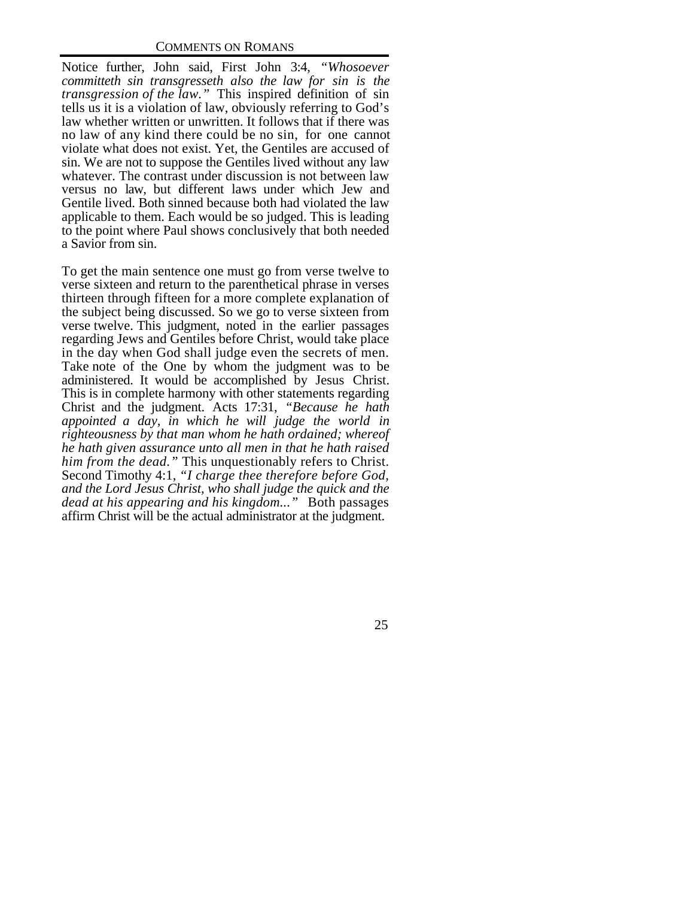Notice further, John said, First John 3:4, *"Whosoever committeth sin transgresseth also the law for sin is the transgression of the law."* This inspired definition of sin tells us it is a violation of law, obviously referring to God's law whether written or unwritten. It follows that if there was no law of any kind there could be no sin, for one cannot violate what does not exist. Yet, the Gentiles are accused of sin. We are not to suppose the Gentiles lived without any law whatever. The contrast under discussion is not between law versus no law, but different laws under which Jew and Gentile lived. Both sinned because both had violated the law applicable to them. Each would be so judged. This is leading to the point where Paul shows conclusively that both needed a Savior from sin.

To get the main sentence one must go from verse twelve to verse sixteen and return to the parenthetical phrase in verses thirteen through fifteen for a more complete explanation of the subject being discussed. So we go to verse sixteen from verse twelve. This judgment, noted in the earlier passages regarding Jews and Gentiles before Christ, would take place in the day when God shall judge even the secrets of men. Take note of the One by whom the judgment was to be administered. It would be accomplished by Jesus Christ. This is in complete harmony with other statements regarding Christ and the judgment. Acts 17:31, *"Because he hath appointed a day, in which he will judge the world in righteousness by that man whom he hath ordained; whereof he hath given assurance unto all men in that he hath raised him from the dead."* This unquestionably refers to Christ. Second Timothy 4:1, *"I charge thee therefore before God, and the Lord Jesus Christ, who shall judge the quick and the dead at his appearing and his kingdom..."* Both passages affirm Christ will be the actual administrator at the judgment.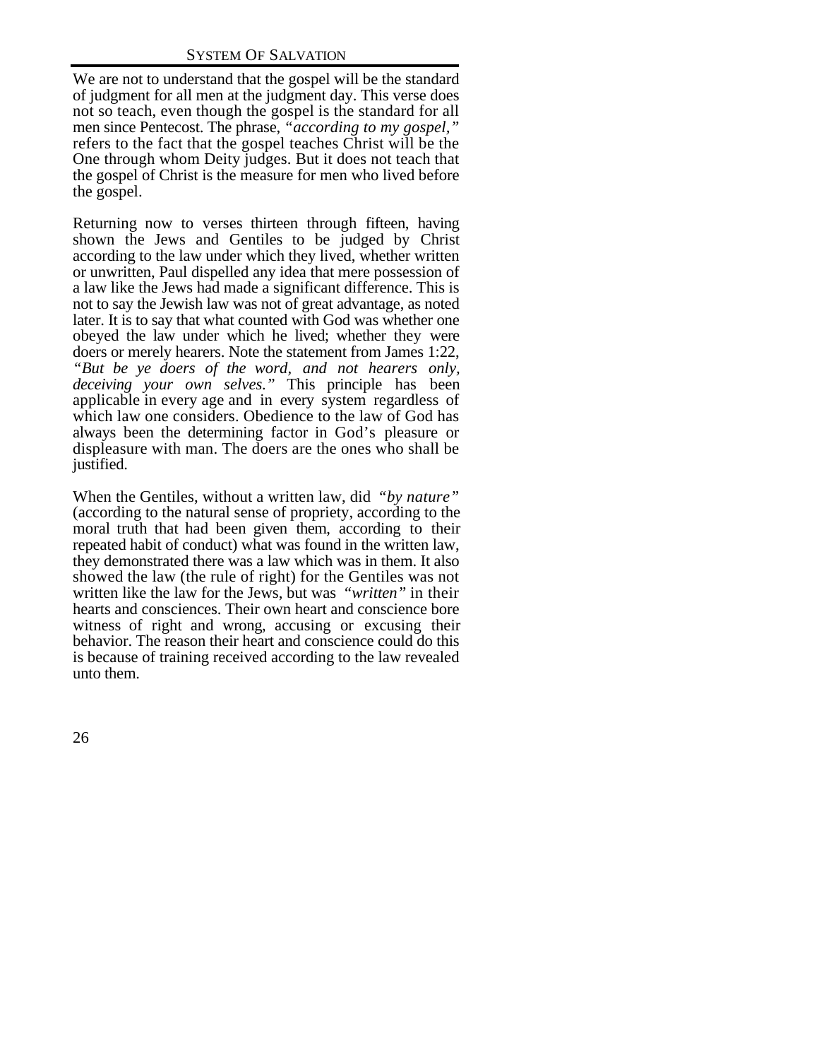We are not to understand that the gospel will be the standard of judgment for all men at the judgment day. This verse does not so teach, even though the gospel is the standard for all men since Pentecost. The phrase, *"according to my gospel,"* refers to the fact that the gospel teaches Christ will be the One through whom Deity judges. But it does not teach that the gospel of Christ is the measure for men who lived before the gospel.

Returning now to verses thirteen through fifteen, having shown the Jews and Gentiles to be judged by Christ according to the law under which they lived, whether written or unwritten, Paul dispelled any idea that mere possession of a law like the Jews had made a significant difference. This is not to say the Jewish law was not of great advantage, as noted later. It is to say that what counted with God was whether one obeyed the law under which he lived; whether they were doers or merely hearers. Note the statement from James 1:22, *"But be ye doers of the word, and not hearers only, deceiving your own selves."* This principle has been applicable in every age and in every system regardless of which law one considers. Obedience to the law of God has always been the determining factor in God's pleasure or displeasure with man. The doers are the ones who shall be justified.

When the Gentiles, without a written law, did *"by nature"* (according to the natural sense of propriety, according to the moral truth that had been given them, according to their repeated habit of conduct) what was found in the written law, they demonstrated there was a law which was in them. It also showed the law (the rule of right) for the Gentiles was not written like the law for the Jews, but was *"written"* in their hearts and consciences. Their own heart and conscience bore witness of right and wrong, accusing or excusing their behavior. The reason their heart and conscience could do this is because of training received according to the law revealed unto them.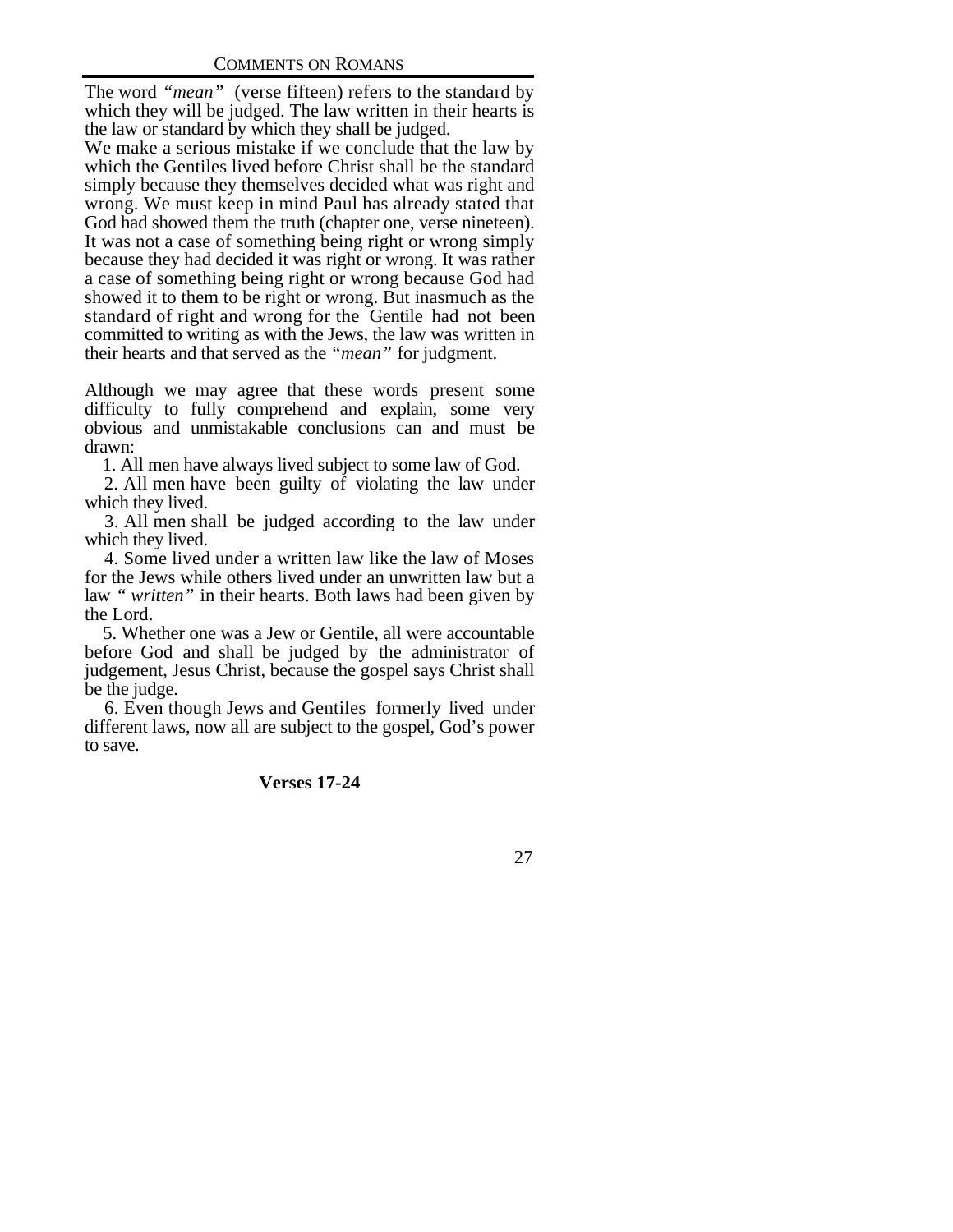The word *"mean"* (verse fifteen) refers to the standard by which they will be judged. The law written in their hearts is the law or standard by which they shall be judged.

We make a serious mistake if we conclude that the law by which the Gentiles lived before Christ shall be the standard simply because they themselves decided what was right and wrong. We must keep in mind Paul has already stated that God had showed them the truth (chapter one, verse nineteen). It was not a case of something being right or wrong simply because they had decided it was right or wrong. It was rather a case of something being right or wrong because God had showed it to them to be right or wrong. But inasmuch as the standard of right and wrong for the Gentile had not been committed to writing as with the Jews, the law was written in their hearts and that served as the *"mean"* for judgment.

Although we may agree that these words present some difficulty to fully comprehend and explain, some very obvious and unmistakable conclusions can and must be drawn:

1. All men have always lived subject to some law of God.
2. All men have been guilty of violating the law under which they lived.
3. All men shall be judged according to the law under which they lived.
4. Some lived under a written law like the law of Moses for the Jews while others lived under an unwritten law but a law *" written"* in their hearts. Both laws had been given by the Lord.
5. Whether one was a Jew or Gentile, all were accountable before God and shall be judged by the administrator of judgement, Jesus Christ, because the gospel says Christ shall be the judge.
6. Even though Jews and Gentiles formerly lived under different laws, now all are subject to the gospel, God's power to save.

### Verses 17-24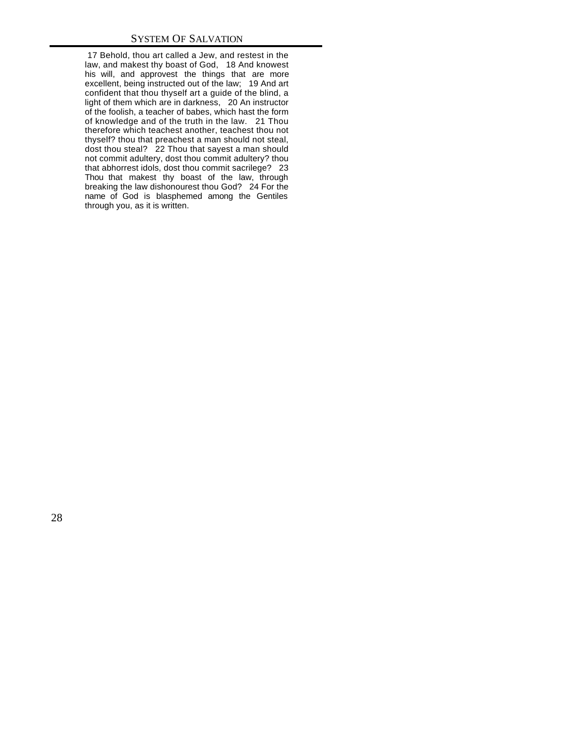17 Behold, thou art called a Jew, and restest in the law, and makest thy boast of God, 18 And knowest his will, and approvest the things that are more excellent, being instructed out of the law; 19 And art confident that thou thyself art a guide of the blind, a light of them which are in darkness, 20 An instructor of the foolish, a teacher of babes, which hast the form of knowledge and of the truth in the law. 21 Thou therefore which teachest another, teachest thou not thyself? thou that preachest a man should not steal, dost thou steal? 22 Thou that sayest a man should not commit adultery, dost thou commit adultery? thou that abhorrest idols, dost thou commit sacrilege? 23 Thou that makest thy boast of the law, through breaking the law dishonourest thou God? 24 For the name of God is blasphemed among the Gentiles through you, as it is written.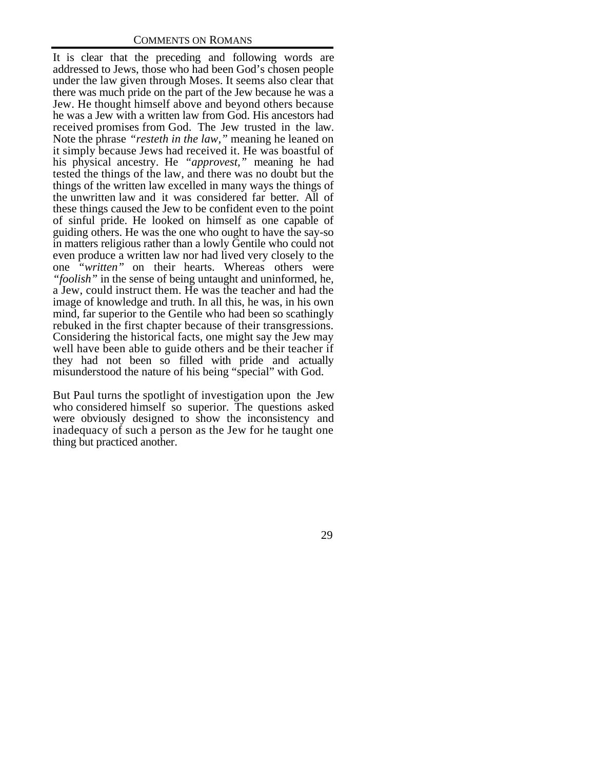It is clear that the preceding and following words are addressed to Jews, those who had been God's chosen people under the law given through Moses. It seems also clear that there was much pride on the part of the Jew because he was a Jew. He thought himself above and beyond others because he was a Jew with a written law from God. His ancestors had received promises from God. The Jew trusted in the law. Note the phrase *"resteth in the law,"* meaning he leaned on it simply because Jews had received it. He was boastful of his physical ancestry. He *"approvest,"* meaning he had tested the things of the law, and there was no doubt but the things of the written law excelled in many ways the things of the unwritten law and it was considered far better. All of these things caused the Jew to be confident even to the point of sinful pride. He looked on himself as one capable of guiding others. He was the one who ought to have the say-so in matters religious rather than a lowly Gentile who could not even produce a written law nor had lived very closely to the one *"written"* on their hearts. Whereas others were *"foolish"* in the sense of being untaught and uninformed, he, a Jew, could instruct them. He was the teacher and had the image of knowledge and truth. In all this, he was, in his own mind, far superior to the Gentile who had been so scathingly rebuked in the first chapter because of their transgressions. Considering the historical facts, one might say the Jew may well have been able to guide others and be their teacher if they had not been so filled with pride and actually misunderstood the nature of his being "special" with God.

But Paul turns the spotlight of investigation upon the Jew who considered himself so superior. The questions asked were obviously designed to show the inconsistency and inadequacy of such a person as the Jew for he taught one thing but practiced another.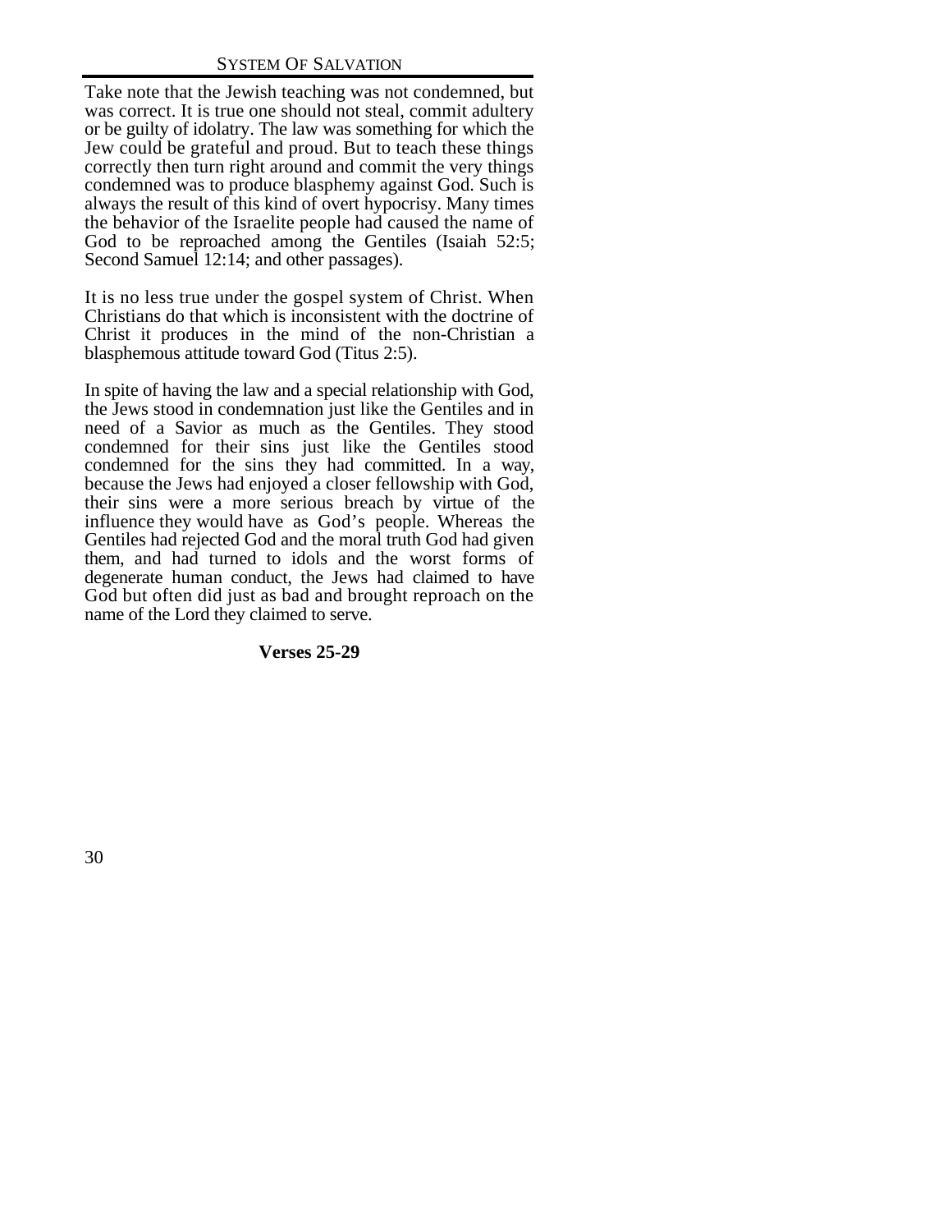Take note that the Jewish teaching was not condemned, but was correct. It is true one should not steal, commit adultery or be guilty of idolatry. The law was something for which the Jew could be grateful and proud. But to teach these things correctly then turn right around and commit the very things condemned was to produce blasphemy against God. Such is always the result of this kind of overt hypocrisy. Many times the behavior of the Israelite people had caused the name of God to be reproached among the Gentiles (Isaiah 52:5; Second Samuel 12:14; and other passages).

It is no less true under the gospel system of Christ. When Christians do that which is inconsistent with the doctrine of Christ it produces in the mind of the non-Christian a blasphemous attitude toward God (Titus 2:5).

In spite of having the law and a special relationship with God, the Jews stood in condemnation just like the Gentiles and in need of a Savior as much as the Gentiles. They stood condemned for their sins just like the Gentiles stood condemned for the sins they had committed. In a way, because the Jews had enjoyed a closer fellowship with God, their sins were a more serious breach by virtue of the influence they would have as God's people. Whereas the Gentiles had rejected God and the moral truth God had given them, and had turned to idols and the worst forms of degenerate human conduct, the Jews had claimed to have God but often did just as bad and brought reproach on the name of the Lord they claimed to serve.

**Verses 25-29**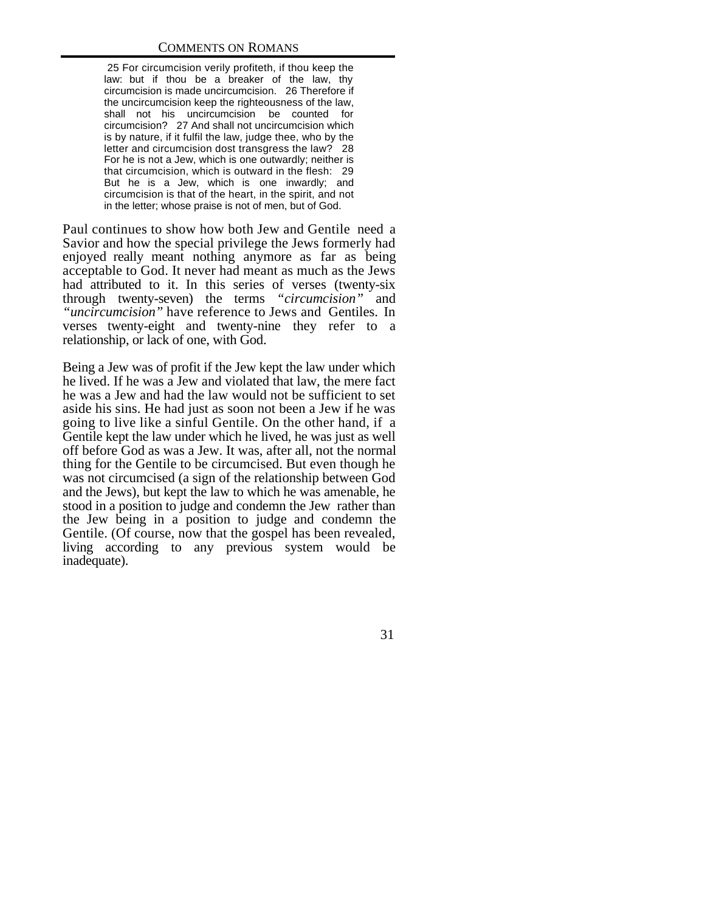25 For circumcision verily profiteth, if thou keep the law: but if thou be a breaker of the law, thy circumcision is made uncircumcision. 26 Therefore if the uncircumcision keep the righteousness of the law, shall not his uncircumcision be counted for circumcision? 27 And shall not uncircumcision which is by nature, if it fulfil the law, judge thee, who by the letter and circumcision dost transgress the law? 28 For he is not a Jew, which is one outwardly; neither is that circumcision, which is outward in the flesh: 29 But he is a Jew, which is one inwardly; and circumcision is that of the heart, in the spirit, and not in the letter; whose praise is not of men, but of God.

Paul continues to show how both Jew and Gentile need a Savior and how the special privilege the Jews formerly had enjoyed really meant nothing anymore as far as being acceptable to God. It never had meant as much as the Jews had attributed to it. In this series of verses (twenty-six through twenty-seven) the terms *"circumcision"* and *"uncircumcision"* have reference to Jews and Gentiles. In verses twenty-eight and twenty-nine they refer to a relationship, or lack of one, with God.

Being a Jew was of profit if the Jew kept the law under which he lived. If he was a Jew and violated that law, the mere fact he was a Jew and had the law would not be sufficient to set aside his sins. He had just as soon not been a Jew if he was going to live like a sinful Gentile. On the other hand, if a Gentile kept the law under which he lived, he was just as well off before God as was a Jew. It was, after all, not the normal thing for the Gentile to be circumcised. But even though he was not circumcised (a sign of the relationship between God and the Jews), but kept the law to which he was amenable, he stood in a position to judge and condemn the Jew rather than the Jew being in a position to judge and condemn the Gentile. (Of course, now that the gospel has been revealed, living according to any previous system would be inadequate).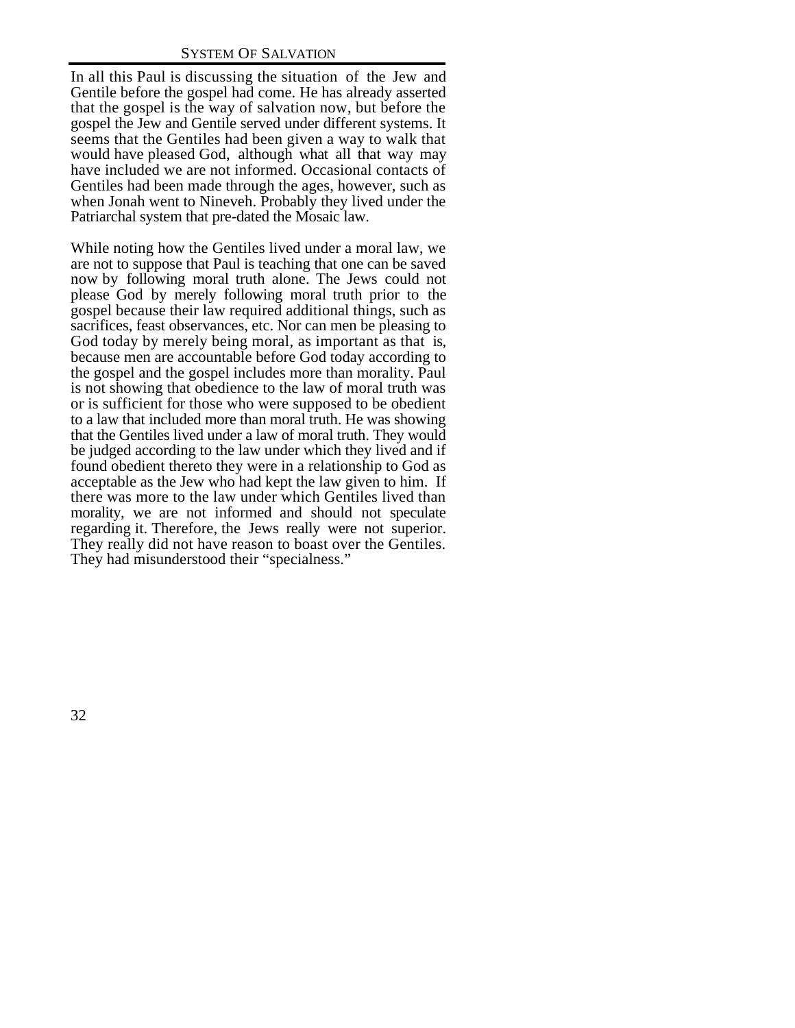In all this Paul is discussing the situation of the Jew and Gentile before the gospel had come. He has already asserted that the gospel is the way of salvation now, but before the gospel the Jew and Gentile served under different systems. It seems that the Gentiles had been given a way to walk that would have pleased God, although what all that way may have included we are not informed. Occasional contacts of Gentiles had been made through the ages, however, such as when Jonah went to Nineveh. Probably they lived under the Patriarchal system that pre-dated the Mosaic law.

While noting how the Gentiles lived under a moral law, we are not to suppose that Paul is teaching that one can be saved now by following moral truth alone. The Jews could not please God by merely following moral truth prior to the gospel because their law required additional things, such as sacrifices, feast observances, etc. Nor can men be pleasing to God today by merely being moral, as important as that is, because men are accountable before God today according to the gospel and the gospel includes more than morality. Paul is not showing that obedience to the law of moral truth was or is sufficient for those who were supposed to be obedient to a law that included more than moral truth. He was showing that the Gentiles lived under a law of moral truth. They would be judged according to the law under which they lived and if found obedient thereto they were in a relationship to God as acceptable as the Jew who had kept the law given to him. If there was more to the law under which Gentiles lived than morality, we are not informed and should not speculate regarding it. Therefore, the Jews really were not superior. They really did not have reason to boast over the Gentiles. They had misunderstood their "specialness."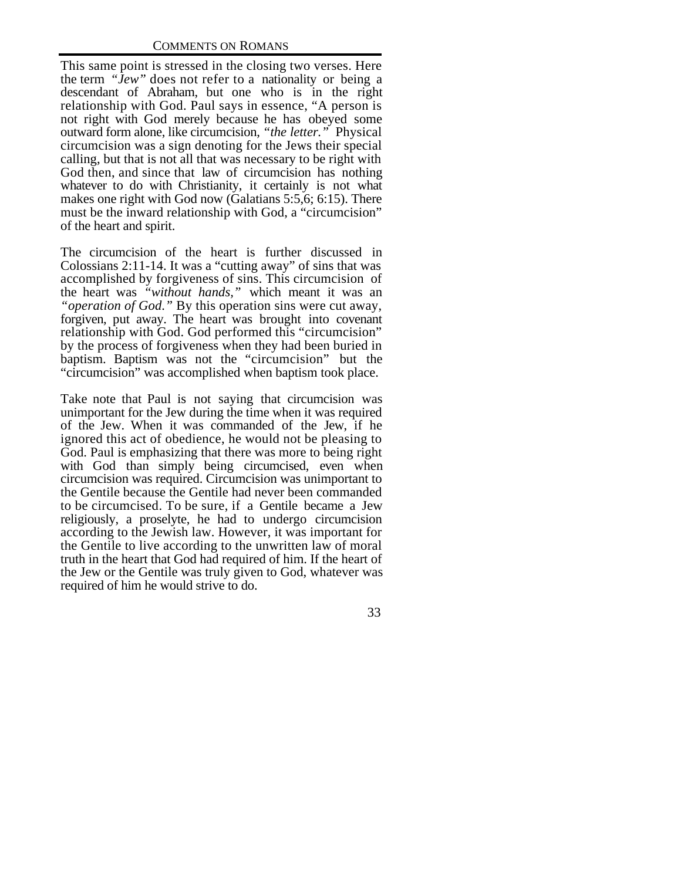This same point is stressed in the closing two verses. Here the term *"Jew"* does not refer to a nationality or being a descendant of Abraham, but one who is in the right relationship with God. Paul says in essence, "A person is not right with God merely because he has obeyed some outward form alone, like circumcision, *"the letter."* Physical circumcision was a sign denoting for the Jews their special calling, but that is not all that was necessary to be right with God then, and since that law of circumcision has nothing whatever to do with Christianity, it certainly is not what makes one right with God now (Galatians 5:5,6; 6:15). There must be the inward relationship with God, a "circumcision" of the heart and spirit.

The circumcision of the heart is further discussed in Colossians 2:11-14. It was a "cutting away" of sins that was accomplished by forgiveness of sins. This circumcision of the heart was *"without hands,"* which meant it was an *"operation of God."* By this operation sins were cut away, forgiven, put away. The heart was brought into covenant relationship with God. God performed this "circumcision" by the process of forgiveness when they had been buried in baptism. Baptism was not the "circumcision" but the "circumcision" was accomplished when baptism took place.

Take note that Paul is not saying that circumcision was unimportant for the Jew during the time when it was required of the Jew. When it was commanded of the Jew, if he ignored this act of obedience, he would not be pleasing to God. Paul is emphasizing that there was more to being right with God than simply being circumcised, even when circumcision was required. Circumcision was unimportant to the Gentile because the Gentile had never been commanded to be circumcised. To be sure, if a Gentile became a Jew religiously, a proselyte, he had to undergo circumcision according to the Jewish law. However, it was important for the Gentile to live according to the unwritten law of moral truth in the heart that God had required of him. If the heart of the Jew or the Gentile was truly given to God, whatever was required of him he would strive to do.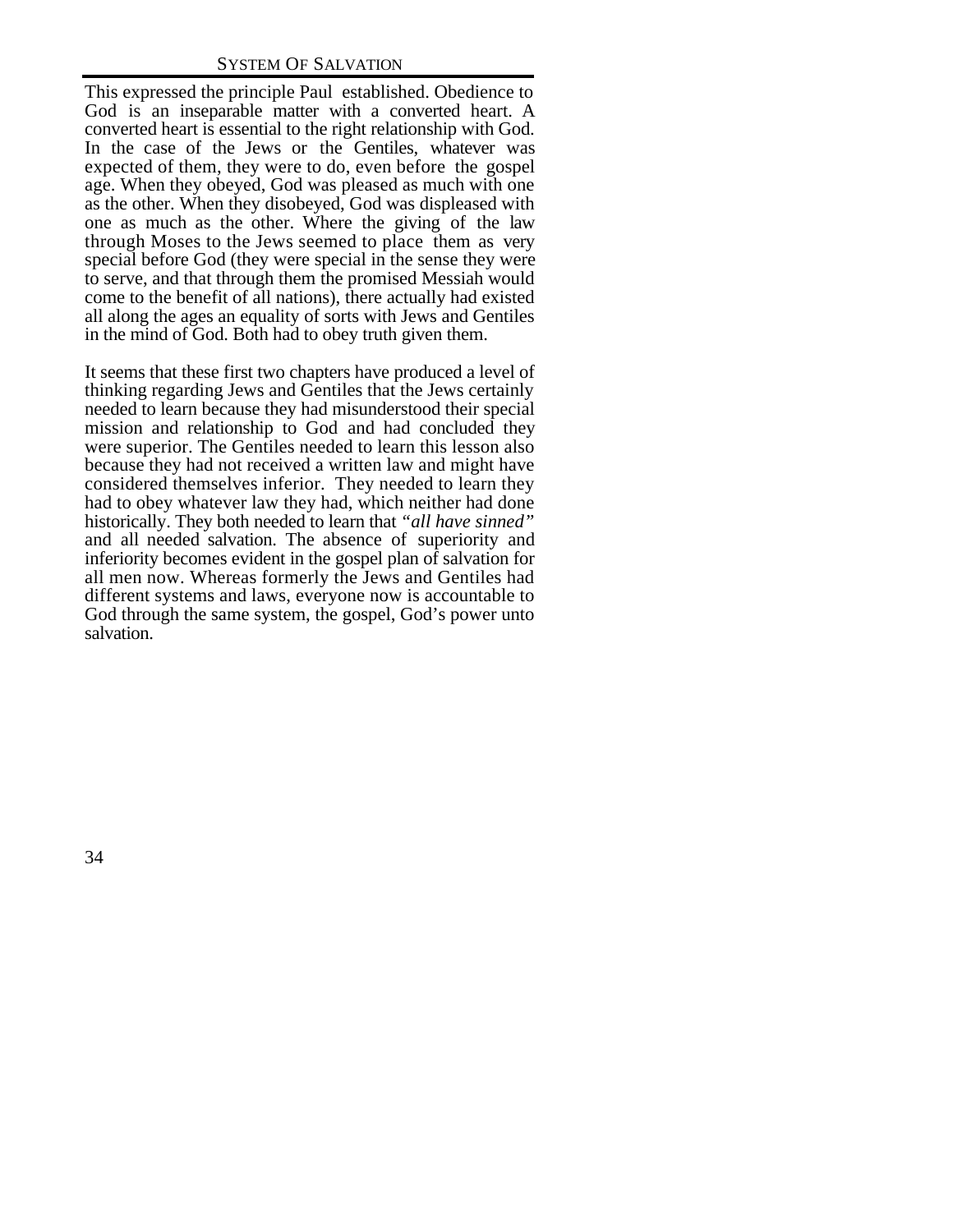This expressed the principle Paul established. Obedience to God is an inseparable matter with a converted heart. A converted heart is essential to the right relationship with God. In the case of the Jews or the Gentiles, whatever was expected of them, they were to do, even before the gospel age. When they obeyed, God was pleased as much with one as the other. When they disobeyed, God was displeased with one as much as the other. Where the giving of the law through Moses to the Jews seemed to place them as very special before God (they were special in the sense they were to serve, and that through them the promised Messiah would come to the benefit of all nations), there actually had existed all along the ages an equality of sorts with Jews and Gentiles in the mind of God. Both had to obey truth given them.

It seems that these first two chapters have produced a level of thinking regarding Jews and Gentiles that the Jews certainly needed to learn because they had misunderstood their special mission and relationship to God and had concluded they were superior. The Gentiles needed to learn this lesson also because they had not received a written law and might have considered themselves inferior. They needed to learn they had to obey whatever law they had, which neither had done historically. They both needed to learn that *"all have sinned"* and all needed salvation. The absence of superiority and inferiority becomes evident in the gospel plan of salvation for all men now. Whereas formerly the Jews and Gentiles had different systems and laws, everyone now is accountable to God through the same system, the gospel, God's power unto salvation.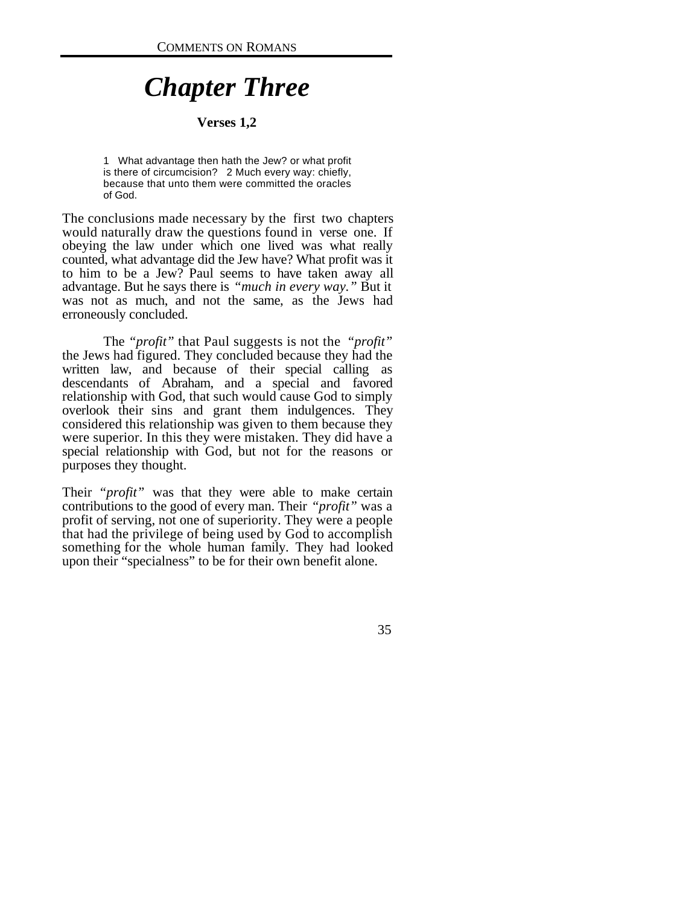# *Chapter Three*

**Verses 1,2**

> 1 What advantage then hath the Jew? or what profit is there of circumcision? 2 Much every way: chiefly, because that unto them were committed the oracles of God.

The conclusions made necessary by the first two chapters would naturally draw the questions found in verse one. If obeying the law under which one lived was what really counted, what advantage did the Jew have? What profit was it to him to be a Jew? Paul seems to have taken away all advantage. But he says there is *"much in every way."* But it was not as much, and not the same, as the Jews had erroneously concluded.

The *"profit"* that Paul suggests is not the *"profit"* the Jews had figured. They concluded because they had the written law, and because of their special calling as descendants of Abraham, and a special and favored relationship with God, that such would cause God to simply overlook their sins and grant them indulgences. They considered this relationship was given to them because they were superior. In this they were mistaken. They did have a special relationship with God, but not for the reasons or purposes they thought.

Their *"profit"* was that they were able to make certain contributions to the good of every man. Their *"profit"* was a profit of serving, not one of superiority. They were a people that had the privilege of being used by God to accomplish something for the whole human family. They had looked upon their "specialness" to be for their own benefit alone.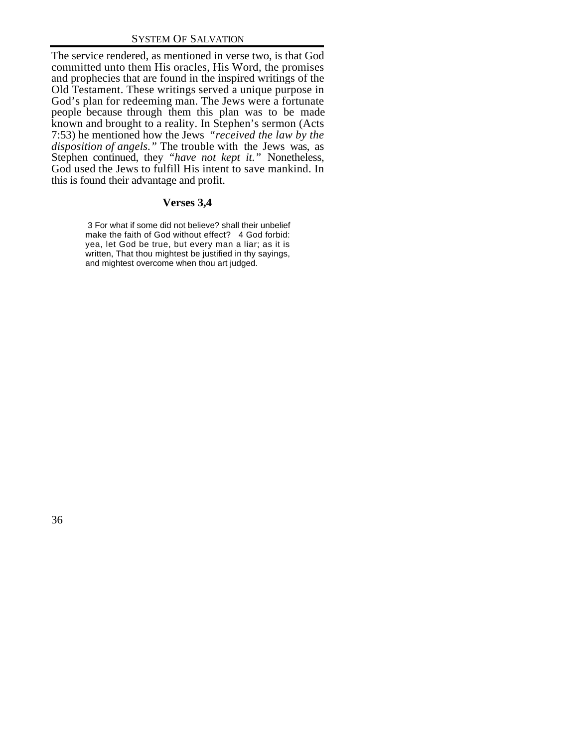The service rendered, as mentioned in verse two, is that God committed unto them His oracles, His Word, the promises and prophecies that are found in the inspired writings of the Old Testament. These writings served a unique purpose in God's plan for redeeming man. The Jews were a fortunate people because through them this plan was to be made known and brought to a reality. In Stephen's sermon (Acts 7:53) he mentioned how the Jews *"received the law by the disposition of angels."* The trouble with the Jews was, as Stephen continued, they *"have not kept it."* Nonetheless, God used the Jews to fulfill His intent to save mankind. In this is found their advantage and profit.

### Verses 3,4

> 3 For what if some did not believe? shall their unbelief make the faith of God without effect? 4 God forbid: yea, let God be true, but every man a liar; as it is written, That thou mightest be justified in thy sayings, and mightest overcome when thou art judged.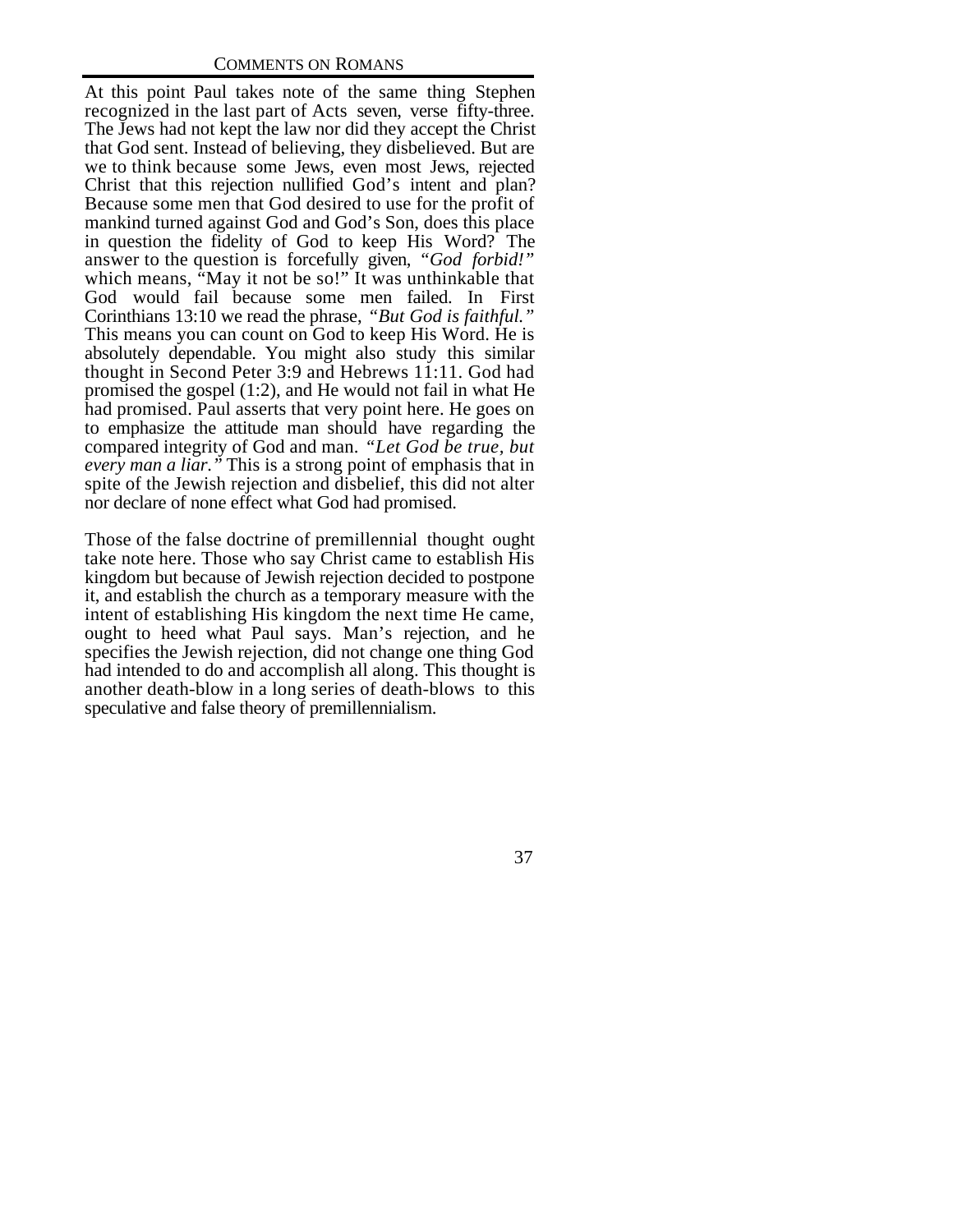At this point Paul takes note of the same thing Stephen recognized in the last part of Acts seven, verse fifty-three. The Jews had not kept the law nor did they accept the Christ that God sent. Instead of believing, they disbelieved. But are we to think because some Jews, even most Jews, rejected Christ that this rejection nullified God's intent and plan? Because some men that God desired to use for the profit of mankind turned against God and God's Son, does this place in question the fidelity of God to keep His Word? The answer to the question is forcefully given, *"God forbid!"* which means, "May it not be so!" It was unthinkable that God would fail because some men failed. In First Corinthians 13:10 we read the phrase, *"But God is faithful."* This means you can count on God to keep His Word. He is absolutely dependable. You might also study this similar thought in Second Peter 3:9 and Hebrews 11:11. God had promised the gospel (1:2), and He would not fail in what He had promised. Paul asserts that very point here. He goes on to emphasize the attitude man should have regarding the compared integrity of God and man. *"Let God be true, but every man a liar."* This is a strong point of emphasis that in spite of the Jewish rejection and disbelief, this did not alter nor declare of none effect what God had promised.

Those of the false doctrine of premillennial thought ought take note here. Those who say Christ came to establish His kingdom but because of Jewish rejection decided to postpone it, and establish the church as a temporary measure with the intent of establishing His kingdom the next time He came, ought to heed what Paul says. Man's rejection, and he specifies the Jewish rejection, did not change one thing God had intended to do and accomplish all along. This thought is another death-blow in a long series of death-blows to this speculative and false theory of premillennialism.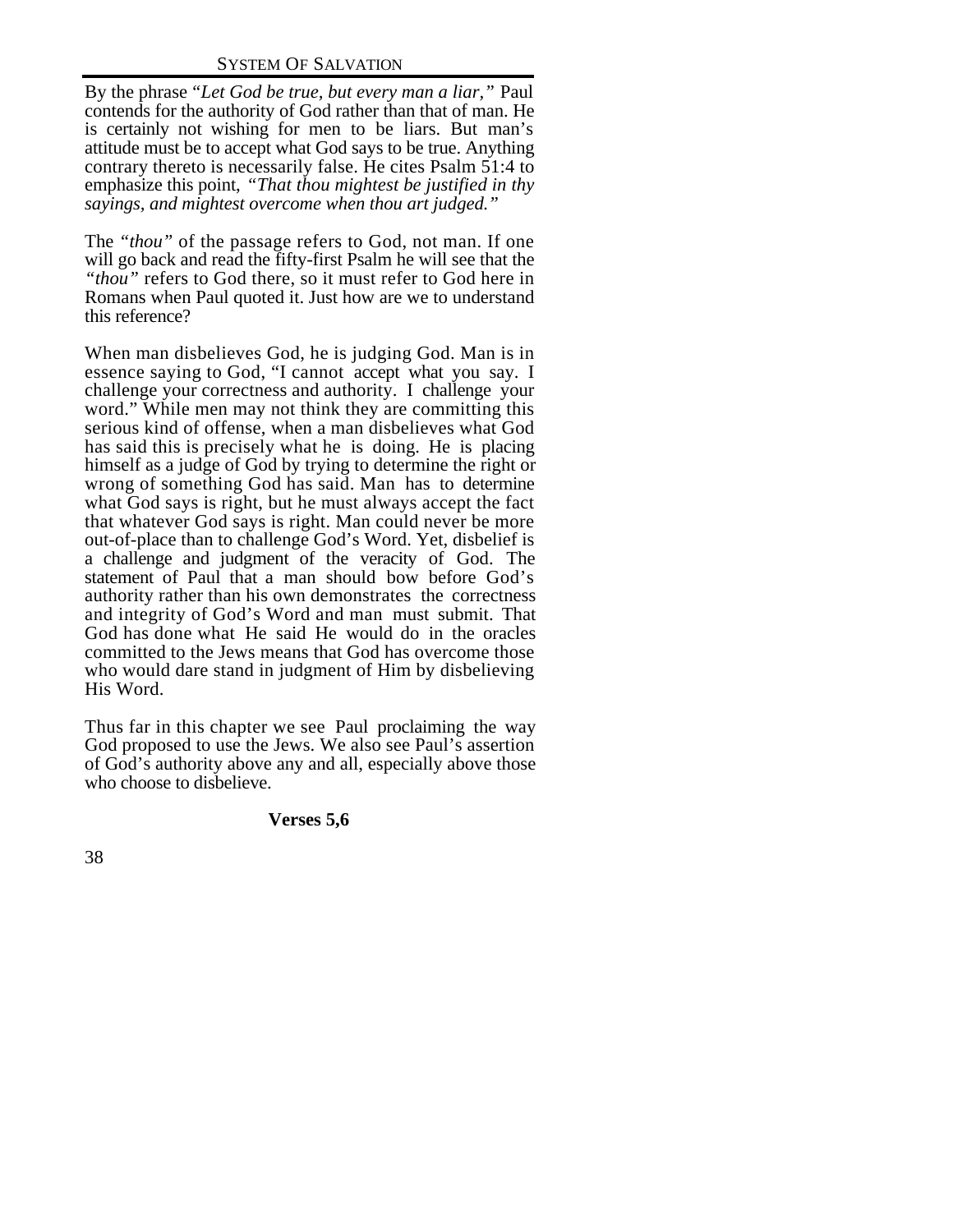By the phrase *"Let God be true, but every man a liar,"* Paul contends for the authority of God rather than that of man. He is certainly not wishing for men to be liars. But man's attitude must be to accept what God says to be true. Anything contrary thereto is necessarily false. He cites Psalm 51:4 to emphasize this point, *"That thou mightest be justified in thy sayings, and mightest overcome when thou art judged."*

The *"thou"* of the passage refers to God, not man. If one will go back and read the fifty-first Psalm he will see that the *"thou"* refers to God there, so it must refer to God here in Romans when Paul quoted it. Just how are we to understand this reference?

When man disbelieves God, he is judging God. Man is in essence saying to God, "I cannot accept what you say. I challenge your correctness and authority. I challenge your word." While men may not think they are committing this serious kind of offense, when a man disbelieves what God has said this is precisely what he is doing. He is placing himself as a judge of God by trying to determine the right or wrong of something God has said. Man has to determine what God says is right, but he must always accept the fact that whatever God says is right. Man could never be more out-of-place than to challenge God's Word. Yet, disbelief is a challenge and judgment of the veracity of God. The statement of Paul that a man should bow before God's authority rather than his own demonstrates the correctness and integrity of God's Word and man must submit. That God has done what He said He would do in the oracles committed to the Jews means that God has overcome those who would dare stand in judgment of Him by disbelieving His Word.

Thus far in this chapter we see Paul proclaiming the way God proposed to use the Jews. We also see Paul's assertion of God's authority above any and all, especially above those who choose to disbelieve.

**Verses 5,6**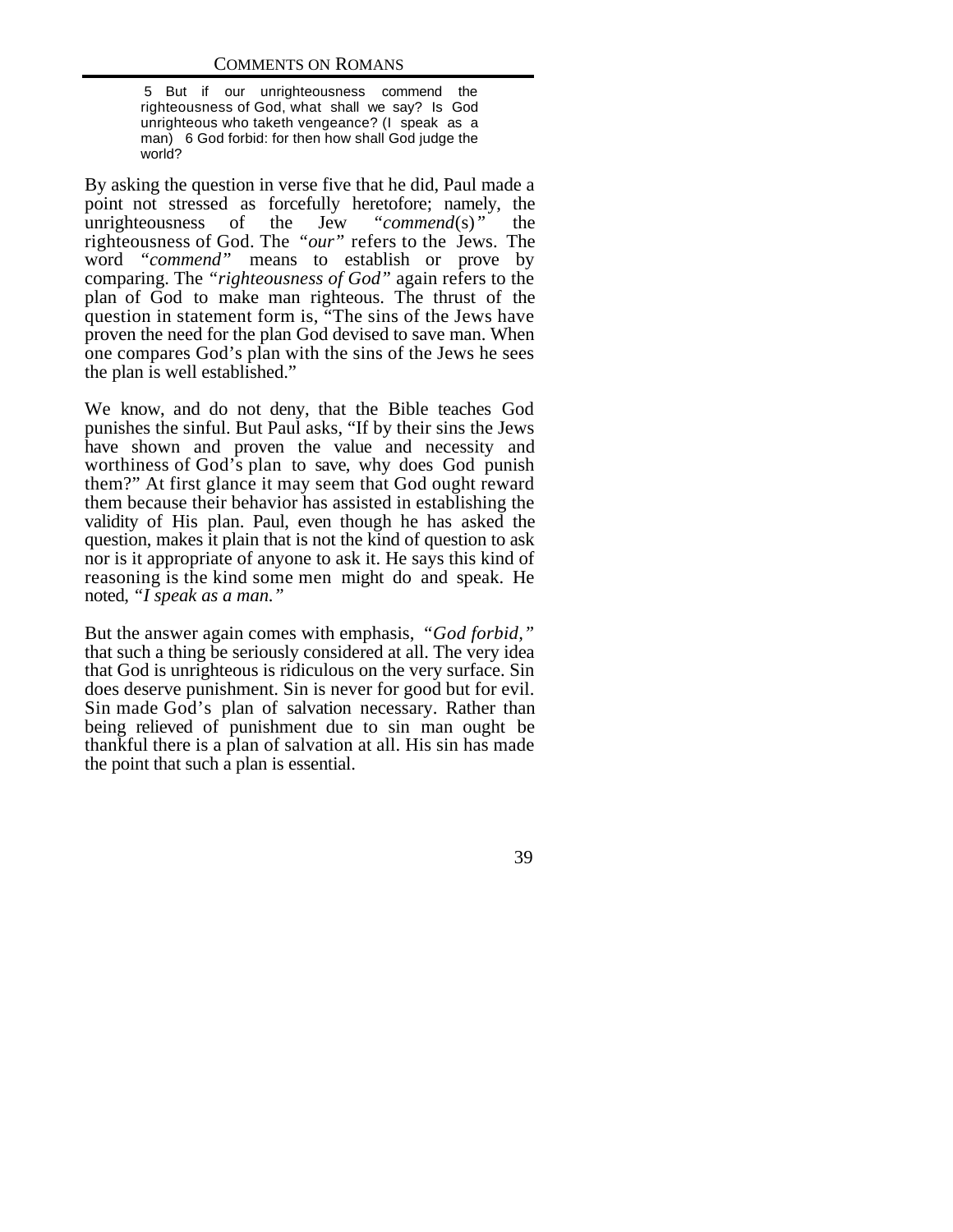> 5 But if our unrighteousness commend the righteousness of God, what shall we say? Is God unrighteous who taketh vengeance? (I speak as a man) 6 God forbid: for then how shall God judge the world?

By asking the question in verse five that he did, Paul made a point not stressed as forcefully heretofore; namely, the unrighteousness of the Jew *"commend*(s)*"* the righteousness of God. The *"our"* refers to the Jews. The word *"commend"* means to establish or prove by comparing. The *"righteousness of God"* again refers to the plan of God to make man righteous. The thrust of the question in statement form is, "The sins of the Jews have proven the need for the plan God devised to save man. When one compares God's plan with the sins of the Jews he sees the plan is well established."

We know, and do not deny, that the Bible teaches God punishes the sinful. But Paul asks, "If by their sins the Jews have shown and proven the value and necessity and worthiness of God's plan to save, why does God punish them?" At first glance it may seem that God ought reward them because their behavior has assisted in establishing the validity of His plan. Paul, even though he has asked the question, makes it plain that is not the kind of question to ask nor is it appropriate of anyone to ask it. He says this kind of reasoning is the kind some men might do and speak. He noted, *"I speak as a man."*

But the answer again comes with emphasis, *"God forbid,"* that such a thing be seriously considered at all. The very idea that God is unrighteous is ridiculous on the very surface. Sin does deserve punishment. Sin is never for good but for evil. Sin made God's plan of salvation necessary. Rather than being relieved of punishment due to sin man ought be thankful there is a plan of salvation at all. His sin has made the point that such a plan is essential.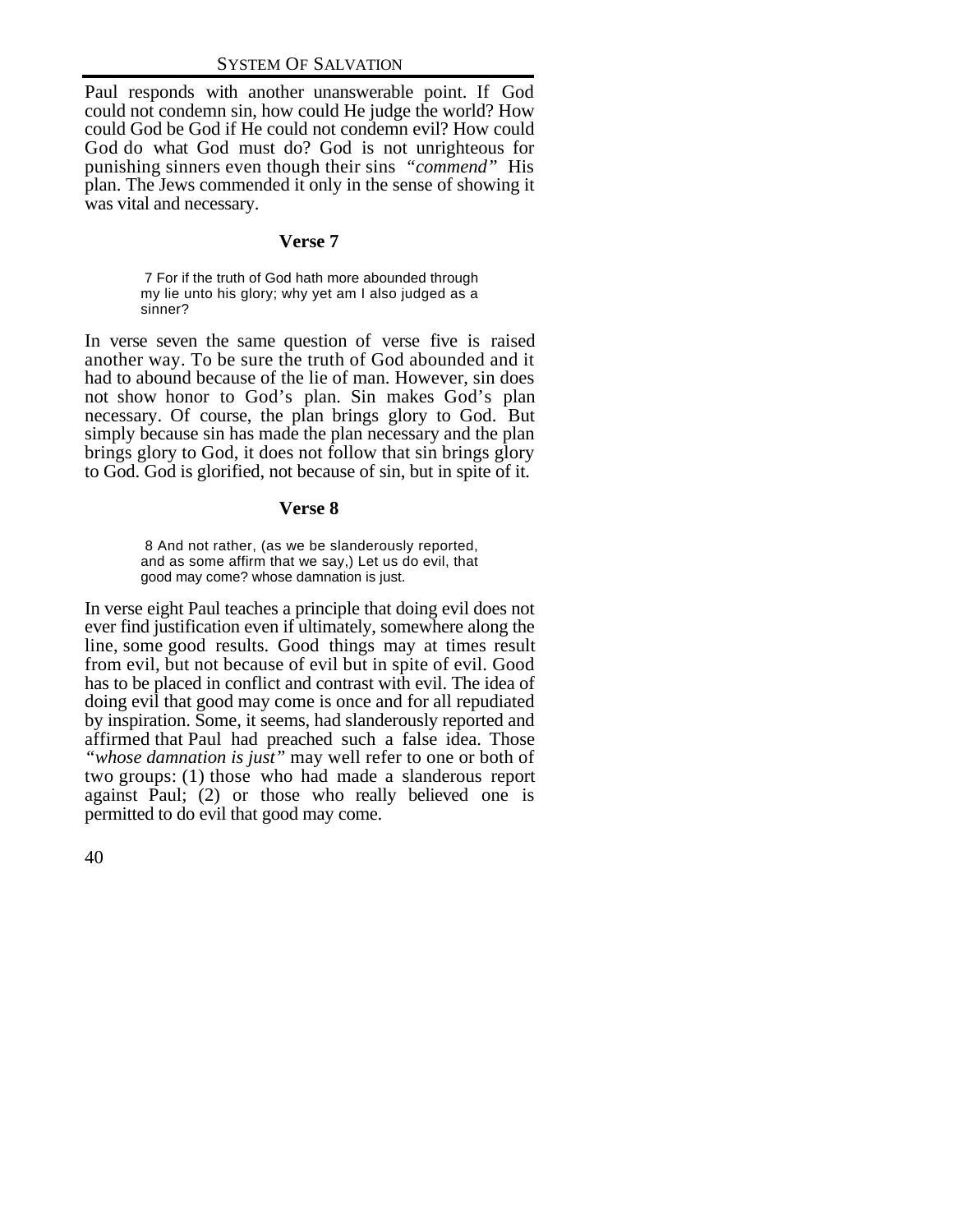Paul responds with another unanswerable point. If God could not condemn sin, how could He judge the world? How could God be God if He could not condemn evil? How could God do what God must do? God is not unrighteous for punishing sinners even though their sins *"commend"* His plan. The Jews commended it only in the sense of showing it was vital and necessary.

### Verse 7

> 7 For if the truth of God hath more abounded through my lie unto his glory; why yet am I also judged as a sinner?

In verse seven the same question of verse five is raised another way. To be sure the truth of God abounded and it had to abound because of the lie of man. However, sin does not show honor to God's plan. Sin makes God's plan necessary. Of course, the plan brings glory to God. But simply because sin has made the plan necessary and the plan brings glory to God, it does not follow that sin brings glory to God. God is glorified, not because of sin, but in spite of it.

### Verse 8

> 8 And not rather, (as we be slanderously reported, and as some affirm that we say,) Let us do evil, that good may come? whose damnation is just.

In verse eight Paul teaches a principle that doing evil does not ever find justification even if ultimately, somewhere along the line, some good results. Good things may at times result from evil, but not because of evil but in spite of evil. Good has to be placed in conflict and contrast with evil. The idea of doing evil that good may come is once and for all repudiated by inspiration. Some, it seems, had slanderously reported and affirmed that Paul had preached such a false idea. Those *"whose damnation is just"* may well refer to one or both of two groups: (1) those who had made a slanderous report against Paul; (2) or those who really believed one is permitted to do evil that good may come.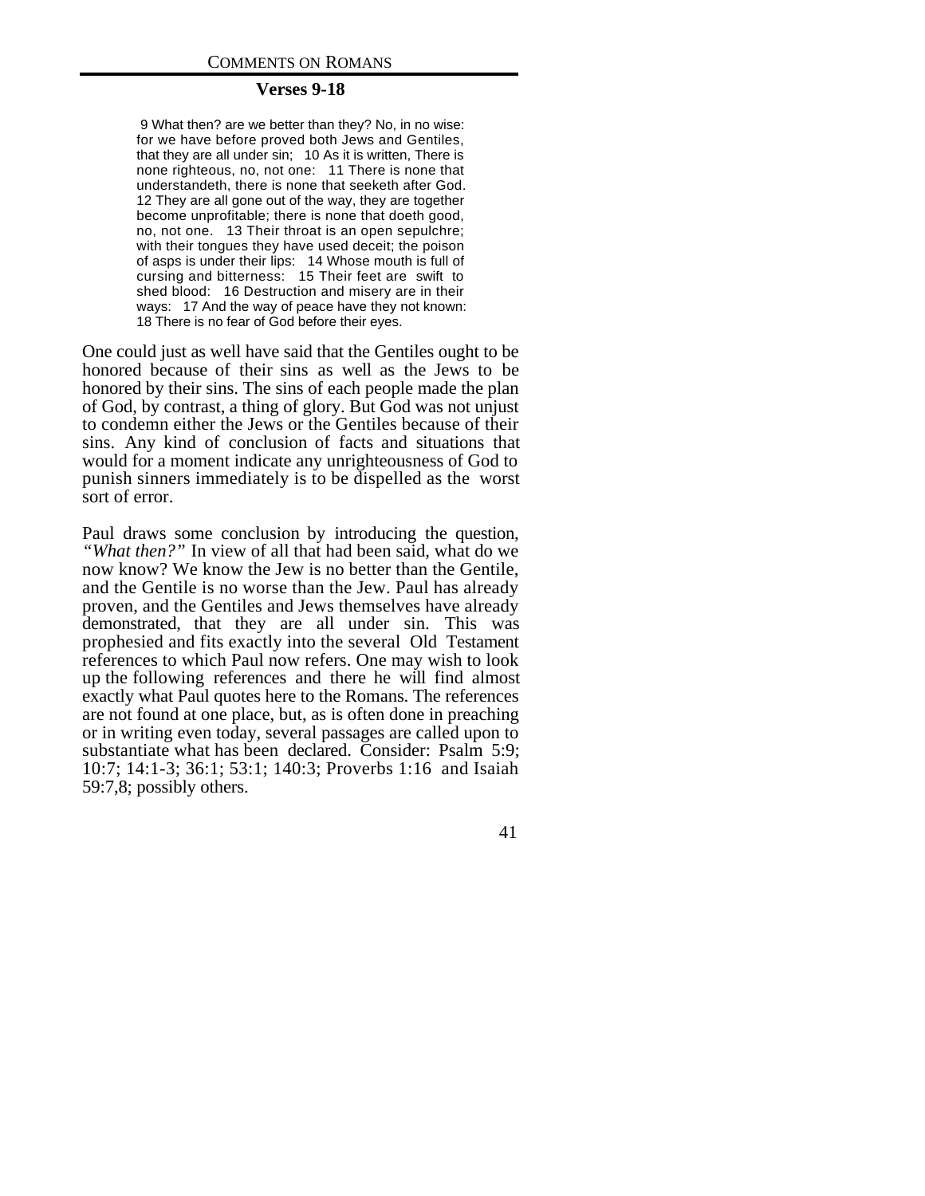### Verses 9-18

> 9 What then? are we better than they? No, in no wise: for we have before proved both Jews and Gentiles, that they are all under sin; 10 As it is written, There is none righteous, no, not one: 11 There is none that understandeth, there is none that seeketh after God. 12 They are all gone out of the way, they are together become unprofitable; there is none that doeth good, no, not one. 13 Their throat is an open sepulchre; with their tongues they have used deceit; the poison of asps is under their lips: 14 Whose mouth is full of cursing and bitterness: 15 Their feet are swift to shed blood: 16 Destruction and misery are in their ways: 17 And the way of peace have they not known: 18 There is no fear of God before their eyes.

One could just as well have said that the Gentiles ought to be honored because of their sins as well as the Jews to be honored by their sins. The sins of each people made the plan of God, by contrast, a thing of glory. But God was not unjust to condemn either the Jews or the Gentiles because of their sins. Any kind of conclusion of facts and situations that would for a moment indicate any unrighteousness of God to punish sinners immediately is to be dispelled as the worst sort of error.

Paul draws some conclusion by introducing the question, *"What then?"* In view of all that had been said, what do we now know? We know the Jew is no better than the Gentile, and the Gentile is no worse than the Jew. Paul has already proven, and the Gentiles and Jews themselves have already demonstrated, that they are all under sin. This was prophesied and fits exactly into the several Old Testament references to which Paul now refers. One may wish to look up the following references and there he will find almost exactly what Paul quotes here to the Romans. The references are not found at one place, but, as is often done in preaching or in writing even today, several passages are called upon to substantiate what has been declared. Consider: Psalm 5:9; 10:7; 14:1-3; 36:1; 53:1; 140:3; Proverbs 1:16 and Isaiah 59:7,8; possibly others.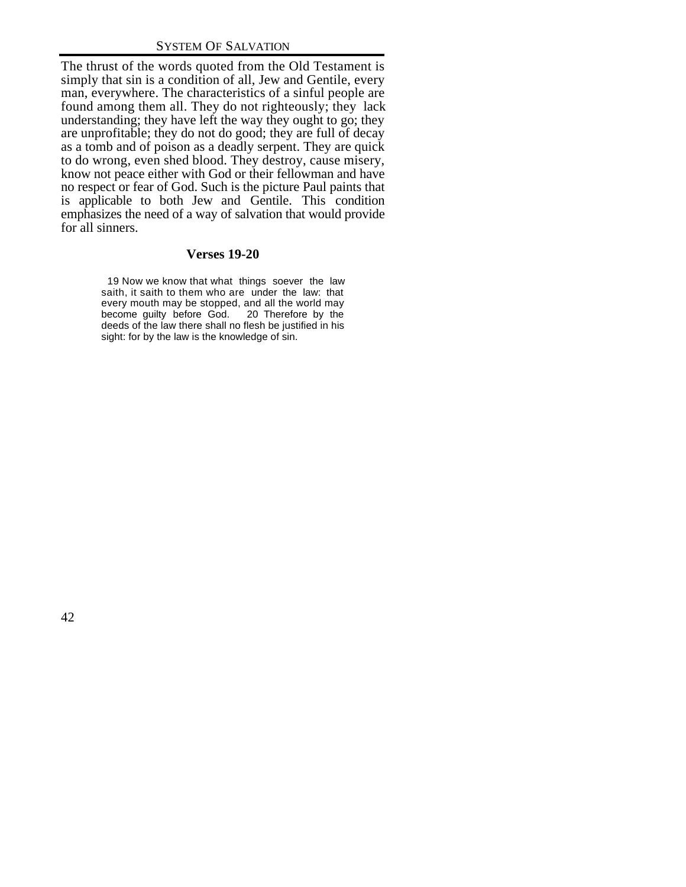The thrust of the words quoted from the Old Testament is simply that sin is a condition of all, Jew and Gentile, every man, everywhere. The characteristics of a sinful people are found among them all. They do not righteously; they lack understanding; they have left the way they ought to go; they are unprofitable; they do not do good; they are full of decay as a tomb and of poison as a deadly serpent. They are quick to do wrong, even shed blood. They destroy, cause misery, know not peace either with God or their fellowman and have no respect or fear of God. Such is the picture Paul paints that is applicable to both Jew and Gentile. This condition emphasizes the need of a way of salvation that would provide for all sinners.

### Verses 19-20

> 19 Now we know that what things soever the law saith, it saith to them who are under the law: that every mouth may be stopped, and all the world may become guilty before God. 20 Therefore by the deeds of the law there shall no flesh be justified in his sight: for by the law is the knowledge of sin.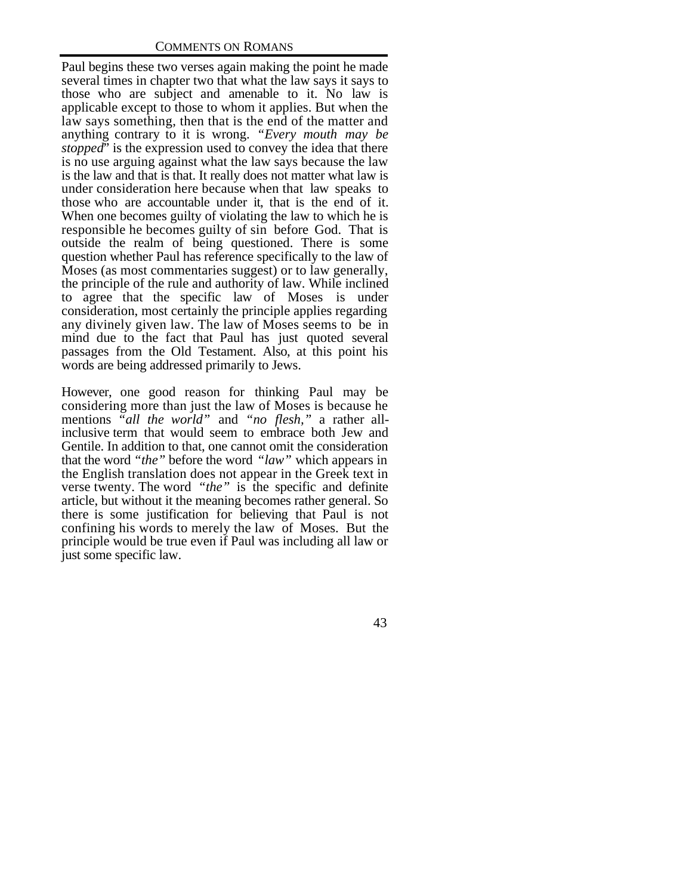Paul begins these two verses again making the point he made several times in chapter two that what the law says it says to those who are subject and amenable to it. No law is applicable except to those to whom it applies. But when the law says something, then that is the end of the matter and anything contrary to it is wrong. *"Every mouth may be stopped"* is the expression used to convey the idea that there is no use arguing against what the law says because the law is the law and that is that. It really does not matter what law is under consideration here because when that law speaks to those who are accountable under it, that is the end of it. When one becomes guilty of violating the law to which he is responsible he becomes guilty of sin before God. That is outside the realm of being questioned. There is some question whether Paul has reference specifically to the law of Moses (as most commentaries suggest) or to law generally, the principle of the rule and authority of law. While inclined to agree that the specific law of Moses is under consideration, most certainly the principle applies regarding any divinely given law. The law of Moses seems to be in mind due to the fact that Paul has just quoted several passages from the Old Testament. Also, at this point his words are being addressed primarily to Jews.

However, one good reason for thinking Paul may be considering more than just the law of Moses is because he mentions *"all the world"* and *"no flesh,"* a rather all-inclusive term that would seem to embrace both Jew and Gentile. In addition to that, one cannot omit the consideration that the word *"the"* before the word *"law"* which appears in the English translation does not appear in the Greek text in verse twenty. The word *"the"* is the specific and definite article, but without it the meaning becomes rather general. So there is some justification for believing that Paul is not confining his words to merely the law of Moses. But the principle would be true even if Paul was including all law or just some specific law.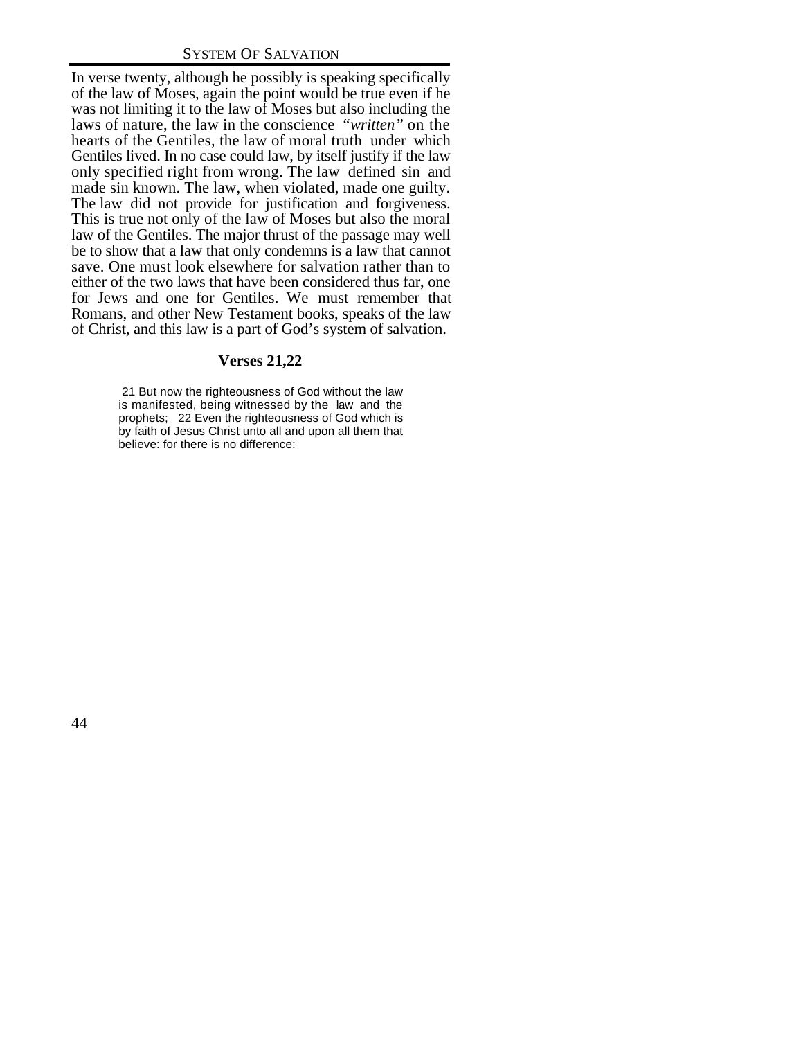In verse twenty, although he possibly is speaking specifically of the law of Moses, again the point would be true even if he was not limiting it to the law of Moses but also including the laws of nature, the law in the conscience *"written"* on the hearts of the Gentiles, the law of moral truth under which Gentiles lived. In no case could law, by itself justify if the law only specified right from wrong. The law defined sin and made sin known. The law, when violated, made one guilty. The law did not provide for justification and forgiveness. This is true not only of the law of Moses but also the moral law of the Gentiles. The major thrust of the passage may well be to show that a law that only condemns is a law that cannot save. One must look elsewhere for salvation rather than to either of the two laws that have been considered thus far, one for Jews and one for Gentiles. We must remember that Romans, and other New Testament books, speaks of the law of Christ, and this law is a part of God's system of salvation.

### Verses 21,22

> 21 But now the righteousness of God without the law is manifested, being witnessed by the law and the prophets; 22 Even the righteousness of God which is by faith of Jesus Christ unto all and upon all them that believe: for there is no difference: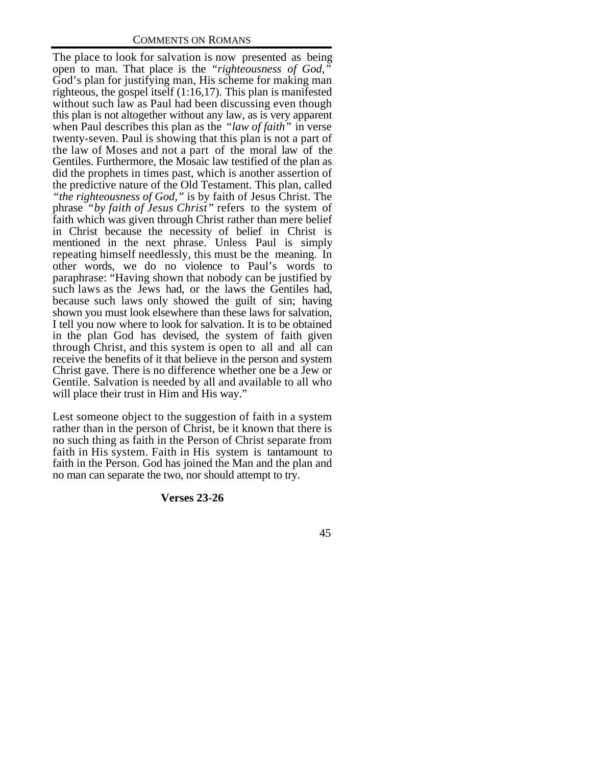The place to look for salvation is now presented as being open to man. That place is the *"righteousness of God,"* God's plan for justifying man, His scheme for making man righteous, the gospel itself (1:16,17). This plan is manifested without such law as Paul had been discussing even though this plan is not altogether without any law, as is very apparent when Paul describes this plan as the *"law of faith"* in verse twenty-seven. Paul is showing that this plan is not a part of the law of Moses and not a part of the moral law of the Gentiles. Furthermore, the Mosaic law testified of the plan as did the prophets in times past, which is another assertion of the predictive nature of the Old Testament. This plan, called *"the righteousness of God,"* is by faith of Jesus Christ. The phrase *"by faith of Jesus Christ"* refers to the system of faith which was given through Christ rather than mere belief in Christ because the necessity of belief in Christ is mentioned in the next phrase. Unless Paul is simply repeating himself needlessly, this must be the meaning. In other words, we do no violence to Paul's words to paraphrase: "Having shown that nobody can be justified by such laws as the Jews had, or the laws the Gentiles had, because such laws only showed the guilt of sin; having shown you must look elsewhere than these laws for salvation, I tell you now where to look for salvation. It is to be obtained in the plan God has devised, the system of faith given through Christ, and this system is open to all and all can receive the benefits of it that believe in the person and system Christ gave. There is no difference whether one be a Jew or Gentile. Salvation is needed by all and available to all who will place their trust in Him and His way."

Lest someone object to the suggestion of faith in a system rather than in the person of Christ, be it known that there is no such thing as faith in the Person of Christ separate from faith in His system. Faith in His system is tantamount to faith in the Person. God has joined the Man and the plan and no man can separate the two, nor should attempt to try.

**Verses 23-26**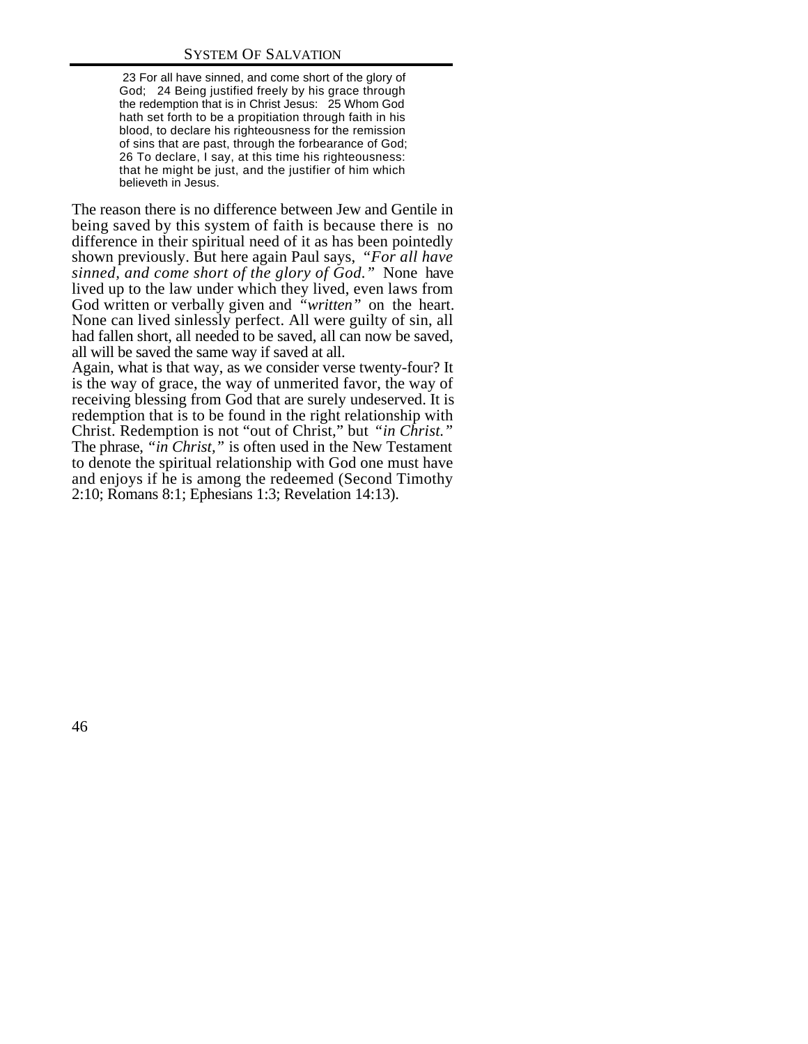> 23 For all have sinned, and come short of the glory of God; 24 Being justified freely by his grace through the redemption that is in Christ Jesus: 25 Whom God hath set forth to be a propitiation through faith in his blood, to declare his righteousness for the remission of sins that are past, through the forbearance of God; 26 To declare, I say, at this time his righteousness: that he might be just, and the justifier of him which believeth in Jesus.

The reason there is no difference between Jew and Gentile in being saved by this system of faith is because there is no difference in their spiritual need of it as has been pointedly shown previously. But here again Paul says, *"For all have sinned, and come short of the glory of God."* None have lived up to the law under which they lived, even laws from God written or verbally given and *"written"* on the heart. None can lived sinlessly perfect. All were guilty of sin, all had fallen short, all needed to be saved, all can now be saved, all will be saved the same way if saved at all.

Again, what is that way, as we consider verse twenty-four? It is the way of grace, the way of unmerited favor, the way of receiving blessing from God that are surely undeserved. It is redemption that is to be found in the right relationship with Christ. Redemption is not "out of Christ," but *"in Christ."* The phrase, *"in Christ,"* is often used in the New Testament to denote the spiritual relationship with God one must have and enjoys if he is among the redeemed (Second Timothy 2:10; Romans 8:1; Ephesians 1:3; Revelation 14:13).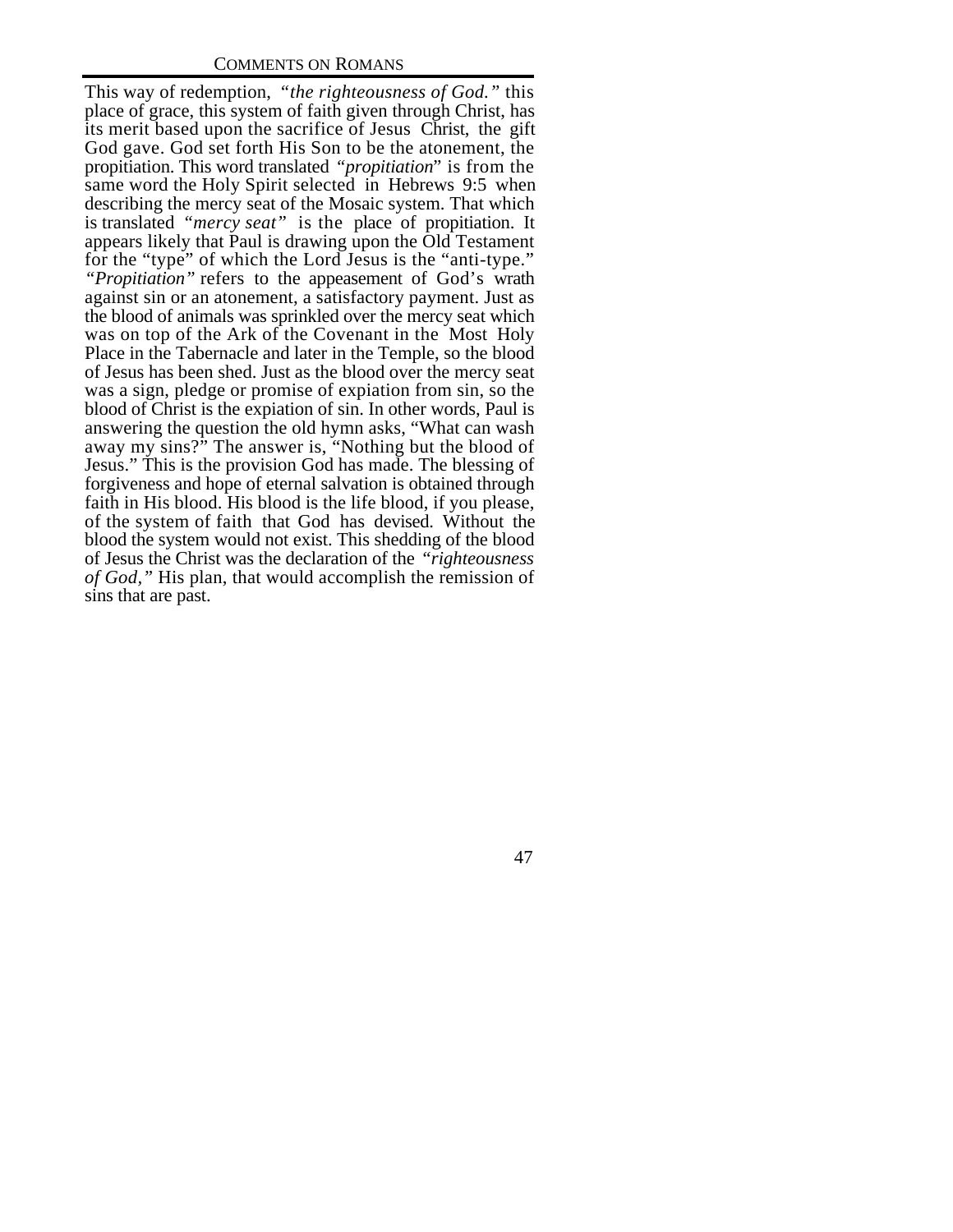This way of redemption, *"the righteousness of God."* this place of grace, this system of faith given through Christ, has its merit based upon the sacrifice of Jesus Christ, the gift God gave. God set forth His Son to be the atonement, the propitiation. This word translated *"propitiation"* is from the same word the Holy Spirit selected in Hebrews 9:5 when describing the mercy seat of the Mosaic system. That which is translated *"mercy seat"* is the place of propitiation. It appears likely that Paul is drawing upon the Old Testament for the "type" of which the Lord Jesus is the "anti-type." *"Propitiation"* refers to the appeasement of God's wrath against sin or an atonement, a satisfactory payment. Just as the blood of animals was sprinkled over the mercy seat which was on top of the Ark of the Covenant in the Most Holy Place in the Tabernacle and later in the Temple, so the blood of Jesus has been shed. Just as the blood over the mercy seat was a sign, pledge or promise of expiation from sin, so the blood of Christ is the expiation of sin. In other words, Paul is answering the question the old hymn asks, "What can wash away my sins?" The answer is, "Nothing but the blood of Jesus." This is the provision God has made. The blessing of forgiveness and hope of eternal salvation is obtained through faith in His blood. His blood is the life blood, if you please, of the system of faith that God has devised. Without the blood the system would not exist. This shedding of the blood of Jesus the Christ was the declaration of the *"righteousness of God,"* His plan, that would accomplish the remission of sins that are past.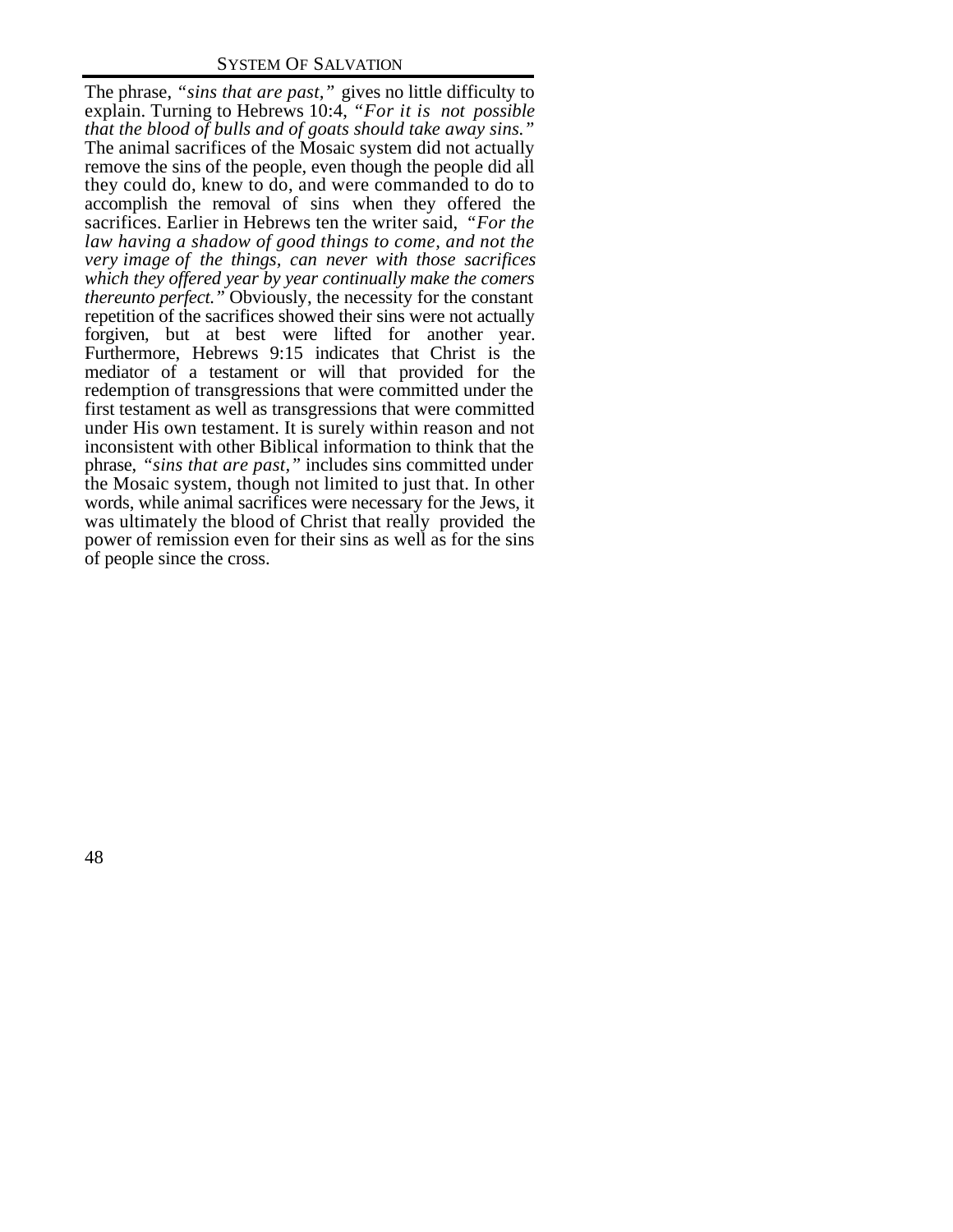The phrase, *"sins that are past,"* gives no little difficulty to explain. Turning to Hebrews 10:4, *"For it is not possible that the blood of bulls and of goats should take away sins."* The animal sacrifices of the Mosaic system did not actually remove the sins of the people, even though the people did all they could do, knew to do, and were commanded to do to accomplish the removal of sins when they offered the sacrifices. Earlier in Hebrews ten the writer said, *"For the law having a shadow of good things to come, and not the very image of the things, can never with those sacrifices which they offered year by year continually make the comers thereunto perfect."* Obviously, the necessity for the constant repetition of the sacrifices showed their sins were not actually forgiven, but at best were lifted for another year. Furthermore, Hebrews 9:15 indicates that Christ is the mediator of a testament or will that provided for the redemption of transgressions that were committed under the first testament as well as transgressions that were committed under His own testament. It is surely within reason and not inconsistent with other Biblical information to think that the phrase, *"sins that are past,"* includes sins committed under the Mosaic system, though not limited to just that. In other words, while animal sacrifices were necessary for the Jews, it was ultimately the blood of Christ that really provided the power of remission even for their sins as well as for the sins of people since the cross.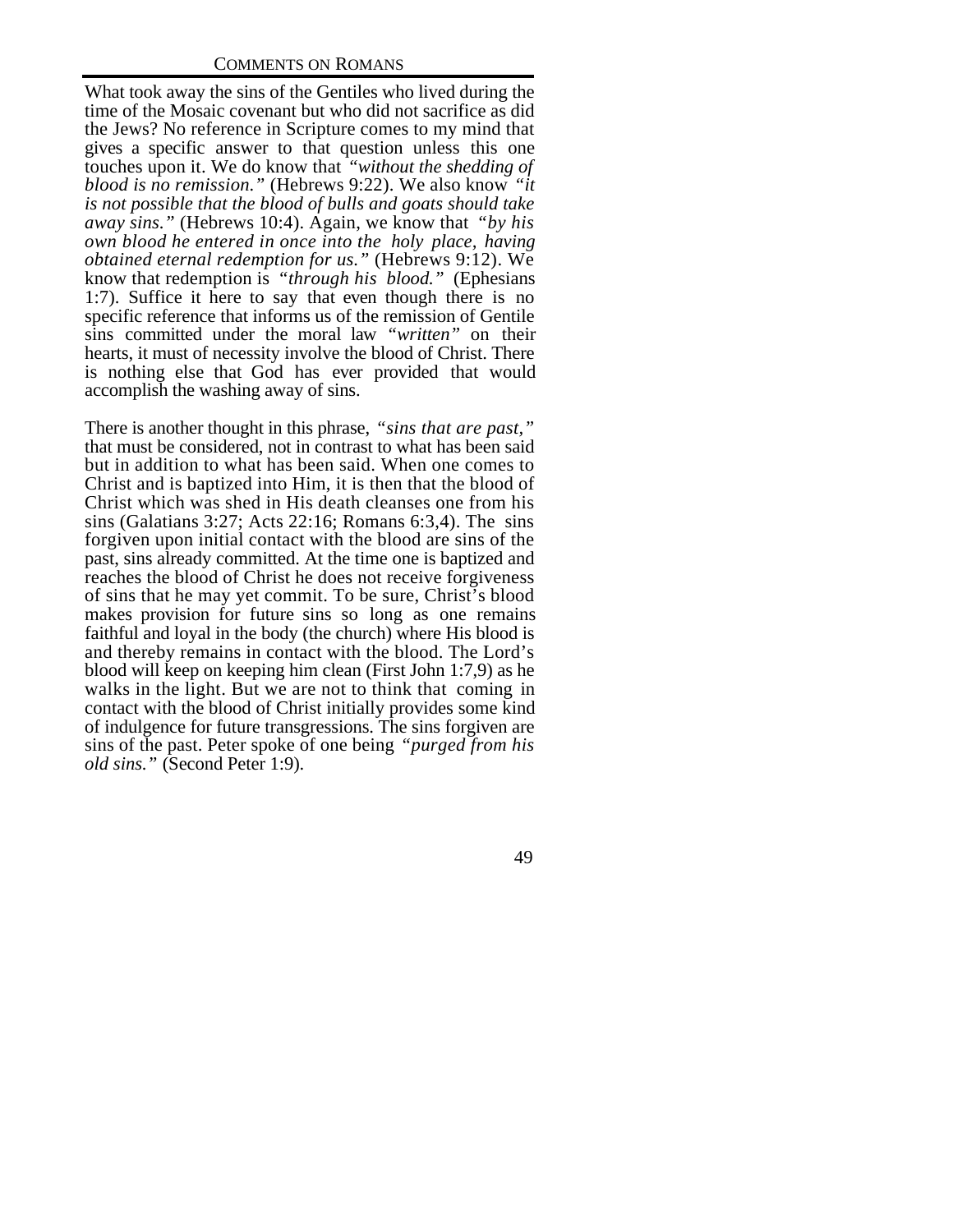What took away the sins of the Gentiles who lived during the time of the Mosaic covenant but who did not sacrifice as did the Jews? No reference in Scripture comes to my mind that gives a specific answer to that question unless this one touches upon it. We do know that *"without the shedding of blood is no remission."* (Hebrews 9:22). We also know *"it is not possible that the blood of bulls and goats should take away sins."* (Hebrews 10:4). Again, we know that *"by his own blood he entered in once into the holy place, having obtained eternal redemption for us."* (Hebrews 9:12). We know that redemption is *"through his blood."* (Ephesians 1:7). Suffice it here to say that even though there is no specific reference that informs us of the remission of Gentile sins committed under the moral law *"written"* on their hearts, it must of necessity involve the blood of Christ. There is nothing else that God has ever provided that would accomplish the washing away of sins.

There is another thought in this phrase, *"sins that are past,"* that must be considered, not in contrast to what has been said but in addition to what has been said. When one comes to Christ and is baptized into Him, it is then that the blood of Christ which was shed in His death cleanses one from his sins (Galatians 3:27; Acts 22:16; Romans 6:3,4). The sins forgiven upon initial contact with the blood are sins of the past, sins already committed. At the time one is baptized and reaches the blood of Christ he does not receive forgiveness of sins that he may yet commit. To be sure, Christ's blood makes provision for future sins so long as one remains faithful and loyal in the body (the church) where His blood is and thereby remains in contact with the blood. The Lord's blood will keep on keeping him clean (First John 1:7,9) as he walks in the light. But we are not to think that coming in contact with the blood of Christ initially provides some kind of indulgence for future transgressions. The sins forgiven are sins of the past. Peter spoke of one being *"purged from his old sins."* (Second Peter 1:9).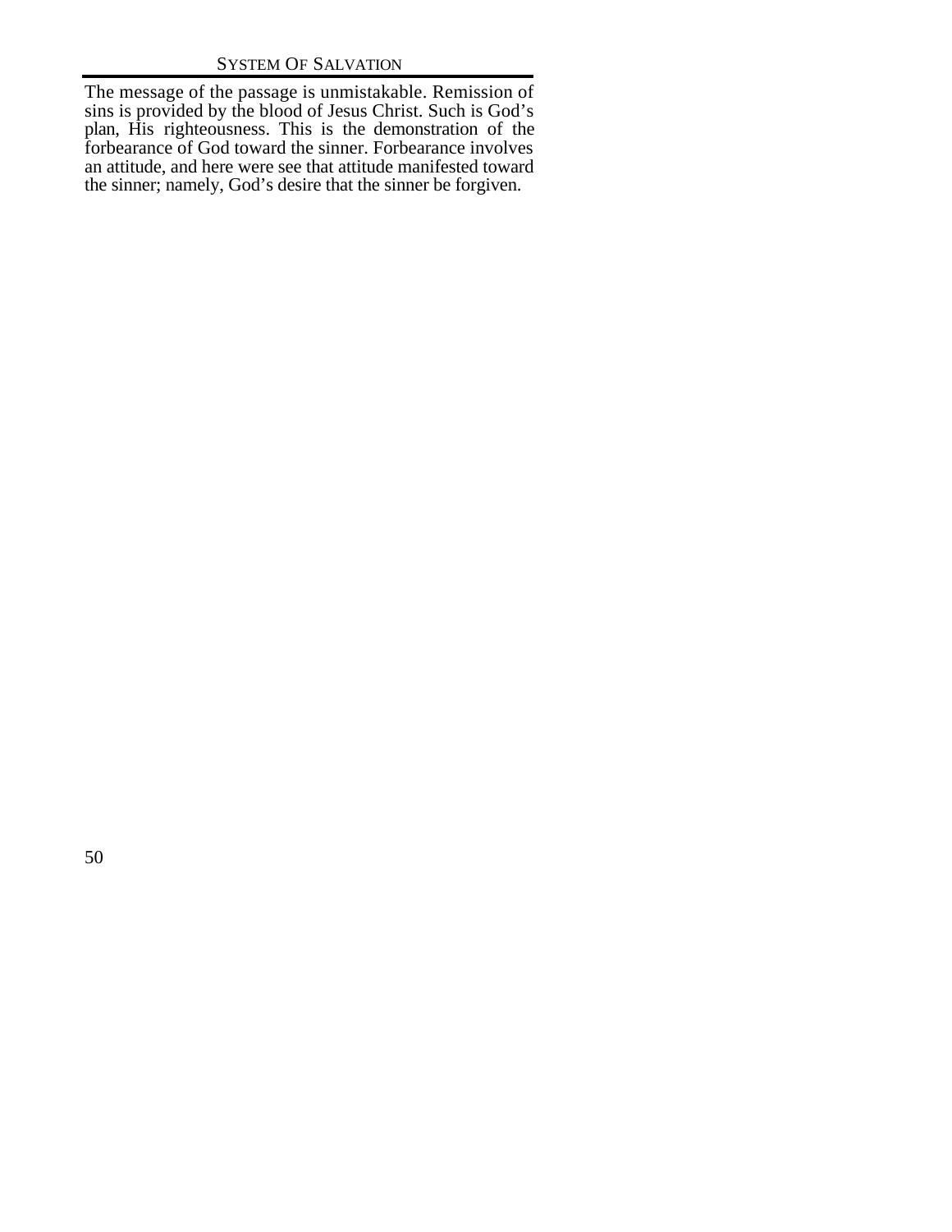The message of the passage is unmistakable. Remission of sins is provided by the blood of Jesus Christ. Such is God's plan, His righteousness. This is the demonstration of the forbearance of God toward the sinner. Forbearance involves an attitude, and here were see that attitude manifested toward the sinner; namely, God's desire that the sinner be forgiven.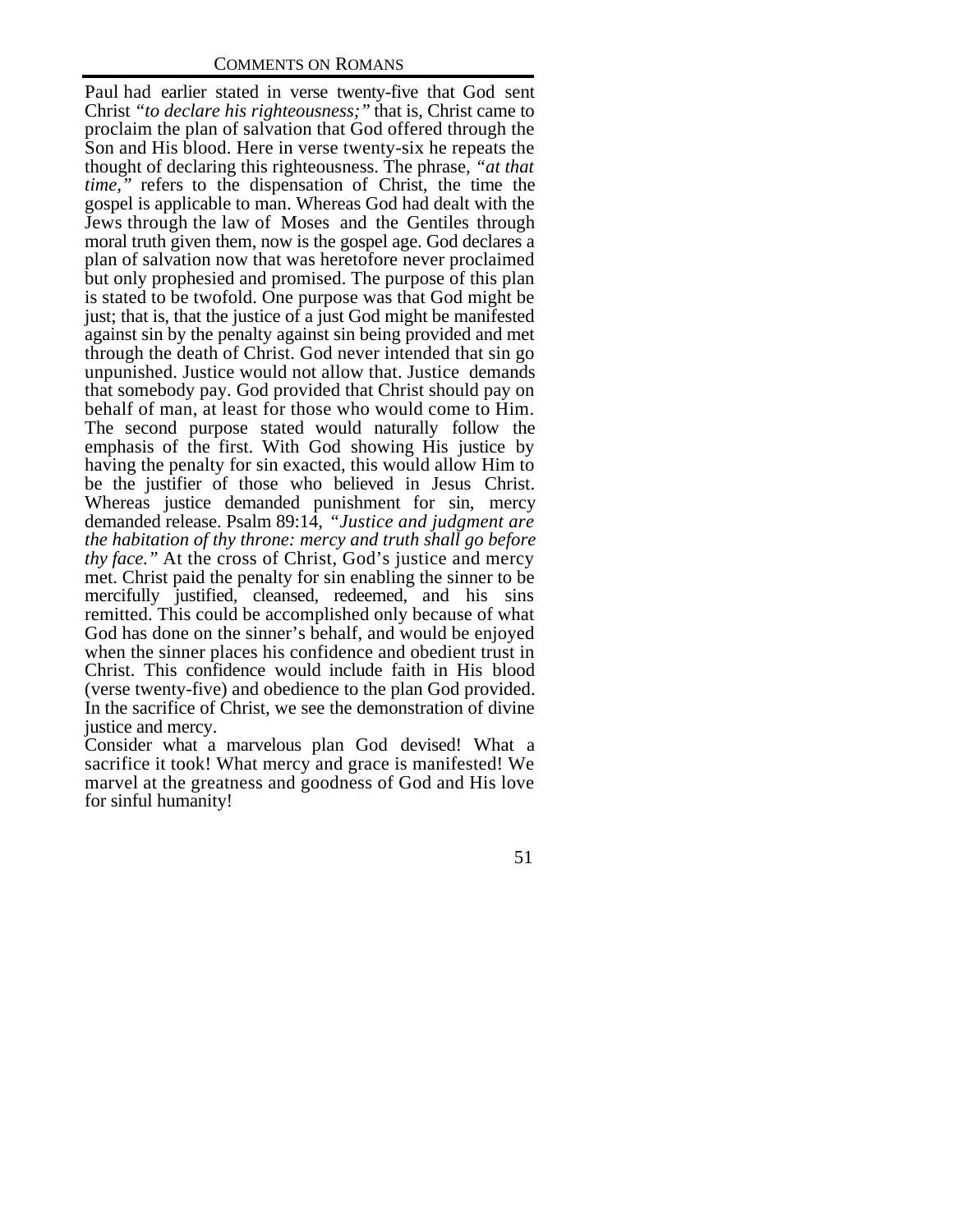Paul had earlier stated in verse twenty-five that God sent Christ *"to declare his righteousness;"* that is, Christ came to proclaim the plan of salvation that God offered through the Son and His blood. Here in verse twenty-six he repeats the thought of declaring this righteousness. The phrase, *"at that time,"* refers to the dispensation of Christ, the time the gospel is applicable to man. Whereas God had dealt with the Jews through the law of Moses and the Gentiles through moral truth given them, now is the gospel age. God declares a plan of salvation now that was heretofore never proclaimed but only prophesied and promised. The purpose of this plan is stated to be twofold. One purpose was that God might be just; that is, that the justice of a just God might be manifested against sin by the penalty against sin being provided and met through the death of Christ. God never intended that sin go unpunished. Justice would not allow that. Justice demands that somebody pay. God provided that Christ should pay on behalf of man, at least for those who would come to Him. The second purpose stated would naturally follow the emphasis of the first. With God showing His justice by having the penalty for sin exacted, this would allow Him to be the justifier of those who believed in Jesus Christ. Whereas justice demanded punishment for sin, mercy demanded release. Psalm 89:14, *"Justice and judgment are the habitation of thy throne: mercy and truth shall go before thy face."* At the cross of Christ, God's justice and mercy met. Christ paid the penalty for sin enabling the sinner to be mercifully justified, cleansed, redeemed, and his sins remitted. This could be accomplished only because of what God has done on the sinner's behalf, and would be enjoyed when the sinner places his confidence and obedient trust in Christ. This confidence would include faith in His blood (verse twenty-five) and obedience to the plan God provided. In the sacrifice of Christ, we see the demonstration of divine justice and mercy.

Consider what a marvelous plan God devised! What a sacrifice it took! What mercy and grace is manifested! We marvel at the greatness and goodness of God and His love for sinful humanity!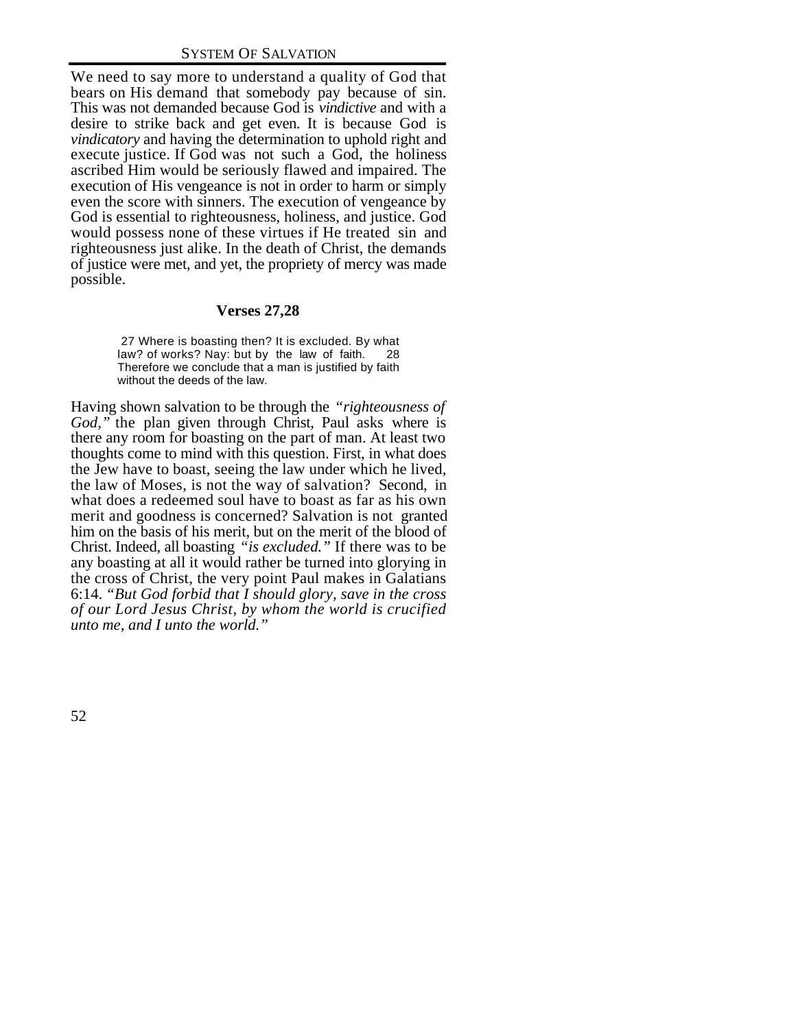We need to say more to understand a quality of God that bears on His demand that somebody pay because of sin. This was not demanded because God is *vindictive* and with a desire to strike back and get even. It is because God is *vindicatory* and having the determination to uphold right and execute justice. If God was not such a God, the holiness ascribed Him would be seriously flawed and impaired. The execution of His vengeance is not in order to harm or simply even the score with sinners. The execution of vengeance by God is essential to righteousness, holiness, and justice. God would possess none of these virtues if He treated sin and righteousness just alike. In the death of Christ, the demands of justice were met, and yet, the propriety of mercy was made possible.

### Verses 27,28

> 27 Where is boasting then? It is excluded. By what law? of works? Nay: but by the law of faith. 28 Therefore we conclude that a man is justified by faith without the deeds of the law.

Having shown salvation to be through the *"righteousness of God,"* the plan given through Christ, Paul asks where is there any room for boasting on the part of man. At least two thoughts come to mind with this question. First, in what does the Jew have to boast, seeing the law under which he lived, the law of Moses, is not the way of salvation? Second, in what does a redeemed soul have to boast as far as his own merit and goodness is concerned? Salvation is not granted him on the basis of his merit, but on the merit of the blood of Christ. Indeed, all boasting *"is excluded."* If there was to be any boasting at all it would rather be turned into glorying in the cross of Christ, the very point Paul makes in Galatians 6:14. *"But God forbid that I should glory, save in the cross of our Lord Jesus Christ, by whom the world is crucified unto me, and I unto the world."*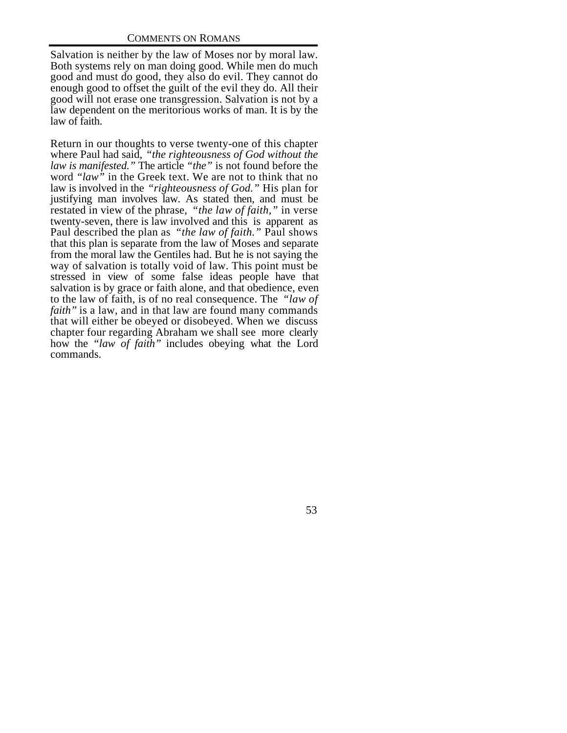Salvation is neither by the law of Moses nor by moral law. Both systems rely on man doing good. While men do much good and must do good, they also do evil. They cannot do enough good to offset the guilt of the evil they do. All their good will not erase one transgression. Salvation is not by a law dependent on the meritorious works of man. It is by the law of faith.

Return in our thoughts to verse twenty-one of this chapter where Paul had said, *"the righteousness of God without the law is manifested."* The article *"the"* is not found before the word *"law"* in the Greek text. We are not to think that no law is involved in the *"righteousness of God."* His plan for justifying man involves law. As stated then, and must be restated in view of the phrase, *"the law of faith,"* in verse twenty-seven, there is law involved and this is apparent as Paul described the plan as *"the law of faith."* Paul shows that this plan is separate from the law of Moses and separate from the moral law the Gentiles had. But he is not saying the way of salvation is totally void of law. This point must be stressed in view of some false ideas people have that salvation is by grace or faith alone, and that obedience, even to the law of faith, is of no real consequence. The *"law of faith"* is a law, and in that law are found many commands that will either be obeyed or disobeyed. When we discuss chapter four regarding Abraham we shall see more clearly how the *"law of faith"* includes obeying what the Lord commands.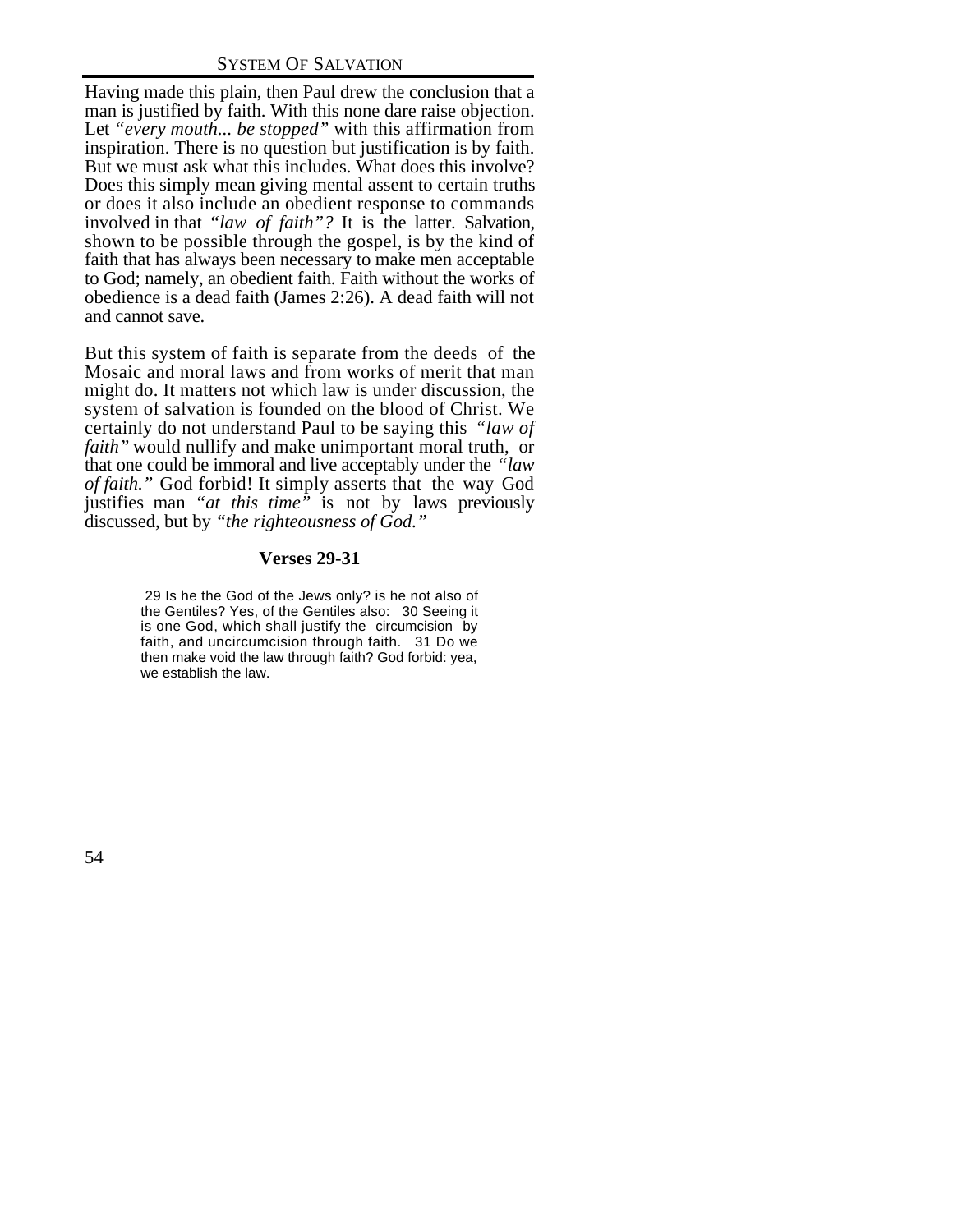Having made this plain, then Paul drew the conclusion that a man is justified by faith. With this none dare raise objection. Let *"every mouth... be stopped"* with this affirmation from inspiration. There is no question but justification is by faith. But we must ask what this includes. What does this involve? Does this simply mean giving mental assent to certain truths or does it also include an obedient response to commands involved in that *"law of faith"?* It is the latter. Salvation, shown to be possible through the gospel, is by the kind of faith that has always been necessary to make men acceptable to God; namely, an obedient faith. Faith without the works of obedience is a dead faith (James 2:26). A dead faith will not and cannot save.

But this system of faith is separate from the deeds of the Mosaic and moral laws and from works of merit that man might do. It matters not which law is under discussion, the system of salvation is founded on the blood of Christ. We certainly do not understand Paul to be saying this *"law of faith"* would nullify and make unimportant moral truth, or that one could be immoral and live acceptably under the *"law of faith."* God forbid! It simply asserts that the way God justifies man *"at this time"* is not by laws previously discussed, but by *"the righteousness of God."*

### Verses 29-31

> 29 Is he the God of the Jews only? is he not also of the Gentiles? Yes, of the Gentiles also: 30 Seeing it is one God, which shall justify the circumcision by faith, and uncircumcision through faith. 31 Do we then make void the law through faith? God forbid: yea, we establish the law.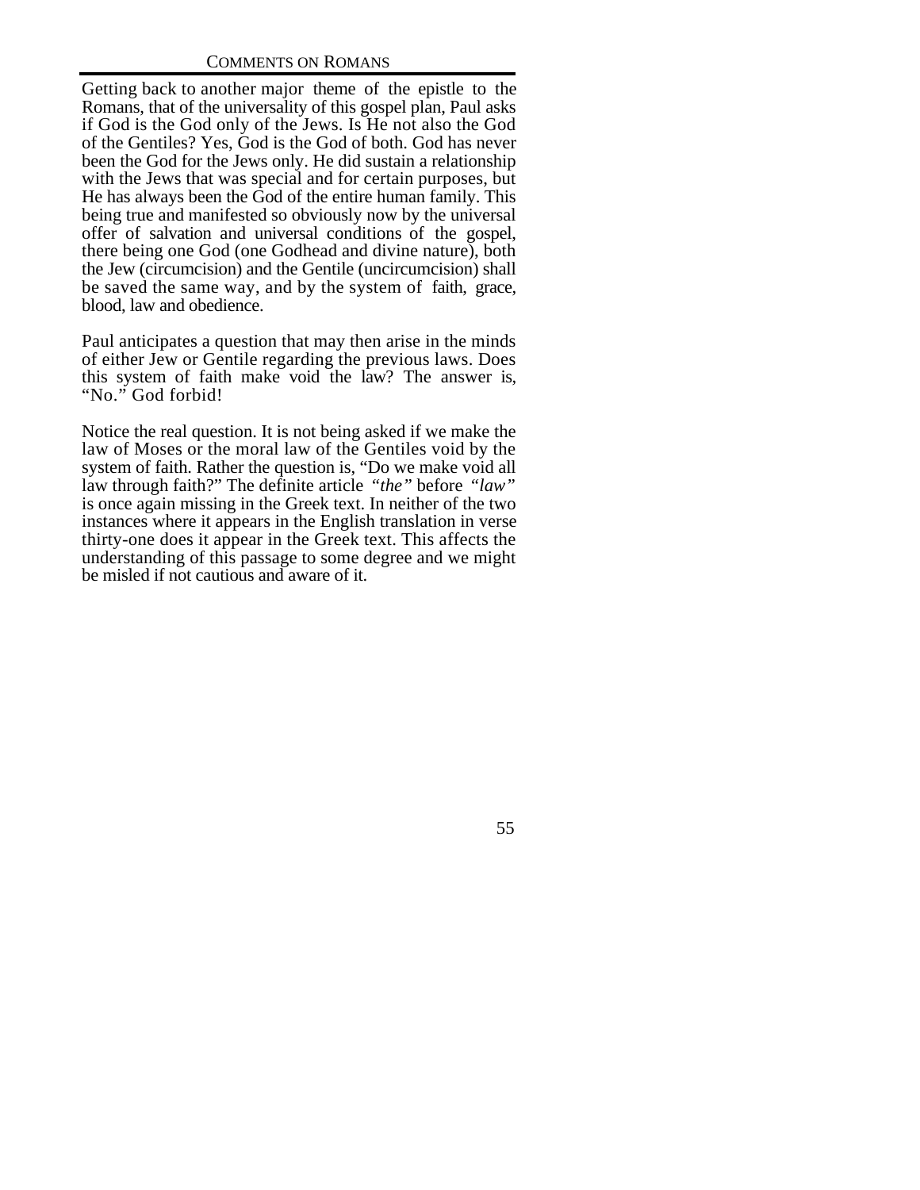Getting back to another major theme of the epistle to the Romans, that of the universality of this gospel plan, Paul asks if God is the God only of the Jews. Is He not also the God of the Gentiles? Yes, God is the God of both. God has never been the God for the Jews only. He did sustain a relationship with the Jews that was special and for certain purposes, but He has always been the God of the entire human family. This being true and manifested so obviously now by the universal offer of salvation and universal conditions of the gospel, there being one God (one Godhead and divine nature), both the Jew (circumcision) and the Gentile (uncircumcision) shall be saved the same way, and by the system of faith, grace, blood, law and obedience.

Paul anticipates a question that may then arise in the minds of either Jew or Gentile regarding the previous laws. Does this system of faith make void the law? The answer is, "No." God forbid!

Notice the real question. It is not being asked if we make the law of Moses or the moral law of the Gentiles void by the system of faith. Rather the question is, "Do we make void all law through faith?" The definite article *"the"* before *"law"* is once again missing in the Greek text. In neither of the two instances where it appears in the English translation in verse thirty-one does it appear in the Greek text. This affects the understanding of this passage to some degree and we might be misled if not cautious and aware of it.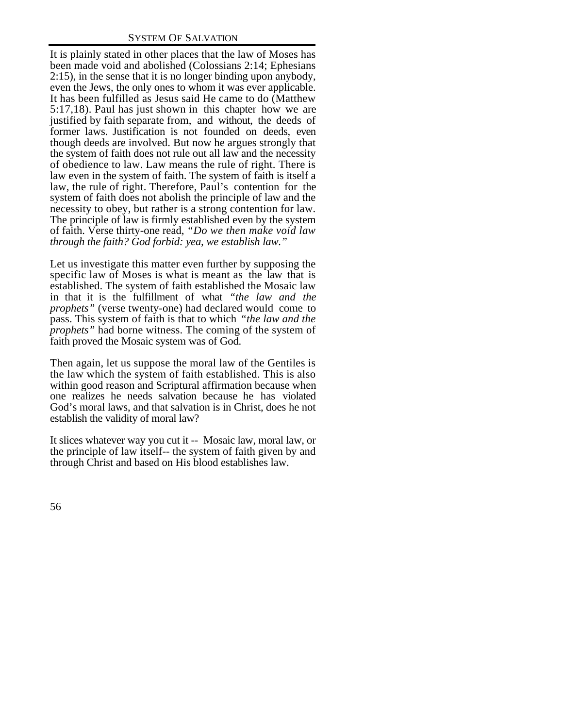It is plainly stated in other places that the law of Moses has been made void and abolished (Colossians 2:14; Ephesians 2:15), in the sense that it is no longer binding upon anybody, even the Jews, the only ones to whom it was ever applicable. It has been fulfilled as Jesus said He came to do (Matthew 5:17,18). Paul has just shown in this chapter how we are justified by faith separate from, and without, the deeds of former laws. Justification is not founded on deeds, even though deeds are involved. But now he argues strongly that the system of faith does not rule out all law and the necessity of obedience to law. Law means the rule of right. There is law even in the system of faith. The system of faith is itself a law, the rule of right. Therefore, Paul's contention for the system of faith does not abolish the principle of law and the necessity to obey, but rather is a strong contention for law. The principle of law is firmly established even by the system of faith. Verse thirty-one read, *"Do we then make void law through the faith? God forbid: yea, we establish law."*

Let us investigate this matter even further by supposing the specific law of Moses is what is meant as the law that is established. The system of faith established the Mosaic law in that it is the fulfillment of what *"the law and the prophets"* (verse twenty-one) had declared would come to pass. This system of faith is that to which *"the law and the prophets"* had borne witness. The coming of the system of faith proved the Mosaic system was of God.

Then again, let us suppose the moral law of the Gentiles is the law which the system of faith established. This is also within good reason and Scriptural affirmation because when one realizes he needs salvation because he has violated God's moral laws, and that salvation is in Christ, does he not establish the validity of moral law?

It slices whatever way you cut it -- Mosaic law, moral law, or the principle of law itself-- the system of faith given by and through Christ and based on His blood establishes law.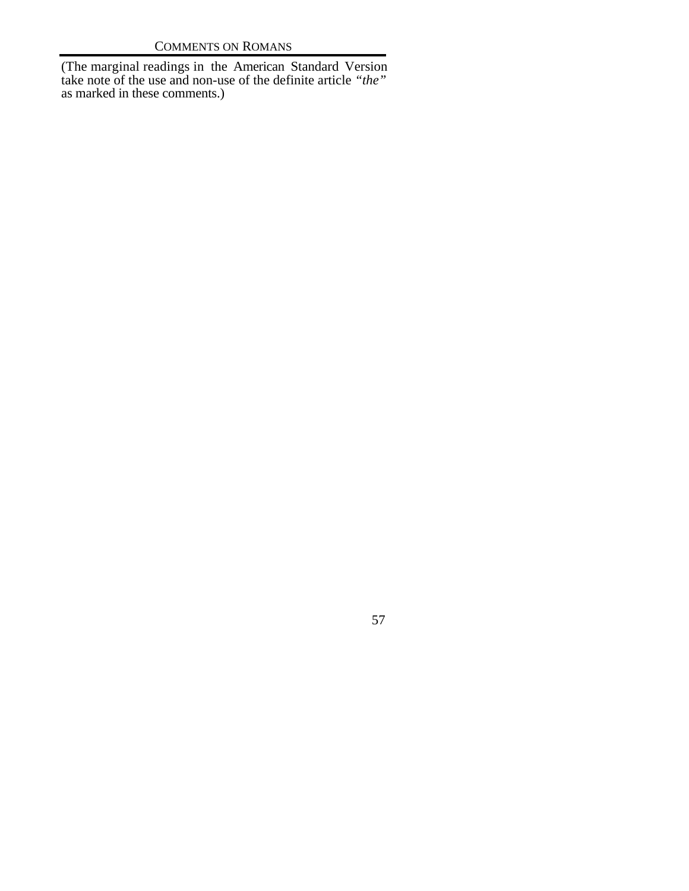(The marginal readings in the American Standard Version take note of the use and non-use of the definite article *"the"* as marked in these comments.)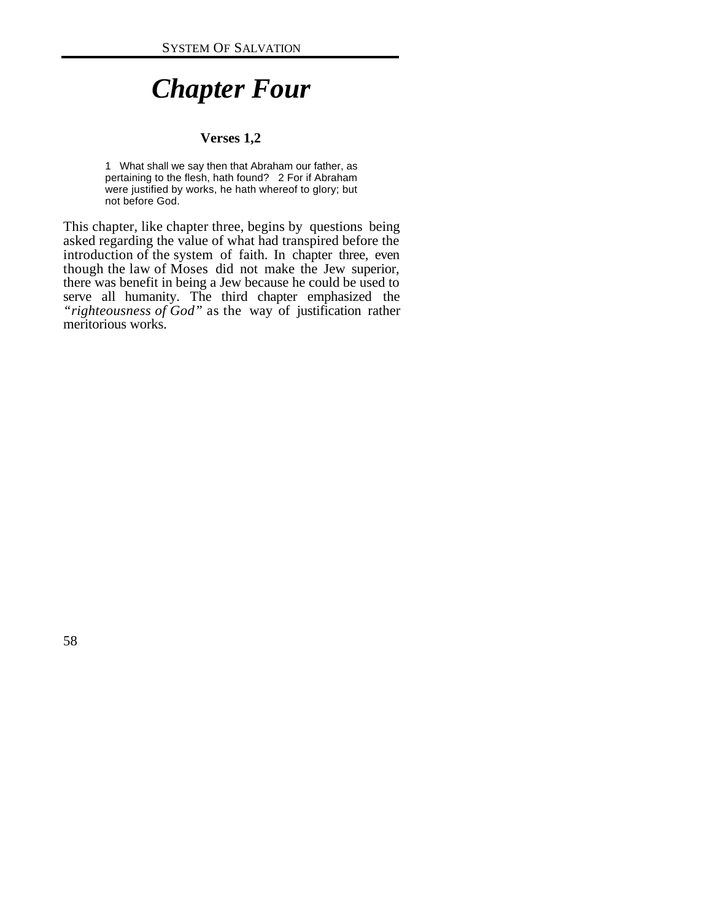# *Chapter Four*

**Verses 1,2**

> 1 What shall we say then that Abraham our father, as pertaining to the flesh, hath found? 2 For if Abraham were justified by works, he hath whereof to glory; but not before God.

This chapter, like chapter three, begins by questions being asked regarding the value of what had transpired before the introduction of the system of faith. In chapter three, even though the law of Moses did not make the Jew superior, there was benefit in being a Jew because he could be used to serve all humanity. The third chapter emphasized the *"righteousness of God"* as the way of justification rather meritorious works.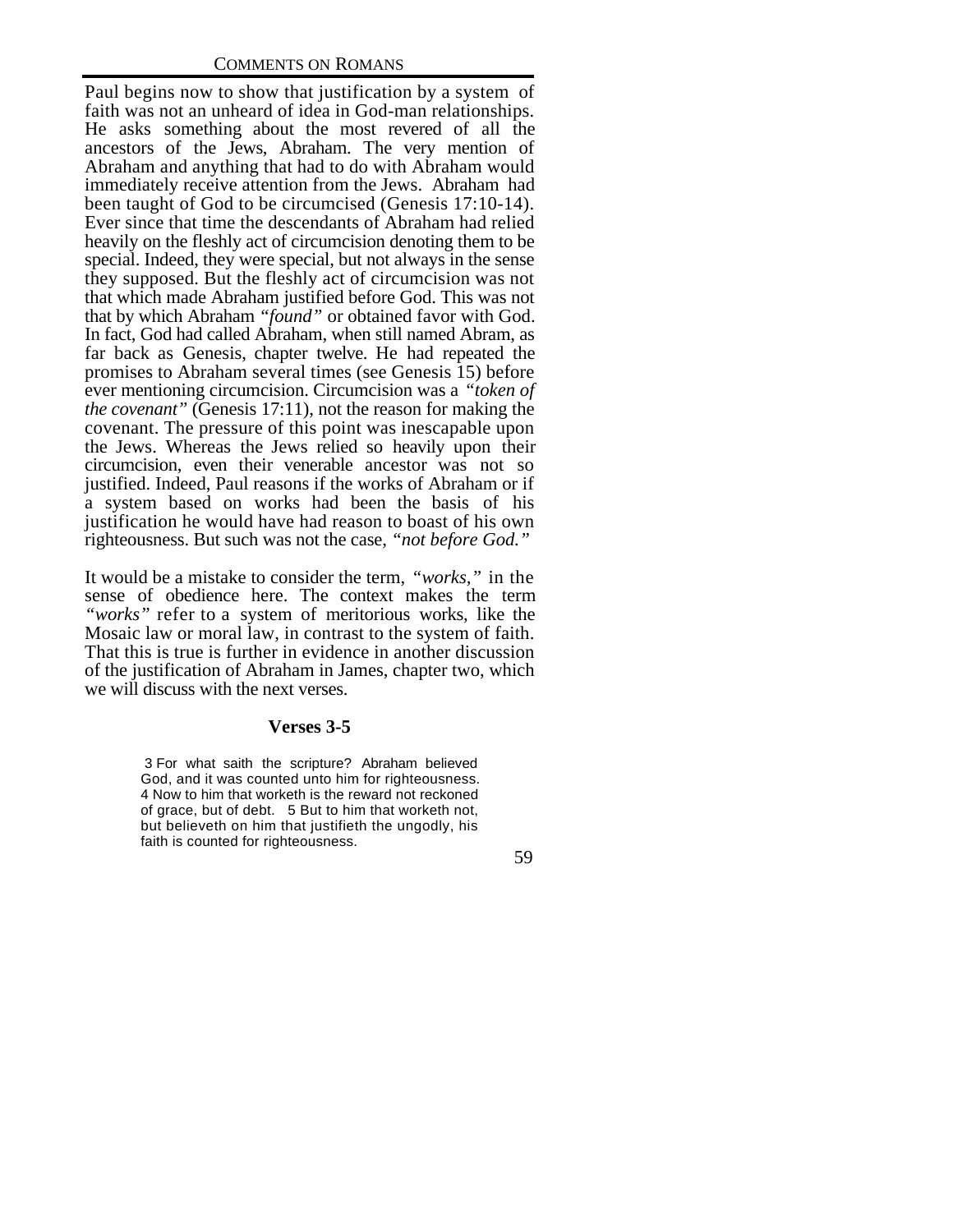Paul begins now to show that justification by a system of faith was not an unheard of idea in God-man relationships. He asks something about the most revered of all the ancestors of the Jews, Abraham. The very mention of Abraham and anything that had to do with Abraham would immediately receive attention from the Jews. Abraham had been taught of God to be circumcised (Genesis 17:10-14). Ever since that time the descendants of Abraham had relied heavily on the fleshly act of circumcision denoting them to be special. Indeed, they were special, but not always in the sense they supposed. But the fleshly act of circumcision was not that which made Abraham justified before God. This was not that by which Abraham *"found"* or obtained favor with God. In fact, God had called Abraham, when still named Abram, as far back as Genesis, chapter twelve. He had repeated the promises to Abraham several times (see Genesis 15) before ever mentioning circumcision. Circumcision was a *"token of the covenant"* (Genesis 17:11), not the reason for making the covenant. The pressure of this point was inescapable upon the Jews. Whereas the Jews relied so heavily upon their circumcision, even their venerable ancestor was not so justified. Indeed, Paul reasons if the works of Abraham or if a system based on works had been the basis of his justification he would have had reason to boast of his own righteousness. But such was not the case, *"not before God."*

It would be a mistake to consider the term, *"works,"* in the sense of obedience here. The context makes the term *"works"* refer to a system of meritorious works, like the Mosaic law or moral law, in contrast to the system of faith. That this is true is further in evidence in another discussion of the justification of Abraham in James, chapter two, which we will discuss with the next verses.

### Verses 3-5

> 3 For what saith the scripture? Abraham believed God, and it was counted unto him for righteousness. 4 Now to him that worketh is the reward not reckoned of grace, but of debt. 5 But to him that worketh not, but believeth on him that justifieth the ungodly, his faith is counted for righteousness.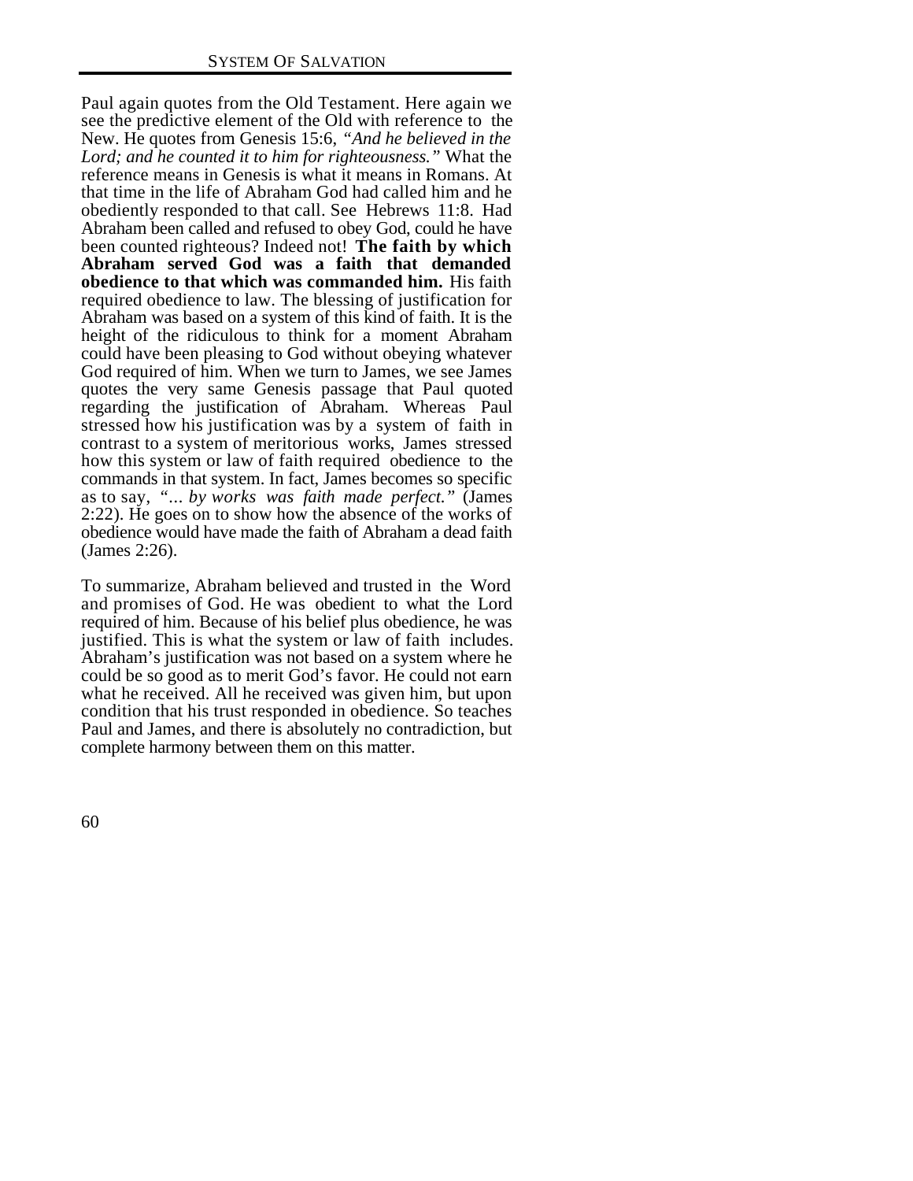Paul again quotes from the Old Testament. Here again we see the predictive element of the Old with reference to the New. He quotes from Genesis 15:6, *"And he believed in the Lord; and he counted it to him for righteousness."* What the reference means in Genesis is what it means in Romans. At that time in the life of Abraham God had called him and he obediently responded to that call. See Hebrews 11:8. Had Abraham been called and refused to obey God, could he have been counted righteous? Indeed not! **The faith by which Abraham served God was a faith that demanded obedience to that which was commanded him.** His faith required obedience to law. The blessing of justification for Abraham was based on a system of this kind of faith. It is the height of the ridiculous to think for a moment Abraham could have been pleasing to God without obeying whatever God required of him. When we turn to James, we see James quotes the very same Genesis passage that Paul quoted regarding the justification of Abraham. Whereas Paul stressed how his justification was by a system of faith in contrast to a system of meritorious works, James stressed how this system or law of faith required obedience to the commands in that system. In fact, James becomes so specific as to say, *"... by works was faith made perfect."* (James 2:22). He goes on to show how the absence of the works of obedience would have made the faith of Abraham a dead faith (James 2:26).

To summarize, Abraham believed and trusted in the Word and promises of God. He was obedient to what the Lord required of him. Because of his belief plus obedience, he was justified. This is what the system or law of faith includes. Abraham's justification was not based on a system where he could be so good as to merit God's favor. He could not earn what he received. All he received was given him, but upon condition that his trust responded in obedience. So teaches Paul and James, and there is absolutely no contradiction, but complete harmony between them on this matter.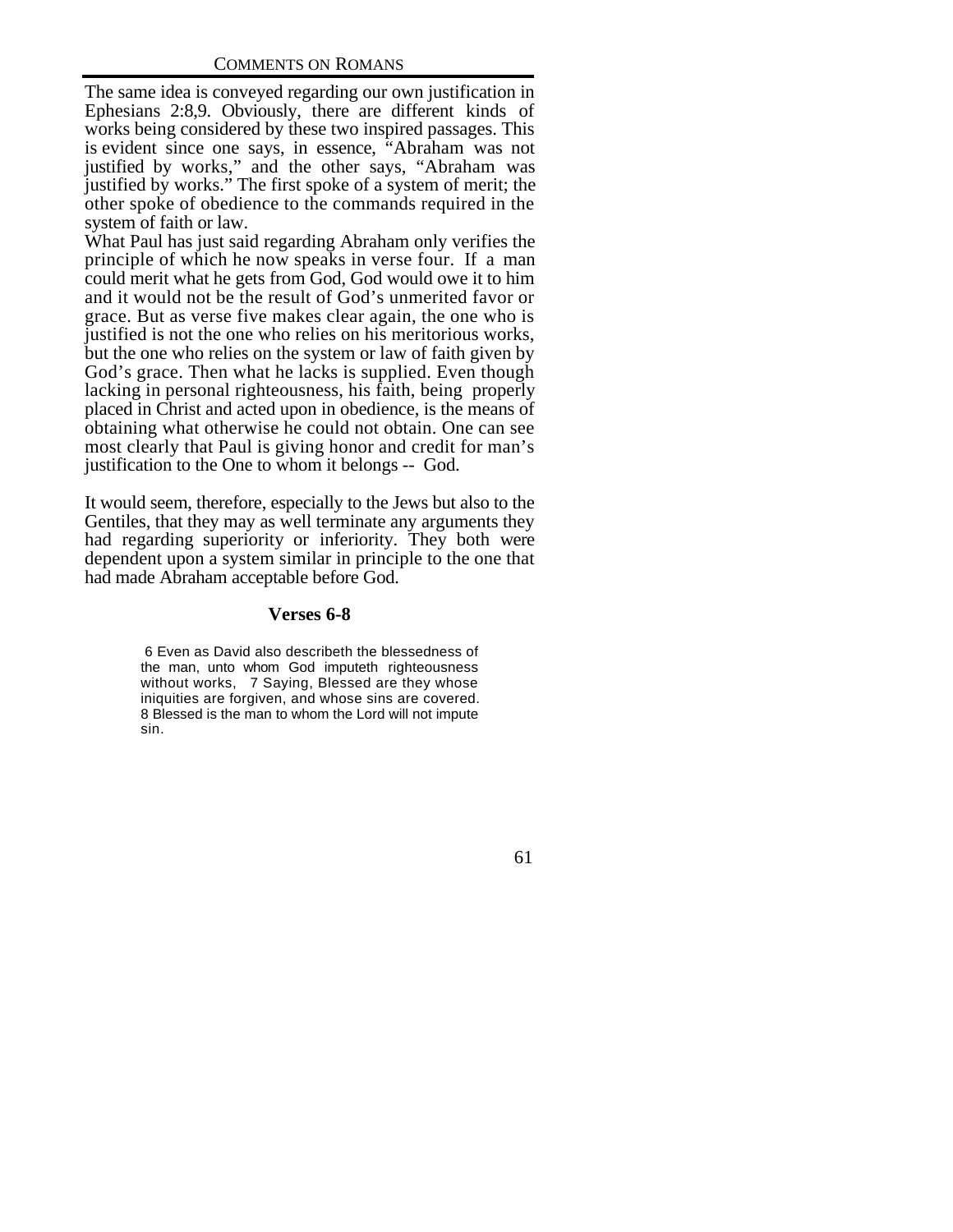The same idea is conveyed regarding our own justification in Ephesians 2:8,9. Obviously, there are different kinds of works being considered by these two inspired passages. This is evident since one says, in essence, "Abraham was not justified by works," and the other says, "Abraham was justified by works." The first spoke of a system of merit; the other spoke of obedience to the commands required in the system of faith or law.

What Paul has just said regarding Abraham only verifies the principle of which he now speaks in verse four. If a man could merit what he gets from God, God would owe it to him and it would not be the result of God's unmerited favor or grace. But as verse five makes clear again, the one who is justified is not the one who relies on his meritorious works, but the one who relies on the system or law of faith given by God's grace. Then what he lacks is supplied. Even though lacking in personal righteousness, his faith, being properly placed in Christ and acted upon in obedience, is the means of obtaining what otherwise he could not obtain. One can see most clearly that Paul is giving honor and credit for man's justification to the One to whom it belongs -- God.

It would seem, therefore, especially to the Jews but also to the Gentiles, that they may as well terminate any arguments they had regarding superiority or inferiority. They both were dependent upon a system similar in principle to the one that had made Abraham acceptable before God.

### Verses 6-8

> 6 Even as David also describeth the blessedness of the man, unto whom God imputeth righteousness without works, 7 Saying, Blessed are they whose iniquities are forgiven, and whose sins are covered. 8 Blessed is the man to whom the Lord will not impute sin.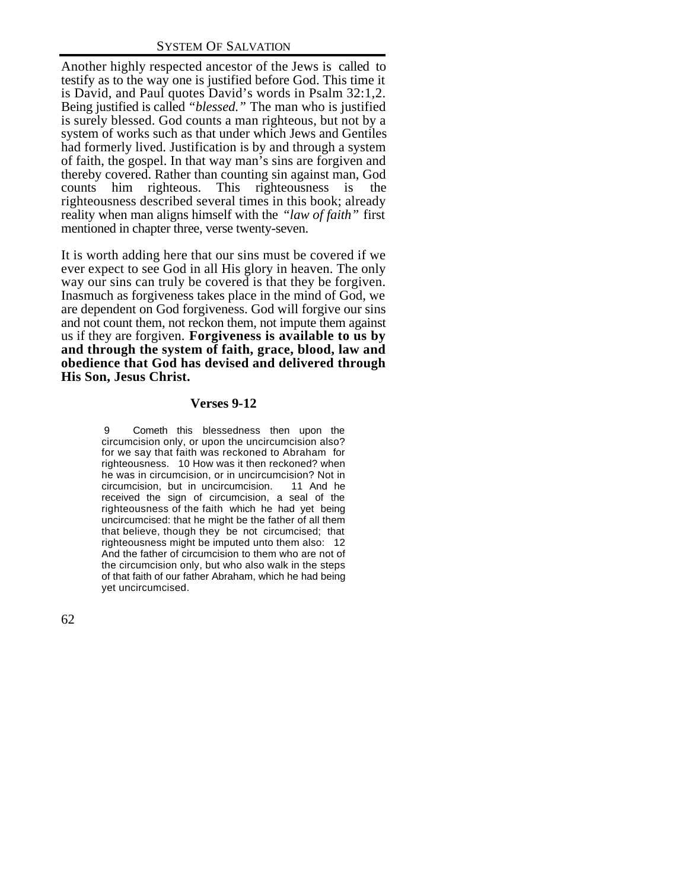Another highly respected ancestor of the Jews is called to testify as to the way one is justified before God. This time it is David, and Paul quotes David's words in Psalm 32:1,2. Being justified is called *"blessed."* The man who is justified is surely blessed. God counts a man righteous, but not by a system of works such as that under which Jews and Gentiles had formerly lived. Justification is by and through a system of faith, the gospel. In that way man's sins are forgiven and thereby covered. Rather than counting sin against man, God counts him righteous. This righteousness is the righteousness described several times in this book; already reality when man aligns himself with the *"law of faith"* first mentioned in chapter three, verse twenty-seven.

It is worth adding here that our sins must be covered if we ever expect to see God in all His glory in heaven. The only way our sins can truly be covered is that they be forgiven. Inasmuch as forgiveness takes place in the mind of God, we are dependent on God forgiveness. God will forgive our sins and not count them, not reckon them, not impute them against us if they are forgiven. **Forgiveness is available to us by and through the system of faith, grace, blood, law and obedience that God has devised and delivered through His Son, Jesus Christ.**

### Verses 9-12

> 9 Cometh this blessedness then upon the circumcision only, or upon the uncircumcision also? for we say that faith was reckoned to Abraham for righteousness. 10 How was it then reckoned? when he was in circumcision, or in uncircumcision? Not in circumcision, but in uncircumcision. 11 And he received the sign of circumcision, a seal of the righteousness of the faith which he had yet being uncircumcised: that he might be the father of all them that believe, though they be not circumcised; that righteousness might be imputed unto them also: 12 And the father of circumcision to them who are not of the circumcision only, but who also walk in the steps of that faith of our father Abraham, which he had being yet uncircumcised.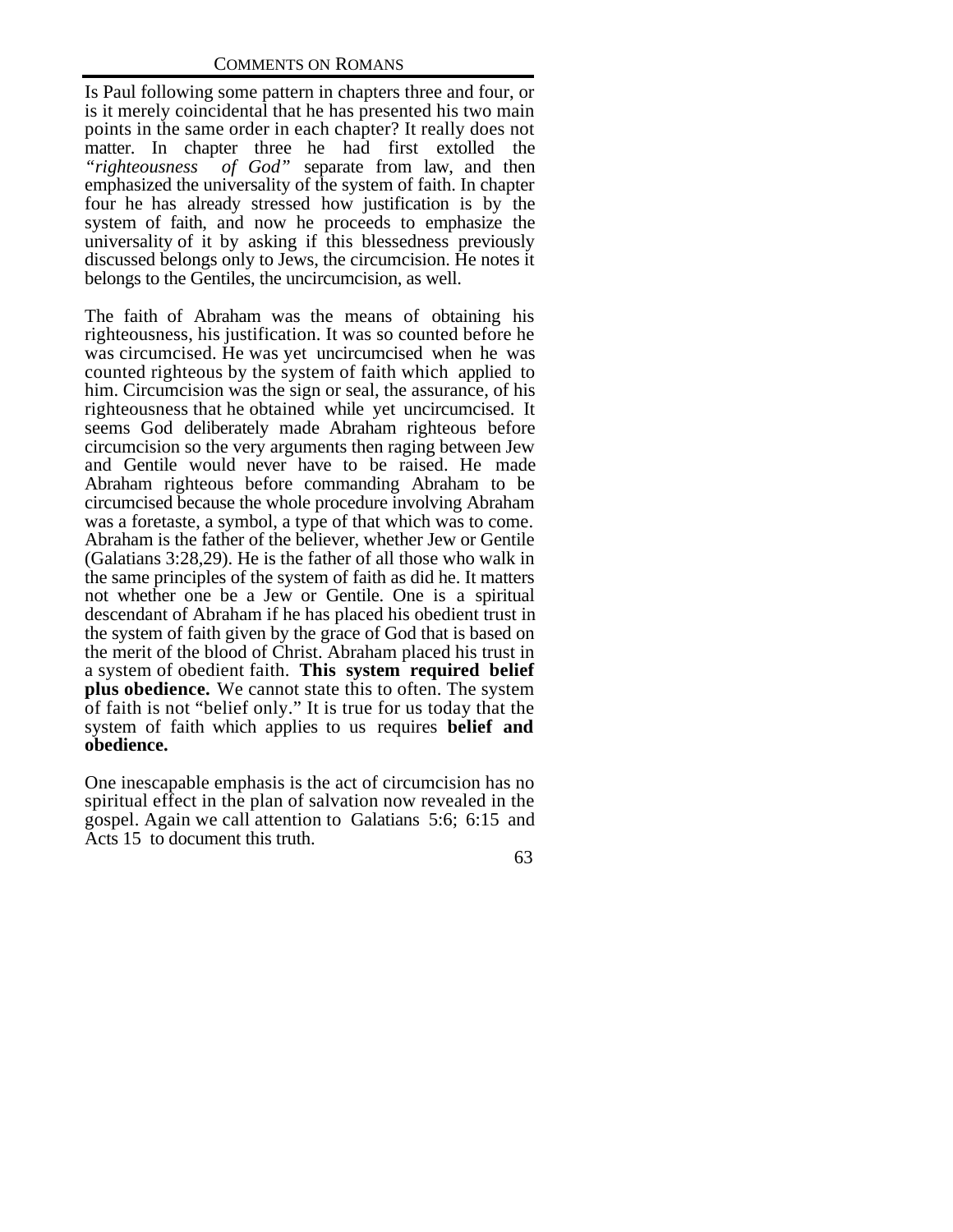Is Paul following some pattern in chapters three and four, or is it merely coincidental that he has presented his two main points in the same order in each chapter? It really does not matter. In chapter three he had first extolled the *"righteousness of God"* separate from law, and then emphasized the universality of the system of faith. In chapter four he has already stressed how justification is by the system of faith, and now he proceeds to emphasize the universality of it by asking if this blessedness previously discussed belongs only to Jews, the circumcision. He notes it belongs to the Gentiles, the uncircumcision, as well.

The faith of Abraham was the means of obtaining his righteousness, his justification. It was so counted before he was circumcised. He was yet uncircumcised when he was counted righteous by the system of faith which applied to him. Circumcision was the sign or seal, the assurance, of his righteousness that he obtained while yet uncircumcised. It seems God deliberately made Abraham righteous before circumcision so the very arguments then raging between Jew and Gentile would never have to be raised. He made Abraham righteous before commanding Abraham to be circumcised because the whole procedure involving Abraham was a foretaste, a symbol, a type of that which was to come. Abraham is the father of the believer, whether Jew or Gentile (Galatians 3:28,29). He is the father of all those who walk in the same principles of the system of faith as did he. It matters not whether one be a Jew or Gentile. One is a spiritual descendant of Abraham if he has placed his obedient trust in the system of faith given by the grace of God that is based on the merit of the blood of Christ. Abraham placed his trust in a system of obedient faith. **This system required belief plus obedience.** We cannot state this to often. The system of faith is not "belief only." It is true for us today that the system of faith which applies to us requires **belief and obedience.**

One inescapable emphasis is the act of circumcision has no spiritual effect in the plan of salvation now revealed in the gospel. Again we call attention to Galatians 5:6; 6:15 and Acts 15 to document this truth.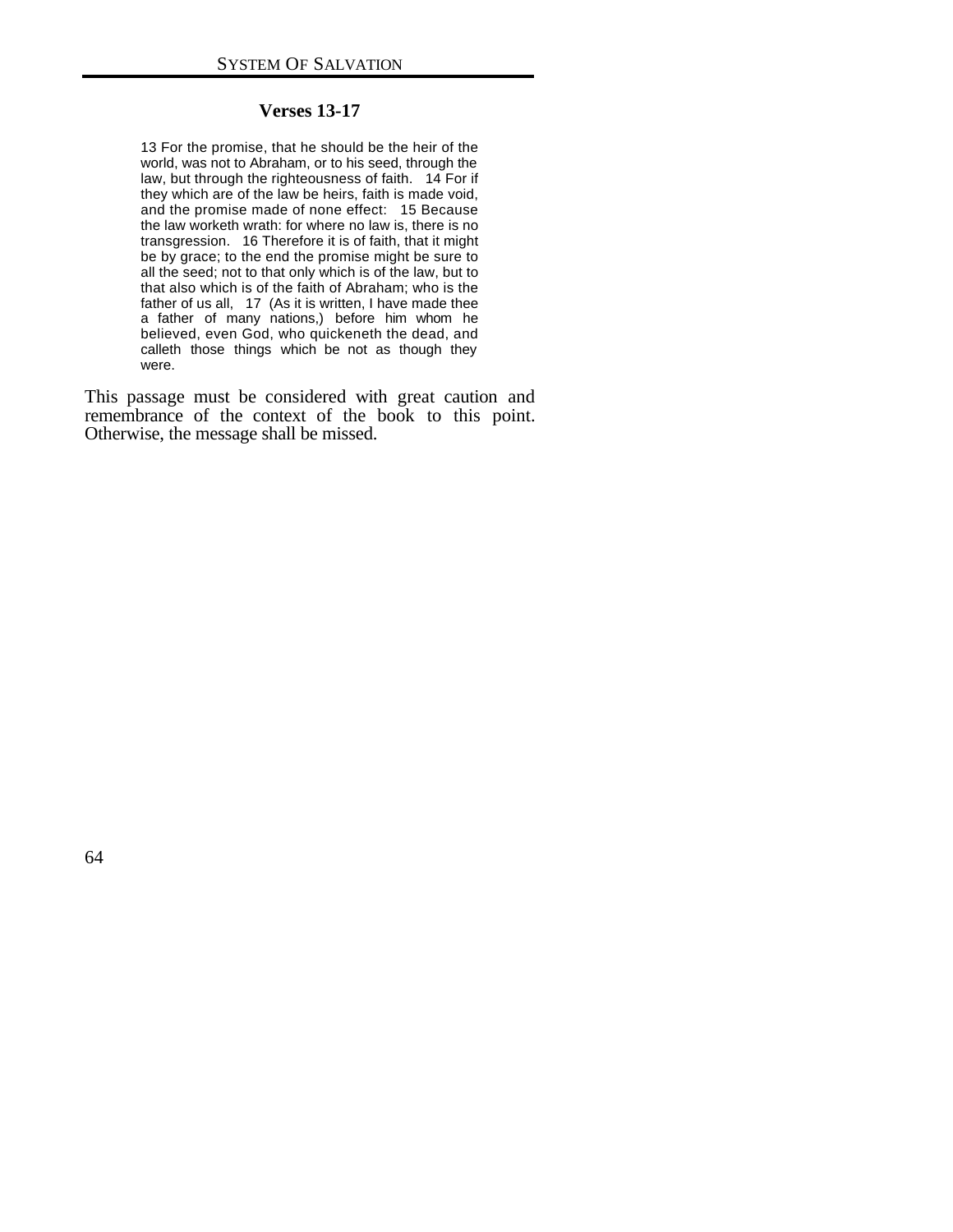### Verses 13-17

> 13 For the promise, that he should be the heir of the world, was not to Abraham, or to his seed, through the law, but through the righteousness of faith. 14 For if they which are of the law be heirs, faith is made void, and the promise made of none effect: 15 Because the law worketh wrath: for where no law is, there is no transgression. 16 Therefore it is of faith, that it might be by grace; to the end the promise might be sure to all the seed; not to that only which is of the law, but to that also which is of the faith of Abraham; who is the father of us all, 17 (As it is written, I have made thee a father of many nations,) before him whom he believed, even God, who quickeneth the dead, and calleth those things which be not as though they were.

This passage must be considered with great caution and remembrance of the context of the book to this point. Otherwise, the message shall be missed.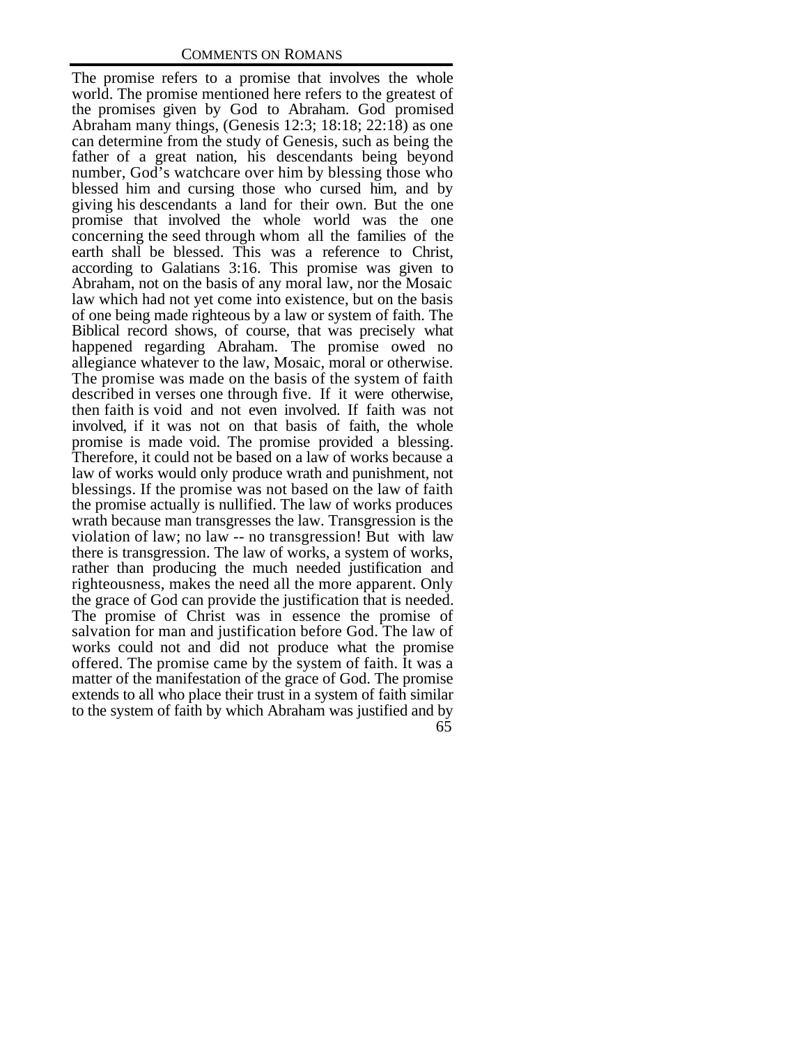The promise refers to a promise that involves the whole world. The promise mentioned here refers to the greatest of the promises given by God to Abraham. God promised Abraham many things, (Genesis 12:3; 18:18; 22:18) as one can determine from the study of Genesis, such as being the father of a great nation, his descendants being beyond number, God's watchcare over him by blessing those who blessed him and cursing those who cursed him, and by giving his descendants a land for their own. But the one promise that involved the whole world was the one concerning the seed through whom all the families of the earth shall be blessed. This was a reference to Christ, according to Galatians 3:16. This promise was given to Abraham, not on the basis of any moral law, nor the Mosaic law which had not yet come into existence, but on the basis of one being made righteous by a law or system of faith. The Biblical record shows, of course, that was precisely what happened regarding Abraham. The promise owed no allegiance whatever to the law, Mosaic, moral or otherwise. The promise was made on the basis of the system of faith described in verses one through five. If it were otherwise, then faith is void and not even involved. If faith was not involved, if it was not on that basis of faith, the whole promise is made void. The promise provided a blessing. Therefore, it could not be based on a law of works because a law of works would only produce wrath and punishment, not blessings. If the promise was not based on the law of faith the promise actually is nullified. The law of works produces wrath because man transgresses the law. Transgression is the violation of law; no law -- no transgression! But with law there is transgression. The law of works, a system of works, rather than producing the much needed justification and righteousness, makes the need all the more apparent. Only the grace of God can provide the justification that is needed. The promise of Christ was in essence the promise of salvation for man and justification before God. The law of works could not and did not produce what the promise offered. The promise came by the system of faith. It was a matter of the manifestation of the grace of God. The promise extends to all who place their trust in a system of faith similar to the system of faith by which Abraham was justified and by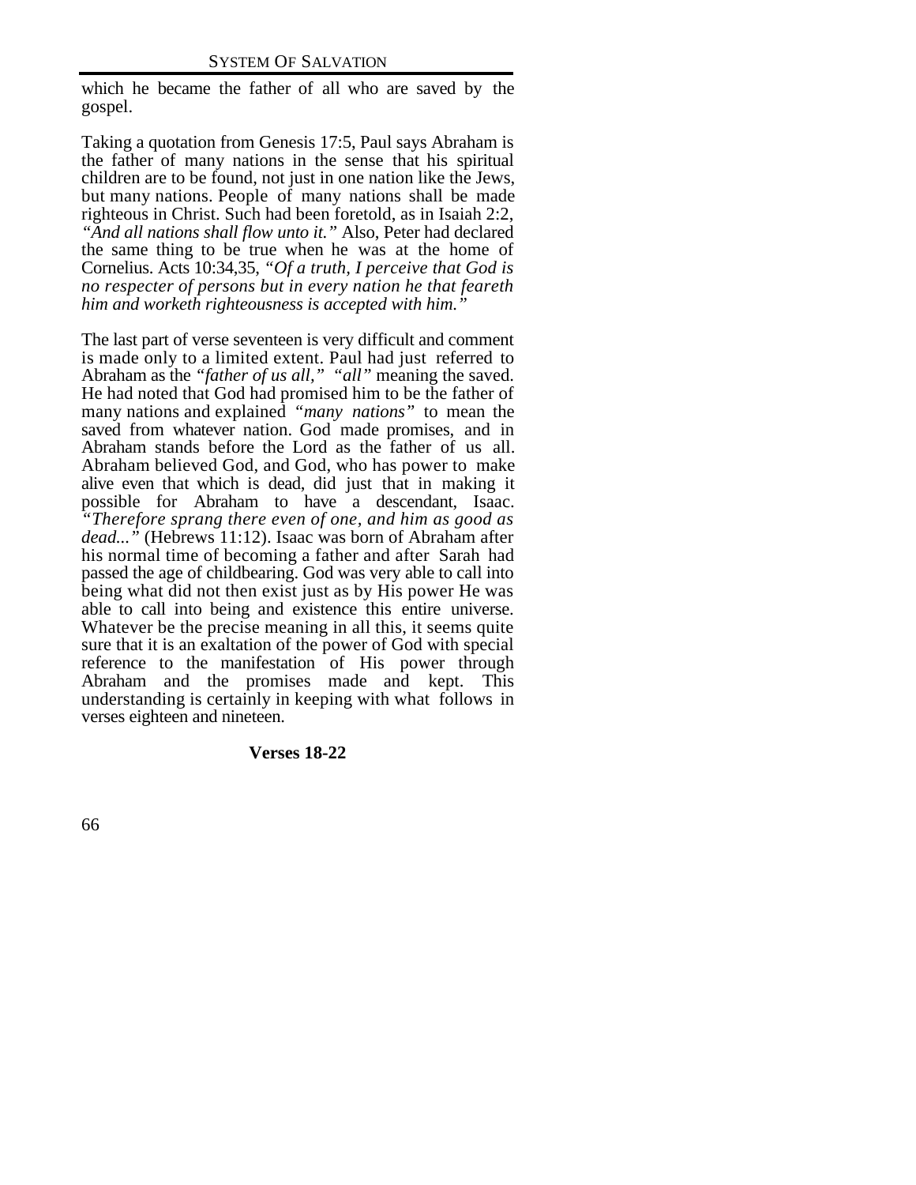which he became the father of all who are saved by the gospel.

Taking a quotation from Genesis 17:5, Paul says Abraham is the father of many nations in the sense that his spiritual children are to be found, not just in one nation like the Jews, but many nations. People of many nations shall be made righteous in Christ. Such had been foretold, as in Isaiah 2:2, *"And all nations shall flow unto it."* Also, Peter had declared the same thing to be true when he was at the home of Cornelius. Acts 10:34,35, *"Of a truth, I perceive that God is no respecter of persons but in every nation he that feareth him and worketh righteousness is accepted with him."*

The last part of verse seventeen is very difficult and comment is made only to a limited extent. Paul had just referred to Abraham as the *"father of us all," "all"* meaning the saved. He had noted that God had promised him to be the father of many nations and explained *"many nations"* to mean the saved from whatever nation. God made promises, and in Abraham stands before the Lord as the father of us all. Abraham believed God, and God, who has power to make alive even that which is dead, did just that in making it possible for Abraham to have a descendant, Isaac. *"Therefore sprang there even of one, and him as good as dead..."* (Hebrews 11:12). Isaac was born of Abraham after his normal time of becoming a father and after Sarah had passed the age of childbearing. God was very able to call into being what did not then exist just as by His power He was able to call into being and existence this entire universe. Whatever be the precise meaning in all this, it seems quite sure that it is an exaltation of the power of God with special reference to the manifestation of His power through Abraham and the promises made and kept. This understanding is certainly in keeping with what follows in verses eighteen and nineteen.

**Verses 18-22**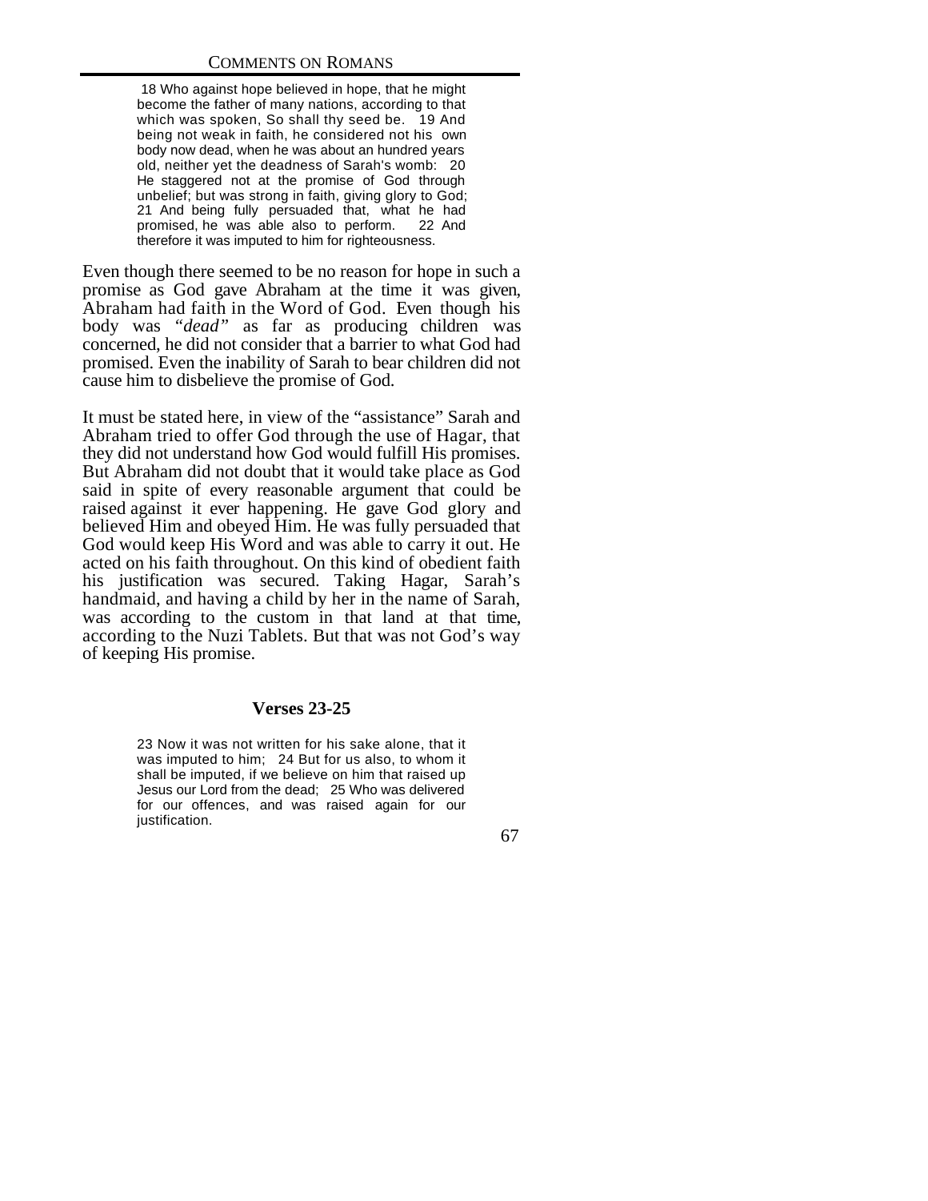> 18 Who against hope believed in hope, that he might become the father of many nations, according to that which was spoken, So shall thy seed be. 19 And being not weak in faith, he considered not his own body now dead, when he was about an hundred years old, neither yet the deadness of Sarah's womb: 20 He staggered not at the promise of God through unbelief; but was strong in faith, giving glory to God; 21 And being fully persuaded that, what he had promised, he was able also to perform. 22 And therefore it was imputed to him for righteousness.

Even though there seemed to be no reason for hope in such a promise as God gave Abraham at the time it was given, Abraham had faith in the Word of God. Even though his body was *"dead"* as far as producing children was concerned, he did not consider that a barrier to what God had promised. Even the inability of Sarah to bear children did not cause him to disbelieve the promise of God.

It must be stated here, in view of the "assistance" Sarah and Abraham tried to offer God through the use of Hagar, that they did not understand how God would fulfill His promises. But Abraham did not doubt that it would take place as God said in spite of every reasonable argument that could be raised against it ever happening. He gave God glory and believed Him and obeyed Him. He was fully persuaded that God would keep His Word and was able to carry it out. He acted on his faith throughout. On this kind of obedient faith his justification was secured. Taking Hagar, Sarah's handmaid, and having a child by her in the name of Sarah, was according to the custom in that land at that time, according to the Nuzi Tablets. But that was not God's way of keeping His promise.

### Verses 23-25

> 23 Now it was not written for his sake alone, that it was imputed to him; 24 But for us also, to whom it shall be imputed, if we believe on him that raised up Jesus our Lord from the dead; 25 Who was delivered for our offences, and was raised again for our justification.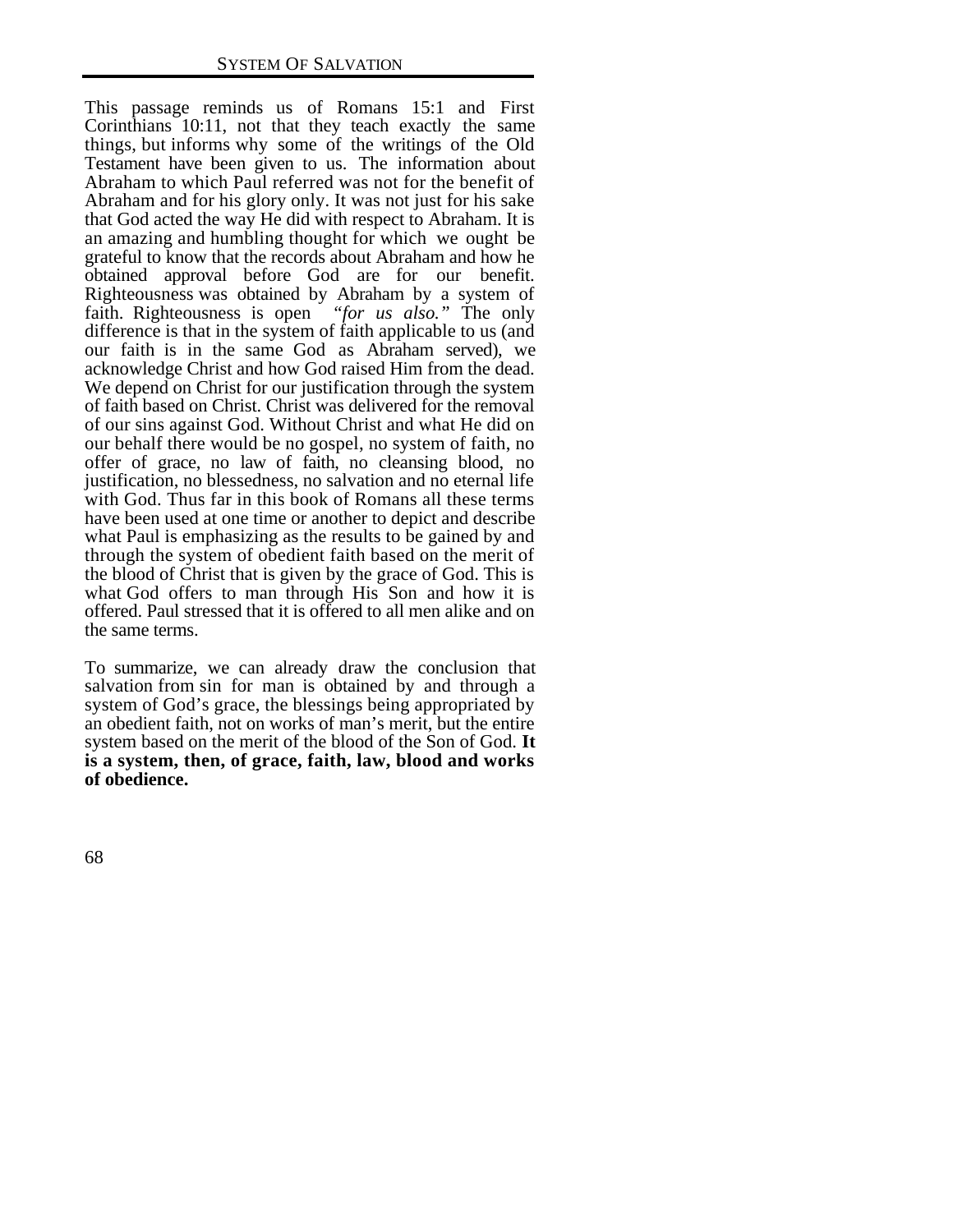This passage reminds us of Romans 15:1 and First Corinthians 10:11, not that they teach exactly the same things, but informs why some of the writings of the Old Testament have been given to us. The information about Abraham to which Paul referred was not for the benefit of Abraham and for his glory only. It was not just for his sake that God acted the way He did with respect to Abraham. It is an amazing and humbling thought for which we ought be grateful to know that the records about Abraham and how he obtained approval before God are for our benefit. Righteousness was obtained by Abraham by a system of faith. Righteousness is open *"for us also."* The only difference is that in the system of faith applicable to us (and our faith is in the same God as Abraham served), we acknowledge Christ and how God raised Him from the dead. We depend on Christ for our justification through the system of faith based on Christ. Christ was delivered for the removal of our sins against God. Without Christ and what He did on our behalf there would be no gospel, no system of faith, no offer of grace, no law of faith, no cleansing blood, no justification, no blessedness, no salvation and no eternal life with God. Thus far in this book of Romans all these terms have been used at one time or another to depict and describe what Paul is emphasizing as the results to be gained by and through the system of obedient faith based on the merit of the blood of Christ that is given by the grace of God. This is what God offers to man through His Son and how it is offered. Paul stressed that it is offered to all men alike and on the same terms.

To summarize, we can already draw the conclusion that salvation from sin for man is obtained by and through a system of God's grace, the blessings being appropriated by an obedient faith, not on works of man's merit, but the entire system based on the merit of the blood of the Son of God. **It is a system, then, of grace, faith, law, blood and works of obedience.**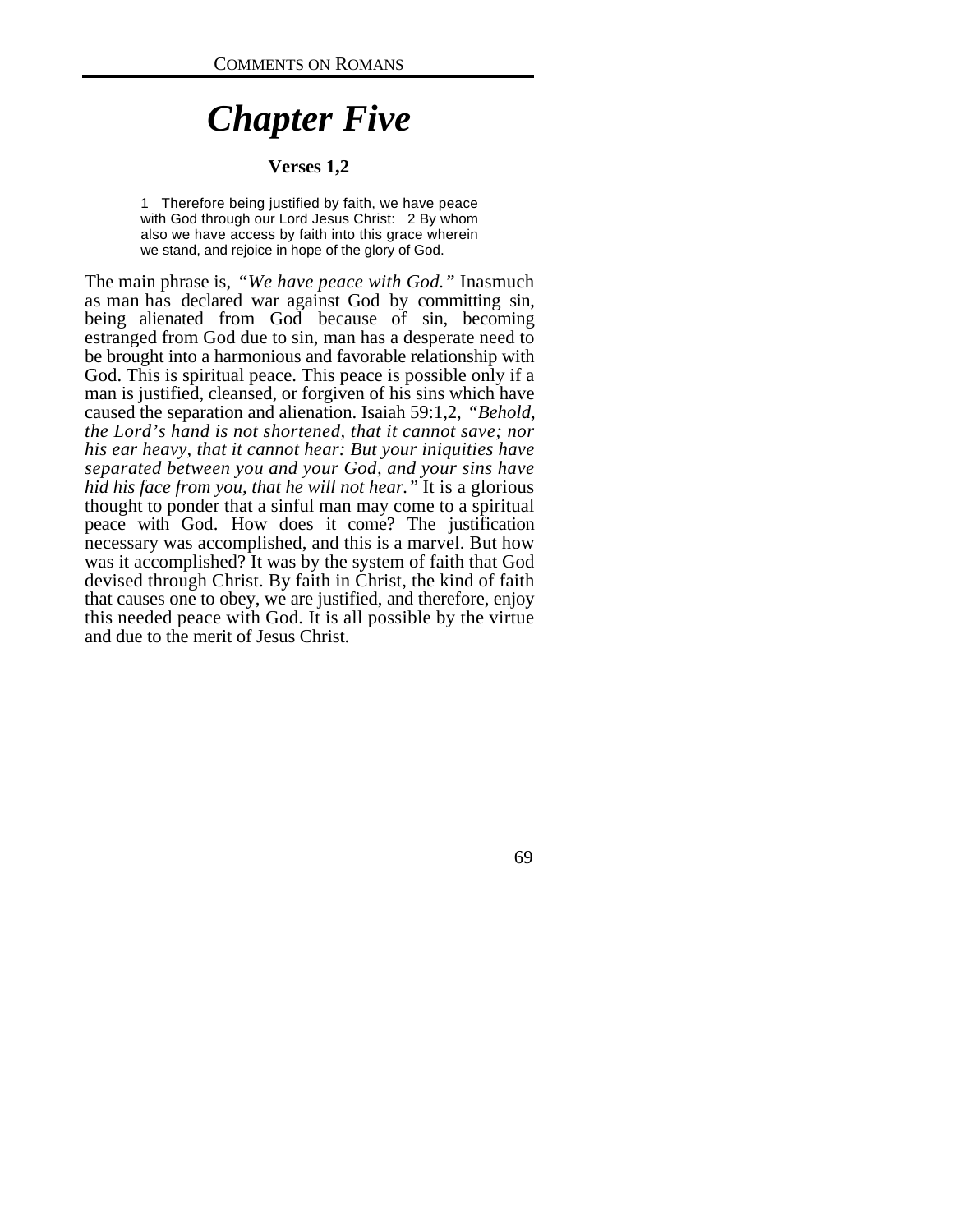# *Chapter Five*

### Verses 1,2

> 1 Therefore being justified by faith, we have peace with God through our Lord Jesus Christ: 2 By whom also we have access by faith into this grace wherein we stand, and rejoice in hope of the glory of God.

The main phrase is, *"We have peace with God."* Inasmuch as man has declared war against God by committing sin, being alienated from God because of sin, becoming estranged from God due to sin, man has a desperate need to be brought into a harmonious and favorable relationship with God. This is spiritual peace. This peace is possible only if a man is justified, cleansed, or forgiven of his sins which have caused the separation and alienation. Isaiah 59:1,2, *"Behold, the Lord's hand is not shortened, that it cannot save; nor his ear heavy, that it cannot hear: But your iniquities have separated between you and your God, and your sins have hid his face from you, that he will not hear."* It is a glorious thought to ponder that a sinful man may come to a spiritual peace with God. How does it come? The justification necessary was accomplished, and this is a marvel. But how was it accomplished? It was by the system of faith that God devised through Christ. By faith in Christ, the kind of faith that causes one to obey, we are justified, and therefore, enjoy this needed peace with God. It is all possible by the virtue and due to the merit of Jesus Christ.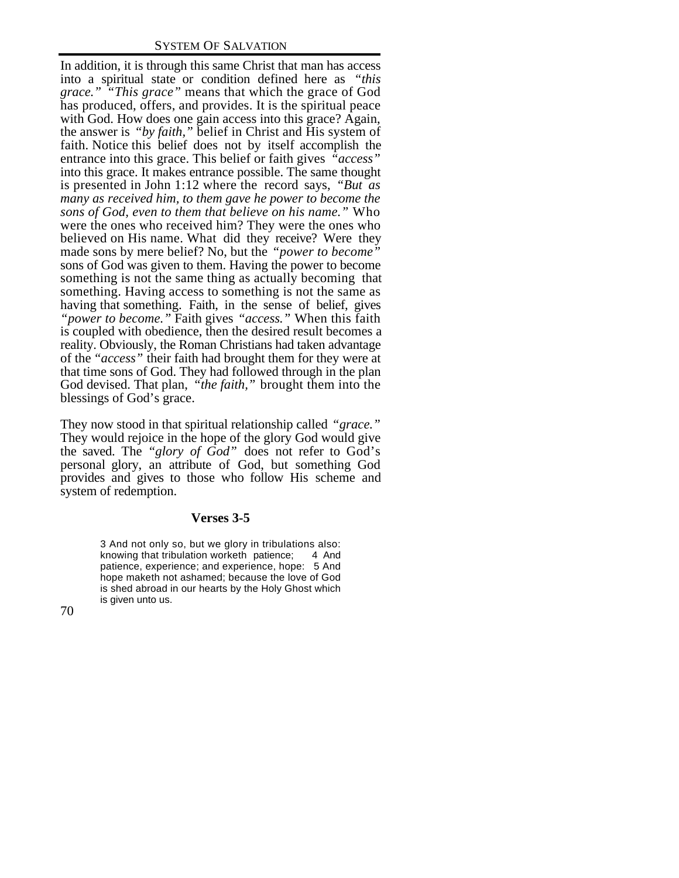In addition, it is through this same Christ that man has access into a spiritual state or condition defined here as *"this grace." "This grace"* means that which the grace of God has produced, offers, and provides. It is the spiritual peace with God. How does one gain access into this grace? Again, the answer is *"by faith,"* belief in Christ and His system of faith. Notice this belief does not by itself accomplish the entrance into this grace. This belief or faith gives *"access"* into this grace. It makes entrance possible. The same thought is presented in John 1:12 where the record says, *"But as many as received him, to them gave he power to become the sons of God, even to them that believe on his name."* Who were the ones who received him? They were the ones who believed on His name. What did they receive? Were they made sons by mere belief? No, but the *"power to become"* sons of God was given to them. Having the power to become something is not the same thing as actually becoming that something. Having access to something is not the same as having that something. Faith, in the sense of belief, gives *"power to become."* Faith gives *"access."* When this faith is coupled with obedience, then the desired result becomes a reality. Obviously, the Roman Christians had taken advantage of the *"access"* their faith had brought them for they were at that time sons of God. They had followed through in the plan God devised. That plan, *"the faith,"* brought them into the blessings of God's grace.

They now stood in that spiritual relationship called *"grace."* They would rejoice in the hope of the glory God would give the saved. The *"glory of God"* does not refer to God's personal glory, an attribute of God, but something God provides and gives to those who follow His scheme and system of redemption.

### Verses 3-5

> 3 And not only so, but we glory in tribulations also: knowing that tribulation worketh patience; 4 And patience, experience; and experience, hope: 5 And hope maketh not ashamed; because the love of God is shed abroad in our hearts by the Holy Ghost which is given unto us.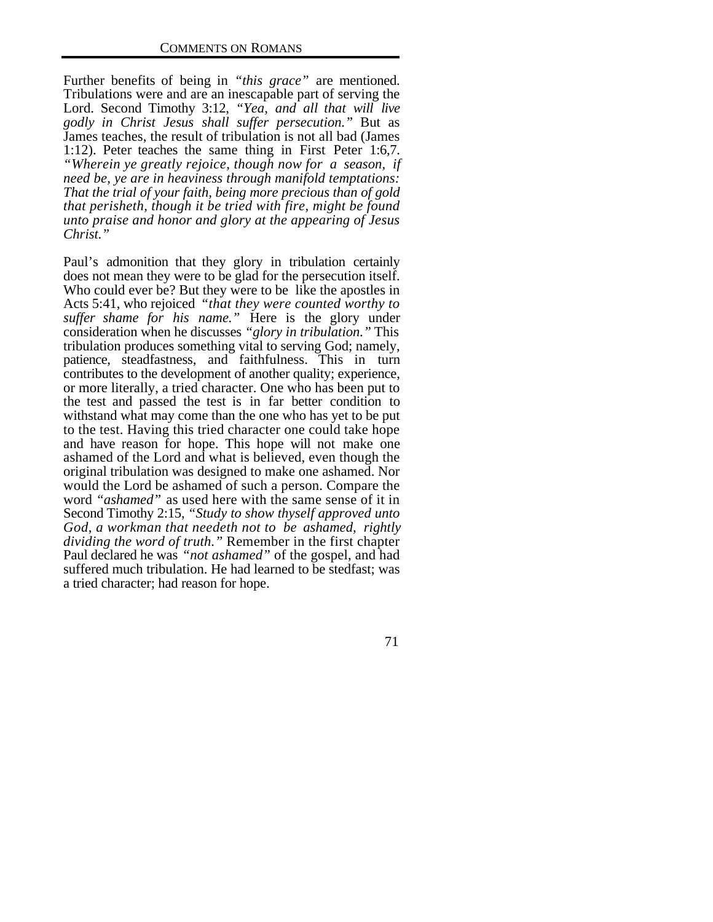Further benefits of being in *"this grace"* are mentioned. Tribulations were and are an inescapable part of serving the Lord. Second Timothy 3:12, *"Yea, and all that will live godly in Christ Jesus shall suffer persecution."* But as James teaches, the result of tribulation is not all bad (James 1:12). Peter teaches the same thing in First Peter 1:6,7. *"Wherein ye greatly rejoice, though now for a season, if need be, ye are in heaviness through manifold temptations: That the trial of your faith, being more precious than of gold that perisheth, though it be tried with fire, might be found unto praise and honor and glory at the appearing of Jesus Christ."*

Paul's admonition that they glory in tribulation certainly does not mean they were to be glad for the persecution itself. Who could ever be? But they were to be like the apostles in Acts 5:41, who rejoiced *"that they were counted worthy to suffer shame for his name."* Here is the glory under consideration when he discusses *"glory in tribulation."* This tribulation produces something vital to serving God; namely, patience, steadfastness, and faithfulness. This in turn contributes to the development of another quality; experience, or more literally, a tried character. One who has been put to the test and passed the test is in far better condition to withstand what may come than the one who has yet to be put to the test. Having this tried character one could take hope and have reason for hope. This hope will not make one ashamed of the Lord and what is believed, even though the original tribulation was designed to make one ashamed. Nor would the Lord be ashamed of such a person. Compare the word *"ashamed"* as used here with the same sense of it in Second Timothy 2:15, *"Study to show thyself approved unto God, a workman that needeth not to be ashamed, rightly dividing the word of truth."* Remember in the first chapter Paul declared he was *"not ashamed"* of the gospel, and had suffered much tribulation. He had learned to be stedfast; was a tried character; had reason for hope.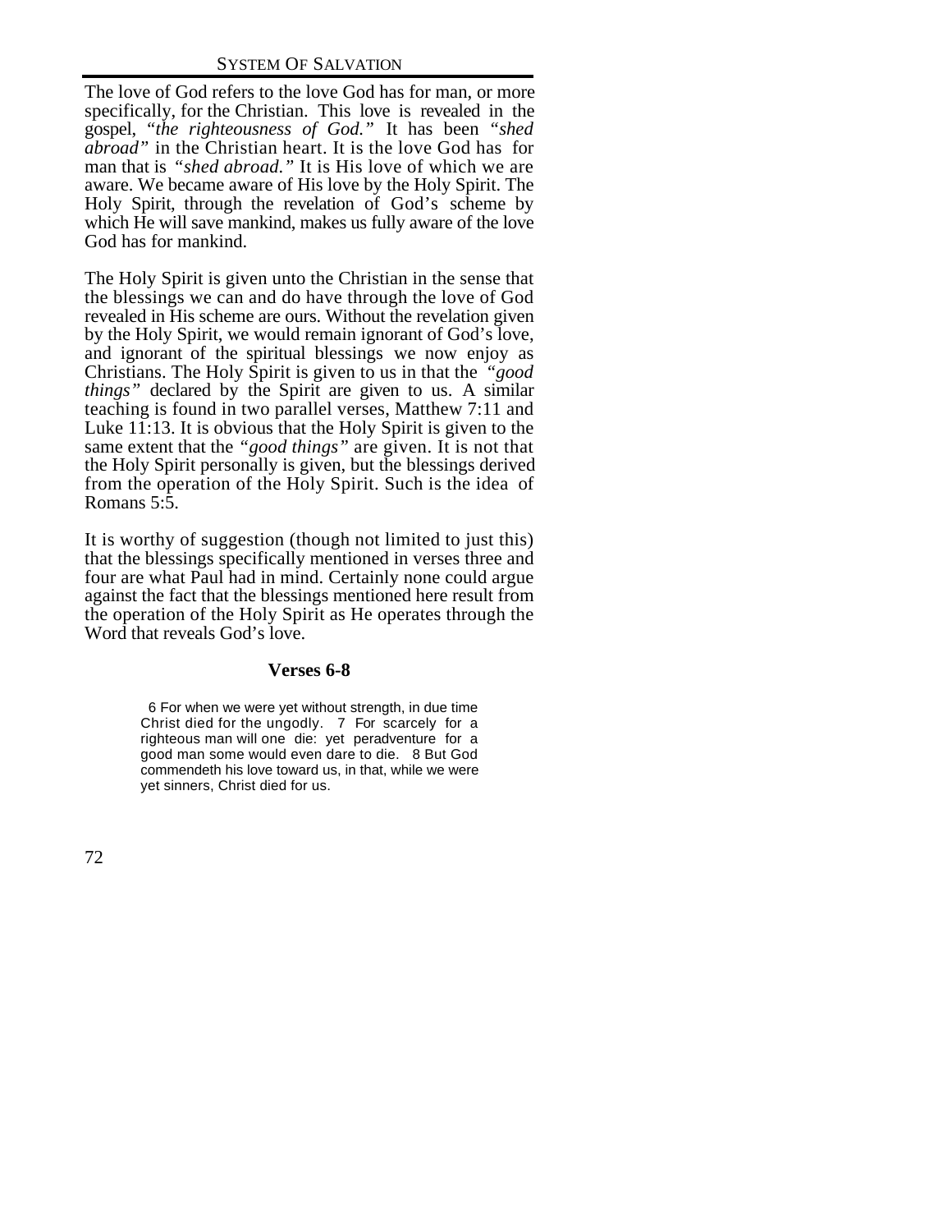The love of God refers to the love God has for man, or more specifically, for the Christian. This love is revealed in the gospel, *"the righteousness of God."* It has been *"shed abroad"* in the Christian heart. It is the love God has for man that is *"shed abroad."* It is His love of which we are aware. We became aware of His love by the Holy Spirit. The Holy Spirit, through the revelation of God's scheme by which He will save mankind, makes us fully aware of the love God has for mankind.

The Holy Spirit is given unto the Christian in the sense that the blessings we can and do have through the love of God revealed in His scheme are ours. Without the revelation given by the Holy Spirit, we would remain ignorant of God's love, and ignorant of the spiritual blessings we now enjoy as Christians. The Holy Spirit is given to us in that the *"good things"* declared by the Spirit are given to us. A similar teaching is found in two parallel verses, Matthew 7:11 and Luke 11:13. It is obvious that the Holy Spirit is given to the same extent that the *"good things"* are given. It is not that the Holy Spirit personally is given, but the blessings derived from the operation of the Holy Spirit. Such is the idea of Romans 5:5.

It is worthy of suggestion (though not limited to just this) that the blessings specifically mentioned in verses three and four are what Paul had in mind. Certainly none could argue against the fact that the blessings mentioned here result from the operation of the Holy Spirit as He operates through the Word that reveals God's love.

### Verses 6-8

> 6 For when we were yet without strength, in due time Christ died for the ungodly. 7 For scarcely for a righteous man will one die: yet peradventure for a good man some would even dare to die. 8 But God commendeth his love toward us, in that, while we were yet sinners, Christ died for us.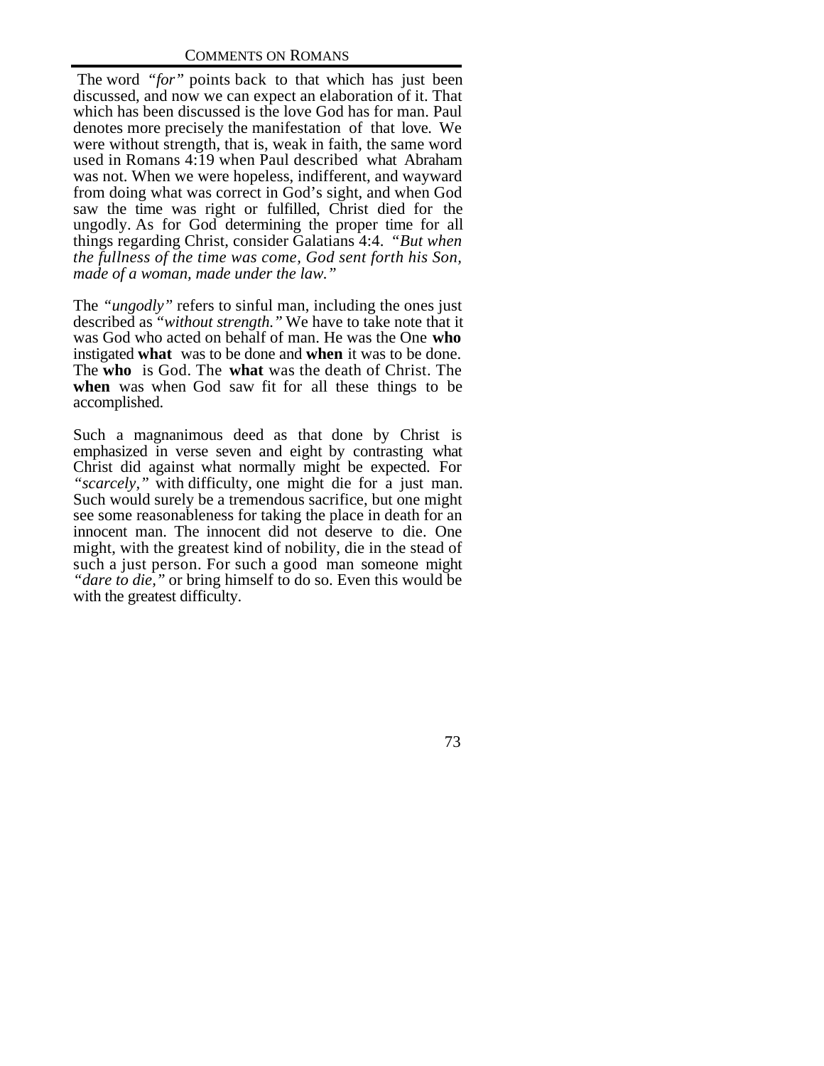The word *"for"* points back to that which has just been discussed, and now we can expect an elaboration of it. That which has been discussed is the love God has for man. Paul denotes more precisely the manifestation of that love. We were without strength, that is, weak in faith, the same word used in Romans 4:19 when Paul described what Abraham was not. When we were hopeless, indifferent, and wayward from doing what was correct in God's sight, and when God saw the time was right or fulfilled, Christ died for the ungodly. As for God determining the proper time for all things regarding Christ, consider Galatians 4:4. *"But when the fullness of the time was come, God sent forth his Son, made of a woman, made under the law."*

The *"ungodly"* refers to sinful man, including the ones just described as *"without strength."* We have to take note that it was God who acted on behalf of man. He was the One **who** instigated **what** was to be done and **when** it was to be done. The **who** is God. The **what** was the death of Christ. The **when** was when God saw fit for all these things to be accomplished.

Such a magnanimous deed as that done by Christ is emphasized in verse seven and eight by contrasting what Christ did against what normally might be expected. For *"scarcely,"* with difficulty, one might die for a just man. Such would surely be a tremendous sacrifice, but one might see some reasonableness for taking the place in death for an innocent man. The innocent did not deserve to die. One might, with the greatest kind of nobility, die in the stead of such a just person. For such a good man someone might *"dare to die,"* or bring himself to do so. Even this would be with the greatest difficulty.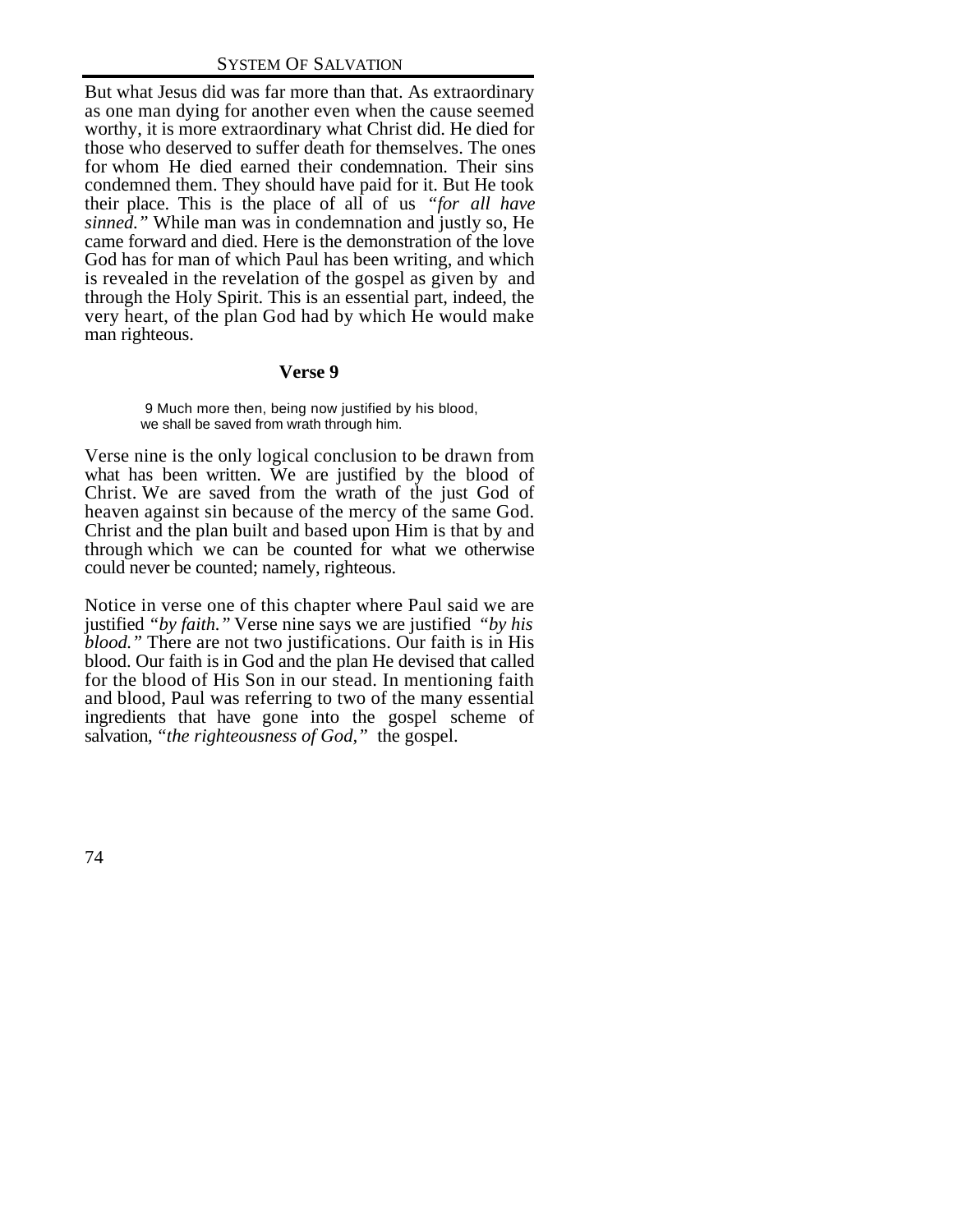But what Jesus did was far more than that. As extraordinary as one man dying for another even when the cause seemed worthy, it is more extraordinary what Christ did. He died for those who deserved to suffer death for themselves. The ones for whom He died earned their condemnation. Their sins condemned them. They should have paid for it. But He took their place. This is the place of all of us *"for all have sinned."* While man was in condemnation and justly so, He came forward and died. Here is the demonstration of the love God has for man of which Paul has been writing, and which is revealed in the revelation of the gospel as given by and through the Holy Spirit. This is an essential part, indeed, the very heart, of the plan God had by which He would make man righteous.

### Verse 9

> 9 Much more then, being now justified by his blood, we shall be saved from wrath through him.

Verse nine is the only logical conclusion to be drawn from what has been written. We are justified by the blood of Christ. We are saved from the wrath of the just God of heaven against sin because of the mercy of the same God. Christ and the plan built and based upon Him is that by and through which we can be counted for what we otherwise could never be counted; namely, righteous.

Notice in verse one of this chapter where Paul said we are justified *"by faith."* Verse nine says we are justified *"by his blood."* There are not two justifications. Our faith is in His blood. Our faith is in God and the plan He devised that called for the blood of His Son in our stead. In mentioning faith and blood, Paul was referring to two of the many essential ingredients that have gone into the gospel scheme of salvation, *"the righteousness of God,"* the gospel.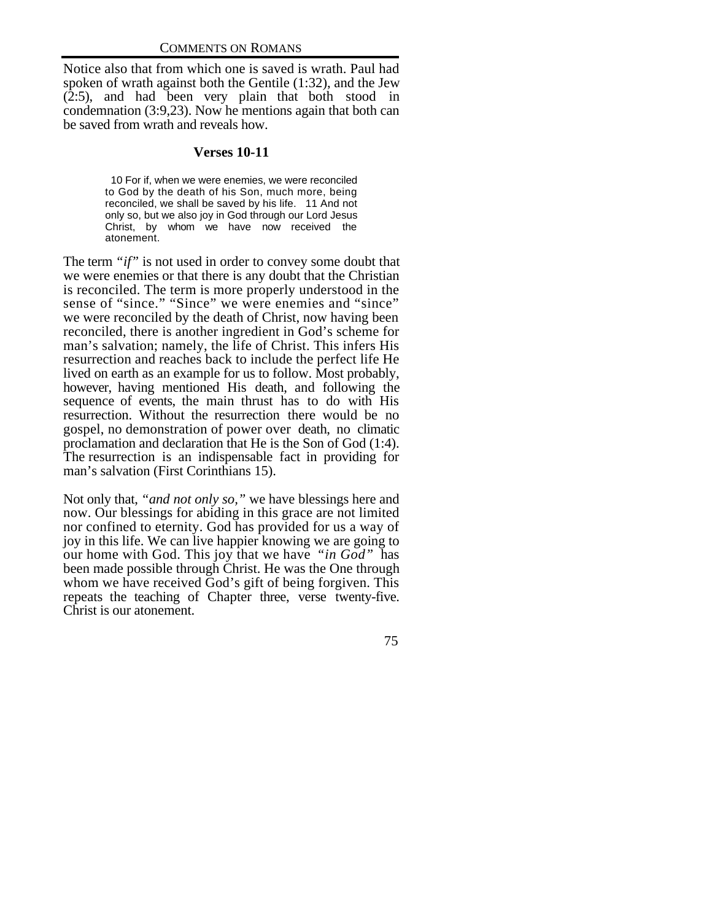Notice also that from which one is saved is wrath. Paul had spoken of wrath against both the Gentile (1:32), and the Jew (2:5), and had been very plain that both stood in condemnation (3:9,23). Now he mentions again that both can be saved from wrath and reveals how.

### Verses 10-11

> 10 For if, when we were enemies, we were reconciled to God by the death of his Son, much more, being reconciled, we shall be saved by his life. 11 And not only so, but we also joy in God through our Lord Jesus Christ, by whom we have now received the atonement.

The term *"if"* is not used in order to convey some doubt that we were enemies or that there is any doubt that the Christian is reconciled. The term is more properly understood in the sense of "since." "Since" we were enemies and "since" we were reconciled by the death of Christ, now having been reconciled, there is another ingredient in God's scheme for man's salvation; namely, the life of Christ. This infers His resurrection and reaches back to include the perfect life He lived on earth as an example for us to follow. Most probably, however, having mentioned His death, and following the sequence of events, the main thrust has to do with His resurrection. Without the resurrection there would be no gospel, no demonstration of power over death, no climatic proclamation and declaration that He is the Son of God (1:4). The resurrection is an indispensable fact in providing for man's salvation (First Corinthians 15).

Not only that, *"and not only so,"* we have blessings here and now. Our blessings for abiding in this grace are not limited nor confined to eternity. God has provided for us a way of joy in this life. We can live happier knowing we are going to our home with God. This joy that we have *"in God"* has been made possible through Christ. He was the One through whom we have received God's gift of being forgiven. This repeats the teaching of Chapter three, verse twenty-five. Christ is our atonement.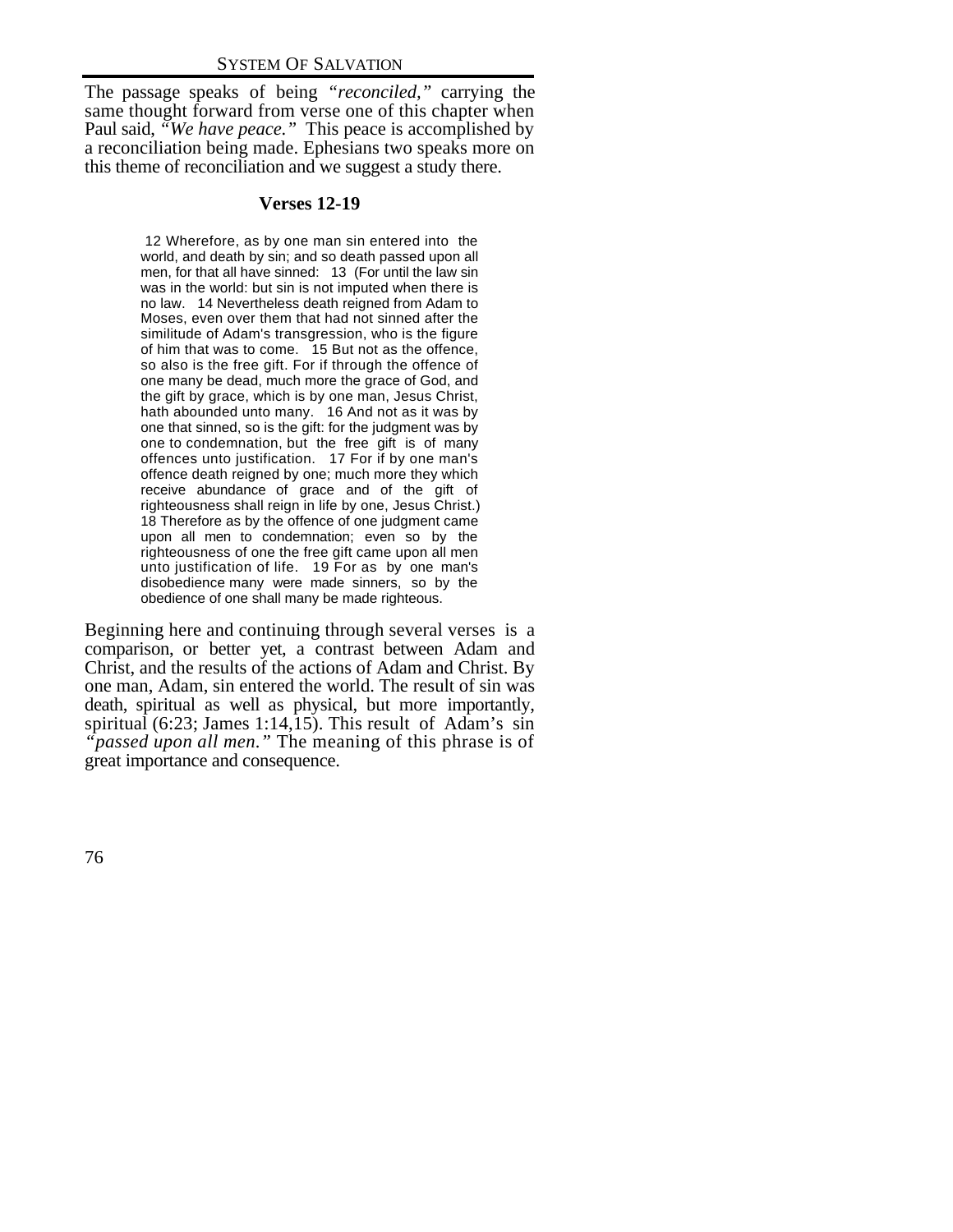The passage speaks of being *"reconciled,"* carrying the same thought forward from verse one of this chapter when Paul said, *"We have peace."* This peace is accomplished by a reconciliation being made. Ephesians two speaks more on this theme of reconciliation and we suggest a study there.

### Verses 12-19

> 12 Wherefore, as by one man sin entered into the world, and death by sin; and so death passed upon all men, for that all have sinned: 13 (For until the law sin was in the world: but sin is not imputed when there is no law. 14 Nevertheless death reigned from Adam to Moses, even over them that had not sinned after the similitude of Adam's transgression, who is the figure of him that was to come. 15 But not as the offence, so also is the free gift. For if through the offence of one many be dead, much more the grace of God, and the gift by grace, which is by one man, Jesus Christ, hath abounded unto many. 16 And not as it was by one that sinned, so is the gift: for the judgment was by one to condemnation, but the free gift is of many offences unto justification. 17 For if by one man's offence death reigned by one; much more they which receive abundance of grace and of the gift of righteousness shall reign in life by one, Jesus Christ.) 18 Therefore as by the offence of one judgment came upon all men to condemnation; even so by the righteousness of one the free gift came upon all men unto justification of life. 19 For as by one man's disobedience many were made sinners, so by the obedience of one shall many be made righteous.

Beginning here and continuing through several verses is a comparison, or better yet, a contrast between Adam and Christ, and the results of the actions of Adam and Christ. By one man, Adam, sin entered the world. The result of sin was death, spiritual as well as physical, but more importantly, spiritual (6:23; James 1:14,15). This result of Adam's sin *"passed upon all men."* The meaning of this phrase is of great importance and consequence.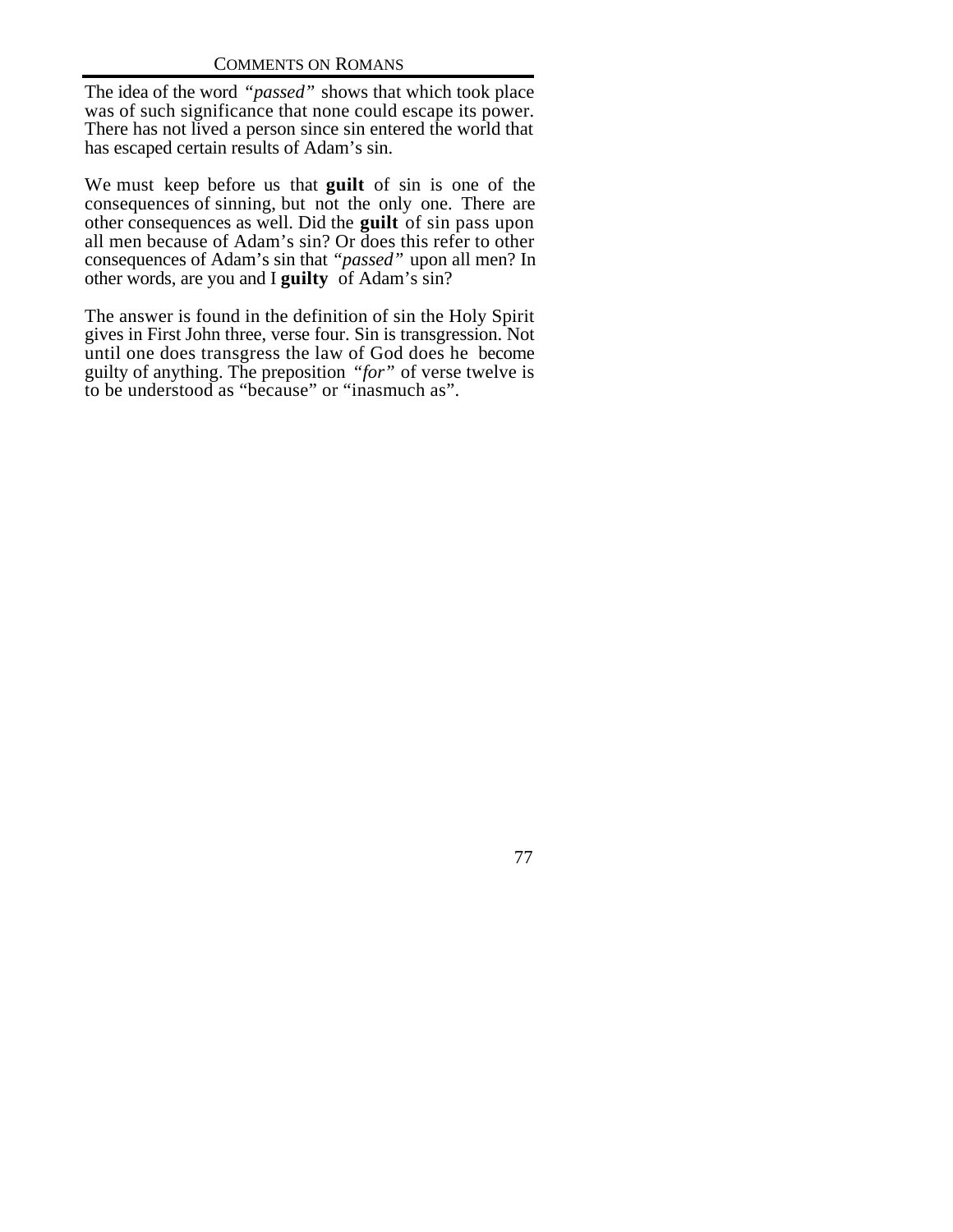The idea of the word *"passed"* shows that which took place was of such significance that none could escape its power. There has not lived a person since sin entered the world that has escaped certain results of Adam's sin.

We must keep before us that **guilt** of sin is one of the consequences of sinning, but not the only one. There are other consequences as well. Did the **guilt** of sin pass upon all men because of Adam's sin? Or does this refer to other consequences of Adam's sin that *"passed"* upon all men? In other words, are you and I **guilty** of Adam's sin?

The answer is found in the definition of sin the Holy Spirit gives in First John three, verse four. Sin is transgression. Not until one does transgress the law of God does he become guilty of anything. The preposition *"for"* of verse twelve is to be understood as "because" or "inasmuch as".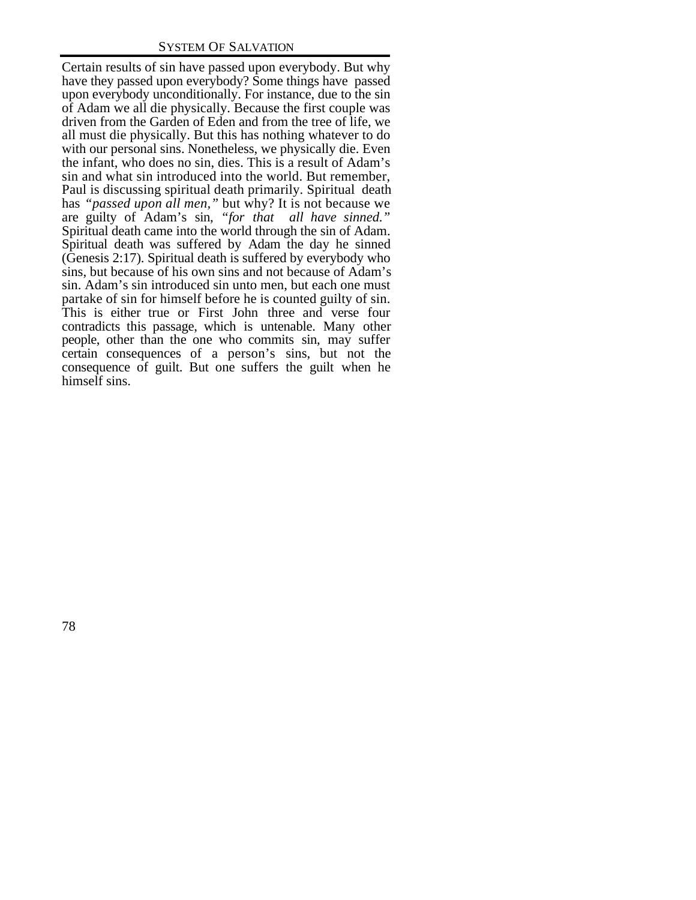Certain results of sin have passed upon everybody. But why have they passed upon everybody? Some things have passed upon everybody unconditionally. For instance, due to the sin of Adam we all die physically. Because the first couple was driven from the Garden of Eden and from the tree of life, we all must die physically. But this has nothing whatever to do with our personal sins. Nonetheless, we physically die. Even the infant, who does no sin, dies. This is a result of Adam's sin and what sin introduced into the world. But remember, Paul is discussing spiritual death primarily. Spiritual death has *"passed upon all men,"* but why? It is not because we are guilty of Adam's sin, *"for that all have sinned."* Spiritual death came into the world through the sin of Adam. Spiritual death was suffered by Adam the day he sinned (Genesis 2:17). Spiritual death is suffered by everybody who sins, but because of his own sins and not because of Adam's sin. Adam's sin introduced sin unto men, but each one must partake of sin for himself before he is counted guilty of sin. This is either true or First John three and verse four contradicts this passage, which is untenable. Many other people, other than the one who commits sin, may suffer certain consequences of a person's sins, but not the consequence of guilt. But one suffers the guilt when he himself sins.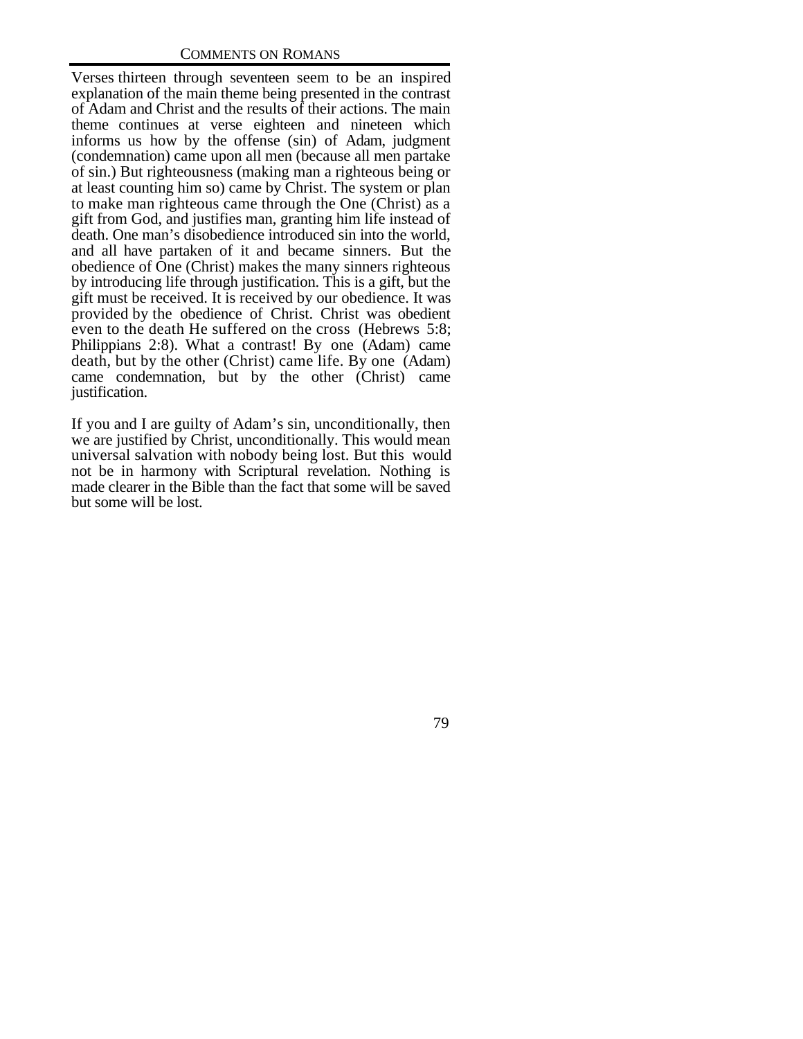Verses thirteen through seventeen seem to be an inspired explanation of the main theme being presented in the contrast of Adam and Christ and the results of their actions. The main theme continues at verse eighteen and nineteen which informs us how by the offense (sin) of Adam, judgment (condemnation) came upon all men (because all men partake of sin.) But righteousness (making man a righteous being or at least counting him so) came by Christ. The system or plan to make man righteous came through the One (Christ) as a gift from God, and justifies man, granting him life instead of death. One man's disobedience introduced sin into the world, and all have partaken of it and became sinners. But the obedience of One (Christ) makes the many sinners righteous by introducing life through justification. This is a gift, but the gift must be received. It is received by our obedience. It was provided by the obedience of Christ. Christ was obedient even to the death He suffered on the cross (Hebrews 5:8; Philippians 2:8). What a contrast! By one (Adam) came death, but by the other (Christ) came life. By one (Adam) came condemnation, but by the other (Christ) came justification.

If you and I are guilty of Adam's sin, unconditionally, then we are justified by Christ, unconditionally. This would mean universal salvation with nobody being lost. But this would not be in harmony with Scriptural revelation. Nothing is made clearer in the Bible than the fact that some will be saved but some will be lost.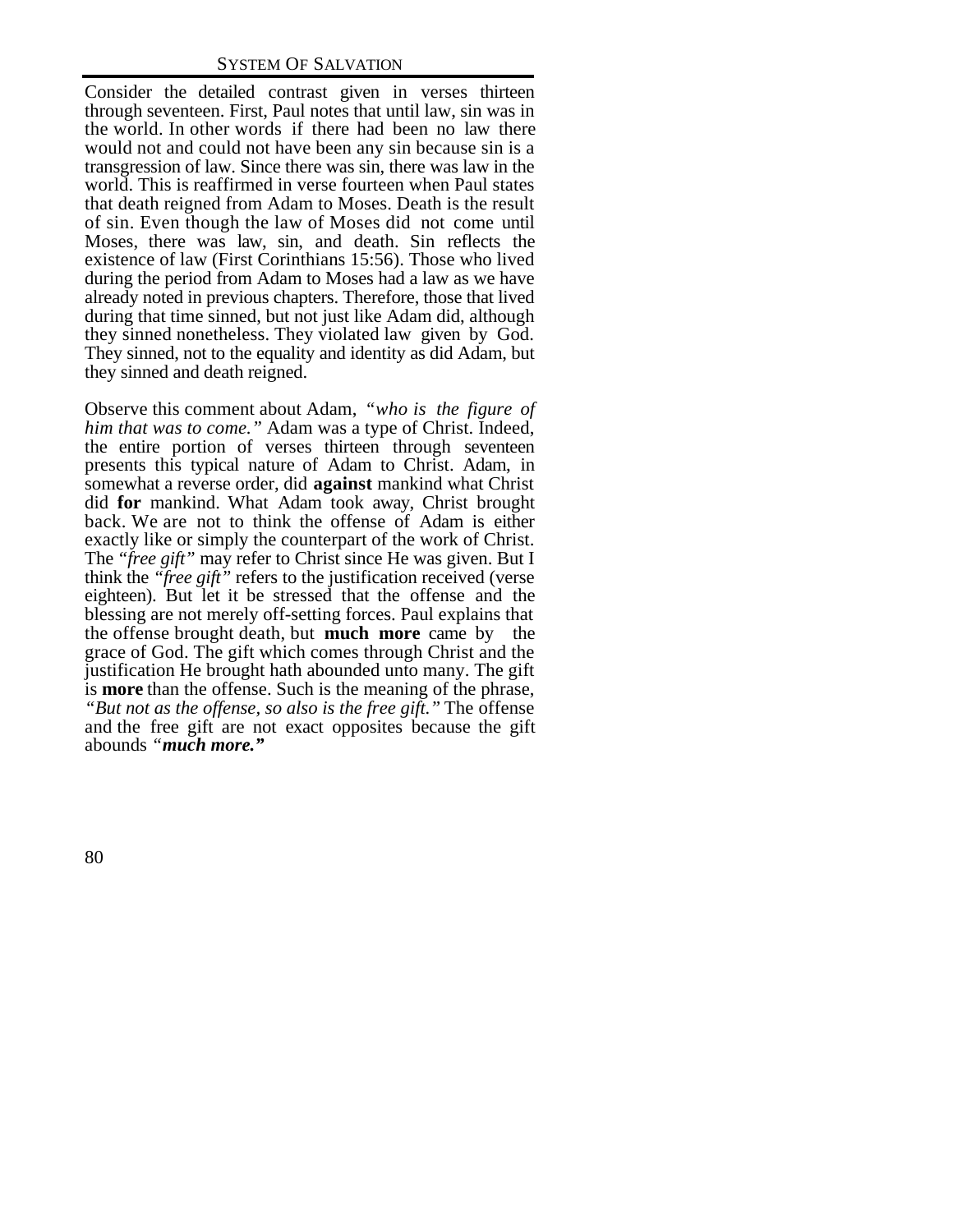Consider the detailed contrast given in verses thirteen through seventeen. First, Paul notes that until law, sin was in the world. In other words if there had been no law there would not and could not have been any sin because sin is a transgression of law. Since there was sin, there was law in the world. This is reaffirmed in verse fourteen when Paul states that death reigned from Adam to Moses. Death is the result of sin. Even though the law of Moses did not come until Moses, there was law, sin, and death. Sin reflects the existence of law (First Corinthians 15:56). Those who lived during the period from Adam to Moses had a law as we have already noted in previous chapters. Therefore, those that lived during that time sinned, but not just like Adam did, although they sinned nonetheless. They violated law given by God. They sinned, not to the equality and identity as did Adam, but they sinned and death reigned.

Observe this comment about Adam, *"who is the figure of him that was to come."* Adam was a type of Christ. Indeed, the entire portion of verses thirteen through seventeen presents this typical nature of Adam to Christ. Adam, in somewhat a reverse order, did **against** mankind what Christ did **for** mankind. What Adam took away, Christ brought back. We are not to think the offense of Adam is either exactly like or simply the counterpart of the work of Christ. The *"free gift"* may refer to Christ since He was given. But I think the *"free gift"* refers to the justification received (verse eighteen). But let it be stressed that the offense and the blessing are not merely off-setting forces. Paul explains that the offense brought death, but **much more** came by the grace of God. The gift which comes through Christ and the justification He brought hath abounded unto many. The gift is **more** than the offense. Such is the meaning of the phrase, *"But not as the offense, so also is the free gift."* The offense and the free gift are not exact opposites because the gift abounds *"**much more.**"*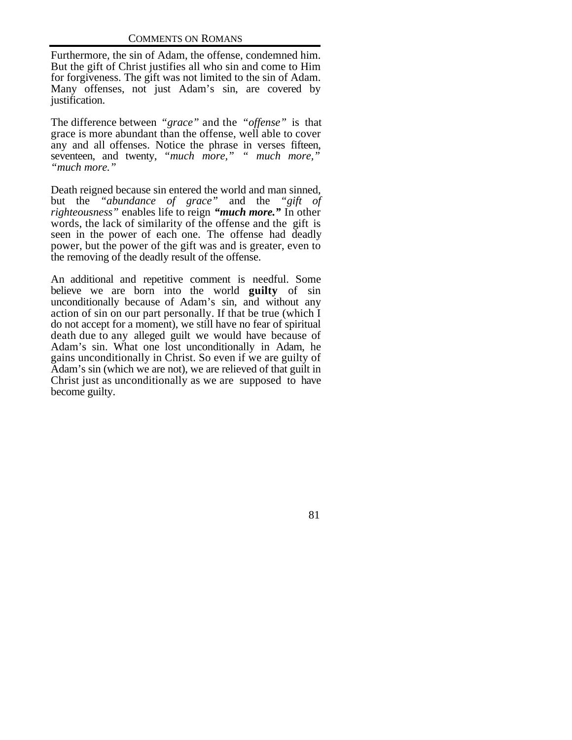Furthermore, the sin of Adam, the offense, condemned him. But the gift of Christ justifies all who sin and come to Him for forgiveness. The gift was not limited to the sin of Adam. Many offenses, not just Adam's sin, are covered by justification.

The difference between *"grace"* and the *"offense"* is that grace is more abundant than the offense, well able to cover any and all offenses. Notice the phrase in verses fifteen, seventeen, and twenty, *"much more," " much more," "much more."*

Death reigned because sin entered the world and man sinned, but the *"abundance of grace"* and the *"gift of righteousness"* enables life to reign ***"much more."*** In other words, the lack of similarity of the offense and the gift is seen in the power of each one. The offense had deadly power, but the power of the gift was and is greater, even to the removing of the deadly result of the offense.

An additional and repetitive comment is needful. Some believe we are born into the world **guilty** of sin unconditionally because of Adam's sin, and without any action of sin on our part personally. If that be true (which I do not accept for a moment), we still have no fear of spiritual death due to any alleged guilt we would have because of Adam's sin. What one lost unconditionally in Adam, he gains unconditionally in Christ. So even if we are guilty of Adam's sin (which we are not), we are relieved of that guilt in Christ just as unconditionally as we are supposed to have become guilty.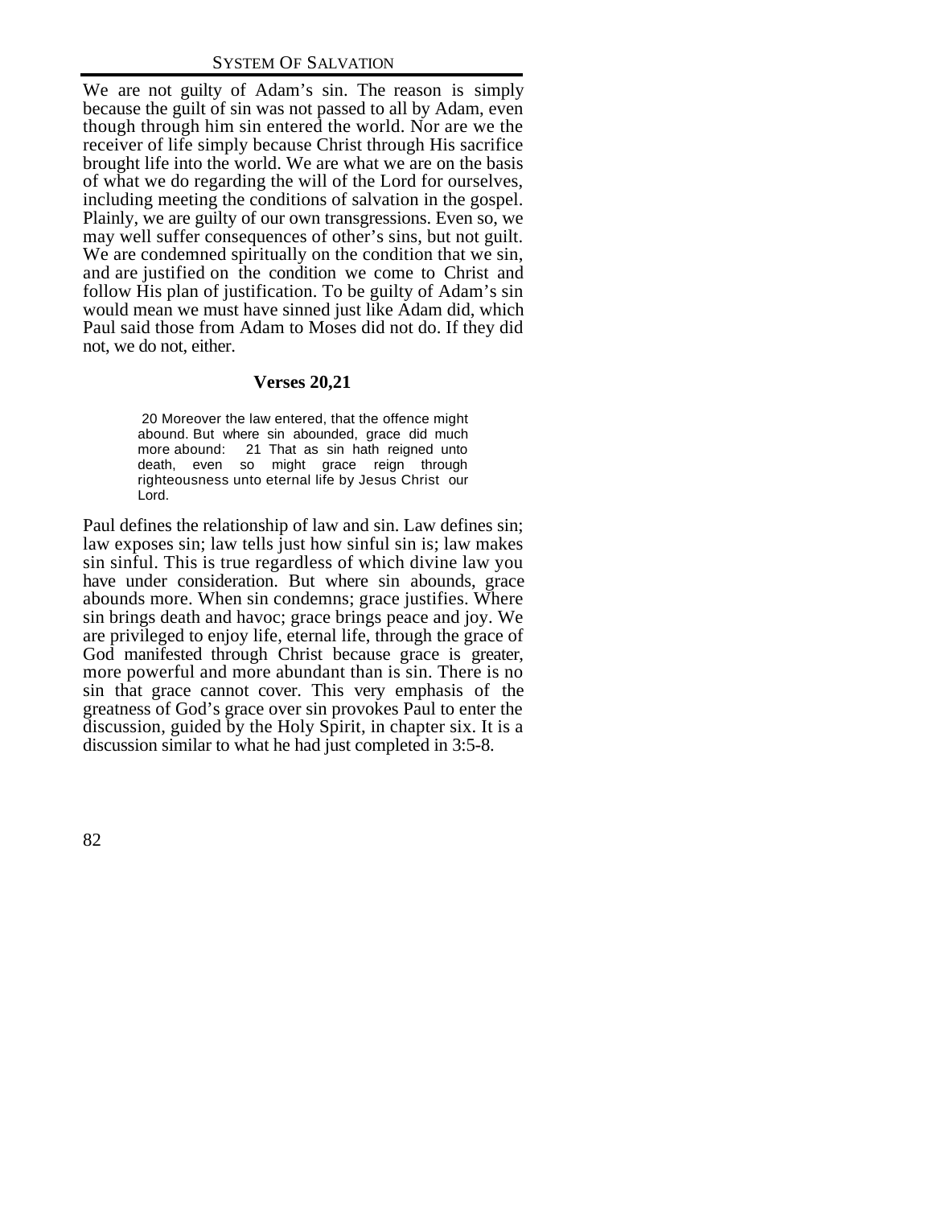We are not guilty of Adam's sin. The reason is simply because the guilt of sin was not passed to all by Adam, even though through him sin entered the world. Nor are we the receiver of life simply because Christ through His sacrifice brought life into the world. We are what we are on the basis of what we do regarding the will of the Lord for ourselves, including meeting the conditions of salvation in the gospel. Plainly, we are guilty of our own transgressions. Even so, we may well suffer consequences of other's sins, but not guilt. We are condemned spiritually on the condition that we sin, and are justified on the condition we come to Christ and follow His plan of justification. To be guilty of Adam's sin would mean we must have sinned just like Adam did, which Paul said those from Adam to Moses did not do. If they did not, we do not, either.

### Verses 20,21

> 20 Moreover the law entered, that the offence might abound. But where sin abounded, grace did much more abound: 21 That as sin hath reigned unto death, even so might grace reign through righteousness unto eternal life by Jesus Christ our Lord.

Paul defines the relationship of law and sin. Law defines sin; law exposes sin; law tells just how sinful sin is; law makes sin sinful. This is true regardless of which divine law you have under consideration. But where sin abounds, grace abounds more. When sin condemns; grace justifies. Where sin brings death and havoc; grace brings peace and joy. We are privileged to enjoy life, eternal life, through the grace of God manifested through Christ because grace is greater, more powerful and more abundant than is sin. There is no sin that grace cannot cover. This very emphasis of the greatness of God's grace over sin provokes Paul to enter the discussion, guided by the Holy Spirit, in chapter six. It is a discussion similar to what he had just completed in 3:5-8.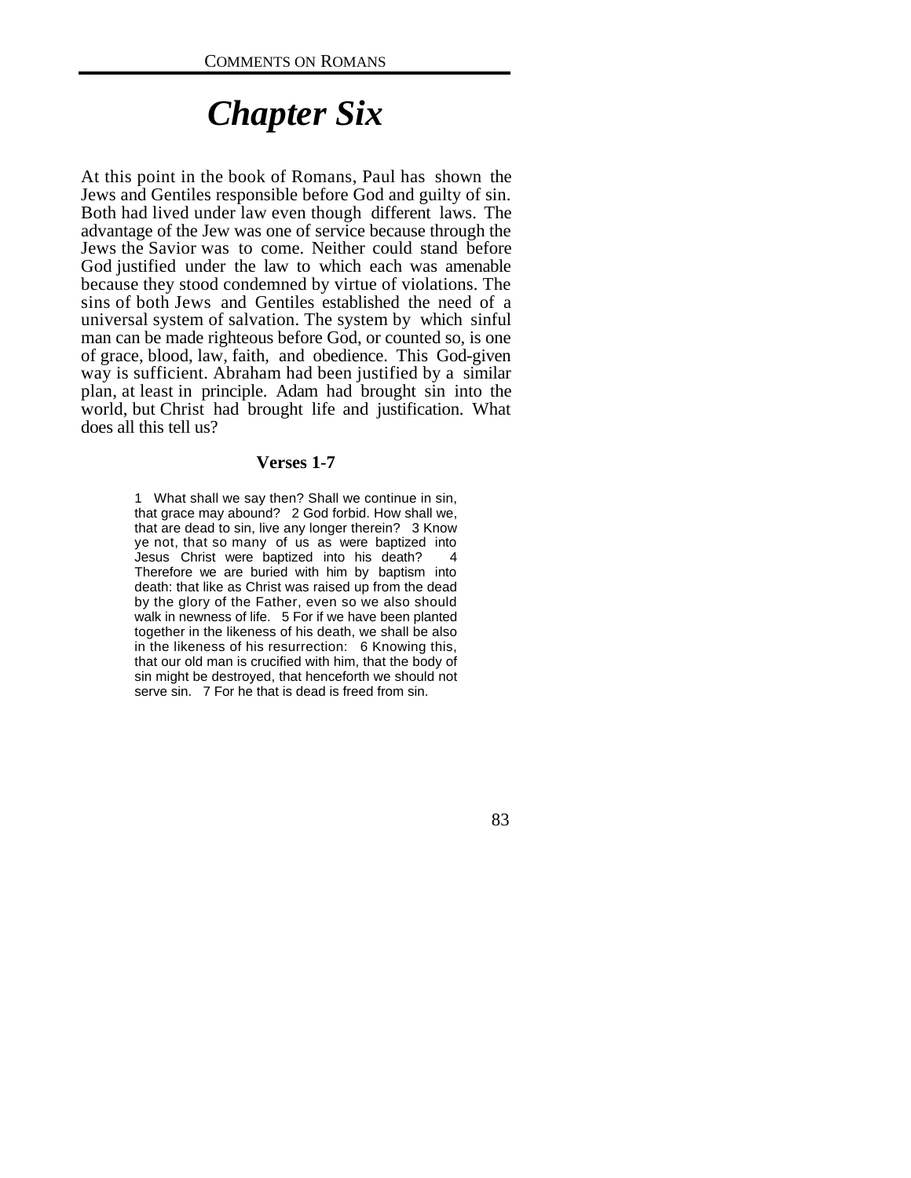# *Chapter Six*

At this point in the book of Romans, Paul has shown the Jews and Gentiles responsible before God and guilty of sin. Both had lived under law even though different laws. The advantage of the Jew was one of service because through the Jews the Savior was to come. Neither could stand before God justified under the law to which each was amenable because they stood condemned by virtue of violations. The sins of both Jews and Gentiles established the need of a universal system of salvation. The system by which sinful man can be made righteous before God, or counted so, is one of grace, blood, law, faith, and obedience. This God-given way is sufficient. Abraham had been justified by a similar plan, at least in principle. Adam had brought sin into the world, but Christ had brought life and justification. What does all this tell us?

### Verses 1-7

> 1 What shall we say then? Shall we continue in sin, that grace may abound? 2 God forbid. How shall we, that are dead to sin, live any longer therein? 3 Know ye not, that so many of us as were baptized into Jesus Christ were baptized into his death? 4 Therefore we are buried with him by baptism into death: that like as Christ was raised up from the dead by the glory of the Father, even so we also should walk in newness of life. 5 For if we have been planted together in the likeness of his death, we shall be also in the likeness of his resurrection: 6 Knowing this, that our old man is crucified with him, that the body of sin might be destroyed, that henceforth we should not serve sin. 7 For he that is dead is freed from sin.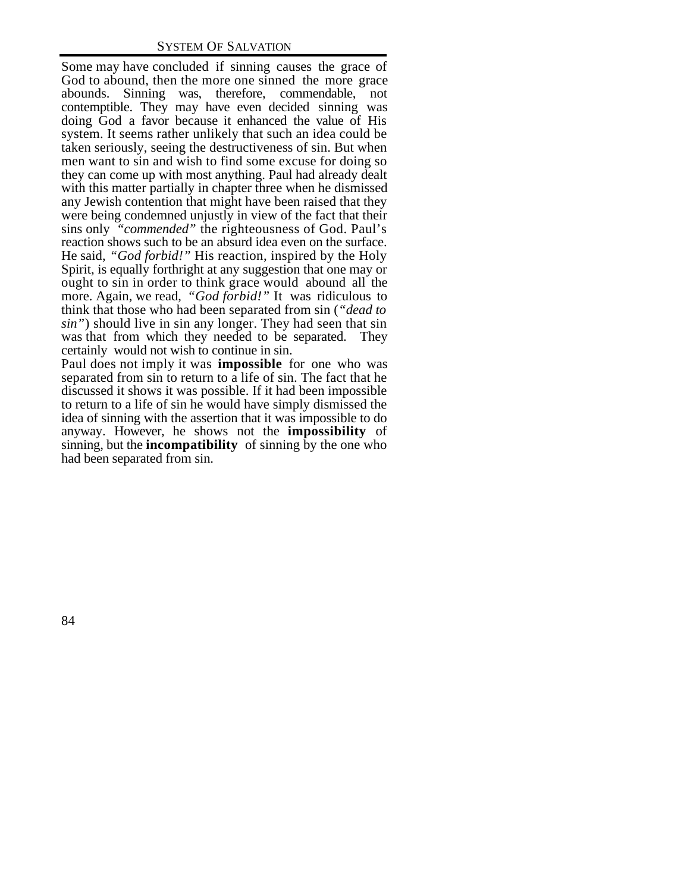Some may have concluded if sinning causes the grace of God to abound, then the more one sinned the more grace abounds. Sinning was, therefore, commendable, not contemptible. They may have even decided sinning was doing God a favor because it enhanced the value of His system. It seems rather unlikely that such an idea could be taken seriously, seeing the destructiveness of sin. But when men want to sin and wish to find some excuse for doing so they can come up with most anything. Paul had already dealt with this matter partially in chapter three when he dismissed any Jewish contention that might have been raised that they were being condemned unjustly in view of the fact that their sins only *"commended"* the righteousness of God. Paul's reaction shows such to be an absurd idea even on the surface. He said, *"God forbid!"* His reaction, inspired by the Holy Spirit, is equally forthright at any suggestion that one may or ought to sin in order to think grace would abound all the more. Again, we read, *"God forbid!"* It was ridiculous to think that those who had been separated from sin (*"dead to sin"*) should live in sin any longer. They had seen that sin was that from which they needed to be separated. They certainly would not wish to continue in sin.

Paul does not imply it was **impossible** for one who was separated from sin to return to a life of sin. The fact that he discussed it shows it was possible. If it had been impossible to return to a life of sin he would have simply dismissed the idea of sinning with the assertion that it was impossible to do anyway. However, he shows not the **impossibility** of sinning, but the **incompatibility** of sinning by the one who had been separated from sin.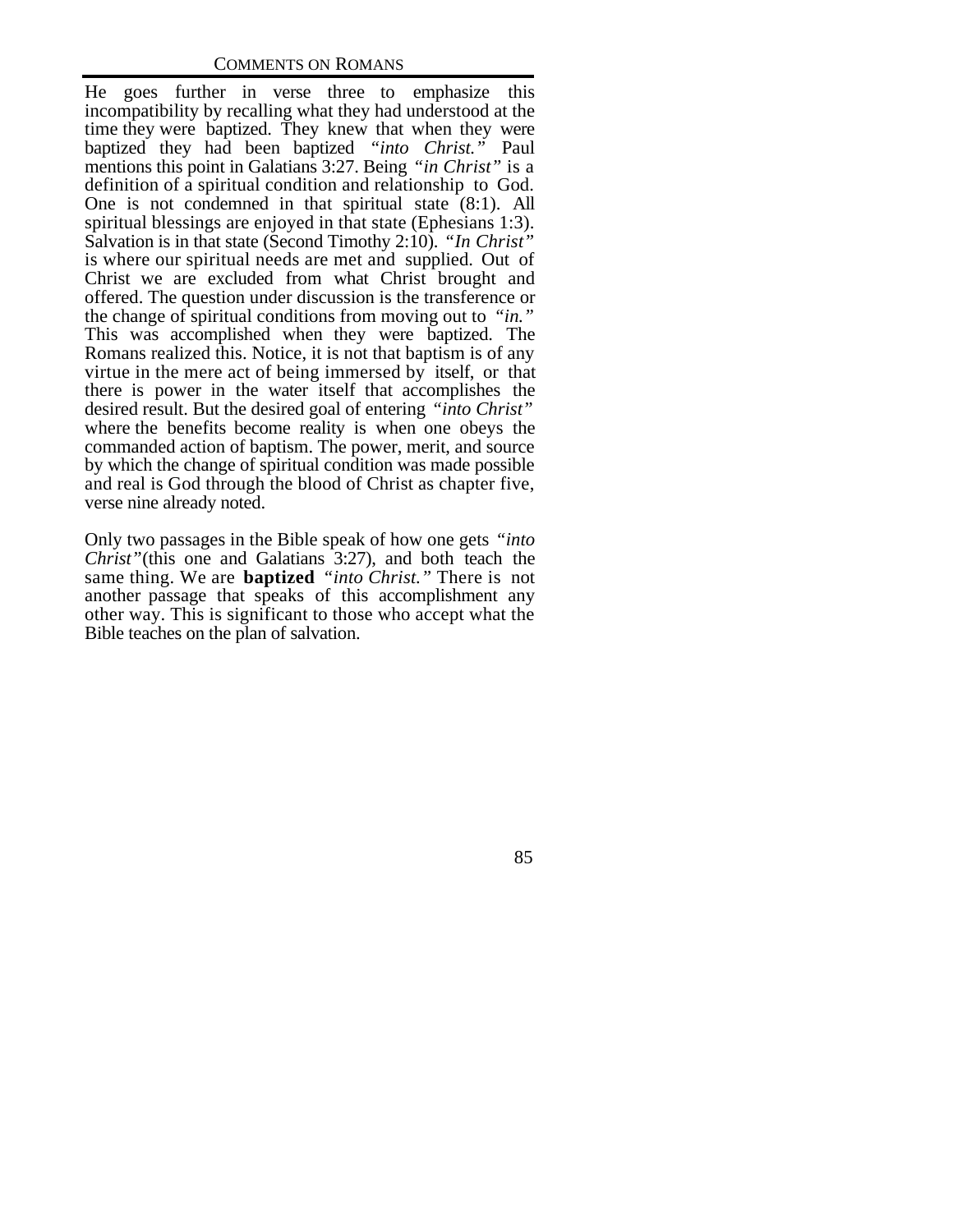He goes further in verse three to emphasize this incompatibility by recalling what they had understood at the time they were baptized. They knew that when they were baptized they had been baptized *"into Christ."* Paul mentions this point in Galatians 3:27. Being *"in Christ"* is a definition of a spiritual condition and relationship to God. One is not condemned in that spiritual state (8:1). All spiritual blessings are enjoyed in that state (Ephesians 1:3). Salvation is in that state (Second Timothy 2:10). *"In Christ"* is where our spiritual needs are met and supplied. Out of Christ we are excluded from what Christ brought and offered. The question under discussion is the transference or the change of spiritual conditions from moving out to *"in."* This was accomplished when they were baptized. The Romans realized this. Notice, it is not that baptism is of any virtue in the mere act of being immersed by itself, or that there is power in the water itself that accomplishes the desired result. But the desired goal of entering *"into Christ"* where the benefits become reality is when one obeys the commanded action of baptism. The power, merit, and source by which the change of spiritual condition was made possible and real is God through the blood of Christ as chapter five, verse nine already noted.

Only two passages in the Bible speak of how one gets *"into Christ"*(this one and Galatians 3:27), and both teach the same thing. We are **baptized** *"into Christ."* There is not another passage that speaks of this accomplishment any other way. This is significant to those who accept what the Bible teaches on the plan of salvation.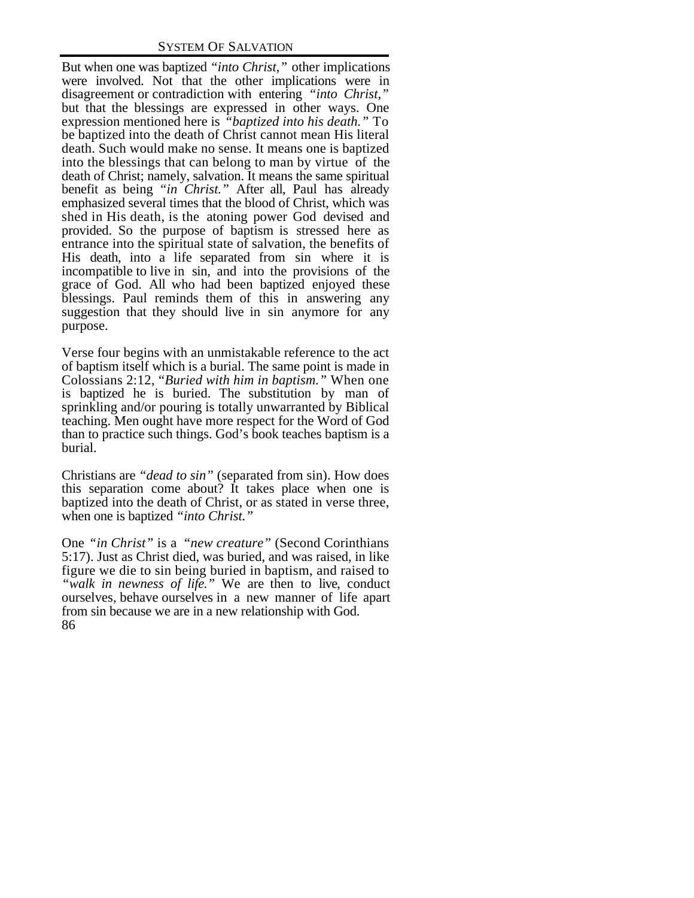But when one was baptized *"into Christ,"* other implications were involved. Not that the other implications were in disagreement or contradiction with entering *"into Christ,"* but that the blessings are expressed in other ways. One expression mentioned here is *"baptized into his death."* To be baptized into the death of Christ cannot mean His literal death. Such would make no sense. It means one is baptized into the blessings that can belong to man by virtue of the death of Christ; namely, salvation. It means the same spiritual benefit as being *"in Christ."* After all, Paul has already emphasized several times that the blood of Christ, which was shed in His death, is the atoning power God devised and provided. So the purpose of baptism is stressed here as entrance into the spiritual state of salvation, the benefits of His death, into a life separated from sin where it is incompatible to live in sin, and into the provisions of the grace of God. All who had been baptized enjoyed these blessings. Paul reminds them of this in answering any suggestion that they should live in sin anymore for any purpose.

Verse four begins with an unmistakable reference to the act of baptism itself which is a burial. The same point is made in Colossians 2:12, *"Buried with him in baptism."* When one is baptized he is buried. The substitution by man of sprinkling and/or pouring is totally unwarranted by Biblical teaching. Men ought have more respect for the Word of God than to practice such things. God's book teaches baptism is a burial.

Christians are *"dead to sin"* (separated from sin). How does this separation come about? It takes place when one is baptized into the death of Christ, or as stated in verse three, when one is baptized *"into Christ."*

One *"in Christ"* is a *"new creature"* (Second Corinthians 5:17). Just as Christ died, was buried, and was raised, in like figure we die to sin being buried in baptism, and raised to *"walk in newness of life."* We are then to live, conduct ourselves, behave ourselves in a new manner of life apart from sin because we are in a new relationship with God.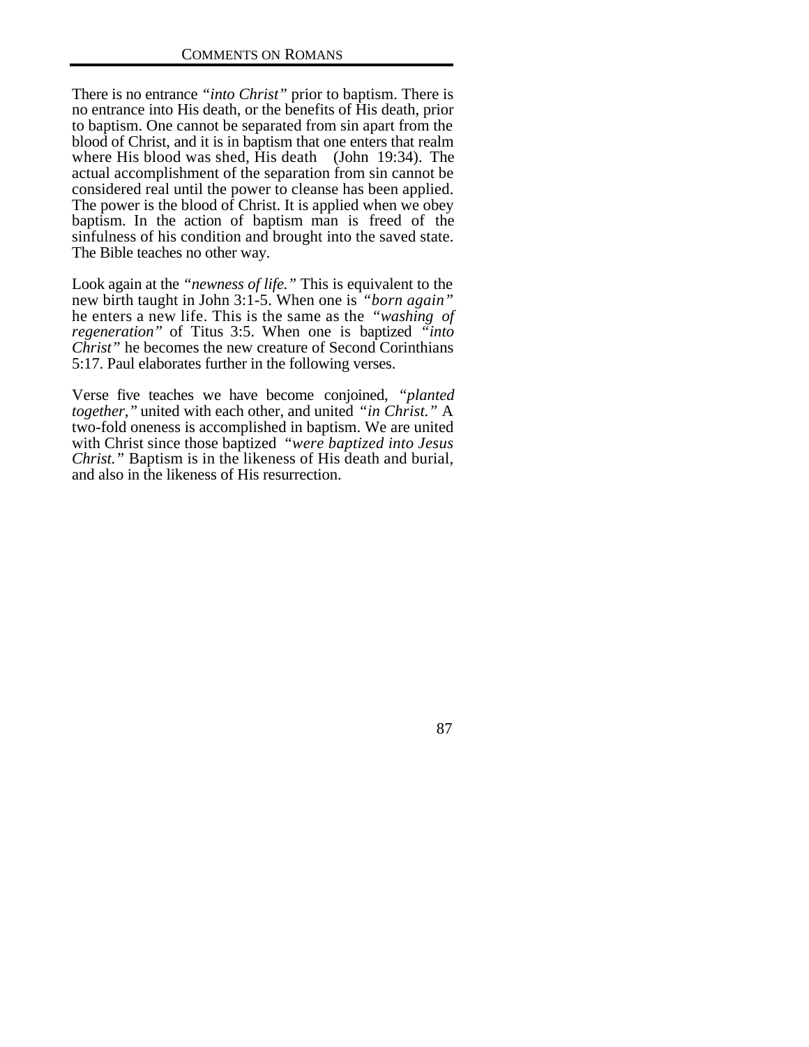There is no entrance *"into Christ"* prior to baptism. There is no entrance into His death, or the benefits of His death, prior to baptism. One cannot be separated from sin apart from the blood of Christ, and it is in baptism that one enters that realm where His blood was shed, His death (John 19:34). The actual accomplishment of the separation from sin cannot be considered real until the power to cleanse has been applied. The power is the blood of Christ. It is applied when we obey baptism. In the action of baptism man is freed of the sinfulness of his condition and brought into the saved state. The Bible teaches no other way.

Look again at the *"newness of life."* This is equivalent to the new birth taught in John 3:1-5. When one is *"born again"* he enters a new life. This is the same as the *"washing of regeneration"* of Titus 3:5. When one is baptized *"into Christ"* he becomes the new creature of Second Corinthians 5:17. Paul elaborates further in the following verses.

Verse five teaches we have become conjoined, *"planted together,"* united with each other, and united *"in Christ."* A two-fold oneness is accomplished in baptism. We are united with Christ since those baptized *"were baptized into Jesus Christ."* Baptism is in the likeness of His death and burial, and also in the likeness of His resurrection.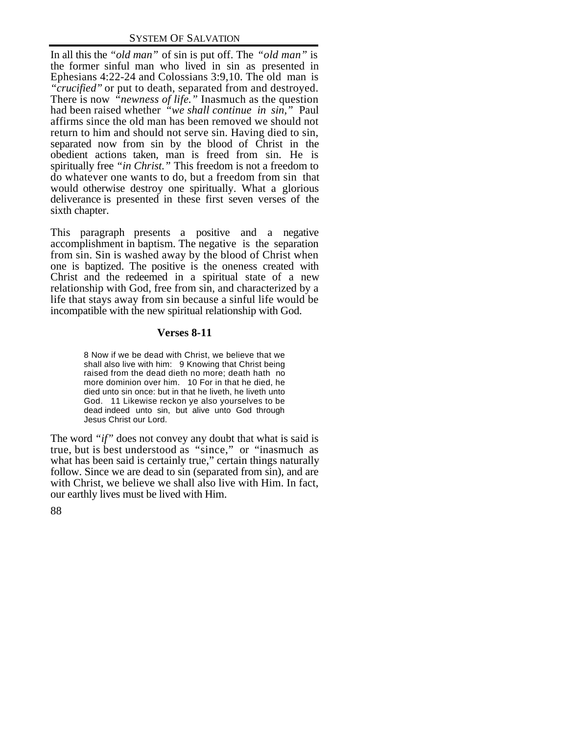In all this the *"old man"* of sin is put off. The *"old man"* is the former sinful man who lived in sin as presented in Ephesians 4:22-24 and Colossians 3:9,10. The old man is *"crucified"* or put to death, separated from and destroyed. There is now *"newness of life."* Inasmuch as the question had been raised whether *"we shall continue in sin,"* Paul affirms since the old man has been removed we should not return to him and should not serve sin. Having died to sin, separated now from sin by the blood of Christ in the obedient actions taken, man is freed from sin. He is spiritually free *"in Christ."* This freedom is not a freedom to do whatever one wants to do, but a freedom from sin that would otherwise destroy one spiritually. What a glorious deliverance is presented in these first seven verses of the sixth chapter.

This paragraph presents a positive and a negative accomplishment in baptism. The negative is the separation from sin. Sin is washed away by the blood of Christ when one is baptized. The positive is the oneness created with Christ and the redeemed in a spiritual state of a new relationship with God, free from sin, and characterized by a life that stays away from sin because a sinful life would be incompatible with the new spiritual relationship with God.

### Verses 8-11

> 8 Now if we be dead with Christ, we believe that we shall also live with him: 9 Knowing that Christ being raised from the dead dieth no more; death hath no more dominion over him. 10 For in that he died, he died unto sin once: but in that he liveth, he liveth unto God. 11 Likewise reckon ye also yourselves to be dead indeed unto sin, but alive unto God through Jesus Christ our Lord.

The word *"if"* does not convey any doubt that what is said is true, but is best understood as "since," or "inasmuch as what has been said is certainly true," certain things naturally follow. Since we are dead to sin (separated from sin), and are with Christ, we believe we shall also live with Him. In fact, our earthly lives must be lived with Him.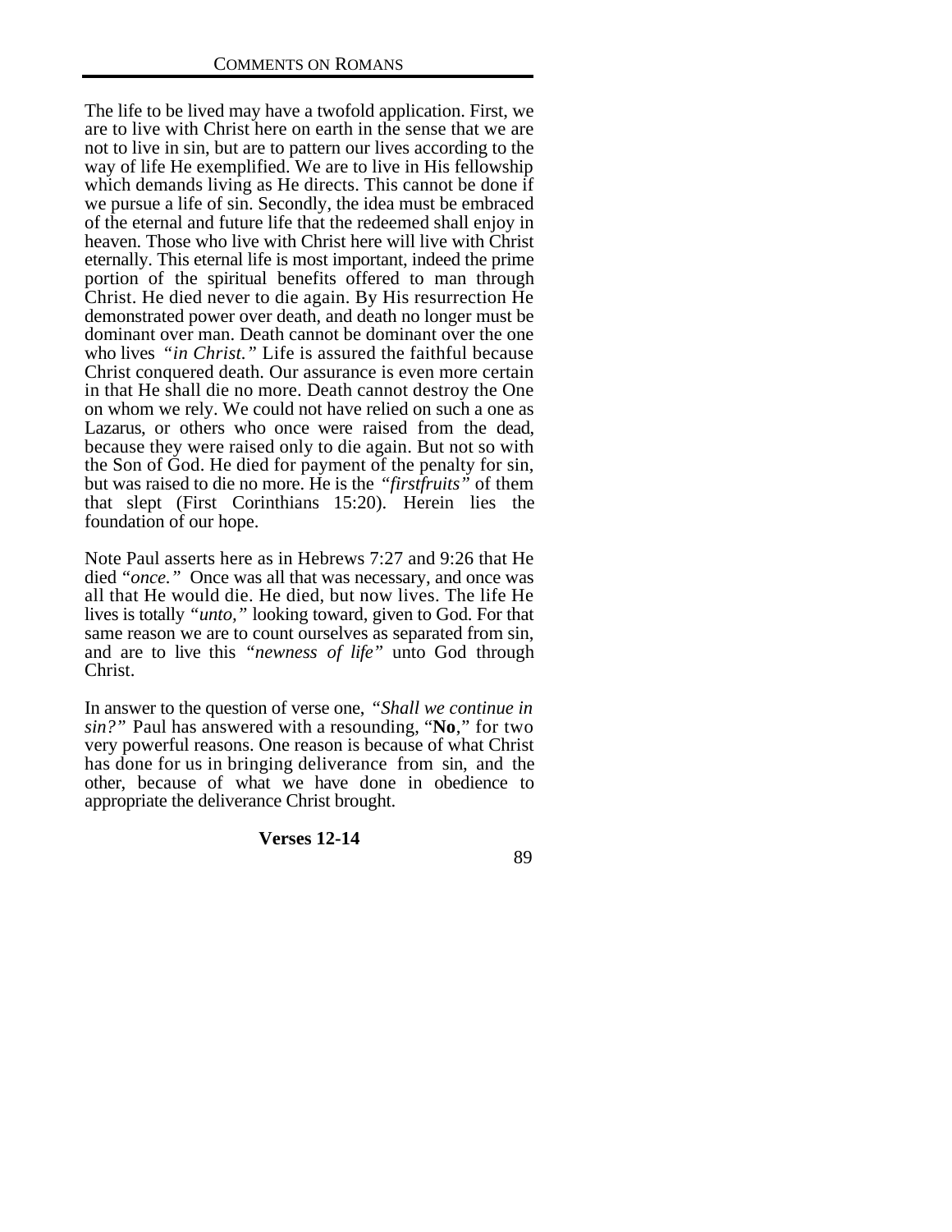The life to be lived may have a twofold application. First, we are to live with Christ here on earth in the sense that we are not to live in sin, but are to pattern our lives according to the way of life He exemplified. We are to live in His fellowship which demands living as He directs. This cannot be done if we pursue a life of sin. Secondly, the idea must be embraced of the eternal and future life that the redeemed shall enjoy in heaven. Those who live with Christ here will live with Christ eternally. This eternal life is most important, indeed the prime portion of the spiritual benefits offered to man through Christ. He died never to die again. By His resurrection He demonstrated power over death, and death no longer must be dominant over man. Death cannot be dominant over the one who lives *"in Christ."* Life is assured the faithful because Christ conquered death. Our assurance is even more certain in that He shall die no more. Death cannot destroy the One on whom we rely. We could not have relied on such a one as Lazarus, or others who once were raised from the dead, because they were raised only to die again. But not so with the Son of God. He died for payment of the penalty for sin, but was raised to die no more. He is the *"firstfruits"* of them that slept (First Corinthians 15:20). Herein lies the foundation of our hope.

Note Paul asserts here as in Hebrews 7:27 and 9:26 that He died *"once."* Once was all that was necessary, and once was all that He would die. He died, but now lives. The life He lives is totally *"unto,"* looking toward, given to God. For that same reason we are to count ourselves as separated from sin, and are to live this *"newness of life"* unto God through Christ.

In answer to the question of verse one, *"Shall we continue in sin?"* Paul has answered with a resounding, "**No**," for two very powerful reasons. One reason is because of what Christ has done for us in bringing deliverance from sin, and the other, because of what we have done in obedience to appropriate the deliverance Christ brought.

**Verses 12-14**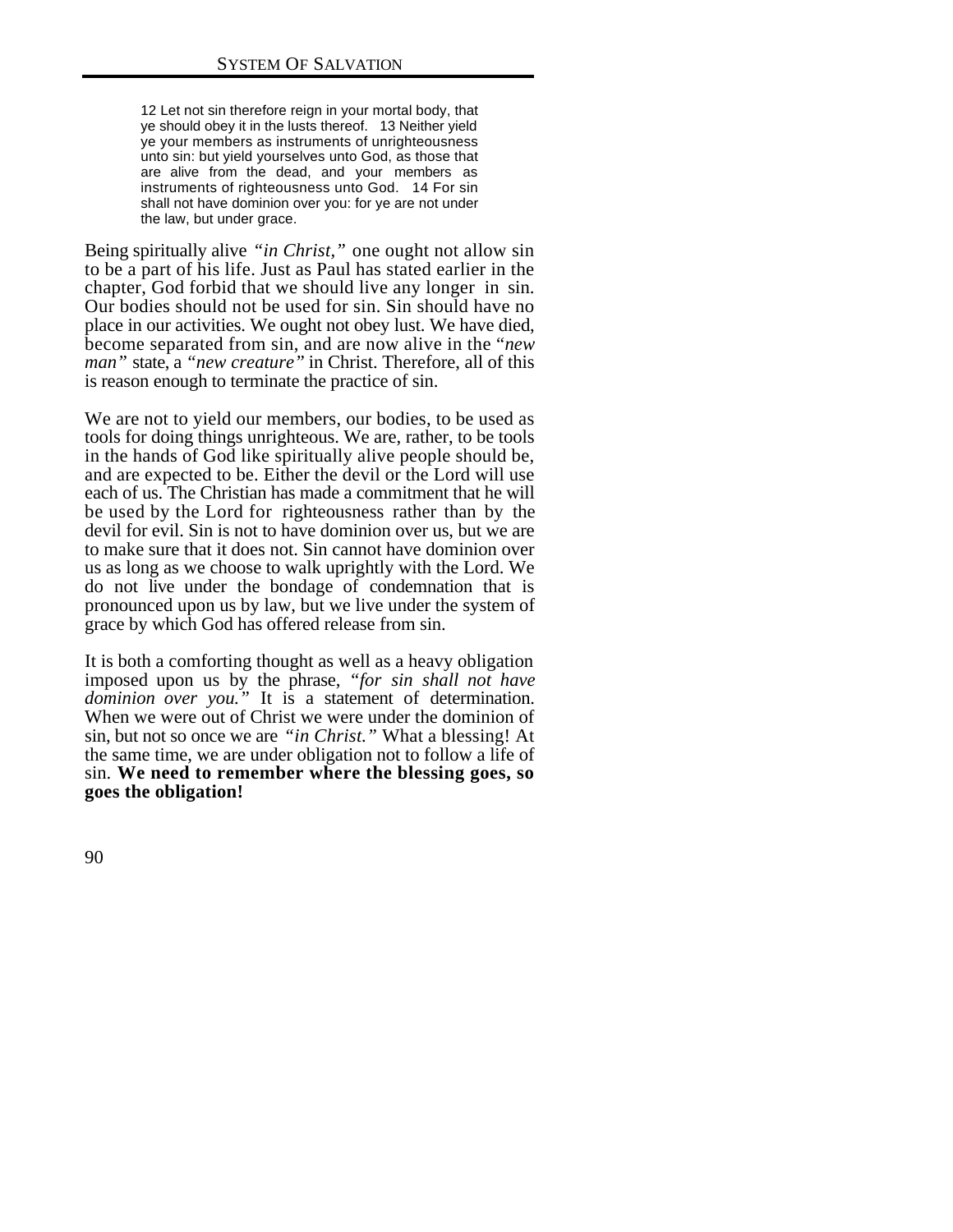> 12 Let not sin therefore reign in your mortal body, that ye should obey it in the lusts thereof. 13 Neither yield ye your members as instruments of unrighteousness unto sin: but yield yourselves unto God, as those that are alive from the dead, and your members as instruments of righteousness unto God. 14 For sin shall not have dominion over you: for ye are not under the law, but under grace.

Being spiritually alive *"in Christ,"* one ought not allow sin to be a part of his life. Just as Paul has stated earlier in the chapter, God forbid that we should live any longer in sin. Our bodies should not be used for sin. Sin should have no place in our activities. We ought not obey lust. We have died, become separated from sin, and are now alive in the "*new man"* state, a *"new creature"* in Christ. Therefore, all of this is reason enough to terminate the practice of sin.

We are not to yield our members, our bodies, to be used as tools for doing things unrighteous. We are, rather, to be tools in the hands of God like spiritually alive people should be, and are expected to be. Either the devil or the Lord will use each of us. The Christian has made a commitment that he will be used by the Lord for righteousness rather than by the devil for evil. Sin is not to have dominion over us, but we are to make sure that it does not. Sin cannot have dominion over us as long as we choose to walk uprightly with the Lord. We do not live under the bondage of condemnation that is pronounced upon us by law, but we live under the system of grace by which God has offered release from sin.

It is both a comforting thought as well as a heavy obligation imposed upon us by the phrase, *"for sin shall not have dominion over you."* It is a statement of determination. When we were out of Christ we were under the dominion of sin, but not so once we are *"in Christ."* What a blessing! At the same time, we are under obligation not to follow a life of sin. **We need to remember where the blessing goes, so goes the obligation!**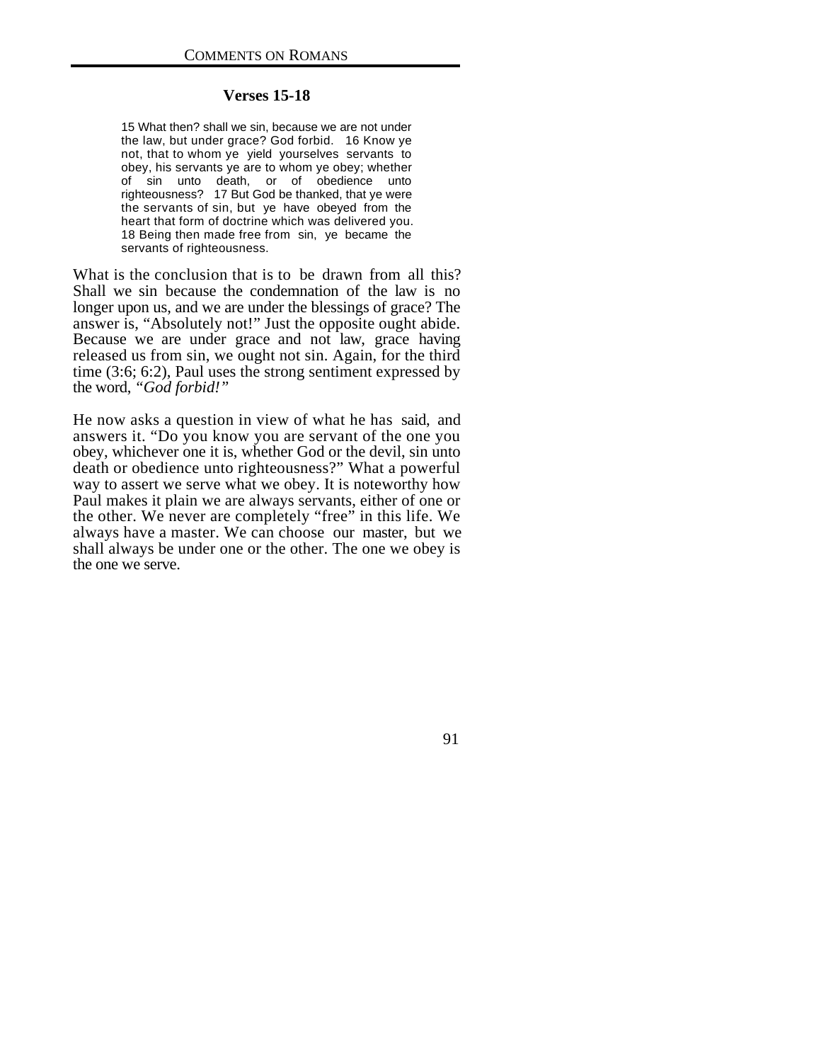### Verses 15-18

> 15 What then? shall we sin, because we are not under the law, but under grace? God forbid. 16 Know ye not, that to whom ye yield yourselves servants to obey, his servants ye are to whom ye obey; whether of sin unto death, or of obedience unto righteousness? 17 But God be thanked, that ye were the servants of sin, but ye have obeyed from the heart that form of doctrine which was delivered you. 18 Being then made free from sin, ye became the servants of righteousness.

What is the conclusion that is to be drawn from all this? Shall we sin because the condemnation of the law is no longer upon us, and we are under the blessings of grace? The answer is, "Absolutely not!" Just the opposite ought abide. Because we are under grace and not law, grace having released us from sin, we ought not sin. Again, for the third time (3:6; 6:2), Paul uses the strong sentiment expressed by the word, *"God forbid!"*

He now asks a question in view of what he has said, and answers it. "Do you know you are servant of the one you obey, whichever one it is, whether God or the devil, sin unto death or obedience unto righteousness?" What a powerful way to assert we serve what we obey. It is noteworthy how Paul makes it plain we are always servants, either of one or the other. We never are completely "free" in this life. We always have a master. We can choose our master, but we shall always be under one or the other. The one we obey is the one we serve.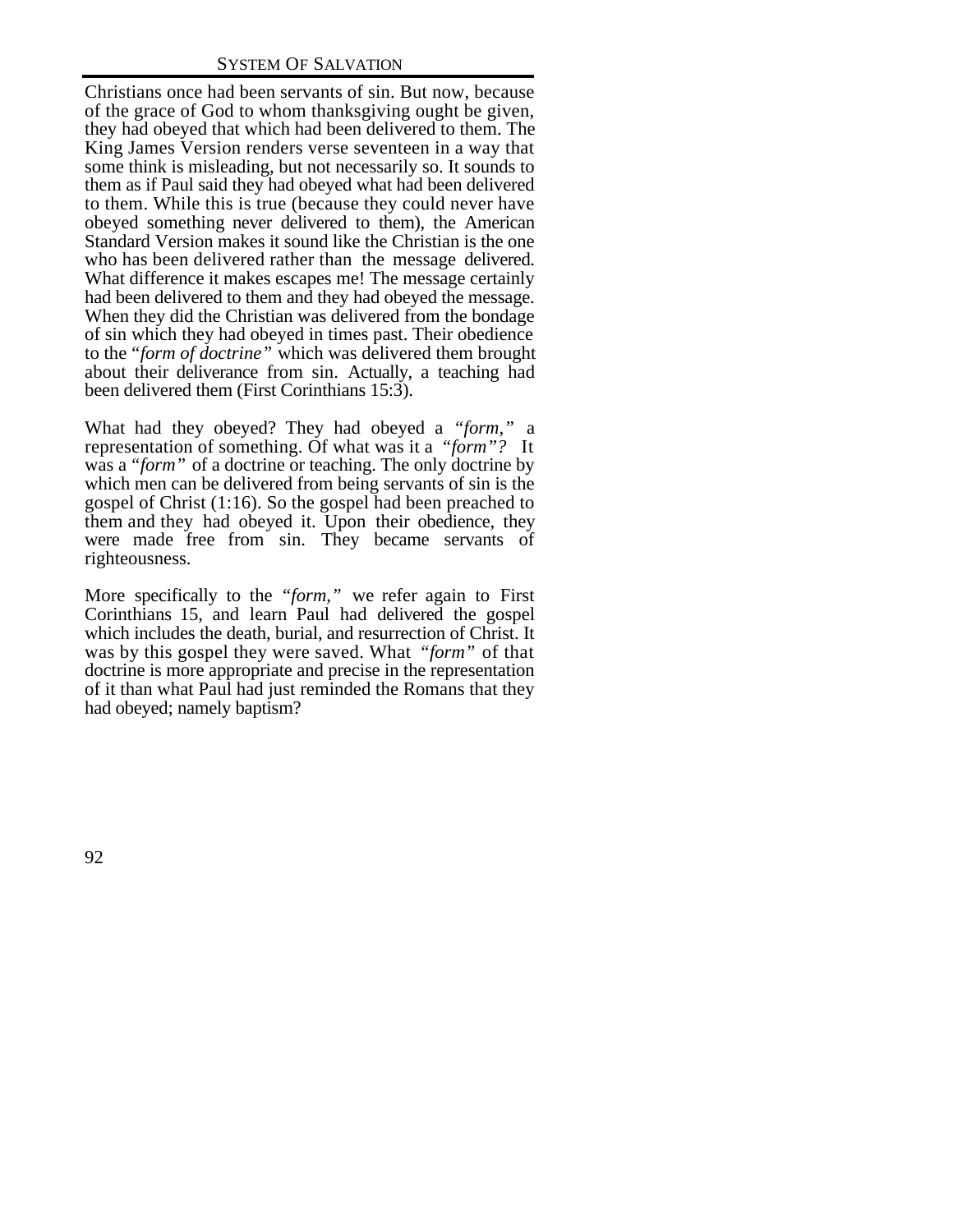Christians once had been servants of sin. But now, because of the grace of God to whom thanksgiving ought be given, they had obeyed that which had been delivered to them. The King James Version renders verse seventeen in a way that some think is misleading, but not necessarily so. It sounds to them as if Paul said they had obeyed what had been delivered to them. While this is true (because they could never have obeyed something never delivered to them), the American Standard Version makes it sound like the Christian is the one who has been delivered rather than the message delivered. What difference it makes escapes me! The message certainly had been delivered to them and they had obeyed the message. When they did the Christian was delivered from the bondage of sin which they had obeyed in times past. Their obedience to the "*form of doctrine*" which was delivered them brought about their deliverance from sin. Actually, a teaching had been delivered them (First Corinthians 15:3).

What had they obeyed? They had obeyed a "*form,*" a representation of something. Of what was it a "*form*"? It was a "*form*" of a doctrine or teaching. The only doctrine by which men can be delivered from being servants of sin is the gospel of Christ (1:16). So the gospel had been preached to them and they had obeyed it. Upon their obedience, they were made free from sin. They became servants of righteousness.

More specifically to the "*form,*" we refer again to First Corinthians 15, and learn Paul had delivered the gospel which includes the death, burial, and resurrection of Christ. It was by this gospel they were saved. What "*form*" of that doctrine is more appropriate and precise in the representation of it than what Paul had just reminded the Romans that they had obeyed; namely baptism?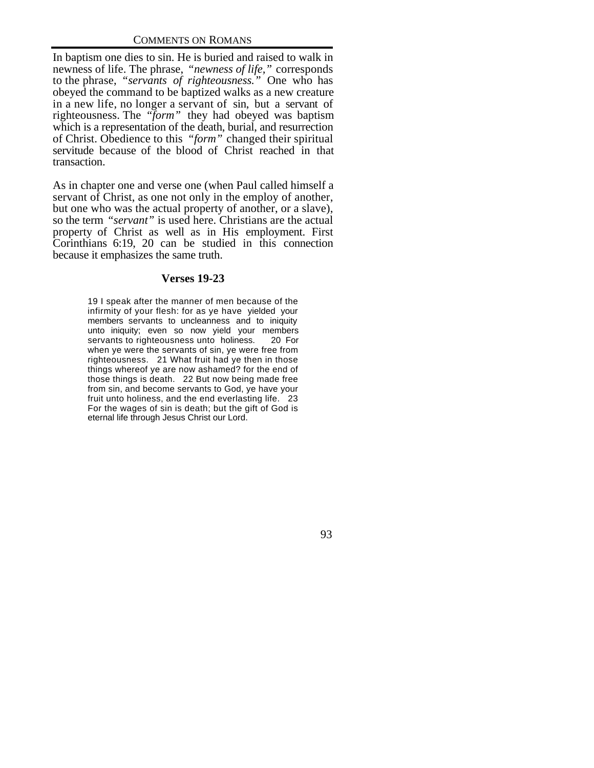In baptism one dies to sin. He is buried and raised to walk in newness of life. The phrase, *"newness of life,"* corresponds to the phrase, *"servants of righteousness."* One who has obeyed the command to be baptized walks as a new creature in a new life, no longer a servant of sin, but a servant of righteousness. The *"form"* they had obeyed was baptism which is a representation of the death, burial, and resurrection of Christ. Obedience to this *"form"* changed their spiritual servitude because of the blood of Christ reached in that transaction.

As in chapter one and verse one (when Paul called himself a servant of Christ, as one not only in the employ of another, but one who was the actual property of another, or a slave), so the term *"servant"* is used here. Christians are the actual property of Christ as well as in His employment. First Corinthians 6:19, 20 can be studied in this connection because it emphasizes the same truth.

### Verses 19-23

> 19 I speak after the manner of men because of the infirmity of your flesh: for as ye have yielded your members servants to uncleanness and to iniquity unto iniquity; even so now yield your members servants to righteousness unto holiness. 20 For when ye were the servants of sin, ye were free from righteousness. 21 What fruit had ye then in those things whereof ye are now ashamed? for the end of those things is death. 22 But now being made free from sin, and become servants to God, ye have your fruit unto holiness, and the end everlasting life. 23 For the wages of sin is death; but the gift of God is eternal life through Jesus Christ our Lord.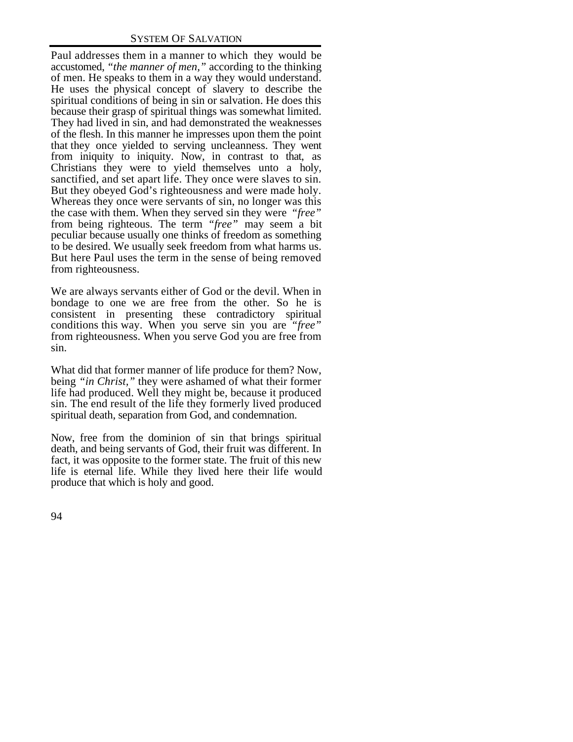Paul addresses them in a manner to which they would be accustomed, *"the manner of men,"* according to the thinking of men. He speaks to them in a way they would understand. He uses the physical concept of slavery to describe the spiritual conditions of being in sin or salvation. He does this because their grasp of spiritual things was somewhat limited. They had lived in sin, and had demonstrated the weaknesses of the flesh. In this manner he impresses upon them the point that they once yielded to serving uncleanness. They went from iniquity to iniquity. Now, in contrast to that, as Christians they were to yield themselves unto a holy, sanctified, and set apart life. They once were slaves to sin. But they obeyed God's righteousness and were made holy. Whereas they once were servants of sin, no longer was this the case with them. When they served sin they were *"free"* from being righteous. The term *"free"* may seem a bit peculiar because usually one thinks of freedom as something to be desired. We usually seek freedom from what harms us. But here Paul uses the term in the sense of being removed from righteousness.

We are always servants either of God or the devil. When in bondage to one we are free from the other. So he is consistent in presenting these contradictory spiritual conditions this way. When you serve sin you are *"free"* from righteousness. When you serve God you are free from sin.

What did that former manner of life produce for them? Now, being *"in Christ,"* they were ashamed of what their former life had produced. Well they might be, because it produced sin. The end result of the life they formerly lived produced spiritual death, separation from God, and condemnation.

Now, free from the dominion of sin that brings spiritual death, and being servants of God, their fruit was different. In fact, it was opposite to the former state. The fruit of this new life is eternal life. While they lived here their life would produce that which is holy and good.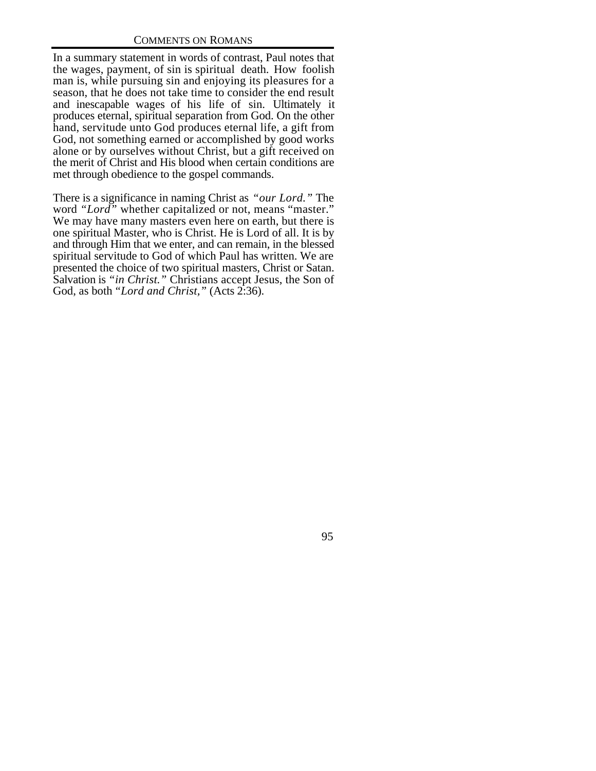In a summary statement in words of contrast, Paul notes that the wages, payment, of sin is spiritual death. How foolish man is, while pursuing sin and enjoying its pleasures for a season, that he does not take time to consider the end result and inescapable wages of his life of sin. Ultimately it produces eternal, spiritual separation from God. On the other hand, servitude unto God produces eternal life, a gift from God, not something earned or accomplished by good works alone or by ourselves without Christ, but a gift received on the merit of Christ and His blood when certain conditions are met through obedience to the gospel commands.

There is a significance in naming Christ as *"our Lord."* The word *"Lord"* whether capitalized or not, means "master." We may have many masters even here on earth, but there is one spiritual Master, who is Christ. He is Lord of all. It is by and through Him that we enter, and can remain, in the blessed spiritual servitude to God of which Paul has written. We are presented the choice of two spiritual masters, Christ or Satan. Salvation is *"in Christ."* Christians accept Jesus, the Son of God, as both *"Lord and Christ,"* (Acts 2:36).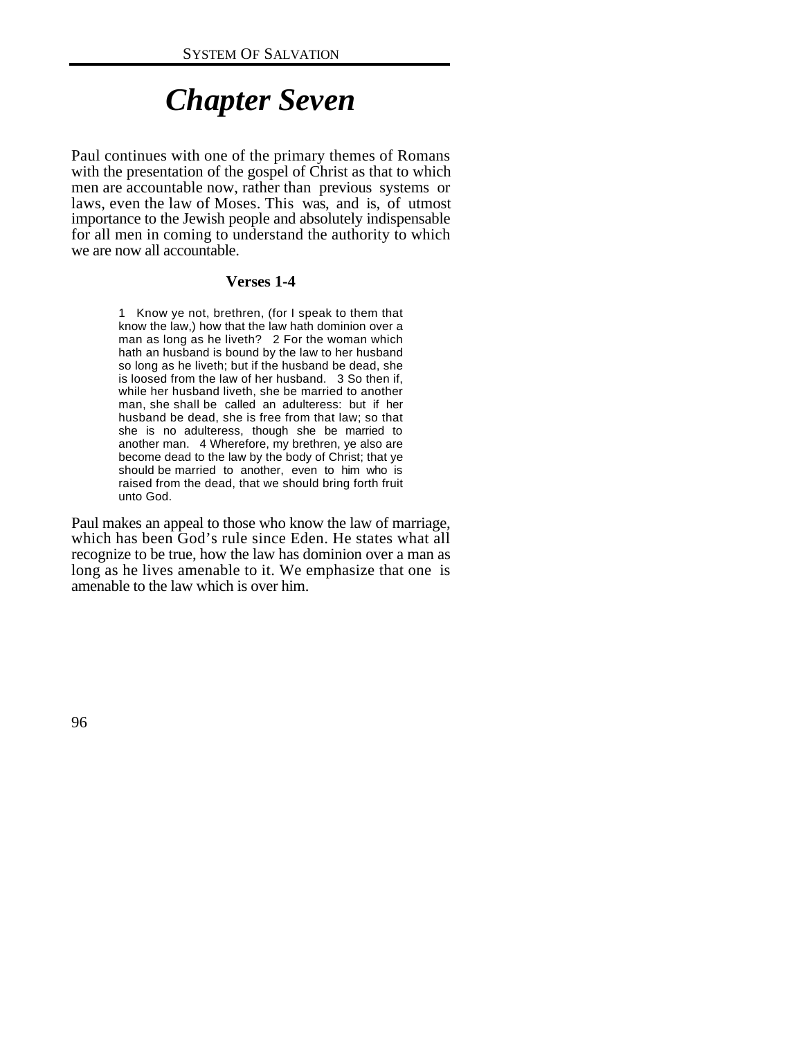# *Chapter Seven*

Paul continues with one of the primary themes of Romans with the presentation of the gospel of Christ as that to which men are accountable now, rather than previous systems or laws, even the law of Moses. This was, and is, of utmost importance to the Jewish people and absolutely indispensable for all men in coming to understand the authority to which we are now all accountable.

### Verses 1-4

> 1 Know ye not, brethren, (for I speak to them that know the law,) how that the law hath dominion over a man as long as he liveth? 2 For the woman which hath an husband is bound by the law to her husband so long as he liveth; but if the husband be dead, she is loosed from the law of her husband. 3 So then if, while her husband liveth, she be married to another man, she shall be called an adulteress: but if her husband be dead, she is free from that law; so that she is no adulteress, though she be married to another man. 4 Wherefore, my brethren, ye also are become dead to the law by the body of Christ; that ye should be married to another, even to him who is raised from the dead, that we should bring forth fruit unto God.

Paul makes an appeal to those who know the law of marriage, which has been God's rule since Eden. He states what all recognize to be true, how the law has dominion over a man as long as he lives amenable to it. We emphasize that one is amenable to the law which is over him.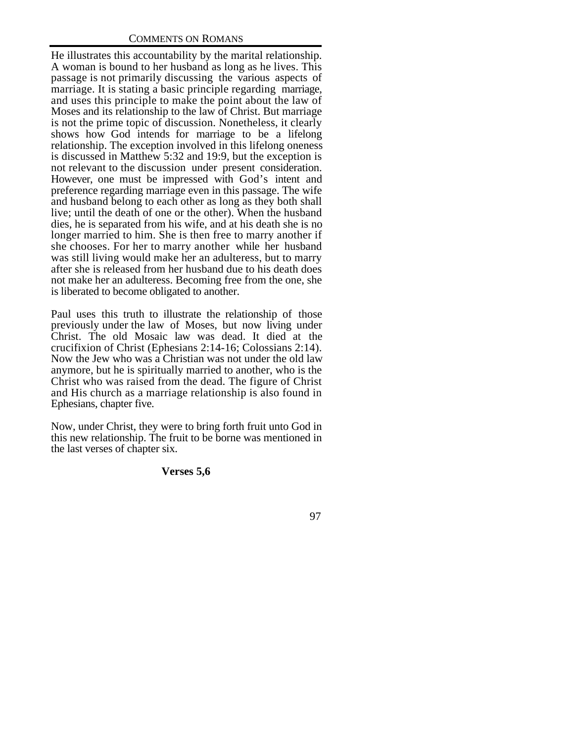He illustrates this accountability by the marital relationship. A woman is bound to her husband as long as he lives. This passage is not primarily discussing the various aspects of marriage. It is stating a basic principle regarding marriage, and uses this principle to make the point about the law of Moses and its relationship to the law of Christ. But marriage is not the prime topic of discussion. Nonetheless, it clearly shows how God intends for marriage to be a lifelong relationship. The exception involved in this lifelong oneness is discussed in Matthew 5:32 and 19:9, but the exception is not relevant to the discussion under present consideration. However, one must be impressed with God's intent and preference regarding marriage even in this passage. The wife and husband belong to each other as long as they both shall live; until the death of one or the other). When the husband dies, he is separated from his wife, and at his death she is no longer married to him. She is then free to marry another if she chooses. For her to marry another while her husband was still living would make her an adulteress, but to marry after she is released from her husband due to his death does not make her an adulteress. Becoming free from the one, she is liberated to become obligated to another.

Paul uses this truth to illustrate the relationship of those previously under the law of Moses, but now living under Christ. The old Mosaic law was dead. It died at the crucifixion of Christ (Ephesians 2:14-16; Colossians 2:14). Now the Jew who was a Christian was not under the old law anymore, but he is spiritually married to another, who is the Christ who was raised from the dead. The figure of Christ and His church as a marriage relationship is also found in Ephesians, chapter five.

Now, under Christ, they were to bring forth fruit unto God in this new relationship. The fruit to be borne was mentioned in the last verses of chapter six.

**Verses 5,6**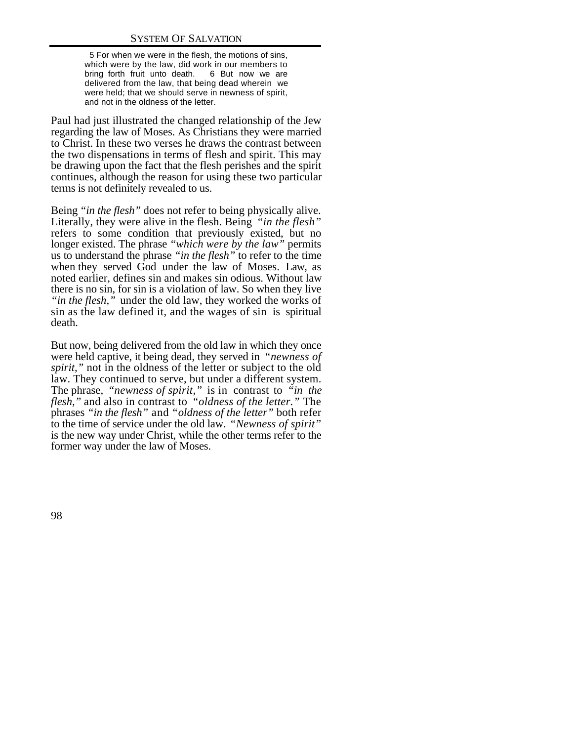> 5 For when we were in the flesh, the motions of sins, which were by the law, did work in our members to bring forth fruit unto death. 6 But now we are delivered from the law, that being dead wherein we were held; that we should serve in newness of spirit, and not in the oldness of the letter.

Paul had just illustrated the changed relationship of the Jew regarding the law of Moses. As Christians they were married to Christ. In these two verses he draws the contrast between the two dispensations in terms of flesh and spirit. This may be drawing upon the fact that the flesh perishes and the spirit continues, although the reason for using these two particular terms is not definitely revealed to us.

Being *"in the flesh"* does not refer to being physically alive. Literally, they were alive in the flesh. Being *"in the flesh"* refers to some condition that previously existed, but no longer existed. The phrase *"which were by the law"* permits us to understand the phrase *"in the flesh"* to refer to the time when they served God under the law of Moses. Law, as noted earlier, defines sin and makes sin odious. Without law there is no sin, for sin is a violation of law. So when they live *"in the flesh,"* under the old law, they worked the works of sin as the law defined it, and the wages of sin is spiritual death.

But now, being delivered from the old law in which they once were held captive, it being dead, they served in *"newness of spirit,"* not in the oldness of the letter or subject to the old law. They continued to serve, but under a different system. The phrase, *"newness of spirit,"* is in contrast to *"in the flesh,"* and also in contrast to *"oldness of the letter."* The phrases *"in the flesh"* and *"oldness of the letter"* both refer to the time of service under the old law. *"Newness of spirit"* is the new way under Christ, while the other terms refer to the former way under the law of Moses.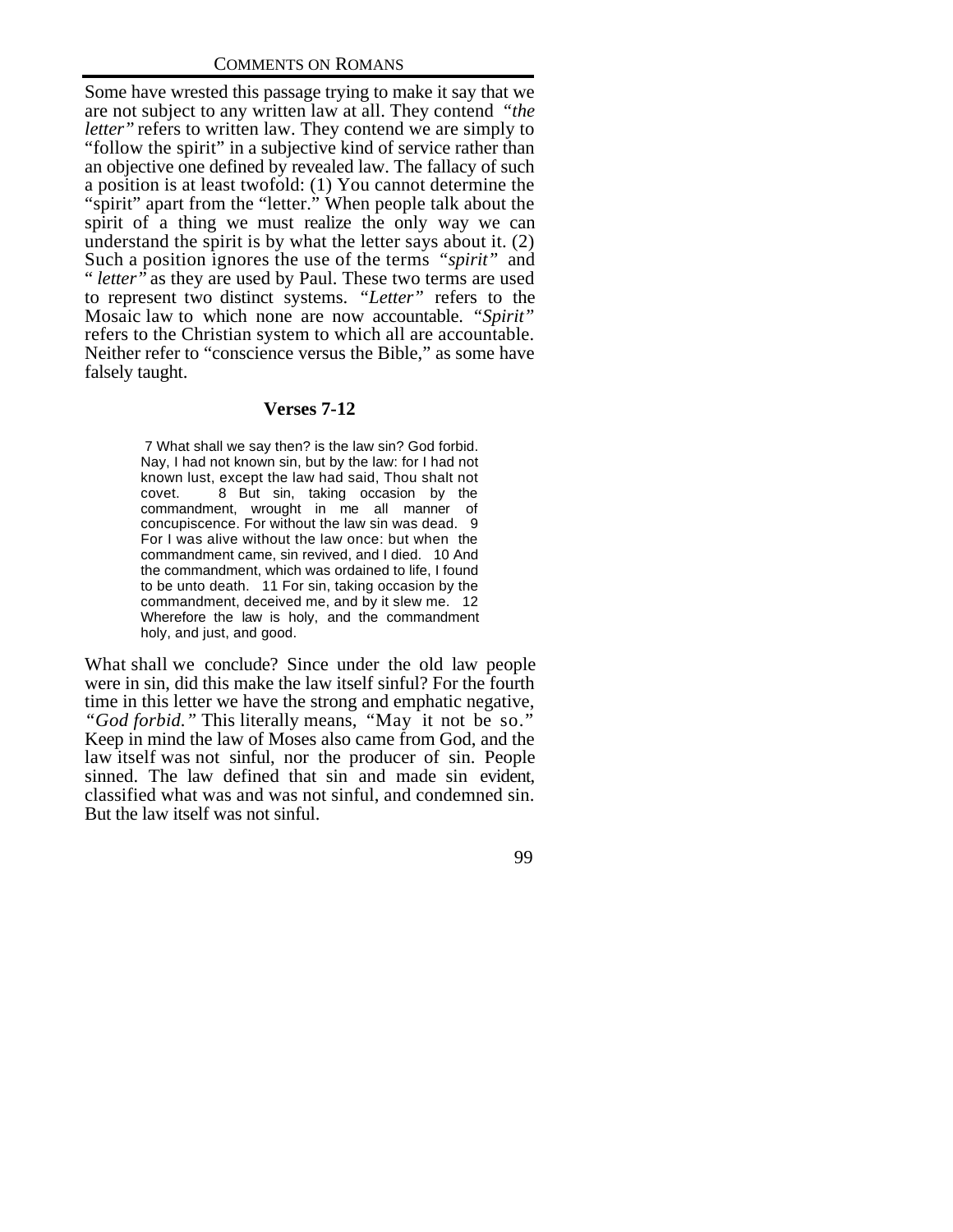Some have wrested this passage trying to make it say that we are not subject to any written law at all. They contend *"the letter"* refers to written law. They contend we are simply to "follow the spirit" in a subjective kind of service rather than an objective one defined by revealed law. The fallacy of such a position is at least twofold: (1) You cannot determine the "spirit" apart from the "letter." When people talk about the spirit of a thing we must realize the only way we can understand the spirit is by what the letter says about it. (2) Such a position ignores the use of the terms *"spirit"* and *" letter"* as they are used by Paul. These two terms are used to represent two distinct systems. *"Letter"* refers to the Mosaic law to which none are now accountable. *"Spirit"* refers to the Christian system to which all are accountable. Neither refer to "conscience versus the Bible," as some have falsely taught.

### Verses 7-12

> 7 What shall we say then? is the law sin? God forbid. Nay, I had not known sin, but by the law: for I had not known lust, except the law had said, Thou shalt not covet. 8 But sin, taking occasion by the commandment, wrought in me all manner of concupiscence. For without the law sin was dead. 9 For I was alive without the law once: but when the commandment came, sin revived, and I died. 10 And the commandment, which was ordained to life, I found to be unto death. 11 For sin, taking occasion by the commandment, deceived me, and by it slew me. 12 Wherefore the law is holy, and the commandment holy, and just, and good.

What shall we conclude? Since under the old law people were in sin, did this make the law itself sinful? For the fourth time in this letter we have the strong and emphatic negative, *"God forbid."* This literally means, "May it not be so." Keep in mind the law of Moses also came from God, and the law itself was not sinful, nor the producer of sin. People sinned. The law defined that sin and made sin evident, classified what was and was not sinful, and condemned sin. But the law itself was not sinful.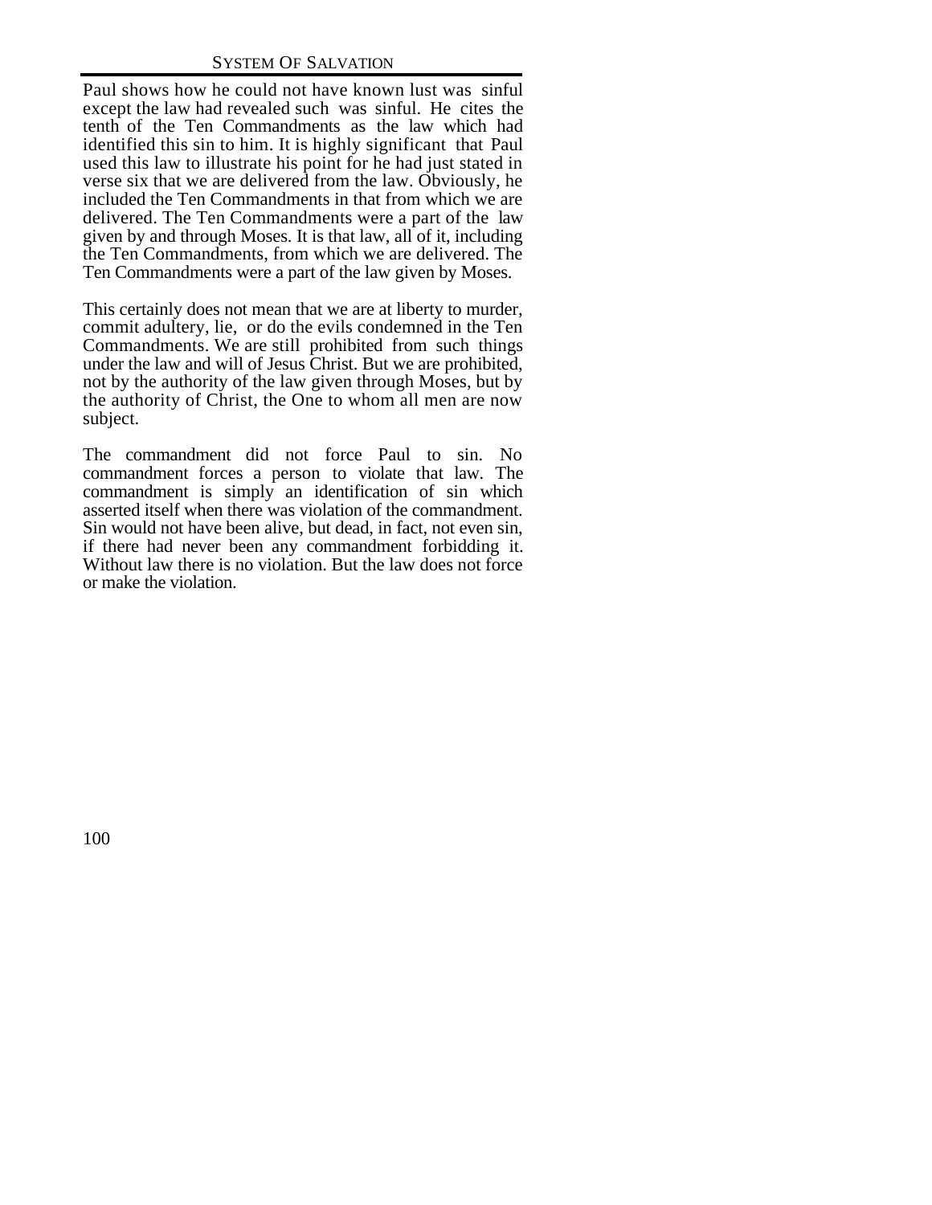Paul shows how he could not have known lust was sinful except the law had revealed such was sinful. He cites the tenth of the Ten Commandments as the law which had identified this sin to him. It is highly significant that Paul used this law to illustrate his point for he had just stated in verse six that we are delivered from the law. Obviously, he included the Ten Commandments in that from which we are delivered. The Ten Commandments were a part of the law given by and through Moses. It is that law, all of it, including the Ten Commandments, from which we are delivered. The Ten Commandments were a part of the law given by Moses.

This certainly does not mean that we are at liberty to murder, commit adultery, lie, or do the evils condemned in the Ten Commandments. We are still prohibited from such things under the law and will of Jesus Christ. But we are prohibited, not by the authority of the law given through Moses, but by the authority of Christ, the One to whom all men are now subject.

The commandment did not force Paul to sin. No commandment forces a person to violate that law. The commandment is simply an identification of sin which asserted itself when there was violation of the commandment. Sin would not have been alive, but dead, in fact, not even sin, if there had never been any commandment forbidding it. Without law there is no violation. But the law does not force or make the violation.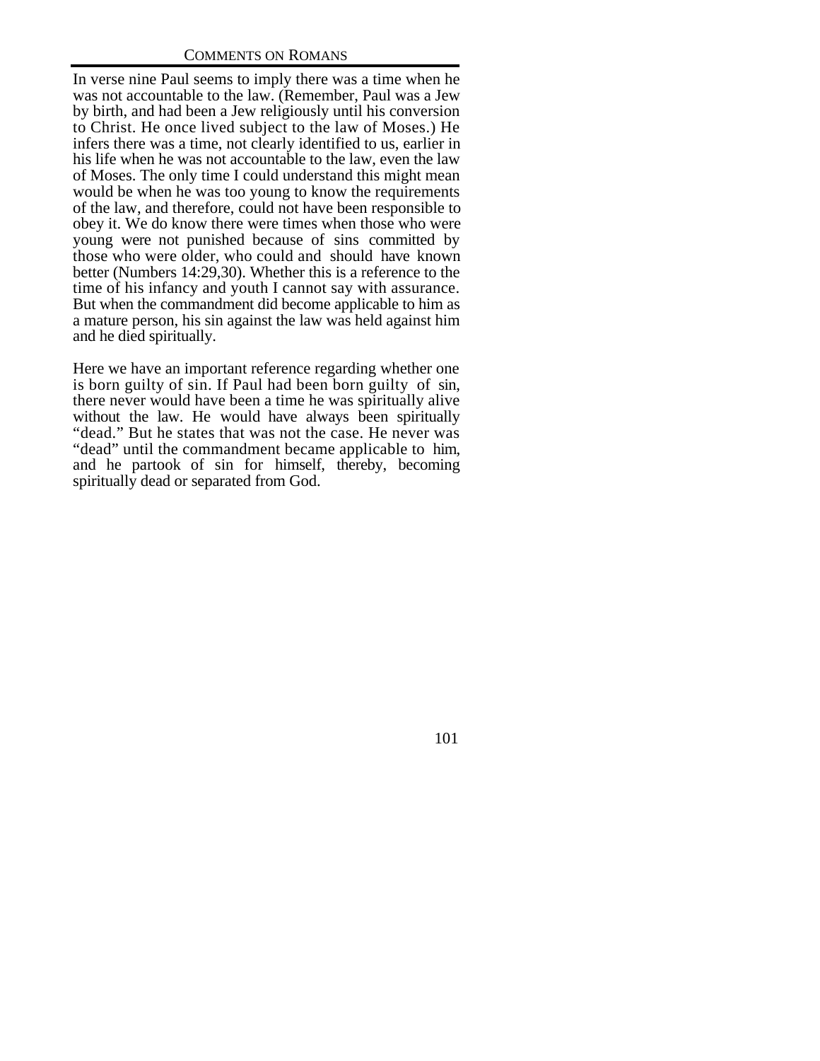In verse nine Paul seems to imply there was a time when he was not accountable to the law. (Remember, Paul was a Jew by birth, and had been a Jew religiously until his conversion to Christ. He once lived subject to the law of Moses.) He infers there was a time, not clearly identified to us, earlier in his life when he was not accountable to the law, even the law of Moses. The only time I could understand this might mean would be when he was too young to know the requirements of the law, and therefore, could not have been responsible to obey it. We do know there were times when those who were young were not punished because of sins committed by those who were older, who could and should have known better (Numbers 14:29,30). Whether this is a reference to the time of his infancy and youth I cannot say with assurance. But when the commandment did become applicable to him as a mature person, his sin against the law was held against him and he died spiritually.

Here we have an important reference regarding whether one is born guilty of sin. If Paul had been born guilty of sin, there never would have been a time he was spiritually alive without the law. He would have always been spiritually "dead." But he states that was not the case. He never was "dead" until the commandment became applicable to him, and he partook of sin for himself, thereby, becoming spiritually dead or separated from God.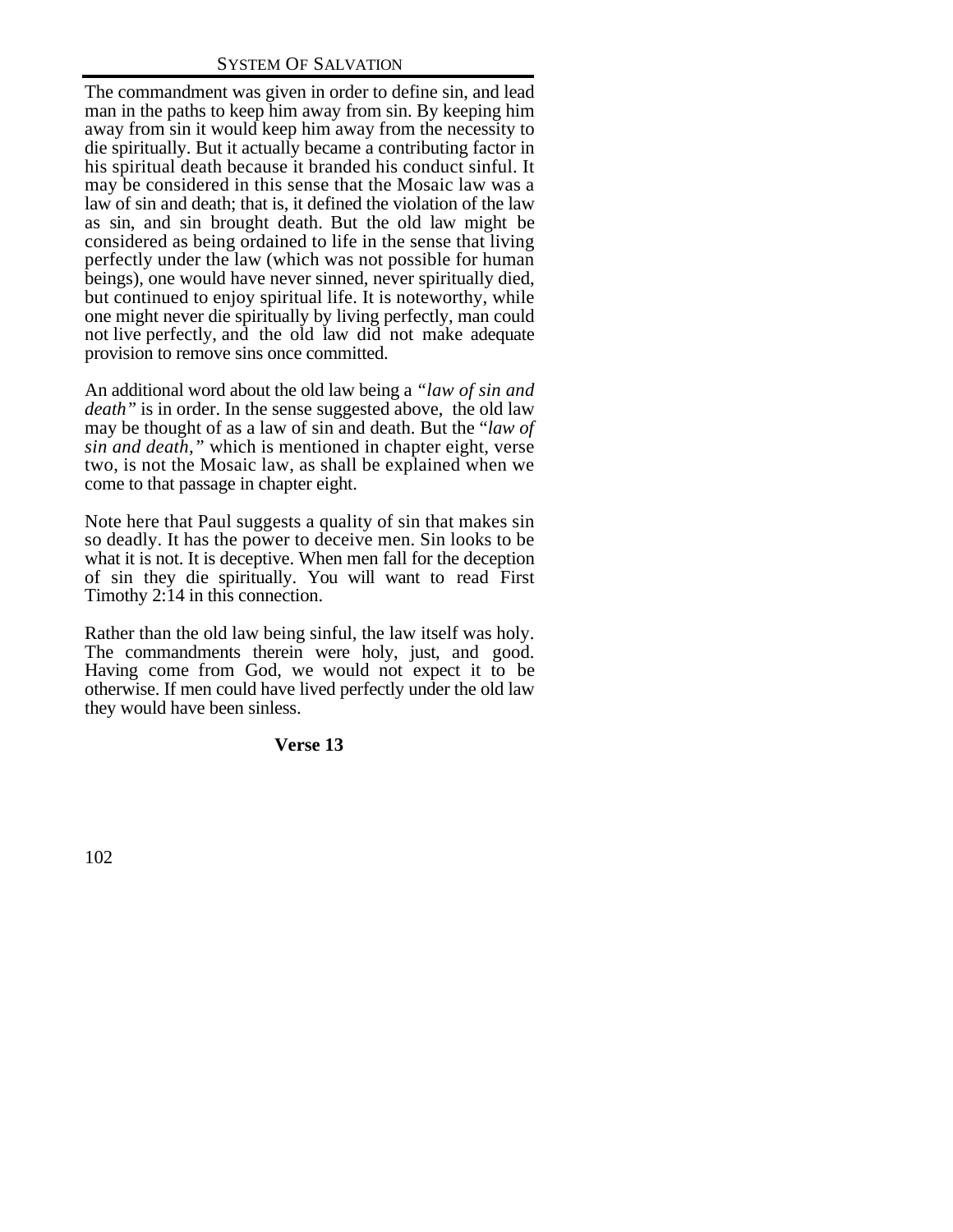The commandment was given in order to define sin, and lead man in the paths to keep him away from sin. By keeping him away from sin it would keep him away from the necessity to die spiritually. But it actually became a contributing factor in his spiritual death because it branded his conduct sinful. It may be considered in this sense that the Mosaic law was a law of sin and death; that is, it defined the violation of the law as sin, and sin brought death. But the old law might be considered as being ordained to life in the sense that living perfectly under the law (which was not possible for human beings), one would have never sinned, never spiritually died, but continued to enjoy spiritual life. It is noteworthy, while one might never die spiritually by living perfectly, man could not live perfectly, and the old law did not make adequate provision to remove sins once committed.

An additional word about the old law being a *"law of sin and death"* is in order. In the sense suggested above, the old law may be thought of as a law of sin and death. But the "*law of sin and death,"* which is mentioned in chapter eight, verse two, is not the Mosaic law, as shall be explained when we come to that passage in chapter eight.

Note here that Paul suggests a quality of sin that makes sin so deadly. It has the power to deceive men. Sin looks to be what it is not. It is deceptive. When men fall for the deception of sin they die spiritually. You will want to read First Timothy 2:14 in this connection.

Rather than the old law being sinful, the law itself was holy. The commandments therein were holy, just, and good. Having come from God, we would not expect it to be otherwise. If men could have lived perfectly under the old law they would have been sinless.

**Verse 13**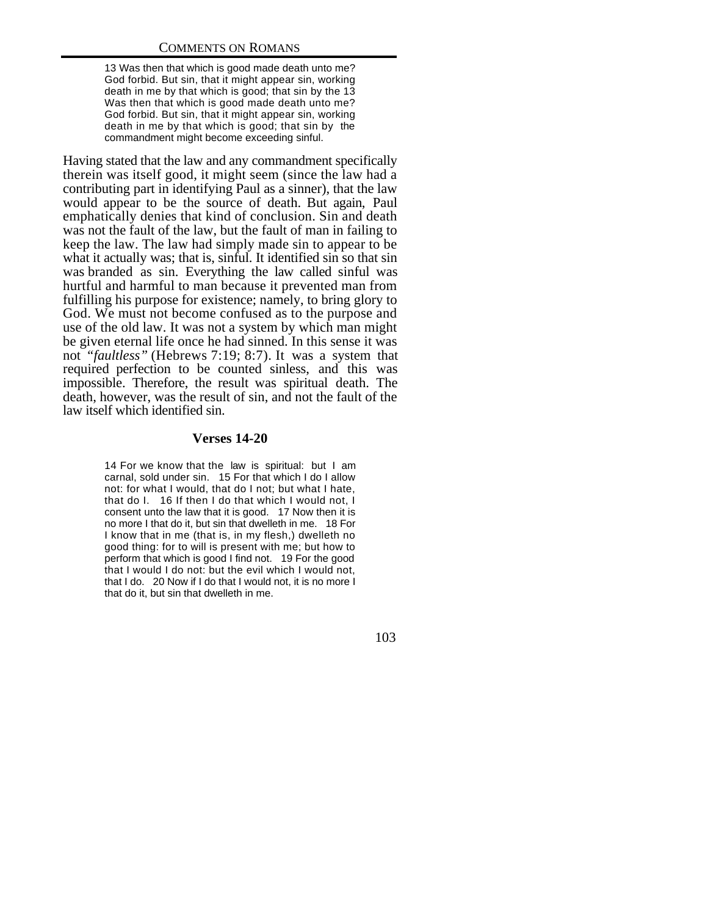> 13 Was then that which is good made death unto me? God forbid. But sin, that it might appear sin, working death in me by that which is good; that sin by the 13 Was then that which is good made death unto me? God forbid. But sin, that it might appear sin, working death in me by that which is good; that sin by the commandment might become exceeding sinful.

Having stated that the law and any commandment specifically therein was itself good, it might seem (since the law had a contributing part in identifying Paul as a sinner), that the law would appear to be the source of death. But again, Paul emphatically denies that kind of conclusion. Sin and death was not the fault of the law, but the fault of man in failing to keep the law. The law had simply made sin to appear to be what it actually was; that is, sinful. It identified sin so that sin was branded as sin. Everything the law called sinful was hurtful and harmful to man because it prevented man from fulfilling his purpose for existence; namely, to bring glory to God. We must not become confused as to the purpose and use of the old law. It was not a system by which man might be given eternal life once he had sinned. In this sense it was not *"faultless"* (Hebrews 7:19; 8:7). It was a system that required perfection to be counted sinless, and this was impossible. Therefore, the result was spiritual death. The death, however, was the result of sin, and not the fault of the law itself which identified sin.

### Verses 14-20

> 14 For we know that the law is spiritual: but I am carnal, sold under sin. 15 For that which I do I allow not: for what I would, that do I not; but what I hate, that do I. 16 If then I do that which I would not, I consent unto the law that it is good. 17 Now then it is no more I that do it, but sin that dwelleth in me. 18 For I know that in me (that is, in my flesh,) dwelleth no good thing: for to will is present with me; but how to perform that which is good I find not. 19 For the good that I would I do not: but the evil which I would not, that I do. 20 Now if I do that I would not, it is no more I that do it, but sin that dwelleth in me.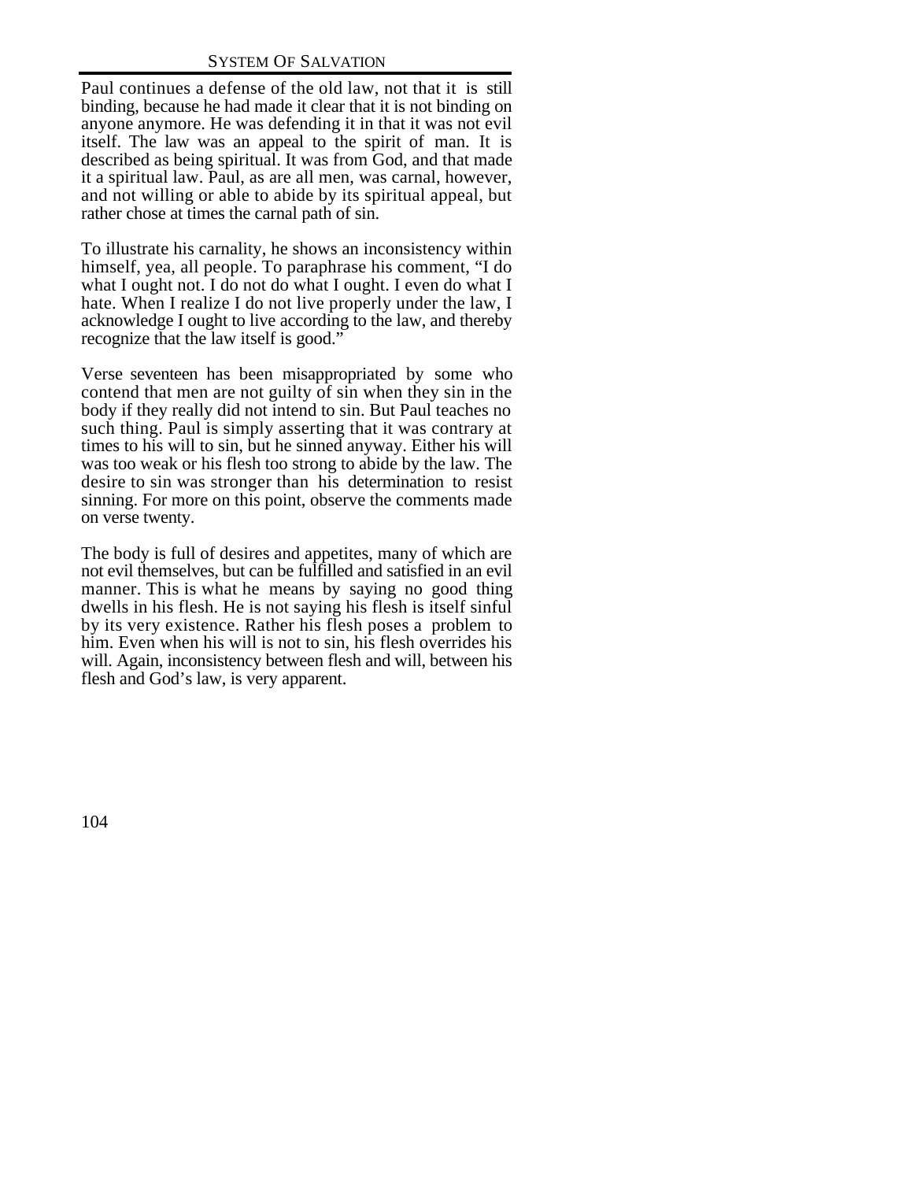Paul continues a defense of the old law, not that it is still binding, because he had made it clear that it is not binding on anyone anymore. He was defending it in that it was not evil itself. The law was an appeal to the spirit of man. It is described as being spiritual. It was from God, and that made it a spiritual law. Paul, as are all men, was carnal, however, and not willing or able to abide by its spiritual appeal, but rather chose at times the carnal path of sin.

To illustrate his carnality, he shows an inconsistency within himself, yea, all people. To paraphrase his comment, "I do what I ought not. I do not do what I ought. I even do what I hate. When I realize I do not live properly under the law, I acknowledge I ought to live according to the law, and thereby recognize that the law itself is good."

Verse seventeen has been misappropriated by some who contend that men are not guilty of sin when they sin in the body if they really did not intend to sin. But Paul teaches no such thing. Paul is simply asserting that it was contrary at times to his will to sin, but he sinned anyway. Either his will was too weak or his flesh too strong to abide by the law. The desire to sin was stronger than his determination to resist sinning. For more on this point, observe the comments made on verse twenty.

The body is full of desires and appetites, many of which are not evil themselves, but can be fulfilled and satisfied in an evil manner. This is what he means by saying no good thing dwells in his flesh. He is not saying his flesh is itself sinful by its very existence. Rather his flesh poses a problem to him. Even when his will is not to sin, his flesh overrides his will. Again, inconsistency between flesh and will, between his flesh and God's law, is very apparent.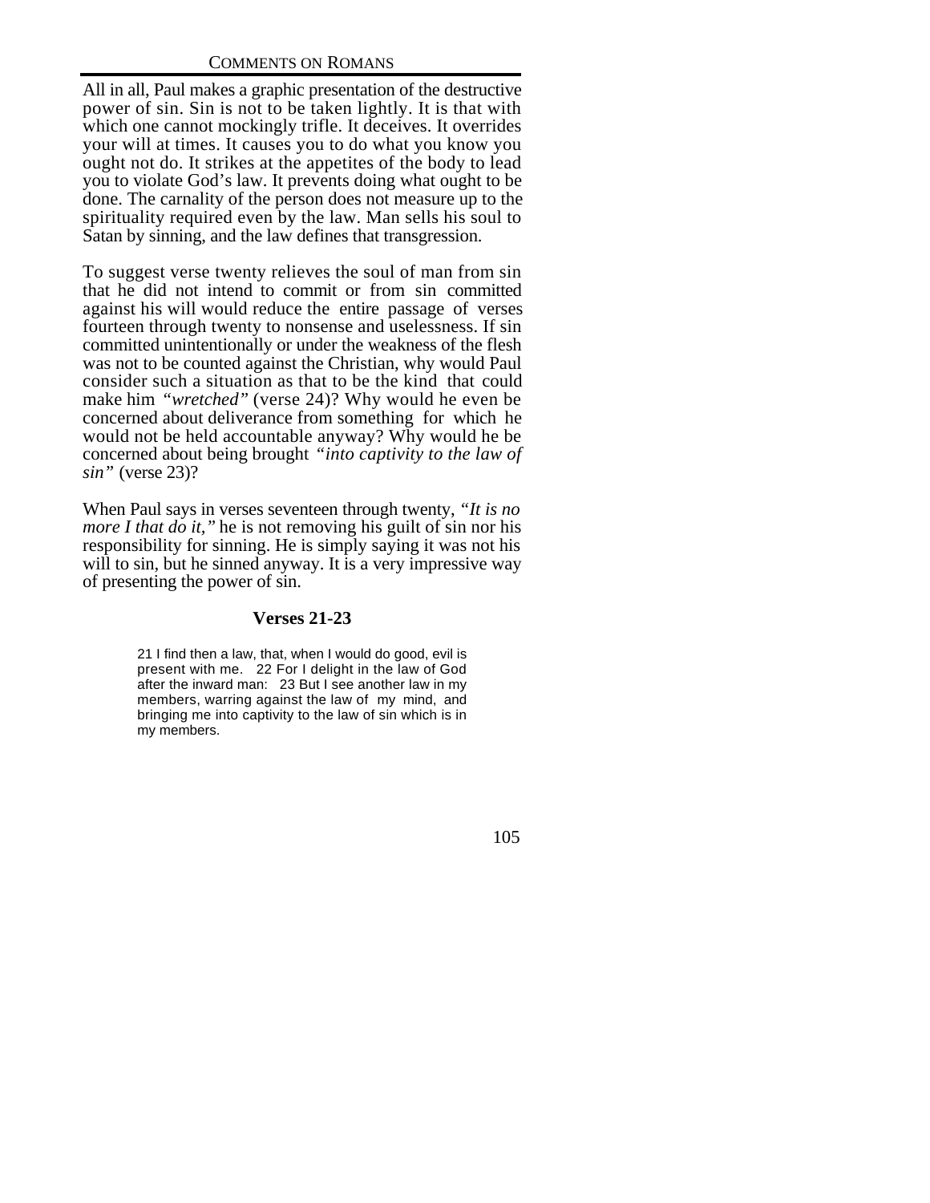All in all, Paul makes a graphic presentation of the destructive power of sin. Sin is not to be taken lightly. It is that with which one cannot mockingly trifle. It deceives. It overrides your will at times. It causes you to do what you know you ought not do. It strikes at the appetites of the body to lead you to violate God's law. It prevents doing what ought to be done. The carnality of the person does not measure up to the spirituality required even by the law. Man sells his soul to Satan by sinning, and the law defines that transgression.

To suggest verse twenty relieves the soul of man from sin that he did not intend to commit or from sin committed against his will would reduce the entire passage of verses fourteen through twenty to nonsense and uselessness. If sin committed unintentionally or under the weakness of the flesh was not to be counted against the Christian, why would Paul consider such a situation as that to be the kind that could make him *"wretched"* (verse 24)? Why would he even be concerned about deliverance from something for which he would not be held accountable anyway? Why would he be concerned about being brought *"into captivity to the law of sin"* (verse 23)?

When Paul says in verses seventeen through twenty, *"It is no more I that do it,"* he is not removing his guilt of sin nor his responsibility for sinning. He is simply saying it was not his will to sin, but he sinned anyway. It is a very impressive way of presenting the power of sin.

### Verses 21-23

> 21 I find then a law, that, when I would do good, evil is present with me. 22 For I delight in the law of God after the inward man: 23 But I see another law in my members, warring against the law of my mind, and bringing me into captivity to the law of sin which is in my members.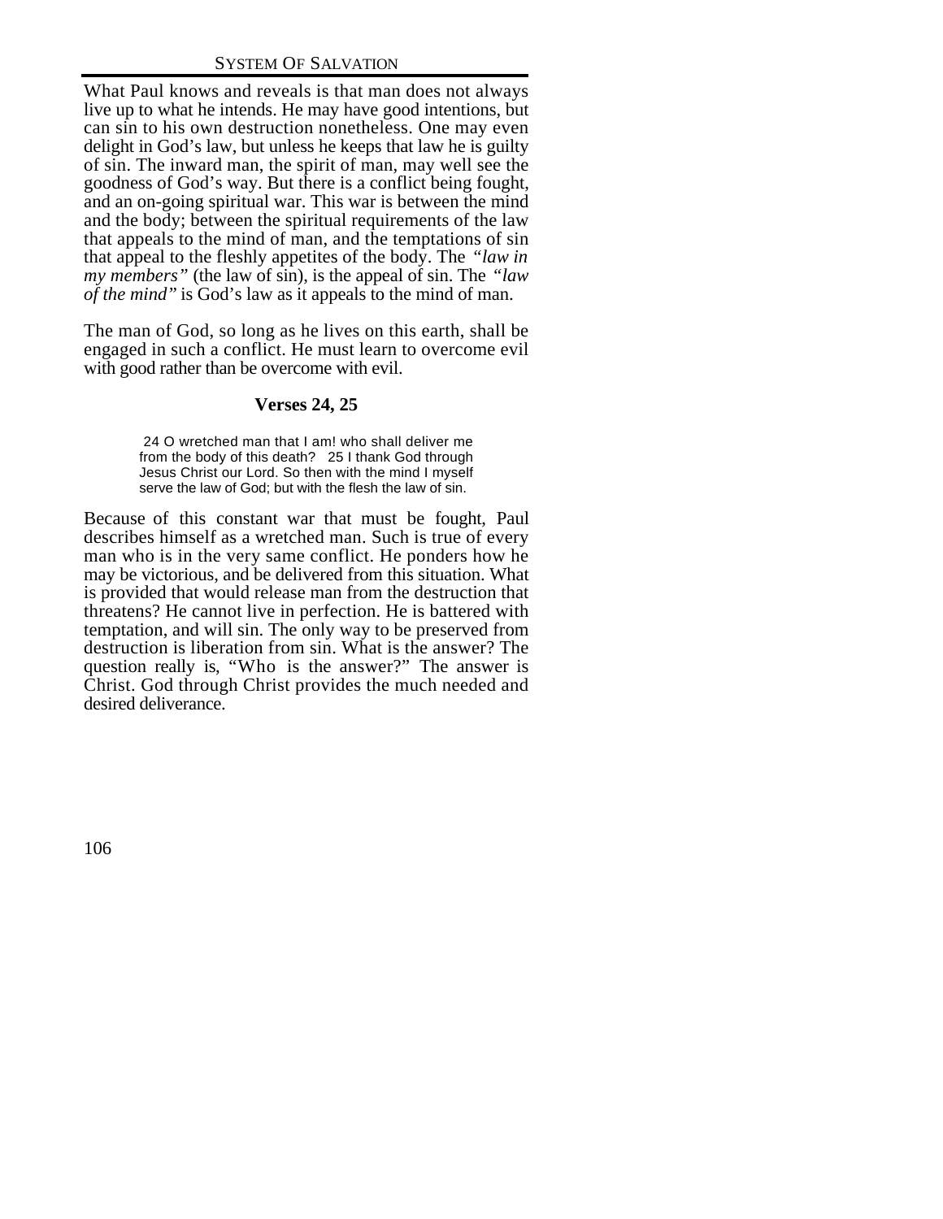What Paul knows and reveals is that man does not always live up to what he intends. He may have good intentions, but can sin to his own destruction nonetheless. One may even delight in God's law, but unless he keeps that law he is guilty of sin. The inward man, the spirit of man, may well see the goodness of God's way. But there is a conflict being fought, and an on-going spiritual war. This war is between the mind and the body; between the spiritual requirements of the law that appeals to the mind of man, and the temptations of sin that appeal to the fleshly appetites of the body. The *"law in my members"* (the law of sin), is the appeal of sin. The *"law of the mind"* is God's law as it appeals to the mind of man.

The man of God, so long as he lives on this earth, shall be engaged in such a conflict. He must learn to overcome evil with good rather than be overcome with evil.

### Verses 24, 25

> 24 O wretched man that I am! who shall deliver me from the body of this death? 25 I thank God through Jesus Christ our Lord. So then with the mind I myself serve the law of God; but with the flesh the law of sin.

Because of this constant war that must be fought, Paul describes himself as a wretched man. Such is true of every man who is in the very same conflict. He ponders how he may be victorious, and be delivered from this situation. What is provided that would release man from the destruction that threatens? He cannot live in perfection. He is battered with temptation, and will sin. The only way to be preserved from destruction is liberation from sin. What is the answer? The question really is, "Who is the answer?" The answer is Christ. God through Christ provides the much needed and desired deliverance.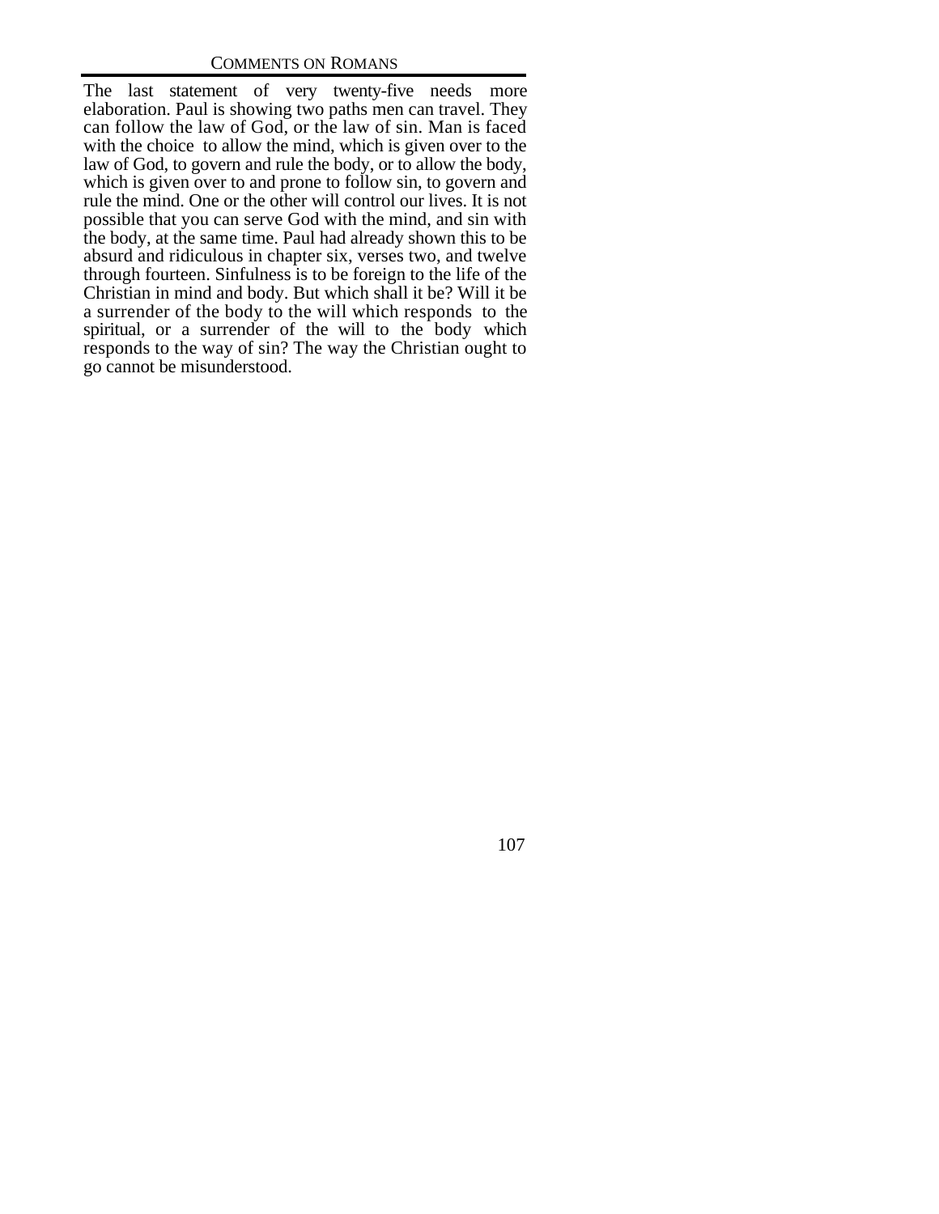The last statement of very twenty-five needs more elaboration. Paul is showing two paths men can travel. They can follow the law of God, or the law of sin. Man is faced with the choice to allow the mind, which is given over to the law of God, to govern and rule the body, or to allow the body, which is given over to and prone to follow sin, to govern and rule the mind. One or the other will control our lives. It is not possible that you can serve God with the mind, and sin with the body, at the same time. Paul had already shown this to be absurd and ridiculous in chapter six, verses two, and twelve through fourteen. Sinfulness is to be foreign to the life of the Christian in mind and body. But which shall it be? Will it be a surrender of the body to the will which responds to the spiritual, or a surrender of the will to the body which responds to the way of sin? The way the Christian ought to go cannot be misunderstood.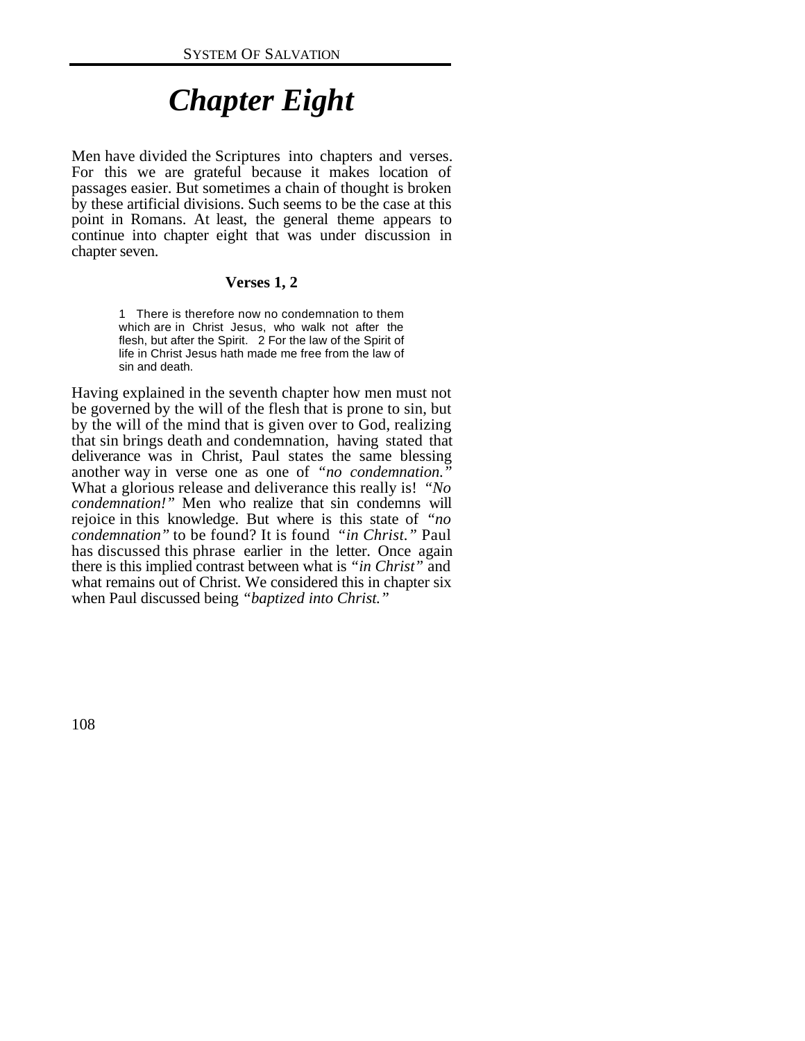# *Chapter Eight*

Men have divided the Scriptures into chapters and verses. For this we are grateful because it makes location of passages easier. But sometimes a chain of thought is broken by these artificial divisions. Such seems to be the case at this point in Romans. At least, the general theme appears to continue into chapter eight that was under discussion in chapter seven.

### Verses 1, 2

> 1 There is therefore now no condemnation to them which are in Christ Jesus, who walk not after the flesh, but after the Spirit. 2 For the law of the Spirit of life in Christ Jesus hath made me free from the law of sin and death.

Having explained in the seventh chapter how men must not be governed by the will of the flesh that is prone to sin, but by the will of the mind that is given over to God, realizing that sin brings death and condemnation, having stated that deliverance was in Christ, Paul states the same blessing another way in verse one as one of *"no condemnation."* What a glorious release and deliverance this really is! *"No condemnation!"* Men who realize that sin condemns will rejoice in this knowledge. But where is this state of *"no condemnation"* to be found? It is found *"in Christ."* Paul has discussed this phrase earlier in the letter. Once again there is this implied contrast between what is *"in Christ"* and what remains out of Christ. We considered this in chapter six when Paul discussed being *"baptized into Christ."*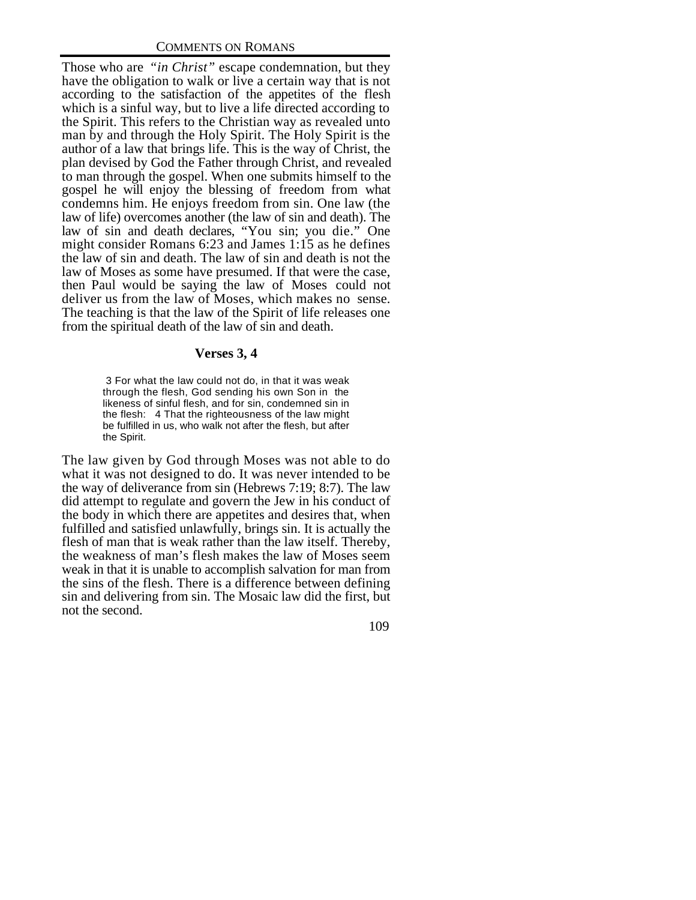Those who are *"in Christ"* escape condemnation, but they have the obligation to walk or live a certain way that is not according to the satisfaction of the appetites of the flesh which is a sinful way, but to live a life directed according to the Spirit. This refers to the Christian way as revealed unto man by and through the Holy Spirit. The Holy Spirit is the author of a law that brings life. This is the way of Christ, the plan devised by God the Father through Christ, and revealed to man through the gospel. When one submits himself to the gospel he will enjoy the blessing of freedom from what condemns him. He enjoys freedom from sin. One law (the law of life) overcomes another (the law of sin and death). The law of sin and death declares, "You sin; you die." One might consider Romans 6:23 and James 1:15 as he defines the law of sin and death. The law of sin and death is not the law of Moses as some have presumed. If that were the case, then Paul would be saying the law of Moses could not deliver us from the law of Moses, which makes no sense. The teaching is that the law of the Spirit of life releases one from the spiritual death of the law of sin and death.

### Verses 3, 4

> 3 For what the law could not do, in that it was weak through the flesh, God sending his own Son in the likeness of sinful flesh, and for sin, condemned sin in the flesh: 4 That the righteousness of the law might be fulfilled in us, who walk not after the flesh, but after the Spirit.

The law given by God through Moses was not able to do what it was not designed to do. It was never intended to be the way of deliverance from sin (Hebrews 7:19; 8:7). The law did attempt to regulate and govern the Jew in his conduct of the body in which there are appetites and desires that, when fulfilled and satisfied unlawfully, brings sin. It is actually the flesh of man that is weak rather than the law itself. Thereby, the weakness of man's flesh makes the law of Moses seem weak in that it is unable to accomplish salvation for man from the sins of the flesh. There is a difference between defining sin and delivering from sin. The Mosaic law did the first, but not the second.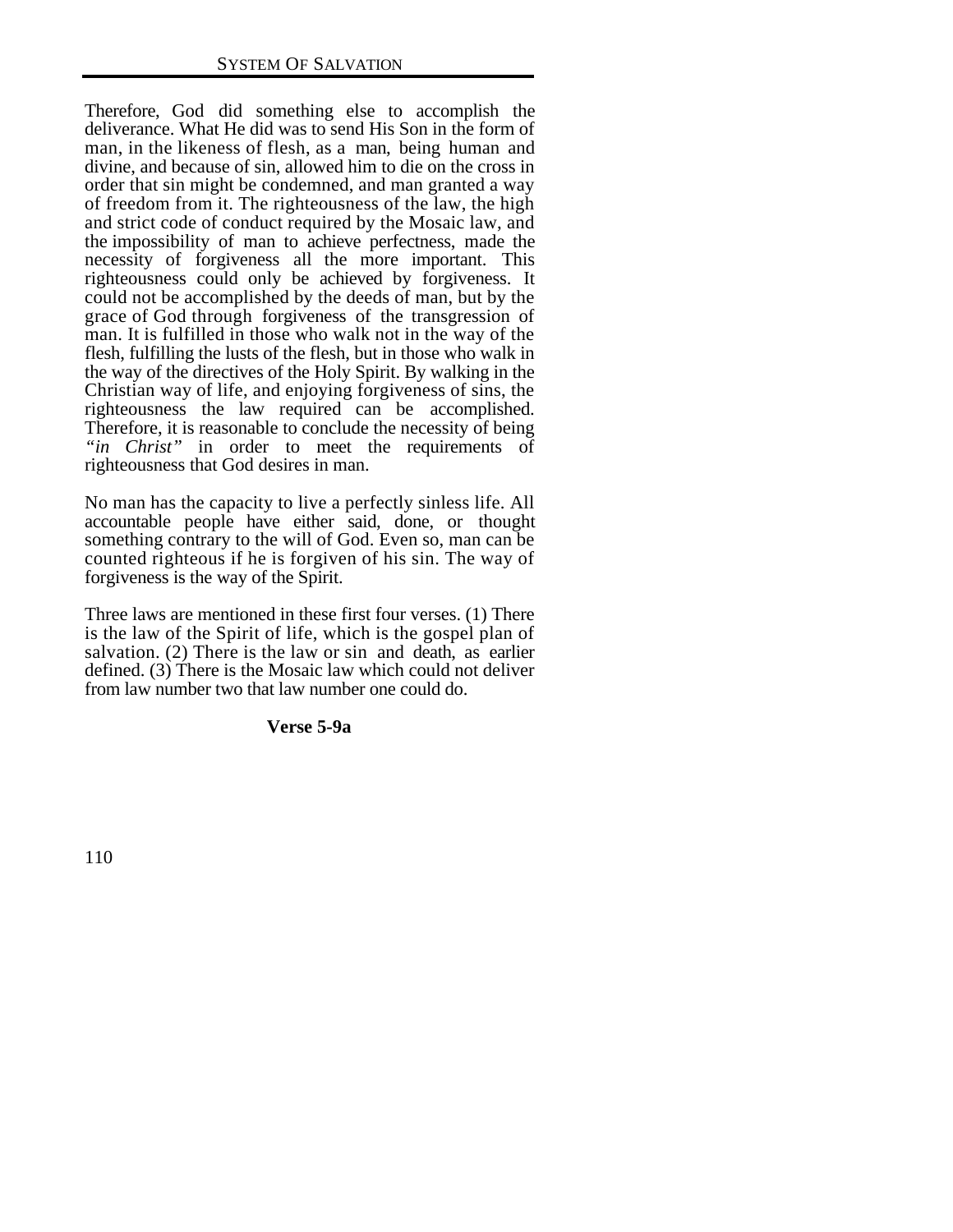Therefore, God did something else to accomplish the deliverance. What He did was to send His Son in the form of man, in the likeness of flesh, as a man, being human and divine, and because of sin, allowed him to die on the cross in order that sin might be condemned, and man granted a way of freedom from it. The righteousness of the law, the high and strict code of conduct required by the Mosaic law, and the impossibility of man to achieve perfectness, made the necessity of forgiveness all the more important. This righteousness could only be achieved by forgiveness. It could not be accomplished by the deeds of man, but by the grace of God through forgiveness of the transgression of man. It is fulfilled in those who walk not in the way of the flesh, fulfilling the lusts of the flesh, but in those who walk in the way of the directives of the Holy Spirit. By walking in the Christian way of life, and enjoying forgiveness of sins, the righteousness the law required can be accomplished. Therefore, it is reasonable to conclude the necessity of being *"in Christ"* in order to meet the requirements of righteousness that God desires in man.

No man has the capacity to live a perfectly sinless life. All accountable people have either said, done, or thought something contrary to the will of God. Even so, man can be counted righteous if he is forgiven of his sin. The way of forgiveness is the way of the Spirit.

Three laws are mentioned in these first four verses. (1) There is the law of the Spirit of life, which is the gospel plan of salvation. (2) There is the law or sin and death, as earlier defined. (3) There is the Mosaic law which could not deliver from law number two that law number one could do.

**Verse 5-9a**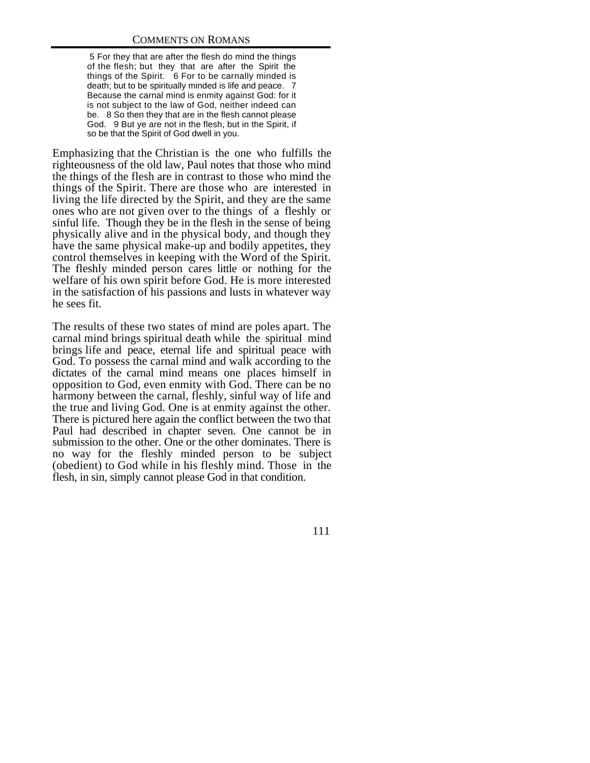> 5 For they that are after the flesh do mind the things of the flesh; but they that are after the Spirit the things of the Spirit. 6 For to be carnally minded is death; but to be spiritually minded is life and peace. 7 Because the carnal mind is enmity against God: for it is not subject to the law of God, neither indeed can be. 8 So then they that are in the flesh cannot please God. 9 But ye are not in the flesh, but in the Spirit, if so be that the Spirit of God dwell in you.

Emphasizing that the Christian is the one who fulfills the righteousness of the old law, Paul notes that those who mind the things of the flesh are in contrast to those who mind the things of the Spirit. There are those who are interested in living the life directed by the Spirit, and they are the same ones who are not given over to the things of a fleshly or sinful life. Though they be in the flesh in the sense of being physically alive and in the physical body, and though they have the same physical make-up and bodily appetites, they control themselves in keeping with the Word of the Spirit. The fleshly minded person cares little or nothing for the welfare of his own spirit before God. He is more interested in the satisfaction of his passions and lusts in whatever way he sees fit.

The results of these two states of mind are poles apart. The carnal mind brings spiritual death while the spiritual mind brings life and peace, eternal life and spiritual peace with God. To possess the carnal mind and walk according to the dictates of the carnal mind means one places himself in opposition to God, even enmity with God. There can be no harmony between the carnal, fleshly, sinful way of life and the true and living God. One is at enmity against the other. There is pictured here again the conflict between the two that Paul had described in chapter seven. One cannot be in submission to the other. One or the other dominates. There is no way for the fleshly minded person to be subject (obedient) to God while in his fleshly mind. Those in the flesh, in sin, simply cannot please God in that condition.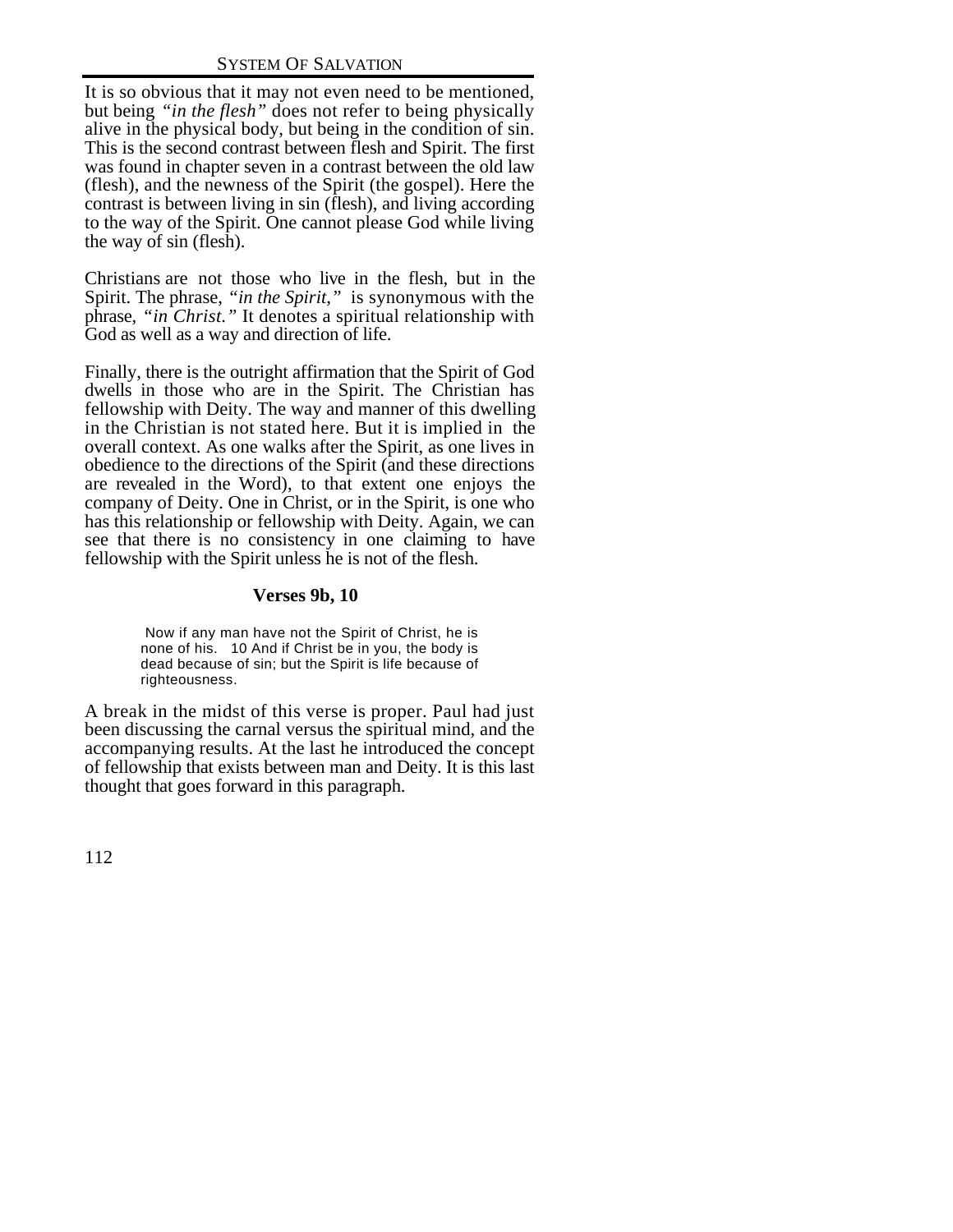It is so obvious that it may not even need to be mentioned, but being *"in the flesh"* does not refer to being physically alive in the physical body, but being in the condition of sin. This is the second contrast between flesh and Spirit. The first was found in chapter seven in a contrast between the old law (flesh), and the newness of the Spirit (the gospel). Here the contrast is between living in sin (flesh), and living according to the way of the Spirit. One cannot please God while living the way of sin (flesh).

Christians are not those who live in the flesh, but in the Spirit. The phrase, *"in the Spirit,"* is synonymous with the phrase, *"in Christ."* It denotes a spiritual relationship with God as well as a way and direction of life.

Finally, there is the outright affirmation that the Spirit of God dwells in those who are in the Spirit. The Christian has fellowship with Deity. The way and manner of this dwelling in the Christian is not stated here. But it is implied in the overall context. As one walks after the Spirit, as one lives in obedience to the directions of the Spirit (and these directions are revealed in the Word), to that extent one enjoys the company of Deity. One in Christ, or in the Spirit, is one who has this relationship or fellowship with Deity. Again, we can see that there is no consistency in one claiming to have fellowship with the Spirit unless he is not of the flesh.

### Verses 9b, 10

> Now if any man have not the Spirit of Christ, he is none of his. 10 And if Christ be in you, the body is dead because of sin; but the Spirit is life because of righteousness.

A break in the midst of this verse is proper. Paul had just been discussing the carnal versus the spiritual mind, and the accompanying results. At the last he introduced the concept of fellowship that exists between man and Deity. It is this last thought that goes forward in this paragraph.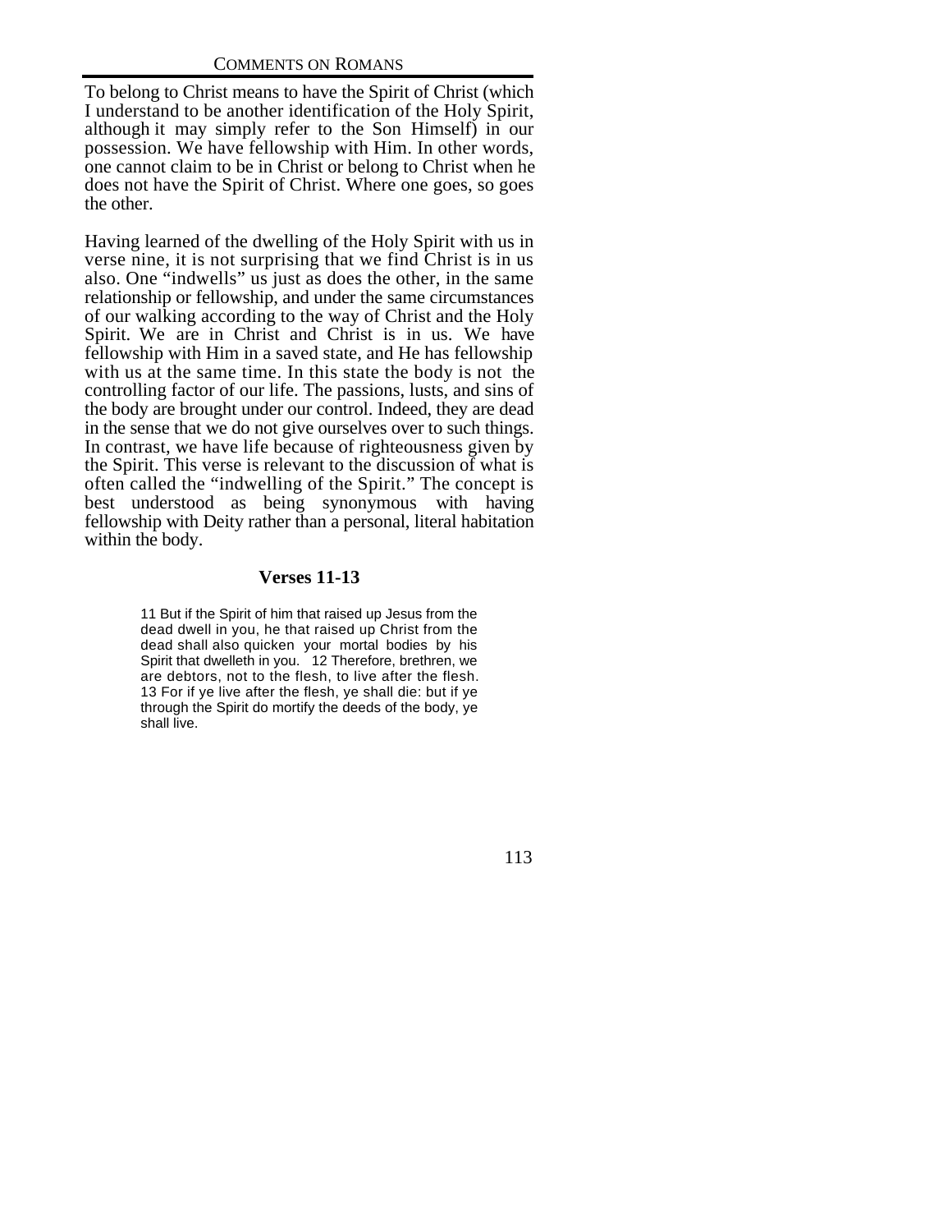To belong to Christ means to have the Spirit of Christ (which I understand to be another identification of the Holy Spirit, although it may simply refer to the Son Himself) in our possession. We have fellowship with Him. In other words, one cannot claim to be in Christ or belong to Christ when he does not have the Spirit of Christ. Where one goes, so goes the other.

Having learned of the dwelling of the Holy Spirit with us in verse nine, it is not surprising that we find Christ is in us also. One "indwells" us just as does the other, in the same relationship or fellowship, and under the same circumstances of our walking according to the way of Christ and the Holy Spirit. We are in Christ and Christ is in us. We have fellowship with Him in a saved state, and He has fellowship with us at the same time. In this state the body is not the controlling factor of our life. The passions, lusts, and sins of the body are brought under our control. Indeed, they are dead in the sense that we do not give ourselves over to such things. In contrast, we have life because of righteousness given by the Spirit. This verse is relevant to the discussion of what is often called the "indwelling of the Spirit." The concept is best understood as being synonymous with having fellowship with Deity rather than a personal, literal habitation within the body.

### Verses 11-13

> 11 But if the Spirit of him that raised up Jesus from the dead dwell in you, he that raised up Christ from the dead shall also quicken your mortal bodies by his Spirit that dwelleth in you. 12 Therefore, brethren, we are debtors, not to the flesh, to live after the flesh. 13 For if ye live after the flesh, ye shall die: but if ye through the Spirit do mortify the deeds of the body, ye shall live.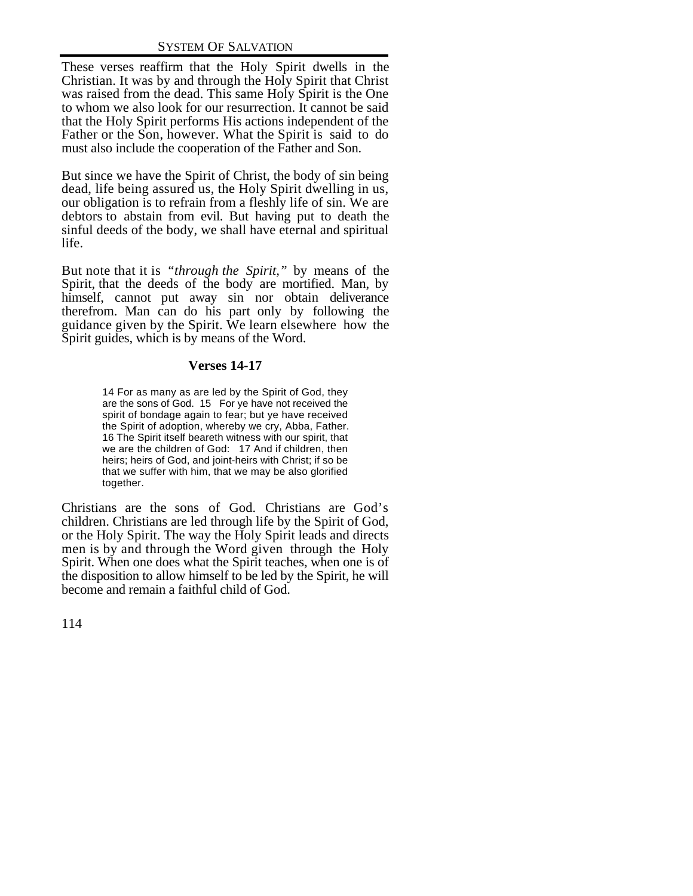These verses reaffirm that the Holy Spirit dwells in the Christian. It was by and through the Holy Spirit that Christ was raised from the dead. This same Holy Spirit is the One to whom we also look for our resurrection. It cannot be said that the Holy Spirit performs His actions independent of the Father or the Son, however. What the Spirit is said to do must also include the cooperation of the Father and Son.

But since we have the Spirit of Christ, the body of sin being dead, life being assured us, the Holy Spirit dwelling in us, our obligation is to refrain from a fleshly life of sin. We are debtors to abstain from evil. But having put to death the sinful deeds of the body, we shall have eternal and spiritual life.

But note that it is *"through the Spirit,"* by means of the Spirit, that the deeds of the body are mortified. Man, by himself, cannot put away sin nor obtain deliverance therefrom. Man can do his part only by following the guidance given by the Spirit. We learn elsewhere how the Spirit guides, which is by means of the Word.

### Verses 14-17

> 14 For as many as are led by the Spirit of God, they are the sons of God. 15 For ye have not received the spirit of bondage again to fear; but ye have received the Spirit of adoption, whereby we cry, Abba, Father. 16 The Spirit itself beareth witness with our spirit, that we are the children of God: 17 And if children, then heirs; heirs of God, and joint-heirs with Christ; if so be that we suffer with him, that we may be also glorified together.

Christians are the sons of God. Christians are God's children. Christians are led through life by the Spirit of God, or the Holy Spirit. The way the Holy Spirit leads and directs men is by and through the Word given through the Holy Spirit. When one does what the Spirit teaches, when one is of the disposition to allow himself to be led by the Spirit, he will become and remain a faithful child of God.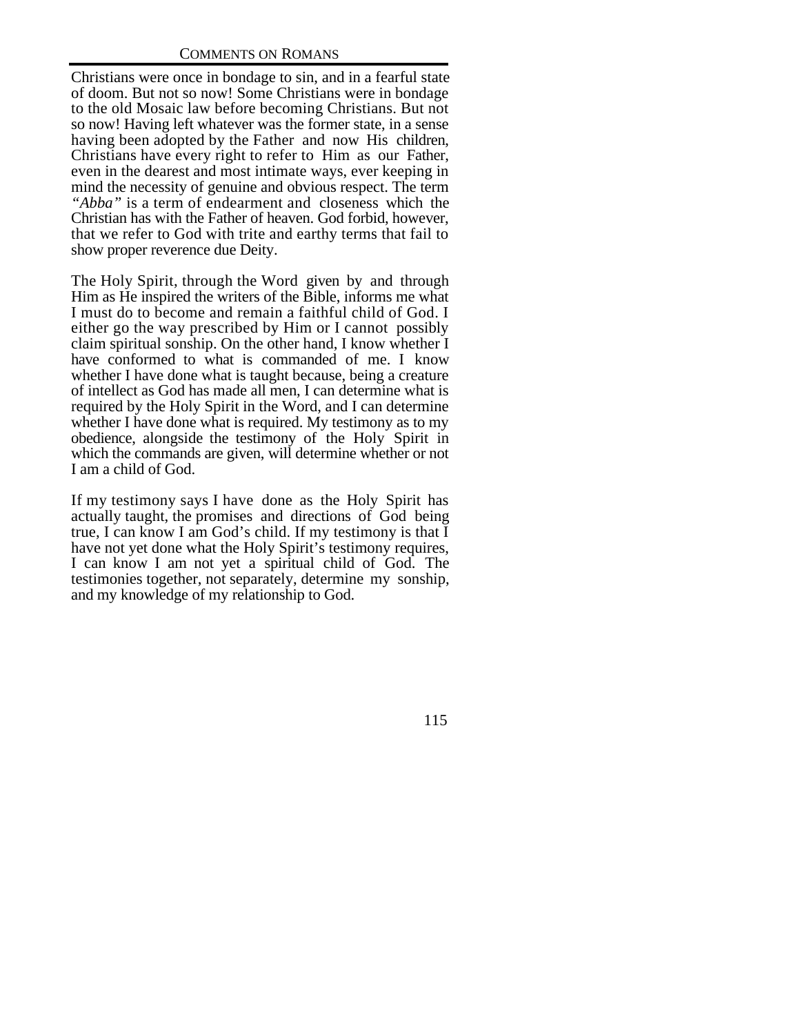Christians were once in bondage to sin, and in a fearful state of doom. But not so now! Some Christians were in bondage to the old Mosaic law before becoming Christians. But not so now! Having left whatever was the former state, in a sense having been adopted by the Father and now His children, Christians have every right to refer to Him as our Father, even in the dearest and most intimate ways, ever keeping in mind the necessity of genuine and obvious respect. The term *"Abba"* is a term of endearment and closeness which the Christian has with the Father of heaven. God forbid, however, that we refer to God with trite and earthy terms that fail to show proper reverence due Deity.

The Holy Spirit, through the Word given by and through Him as He inspired the writers of the Bible, informs me what I must do to become and remain a faithful child of God. I either go the way prescribed by Him or I cannot possibly claim spiritual sonship. On the other hand, I know whether I have conformed to what is commanded of me. I know whether I have done what is taught because, being a creature of intellect as God has made all men, I can determine what is required by the Holy Spirit in the Word, and I can determine whether I have done what is required. My testimony as to my obedience, alongside the testimony of the Holy Spirit in which the commands are given, will determine whether or not I am a child of God.

If my testimony says I have done as the Holy Spirit has actually taught, the promises and directions of God being true, I can know I am God's child. If my testimony is that I have not yet done what the Holy Spirit's testimony requires, I can know I am not yet a spiritual child of God. The testimonies together, not separately, determine my sonship, and my knowledge of my relationship to God.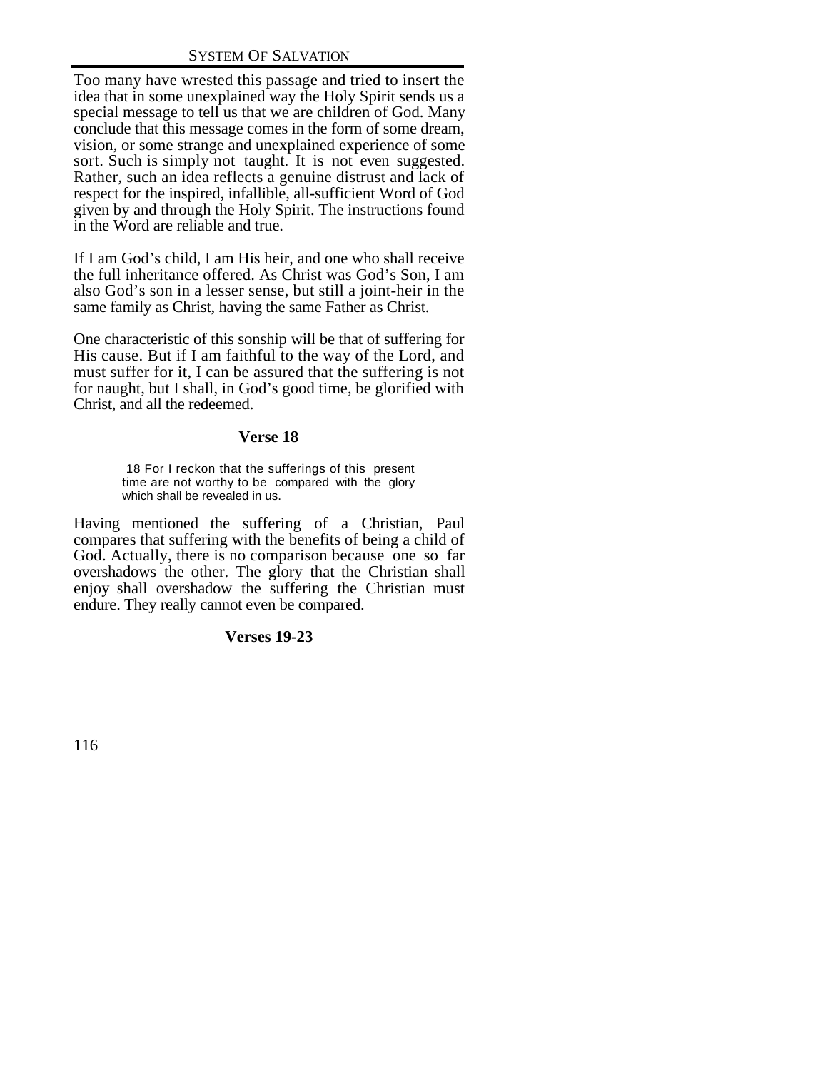Too many have wrested this passage and tried to insert the idea that in some unexplained way the Holy Spirit sends us a special message to tell us that we are children of God. Many conclude that this message comes in the form of some dream, vision, or some strange and unexplained experience of some sort. Such is simply not taught. It is not even suggested. Rather, such an idea reflects a genuine distrust and lack of respect for the inspired, infallible, all-sufficient Word of God given by and through the Holy Spirit. The instructions found in the Word are reliable and true.

If I am God's child, I am His heir, and one who shall receive the full inheritance offered. As Christ was God's Son, I am also God's son in a lesser sense, but still a joint-heir in the same family as Christ, having the same Father as Christ.

One characteristic of this sonship will be that of suffering for His cause. But if I am faithful to the way of the Lord, and must suffer for it, I can be assured that the suffering is not for naught, but I shall, in God's good time, be glorified with Christ, and all the redeemed.

**Verse 18**

> 18 For I reckon that the sufferings of this present time are not worthy to be compared with the glory which shall be revealed in us.

Having mentioned the suffering of a Christian, Paul compares that suffering with the benefits of being a child of God. Actually, there is no comparison because one so far overshadows the other. The glory that the Christian shall enjoy shall overshadow the suffering the Christian must endure. They really cannot even be compared.

**Verses 19-23**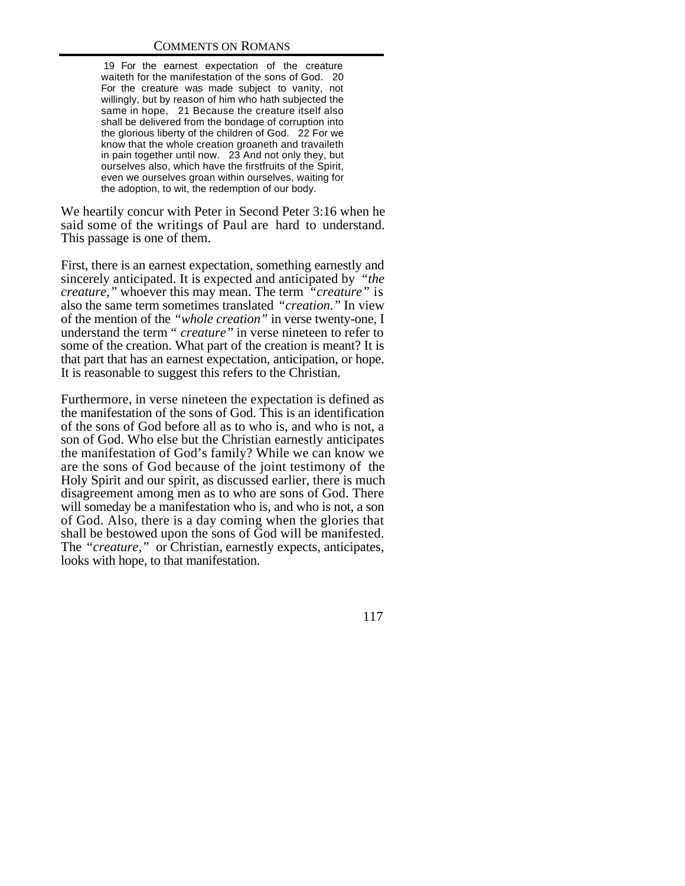> 19 For the earnest expectation of the creature waiteth for the manifestation of the sons of God. 20 For the creature was made subject to vanity, not willingly, but by reason of him who hath subjected the same in hope, 21 Because the creature itself also shall be delivered from the bondage of corruption into the glorious liberty of the children of God. 22 For we know that the whole creation groaneth and travaileth in pain together until now. 23 And not only they, but ourselves also, which have the firstfruits of the Spirit, even we ourselves groan within ourselves, waiting for the adoption, to wit, the redemption of our body.

We heartily concur with Peter in Second Peter 3:16 when he said some of the writings of Paul are hard to understand. This passage is one of them.

First, there is an earnest expectation, something earnestly and sincerely anticipated. It is expected and anticipated by *"the creature,"* whoever this may mean. The term *"creature"* is also the same term sometimes translated *"creation."* In view of the mention of the *"whole creation"* in verse twenty-one, I understand the term " *creature"* in verse nineteen to refer to some of the creation. What part of the creation is meant? It is that part that has an earnest expectation, anticipation, or hope. It is reasonable to suggest this refers to the Christian.

Furthermore, in verse nineteen the expectation is defined as the manifestation of the sons of God. This is an identification of the sons of God before all as to who is, and who is not, a son of God. Who else but the Christian earnestly anticipates the manifestation of God's family? While we can know we are the sons of God because of the joint testimony of the Holy Spirit and our spirit, as discussed earlier, there is much disagreement among men as to who are sons of God. There will someday be a manifestation who is, and who is not, a son of God. Also, there is a day coming when the glories that shall be bestowed upon the sons of God will be manifested. The *"creature,"* or Christian, earnestly expects, anticipates, looks with hope, to that manifestation.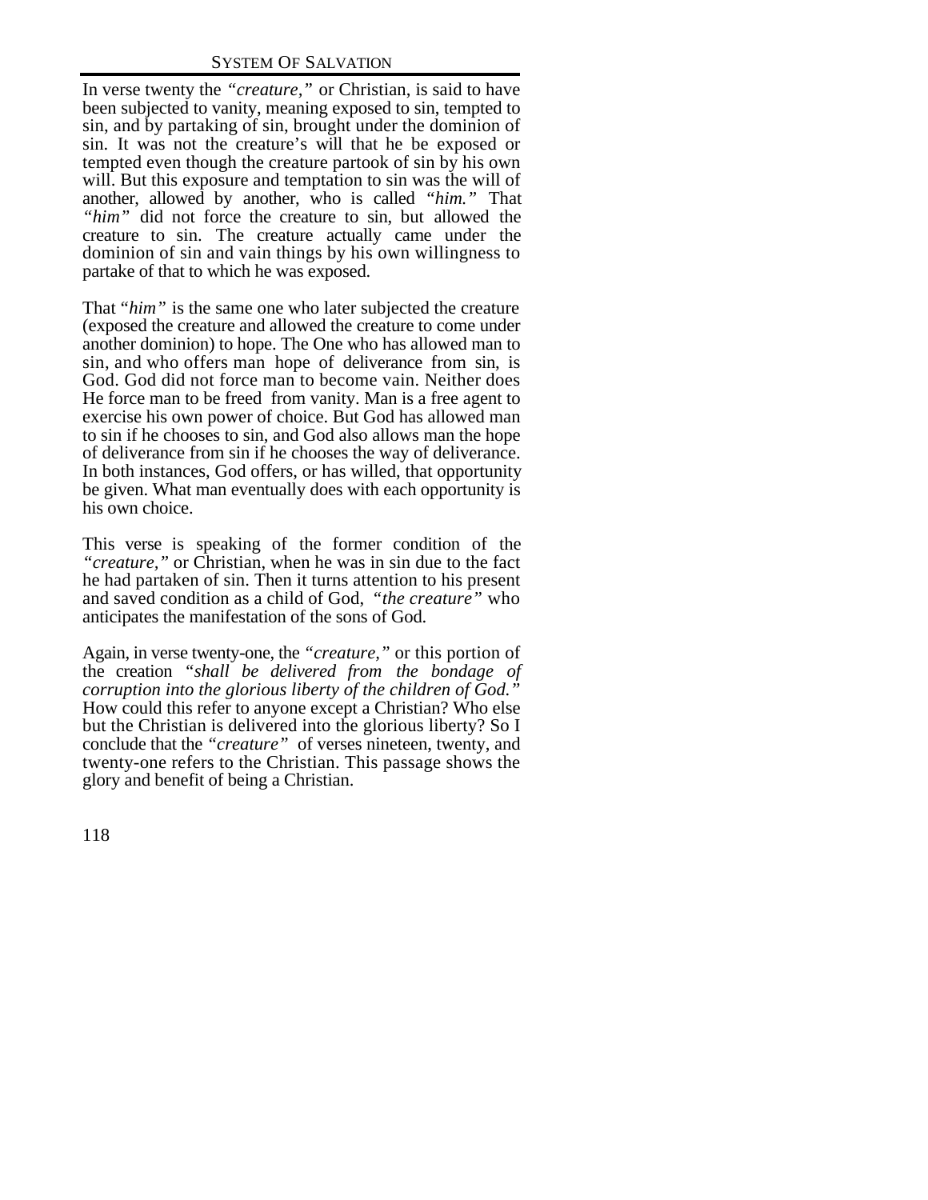In verse twenty the *"creature,"* or Christian, is said to have been subjected to vanity, meaning exposed to sin, tempted to sin, and by partaking of sin, brought under the dominion of sin. It was not the creature's will that he be exposed or tempted even though the creature partook of sin by his own will. But this exposure and temptation to sin was the will of another, allowed by another, who is called *"him."* That *"him"* did not force the creature to sin, but allowed the creature to sin. The creature actually came under the dominion of sin and vain things by his own willingness to partake of that to which he was exposed.

That *"him"* is the same one who later subjected the creature (exposed the creature and allowed the creature to come under another dominion) to hope. The One who has allowed man to sin, and who offers man hope of deliverance from sin, is God. God did not force man to become vain. Neither does He force man to be freed from vanity. Man is a free agent to exercise his own power of choice. But God has allowed man to sin if he chooses to sin, and God also allows man the hope of deliverance from sin if he chooses the way of deliverance. In both instances, God offers, or has willed, that opportunity be given. What man eventually does with each opportunity is his own choice.

This verse is speaking of the former condition of the *"creature,"* or Christian, when he was in sin due to the fact he had partaken of sin. Then it turns attention to his present and saved condition as a child of God, *"the creature"* who anticipates the manifestation of the sons of God.

Again, in verse twenty-one, the *"creature,"* or this portion of the creation *"shall be delivered from the bondage of corruption into the glorious liberty of the children of God."* How could this refer to anyone except a Christian? Who else but the Christian is delivered into the glorious liberty? So I conclude that the *"creature"* of verses nineteen, twenty, and twenty-one refers to the Christian. This passage shows the glory and benefit of being a Christian.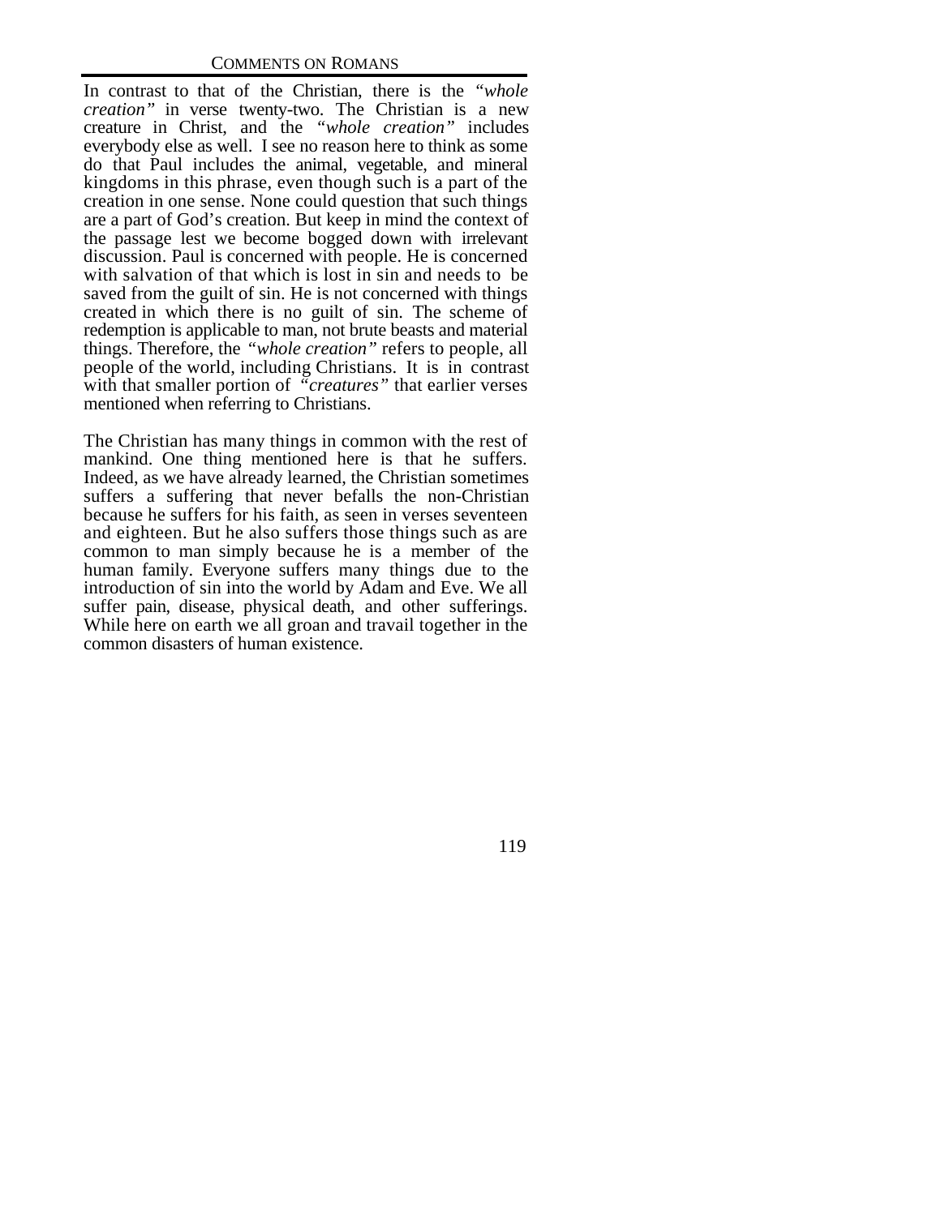In contrast to that of the Christian, there is the *"whole creation"* in verse twenty-two. The Christian is a new creature in Christ, and the *"whole creation"* includes everybody else as well. I see no reason here to think as some do that Paul includes the animal, vegetable, and mineral kingdoms in this phrase, even though such is a part of the creation in one sense. None could question that such things are a part of God's creation. But keep in mind the context of the passage lest we become bogged down with irrelevant discussion. Paul is concerned with people. He is concerned with salvation of that which is lost in sin and needs to be saved from the guilt of sin. He is not concerned with things created in which there is no guilt of sin. The scheme of redemption is applicable to man, not brute beasts and material things. Therefore, the *"whole creation"* refers to people, all people of the world, including Christians. It is in contrast with that smaller portion of *"creatures"* that earlier verses mentioned when referring to Christians.

The Christian has many things in common with the rest of mankind. One thing mentioned here is that he suffers. Indeed, as we have already learned, the Christian sometimes suffers a suffering that never befalls the non-Christian because he suffers for his faith, as seen in verses seventeen and eighteen. But he also suffers those things such as are common to man simply because he is a member of the human family. Everyone suffers many things due to the introduction of sin into the world by Adam and Eve. We all suffer pain, disease, physical death, and other sufferings. While here on earth we all groan and travail together in the common disasters of human existence.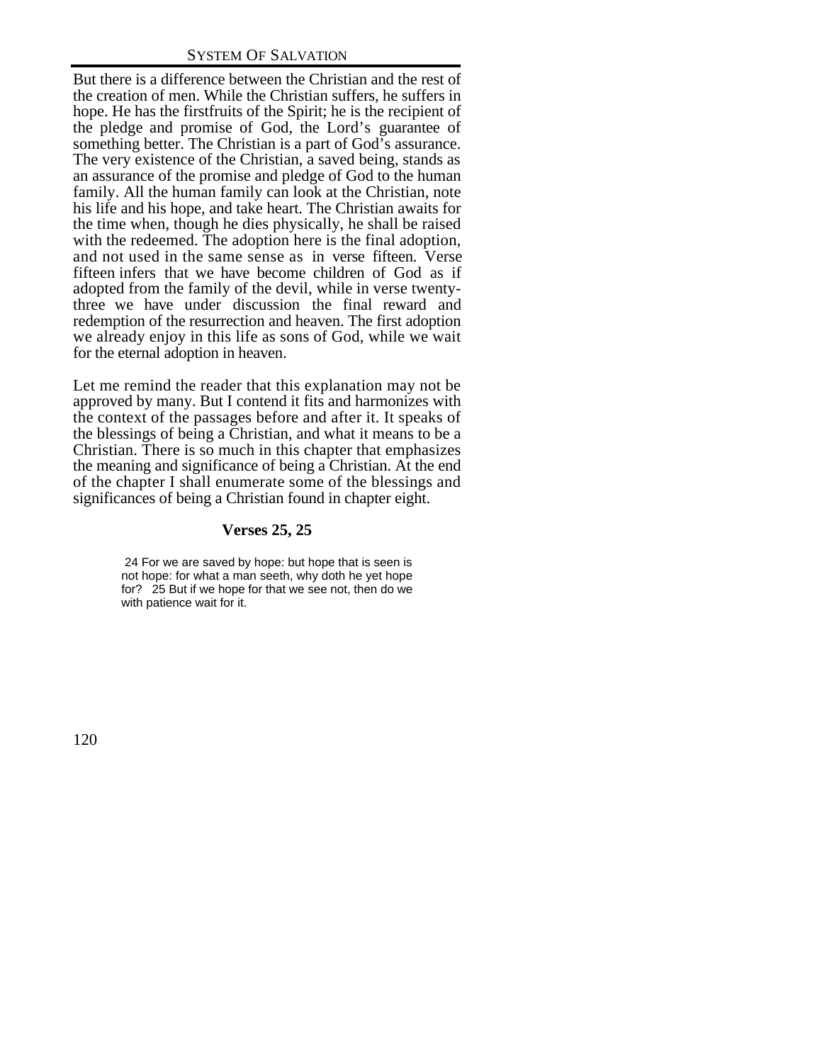But there is a difference between the Christian and the rest of the creation of men. While the Christian suffers, he suffers in hope. He has the firstfruits of the Spirit; he is the recipient of the pledge and promise of God, the Lord's guarantee of something better. The Christian is a part of God's assurance. The very existence of the Christian, a saved being, stands as an assurance of the promise and pledge of God to the human family. All the human family can look at the Christian, note his life and his hope, and take heart. The Christian awaits for the time when, though he dies physically, he shall be raised with the redeemed. The adoption here is the final adoption, and not used in the same sense as in verse fifteen. Verse fifteen infers that we have become children of God as if adopted from the family of the devil, while in verse twenty-three we have under discussion the final reward and redemption of the resurrection and heaven. The first adoption we already enjoy in this life as sons of God, while we wait for the eternal adoption in heaven.

Let me remind the reader that this explanation may not be approved by many. But I contend it fits and harmonizes with the context of the passages before and after it. It speaks of the blessings of being a Christian, and what it means to be a Christian. There is so much in this chapter that emphasizes the meaning and significance of being a Christian. At the end of the chapter I shall enumerate some of the blessings and significances of being a Christian found in chapter eight.

### Verses 25, 25

> 24 For we are saved by hope: but hope that is seen is not hope: for what a man seeth, why doth he yet hope for? 25 But if we hope for that we see not, then do we with patience wait for it.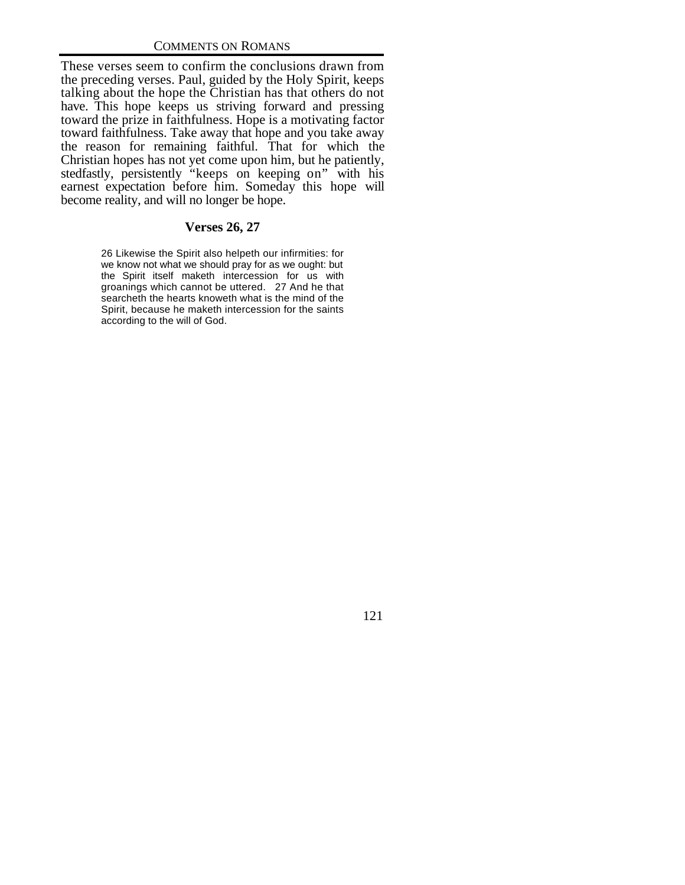These verses seem to confirm the conclusions drawn from the preceding verses. Paul, guided by the Holy Spirit, keeps talking about the hope the Christian has that others do not have. This hope keeps us striving forward and pressing toward the prize in faithfulness. Hope is a motivating factor toward faithfulness. Take away that hope and you take away the reason for remaining faithful. That for which the Christian hopes has not yet come upon him, but he patiently, stedfastly, persistently "keeps on keeping on" with his earnest expectation before him. Someday this hope will become reality, and will no longer be hope.

### Verses 26, 27

> 26 Likewise the Spirit also helpeth our infirmities: for we know not what we should pray for as we ought: but the Spirit itself maketh intercession for us with groanings which cannot be uttered. 27 And he that searcheth the hearts knoweth what is the mind of the Spirit, because he maketh intercession for the saints according to the will of God.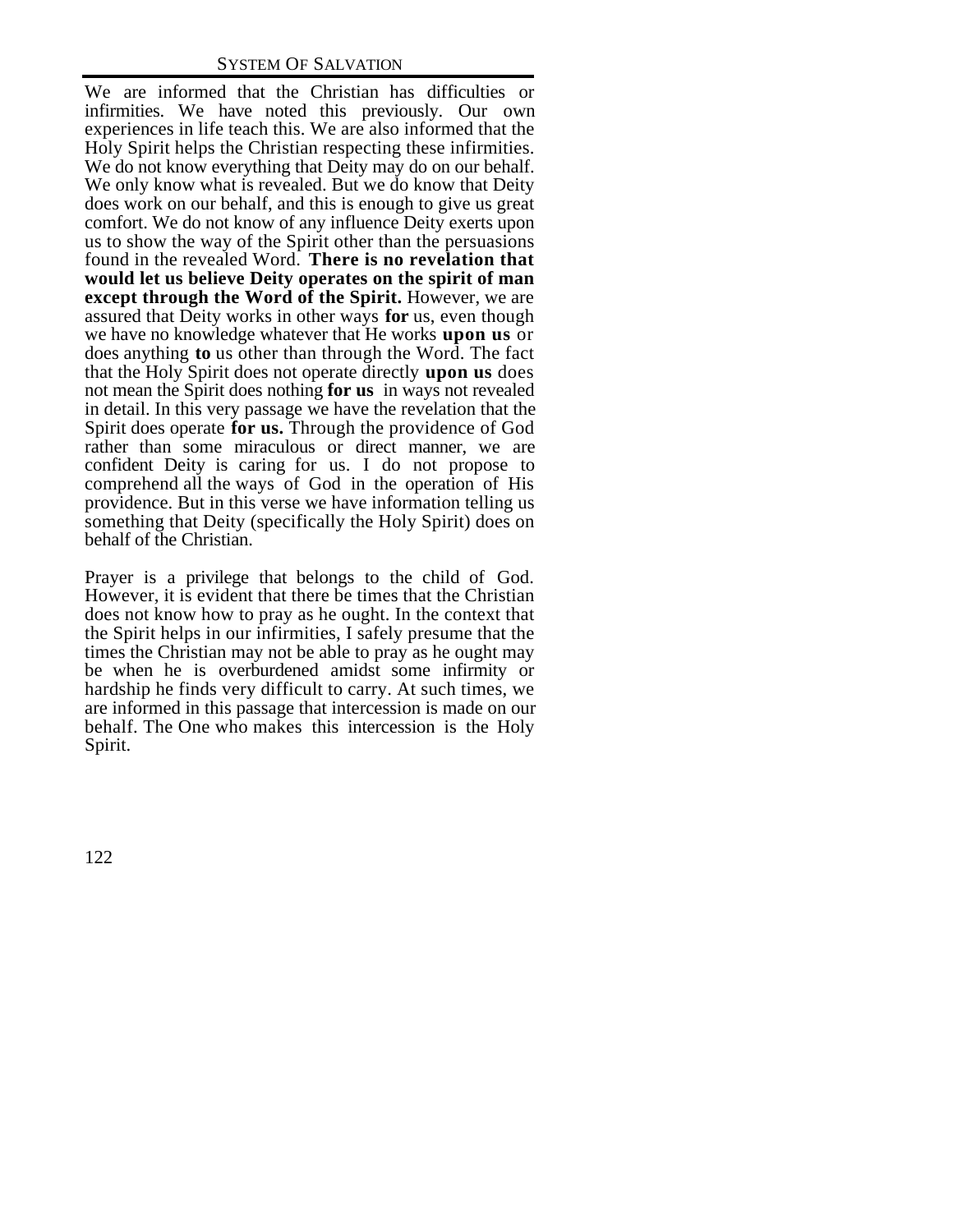We are informed that the Christian has difficulties or infirmities. We have noted this previously. Our own experiences in life teach this. We are also informed that the Holy Spirit helps the Christian respecting these infirmities. We do not know everything that Deity may do on our behalf. We only know what is revealed. But we do know that Deity does work on our behalf, and this is enough to give us great comfort. We do not know of any influence Deity exerts upon us to show the way of the Spirit other than the persuasions found in the revealed Word. **There is no revelation that would let us believe Deity operates on the spirit of man except through the Word of the Spirit.** However, we are assured that Deity works in other ways **for** us, even though we have no knowledge whatever that He works **upon us** or does anything **to** us other than through the Word. The fact that the Holy Spirit does not operate directly **upon us** does not mean the Spirit does nothing **for us** in ways not revealed in detail. In this very passage we have the revelation that the Spirit does operate **for us.** Through the providence of God rather than some miraculous or direct manner, we are confident Deity is caring for us. I do not propose to comprehend all the ways of God in the operation of His providence. But in this verse we have information telling us something that Deity (specifically the Holy Spirit) does on behalf of the Christian.

Prayer is a privilege that belongs to the child of God. However, it is evident that there be times that the Christian does not know how to pray as he ought. In the context that the Spirit helps in our infirmities, I safely presume that the times the Christian may not be able to pray as he ought may be when he is overburdened amidst some infirmity or hardship he finds very difficult to carry. At such times, we are informed in this passage that intercession is made on our behalf. The One who makes this intercession is the Holy Spirit.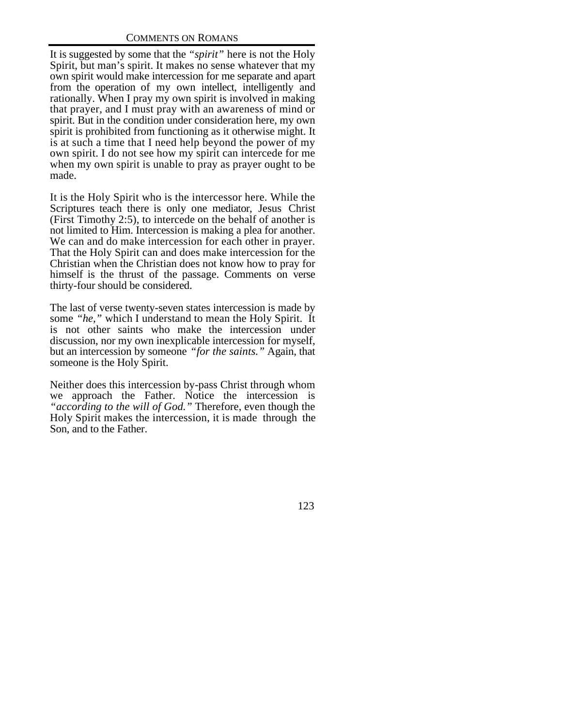It is suggested by some that the *"spirit"* here is not the Holy Spirit, but man's spirit. It makes no sense whatever that my own spirit would make intercession for me separate and apart from the operation of my own intellect, intelligently and rationally. When I pray my own spirit is involved in making that prayer, and I must pray with an awareness of mind or spirit. But in the condition under consideration here, my own spirit is prohibited from functioning as it otherwise might. It is at such a time that I need help beyond the power of my own spirit. I do not see how my spirit can intercede for me when my own spirit is unable to pray as prayer ought to be made.

It is the Holy Spirit who is the intercessor here. While the Scriptures teach there is only one mediator, Jesus Christ (First Timothy 2:5), to intercede on the behalf of another is not limited to Him. Intercession is making a plea for another. We can and do make intercession for each other in prayer. That the Holy Spirit can and does make intercession for the Christian when the Christian does not know how to pray for himself is the thrust of the passage. Comments on verse thirty-four should be considered.

The last of verse twenty-seven states intercession is made by some *"he,"* which I understand to mean the Holy Spirit. It is not other saints who make the intercession under discussion, nor my own inexplicable intercession for myself, but an intercession by someone *"for the saints."* Again, that someone is the Holy Spirit.

Neither does this intercession by-pass Christ through whom we approach the Father. Notice the intercession is *"according to the will of God."* Therefore, even though the Holy Spirit makes the intercession, it is made through the Son, and to the Father.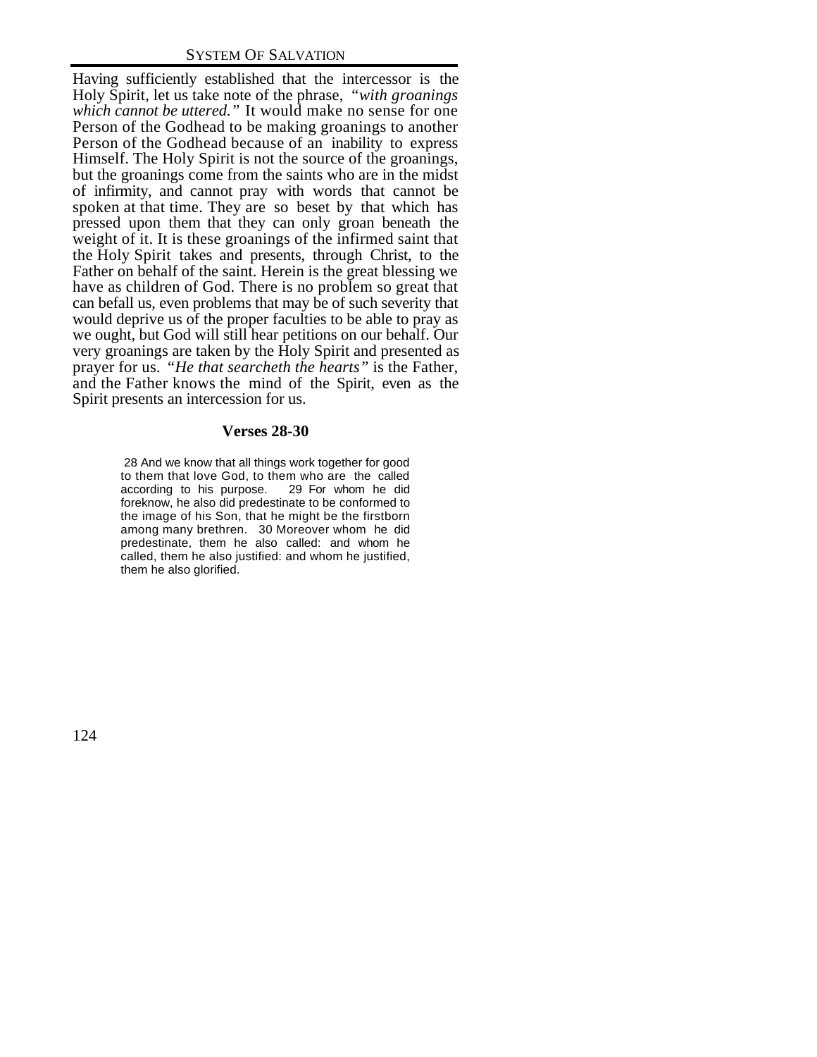Having sufficiently established that the intercessor is the Holy Spirit, let us take note of the phrase, *"with groanings which cannot be uttered."* It would make no sense for one Person of the Godhead to be making groanings to another Person of the Godhead because of an inability to express Himself. The Holy Spirit is not the source of the groanings, but the groanings come from the saints who are in the midst of infirmity, and cannot pray with words that cannot be spoken at that time. They are so beset by that which has pressed upon them that they can only groan beneath the weight of it. It is these groanings of the infirmed saint that the Holy Spirit takes and presents, through Christ, to the Father on behalf of the saint. Herein is the great blessing we have as children of God. There is no problem so great that can befall us, even problems that may be of such severity that would deprive us of the proper faculties to be able to pray as we ought, but God will still hear petitions on our behalf. Our very groanings are taken by the Holy Spirit and presented as prayer for us. *"He that searcheth the hearts"* is the Father, and the Father knows the mind of the Spirit, even as the Spirit presents an intercession for us.

### Verses 28-30

> 28 And we know that all things work together for good to them that love God, to them who are the called according to his purpose. 29 For whom he did foreknow, he also did predestinate to be conformed to the image of his Son, that he might be the firstborn among many brethren. 30 Moreover whom he did predestinate, them he also called: and whom he called, them he also justified: and whom he justified, them he also glorified.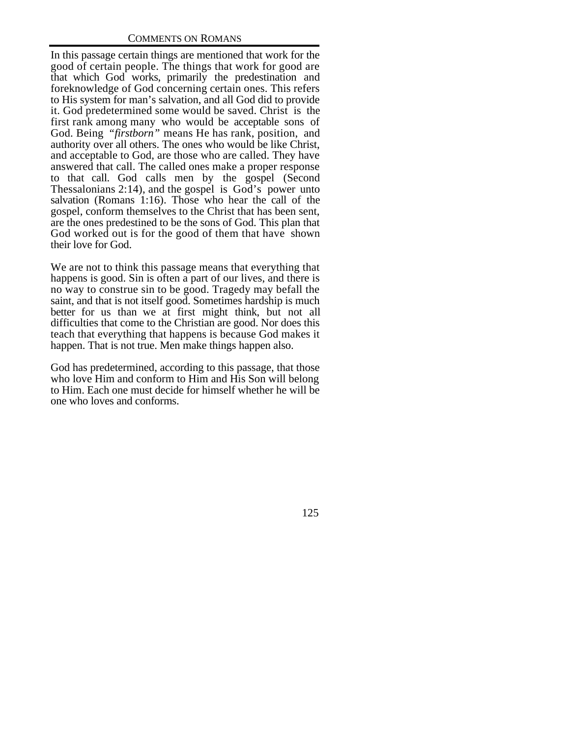In this passage certain things are mentioned that work for the good of certain people. The things that work for good are that which God works, primarily the predestination and foreknowledge of God concerning certain ones. This refers to His system for man's salvation, and all God did to provide it. God predetermined some would be saved. Christ is the first rank among many who would be acceptable sons of God. Being *"firstborn"* means He has rank, position, and authority over all others. The ones who would be like Christ, and acceptable to God, are those who are called. They have answered that call. The called ones make a proper response to that call. God calls men by the gospel (Second Thessalonians 2:14), and the gospel is God's power unto salvation (Romans 1:16). Those who hear the call of the gospel, conform themselves to the Christ that has been sent, are the ones predestined to be the sons of God. This plan that God worked out is for the good of them that have shown their love for God.

We are not to think this passage means that everything that happens is good. Sin is often a part of our lives, and there is no way to construe sin to be good. Tragedy may befall the saint, and that is not itself good. Sometimes hardship is much better for us than we at first might think, but not all difficulties that come to the Christian are good. Nor does this teach that everything that happens is because God makes it happen. That is not true. Men make things happen also.

God has predetermined, according to this passage, that those who love Him and conform to Him and His Son will belong to Him. Each one must decide for himself whether he will be one who loves and conforms.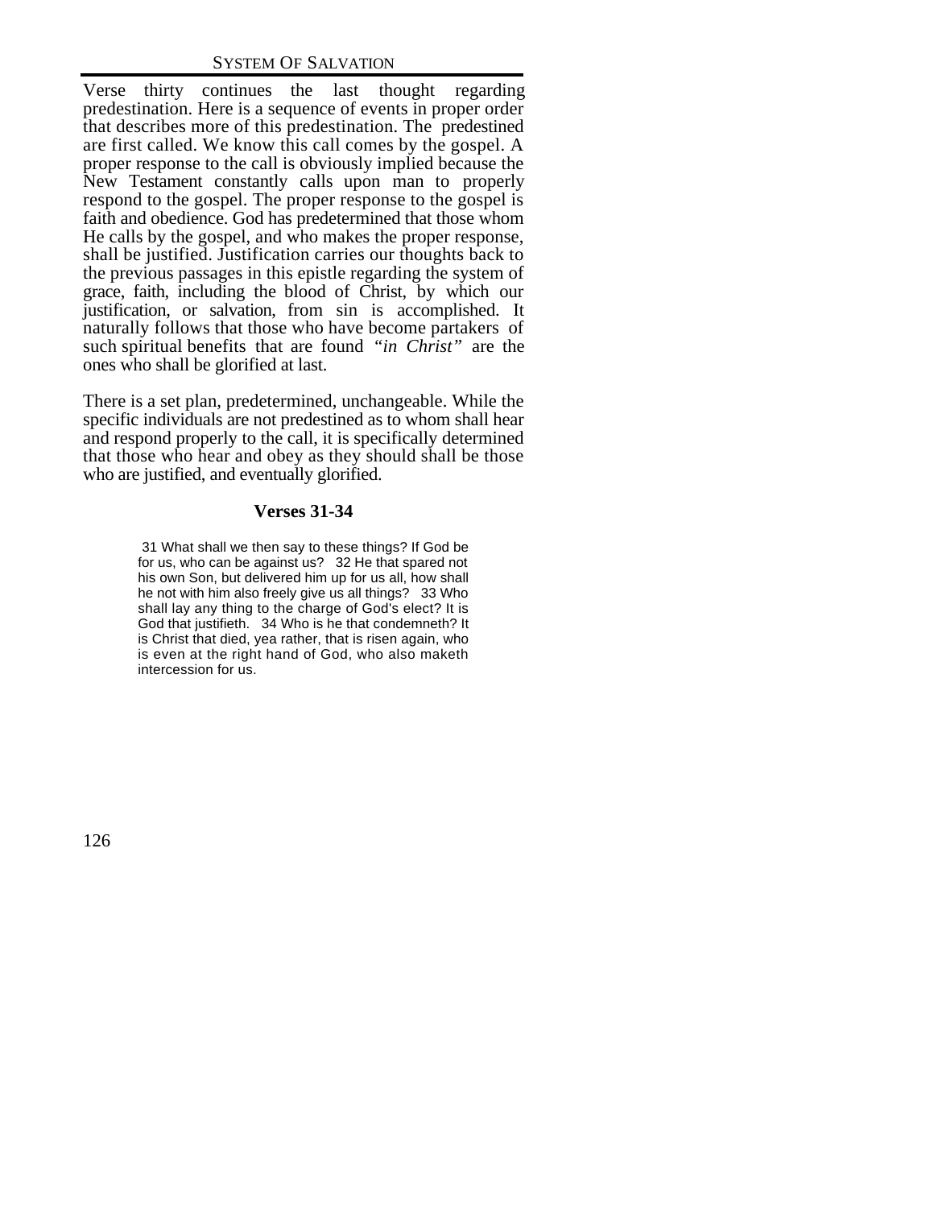Verse thirty continues the last thought regarding predestination. Here is a sequence of events in proper order that describes more of this predestination. The predestined are first called. We know this call comes by the gospel. A proper response to the call is obviously implied because the New Testament constantly calls upon man to properly respond to the gospel. The proper response to the gospel is faith and obedience. God has predetermined that those whom He calls by the gospel, and who makes the proper response, shall be justified. Justification carries our thoughts back to the previous passages in this epistle regarding the system of grace, faith, including the blood of Christ, by which our justification, or salvation, from sin is accomplished. It naturally follows that those who have become partakers of such spiritual benefits that are found *"in Christ"* are the ones who shall be glorified at last.

There is a set plan, predetermined, unchangeable. While the specific individuals are not predestined as to whom shall hear and respond properly to the call, it is specifically determined that those who hear and obey as they should shall be those who are justified, and eventually glorified.

### Verses 31-34

> 31 What shall we then say to these things? If God be for us, who can be against us? 32 He that spared not his own Son, but delivered him up for us all, how shall he not with him also freely give us all things? 33 Who shall lay any thing to the charge of God's elect? It is God that justifieth. 34 Who is he that condemneth? It is Christ that died, yea rather, that is risen again, who is even at the right hand of God, who also maketh intercession for us.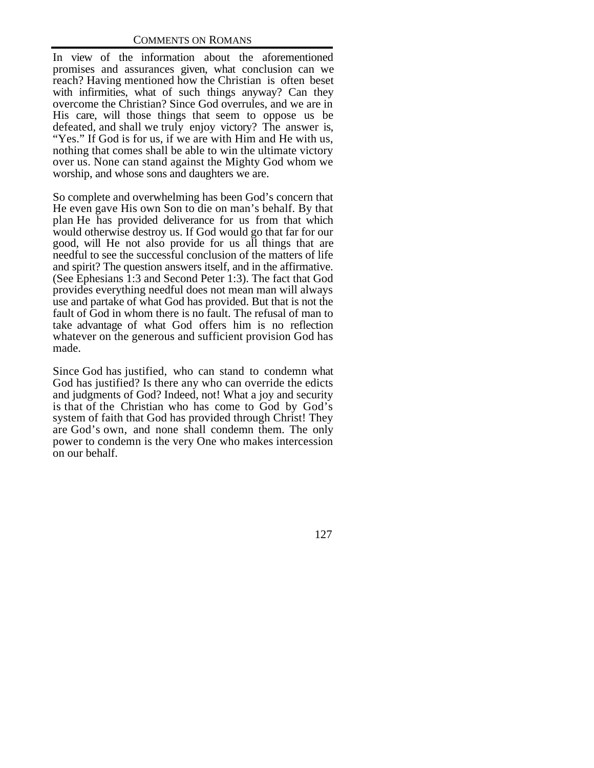In view of the information about the aforementioned promises and assurances given, what conclusion can we reach? Having mentioned how the Christian is often beset with infirmities, what of such things anyway? Can they overcome the Christian? Since God overrules, and we are in His care, will those things that seem to oppose us be defeated, and shall we truly enjoy victory? The answer is, "Yes." If God is for us, if we are with Him and He with us, nothing that comes shall be able to win the ultimate victory over us. None can stand against the Mighty God whom we worship, and whose sons and daughters we are.

So complete and overwhelming has been God's concern that He even gave His own Son to die on man's behalf. By that plan He has provided deliverance for us from that which would otherwise destroy us. If God would go that far for our good, will He not also provide for us all things that are needful to see the successful conclusion of the matters of life and spirit? The question answers itself, and in the affirmative. (See Ephesians 1:3 and Second Peter 1:3). The fact that God provides everything needful does not mean man will always use and partake of what God has provided. But that is not the fault of God in whom there is no fault. The refusal of man to take advantage of what God offers him is no reflection whatever on the generous and sufficient provision God has made.

Since God has justified, who can stand to condemn what God has justified? Is there any who can override the edicts and judgments of God? Indeed, not! What a joy and security is that of the Christian who has come to God by God's system of faith that God has provided through Christ! They are God's own, and none shall condemn them. The only power to condemn is the very One who makes intercession on our behalf.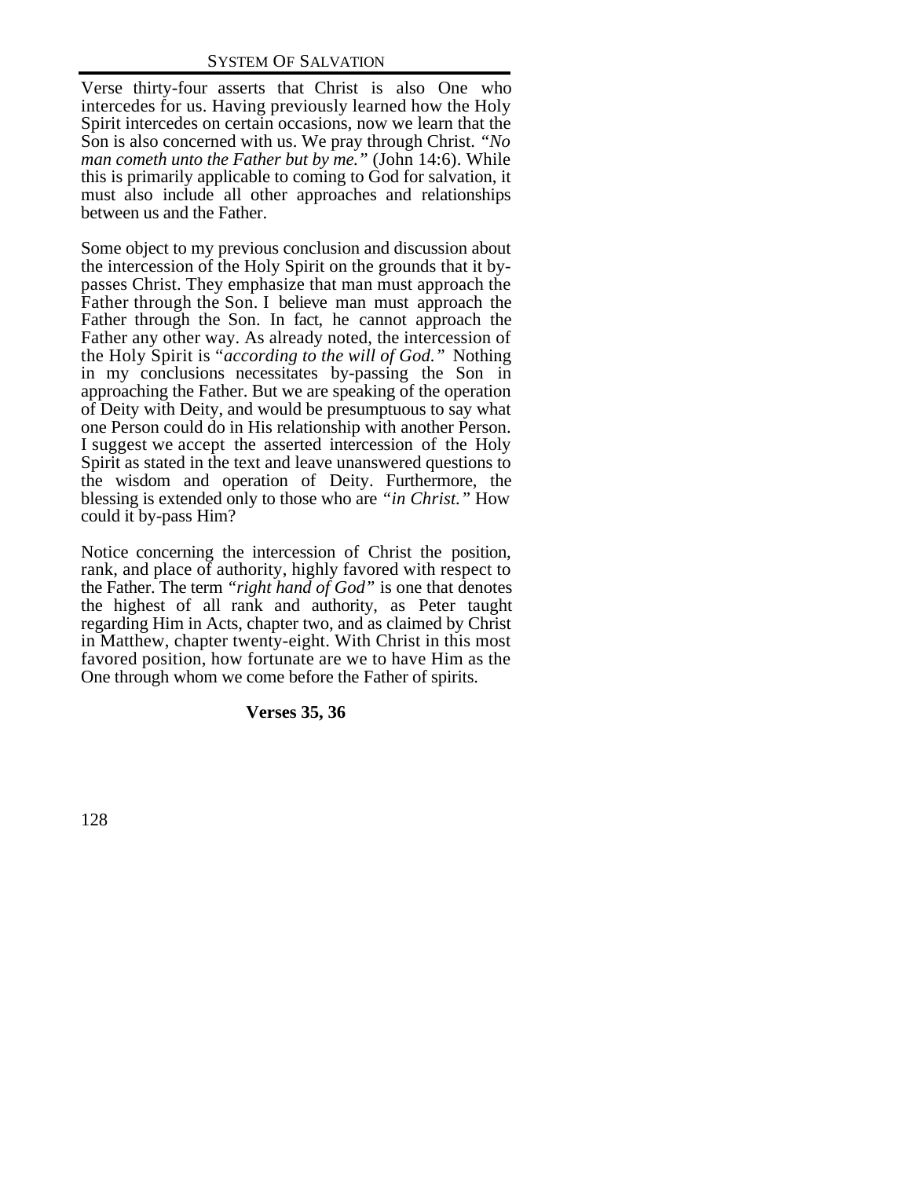Verse thirty-four asserts that Christ is also One who intercedes for us. Having previously learned how the Holy Spirit intercedes on certain occasions, now we learn that the Son is also concerned with us. We pray through Christ. *"No man cometh unto the Father but by me."* (John 14:6). While this is primarily applicable to coming to God for salvation, it must also include all other approaches and relationships between us and the Father.

Some object to my previous conclusion and discussion about the intercession of the Holy Spirit on the grounds that it by-passes Christ. They emphasize that man must approach the Father through the Son. I believe man must approach the Father through the Son. In fact, he cannot approach the Father any other way. As already noted, the intercession of the Holy Spirit is "*according to the will of God."* Nothing in my conclusions necessitates by-passing the Son in approaching the Father. But we are speaking of the operation of Deity with Deity, and would be presumptuous to say what one Person could do in His relationship with another Person. I suggest we accept the asserted intercession of the Holy Spirit as stated in the text and leave unanswered questions to the wisdom and operation of Deity. Furthermore, the blessing is extended only to those who are *"in Christ."* How could it by-pass Him?

Notice concerning the intercession of Christ the position, rank, and place of authority, highly favored with respect to the Father. The term *"right hand of God"* is one that denotes the highest of all rank and authority, as Peter taught regarding Him in Acts, chapter two, and as claimed by Christ in Matthew, chapter twenty-eight. With Christ in this most favored position, how fortunate are we to have Him as the One through whom we come before the Father of spirits.

**Verses 35, 36**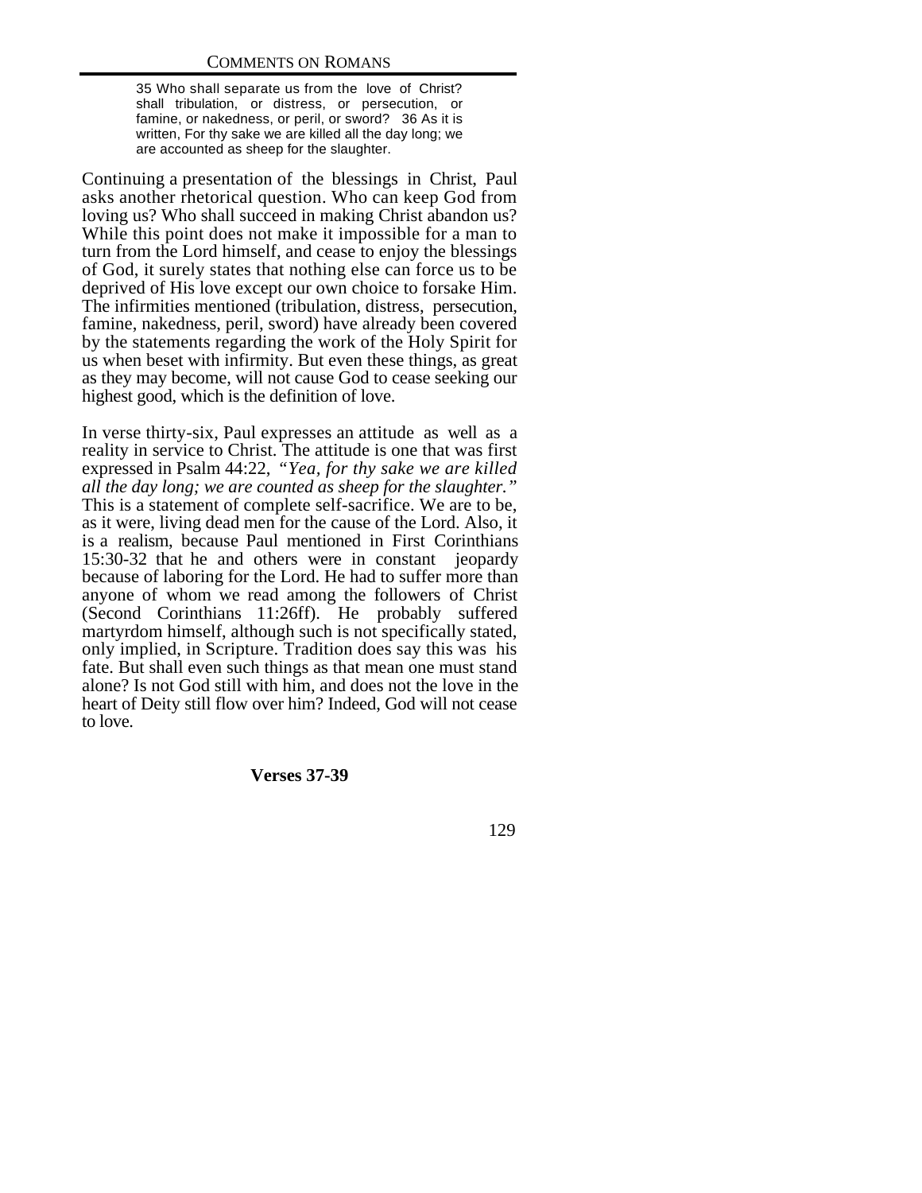> 35 Who shall separate us from the love of Christ? shall tribulation, or distress, or persecution, or famine, or nakedness, or peril, or sword? 36 As it is written, For thy sake we are killed all the day long; we are accounted as sheep for the slaughter.

Continuing a presentation of the blessings in Christ, Paul asks another rhetorical question. Who can keep God from loving us? Who shall succeed in making Christ abandon us? While this point does not make it impossible for a man to turn from the Lord himself, and cease to enjoy the blessings of God, it surely states that nothing else can force us to be deprived of His love except our own choice to forsake Him. The infirmities mentioned (tribulation, distress, persecution, famine, nakedness, peril, sword) have already been covered by the statements regarding the work of the Holy Spirit for us when beset with infirmity. But even these things, as great as they may become, will not cause God to cease seeking our highest good, which is the definition of love.

In verse thirty-six, Paul expresses an attitude as well as a reality in service to Christ. The attitude is one that was first expressed in Psalm 44:22, *"Yea, for thy sake we are killed all the day long; we are counted as sheep for the slaughter."* This is a statement of complete self-sacrifice. We are to be, as it were, living dead men for the cause of the Lord. Also, it is a realism, because Paul mentioned in First Corinthians 15:30-32 that he and others were in constant jeopardy because of laboring for the Lord. He had to suffer more than anyone of whom we read among the followers of Christ (Second Corinthians 11:26ff). He probably suffered martyrdom himself, although such is not specifically stated, only implied, in Scripture. Tradition does say this was his fate. But shall even such things as that mean one must stand alone? Is not God still with him, and does not the love in the heart of Deity still flow over him? Indeed, God will not cease to love.

**Verses 37-39**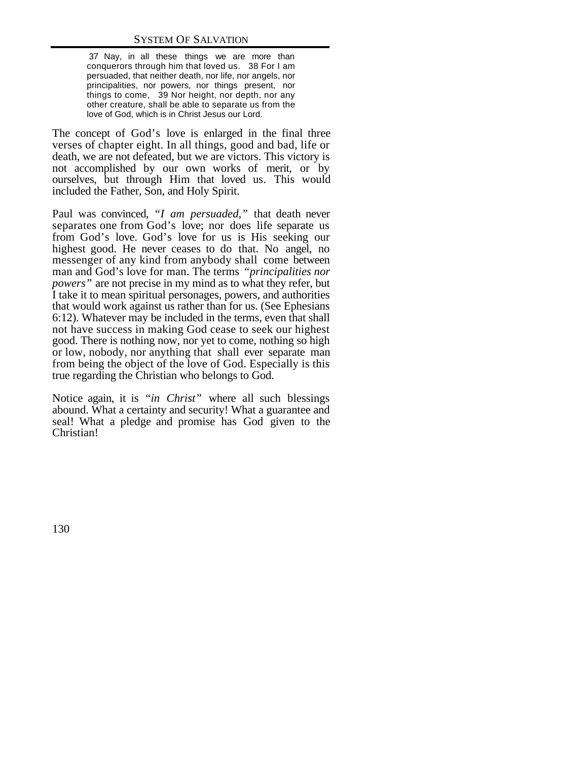> 37 Nay, in all these things we are more than conquerors through him that loved us. 38 For I am persuaded, that neither death, nor life, nor angels, nor principalities, nor powers, nor things present, nor things to come, 39 Nor height, nor depth, nor any other creature, shall be able to separate us from the love of God, which is in Christ Jesus our Lord.

The concept of God's love is enlarged in the final three verses of chapter eight. In all things, good and bad, life or death, we are not defeated, but we are victors. This victory is not accomplished by our own works of merit, or by ourselves, but through Him that loved us. This would included the Father, Son, and Holy Spirit.

Paul was convinced, *"I am persuaded,"* that death never separates one from God's love; nor does life separate us from God's love. God's love for us is His seeking our highest good. He never ceases to do that. No angel, no messenger of any kind from anybody shall come between man and God's love for man. The terms *"principalities nor powers"* are not precise in my mind as to what they refer, but I take it to mean spiritual personages, powers, and authorities that would work against us rather than for us. (See Ephesians 6:12). Whatever may be included in the terms, even that shall not have success in making God cease to seek our highest good. There is nothing now, nor yet to come, nothing so high or low, nobody, nor anything that shall ever separate man from being the object of the love of God. Especially is this true regarding the Christian who belongs to God.

Notice again, it is *"in Christ"* where all such blessings abound. What a certainty and security! What a guarantee and seal! What a pledge and promise has God given to the Christian!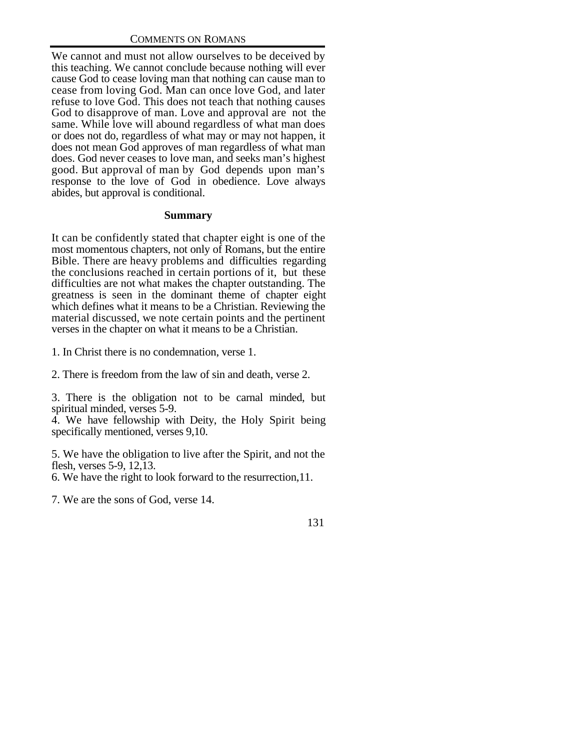We cannot and must not allow ourselves to be deceived by this teaching. We cannot conclude because nothing will ever cause God to cease loving man that nothing can cause man to cease from loving God. Man can once love God, and later refuse to love God. This does not teach that nothing causes God to disapprove of man. Love and approval are not the same. While love will abound regardless of what man does or does not do, regardless of what may or may not happen, it does not mean God approves of man regardless of what man does. God never ceases to love man, and seeks man's highest good. But approval of man by God depends upon man's response to the love of God in obedience. Love always abides, but approval is conditional.

## Summary

It can be confidently stated that chapter eight is one of the most momentous chapters, not only of Romans, but the entire Bible. There are heavy problems and difficulties regarding the conclusions reached in certain portions of it, but these difficulties are not what makes the chapter outstanding. The greatness is seen in the dominant theme of chapter eight which defines what it means to be a Christian. Reviewing the material discussed, we note certain points and the pertinent verses in the chapter on what it means to be a Christian.

1. In Christ there is no condemnation, verse 1.

2. There is freedom from the law of sin and death, verse 2.

3. There is the obligation not to be carnal minded, but spiritual minded, verses 5-9.

4. We have fellowship with Deity, the Holy Spirit being specifically mentioned, verses 9,10.

5. We have the obligation to live after the Spirit, and not the flesh, verses 5-9, 12,13.

6. We have the right to look forward to the resurrection,11.

7. We are the sons of God, verse 14.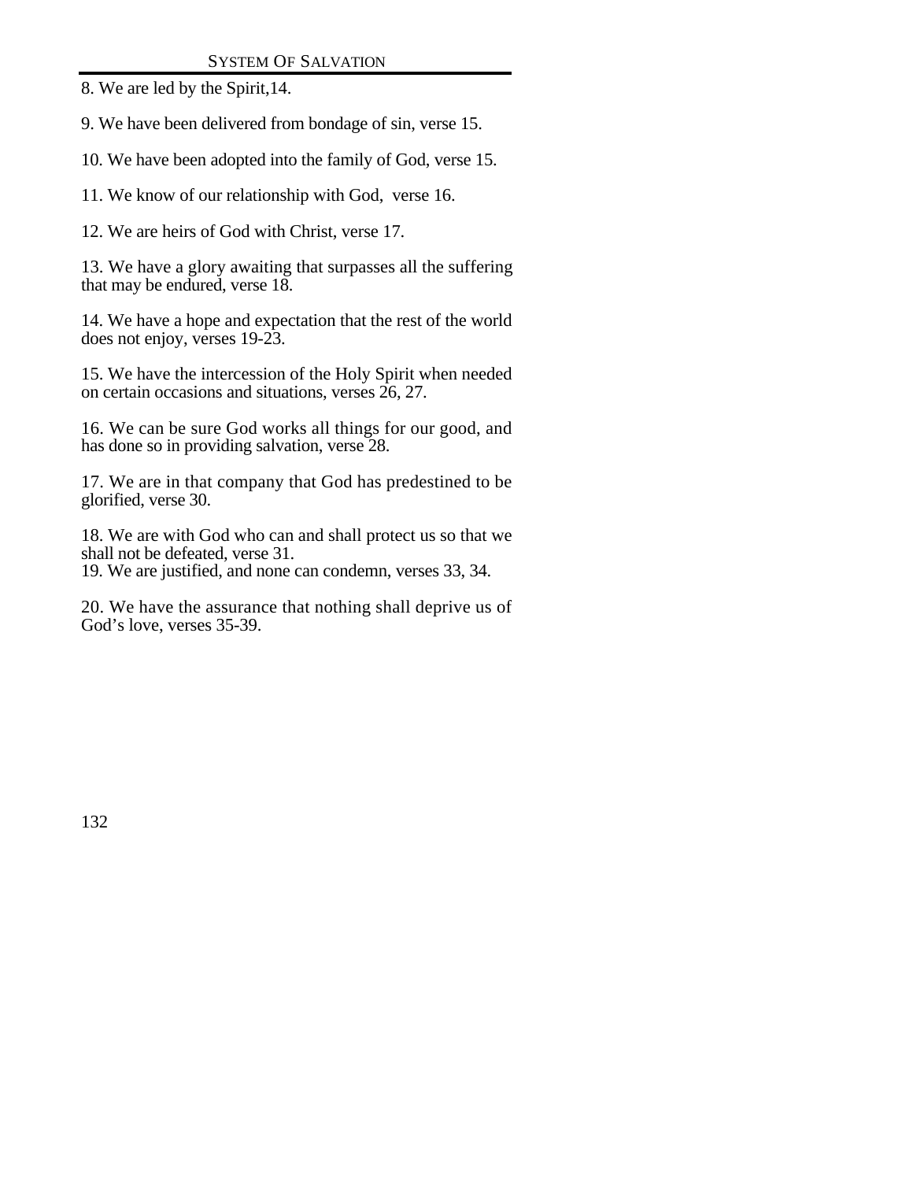8. We are led by the Spirit,14.

9. We have been delivered from bondage of sin, verse 15.

10. We have been adopted into the family of God, verse 15.

11. We know of our relationship with God, verse 16.

12. We are heirs of God with Christ, verse 17.

13. We have a glory awaiting that surpasses all the suffering that may be endured, verse 18.

14. We have a hope and expectation that the rest of the world does not enjoy, verses 19-23.

15. We have the intercession of the Holy Spirit when needed on certain occasions and situations, verses 26, 27.

16. We can be sure God works all things for our good, and has done so in providing salvation, verse 28.

17. We are in that company that God has predestined to be glorified, verse 30.

18. We are with God who can and shall protect us so that we shall not be defeated, verse 31.

19. We are justified, and none can condemn, verses 33, 34.

20. We have the assurance that nothing shall deprive us of God's love, verses 35-39.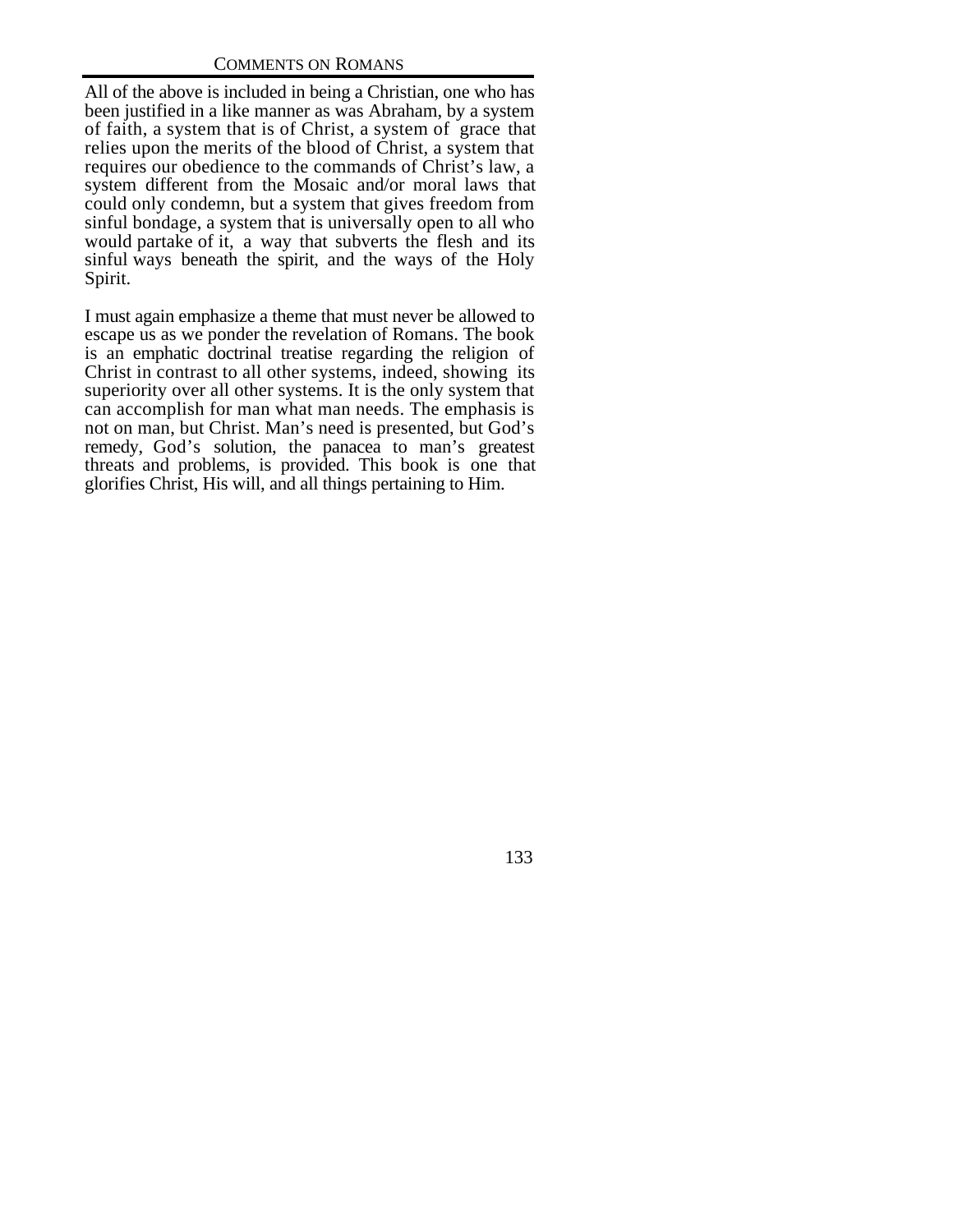All of the above is included in being a Christian, one who has been justified in a like manner as was Abraham, by a system of faith, a system that is of Christ, a system of grace that relies upon the merits of the blood of Christ, a system that requires our obedience to the commands of Christ's law, a system different from the Mosaic and/or moral laws that could only condemn, but a system that gives freedom from sinful bondage, a system that is universally open to all who would partake of it, a way that subverts the flesh and its sinful ways beneath the spirit, and the ways of the Holy Spirit.

I must again emphasize a theme that must never be allowed to escape us as we ponder the revelation of Romans. The book is an emphatic doctrinal treatise regarding the religion of Christ in contrast to all other systems, indeed, showing its superiority over all other systems. It is the only system that can accomplish for man what man needs. The emphasis is not on man, but Christ. Man's need is presented, but God's remedy, God's solution, the panacea to man's greatest threats and problems, is provided. This book is one that glorifies Christ, His will, and all things pertaining to Him.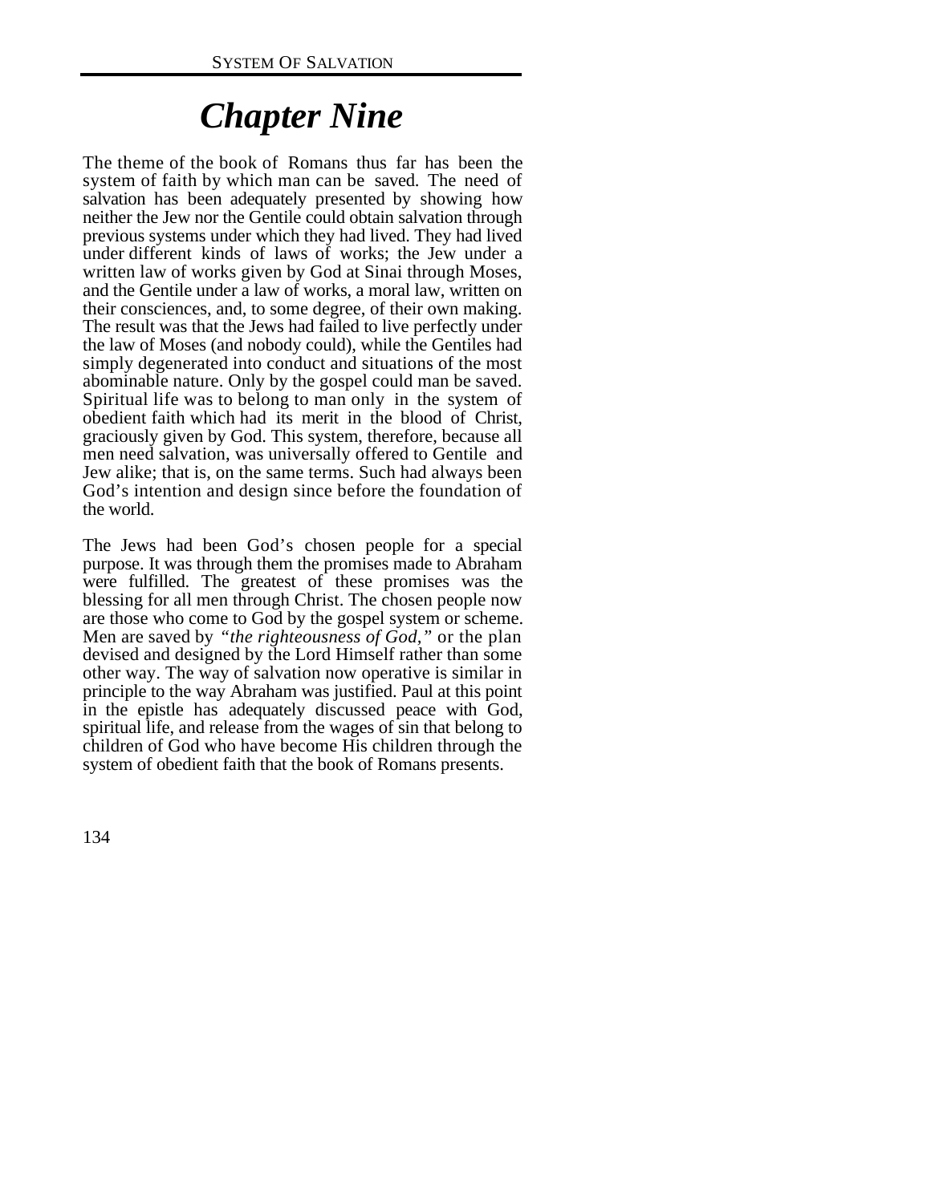# *Chapter Nine*

The theme of the book of Romans thus far has been the system of faith by which man can be saved. The need of salvation has been adequately presented by showing how neither the Jew nor the Gentile could obtain salvation through previous systems under which they had lived. They had lived under different kinds of laws of works; the Jew under a written law of works given by God at Sinai through Moses, and the Gentile under a law of works, a moral law, written on their consciences, and, to some degree, of their own making. The result was that the Jews had failed to live perfectly under the law of Moses (and nobody could), while the Gentiles had simply degenerated into conduct and situations of the most abominable nature. Only by the gospel could man be saved. Spiritual life was to belong to man only in the system of obedient faith which had its merit in the blood of Christ, graciously given by God. This system, therefore, because all men need salvation, was universally offered to Gentile and Jew alike; that is, on the same terms. Such had always been God's intention and design since before the foundation of the world.

The Jews had been God's chosen people for a special purpose. It was through them the promises made to Abraham were fulfilled. The greatest of these promises was the blessing for all men through Christ. The chosen people now are those who come to God by the gospel system or scheme. Men are saved by *"the righteousness of God,"* or the plan devised and designed by the Lord Himself rather than some other way. The way of salvation now operative is similar in principle to the way Abraham was justified. Paul at this point in the epistle has adequately discussed peace with God, spiritual life, and release from the wages of sin that belong to children of God who have become His children through the system of obedient faith that the book of Romans presents.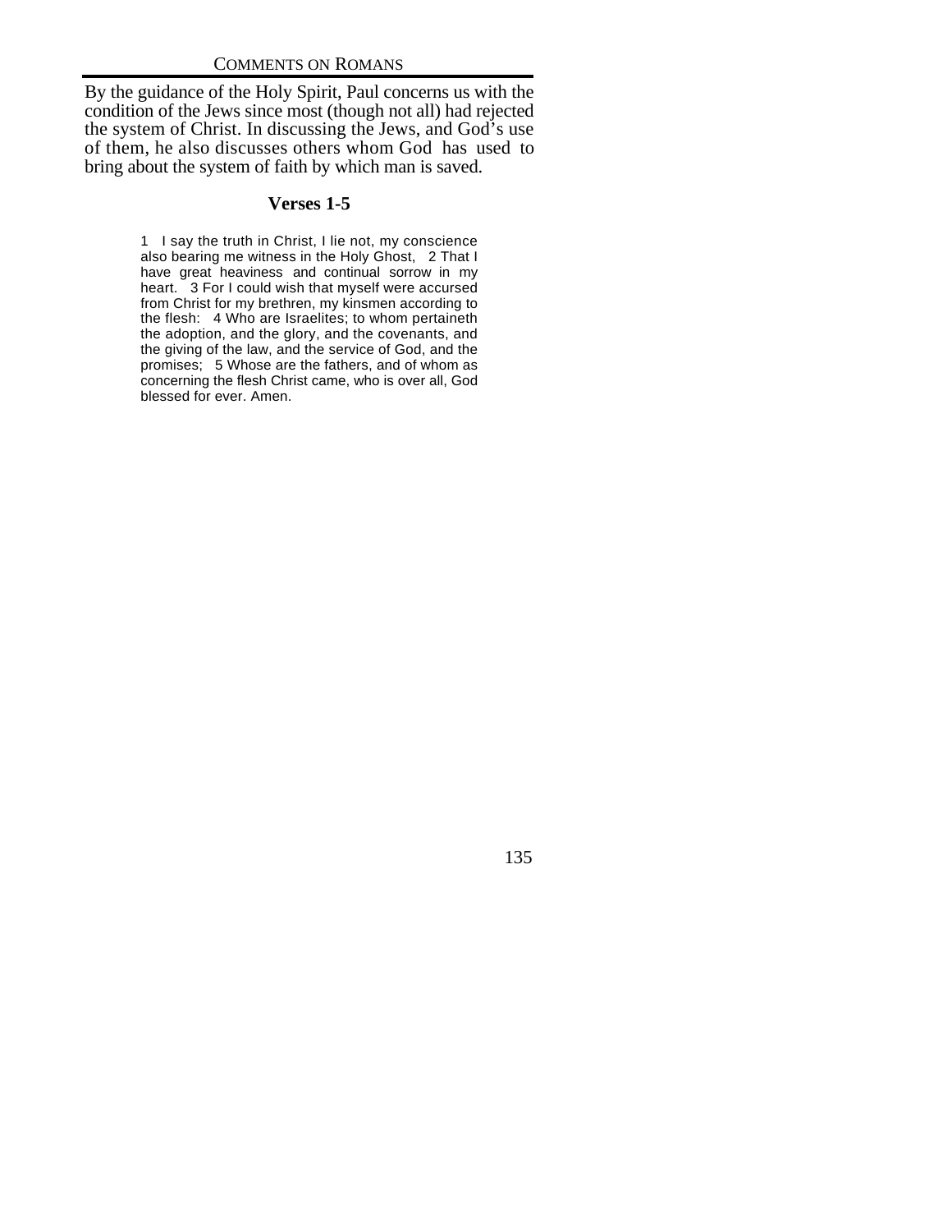By the guidance of the Holy Spirit, Paul concerns us with the condition of the Jews since most (though not all) had rejected the system of Christ. In discussing the Jews, and God's use of them, he also discusses others whom God has used to bring about the system of faith by which man is saved.

## Verses 1-5

> 1 I say the truth in Christ, I lie not, my conscience also bearing me witness in the Holy Ghost, 2 That I have great heaviness and continual sorrow in my heart. 3 For I could wish that myself were accursed from Christ for my brethren, my kinsmen according to the flesh: 4 Who are Israelites; to whom pertaineth the adoption, and the glory, and the covenants, and the giving of the law, and the service of God, and the promises; 5 Whose are the fathers, and of whom as concerning the flesh Christ came, who is over all, God blessed for ever. Amen.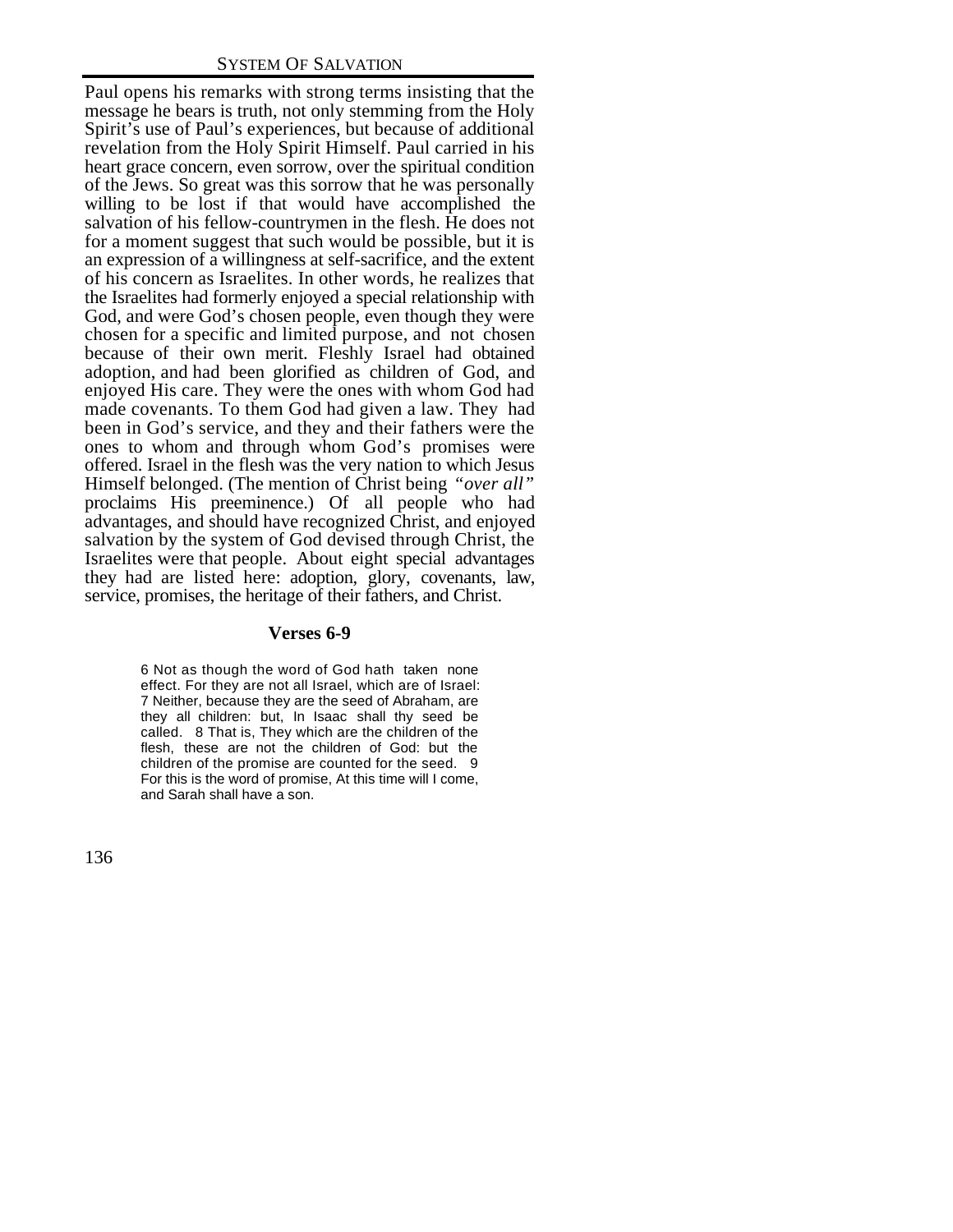Paul opens his remarks with strong terms insisting that the message he bears is truth, not only stemming from the Holy Spirit's use of Paul's experiences, but because of additional revelation from the Holy Spirit Himself. Paul carried in his heart grace concern, even sorrow, over the spiritual condition of the Jews. So great was this sorrow that he was personally willing to be lost if that would have accomplished the salvation of his fellow-countrymen in the flesh. He does not for a moment suggest that such would be possible, but it is an expression of a willingness at self-sacrifice, and the extent of his concern as Israelites. In other words, he realizes that the Israelites had formerly enjoyed a special relationship with God, and were God's chosen people, even though they were chosen for a specific and limited purpose, and not chosen because of their own merit. Fleshly Israel had obtained adoption, and had been glorified as children of God, and enjoyed His care. They were the ones with whom God had made covenants. To them God had given a law. They had been in God's service, and they and their fathers were the ones to whom and through whom God's promises were offered. Israel in the flesh was the very nation to which Jesus Himself belonged. (The mention of Christ being *"over all"* proclaims His preeminence.) Of all people who had advantages, and should have recognized Christ, and enjoyed salvation by the system of God devised through Christ, the Israelites were that people. About eight special advantages they had are listed here: adoption, glory, covenants, law, service, promises, the heritage of their fathers, and Christ.

### Verses 6-9

> 6 Not as though the word of God hath taken none effect. For they are not all Israel, which are of Israel: 7 Neither, because they are the seed of Abraham, are they all children: but, In Isaac shall thy seed be called. 8 That is, They which are the children of the flesh, these are not the children of God: but the children of the promise are counted for the seed. 9 For this is the word of promise, At this time will I come, and Sarah shall have a son.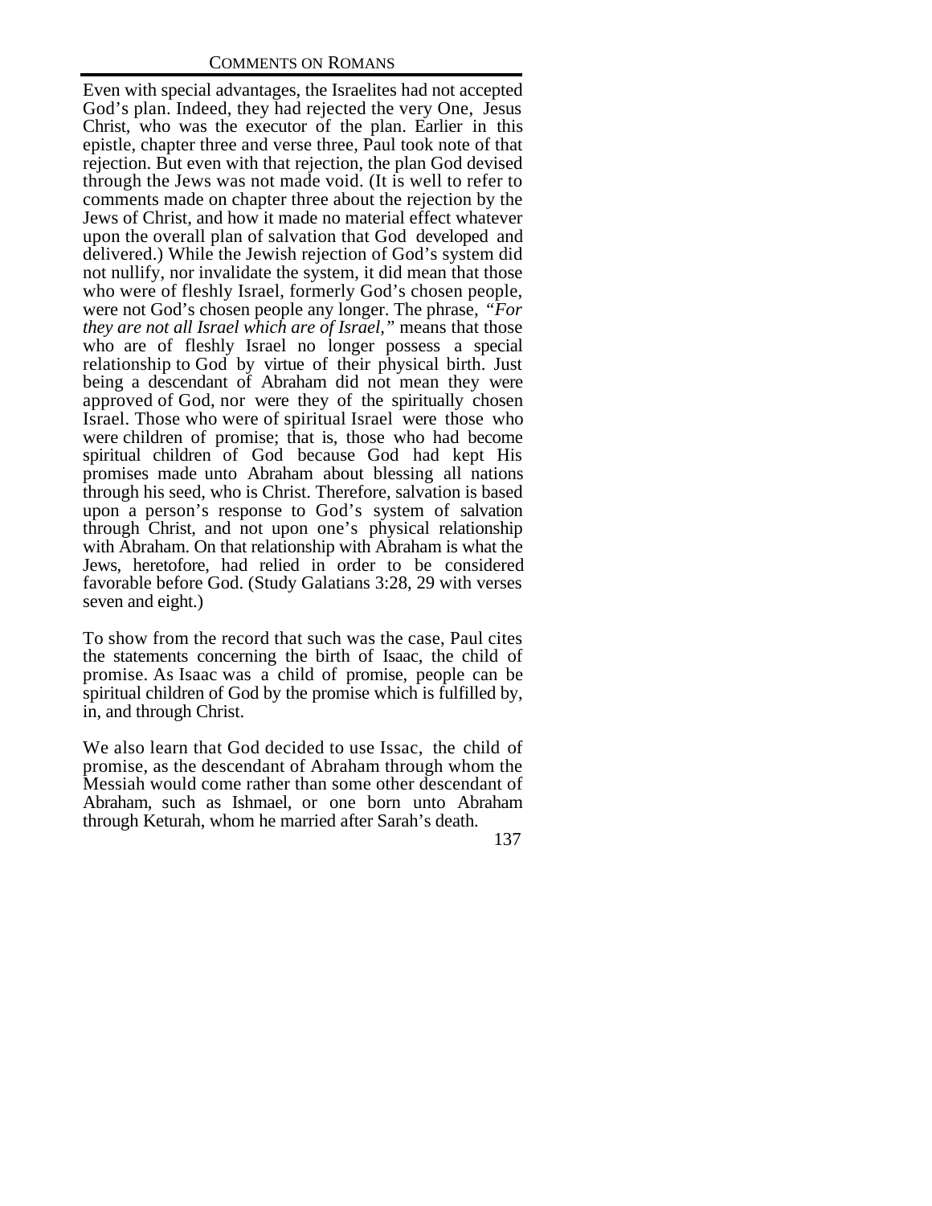Even with special advantages, the Israelites had not accepted God's plan. Indeed, they had rejected the very One, Jesus Christ, who was the executor of the plan. Earlier in this epistle, chapter three and verse three, Paul took note of that rejection. But even with that rejection, the plan God devised through the Jews was not made void. (It is well to refer to comments made on chapter three about the rejection by the Jews of Christ, and how it made no material effect whatever upon the overall plan of salvation that God developed and delivered.) While the Jewish rejection of God's system did not nullify, nor invalidate the system, it did mean that those who were of fleshly Israel, formerly God's chosen people, were not God's chosen people any longer. The phrase, *"For they are not all Israel which are of Israel,"* means that those who are of fleshly Israel no longer possess a special relationship to God by virtue of their physical birth. Just being a descendant of Abraham did not mean they were approved of God, nor were they of the spiritually chosen Israel. Those who were of spiritual Israel were those who were children of promise; that is, those who had become spiritual children of God because God had kept His promises made unto Abraham about blessing all nations through his seed, who is Christ. Therefore, salvation is based upon a person's response to God's system of salvation through Christ, and not upon one's physical relationship with Abraham. On that relationship with Abraham is what the Jews, heretofore, had relied in order to be considered favorable before God. (Study Galatians 3:28, 29 with verses seven and eight.)

To show from the record that such was the case, Paul cites the statements concerning the birth of Isaac, the child of promise. As Isaac was a child of promise, people can be spiritual children of God by the promise which is fulfilled by, in, and through Christ.

We also learn that God decided to use Issac, the child of promise, as the descendant of Abraham through whom the Messiah would come rather than some other descendant of Abraham, such as Ishmael, or one born unto Abraham through Keturah, whom he married after Sarah's death.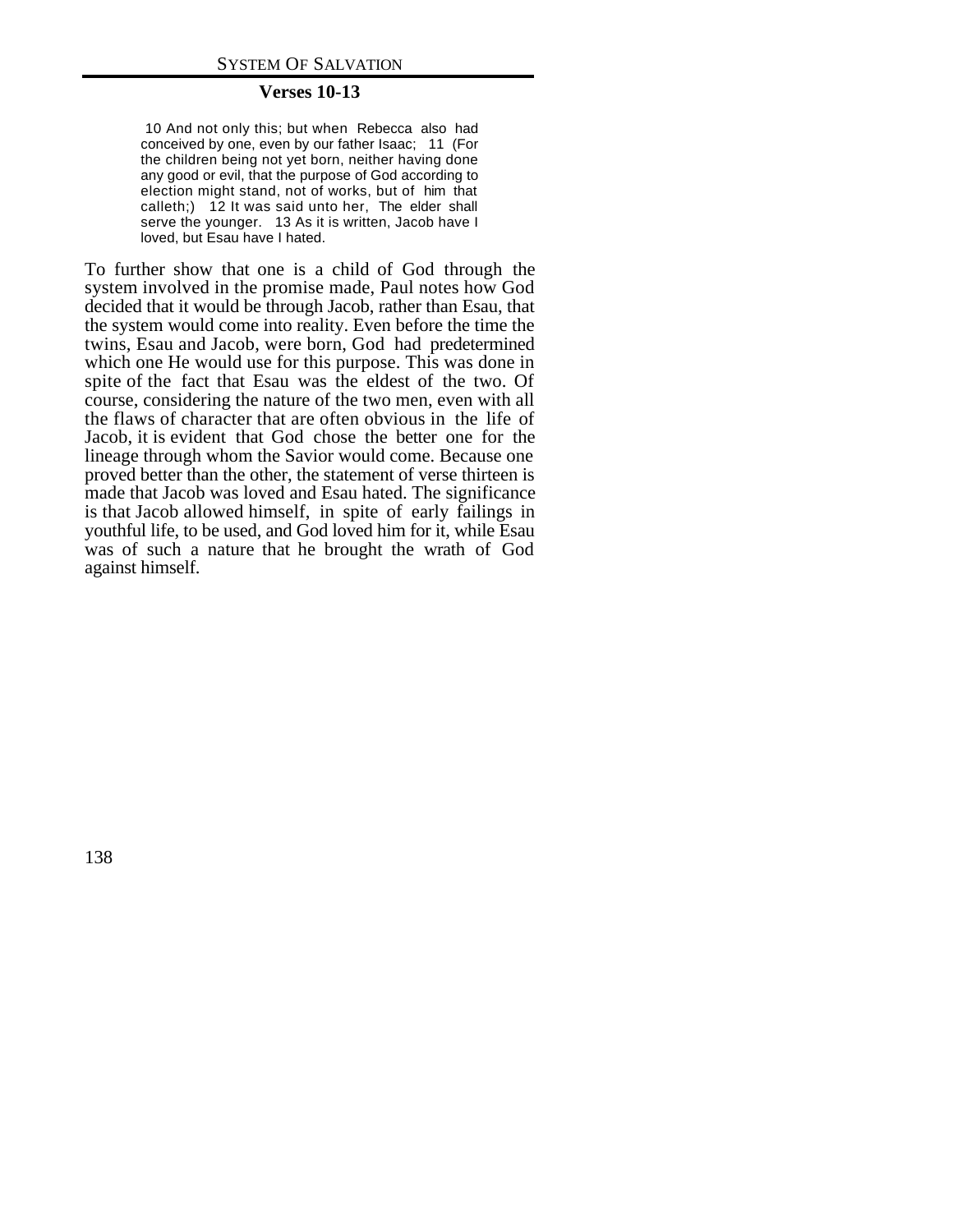## Verses 10-13

> 10 And not only this; but when Rebecca also had conceived by one, even by our father Isaac; 11 (For the children being not yet born, neither having done any good or evil, that the purpose of God according to election might stand, not of works, but of him that calleth;) 12 It was said unto her, The elder shall serve the younger. 13 As it is written, Jacob have I loved, but Esau have I hated.

To further show that one is a child of God through the system involved in the promise made, Paul notes how God decided that it would be through Jacob, rather than Esau, that the system would come into reality. Even before the time the twins, Esau and Jacob, were born, God had predetermined which one He would use for this purpose. This was done in spite of the fact that Esau was the eldest of the two. Of course, considering the nature of the two men, even with all the flaws of character that are often obvious in the life of Jacob, it is evident that God chose the better one for the lineage through whom the Savior would come. Because one proved better than the other, the statement of verse thirteen is made that Jacob was loved and Esau hated. The significance is that Jacob allowed himself, in spite of early failings in youthful life, to be used, and God loved him for it, while Esau was of such a nature that he brought the wrath of God against himself.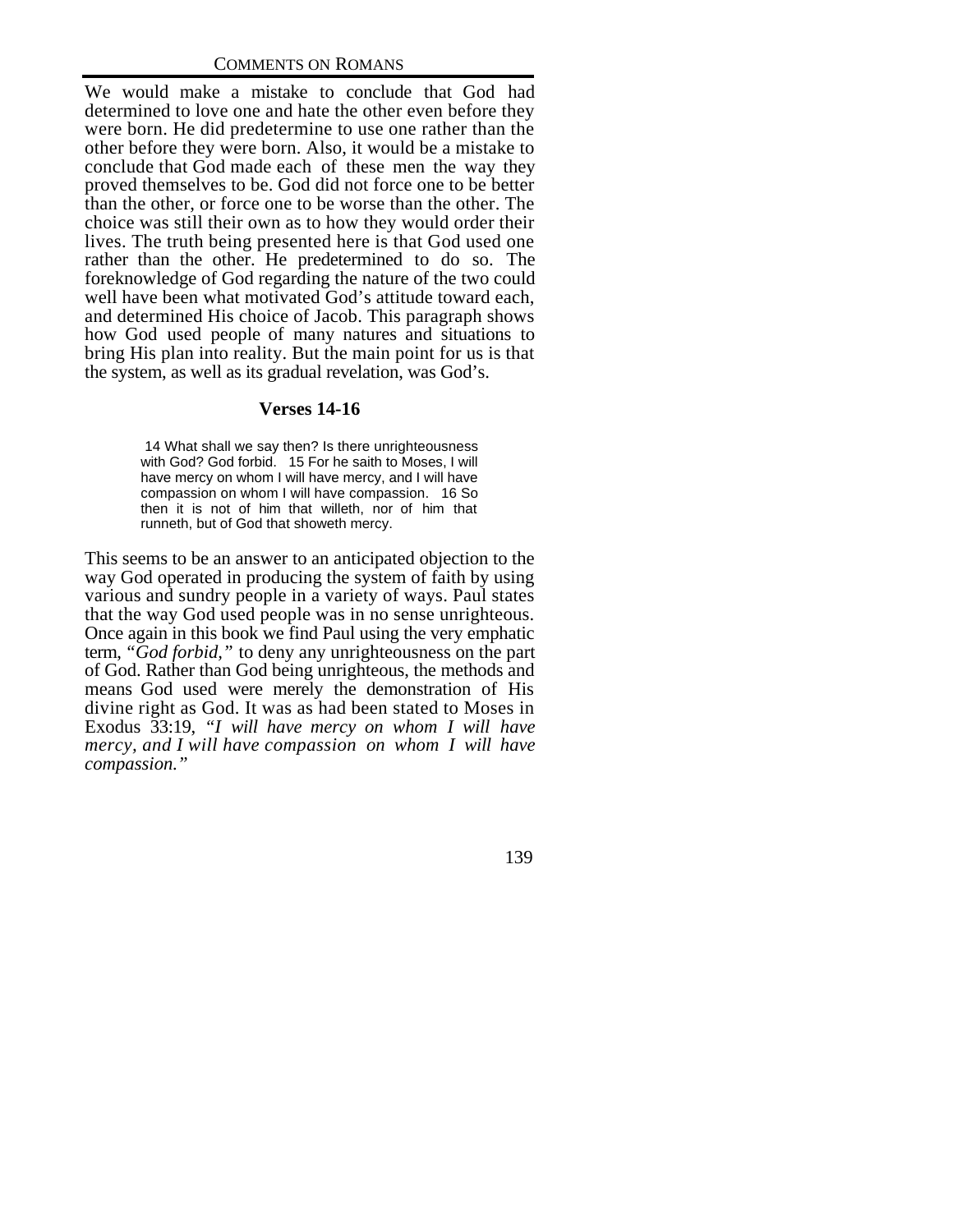We would make a mistake to conclude that God had determined to love one and hate the other even before they were born. He did predetermine to use one rather than the other before they were born. Also, it would be a mistake to conclude that God made each of these men the way they proved themselves to be. God did not force one to be better than the other, or force one to be worse than the other. The choice was still their own as to how they would order their lives. The truth being presented here is that God used one rather than the other. He predetermined to do so. The foreknowledge of God regarding the nature of the two could well have been what motivated God's attitude toward each, and determined His choice of Jacob. This paragraph shows how God used people of many natures and situations to bring His plan into reality. But the main point for us is that the system, as well as its gradual revelation, was God's.

### Verses 14-16

> 14 What shall we say then? Is there unrighteousness with God? God forbid. 15 For he saith to Moses, I will have mercy on whom I will have mercy, and I will have compassion on whom I will have compassion. 16 So then it is not of him that willeth, nor of him that runneth, but of God that showeth mercy.

This seems to be an answer to an anticipated objection to the way God operated in producing the system of faith by using various and sundry people in a variety of ways. Paul states that the way God used people was in no sense unrighteous. Once again in this book we find Paul using the very emphatic term, *"God forbid,"* to deny any unrighteousness on the part of God. Rather than God being unrighteous, the methods and means God used were merely the demonstration of His divine right as God. It was as had been stated to Moses in Exodus 33:19, *"I will have mercy on whom I will have mercy, and I will have compassion on whom I will have compassion."*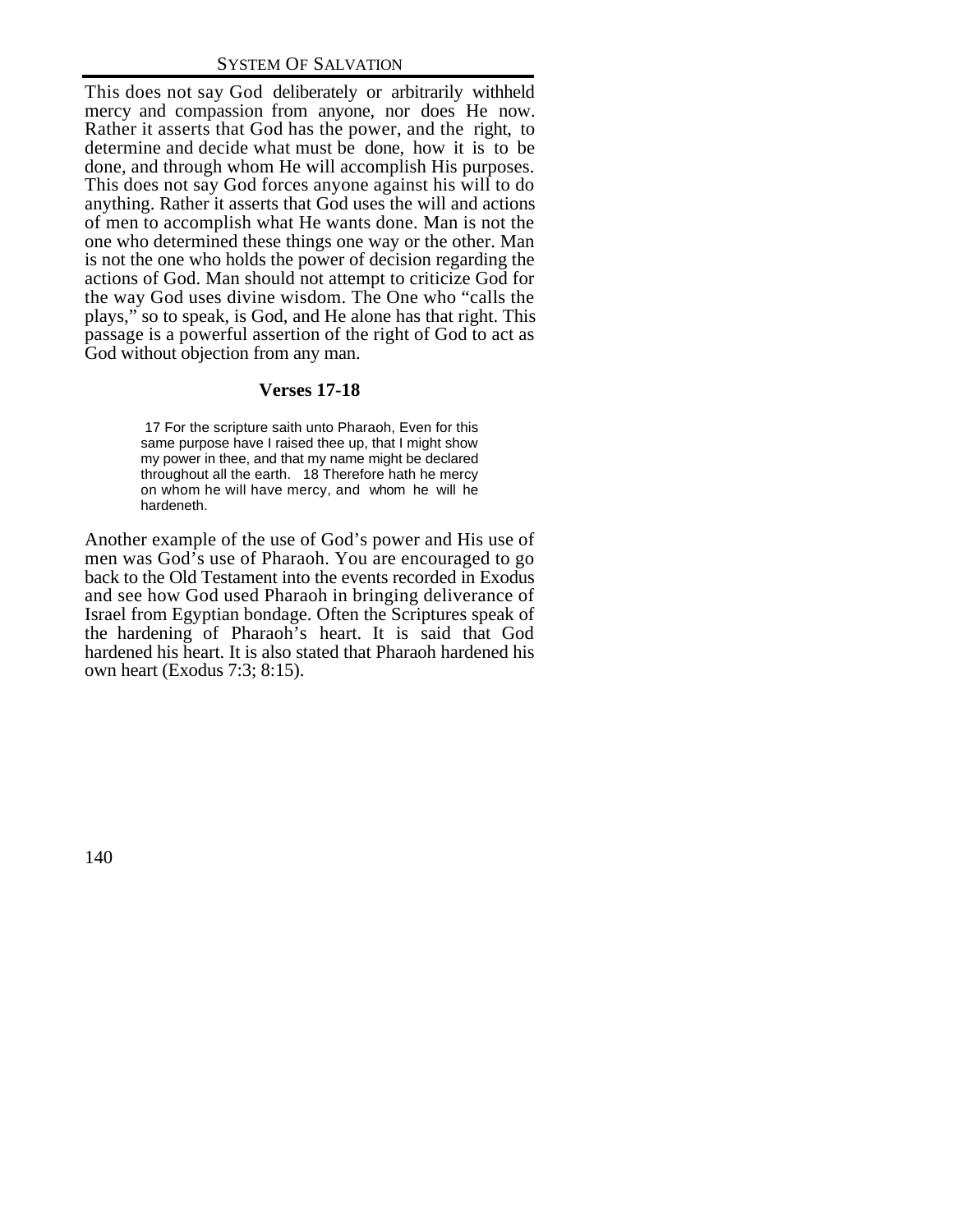This does not say God deliberately or arbitrarily withheld mercy and compassion from anyone, nor does He now. Rather it asserts that God has the power, and the right, to determine and decide what must be done, how it is to be done, and through whom He will accomplish His purposes. This does not say God forces anyone against his will to do anything. Rather it asserts that God uses the will and actions of men to accomplish what He wants done. Man is not the one who determined these things one way or the other. Man is not the one who holds the power of decision regarding the actions of God. Man should not attempt to criticize God for the way God uses divine wisdom. The One who "calls the plays," so to speak, is God, and He alone has that right. This passage is a powerful assertion of the right of God to act as God without objection from any man.

### Verses 17-18

> 17 For the scripture saith unto Pharaoh, Even for this same purpose have I raised thee up, that I might show my power in thee, and that my name might be declared throughout all the earth. 18 Therefore hath he mercy on whom he will have mercy, and whom he will he hardeneth.

Another example of the use of God's power and His use of men was God's use of Pharaoh. You are encouraged to go back to the Old Testament into the events recorded in Exodus and see how God used Pharaoh in bringing deliverance of Israel from Egyptian bondage. Often the Scriptures speak of the hardening of Pharaoh's heart. It is said that God hardened his heart. It is also stated that Pharaoh hardened his own heart (Exodus 7:3; 8:15).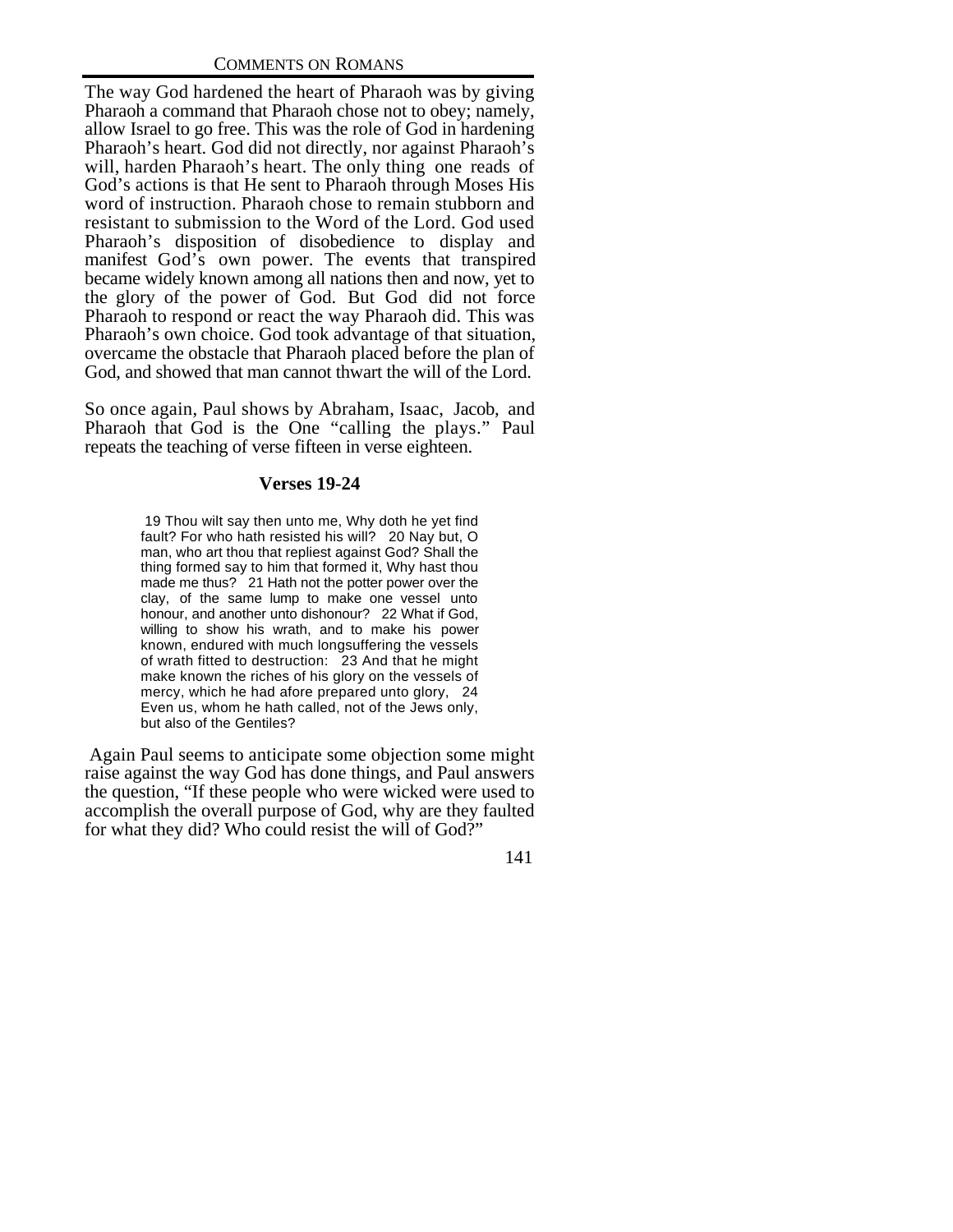The way God hardened the heart of Pharaoh was by giving Pharaoh a command that Pharaoh chose not to obey; namely, allow Israel to go free. This was the role of God in hardening Pharaoh's heart. God did not directly, nor against Pharaoh's will, harden Pharaoh's heart. The only thing one reads of God's actions is that He sent to Pharaoh through Moses His word of instruction. Pharaoh chose to remain stubborn and resistant to submission to the Word of the Lord. God used Pharaoh's disposition of disobedience to display and manifest God's own power. The events that transpired became widely known among all nations then and now, yet to the glory of the power of God. But God did not force Pharaoh to respond or react the way Pharaoh did. This was Pharaoh's own choice. God took advantage of that situation, overcame the obstacle that Pharaoh placed before the plan of God, and showed that man cannot thwart the will of the Lord.

So once again, Paul shows by Abraham, Isaac, Jacob, and Pharaoh that God is the One "calling the plays." Paul repeats the teaching of verse fifteen in verse eighteen.

### Verses 19-24

> 19 Thou wilt say then unto me, Why doth he yet find fault? For who hath resisted his will? 20 Nay but, O man, who art thou that repliest against God? Shall the thing formed say to him that formed it, Why hast thou made me thus? 21 Hath not the potter power over the clay, of the same lump to make one vessel unto honour, and another unto dishonour? 22 What if God, willing to show his wrath, and to make his power known, endured with much longsuffering the vessels of wrath fitted to destruction: 23 And that he might make known the riches of his glory on the vessels of mercy, which he had afore prepared unto glory, 24 Even us, whom he hath called, not of the Jews only, but also of the Gentiles?

Again Paul seems to anticipate some objection some might raise against the way God has done things, and Paul answers the question, "If these people who were wicked were used to accomplish the overall purpose of God, why are they faulted for what they did? Who could resist the will of God?"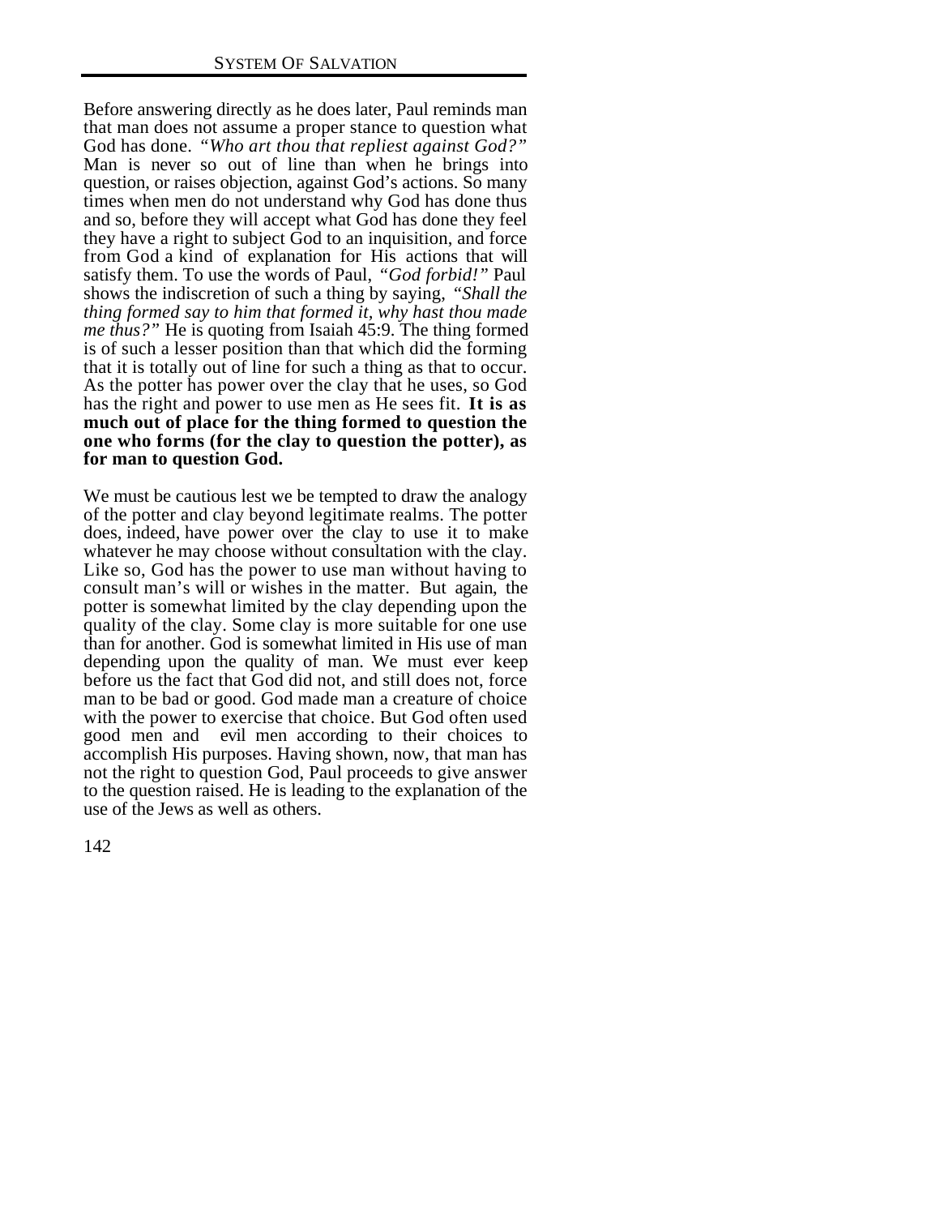Before answering directly as he does later, Paul reminds man that man does not assume a proper stance to question what God has done. *"Who art thou that repliest against God?"* Man is never so out of line than when he brings into question, or raises objection, against God's actions. So many times when men do not understand why God has done thus and so, before they will accept what God has done they feel they have a right to subject God to an inquisition, and force from God a kind of explanation for His actions that will satisfy them. To use the words of Paul, *"God forbid!"* Paul shows the indiscretion of such a thing by saying, *"Shall the thing formed say to him that formed it, why hast thou made me thus?"* He is quoting from Isaiah 45:9. The thing formed is of such a lesser position than that which did the forming that it is totally out of line for such a thing as that to occur. As the potter has power over the clay that he uses, so God has the right and power to use men as He sees fit. **It is as much out of place for the thing formed to question the one who forms (for the clay to question the potter), as for man to question God.**

We must be cautious lest we be tempted to draw the analogy of the potter and clay beyond legitimate realms. The potter does, indeed, have power over the clay to use it to make whatever he may choose without consultation with the clay. Like so, God has the power to use man without having to consult man's will or wishes in the matter. But again, the potter is somewhat limited by the clay depending upon the quality of the clay. Some clay is more suitable for one use than for another. God is somewhat limited in His use of man depending upon the quality of man. We must ever keep before us the fact that God did not, and still does not, force man to be bad or good. God made man a creature of choice with the power to exercise that choice. But God often used good men and evil men according to their choices to accomplish His purposes. Having shown, now, that man has not the right to question God, Paul proceeds to give answer to the question raised. He is leading to the explanation of the use of the Jews as well as others.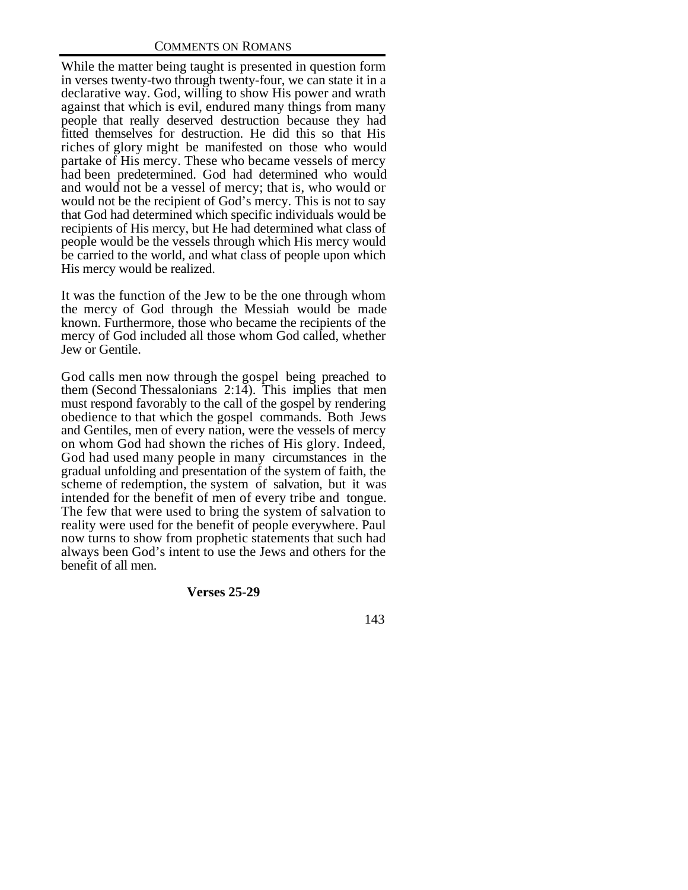While the matter being taught is presented in question form in verses twenty-two through twenty-four, we can state it in a declarative way. God, willing to show His power and wrath against that which is evil, endured many things from many people that really deserved destruction because they had fitted themselves for destruction. He did this so that His riches of glory might be manifested on those who would partake of His mercy. These who became vessels of mercy had been predetermined. God had determined who would and would not be a vessel of mercy; that is, who would or would not be the recipient of God's mercy. This is not to say that God had determined which specific individuals would be recipients of His mercy, but He had determined what class of people would be the vessels through which His mercy would be carried to the world, and what class of people upon which His mercy would be realized.

It was the function of the Jew to be the one through whom the mercy of God through the Messiah would be made known. Furthermore, those who became the recipients of the mercy of God included all those whom God called, whether Jew or Gentile.

God calls men now through the gospel being preached to them (Second Thessalonians 2:14). This implies that men must respond favorably to the call of the gospel by rendering obedience to that which the gospel commands. Both Jews and Gentiles, men of every nation, were the vessels of mercy on whom God had shown the riches of His glory. Indeed, God had used many people in many circumstances in the gradual unfolding and presentation of the system of faith, the scheme of redemption, the system of salvation, but it was intended for the benefit of men of every tribe and tongue. The few that were used to bring the system of salvation to reality were used for the benefit of people everywhere. Paul now turns to show from prophetic statements that such had always been God's intent to use the Jews and others for the benefit of all men.

### Verses 25-29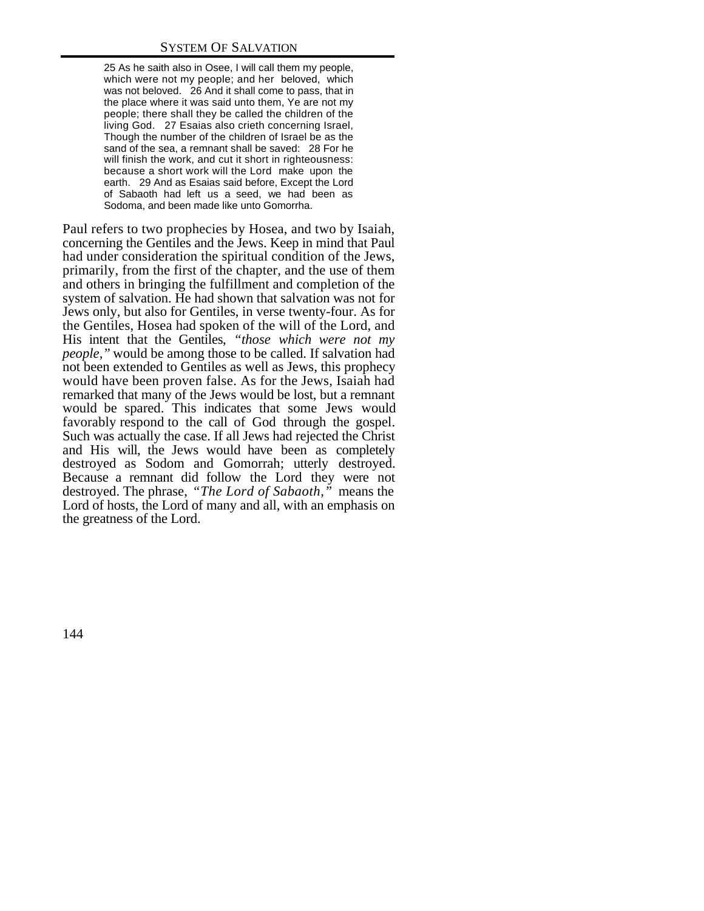> 25 As he saith also in Osee, I will call them my people, which were not my people; and her beloved, which was not beloved. 26 And it shall come to pass, that in the place where it was said unto them, Ye are not my people; there shall they be called the children of the living God. 27 Esaias also crieth concerning Israel, Though the number of the children of Israel be as the sand of the sea, a remnant shall be saved: 28 For he will finish the work, and cut it short in righteousness: because a short work will the Lord make upon the earth. 29 And as Esaias said before, Except the Lord of Sabaoth had left us a seed, we had been as Sodoma, and been made like unto Gomorrha.

Paul refers to two prophecies by Hosea, and two by Isaiah, concerning the Gentiles and the Jews. Keep in mind that Paul had under consideration the spiritual condition of the Jews, primarily, from the first of the chapter, and the use of them and others in bringing the fulfillment and completion of the system of salvation. He had shown that salvation was not for Jews only, but also for Gentiles, in verse twenty-four. As for the Gentiles, Hosea had spoken of the will of the Lord, and His intent that the Gentiles, *"those which were not my people,"* would be among those to be called. If salvation had not been extended to Gentiles as well as Jews, this prophecy would have been proven false. As for the Jews, Isaiah had remarked that many of the Jews would be lost, but a remnant would be spared. This indicates that some Jews would favorably respond to the call of God through the gospel. Such was actually the case. If all Jews had rejected the Christ and His will, the Jews would have been as completely destroyed as Sodom and Gomorrah; utterly destroyed. Because a remnant did follow the Lord they were not destroyed. The phrase, *"The Lord of Sabaoth,"* means the Lord of hosts, the Lord of many and all, with an emphasis on the greatness of the Lord.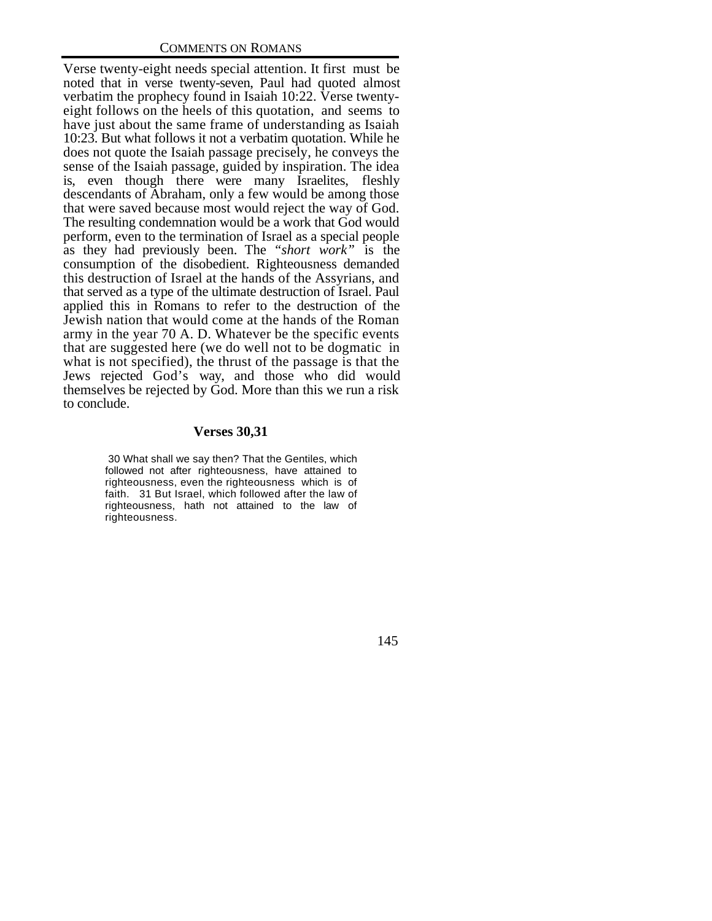Verse twenty-eight needs special attention. It first must be noted that in verse twenty-seven, Paul had quoted almost verbatim the prophecy found in Isaiah 10:22. Verse twenty-eight follows on the heels of this quotation, and seems to have just about the same frame of understanding as Isaiah 10:23. But what follows it not a verbatim quotation. While he does not quote the Isaiah passage precisely, he conveys the sense of the Isaiah passage, guided by inspiration. The idea is, even though there were many Israelites, fleshly descendants of Abraham, only a few would be among those that were saved because most would reject the way of God. The resulting condemnation would be a work that God would perform, even to the termination of Israel as a special people as they had previously been. The *"short work"* is the consumption of the disobedient. Righteousness demanded this destruction of Israel at the hands of the Assyrians, and that served as a type of the ultimate destruction of Israel. Paul applied this in Romans to refer to the destruction of the Jewish nation that would come at the hands of the Roman army in the year 70 A. D. Whatever be the specific events that are suggested here (we do well not to be dogmatic in what is not specified), the thrust of the passage is that the Jews rejected God's way, and those who did would themselves be rejected by God. More than this we run a risk to conclude.

### Verses 30,31

> 30 What shall we say then? That the Gentiles, which followed not after righteousness, have attained to righteousness, even the righteousness which is of faith. 31 But Israel, which followed after the law of righteousness, hath not attained to the law of righteousness.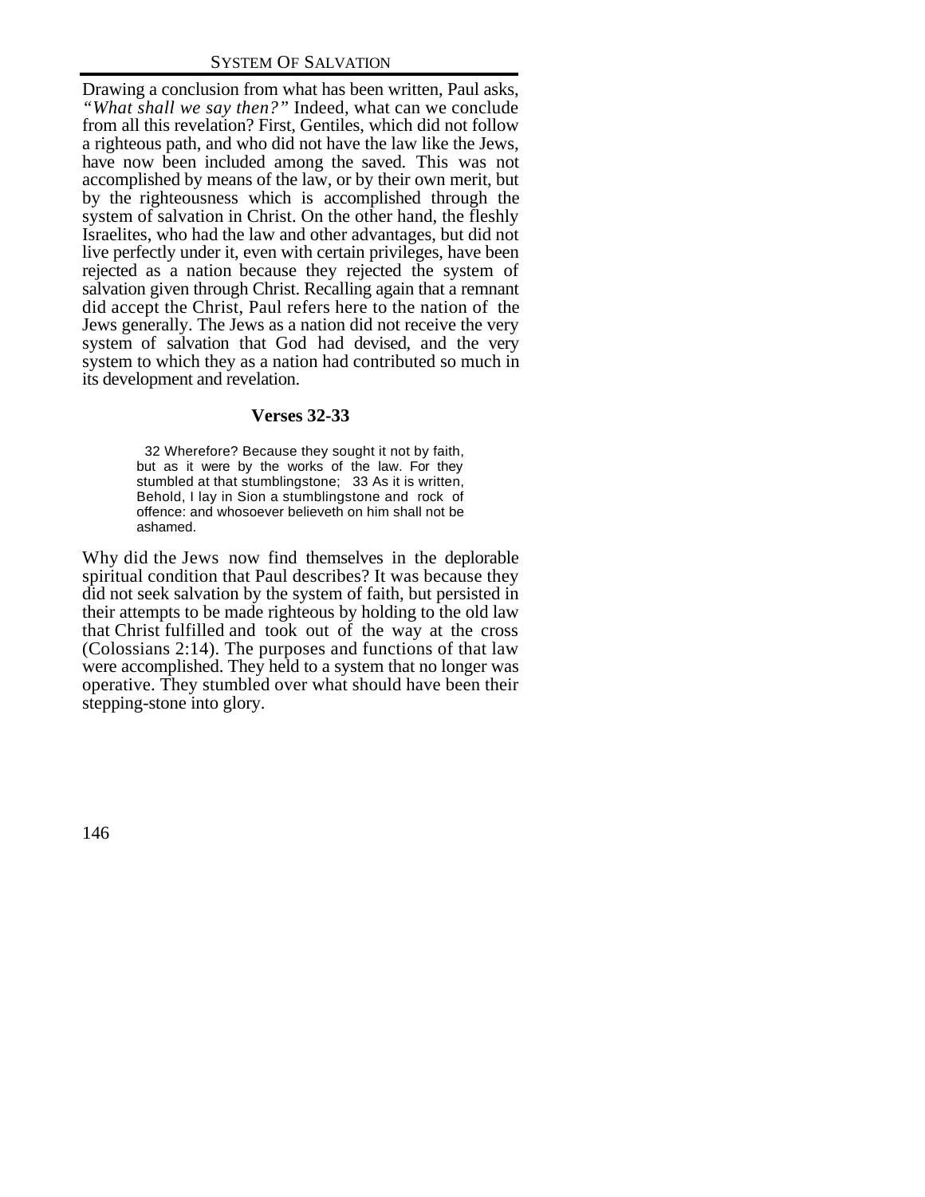Drawing a conclusion from what has been written, Paul asks, *"What shall we say then?"* Indeed, what can we conclude from all this revelation? First, Gentiles, which did not follow a righteous path, and who did not have the law like the Jews, have now been included among the saved. This was not accomplished by means of the law, or by their own merit, but by the righteousness which is accomplished through the system of salvation in Christ. On the other hand, the fleshly Israelites, who had the law and other advantages, but did not live perfectly under it, even with certain privileges, have been rejected as a nation because they rejected the system of salvation given through Christ. Recalling again that a remnant did accept the Christ, Paul refers here to the nation of the Jews generally. The Jews as a nation did not receive the very system of salvation that God had devised, and the very system to which they as a nation had contributed so much in its development and revelation.

### Verses 32-33

> 32 Wherefore? Because they sought it not by faith, but as it were by the works of the law. For they stumbled at that stumblingstone; 33 As it is written, Behold, I lay in Sion a stumblingstone and rock of offence: and whosoever believeth on him shall not be ashamed.

Why did the Jews now find themselves in the deplorable spiritual condition that Paul describes? It was because they did not seek salvation by the system of faith, but persisted in their attempts to be made righteous by holding to the old law that Christ fulfilled and took out of the way at the cross (Colossians 2:14). The purposes and functions of that law were accomplished. They held to a system that no longer was operative. They stumbled over what should have been their stepping-stone into glory.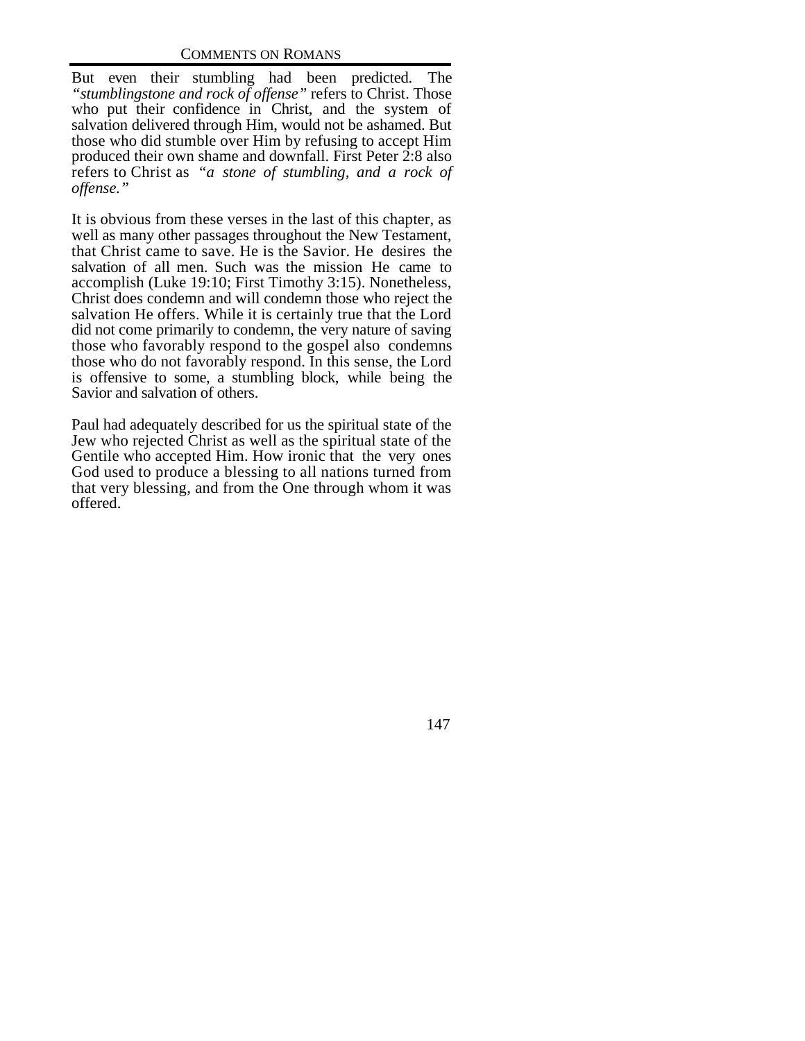But even their stumbling had been predicted. The *"stumblingstone and rock of offense"* refers to Christ. Those who put their confidence in Christ, and the system of salvation delivered through Him, would not be ashamed. But those who did stumble over Him by refusing to accept Him produced their own shame and downfall. First Peter 2:8 also refers to Christ as *"a stone of stumbling, and a rock of offense."*

It is obvious from these verses in the last of this chapter, as well as many other passages throughout the New Testament, that Christ came to save. He is the Savior. He desires the salvation of all men. Such was the mission He came to accomplish (Luke 19:10; First Timothy 3:15). Nonetheless, Christ does condemn and will condemn those who reject the salvation He offers. While it is certainly true that the Lord did not come primarily to condemn, the very nature of saving those who favorably respond to the gospel also condemns those who do not favorably respond. In this sense, the Lord is offensive to some, a stumbling block, while being the Savior and salvation of others.

Paul had adequately described for us the spiritual state of the Jew who rejected Christ as well as the spiritual state of the Gentile who accepted Him. How ironic that the very ones God used to produce a blessing to all nations turned from that very blessing, and from the One through whom it was offered.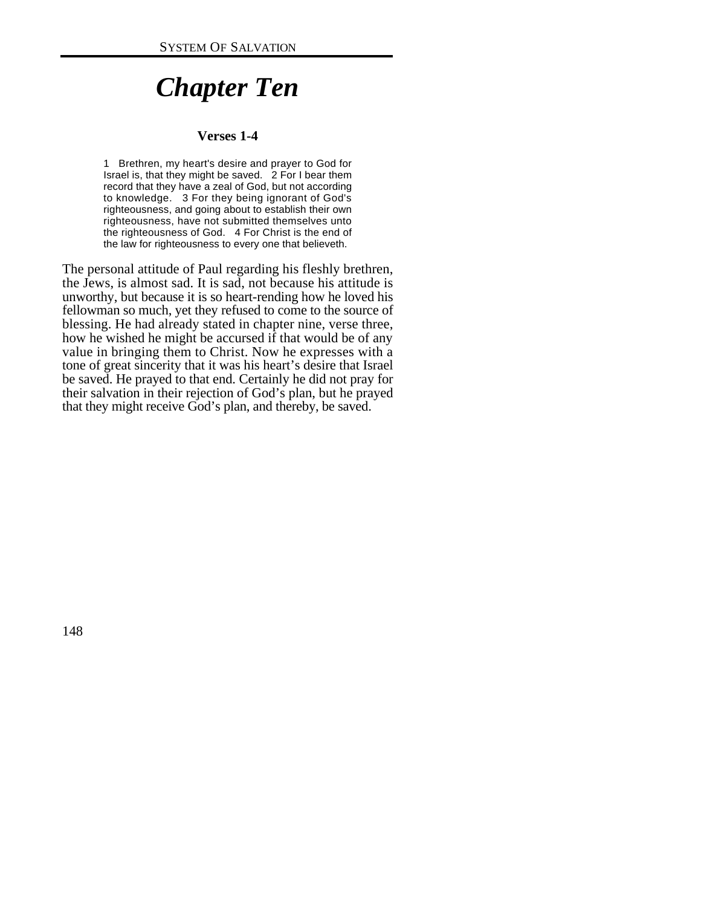# *Chapter Ten*

### Verses 1-4

> 1 Brethren, my heart's desire and prayer to God for Israel is, that they might be saved. 2 For I bear them record that they have a zeal of God, but not according to knowledge. 3 For they being ignorant of God's righteousness, and going about to establish their own righteousness, have not submitted themselves unto the righteousness of God. 4 For Christ is the end of the law for righteousness to every one that believeth.

The personal attitude of Paul regarding his fleshly brethren, the Jews, is almost sad. It is sad, not because his attitude is unworthy, but because it is so heart-rending how he loved his fellowman so much, yet they refused to come to the source of blessing. He had already stated in chapter nine, verse three, how he wished he might be accursed if that would be of any value in bringing them to Christ. Now he expresses with a tone of great sincerity that it was his heart's desire that Israel be saved. He prayed to that end. Certainly he did not pray for their salvation in their rejection of God's plan, but he prayed that they might receive God's plan, and thereby, be saved.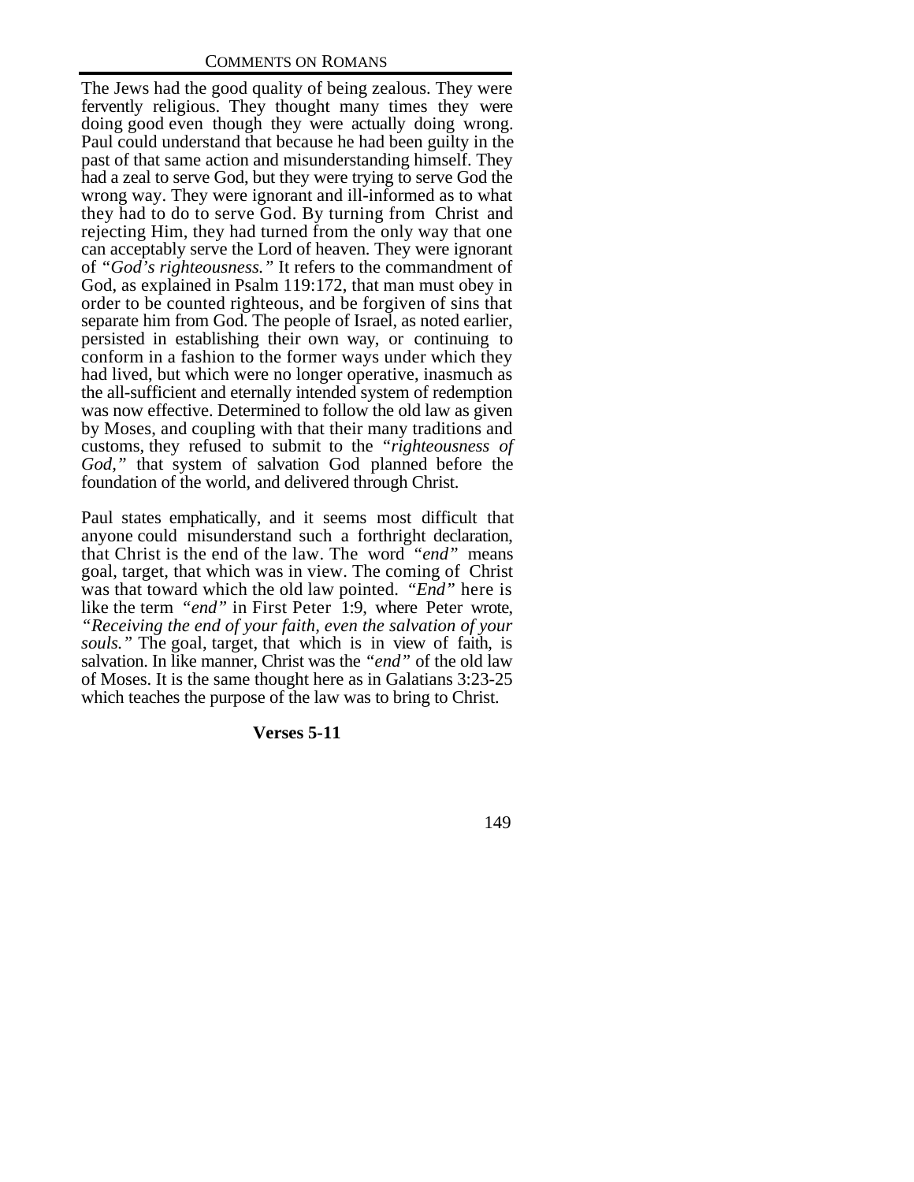The Jews had the good quality of being zealous. They were fervently religious. They thought many times they were doing good even though they were actually doing wrong. Paul could understand that because he had been guilty in the past of that same action and misunderstanding himself. They had a zeal to serve God, but they were trying to serve God the wrong way. They were ignorant and ill-informed as to what they had to do to serve God. By turning from Christ and rejecting Him, they had turned from the only way that one can acceptably serve the Lord of heaven. They were ignorant of *"God's righteousness."* It refers to the commandment of God, as explained in Psalm 119:172, that man must obey in order to be counted righteous, and be forgiven of sins that separate him from God. The people of Israel, as noted earlier, persisted in establishing their own way, or continuing to conform in a fashion to the former ways under which they had lived, but which were no longer operative, inasmuch as the all-sufficient and eternally intended system of redemption was now effective. Determined to follow the old law as given by Moses, and coupling with that their many traditions and customs, they refused to submit to the *"righteousness of God,"* that system of salvation God planned before the foundation of the world, and delivered through Christ.

Paul states emphatically, and it seems most difficult that anyone could misunderstand such a forthright declaration, that Christ is the end of the law. The word *"end"* means goal, target, that which was in view. The coming of Christ was that toward which the old law pointed. *"End"* here is like the term *"end"* in First Peter 1:9, where Peter wrote, *"Receiving the end of your faith, even the salvation of your souls."* The goal, target, that which is in view of faith, is salvation. In like manner, Christ was the *"end"* of the old law of Moses. It is the same thought here as in Galatians 3:23-25 which teaches the purpose of the law was to bring to Christ.

**Verses 5-11**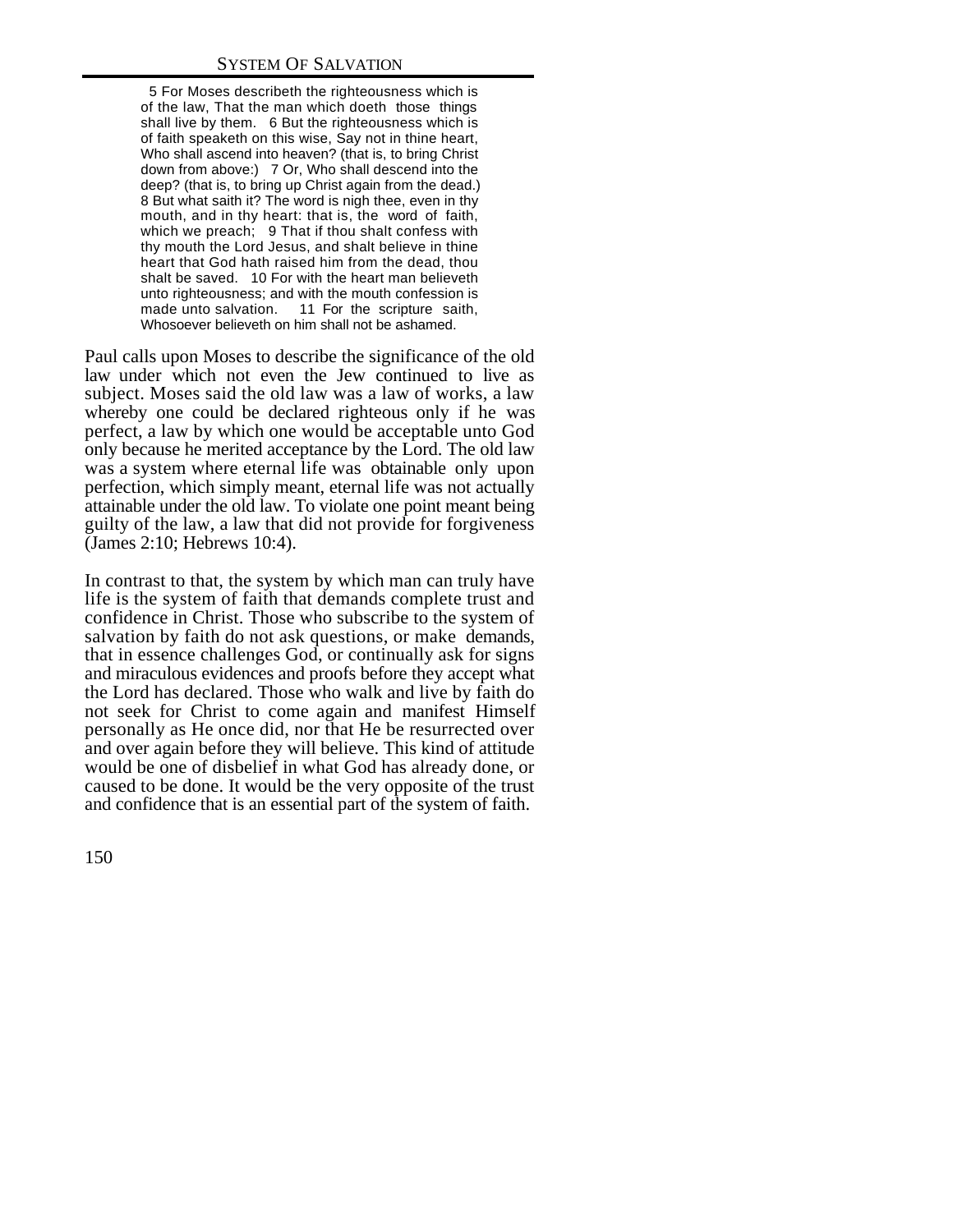> 5 For Moses describeth the righteousness which is of the law, That the man which doeth those things shall live by them. 6 But the righteousness which is of faith speaketh on this wise, Say not in thine heart, Who shall ascend into heaven? (that is, to bring Christ down from above:) 7 Or, Who shall descend into the deep? (that is, to bring up Christ again from the dead.) 8 But what saith it? The word is nigh thee, even in thy mouth, and in thy heart: that is, the word of faith, which we preach; 9 That if thou shalt confess with thy mouth the Lord Jesus, and shalt believe in thine heart that God hath raised him from the dead, thou shalt be saved. 10 For with the heart man believeth unto righteousness; and with the mouth confession is made unto salvation. 11 For the scripture saith, Whosoever believeth on him shall not be ashamed.

Paul calls upon Moses to describe the significance of the old law under which not even the Jew continued to live as subject. Moses said the old law was a law of works, a law whereby one could be declared righteous only if he was perfect, a law by which one would be acceptable unto God only because he merited acceptance by the Lord. The old law was a system where eternal life was obtainable only upon perfection, which simply meant, eternal life was not actually attainable under the old law. To violate one point meant being guilty of the law, a law that did not provide for forgiveness (James 2:10; Hebrews 10:4).

In contrast to that, the system by which man can truly have life is the system of faith that demands complete trust and confidence in Christ. Those who subscribe to the system of salvation by faith do not ask questions, or make demands, that in essence challenges God, or continually ask for signs and miraculous evidences and proofs before they accept what the Lord has declared. Those who walk and live by faith do not seek for Christ to come again and manifest Himself personally as He once did, nor that He be resurrected over and over again before they will believe. This kind of attitude would be one of disbelief in what God has already done, or caused to be done. It would be the very opposite of the trust and confidence that is an essential part of the system of faith.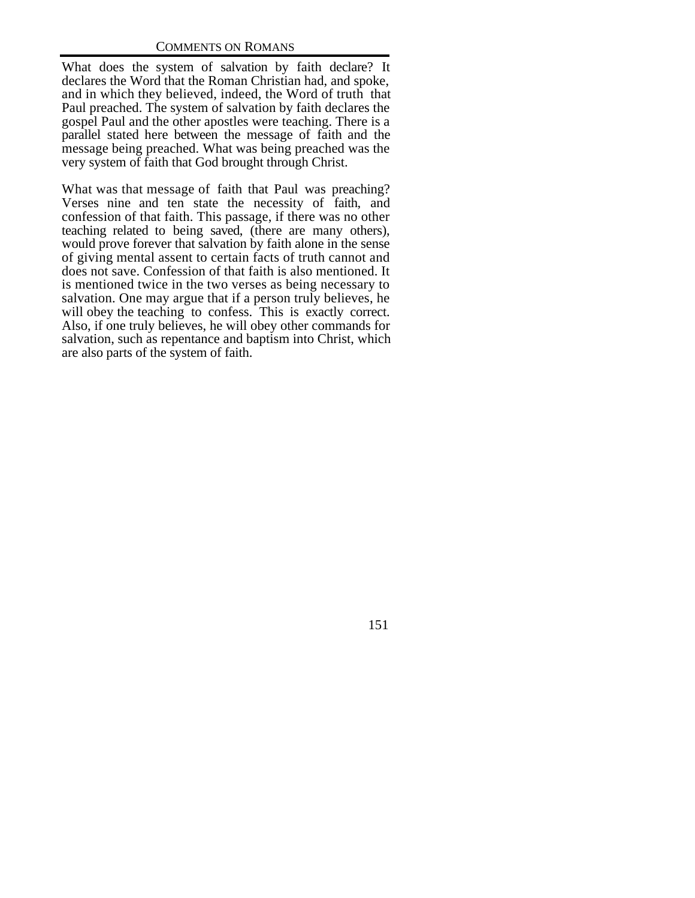What does the system of salvation by faith declare? It declares the Word that the Roman Christian had, and spoke, and in which they believed, indeed, the Word of truth that Paul preached. The system of salvation by faith declares the gospel Paul and the other apostles were teaching. There is a parallel stated here between the message of faith and the message being preached. What was being preached was the very system of faith that God brought through Christ.

What was that message of faith that Paul was preaching? Verses nine and ten state the necessity of faith, and confession of that faith. This passage, if there was no other teaching related to being saved, (there are many others), would prove forever that salvation by faith alone in the sense of giving mental assent to certain facts of truth cannot and does not save. Confession of that faith is also mentioned. It is mentioned twice in the two verses as being necessary to salvation. One may argue that if a person truly believes, he will obey the teaching to confess. This is exactly correct. Also, if one truly believes, he will obey other commands for salvation, such as repentance and baptism into Christ, which are also parts of the system of faith.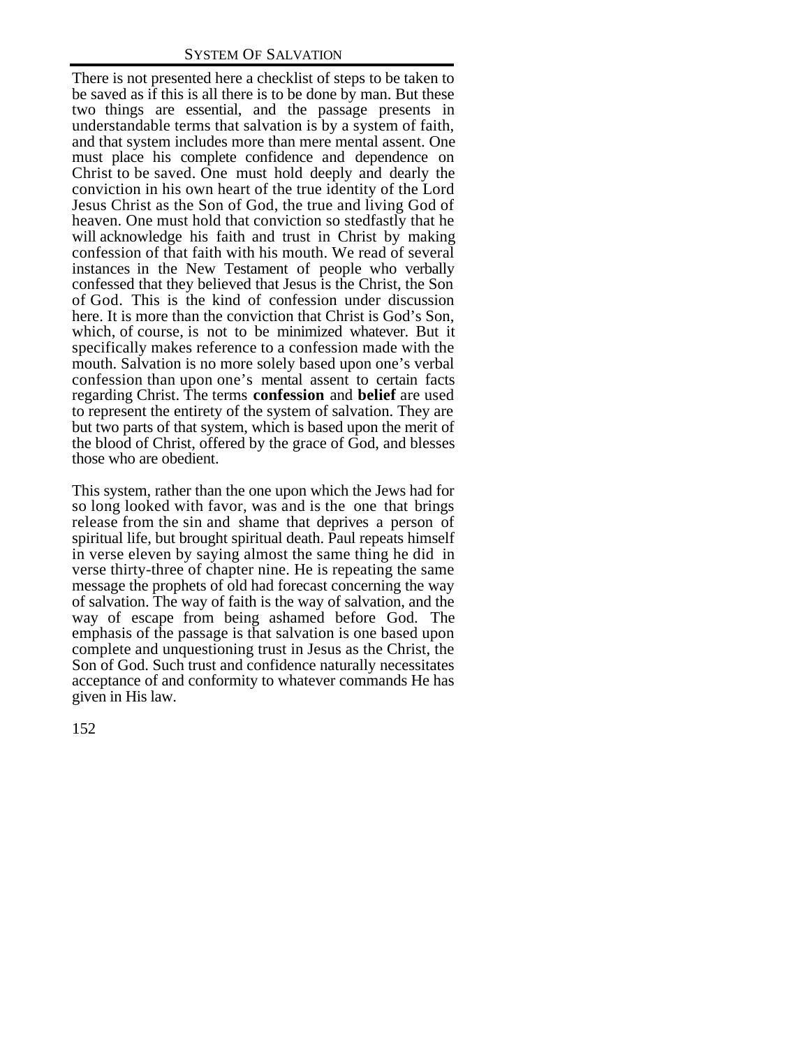There is not presented here a checklist of steps to be taken to be saved as if this is all there is to be done by man. But these two things are essential, and the passage presents in understandable terms that salvation is by a system of faith, and that system includes more than mere mental assent. One must place his complete confidence and dependence on Christ to be saved. One must hold deeply and dearly the conviction in his own heart of the true identity of the Lord Jesus Christ as the Son of God, the true and living God of heaven. One must hold that conviction so stedfastly that he will acknowledge his faith and trust in Christ by making confession of that faith with his mouth. We read of several instances in the New Testament of people who verbally confessed that they believed that Jesus is the Christ, the Son of God. This is the kind of confession under discussion here. It is more than the conviction that Christ is God's Son, which, of course, is not to be minimized whatever. But it specifically makes reference to a confession made with the mouth. Salvation is no more solely based upon one's verbal confession than upon one's mental assent to certain facts regarding Christ. The terms **confession** and **belief** are used to represent the entirety of the system of salvation. They are but two parts of that system, which is based upon the merit of the blood of Christ, offered by the grace of God, and blesses those who are obedient.

This system, rather than the one upon which the Jews had for so long looked with favor, was and is the one that brings release from the sin and shame that deprives a person of spiritual life, but brought spiritual death. Paul repeats himself in verse eleven by saying almost the same thing he did in verse thirty-three of chapter nine. He is repeating the same message the prophets of old had forecast concerning the way of salvation. The way of faith is the way of salvation, and the way of escape from being ashamed before God. The emphasis of the passage is that salvation is one based upon complete and unquestioning trust in Jesus as the Christ, the Son of God. Such trust and confidence naturally necessitates acceptance of and conformity to whatever commands He has given in His law.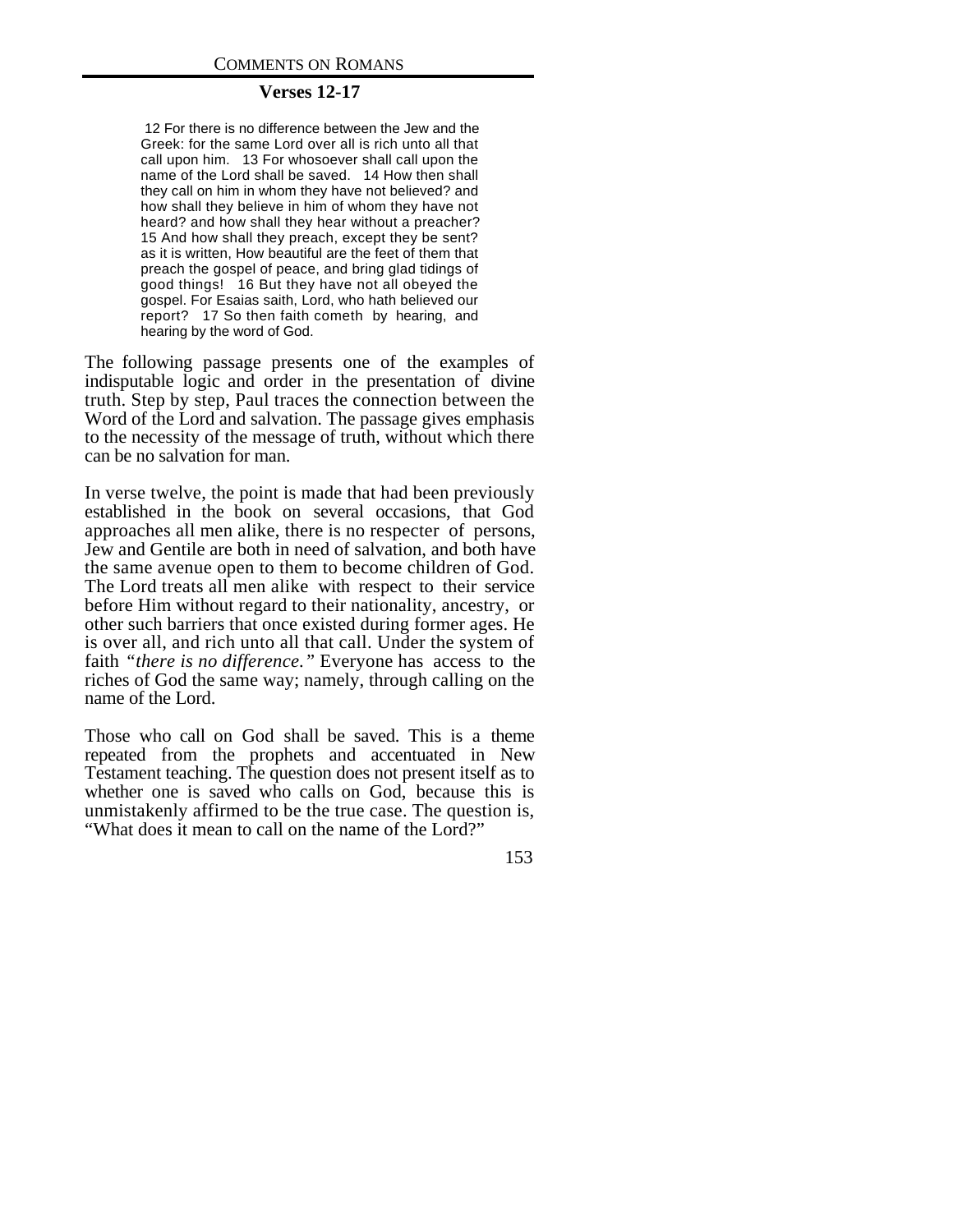### Verses 12-17

> 12 For there is no difference between the Jew and the Greek: for the same Lord over all is rich unto all that call upon him. 13 For whosoever shall call upon the name of the Lord shall be saved. 14 How then shall they call on him in whom they have not believed? and how shall they believe in him of whom they have not heard? and how shall they hear without a preacher? 15 And how shall they preach, except they be sent? as it is written, How beautiful are the feet of them that preach the gospel of peace, and bring glad tidings of good things! 16 But they have not all obeyed the gospel. For Esaias saith, Lord, who hath believed our report? 17 So then faith cometh by hearing, and hearing by the word of God.

The following passage presents one of the examples of indisputable logic and order in the presentation of divine truth. Step by step, Paul traces the connection between the Word of the Lord and salvation. The passage gives emphasis to the necessity of the message of truth, without which there can be no salvation for man.

In verse twelve, the point is made that had been previously established in the book on several occasions, that God approaches all men alike, there is no respecter of persons, Jew and Gentile are both in need of salvation, and both have the same avenue open to them to become children of God. The Lord treats all men alike with respect to their service before Him without regard to their nationality, ancestry, or other such barriers that once existed during former ages. He is over all, and rich unto all that call. Under the system of faith *"there is no difference."* Everyone has access to the riches of God the same way; namely, through calling on the name of the Lord.

Those who call on God shall be saved. This is a theme repeated from the prophets and accentuated in New Testament teaching. The question does not present itself as to whether one is saved who calls on God, because this is unmistakenly affirmed to be the true case. The question is, "What does it mean to call on the name of the Lord?"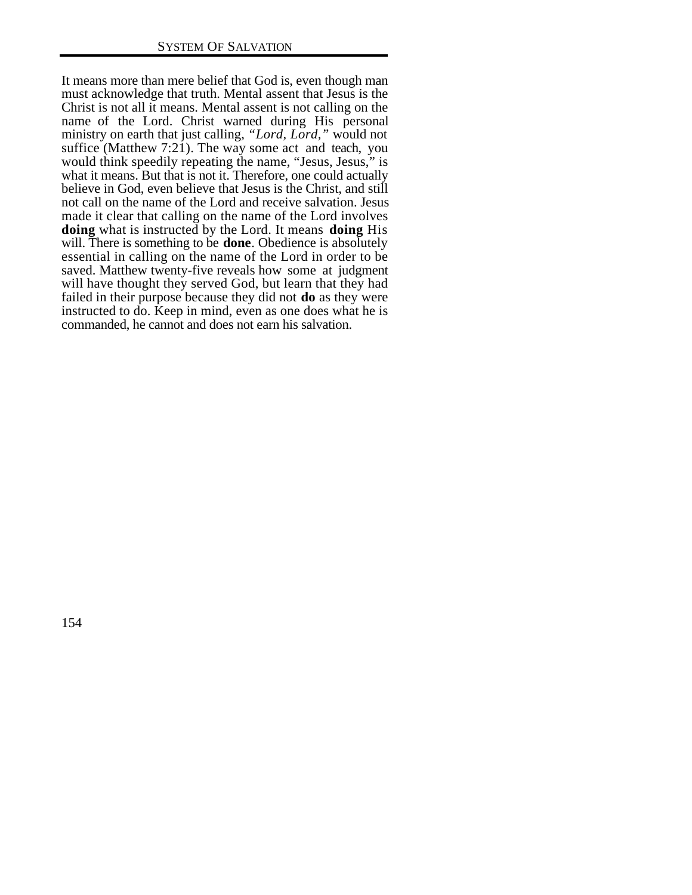It means more than mere belief that God is, even though man must acknowledge that truth. Mental assent that Jesus is the Christ is not all it means. Mental assent is not calling on the name of the Lord. Christ warned during His personal ministry on earth that just calling, *"Lord, Lord,"* would not suffice (Matthew 7:21). The way some act and teach, you would think speedily repeating the name, "Jesus, Jesus," is what it means. But that is not it. Therefore, one could actually believe in God, even believe that Jesus is the Christ, and still not call on the name of the Lord and receive salvation. Jesus made it clear that calling on the name of the Lord involves **doing** what is instructed by the Lord. It means **doing** His will. There is something to be **done**. Obedience is absolutely essential in calling on the name of the Lord in order to be saved. Matthew twenty-five reveals how some at judgment will have thought they served God, but learn that they had failed in their purpose because they did not **do** as they were instructed to do. Keep in mind, even as one does what he is commanded, he cannot and does not earn his salvation.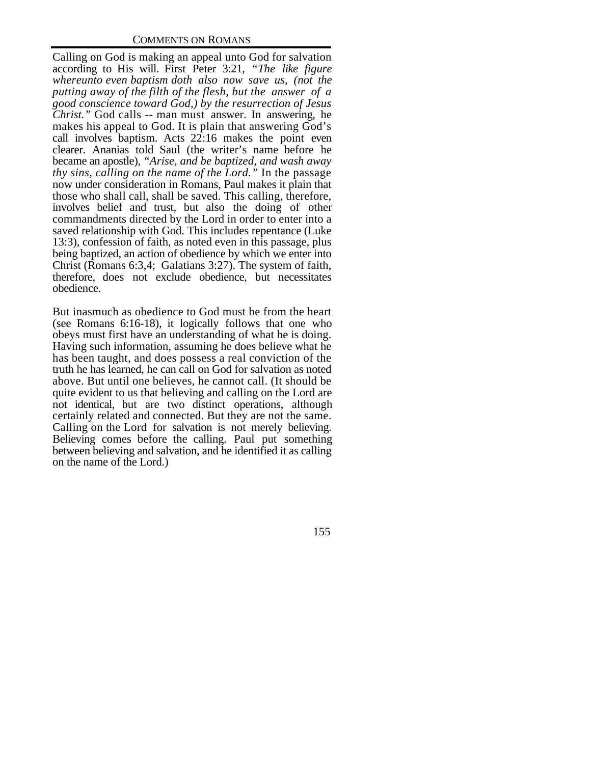Calling on God is making an appeal unto God for salvation according to His will. First Peter 3:21, *"The like figure whereunto even baptism doth also now save us, (not the putting away of the filth of the flesh, but the answer of a good conscience toward God,) by the resurrection of Jesus Christ."* God calls -- man must answer. In answering, he makes his appeal to God. It is plain that answering God's call involves baptism. Acts 22:16 makes the point even clearer. Ananias told Saul (the writer's name before he became an apostle), *"Arise, and be baptized, and wash away thy sins, calling on the name of the Lord."* In the passage now under consideration in Romans, Paul makes it plain that those who shall call, shall be saved. This calling, therefore, involves belief and trust, but also the doing of other commandments directed by the Lord in order to enter into a saved relationship with God. This includes repentance (Luke 13:3), confession of faith, as noted even in this passage, plus being baptized, an action of obedience by which we enter into Christ (Romans 6:3,4; Galatians 3:27). The system of faith, therefore, does not exclude obedience, but necessitates obedience.

But inasmuch as obedience to God must be from the heart (see Romans 6:16-18), it logically follows that one who obeys must first have an understanding of what he is doing. Having such information, assuming he does believe what he has been taught, and does possess a real conviction of the truth he has learned, he can call on God for salvation as noted above. But until one believes, he cannot call. (It should be quite evident to us that believing and calling on the Lord are not identical, but are two distinct operations, although certainly related and connected. But they are not the same. Calling on the Lord for salvation is not merely believing. Believing comes before the calling. Paul put something between believing and salvation, and he identified it as calling on the name of the Lord.)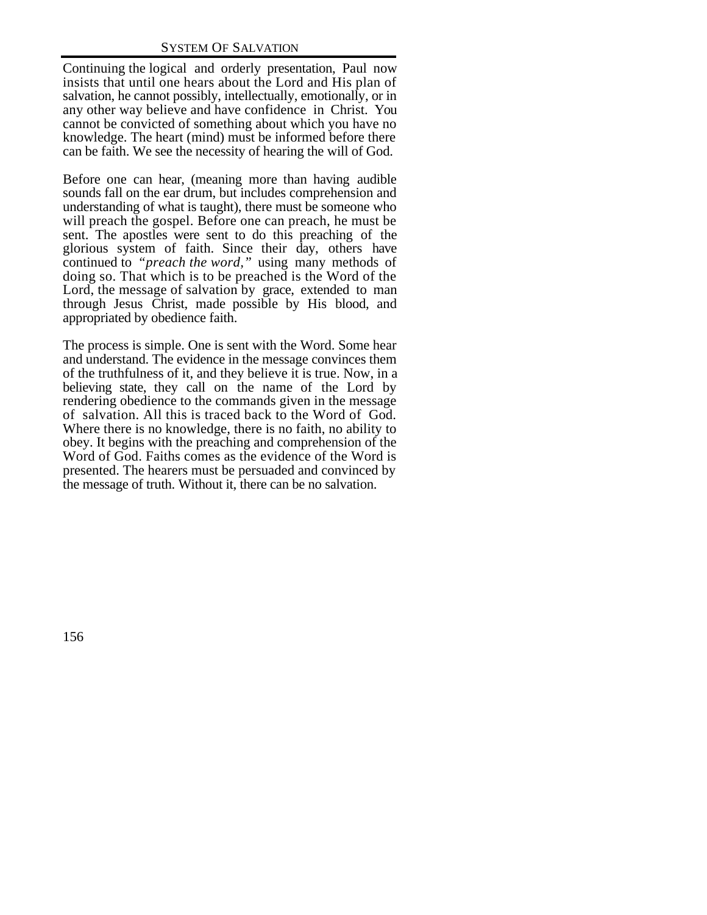Continuing the logical and orderly presentation, Paul now insists that until one hears about the Lord and His plan of salvation, he cannot possibly, intellectually, emotionally, or in any other way believe and have confidence in Christ. You cannot be convicted of something about which you have no knowledge. The heart (mind) must be informed before there can be faith. We see the necessity of hearing the will of God.

Before one can hear, (meaning more than having audible sounds fall on the ear drum, but includes comprehension and understanding of what is taught), there must be someone who will preach the gospel. Before one can preach, he must be sent. The apostles were sent to do this preaching of the glorious system of faith. Since their day, others have continued to *"preach the word,"* using many methods of doing so. That which is to be preached is the Word of the Lord, the message of salvation by grace, extended to man through Jesus Christ, made possible by His blood, and appropriated by obedience faith.

The process is simple. One is sent with the Word. Some hear and understand. The evidence in the message convinces them of the truthfulness of it, and they believe it is true. Now, in a believing state, they call on the name of the Lord by rendering obedience to the commands given in the message of salvation. All this is traced back to the Word of God. Where there is no knowledge, there is no faith, no ability to obey. It begins with the preaching and comprehension of the Word of God. Faiths comes as the evidence of the Word is presented. The hearers must be persuaded and convinced by the message of truth. Without it, there can be no salvation.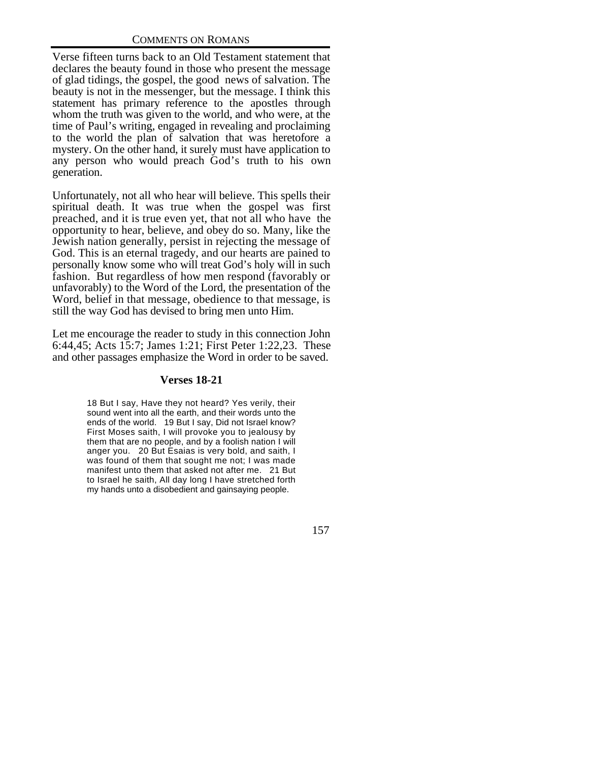Verse fifteen turns back to an Old Testament statement that declares the beauty found in those who present the message of glad tidings, the gospel, the good news of salvation. The beauty is not in the messenger, but the message. I think this statement has primary reference to the apostles through whom the truth was given to the world, and who were, at the time of Paul's writing, engaged in revealing and proclaiming to the world the plan of salvation that was heretofore a mystery. On the other hand, it surely must have application to any person who would preach God's truth to his own generation.

Unfortunately, not all who hear will believe. This spells their spiritual death. It was true when the gospel was first preached, and it is true even yet, that not all who have the opportunity to hear, believe, and obey do so. Many, like the Jewish nation generally, persist in rejecting the message of God. This is an eternal tragedy, and our hearts are pained to personally know some who will treat God's holy will in such fashion. But regardless of how men respond (favorably or unfavorably) to the Word of the Lord, the presentation of the Word, belief in that message, obedience to that message, is still the way God has devised to bring men unto Him.

Let me encourage the reader to study in this connection John 6:44,45; Acts 15:7; James 1:21; First Peter 1:22,23. These and other passages emphasize the Word in order to be saved.

### Verses 18-21

> 18 But I say, Have they not heard? Yes verily, their sound went into all the earth, and their words unto the ends of the world. 19 But I say, Did not Israel know? First Moses saith, I will provoke you to jealousy by them that are no people, and by a foolish nation I will anger you. 20 But Esaias is very bold, and saith, I was found of them that sought me not; I was made manifest unto them that asked not after me. 21 But to Israel he saith, All day long I have stretched forth my hands unto a disobedient and gainsaying people.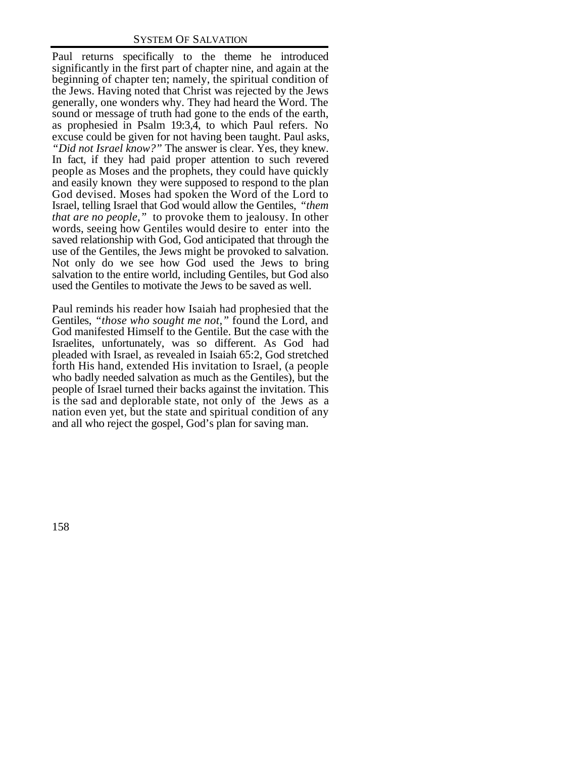Paul returns specifically to the theme he introduced significantly in the first part of chapter nine, and again at the beginning of chapter ten; namely, the spiritual condition of the Jews. Having noted that Christ was rejected by the Jews generally, one wonders why. They had heard the Word. The sound or message of truth had gone to the ends of the earth, as prophesied in Psalm 19:3,4, to which Paul refers. No excuse could be given for not having been taught. Paul asks, *"Did not Israel know?"* The answer is clear. Yes, they knew. In fact, if they had paid proper attention to such revered people as Moses and the prophets, they could have quickly and easily known they were supposed to respond to the plan God devised. Moses had spoken the Word of the Lord to Israel, telling Israel that God would allow the Gentiles, *"them that are no people,"* to provoke them to jealousy. In other words, seeing how Gentiles would desire to enter into the saved relationship with God, God anticipated that through the use of the Gentiles, the Jews might be provoked to salvation. Not only do we see how God used the Jews to bring salvation to the entire world, including Gentiles, but God also used the Gentiles to motivate the Jews to be saved as well.

Paul reminds his reader how Isaiah had prophesied that the Gentiles, *"those who sought me not,"* found the Lord, and God manifested Himself to the Gentile. But the case with the Israelites, unfortunately, was so different. As God had pleaded with Israel, as revealed in Isaiah 65:2, God stretched forth His hand, extended His invitation to Israel, (a people who badly needed salvation as much as the Gentiles), but the people of Israel turned their backs against the invitation. This is the sad and deplorable state, not only of the Jews as a nation even yet, but the state and spiritual condition of any and all who reject the gospel, God's plan for saving man.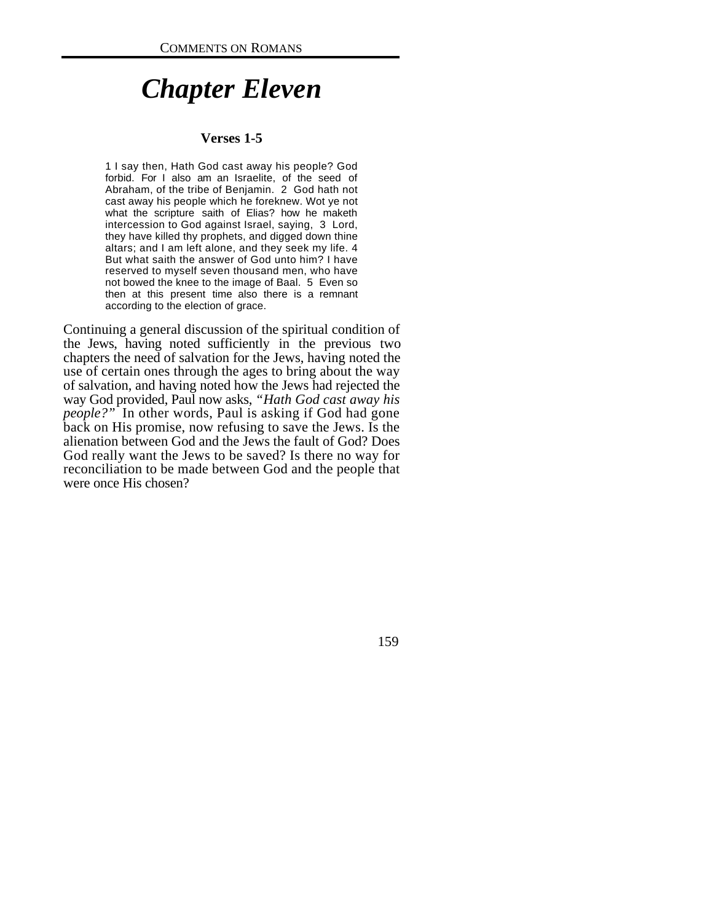# *Chapter Eleven*

### Verses 1-5

> 1 I say then, Hath God cast away his people? God forbid. For I also am an Israelite, of the seed of Abraham, of the tribe of Benjamin. 2 God hath not cast away his people which he foreknew. Wot ye not what the scripture saith of Elias? how he maketh intercession to God against Israel, saying, 3 Lord, they have killed thy prophets, and digged down thine altars; and I am left alone, and they seek my life. 4 But what saith the answer of God unto him? I have reserved to myself seven thousand men, who have not bowed the knee to the image of Baal. 5 Even so then at this present time also there is a remnant according to the election of grace.

Continuing a general discussion of the spiritual condition of the Jews, having noted sufficiently in the previous two chapters the need of salvation for the Jews, having noted the use of certain ones through the ages to bring about the way of salvation, and having noted how the Jews had rejected the way God provided, Paul now asks, *"Hath God cast away his people?"* In other words, Paul is asking if God had gone back on His promise, now refusing to save the Jews. Is the alienation between God and the Jews the fault of God? Does God really want the Jews to be saved? Is there no way for reconciliation to be made between God and the people that were once His chosen?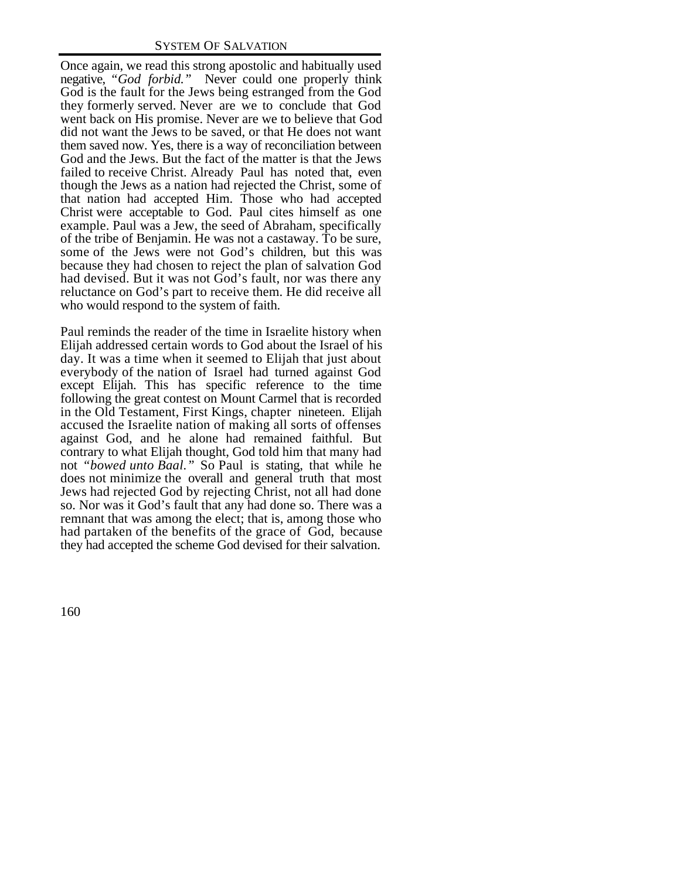Once again, we read this strong apostolic and habitually used negative, *"God forbid."* Never could one properly think God is the fault for the Jews being estranged from the God they formerly served. Never are we to conclude that God went back on His promise. Never are we to believe that God did not want the Jews to be saved, or that He does not want them saved now. Yes, there is a way of reconciliation between God and the Jews. But the fact of the matter is that the Jews failed to receive Christ. Already Paul has noted that, even though the Jews as a nation had rejected the Christ, some of that nation had accepted Him. Those who had accepted Christ were acceptable to God. Paul cites himself as one example. Paul was a Jew, the seed of Abraham, specifically of the tribe of Benjamin. He was not a castaway. To be sure, some of the Jews were not God's children, but this was because they had chosen to reject the plan of salvation God had devised. But it was not God's fault, nor was there any reluctance on God's part to receive them. He did receive all who would respond to the system of faith.

Paul reminds the reader of the time in Israelite history when Elijah addressed certain words to God about the Israel of his day. It was a time when it seemed to Elijah that just about everybody of the nation of Israel had turned against God except Elijah. This has specific reference to the time following the great contest on Mount Carmel that is recorded in the Old Testament, First Kings, chapter nineteen. Elijah accused the Israelite nation of making all sorts of offenses against God, and he alone had remained faithful. But contrary to what Elijah thought, God told him that many had not *"bowed unto Baal."* So Paul is stating, that while he does not minimize the overall and general truth that most Jews had rejected God by rejecting Christ, not all had done so. Nor was it God's fault that any had done so. There was a remnant that was among the elect; that is, among those who had partaken of the benefits of the grace of God, because they had accepted the scheme God devised for their salvation.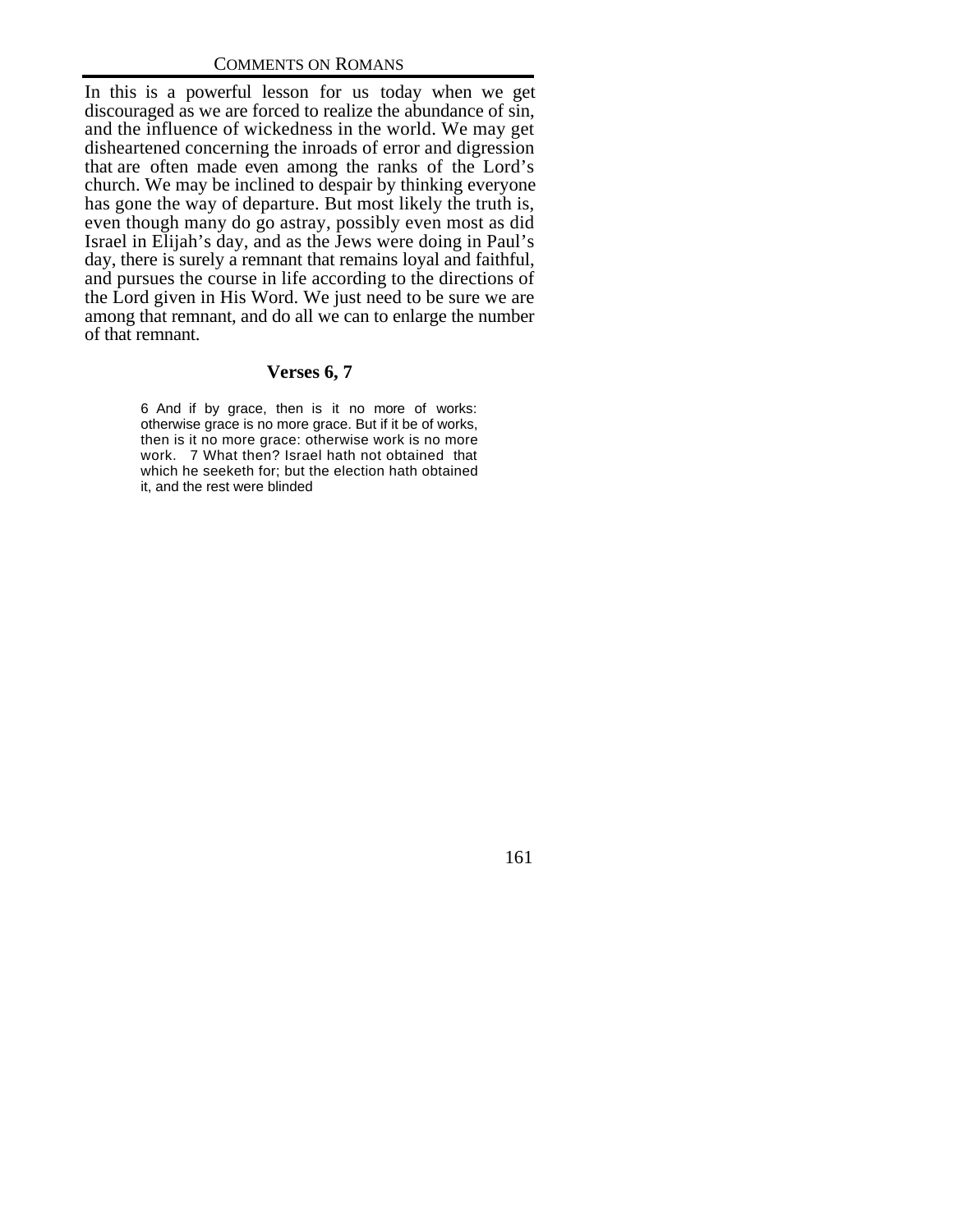In this is a powerful lesson for us today when we get discouraged as we are forced to realize the abundance of sin, and the influence of wickedness in the world. We may get disheartened concerning the inroads of error and digression that are often made even among the ranks of the Lord's church. We may be inclined to despair by thinking everyone has gone the way of departure. But most likely the truth is, even though many do go astray, possibly even most as did Israel in Elijah's day, and as the Jews were doing in Paul's day, there is surely a remnant that remains loyal and faithful, and pursues the course in life according to the directions of the Lord given in His Word. We just need to be sure we are among that remnant, and do all we can to enlarge the number of that remnant.

### Verses 6, 7

> 6 And if by grace, then is it no more of works: otherwise grace is no more grace. But if it be of works, then is it no more grace: otherwise work is no more work. 7 What then? Israel hath not obtained that which he seeketh for; but the election hath obtained it, and the rest were blinded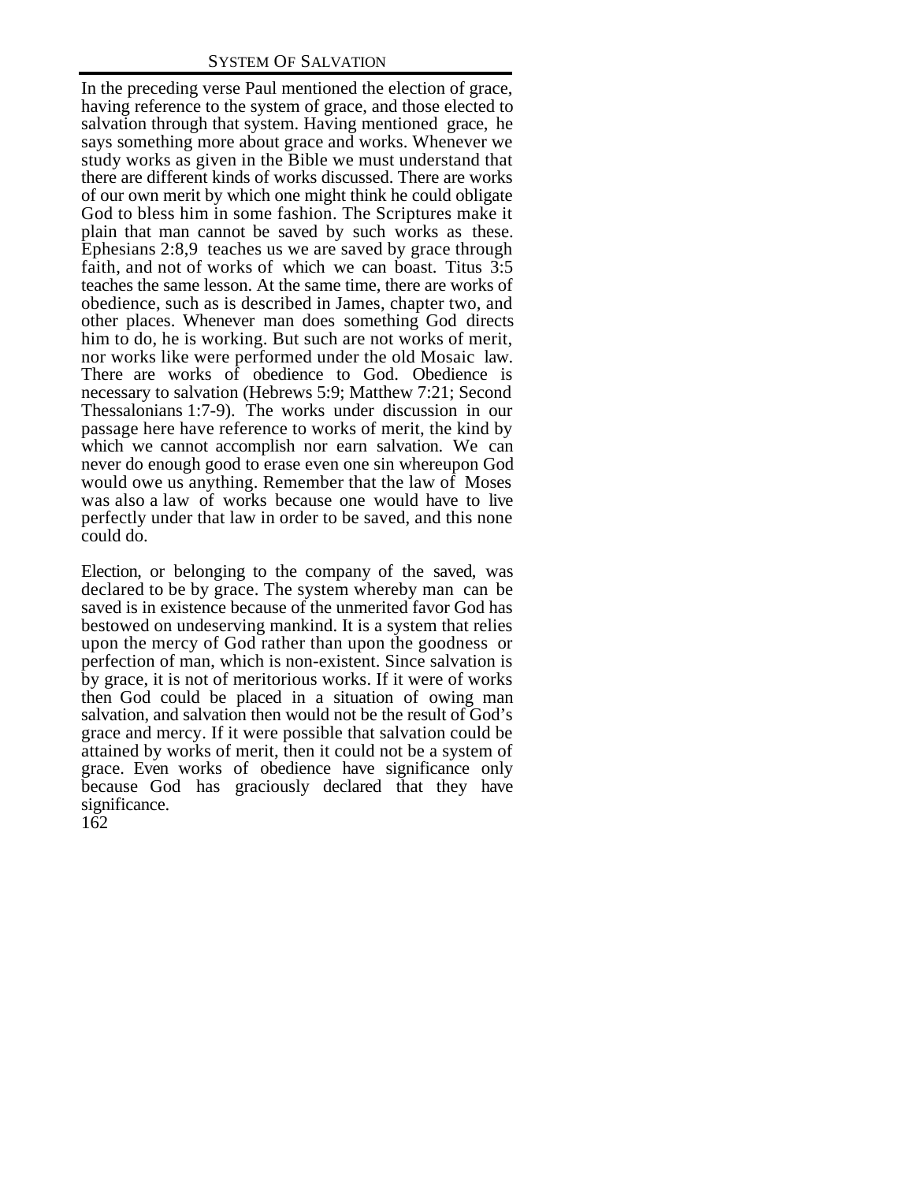In the preceding verse Paul mentioned the election of grace, having reference to the system of grace, and those elected to salvation through that system. Having mentioned grace, he says something more about grace and works. Whenever we study works as given in the Bible we must understand that there are different kinds of works discussed. There are works of our own merit by which one might think he could obligate God to bless him in some fashion. The Scriptures make it plain that man cannot be saved by such works as these. Ephesians 2:8,9 teaches us we are saved by grace through faith, and not of works of which we can boast. Titus 3:5 teaches the same lesson. At the same time, there are works of obedience, such as is described in James, chapter two, and other places. Whenever man does something God directs him to do, he is working. But such are not works of merit, nor works like were performed under the old Mosaic law. There are works of obedience to God. Obedience is necessary to salvation (Hebrews 5:9; Matthew 7:21; Second Thessalonians 1:7-9). The works under discussion in our passage here have reference to works of merit, the kind by which we cannot accomplish nor earn salvation. We can never do enough good to erase even one sin whereupon God would owe us anything. Remember that the law of Moses was also a law of works because one would have to live perfectly under that law in order to be saved, and this none could do.

Election, or belonging to the company of the saved, was declared to be by grace. The system whereby man can be saved is in existence because of the unmerited favor God has bestowed on undeserving mankind. It is a system that relies upon the mercy of God rather than upon the goodness or perfection of man, which is non-existent. Since salvation is by grace, it is not of meritorious works. If it were of works then God could be placed in a situation of owing man salvation, and salvation then would not be the result of God's grace and mercy. If it were possible that salvation could be attained by works of merit, then it could not be a system of grace. Even works of obedience have significance only because God has graciously declared that they have significance.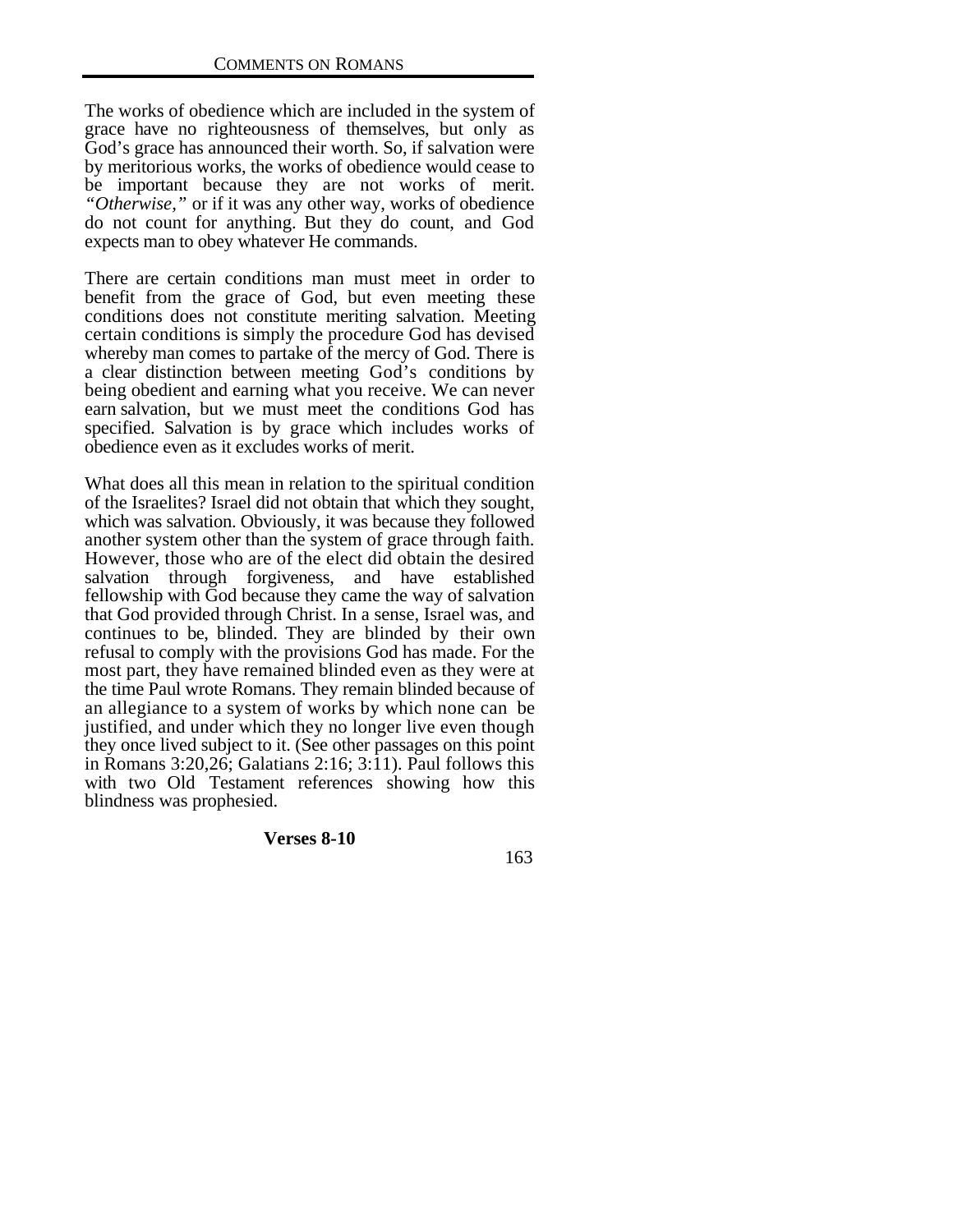The works of obedience which are included in the system of grace have no righteousness of themselves, but only as God's grace has announced their worth. So, if salvation were by meritorious works, the works of obedience would cease to be important because they are not works of merit. *"Otherwise,"* or if it was any other way, works of obedience do not count for anything. But they do count, and God expects man to obey whatever He commands.

There are certain conditions man must meet in order to benefit from the grace of God, but even meeting these conditions does not constitute meriting salvation. Meeting certain conditions is simply the procedure God has devised whereby man comes to partake of the mercy of God. There is a clear distinction between meeting God's conditions by being obedient and earning what you receive. We can never earn salvation, but we must meet the conditions God has specified. Salvation is by grace which includes works of obedience even as it excludes works of merit.

What does all this mean in relation to the spiritual condition of the Israelites? Israel did not obtain that which they sought, which was salvation. Obviously, it was because they followed another system other than the system of grace through faith. However, those who are of the elect did obtain the desired salvation through forgiveness, and have established fellowship with God because they came the way of salvation that God provided through Christ. In a sense, Israel was, and continues to be, blinded. They are blinded by their own refusal to comply with the provisions God has made. For the most part, they have remained blinded even as they were at the time Paul wrote Romans. They remain blinded because of an allegiance to a system of works by which none can be justified, and under which they no longer live even though they once lived subject to it. (See other passages on this point in Romans 3:20,26; Galatians 2:16; 3:11). Paul follows this with two Old Testament references showing how this blindness was prophesied.

**Verses 8-10**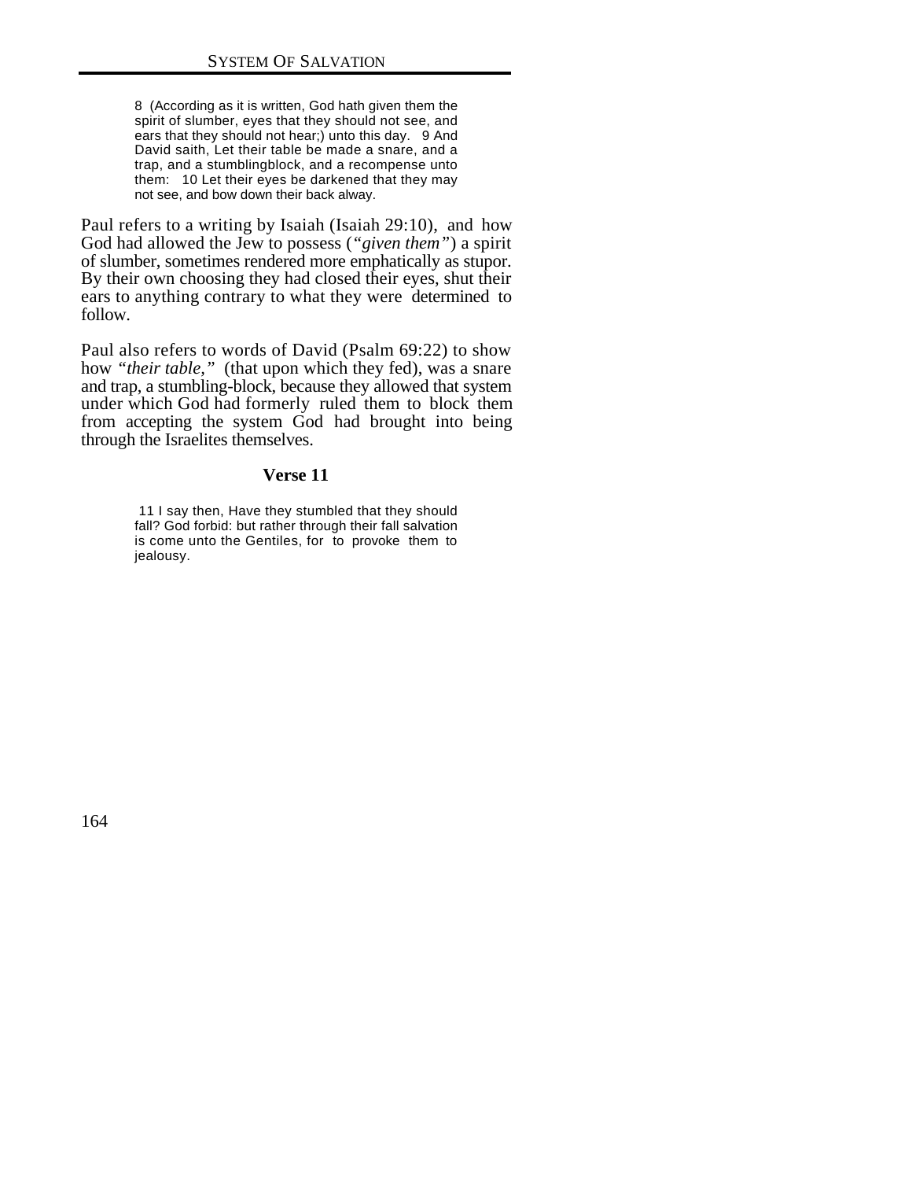> 8 (According as it is written, God hath given them the spirit of slumber, eyes that they should not see, and ears that they should not hear;) unto this day. 9 And David saith, Let their table be made a snare, and a trap, and a stumblingblock, and a recompense unto them: 10 Let their eyes be darkened that they may not see, and bow down their back alway.

Paul refers to a writing by Isaiah (Isaiah 29:10), and how God had allowed the Jew to possess (*"given them"*) a spirit of slumber, sometimes rendered more emphatically as stupor. By their own choosing they had closed their eyes, shut their ears to anything contrary to what they were determined to follow.

Paul also refers to words of David (Psalm 69:22) to show how *"their table,"* (that upon which they fed), was a snare and trap, a stumbling-block, because they allowed that system under which God had formerly ruled them to block them from accepting the system God had brought into being through the Israelites themselves.

### Verse 11

> 11 I say then, Have they stumbled that they should fall? God forbid: but rather through their fall salvation is come unto the Gentiles, for to provoke them to jealousy.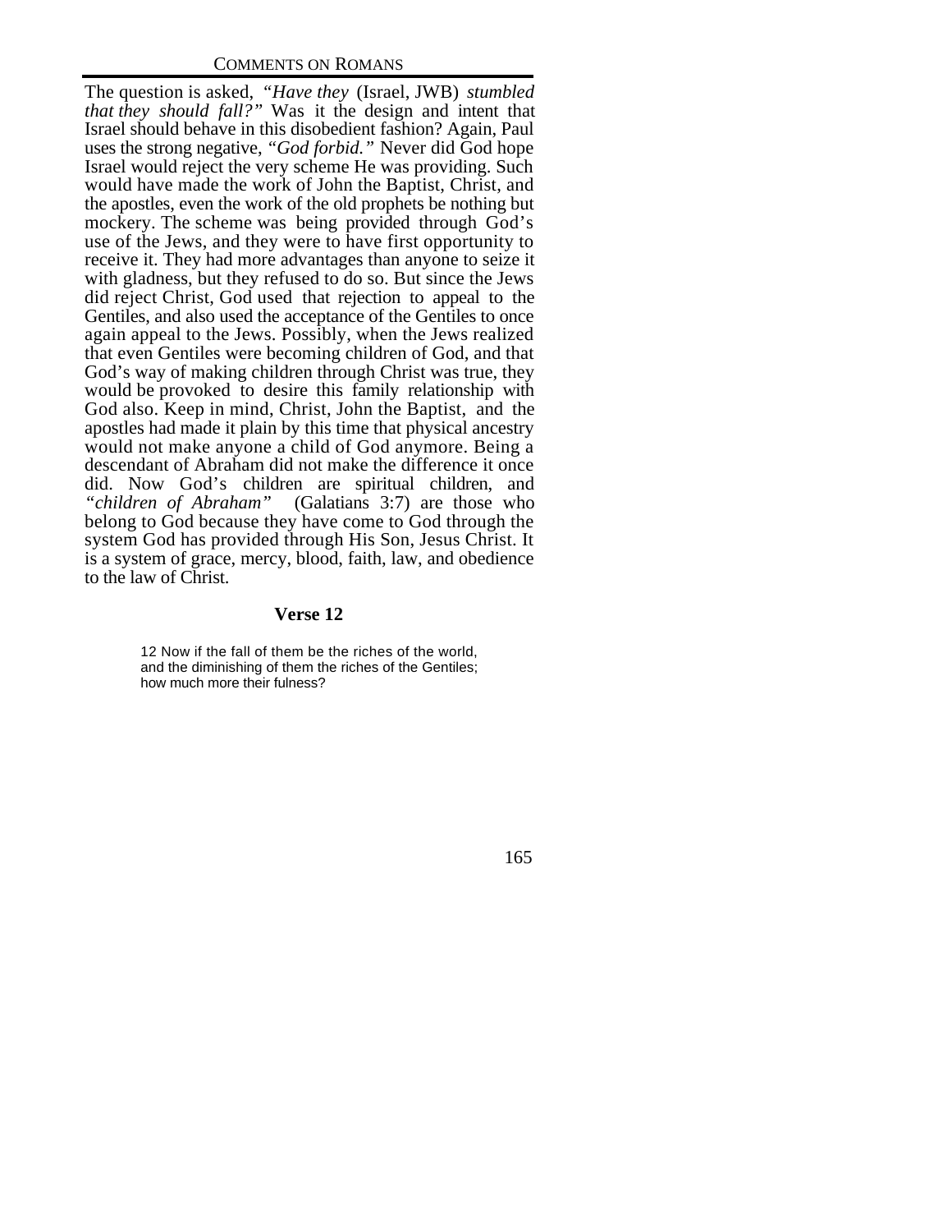The question is asked, *"Have they* (Israel, JWB) *stumbled that they should fall?"* Was it the design and intent that Israel should behave in this disobedient fashion? Again, Paul uses the strong negative, *"God forbid."* Never did God hope Israel would reject the very scheme He was providing. Such would have made the work of John the Baptist, Christ, and the apostles, even the work of the old prophets be nothing but mockery. The scheme was being provided through God's use of the Jews, and they were to have first opportunity to receive it. They had more advantages than anyone to seize it with gladness, but they refused to do so. But since the Jews did reject Christ, God used that rejection to appeal to the Gentiles, and also used the acceptance of the Gentiles to once again appeal to the Jews. Possibly, when the Jews realized that even Gentiles were becoming children of God, and that God's way of making children through Christ was true, they would be provoked to desire this family relationship with God also. Keep in mind, Christ, John the Baptist, and the apostles had made it plain by this time that physical ancestry would not make anyone a child of God anymore. Being a descendant of Abraham did not make the difference it once did. Now God's children are spiritual children, and *"children of Abraham"* (Galatians 3:7) are those who belong to God because they have come to God through the system God has provided through His Son, Jesus Christ. It is a system of grace, mercy, blood, faith, law, and obedience to the law of Christ.

### Verse 12

> 12 Now if the fall of them be the riches of the world, and the diminishing of them the riches of the Gentiles; how much more their fulness?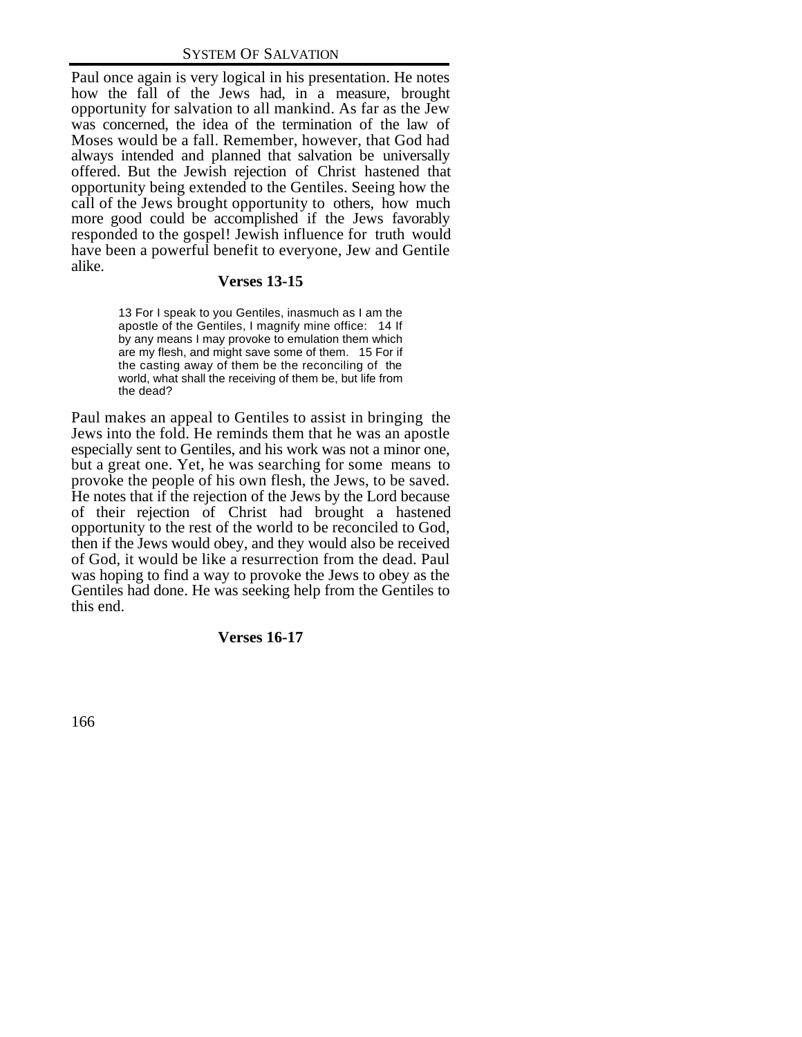Paul once again is very logical in his presentation. He notes how the fall of the Jews had, in a measure, brought opportunity for salvation to all mankind. As far as the Jew was concerned, the idea of the termination of the law of Moses would be a fall. Remember, however, that God had always intended and planned that salvation be universally offered. But the Jewish rejection of Christ hastened that opportunity being extended to the Gentiles. Seeing how the call of the Jews brought opportunity to others, how much more good could be accomplished if the Jews favorably responded to the gospel! Jewish influence for truth would have been a powerful benefit to everyone, Jew and Gentile alike.

### Verses 13-15

> 13 For I speak to you Gentiles, inasmuch as I am the apostle of the Gentiles, I magnify mine office: 14 If by any means I may provoke to emulation them which are my flesh, and might save some of them. 15 For if the casting away of them be the reconciling of the world, what shall the receiving of them be, but life from the dead?

Paul makes an appeal to Gentiles to assist in bringing the Jews into the fold. He reminds them that he was an apostle especially sent to Gentiles, and his work was not a minor one, but a great one. Yet, he was searching for some means to provoke the people of his own flesh, the Jews, to be saved. He notes that if the rejection of the Jews by the Lord because of their rejection of Christ had brought a hastened opportunity to the rest of the world to be reconciled to God, then if the Jews would obey, and they would also be received of God, it would be like a resurrection from the dead. Paul was hoping to find a way to provoke the Jews to obey as the Gentiles had done. He was seeking help from the Gentiles to this end.

### Verses 16-17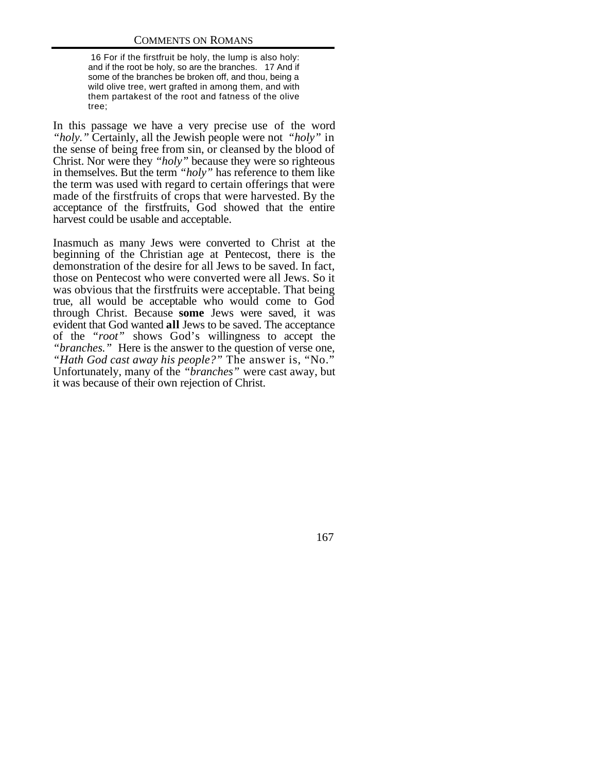> 16 For if the firstfruit be holy, the lump is also holy: and if the root be holy, so are the branches. 17 And if some of the branches be broken off, and thou, being a wild olive tree, wert grafted in among them, and with them partakest of the root and fatness of the olive tree;

In this passage we have a very precise use of the word *"holy."* Certainly, all the Jewish people were not *"holy"* in the sense of being free from sin, or cleansed by the blood of Christ. Nor were they *"holy"* because they were so righteous in themselves. But the term *"holy"* has reference to them like the term was used with regard to certain offerings that were made of the firstfruits of crops that were harvested. By the acceptance of the firstfruits, God showed that the entire harvest could be usable and acceptable.

Inasmuch as many Jews were converted to Christ at the beginning of the Christian age at Pentecost, there is the demonstration of the desire for all Jews to be saved. In fact, those on Pentecost who were converted were all Jews. So it was obvious that the firstfruits were acceptable. That being true, all would be acceptable who would come to God through Christ. Because **some** Jews were saved, it was evident that God wanted **all** Jews to be saved. The acceptance of the *"root"* shows God's willingness to accept the *"branches."* Here is the answer to the question of verse one, *"Hath God cast away his people?"* The answer is, "No." Unfortunately, many of the *"branches"* were cast away, but it was because of their own rejection of Christ.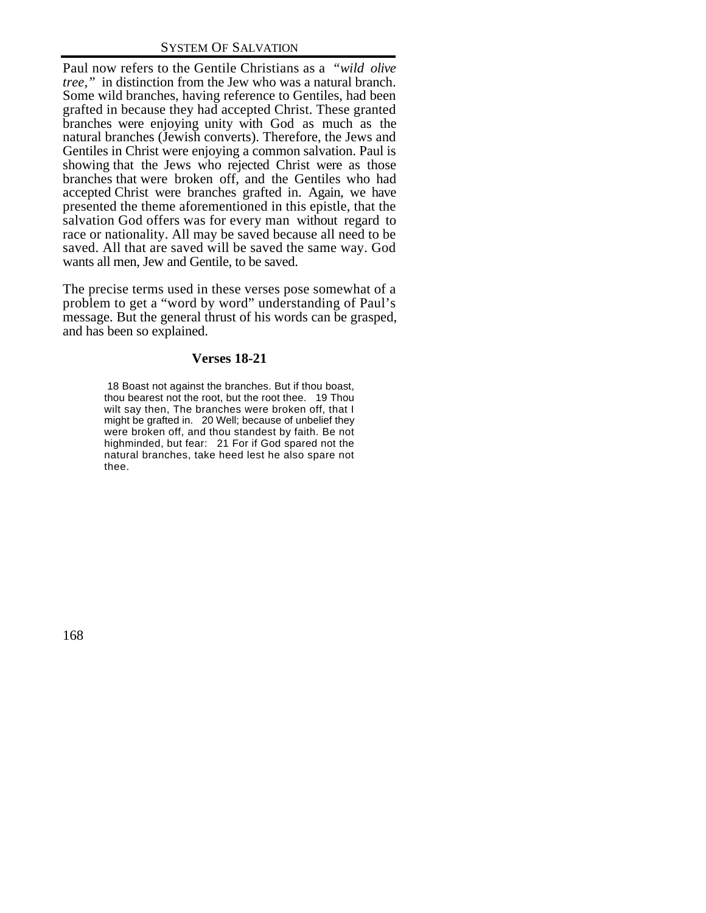Paul now refers to the Gentile Christians as a *"wild olive tree,"* in distinction from the Jew who was a natural branch. Some wild branches, having reference to Gentiles, had been grafted in because they had accepted Christ. These granted branches were enjoying unity with God as much as the natural branches (Jewish converts). Therefore, the Jews and Gentiles in Christ were enjoying a common salvation. Paul is showing that the Jews who rejected Christ were as those branches that were broken off, and the Gentiles who had accepted Christ were branches grafted in. Again, we have presented the theme aforementioned in this epistle, that the salvation God offers was for every man without regard to race or nationality. All may be saved because all need to be saved. All that are saved will be saved the same way. God wants all men, Jew and Gentile, to be saved.

The precise terms used in these verses pose somewhat of a problem to get a "word by word" understanding of Paul's message. But the general thrust of his words can be grasped, and has been so explained.

### Verses 18-21

> 18 Boast not against the branches. But if thou boast, thou bearest not the root, but the root thee. 19 Thou wilt say then, The branches were broken off, that I might be grafted in. 20 Well; because of unbelief they were broken off, and thou standest by faith. Be not highminded, but fear: 21 For if God spared not the natural branches, take heed lest he also spare not thee.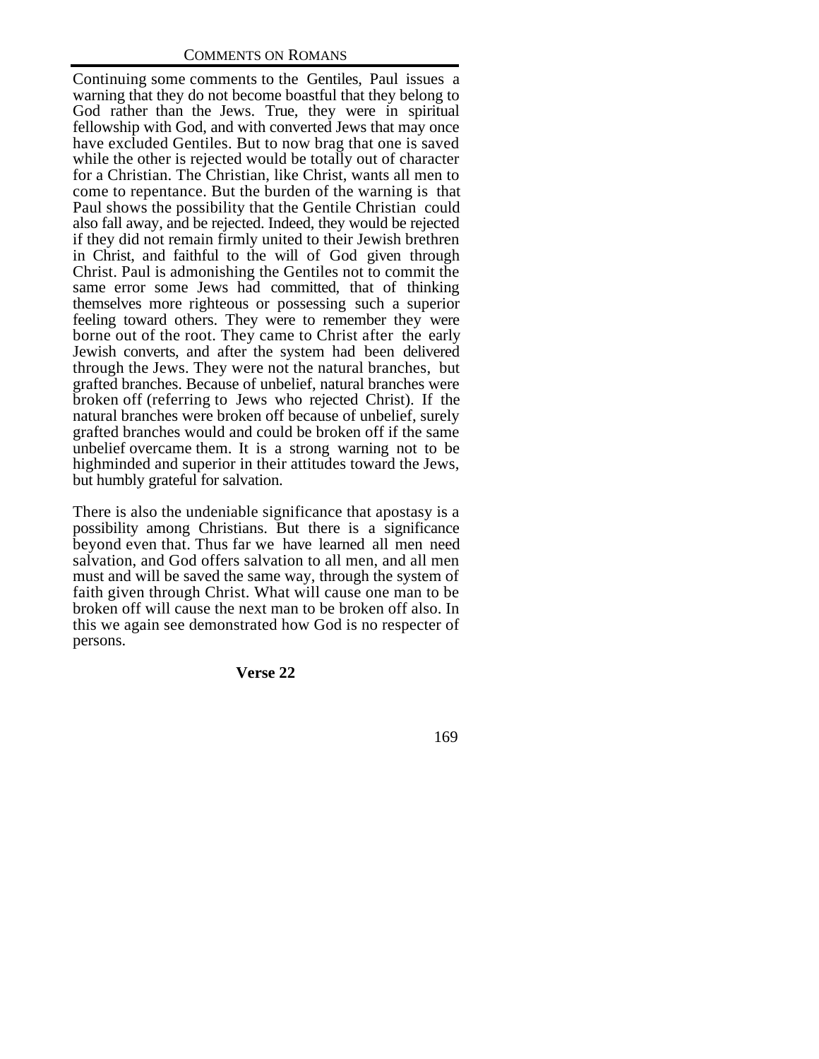Continuing some comments to the Gentiles, Paul issues a warning that they do not become boastful that they belong to God rather than the Jews. True, they were in spiritual fellowship with God, and with converted Jews that may once have excluded Gentiles. But to now brag that one is saved while the other is rejected would be totally out of character for a Christian. The Christian, like Christ, wants all men to come to repentance. But the burden of the warning is that Paul shows the possibility that the Gentile Christian could also fall away, and be rejected. Indeed, they would be rejected if they did not remain firmly united to their Jewish brethren in Christ, and faithful to the will of God given through Christ. Paul is admonishing the Gentiles not to commit the same error some Jews had committed, that of thinking themselves more righteous or possessing such a superior feeling toward others. They were to remember they were borne out of the root. They came to Christ after the early Jewish converts, and after the system had been delivered through the Jews. They were not the natural branches, but grafted branches. Because of unbelief, natural branches were broken off (referring to Jews who rejected Christ). If the natural branches were broken off because of unbelief, surely grafted branches would and could be broken off if the same unbelief overcame them. It is a strong warning not to be highminded and superior in their attitudes toward the Jews, but humbly grateful for salvation.

There is also the undeniable significance that apostasy is a possibility among Christians. But there is a significance beyond even that. Thus far we have learned all men need salvation, and God offers salvation to all men, and all men must and will be saved the same way, through the system of faith given through Christ. What will cause one man to be broken off will cause the next man to be broken off also. In this we again see demonstrated how God is no respecter of persons.

**Verse 22**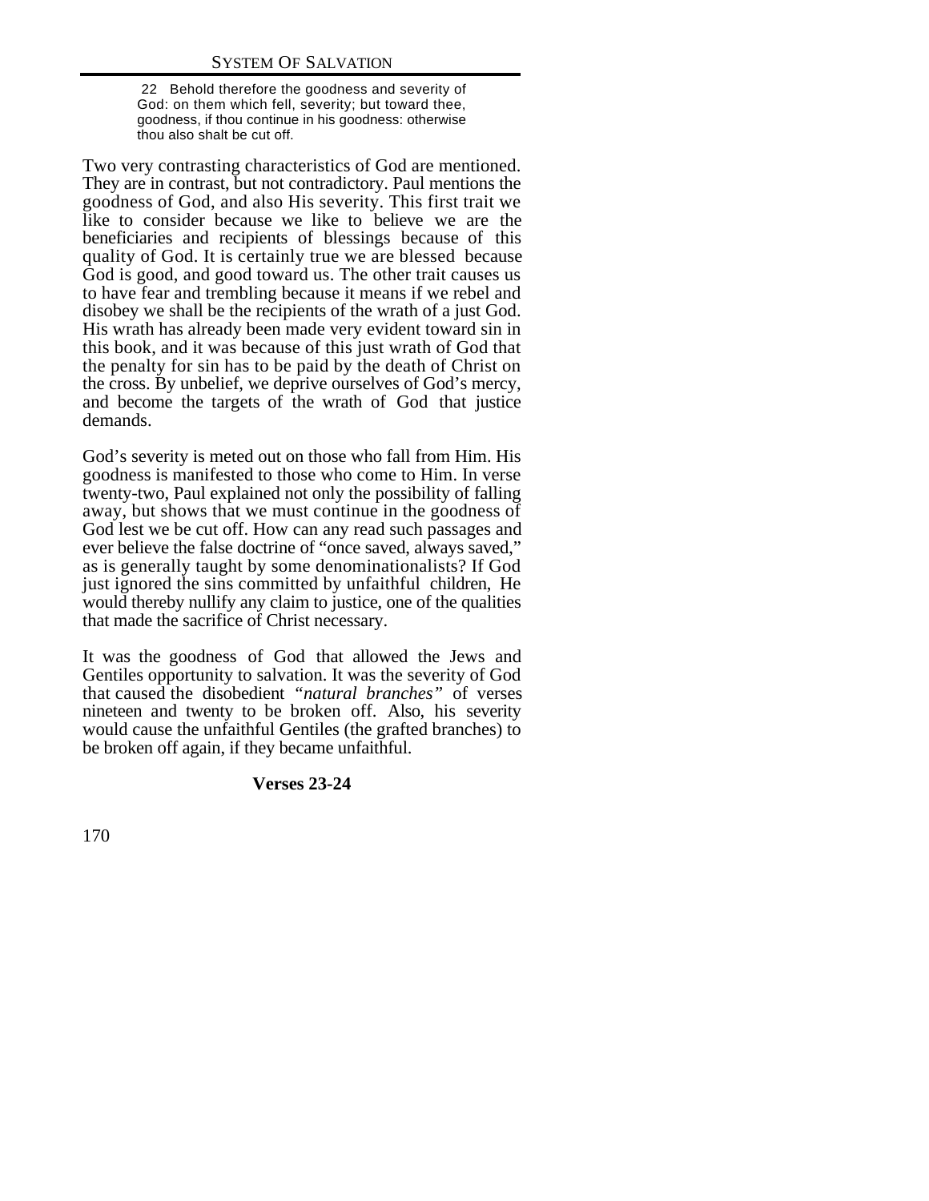> 22 Behold therefore the goodness and severity of God: on them which fell, severity; but toward thee, goodness, if thou continue in his goodness: otherwise thou also shalt be cut off.

Two very contrasting characteristics of God are mentioned. They are in contrast, but not contradictory. Paul mentions the goodness of God, and also His severity. This first trait we like to consider because we like to believe we are the beneficiaries and recipients of blessings because of this quality of God. It is certainly true we are blessed because God is good, and good toward us. The other trait causes us to have fear and trembling because it means if we rebel and disobey we shall be the recipients of the wrath of a just God. His wrath has already been made very evident toward sin in this book, and it was because of this just wrath of God that the penalty for sin has to be paid by the death of Christ on the cross. By unbelief, we deprive ourselves of God's mercy, and become the targets of the wrath of God that justice demands.

God's severity is meted out on those who fall from Him. His goodness is manifested to those who come to Him. In verse twenty-two, Paul explained not only the possibility of falling away, but shows that we must continue in the goodness of God lest we be cut off. How can any read such passages and ever believe the false doctrine of "once saved, always saved," as is generally taught by some denominationalists? If God just ignored the sins committed by unfaithful children, He would thereby nullify any claim to justice, one of the qualities that made the sacrifice of Christ necessary.

It was the goodness of God that allowed the Jews and Gentiles opportunity to salvation. It was the severity of God that caused the disobedient *"natural branches"* of verses nineteen and twenty to be broken off. Also, his severity would cause the unfaithful Gentiles (the grafted branches) to be broken off again, if they became unfaithful.

**Verses 23-24**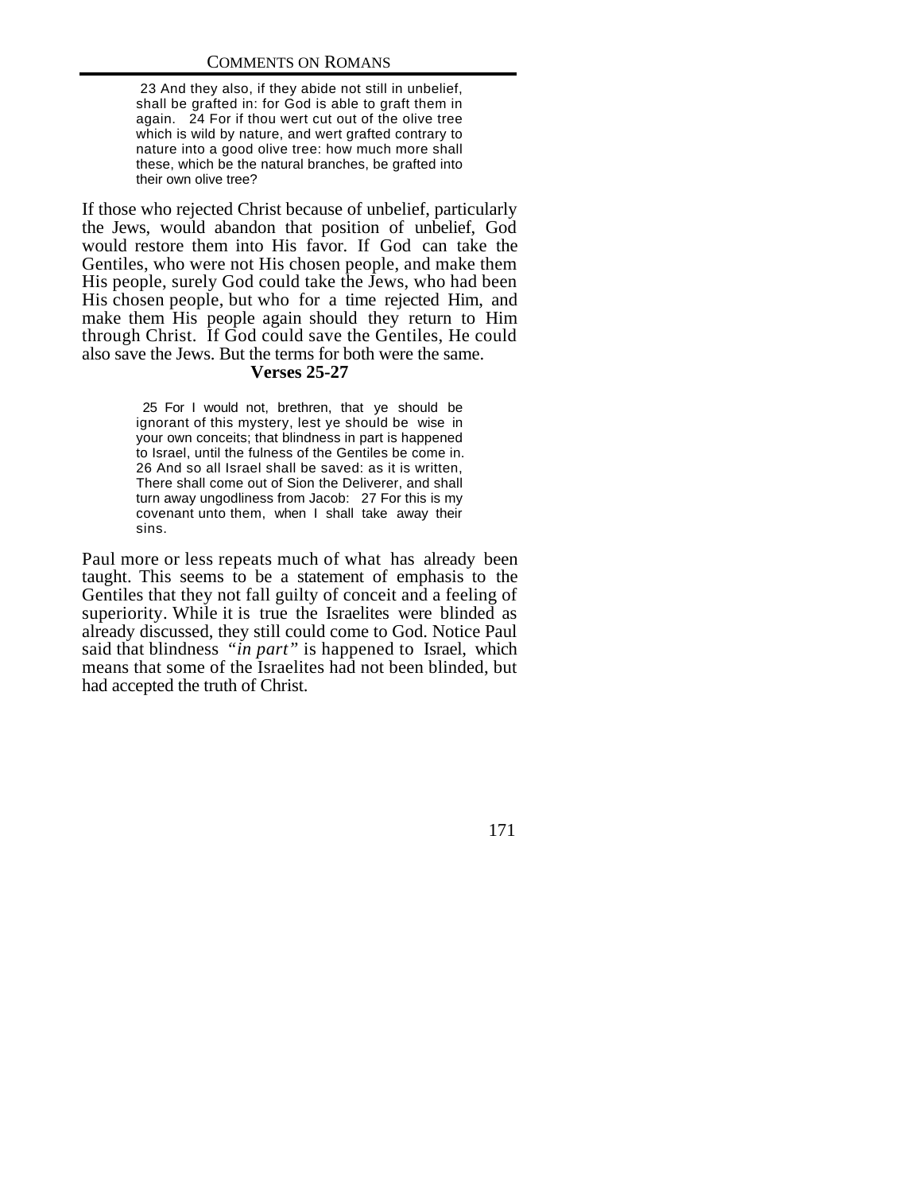> 23 And they also, if they abide not still in unbelief, shall be grafted in: for God is able to graft them in again. 24 For if thou wert cut out of the olive tree which is wild by nature, and wert grafted contrary to nature into a good olive tree: how much more shall these, which be the natural branches, be grafted into their own olive tree?

If those who rejected Christ because of unbelief, particularly the Jews, would abandon that position of unbelief, God would restore them into His favor. If God can take the Gentiles, who were not His chosen people, and make them His people, surely God could take the Jews, who had been His chosen people, but who for a time rejected Him, and make them His people again should they return to Him through Christ. If God could save the Gentiles, He could also save the Jews. But the terms for both were the same.

**Verses 25-27**

> 25 For I would not, brethren, that ye should be ignorant of this mystery, lest ye should be wise in your own conceits; that blindness in part is happened to Israel, until the fulness of the Gentiles be come in. 26 And so all Israel shall be saved: as it is written, There shall come out of Sion the Deliverer, and shall turn away ungodliness from Jacob: 27 For this is my covenant unto them, when I shall take away their sins.

Paul more or less repeats much of what has already been taught. This seems to be a statement of emphasis to the Gentiles that they not fall guilty of conceit and a feeling of superiority. While it is true the Israelites were blinded as already discussed, they still could come to God. Notice Paul said that blindness *"in part"* is happened to Israel, which means that some of the Israelites had not been blinded, but had accepted the truth of Christ.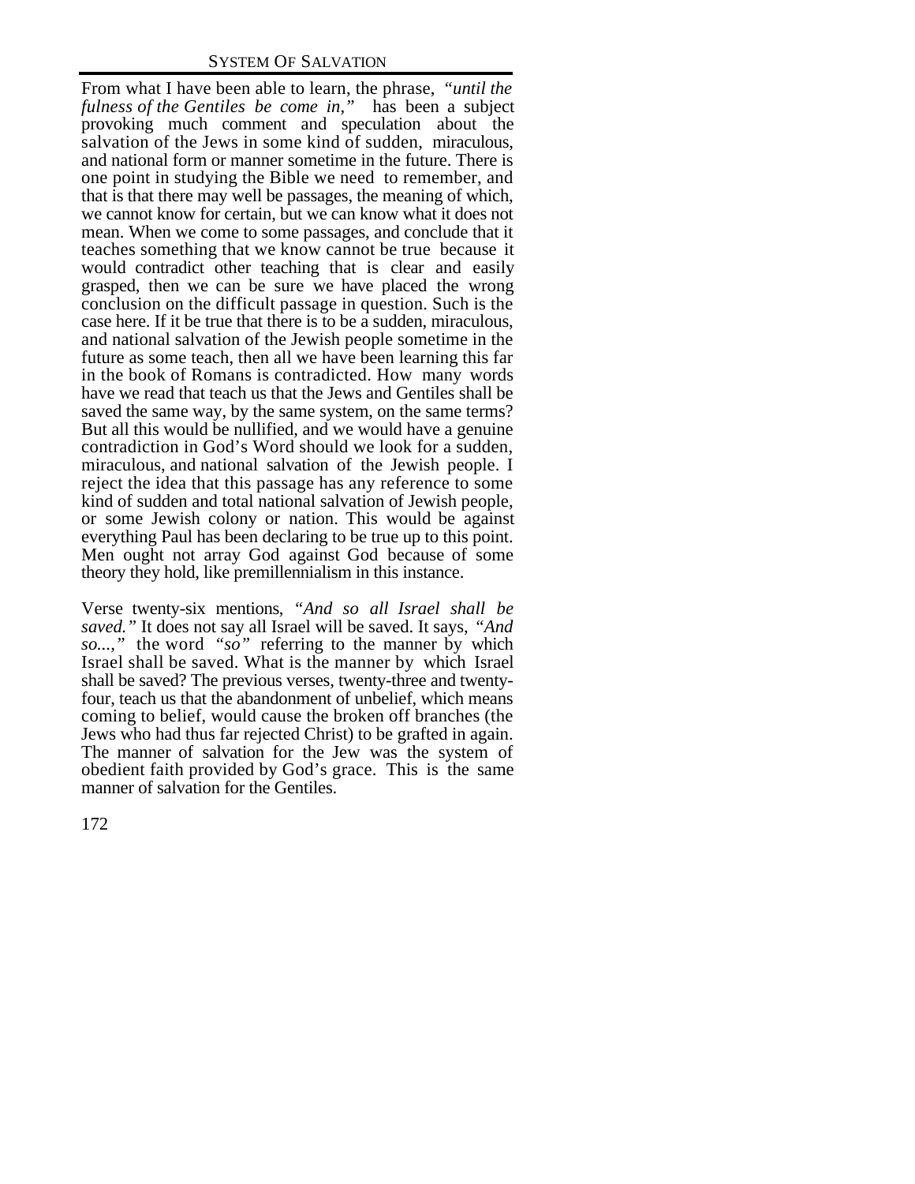From what I have been able to learn, the phrase, *"until the fulness of the Gentiles be come in,"* has been a subject provoking much comment and speculation about the salvation of the Jews in some kind of sudden, miraculous, and national form or manner sometime in the future. There is one point in studying the Bible we need to remember, and that is that there may well be passages, the meaning of which, we cannot know for certain, but we can know what it does not mean. When we come to some passages, and conclude that it teaches something that we know cannot be true because it would contradict other teaching that is clear and easily grasped, then we can be sure we have placed the wrong conclusion on the difficult passage in question. Such is the case here. If it be true that there is to be a sudden, miraculous, and national salvation of the Jewish people sometime in the future as some teach, then all we have been learning this far in the book of Romans is contradicted. How many words have we read that teach us that the Jews and Gentiles shall be saved the same way, by the same system, on the same terms? But all this would be nullified, and we would have a genuine contradiction in God's Word should we look for a sudden, miraculous, and national salvation of the Jewish people. I reject the idea that this passage has any reference to some kind of sudden and total national salvation of Jewish people, or some Jewish colony or nation. This would be against everything Paul has been declaring to be true up to this point. Men ought not array God against God because of some theory they hold, like premillennialism in this instance.

Verse twenty-six mentions, *"And so all Israel shall be saved."* It does not say all Israel will be saved. It says, *"And so...,"* the word *"so"* referring to the manner by which Israel shall be saved. What is the manner by which Israel shall be saved? The previous verses, twenty-three and twenty-four, teach us that the abandonment of unbelief, which means coming to belief, would cause the broken off branches (the Jews who had thus far rejected Christ) to be grafted in again. The manner of salvation for the Jew was the system of obedient faith provided by God's grace. This is the same manner of salvation for the Gentiles.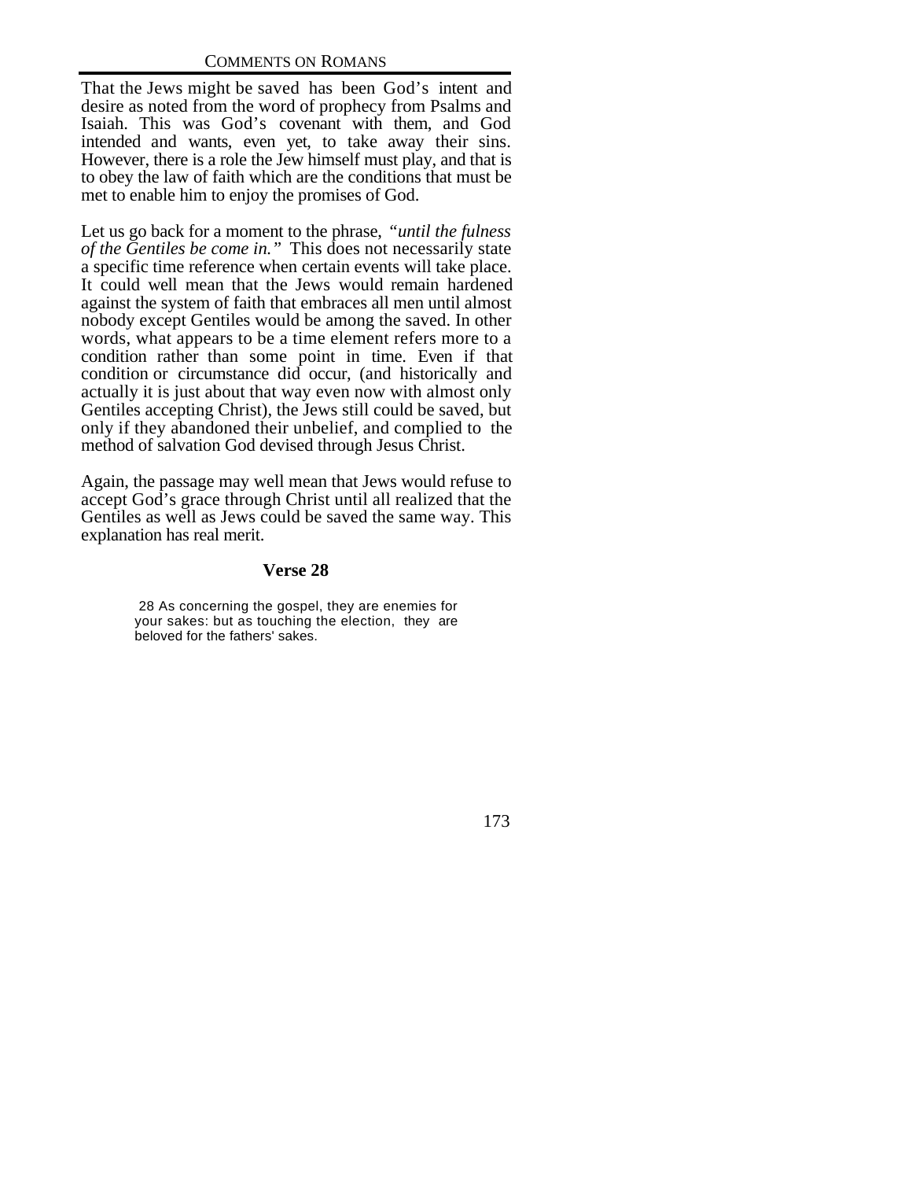That the Jews might be saved has been God's intent and desire as noted from the word of prophecy from Psalms and Isaiah. This was God's covenant with them, and God intended and wants, even yet, to take away their sins. However, there is a role the Jew himself must play, and that is to obey the law of faith which are the conditions that must be met to enable him to enjoy the promises of God.

Let us go back for a moment to the phrase, *"until the fulness of the Gentiles be come in."* This does not necessarily state a specific time reference when certain events will take place. It could well mean that the Jews would remain hardened against the system of faith that embraces all men until almost nobody except Gentiles would be among the saved. In other words, what appears to be a time element refers more to a condition rather than some point in time. Even if that condition or circumstance did occur, (and historically and actually it is just about that way even now with almost only Gentiles accepting Christ), the Jews still could be saved, but only if they abandoned their unbelief, and complied to the method of salvation God devised through Jesus Christ.

Again, the passage may well mean that Jews would refuse to accept God's grace through Christ until all realized that the Gentiles as well as Jews could be saved the same way. This explanation has real merit.

### Verse 28

> 28 As concerning the gospel, they are enemies for your sakes: but as touching the election, they are beloved for the fathers' sakes.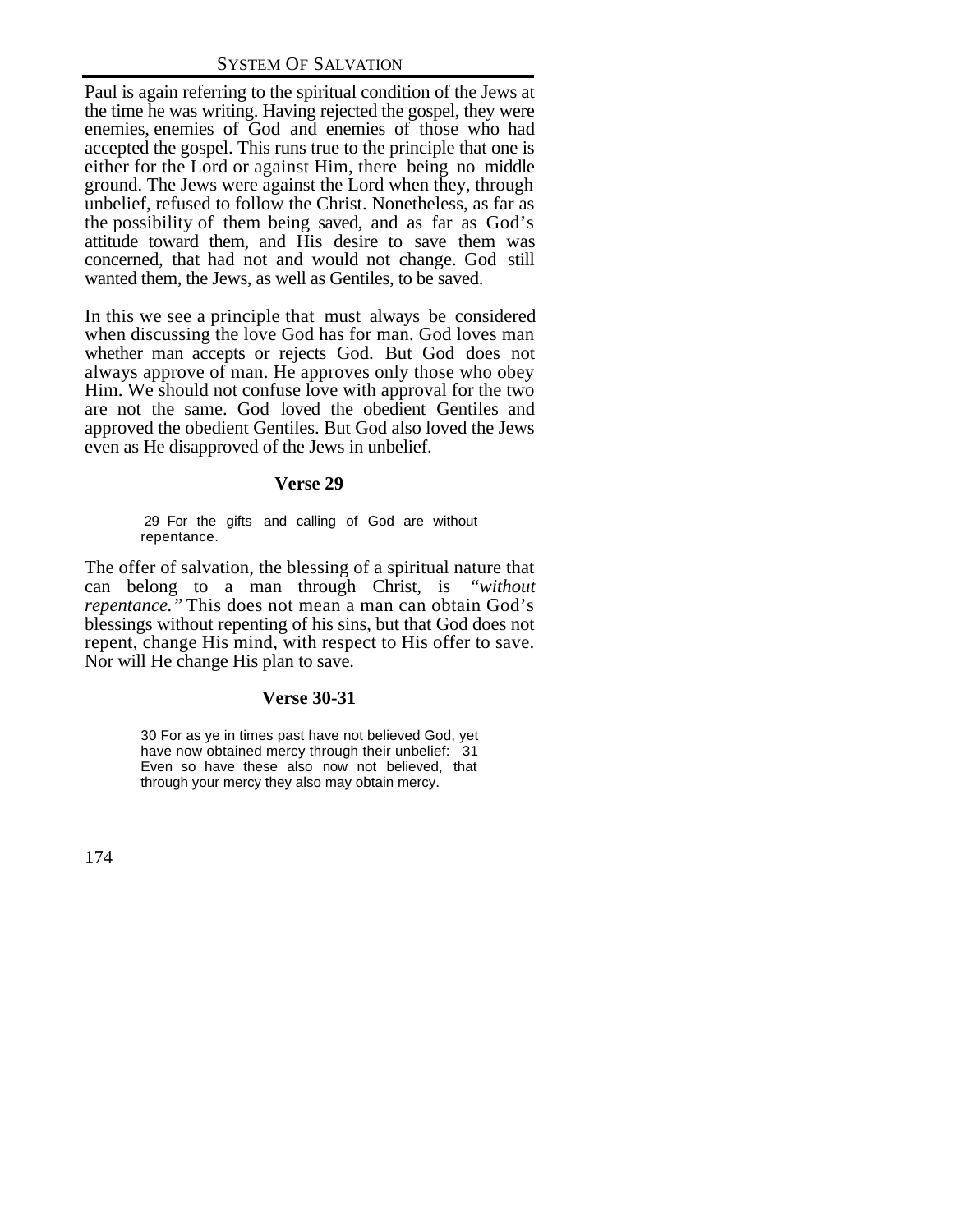Paul is again referring to the spiritual condition of the Jews at the time he was writing. Having rejected the gospel, they were enemies, enemies of God and enemies of those who had accepted the gospel. This runs true to the principle that one is either for the Lord or against Him, there being no middle ground. The Jews were against the Lord when they, through unbelief, refused to follow the Christ. Nonetheless, as far as the possibility of them being saved, and as far as God's attitude toward them, and His desire to save them was concerned, that had not and would not change. God still wanted them, the Jews, as well as Gentiles, to be saved.

In this we see a principle that must always be considered when discussing the love God has for man. God loves man whether man accepts or rejects God. But God does not always approve of man. He approves only those who obey Him. We should not confuse love with approval for the two are not the same. God loved the obedient Gentiles and approved the obedient Gentiles. But God also loved the Jews even as He disapproved of the Jews in unbelief.

### Verse 29

> 29 For the gifts and calling of God are without repentance.

The offer of salvation, the blessing of a spiritual nature that can belong to a man through Christ, is *"without repentance."* This does not mean a man can obtain God's blessings without repenting of his sins, but that God does not repent, change His mind, with respect to His offer to save. Nor will He change His plan to save.

### Verse 30-31

> 30 For as ye in times past have not believed God, yet have now obtained mercy through their unbelief: 31 Even so have these also now not believed, that through your mercy they also may obtain mercy.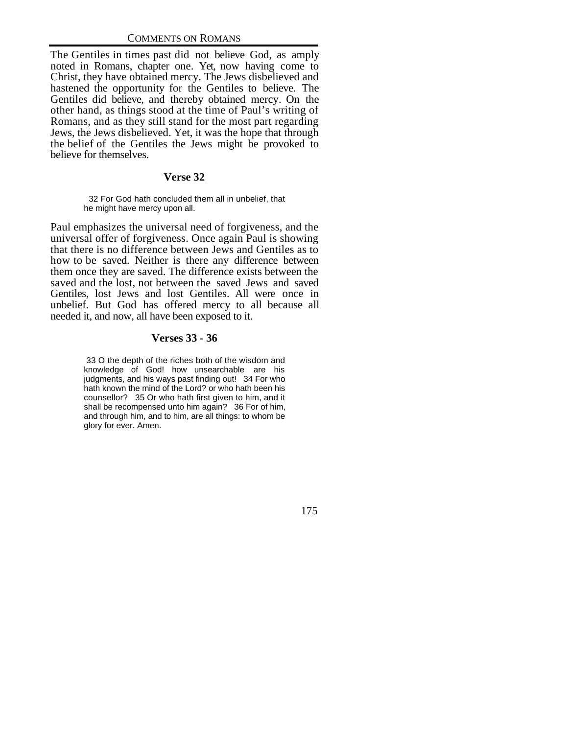The Gentiles in times past did not believe God, as amply noted in Romans, chapter one. Yet, now having come to Christ, they have obtained mercy. The Jews disbelieved and hastened the opportunity for the Gentiles to believe. The Gentiles did believe, and thereby obtained mercy. On the other hand, as things stood at the time of Paul's writing of Romans, and as they still stand for the most part regarding Jews, the Jews disbelieved. Yet, it was the hope that through the belief of the Gentiles the Jews might be provoked to believe for themselves.

### Verse 32

> 32 For God hath concluded them all in unbelief, that he might have mercy upon all.

Paul emphasizes the universal need of forgiveness, and the universal offer of forgiveness. Once again Paul is showing that there is no difference between Jews and Gentiles as to how to be saved. Neither is there any difference between them once they are saved. The difference exists between the saved and the lost, not between the saved Jews and saved Gentiles, lost Jews and lost Gentiles. All were once in unbelief. But God has offered mercy to all because all needed it, and now, all have been exposed to it.

### Verses 33 - 36

> 33 O the depth of the riches both of the wisdom and knowledge of God! how unsearchable are his judgments, and his ways past finding out! 34 For who hath known the mind of the Lord? or who hath been his counsellor? 35 Or who hath first given to him, and it shall be recompensed unto him again? 36 For of him, and through him, and to him, are all things: to whom be glory for ever. Amen.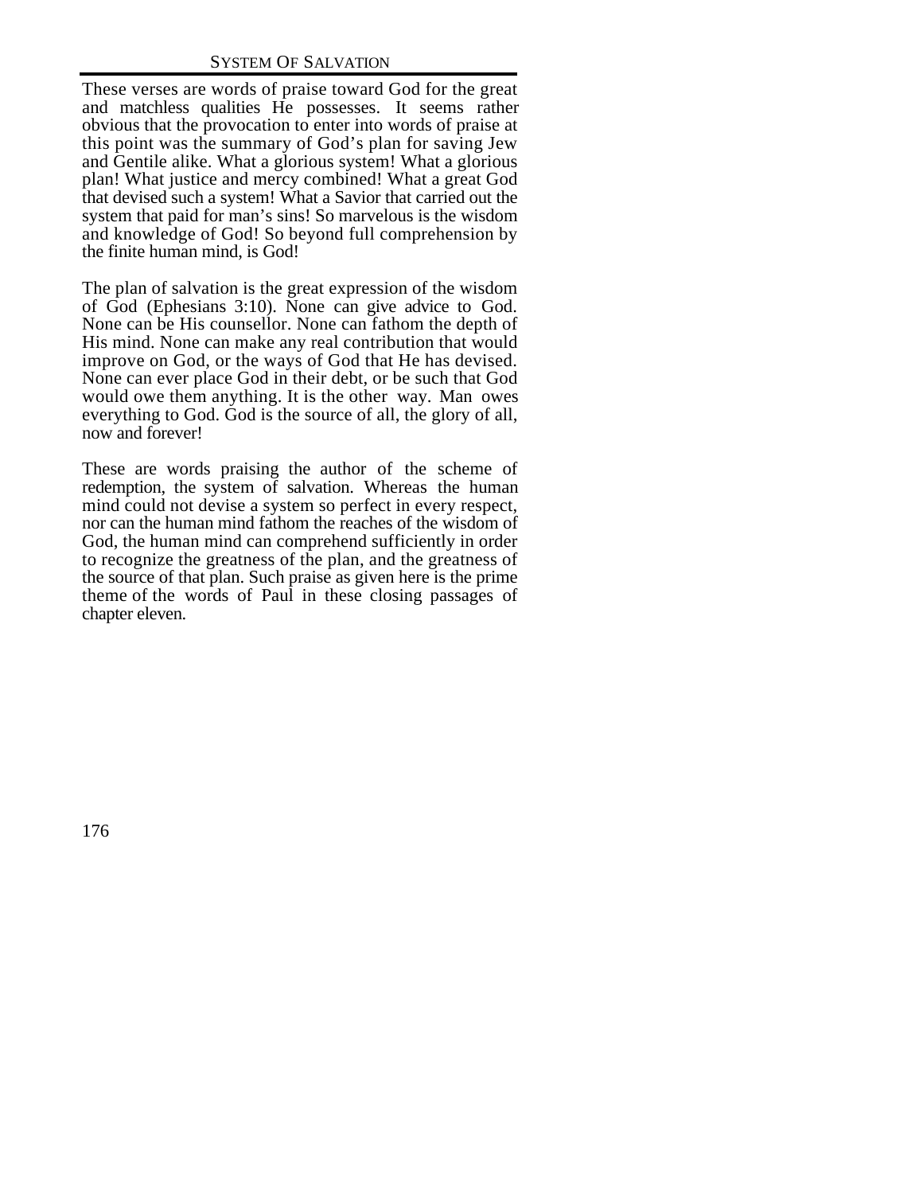These verses are words of praise toward God for the great and matchless qualities He possesses. It seems rather obvious that the provocation to enter into words of praise at this point was the summary of God's plan for saving Jew and Gentile alike. What a glorious system! What a glorious plan! What justice and mercy combined! What a great God that devised such a system! What a Savior that carried out the system that paid for man's sins! So marvelous is the wisdom and knowledge of God! So beyond full comprehension by the finite human mind, is God!

The plan of salvation is the great expression of the wisdom of God (Ephesians 3:10). None can give advice to God. None can be His counsellor. None can fathom the depth of His mind. None can make any real contribution that would improve on God, or the ways of God that He has devised. None can ever place God in their debt, or be such that God would owe them anything. It is the other way. Man owes everything to God. God is the source of all, the glory of all, now and forever!

These are words praising the author of the scheme of redemption, the system of salvation. Whereas the human mind could not devise a system so perfect in every respect, nor can the human mind fathom the reaches of the wisdom of God, the human mind can comprehend sufficiently in order to recognize the greatness of the plan, and the greatness of the source of that plan. Such praise as given here is the prime theme of the words of Paul in these closing passages of chapter eleven.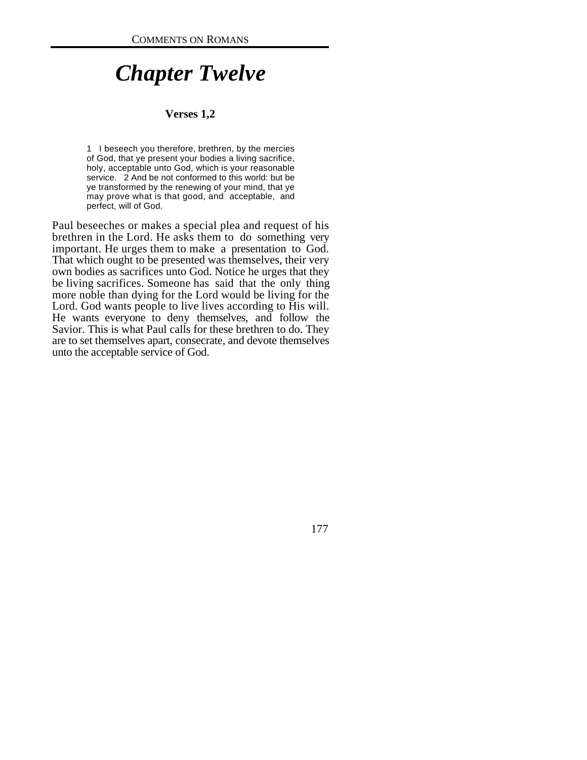# *Chapter Twelve*

### Verses 1,2

> 1 I beseech you therefore, brethren, by the mercies of God, that ye present your bodies a living sacrifice, holy, acceptable unto God, which is your reasonable service. 2 And be not conformed to this world: but be ye transformed by the renewing of your mind, that ye may prove what is that good, and acceptable, and perfect, will of God.

Paul beseeches or makes a special plea and request of his brethren in the Lord. He asks them to do something very important. He urges them to make a presentation to God. That which ought to be presented was themselves, their very own bodies as sacrifices unto God. Notice he urges that they be living sacrifices. Someone has said that the only thing more noble than dying for the Lord would be living for the Lord. God wants people to live lives according to His will. He wants everyone to deny themselves, and follow the Savior. This is what Paul calls for these brethren to do. They are to set themselves apart, consecrate, and devote themselves unto the acceptable service of God.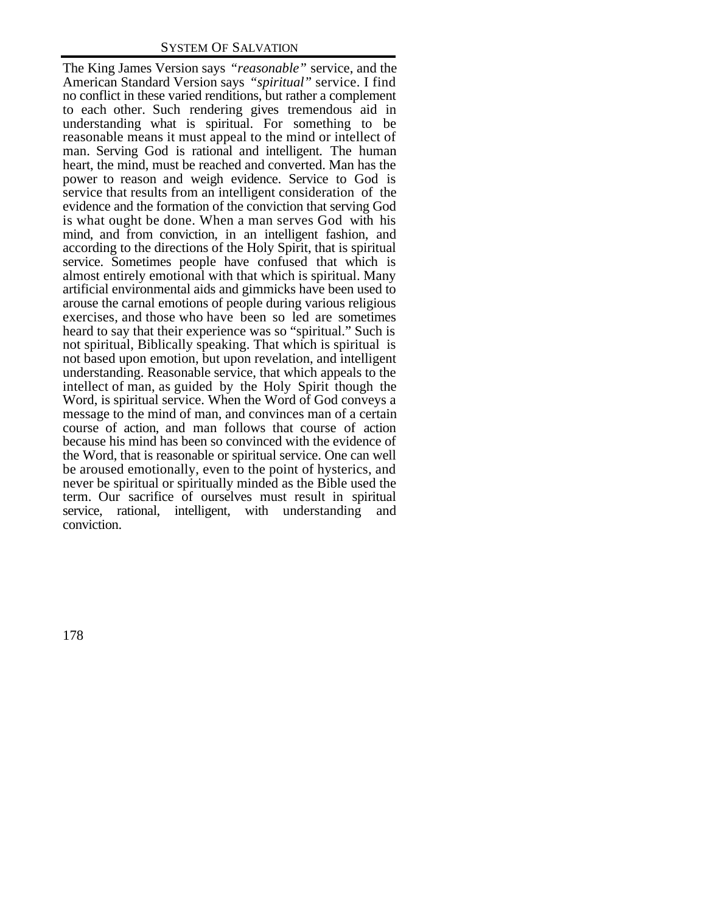The King James Version says *"reasonable"* service, and the American Standard Version says *"spiritual"* service. I find no conflict in these varied renditions, but rather a complement to each other. Such rendering gives tremendous aid in understanding what is spiritual. For something to be reasonable means it must appeal to the mind or intellect of man. Serving God is rational and intelligent. The human heart, the mind, must be reached and converted. Man has the power to reason and weigh evidence. Service to God is service that results from an intelligent consideration of the evidence and the formation of the conviction that serving God is what ought be done. When a man serves God with his mind, and from conviction, in an intelligent fashion, and according to the directions of the Holy Spirit, that is spiritual service. Sometimes people have confused that which is almost entirely emotional with that which is spiritual. Many artificial environmental aids and gimmicks have been used to arouse the carnal emotions of people during various religious exercises, and those who have been so led are sometimes heard to say that their experience was so "spiritual." Such is not spiritual, Biblically speaking. That which is spiritual is not based upon emotion, but upon revelation, and intelligent understanding. Reasonable service, that which appeals to the intellect of man, as guided by the Holy Spirit though the Word, is spiritual service. When the Word of God conveys a message to the mind of man, and convinces man of a certain course of action, and man follows that course of action because his mind has been so convinced with the evidence of the Word, that is reasonable or spiritual service. One can well be aroused emotionally, even to the point of hysterics, and never be spiritual or spiritually minded as the Bible used the term. Our sacrifice of ourselves must result in spiritual service, rational, intelligent, with understanding and conviction.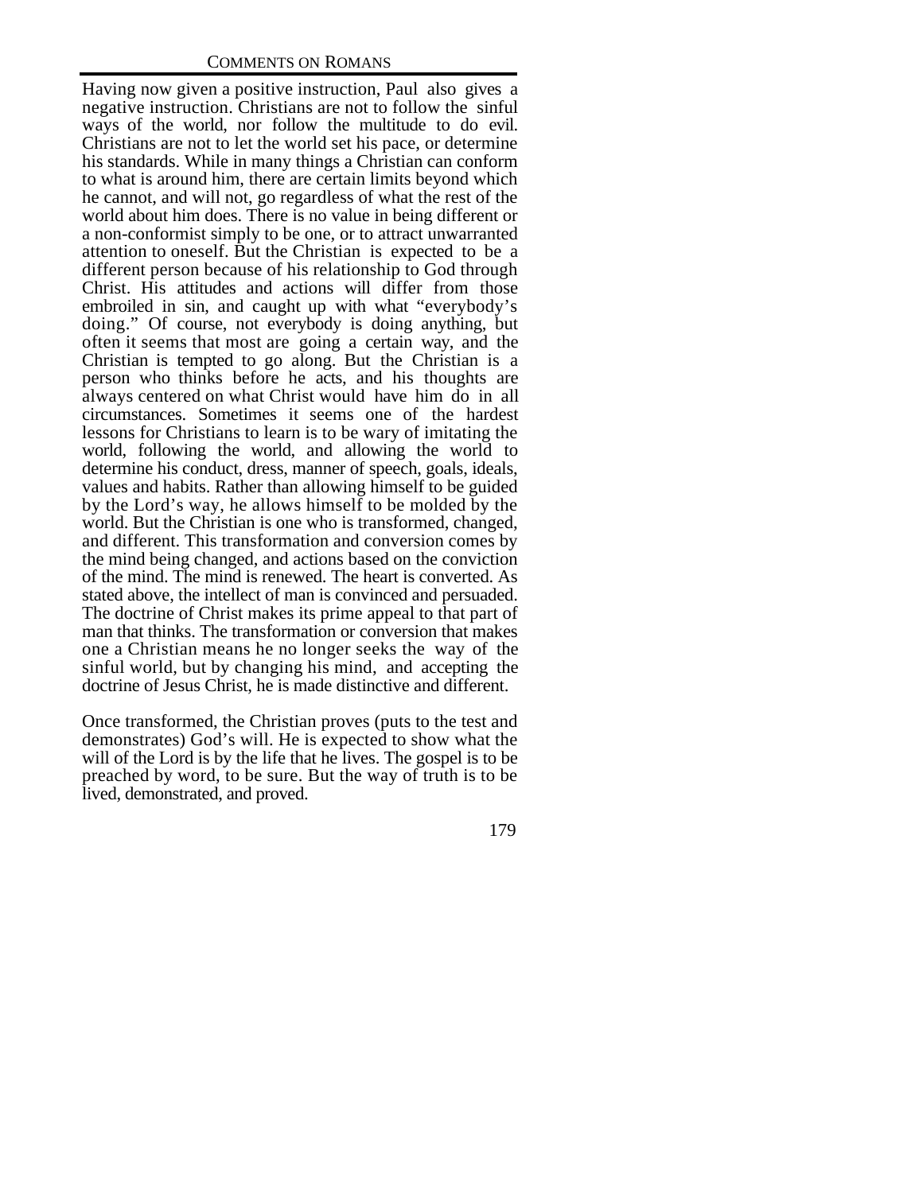Having now given a positive instruction, Paul also gives a negative instruction. Christians are not to follow the sinful ways of the world, nor follow the multitude to do evil. Christians are not to let the world set his pace, or determine his standards. While in many things a Christian can conform to what is around him, there are certain limits beyond which he cannot, and will not, go regardless of what the rest of the world about him does. There is no value in being different or a non-conformist simply to be one, or to attract unwarranted attention to oneself. But the Christian is expected to be a different person because of his relationship to God through Christ. His attitudes and actions will differ from those embroiled in sin, and caught up with what "everybody's doing." Of course, not everybody is doing anything, but often it seems that most are going a certain way, and the Christian is tempted to go along. But the Christian is a person who thinks before he acts, and his thoughts are always centered on what Christ would have him do in all circumstances. Sometimes it seems one of the hardest lessons for Christians to learn is to be wary of imitating the world, following the world, and allowing the world to determine his conduct, dress, manner of speech, goals, ideals, values and habits. Rather than allowing himself to be guided by the Lord's way, he allows himself to be molded by the world. But the Christian is one who is transformed, changed, and different. This transformation and conversion comes by the mind being changed, and actions based on the conviction of the mind. The mind is renewed. The heart is converted. As stated above, the intellect of man is convinced and persuaded. The doctrine of Christ makes its prime appeal to that part of man that thinks. The transformation or conversion that makes one a Christian means he no longer seeks the way of the sinful world, but by changing his mind, and accepting the doctrine of Jesus Christ, he is made distinctive and different.

Once transformed, the Christian proves (puts to the test and demonstrates) God's will. He is expected to show what the will of the Lord is by the life that he lives. The gospel is to be preached by word, to be sure. But the way of truth is to be lived, demonstrated, and proved.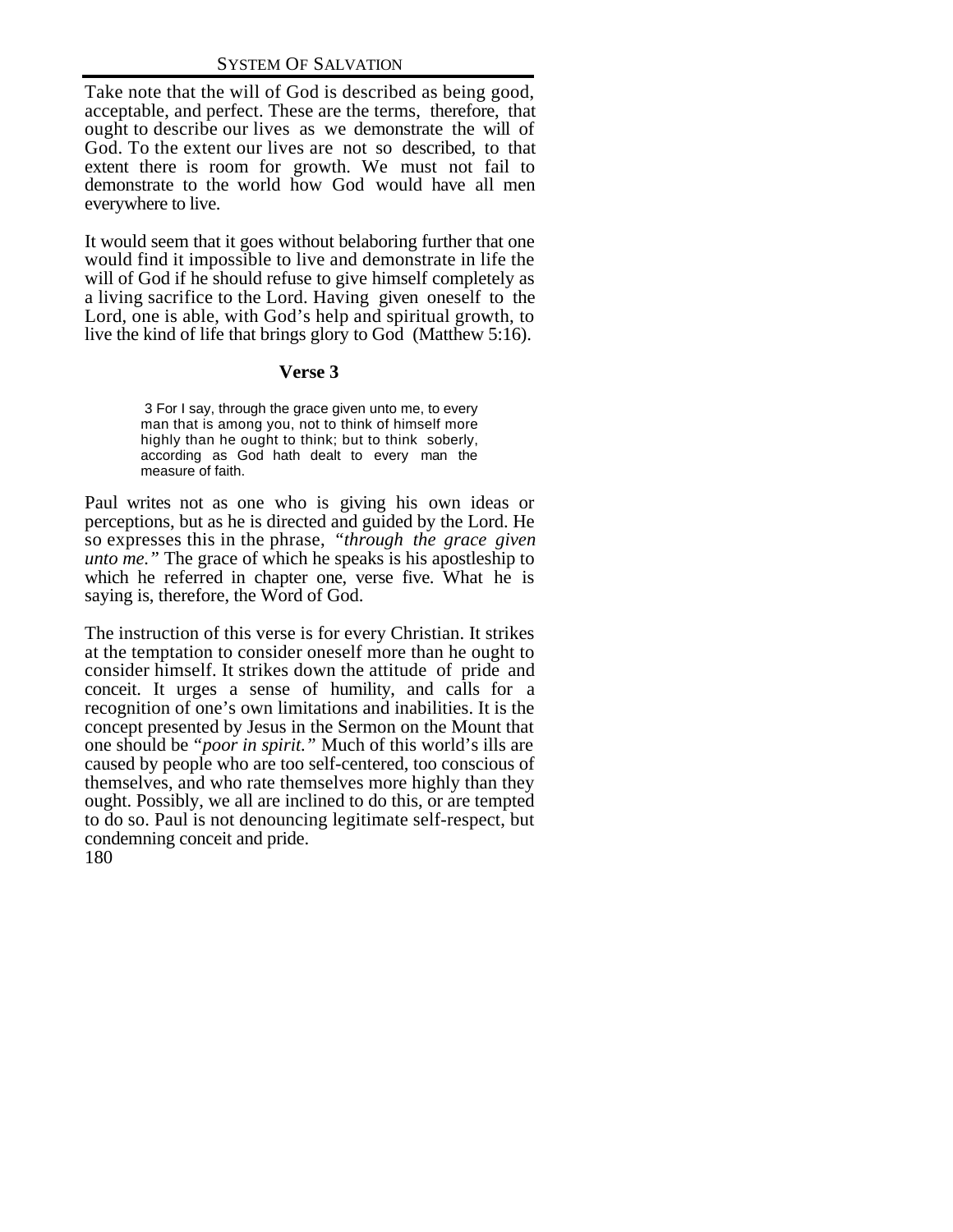Take note that the will of God is described as being good, acceptable, and perfect. These are the terms, therefore, that ought to describe our lives as we demonstrate the will of God. To the extent our lives are not so described, to that extent there is room for growth. We must not fail to demonstrate to the world how God would have all men everywhere to live.

It would seem that it goes without belaboring further that one would find it impossible to live and demonstrate in life the will of God if he should refuse to give himself completely as a living sacrifice to the Lord. Having given oneself to the Lord, one is able, with God's help and spiritual growth, to live the kind of life that brings glory to God (Matthew 5:16).

### Verse 3

> 3 For I say, through the grace given unto me, to every man that is among you, not to think of himself more highly than he ought to think; but to think soberly, according as God hath dealt to every man the measure of faith.

Paul writes not as one who is giving his own ideas or perceptions, but as he is directed and guided by the Lord. He so expresses this in the phrase, *"through the grace given unto me."* The grace of which he speaks is his apostleship to which he referred in chapter one, verse five. What he is saying is, therefore, the Word of God.

The instruction of this verse is for every Christian. It strikes at the temptation to consider oneself more than he ought to consider himself. It strikes down the attitude of pride and conceit. It urges a sense of humility, and calls for a recognition of one's own limitations and inabilities. It is the concept presented by Jesus in the Sermon on the Mount that one should be *"poor in spirit."* Much of this world's ills are caused by people who are too self-centered, too conscious of themselves, and who rate themselves more highly than they ought. Possibly, we all are inclined to do this, or are tempted to do so. Paul is not denouncing legitimate self-respect, but condemning conceit and pride.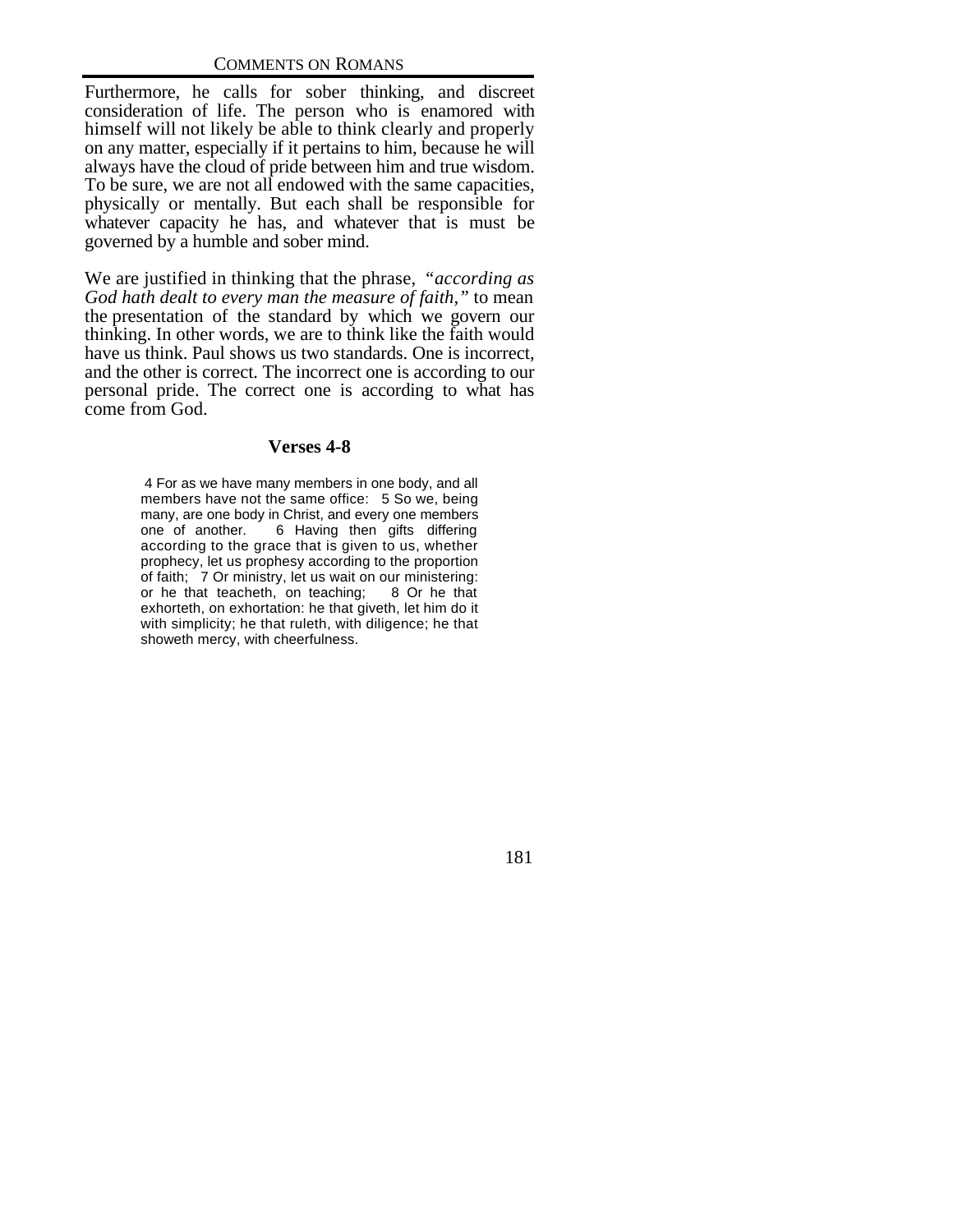Furthermore, he calls for sober thinking, and discreet consideration of life. The person who is enamored with himself will not likely be able to think clearly and properly on any matter, especially if it pertains to him, because he will always have the cloud of pride between him and true wisdom. To be sure, we are not all endowed with the same capacities, physically or mentally. But each shall be responsible for whatever capacity he has, and whatever that is must be governed by a humble and sober mind.

We are justified in thinking that the phrase, *"according as God hath dealt to every man the measure of faith,"* to mean the presentation of the standard by which we govern our thinking. In other words, we are to think like the faith would have us think. Paul shows us two standards. One is incorrect, and the other is correct. The incorrect one is according to our personal pride. The correct one is according to what has come from God.

### Verses 4-8

> 4 For as we have many members in one body, and all members have not the same office: 5 So we, being many, are one body in Christ, and every one members one of another. 6 Having then gifts differing according to the grace that is given to us, whether prophecy, let us prophesy according to the proportion of faith; 7 Or ministry, let us wait on our ministering: or he that teacheth, on teaching; 8 Or he that exhorteth, on exhortation: he that giveth, let him do it with simplicity; he that ruleth, with diligence; he that showeth mercy, with cheerfulness.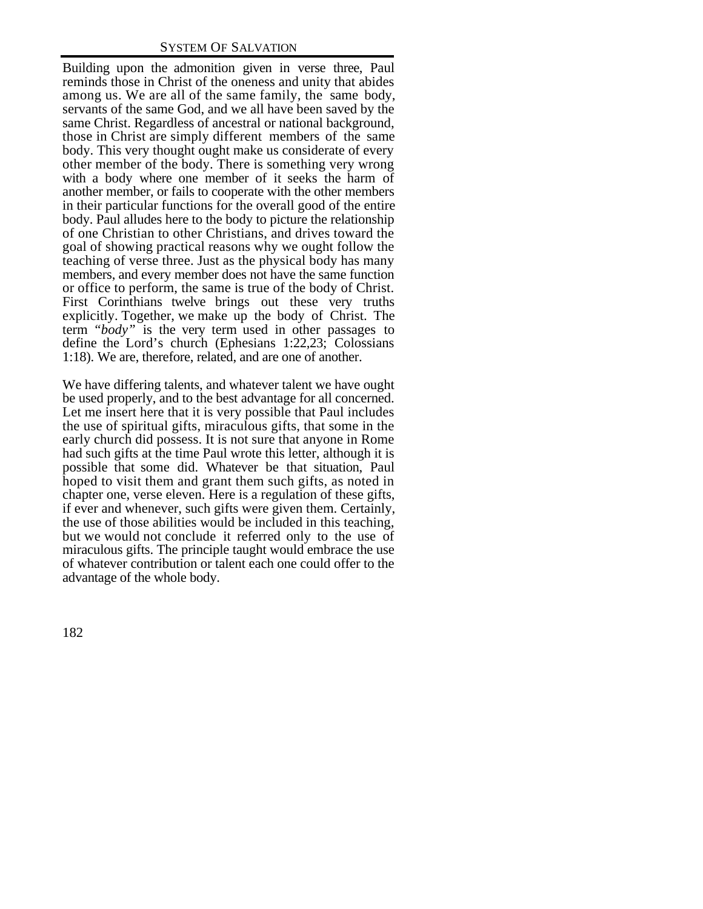Building upon the admonition given in verse three, Paul reminds those in Christ of the oneness and unity that abides among us. We are all of the same family, the same body, servants of the same God, and we all have been saved by the same Christ. Regardless of ancestral or national background, those in Christ are simply different members of the same body. This very thought ought make us considerate of every other member of the body. There is something very wrong with a body where one member of it seeks the harm of another member, or fails to cooperate with the other members in their particular functions for the overall good of the entire body. Paul alludes here to the body to picture the relationship of one Christian to other Christians, and drives toward the goal of showing practical reasons why we ought follow the teaching of verse three. Just as the physical body has many members, and every member does not have the same function or office to perform, the same is true of the body of Christ. First Corinthians twelve brings out these very truths explicitly. Together, we make up the body of Christ. The term "*body*" is the very term used in other passages to define the Lord's church (Ephesians 1:22,23; Colossians 1:18). We are, therefore, related, and are one of another.

We have differing talents, and whatever talent we have ought be used properly, and to the best advantage for all concerned. Let me insert here that it is very possible that Paul includes the use of spiritual gifts, miraculous gifts, that some in the early church did possess. It is not sure that anyone in Rome had such gifts at the time Paul wrote this letter, although it is possible that some did. Whatever be that situation, Paul hoped to visit them and grant them such gifts, as noted in chapter one, verse eleven. Here is a regulation of these gifts, if ever and whenever, such gifts were given them. Certainly, the use of those abilities would be included in this teaching, but we would not conclude it referred only to the use of miraculous gifts. The principle taught would embrace the use of whatever contribution or talent each one could offer to the advantage of the whole body.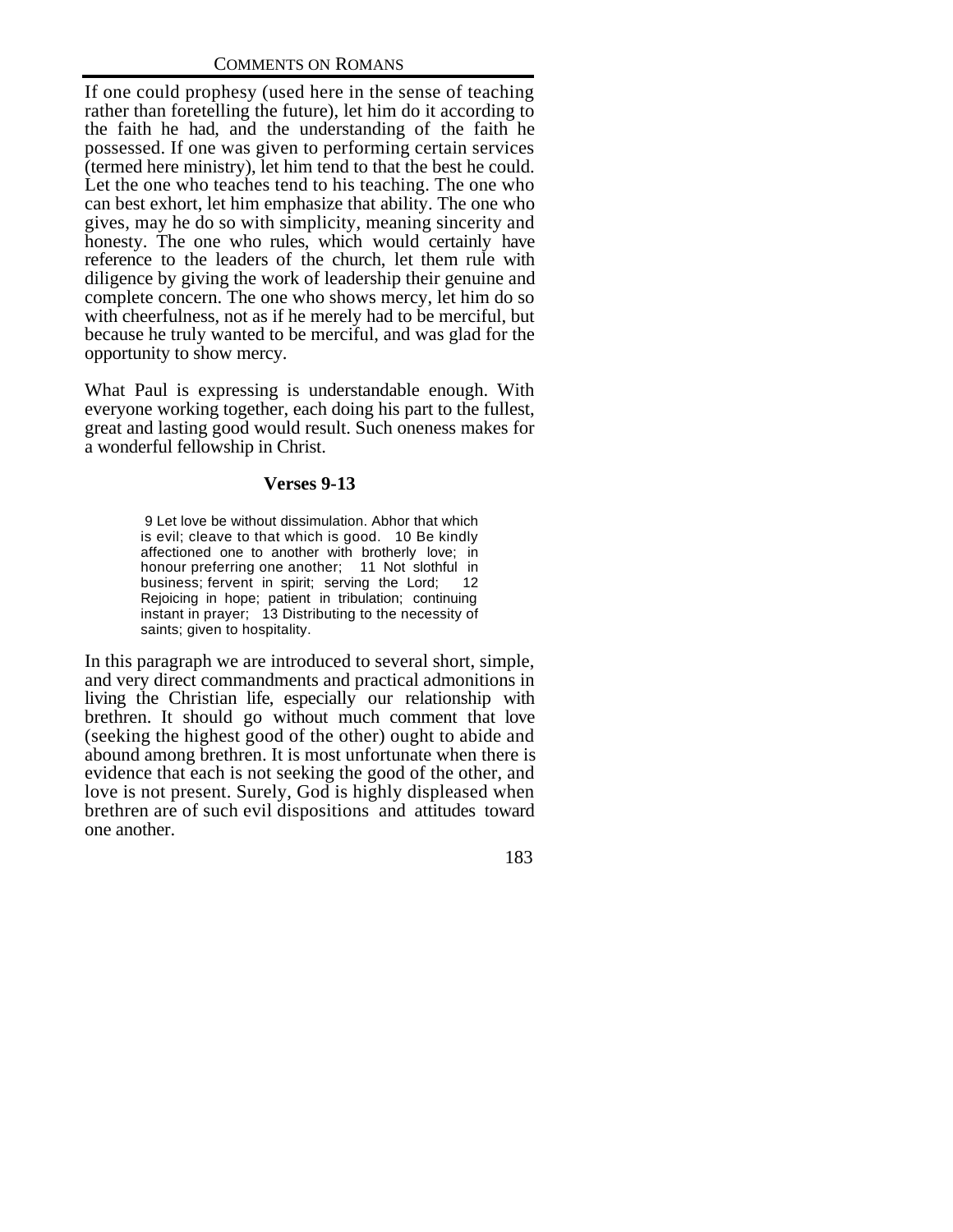If one could prophesy (used here in the sense of teaching rather than foretelling the future), let him do it according to the faith he had, and the understanding of the faith he possessed. If one was given to performing certain services (termed here ministry), let him tend to that the best he could. Let the one who teaches tend to his teaching. The one who can best exhort, let him emphasize that ability. The one who gives, may he do so with simplicity, meaning sincerity and honesty. The one who rules, which would certainly have reference to the leaders of the church, let them rule with diligence by giving the work of leadership their genuine and complete concern. The one who shows mercy, let him do so with cheerfulness, not as if he merely had to be merciful, but because he truly wanted to be merciful, and was glad for the opportunity to show mercy.

What Paul is expressing is understandable enough. With everyone working together, each doing his part to the fullest, great and lasting good would result. Such oneness makes for a wonderful fellowship in Christ.

### Verses 9-13

> 9 Let love be without dissimulation. Abhor that which is evil; cleave to that which is good. 10 Be kindly affectioned one to another with brotherly love; in honour preferring one another; 11 Not slothful in business; fervent in spirit; serving the Lord; 12 Rejoicing in hope; patient in tribulation; continuing instant in prayer; 13 Distributing to the necessity of saints; given to hospitality.

In this paragraph we are introduced to several short, simple, and very direct commandments and practical admonitions in living the Christian life, especially our relationship with brethren. It should go without much comment that love (seeking the highest good of the other) ought to abide and abound among brethren. It is most unfortunate when there is evidence that each is not seeking the good of the other, and love is not present. Surely, God is highly displeased when brethren are of such evil dispositions and attitudes toward one another.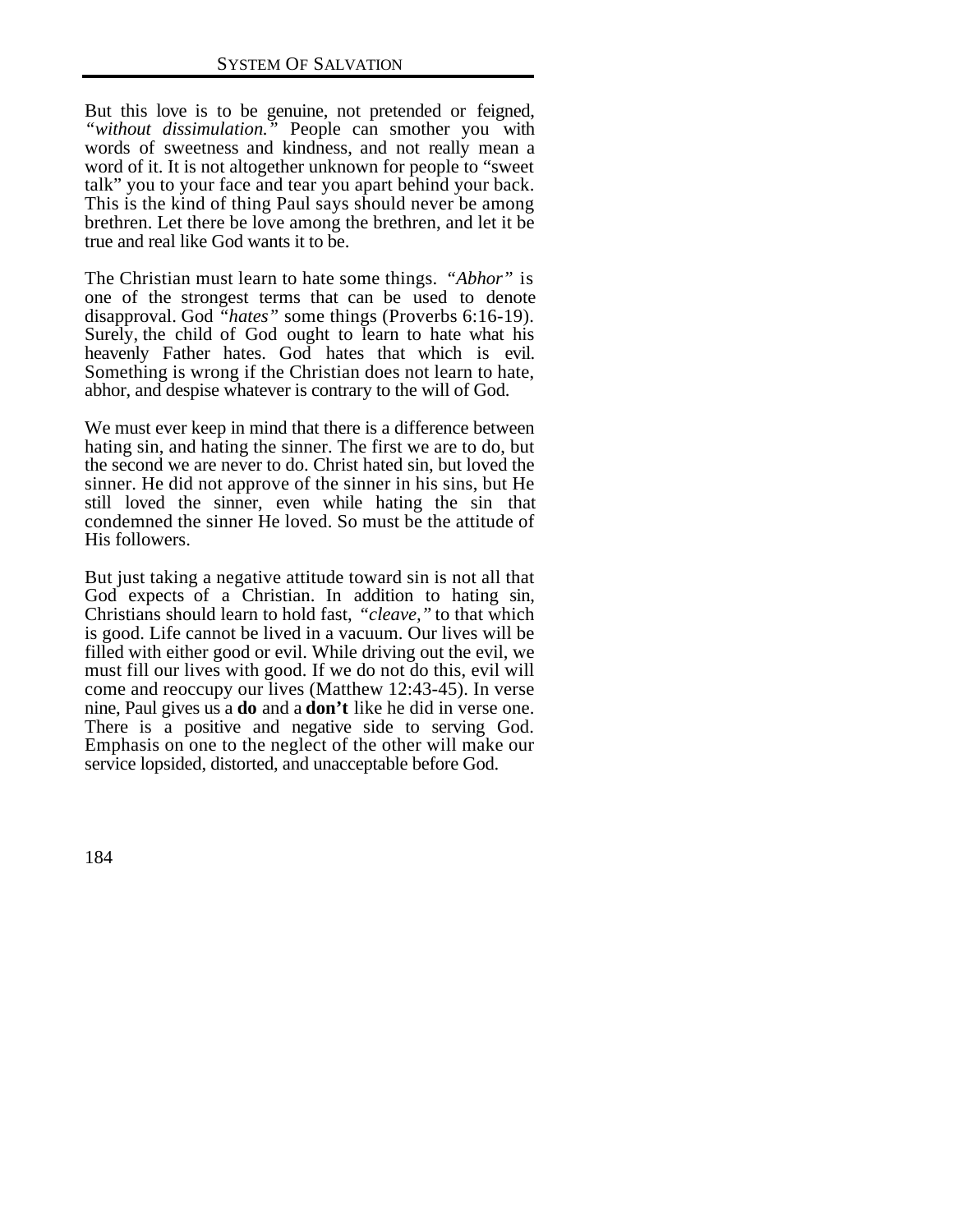But this love is to be genuine, not pretended or feigned, *"without dissimulation."* People can smother you with words of sweetness and kindness, and not really mean a word of it. It is not altogether unknown for people to "sweet talk" you to your face and tear you apart behind your back. This is the kind of thing Paul says should never be among brethren. Let there be love among the brethren, and let it be true and real like God wants it to be.

The Christian must learn to hate some things. *"Abhor"* is one of the strongest terms that can be used to denote disapproval. God *"hates"* some things (Proverbs 6:16-19). Surely, the child of God ought to learn to hate what his heavenly Father hates. God hates that which is evil. Something is wrong if the Christian does not learn to hate, abhor, and despise whatever is contrary to the will of God.

We must ever keep in mind that there is a difference between hating sin, and hating the sinner. The first we are to do, but the second we are never to do. Christ hated sin, but loved the sinner. He did not approve of the sinner in his sins, but He still loved the sinner, even while hating the sin that condemned the sinner He loved. So must be the attitude of His followers.

But just taking a negative attitude toward sin is not all that God expects of a Christian. In addition to hating sin, Christians should learn to hold fast, *"cleave,"* to that which is good. Life cannot be lived in a vacuum. Our lives will be filled with either good or evil. While driving out the evil, we must fill our lives with good. If we do not do this, evil will come and reoccupy our lives (Matthew 12:43-45). In verse nine, Paul gives us a **do** and a **don't** like he did in verse one. There is a positive and negative side to serving God. Emphasis on one to the neglect of the other will make our service lopsided, distorted, and unacceptable before God.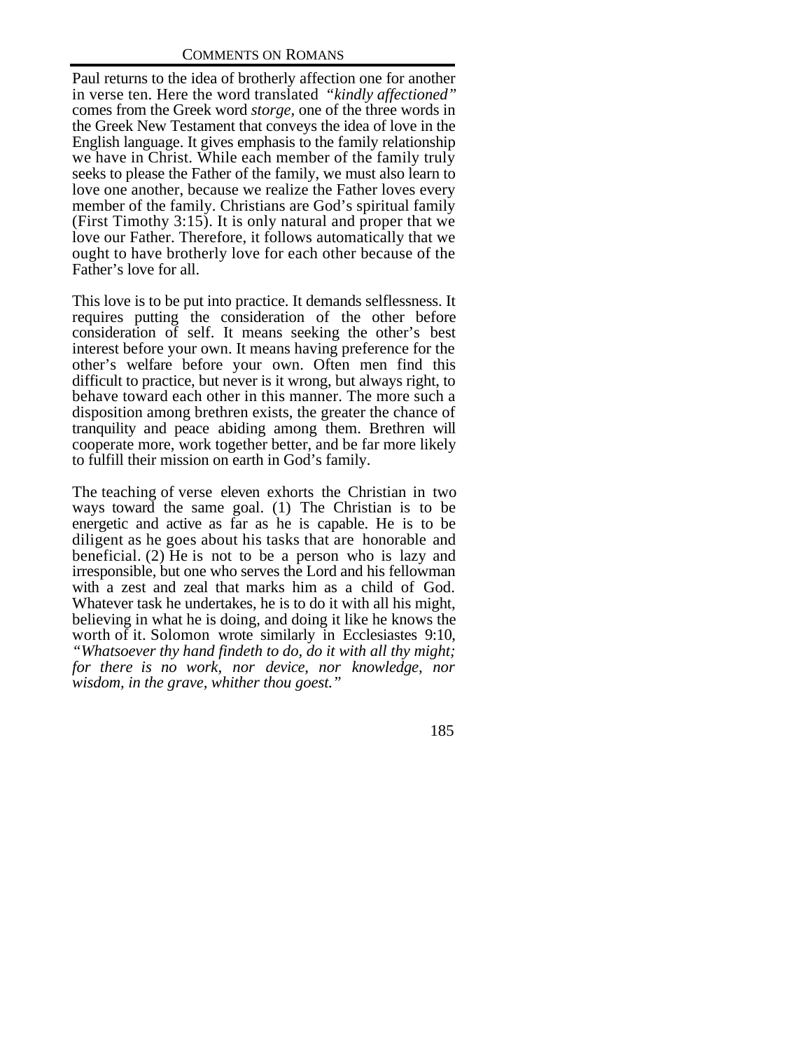Paul returns to the idea of brotherly affection one for another in verse ten. Here the word translated *"kindly affectioned"* comes from the Greek word *storge*, one of the three words in the Greek New Testament that conveys the idea of love in the English language. It gives emphasis to the family relationship we have in Christ. While each member of the family truly seeks to please the Father of the family, we must also learn to love one another, because we realize the Father loves every member of the family. Christians are God's spiritual family (First Timothy 3:15). It is only natural and proper that we love our Father. Therefore, it follows automatically that we ought to have brotherly love for each other because of the Father's love for all.

This love is to be put into practice. It demands selflessness. It requires putting the consideration of the other before consideration of self. It means seeking the other's best interest before your own. It means having preference for the other's welfare before your own. Often men find this difficult to practice, but never is it wrong, but always right, to behave toward each other in this manner. The more such a disposition among brethren exists, the greater the chance of tranquility and peace abiding among them. Brethren will cooperate more, work together better, and be far more likely to fulfill their mission on earth in God's family.

The teaching of verse eleven exhorts the Christian in two ways toward the same goal. (1) The Christian is to be energetic and active as far as he is capable. He is to be diligent as he goes about his tasks that are honorable and beneficial. (2) He is not to be a person who is lazy and irresponsible, but one who serves the Lord and his fellowman with a zest and zeal that marks him as a child of God. Whatever task he undertakes, he is to do it with all his might, believing in what he is doing, and doing it like he knows the worth of it. Solomon wrote similarly in Ecclesiastes 9:10, *"Whatsoever thy hand findeth to do, do it with all thy might; for there is no work, nor device, nor knowledge, nor wisdom, in the grave, whither thou goest."*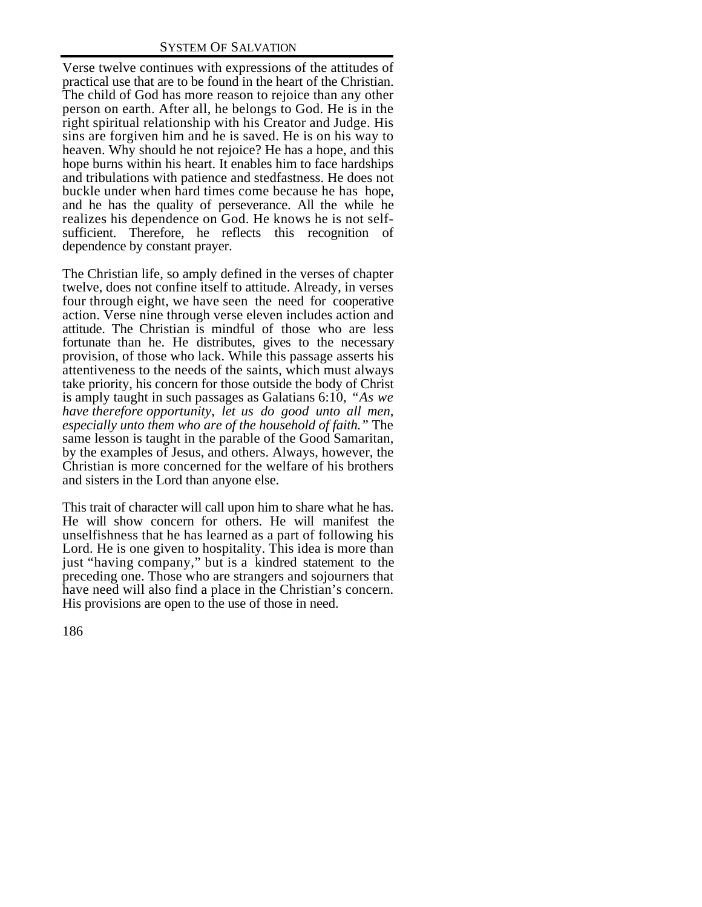Verse twelve continues with expressions of the attitudes of practical use that are to be found in the heart of the Christian. The child of God has more reason to rejoice than any other person on earth. After all, he belongs to God. He is in the right spiritual relationship with his Creator and Judge. His sins are forgiven him and he is saved. He is on his way to heaven. Why should he not rejoice? He has a hope, and this hope burns within his heart. It enables him to face hardships and tribulations with patience and stedfastness. He does not buckle under when hard times come because he has hope, and he has the quality of perseverance. All the while he realizes his dependence on God. He knows he is not self-sufficient. Therefore, he reflects this recognition of dependence by constant prayer.

The Christian life, so amply defined in the verses of chapter twelve, does not confine itself to attitude. Already, in verses four through eight, we have seen the need for cooperative action. Verse nine through verse eleven includes action and attitude. The Christian is mindful of those who are less fortunate than he. He distributes, gives to the necessary provision, of those who lack. While this passage asserts his attentiveness to the needs of the saints, which must always take priority, his concern for those outside the body of Christ is amply taught in such passages as Galatians 6:10, *"As we have therefore opportunity, let us do good unto all men, especially unto them who are of the household of faith."* The same lesson is taught in the parable of the Good Samaritan, by the examples of Jesus, and others. Always, however, the Christian is more concerned for the welfare of his brothers and sisters in the Lord than anyone else.

This trait of character will call upon him to share what he has. He will show concern for others. He will manifest the unselfishness that he has learned as a part of following his Lord. He is one given to hospitality. This idea is more than just "having company," but is a kindred statement to the preceding one. Those who are strangers and sojourners that have need will also find a place in the Christian's concern. His provisions are open to the use of those in need.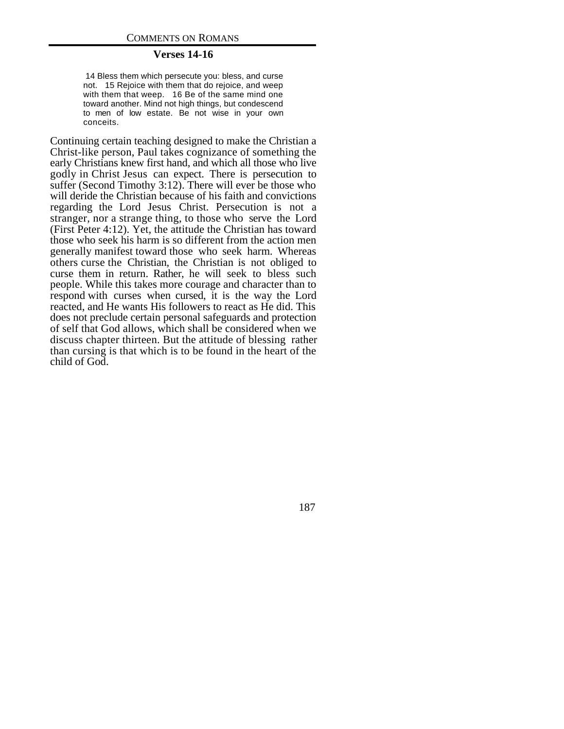### Verses 14-16

> 14 Bless them which persecute you: bless, and curse not. 15 Rejoice with them that do rejoice, and weep with them that weep. 16 Be of the same mind one toward another. Mind not high things, but condescend to men of low estate. Be not wise in your own conceits.

Continuing certain teaching designed to make the Christian a Christ-like person, Paul takes cognizance of something the early Christians knew first hand, and which all those who live godly in Christ Jesus can expect. There is persecution to suffer (Second Timothy 3:12). There will ever be those who will deride the Christian because of his faith and convictions regarding the Lord Jesus Christ. Persecution is not a stranger, nor a strange thing, to those who serve the Lord (First Peter 4:12). Yet, the attitude the Christian has toward those who seek his harm is so different from the action men generally manifest toward those who seek harm. Whereas others curse the Christian, the Christian is not obliged to curse them in return. Rather, he will seek to bless such people. While this takes more courage and character than to respond with curses when cursed, it is the way the Lord reacted, and He wants His followers to react as He did. This does not preclude certain personal safeguards and protection of self that God allows, which shall be considered when we discuss chapter thirteen. But the attitude of blessing rather than cursing is that which is to be found in the heart of the child of God.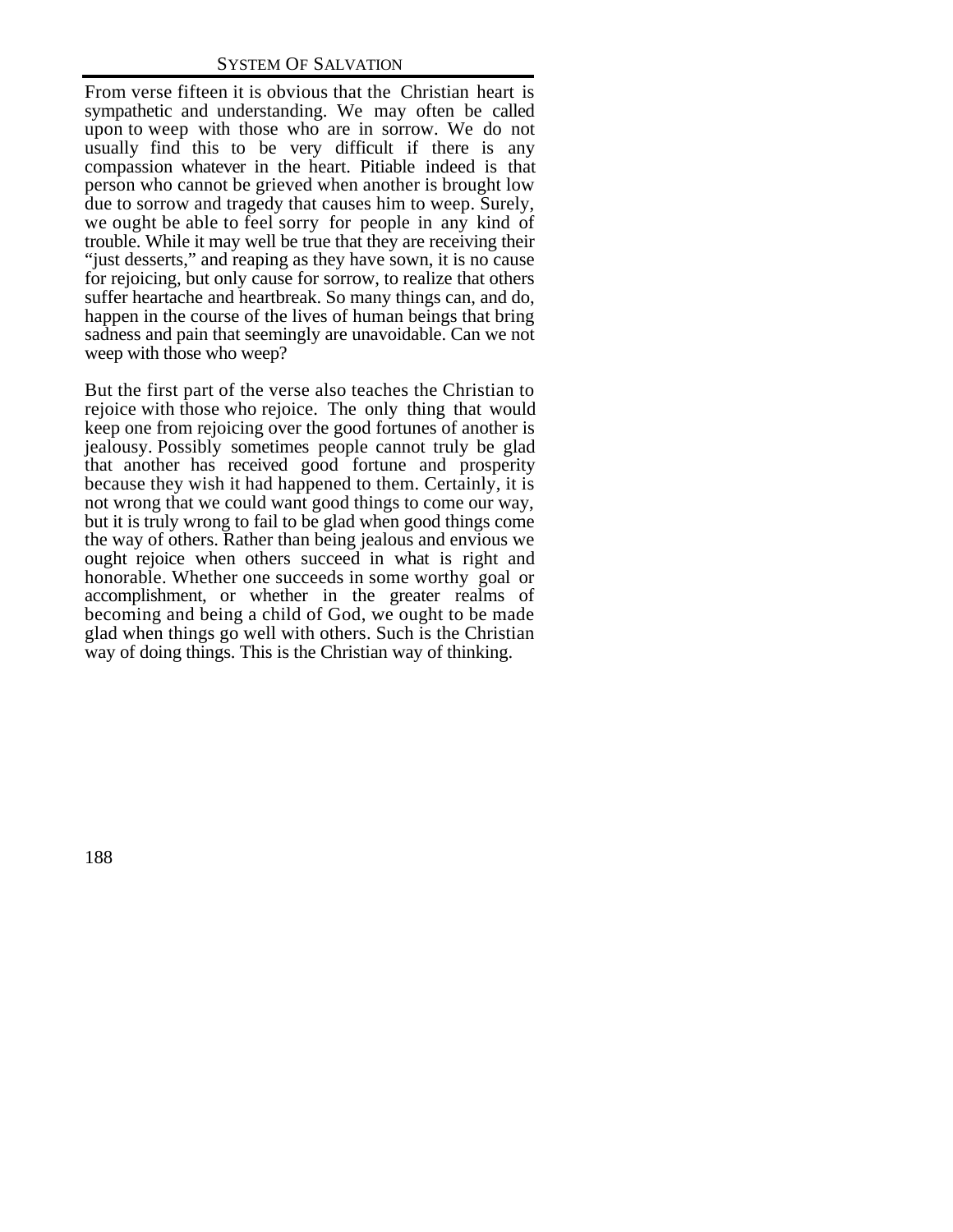From verse fifteen it is obvious that the Christian heart is sympathetic and understanding. We may often be called upon to weep with those who are in sorrow. We do not usually find this to be very difficult if there is any compassion whatever in the heart. Pitiable indeed is that person who cannot be grieved when another is brought low due to sorrow and tragedy that causes him to weep. Surely, we ought be able to feel sorry for people in any kind of trouble. While it may well be true that they are receiving their "just desserts," and reaping as they have sown, it is no cause for rejoicing, but only cause for sorrow, to realize that others suffer heartache and heartbreak. So many things can, and do, happen in the course of the lives of human beings that bring sadness and pain that seemingly are unavoidable. Can we not weep with those who weep?

But the first part of the verse also teaches the Christian to rejoice with those who rejoice. The only thing that would keep one from rejoicing over the good fortunes of another is jealousy. Possibly sometimes people cannot truly be glad that another has received good fortune and prosperity because they wish it had happened to them. Certainly, it is not wrong that we could want good things to come our way, but it is truly wrong to fail to be glad when good things come the way of others. Rather than being jealous and envious we ought rejoice when others succeed in what is right and honorable. Whether one succeeds in some worthy goal or accomplishment, or whether in the greater realms of becoming and being a child of God, we ought to be made glad when things go well with others. Such is the Christian way of doing things. This is the Christian way of thinking.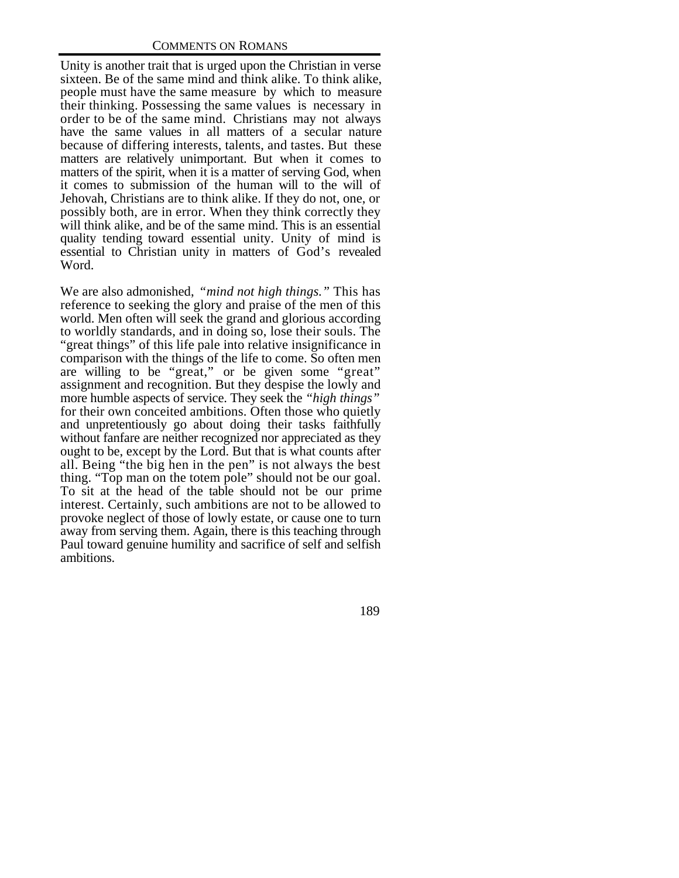Unity is another trait that is urged upon the Christian in verse sixteen. Be of the same mind and think alike. To think alike, people must have the same measure by which to measure their thinking. Possessing the same values is necessary in order to be of the same mind. Christians may not always have the same values in all matters of a secular nature because of differing interests, talents, and tastes. But these matters are relatively unimportant. But when it comes to matters of the spirit, when it is a matter of serving God, when it comes to submission of the human will to the will of Jehovah, Christians are to think alike. If they do not, one, or possibly both, are in error. When they think correctly they will think alike, and be of the same mind. This is an essential quality tending toward essential unity. Unity of mind is essential to Christian unity in matters of God's revealed Word.

We are also admonished, *"mind not high things."* This has reference to seeking the glory and praise of the men of this world. Men often will seek the grand and glorious according to worldly standards, and in doing so, lose their souls. The "great things" of this life pale into relative insignificance in comparison with the things of the life to come. So often men are willing to be "great," or be given some "great" assignment and recognition. But they despise the lowly and more humble aspects of service. They seek the *"high things"* for their own conceited ambitions. Often those who quietly and unpretentiously go about doing their tasks faithfully without fanfare are neither recognized nor appreciated as they ought to be, except by the Lord. But that is what counts after all. Being "the big hen in the pen" is not always the best thing. "Top man on the totem pole" should not be our goal. To sit at the head of the table should not be our prime interest. Certainly, such ambitions are not to be allowed to provoke neglect of those of lowly estate, or cause one to turn away from serving them. Again, there is this teaching through Paul toward genuine humility and sacrifice of self and selfish ambitions.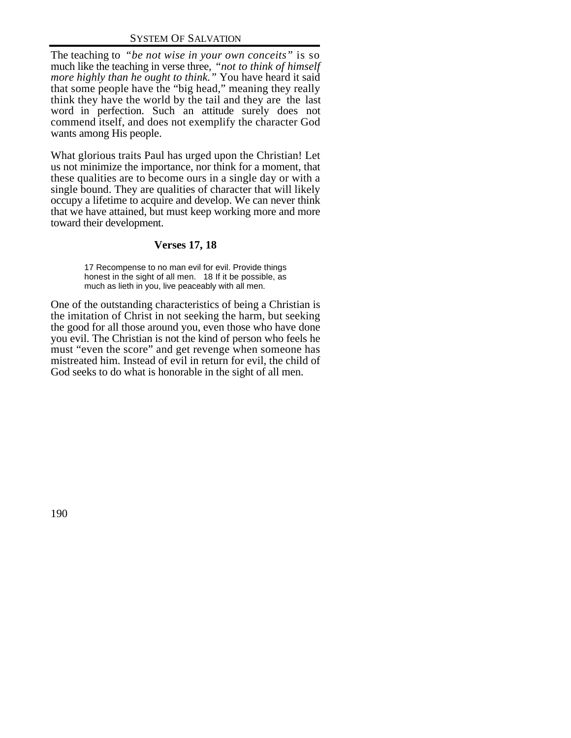The teaching to *"be not wise in your own conceits"* is so much like the teaching in verse three, *"not to think of himself more highly than he ought to think."* You have heard it said that some people have the "big head," meaning they really think they have the world by the tail and they are the last word in perfection. Such an attitude surely does not commend itself, and does not exemplify the character God wants among His people.

What glorious traits Paul has urged upon the Christian! Let us not minimize the importance, nor think for a moment, that these qualities are to become ours in a single day or with a single bound. They are qualities of character that will likely occupy a lifetime to acquire and develop. We can never think that we have attained, but must keep working more and more toward their development.

### Verses 17, 18

> 17 Recompense to no man evil for evil. Provide things honest in the sight of all men. 18 If it be possible, as much as lieth in you, live peaceably with all men.

One of the outstanding characteristics of being a Christian is the imitation of Christ in not seeking the harm, but seeking the good for all those around you, even those who have done you evil. The Christian is not the kind of person who feels he must "even the score" and get revenge when someone has mistreated him. Instead of evil in return for evil, the child of God seeks to do what is honorable in the sight of all men.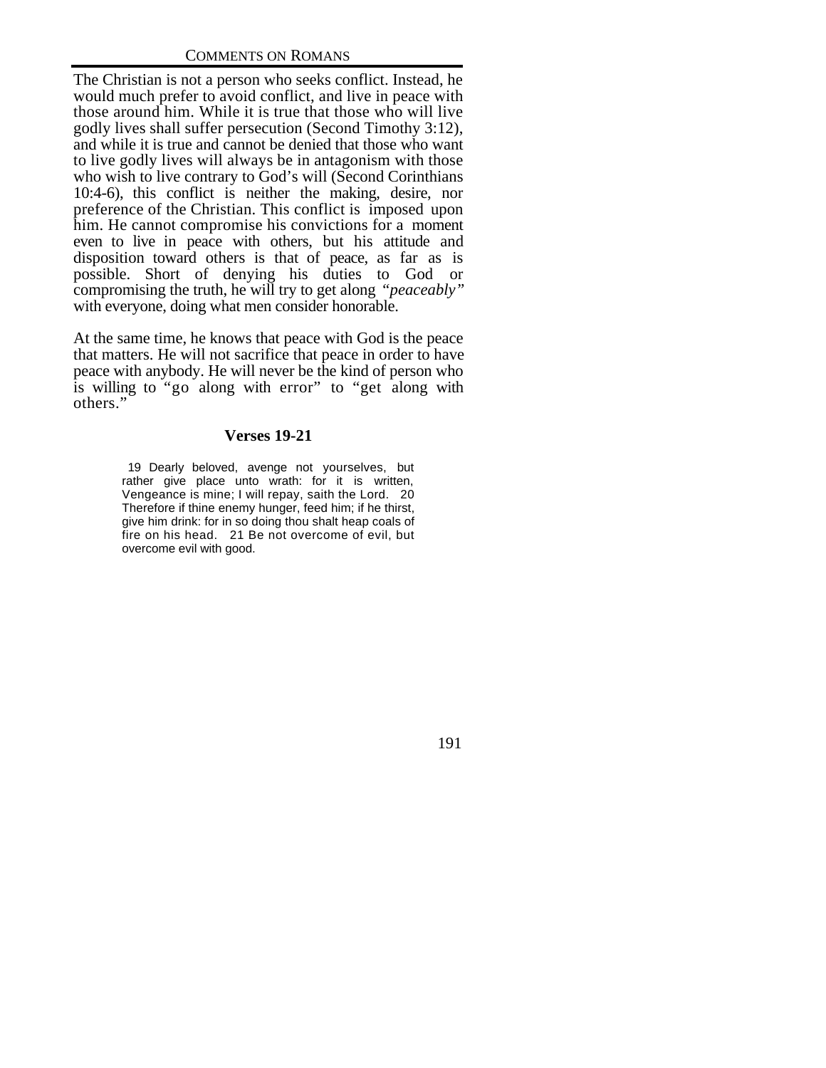The Christian is not a person who seeks conflict. Instead, he would much prefer to avoid conflict, and live in peace with those around him. While it is true that those who will live godly lives shall suffer persecution (Second Timothy 3:12), and while it is true and cannot be denied that those who want to live godly lives will always be in antagonism with those who wish to live contrary to God's will (Second Corinthians 10:4-6), this conflict is neither the making, desire, nor preference of the Christian. This conflict is imposed upon him. He cannot compromise his convictions for a moment even to live in peace with others, but his attitude and disposition toward others is that of peace, as far as is possible. Short of denying his duties to God or compromising the truth, he will try to get along *"peaceably"* with everyone, doing what men consider honorable.

At the same time, he knows that peace with God is the peace that matters. He will not sacrifice that peace in order to have peace with anybody. He will never be the kind of person who is willing to "go along with error" to "get along with others."

### Verses 19-21

> 19 Dearly beloved, avenge not yourselves, but rather give place unto wrath: for it is written, Vengeance is mine; I will repay, saith the Lord. 20 Therefore if thine enemy hunger, feed him; if he thirst, give him drink: for in so doing thou shalt heap coals of fire on his head. 21 Be not overcome of evil, but overcome evil with good.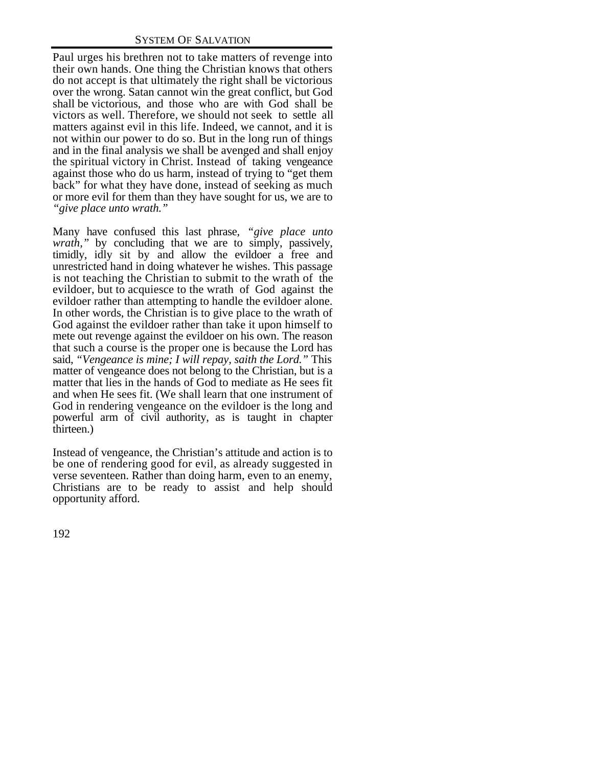Paul urges his brethren not to take matters of revenge into their own hands. One thing the Christian knows that others do not accept is that ultimately the right shall be victorious over the wrong. Satan cannot win the great conflict, but God shall be victorious, and those who are with God shall be victors as well. Therefore, we should not seek to settle all matters against evil in this life. Indeed, we cannot, and it is not within our power to do so. But in the long run of things and in the final analysis we shall be avenged and shall enjoy the spiritual victory in Christ. Instead of taking vengeance against those who do us harm, instead of trying to "get them back" for what they have done, instead of seeking as much or more evil for them than they have sought for us, we are to *"give place unto wrath."*

Many have confused this last phrase, *"give place unto wrath,"* by concluding that we are to simply, passively, timidly, idly sit by and allow the evildoer a free and unrestricted hand in doing whatever he wishes. This passage is not teaching the Christian to submit to the wrath of the evildoer, but to acquiesce to the wrath of God against the evildoer rather than attempting to handle the evildoer alone. In other words, the Christian is to give place to the wrath of God against the evildoer rather than take it upon himself to mete out revenge against the evildoer on his own. The reason that such a course is the proper one is because the Lord has said, *"Vengeance is mine; I will repay, saith the Lord."* This matter of vengeance does not belong to the Christian, but is a matter that lies in the hands of God to mediate as He sees fit and when He sees fit. (We shall learn that one instrument of God in rendering vengeance on the evildoer is the long and powerful arm of civil authority, as is taught in chapter thirteen.)

Instead of vengeance, the Christian's attitude and action is to be one of rendering good for evil, as already suggested in verse seventeen. Rather than doing harm, even to an enemy, Christians are to be ready to assist and help should opportunity afford.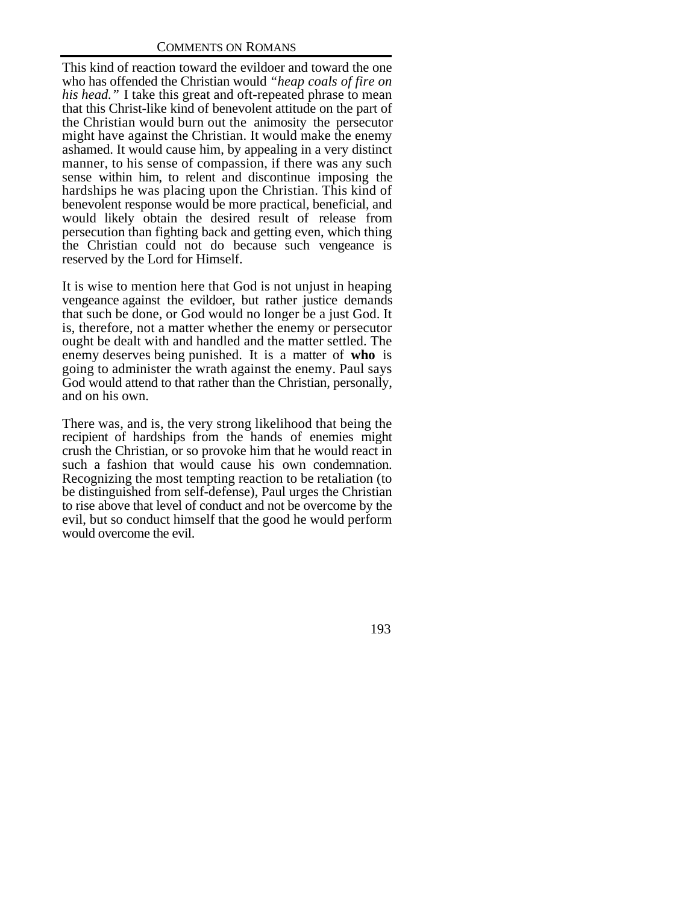This kind of reaction toward the evildoer and toward the one who has offended the Christian would *"heap coals of fire on his head."* I take this great and oft-repeated phrase to mean that this Christ-like kind of benevolent attitude on the part of the Christian would burn out the animosity the persecutor might have against the Christian. It would make the enemy ashamed. It would cause him, by appealing in a very distinct manner, to his sense of compassion, if there was any such sense within him, to relent and discontinue imposing the hardships he was placing upon the Christian. This kind of benevolent response would be more practical, beneficial, and would likely obtain the desired result of release from persecution than fighting back and getting even, which thing the Christian could not do because such vengeance is reserved by the Lord for Himself.

It is wise to mention here that God is not unjust in heaping vengeance against the evildoer, but rather justice demands that such be done, or God would no longer be a just God. It is, therefore, not a matter whether the enemy or persecutor ought be dealt with and handled and the matter settled. The enemy deserves being punished. It is a matter of **who** is going to administer the wrath against the enemy. Paul says God would attend to that rather than the Christian, personally, and on his own.

There was, and is, the very strong likelihood that being the recipient of hardships from the hands of enemies might crush the Christian, or so provoke him that he would react in such a fashion that would cause his own condemnation. Recognizing the most tempting reaction to be retaliation (to be distinguished from self-defense), Paul urges the Christian to rise above that level of conduct and not be overcome by the evil, but so conduct himself that the good he would perform would overcome the evil.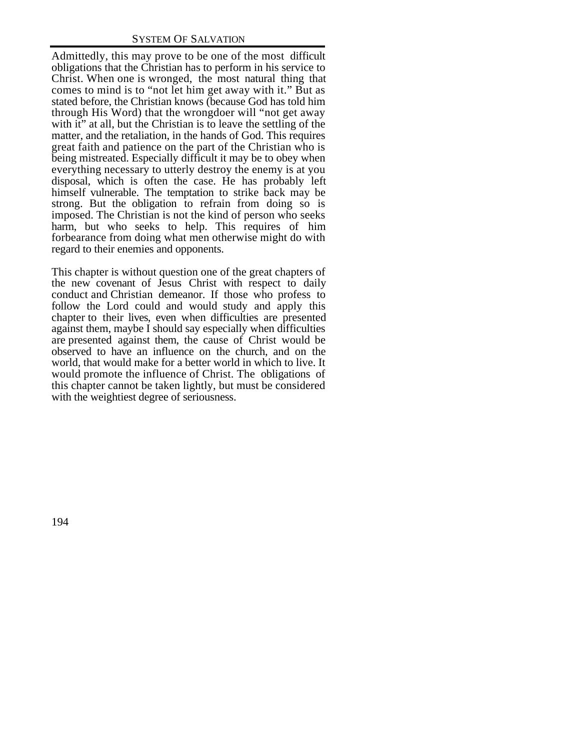Admittedly, this may prove to be one of the most difficult obligations that the Christian has to perform in his service to Christ. When one is wronged, the most natural thing that comes to mind is to "not let him get away with it." But as stated before, the Christian knows (because God has told him through His Word) that the wrongdoer will "not get away with it" at all, but the Christian is to leave the settling of the matter, and the retaliation, in the hands of God. This requires great faith and patience on the part of the Christian who is being mistreated. Especially difficult it may be to obey when everything necessary to utterly destroy the enemy is at you disposal, which is often the case. He has probably left himself vulnerable. The temptation to strike back may be strong. But the obligation to refrain from doing so is imposed. The Christian is not the kind of person who seeks harm, but who seeks to help. This requires of him forbearance from doing what men otherwise might do with regard to their enemies and opponents.

This chapter is without question one of the great chapters of the new covenant of Jesus Christ with respect to daily conduct and Christian demeanor. If those who profess to follow the Lord could and would study and apply this chapter to their lives, even when difficulties are presented against them, maybe I should say especially when difficulties are presented against them, the cause of Christ would be observed to have an influence on the church, and on the world, that would make for a better world in which to live. It would promote the influence of Christ. The obligations of this chapter cannot be taken lightly, but must be considered with the weightiest degree of seriousness.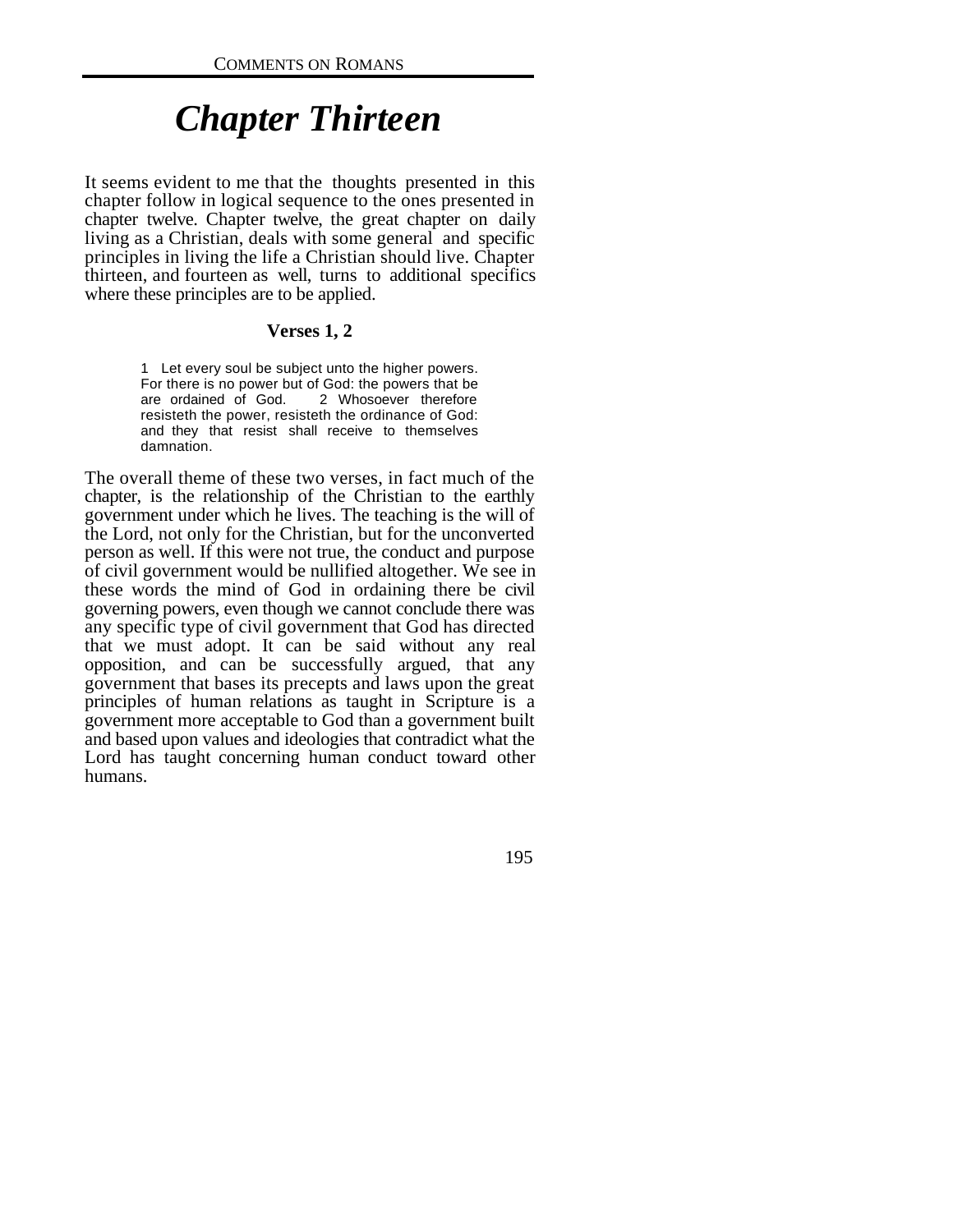# *Chapter Thirteen*

It seems evident to me that the thoughts presented in this chapter follow in logical sequence to the ones presented in chapter twelve. Chapter twelve, the great chapter on daily living as a Christian, deals with some general and specific principles in living the life a Christian should live. Chapter thirteen, and fourteen as well, turns to additional specifics where these principles are to be applied.

### Verses 1, 2

> 1 Let every soul be subject unto the higher powers. For there is no power but of God: the powers that be are ordained of God. 2 Whosoever therefore resisteth the power, resisteth the ordinance of God: and they that resist shall receive to themselves damnation.

The overall theme of these two verses, in fact much of the chapter, is the relationship of the Christian to the earthly government under which he lives. The teaching is the will of the Lord, not only for the Christian, but for the unconverted person as well. If this were not true, the conduct and purpose of civil government would be nullified altogether. We see in these words the mind of God in ordaining there be civil governing powers, even though we cannot conclude there was any specific type of civil government that God has directed that we must adopt. It can be said without any real opposition, and can be successfully argued, that any government that bases its precepts and laws upon the great principles of human relations as taught in Scripture is a government more acceptable to God than a government built and based upon values and ideologies that contradict what the Lord has taught concerning human conduct toward other humans.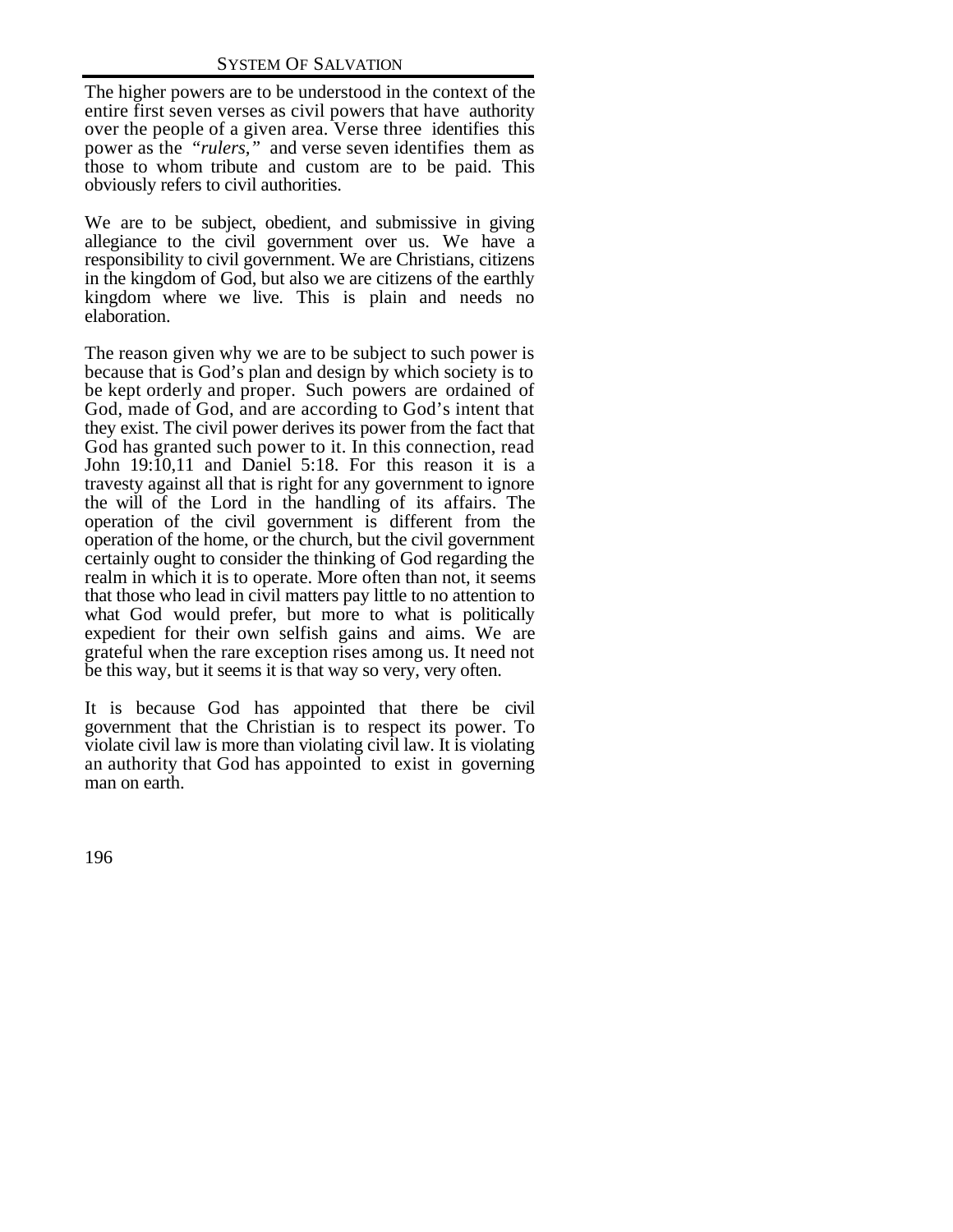The higher powers are to be understood in the context of the entire first seven verses as civil powers that have authority over the people of a given area. Verse three identifies this power as the *"rulers,"* and verse seven identifies them as those to whom tribute and custom are to be paid. This obviously refers to civil authorities.

We are to be subject, obedient, and submissive in giving allegiance to the civil government over us. We have a responsibility to civil government. We are Christians, citizens in the kingdom of God, but also we are citizens of the earthly kingdom where we live. This is plain and needs no elaboration.

The reason given why we are to be subject to such power is because that is God's plan and design by which society is to be kept orderly and proper. Such powers are ordained of God, made of God, and are according to God's intent that they exist. The civil power derives its power from the fact that God has granted such power to it. In this connection, read John 19:10,11 and Daniel 5:18. For this reason it is a travesty against all that is right for any government to ignore the will of the Lord in the handling of its affairs. The operation of the civil government is different from the operation of the home, or the church, but the civil government certainly ought to consider the thinking of God regarding the realm in which it is to operate. More often than not, it seems that those who lead in civil matters pay little to no attention to what God would prefer, but more to what is politically expedient for their own selfish gains and aims. We are grateful when the rare exception rises among us. It need not be this way, but it seems it is that way so very, very often.

It is because God has appointed that there be civil government that the Christian is to respect its power. To violate civil law is more than violating civil law. It is violating an authority that God has appointed to exist in governing man on earth.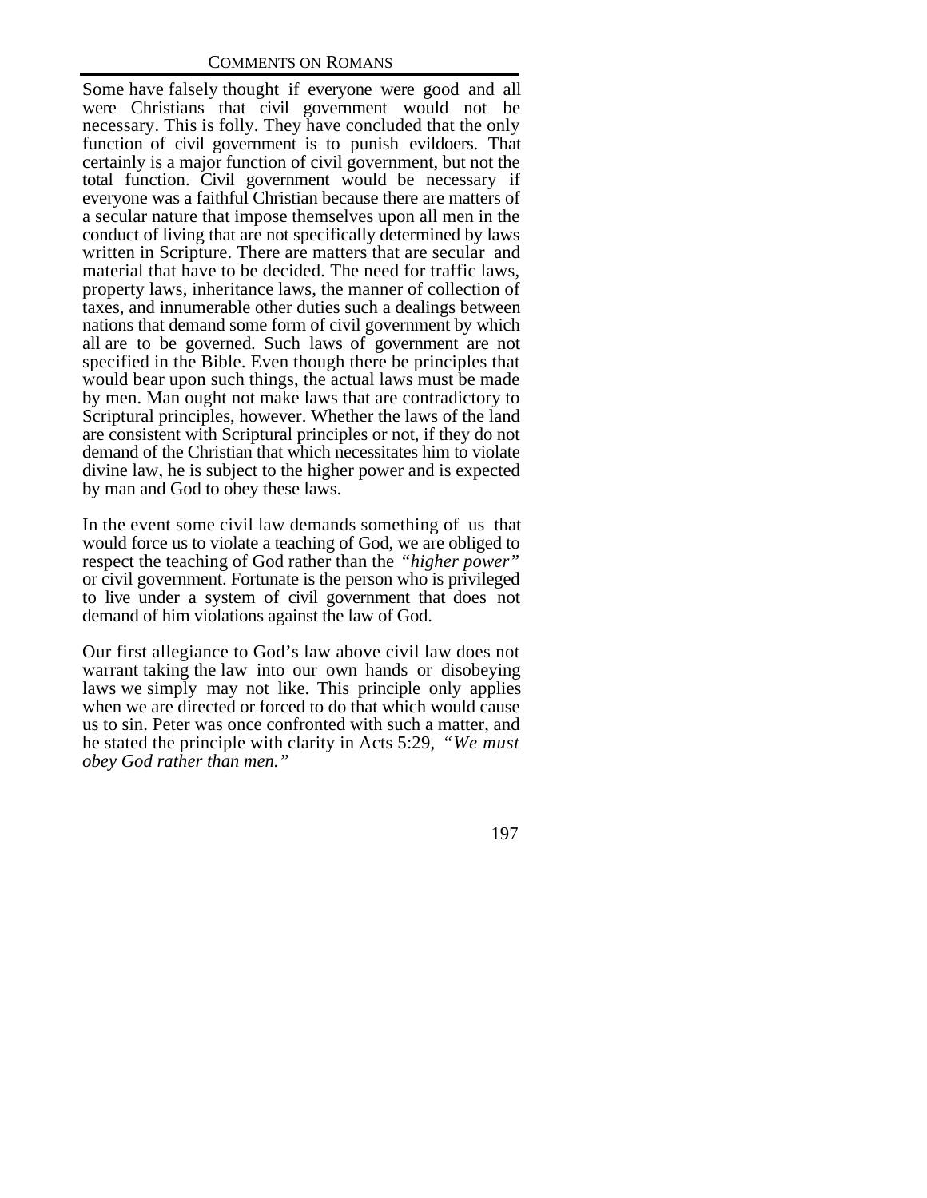Some have falsely thought if everyone were good and all were Christians that civil government would not be necessary. This is folly. They have concluded that the only function of civil government is to punish evildoers. That certainly is a major function of civil government, but not the total function. Civil government would be necessary if everyone was a faithful Christian because there are matters of a secular nature that impose themselves upon all men in the conduct of living that are not specifically determined by laws written in Scripture. There are matters that are secular and material that have to be decided. The need for traffic laws, property laws, inheritance laws, the manner of collection of taxes, and innumerable other duties such a dealings between nations that demand some form of civil government by which all are to be governed. Such laws of government are not specified in the Bible. Even though there be principles that would bear upon such things, the actual laws must be made by men. Man ought not make laws that are contradictory to Scriptural principles, however. Whether the laws of the land are consistent with Scriptural principles or not, if they do not demand of the Christian that which necessitates him to violate divine law, he is subject to the higher power and is expected by man and God to obey these laws.

In the event some civil law demands something of us that would force us to violate a teaching of God, we are obliged to respect the teaching of God rather than the *"higher power"* or civil government. Fortunate is the person who is privileged to live under a system of civil government that does not demand of him violations against the law of God.

Our first allegiance to God's law above civil law does not warrant taking the law into our own hands or disobeying laws we simply may not like. This principle only applies when we are directed or forced to do that which would cause us to sin. Peter was once confronted with such a matter, and he stated the principle with clarity in Acts 5:29, *"We must obey God rather than men."*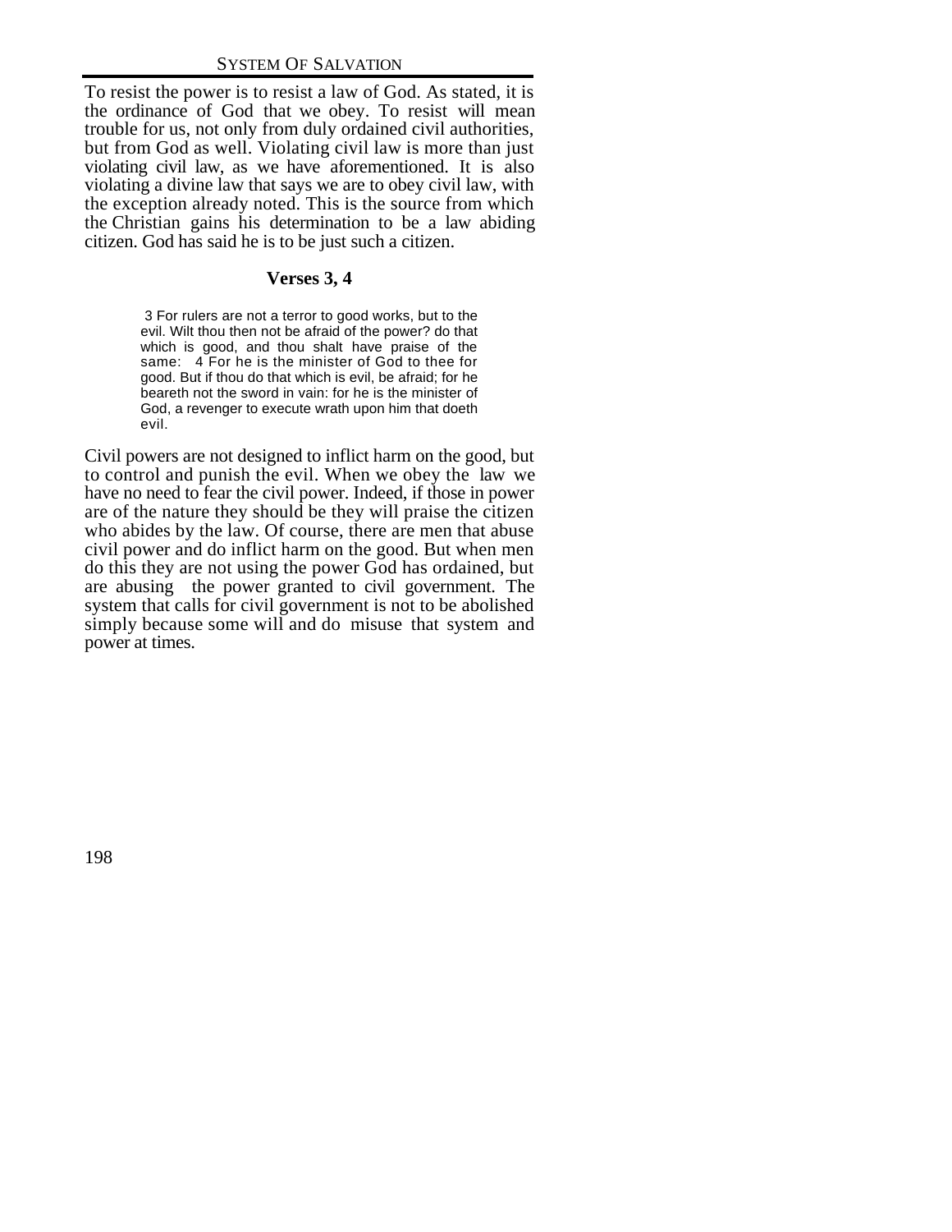To resist the power is to resist a law of God. As stated, it is the ordinance of God that we obey. To resist will mean trouble for us, not only from duly ordained civil authorities, but from God as well. Violating civil law is more than just violating civil law, as we have aforementioned. It is also violating a divine law that says we are to obey civil law, with the exception already noted. This is the source from which the Christian gains his determination to be a law abiding citizen. God has said he is to be just such a citizen.

### Verses 3, 4

> 3 For rulers are not a terror to good works, but to the evil. Wilt thou then not be afraid of the power? do that which is good, and thou shalt have praise of the same: 4 For he is the minister of God to thee for good. But if thou do that which is evil, be afraid; for he beareth not the sword in vain: for he is the minister of God, a revenger to execute wrath upon him that doeth evil.

Civil powers are not designed to inflict harm on the good, but to control and punish the evil. When we obey the law we have no need to fear the civil power. Indeed, if those in power are of the nature they should be they will praise the citizen who abides by the law. Of course, there are men that abuse civil power and do inflict harm on the good. But when men do this they are not using the power God has ordained, but are abusing the power granted to civil government. The system that calls for civil government is not to be abolished simply because some will and do misuse that system and power at times.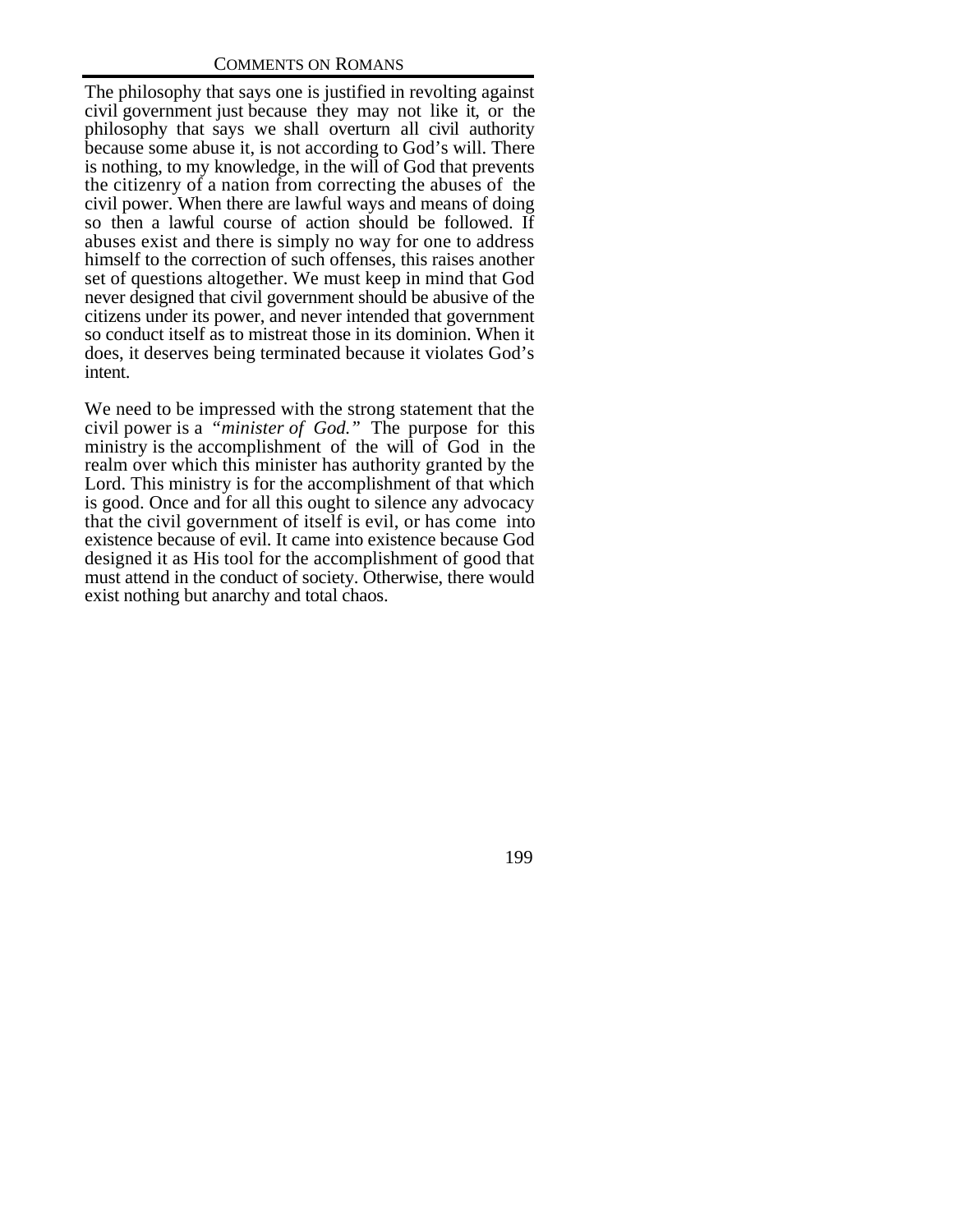The philosophy that says one is justified in revolting against civil government just because they may not like it, or the philosophy that says we shall overturn all civil authority because some abuse it, is not according to God's will. There is nothing, to my knowledge, in the will of God that prevents the citizenry of a nation from correcting the abuses of the civil power. When there are lawful ways and means of doing so then a lawful course of action should be followed. If abuses exist and there is simply no way for one to address himself to the correction of such offenses, this raises another set of questions altogether. We must keep in mind that God never designed that civil government should be abusive of the citizens under its power, and never intended that government so conduct itself as to mistreat those in its dominion. When it does, it deserves being terminated because it violates God's intent.

We need to be impressed with the strong statement that the civil power is a *"minister of God."* The purpose for this ministry is the accomplishment of the will of God in the realm over which this minister has authority granted by the Lord. This ministry is for the accomplishment of that which is good. Once and for all this ought to silence any advocacy that the civil government of itself is evil, or has come into existence because of evil. It came into existence because God designed it as His tool for the accomplishment of good that must attend in the conduct of society. Otherwise, there would exist nothing but anarchy and total chaos.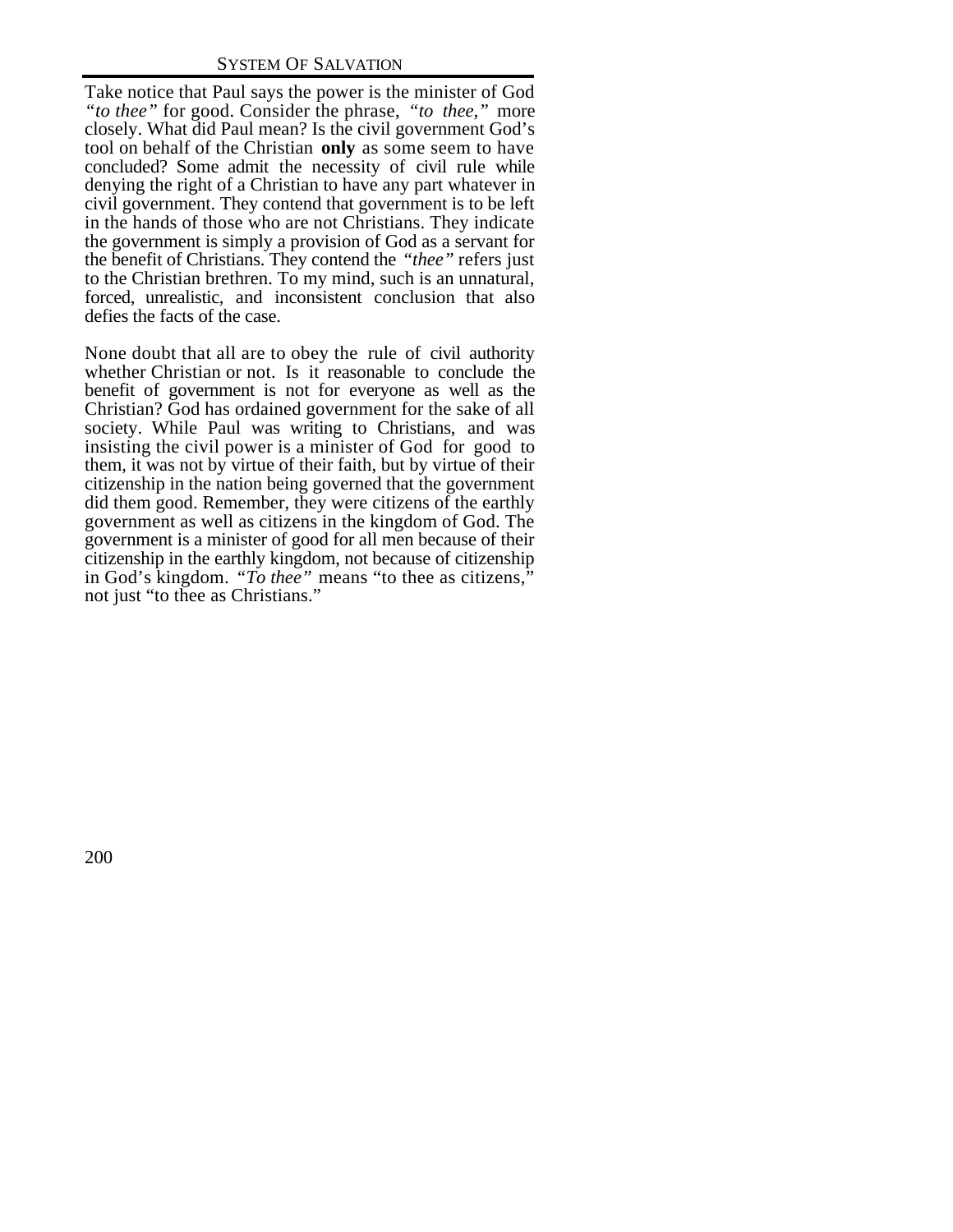Take notice that Paul says the power is the minister of God *"to thee"* for good. Consider the phrase, *"to thee,"* more closely. What did Paul mean? Is the civil government God's tool on behalf of the Christian **only** as some seem to have concluded? Some admit the necessity of civil rule while denying the right of a Christian to have any part whatever in civil government. They contend that government is to be left in the hands of those who are not Christians. They indicate the government is simply a provision of God as a servant for the benefit of Christians. They contend the *"thee"* refers just to the Christian brethren. To my mind, such is an unnatural, forced, unrealistic, and inconsistent conclusion that also defies the facts of the case.

None doubt that all are to obey the rule of civil authority whether Christian or not. Is it reasonable to conclude the benefit of government is not for everyone as well as the Christian? God has ordained government for the sake of all society. While Paul was writing to Christians, and was insisting the civil power is a minister of God for good to them, it was not by virtue of their faith, but by virtue of their citizenship in the nation being governed that the government did them good. Remember, they were citizens of the earthly government as well as citizens in the kingdom of God. The government is a minister of good for all men because of their citizenship in the earthly kingdom, not because of citizenship in God's kingdom. *"To thee"* means "to thee as citizens," not just "to thee as Christians."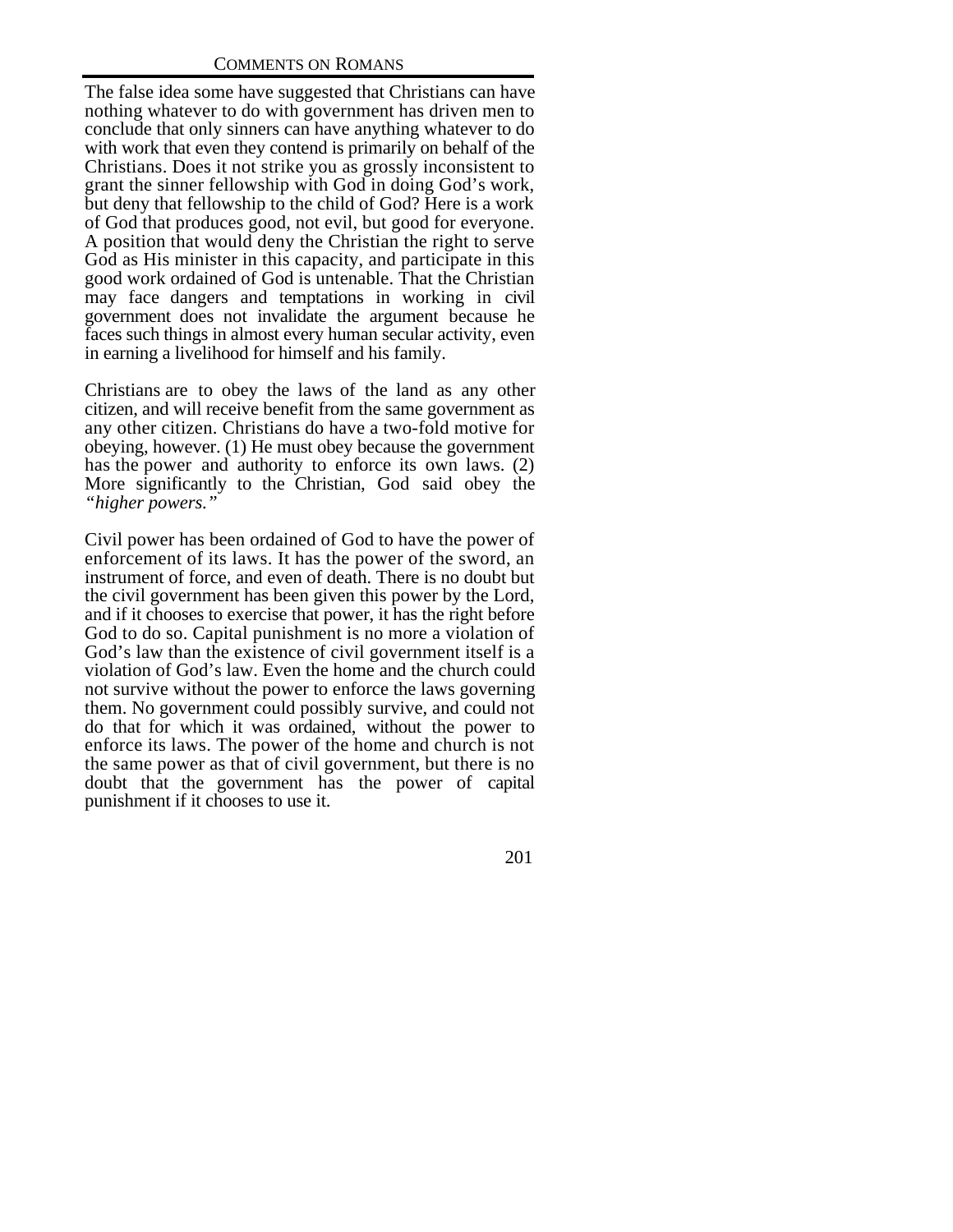The false idea some have suggested that Christians can have nothing whatever to do with government has driven men to conclude that only sinners can have anything whatever to do with work that even they contend is primarily on behalf of the Christians. Does it not strike you as grossly inconsistent to grant the sinner fellowship with God in doing God's work, but deny that fellowship to the child of God? Here is a work of God that produces good, not evil, but good for everyone. A position that would deny the Christian the right to serve God as His minister in this capacity, and participate in this good work ordained of God is untenable. That the Christian may face dangers and temptations in working in civil government does not invalidate the argument because he faces such things in almost every human secular activity, even in earning a livelihood for himself and his family.

Christians are to obey the laws of the land as any other citizen, and will receive benefit from the same government as any other citizen. Christians do have a two-fold motive for obeying, however. (1) He must obey because the government has the power and authority to enforce its own laws. (2) More significantly to the Christian, God said obey the *"higher powers."*

Civil power has been ordained of God to have the power of enforcement of its laws. It has the power of the sword, an instrument of force, and even of death. There is no doubt but the civil government has been given this power by the Lord, and if it chooses to exercise that power, it has the right before God to do so. Capital punishment is no more a violation of God's law than the existence of civil government itself is a violation of God's law. Even the home and the church could not survive without the power to enforce the laws governing them. No government could possibly survive, and could not do that for which it was ordained, without the power to enforce its laws. The power of the home and church is not the same power as that of civil government, but there is no doubt that the government has the power of capital punishment if it chooses to use it.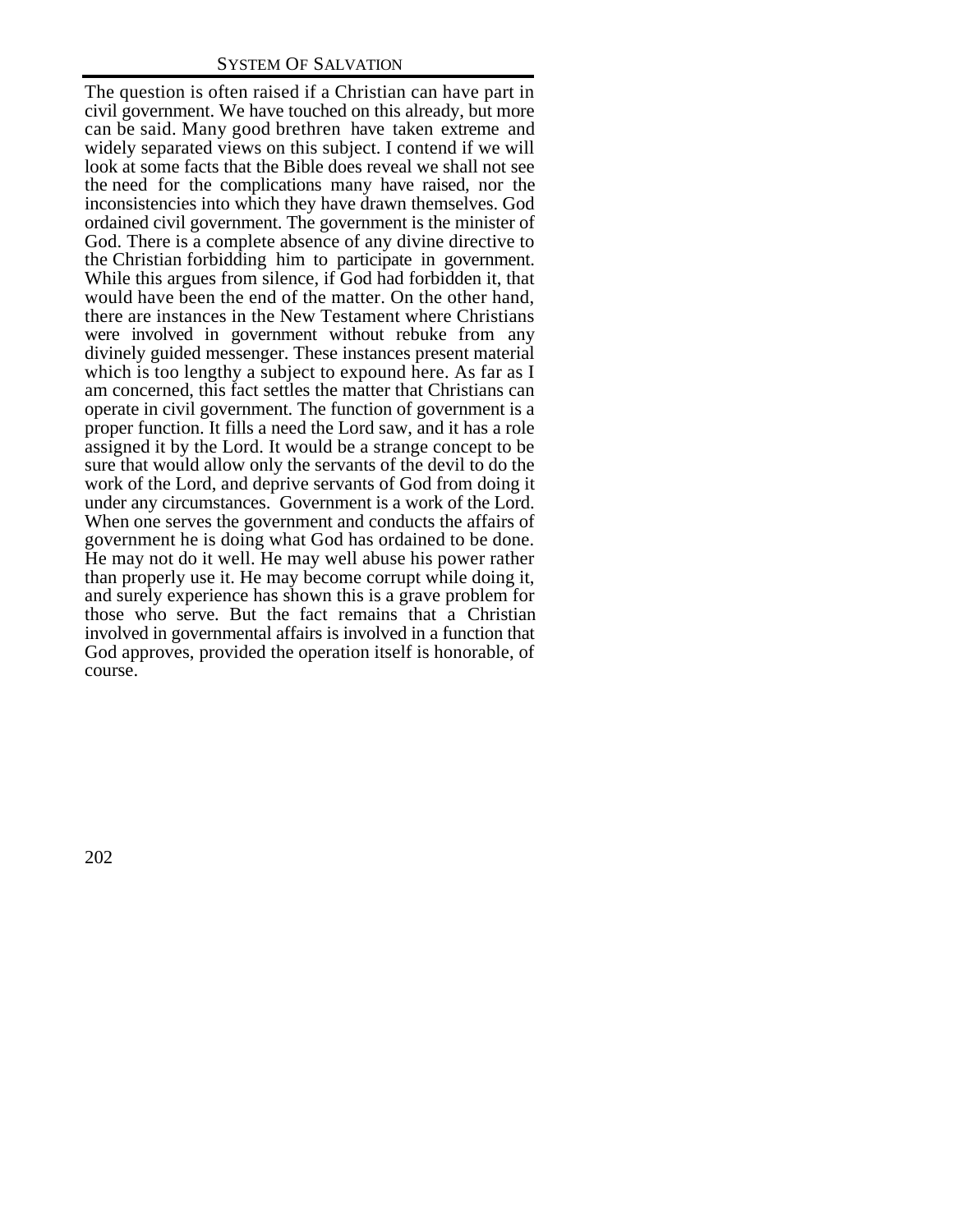The question is often raised if a Christian can have part in civil government. We have touched on this already, but more can be said. Many good brethren have taken extreme and widely separated views on this subject. I contend if we will look at some facts that the Bible does reveal we shall not see the need for the complications many have raised, nor the inconsistencies into which they have drawn themselves. God ordained civil government. The government is the minister of God. There is a complete absence of any divine directive to the Christian forbidding him to participate in government. While this argues from silence, if God had forbidden it, that would have been the end of the matter. On the other hand, there are instances in the New Testament where Christians were involved in government without rebuke from any divinely guided messenger. These instances present material which is too lengthy a subject to expound here. As far as I am concerned, this fact settles the matter that Christians can operate in civil government. The function of government is a proper function. It fills a need the Lord saw, and it has a role assigned it by the Lord. It would be a strange concept to be sure that would allow only the servants of the devil to do the work of the Lord, and deprive servants of God from doing it under any circumstances. Government is a work of the Lord. When one serves the government and conducts the affairs of government he is doing what God has ordained to be done. He may not do it well. He may well abuse his power rather than properly use it. He may become corrupt while doing it, and surely experience has shown this is a grave problem for those who serve. But the fact remains that a Christian involved in governmental affairs is involved in a function that God approves, provided the operation itself is honorable, of course.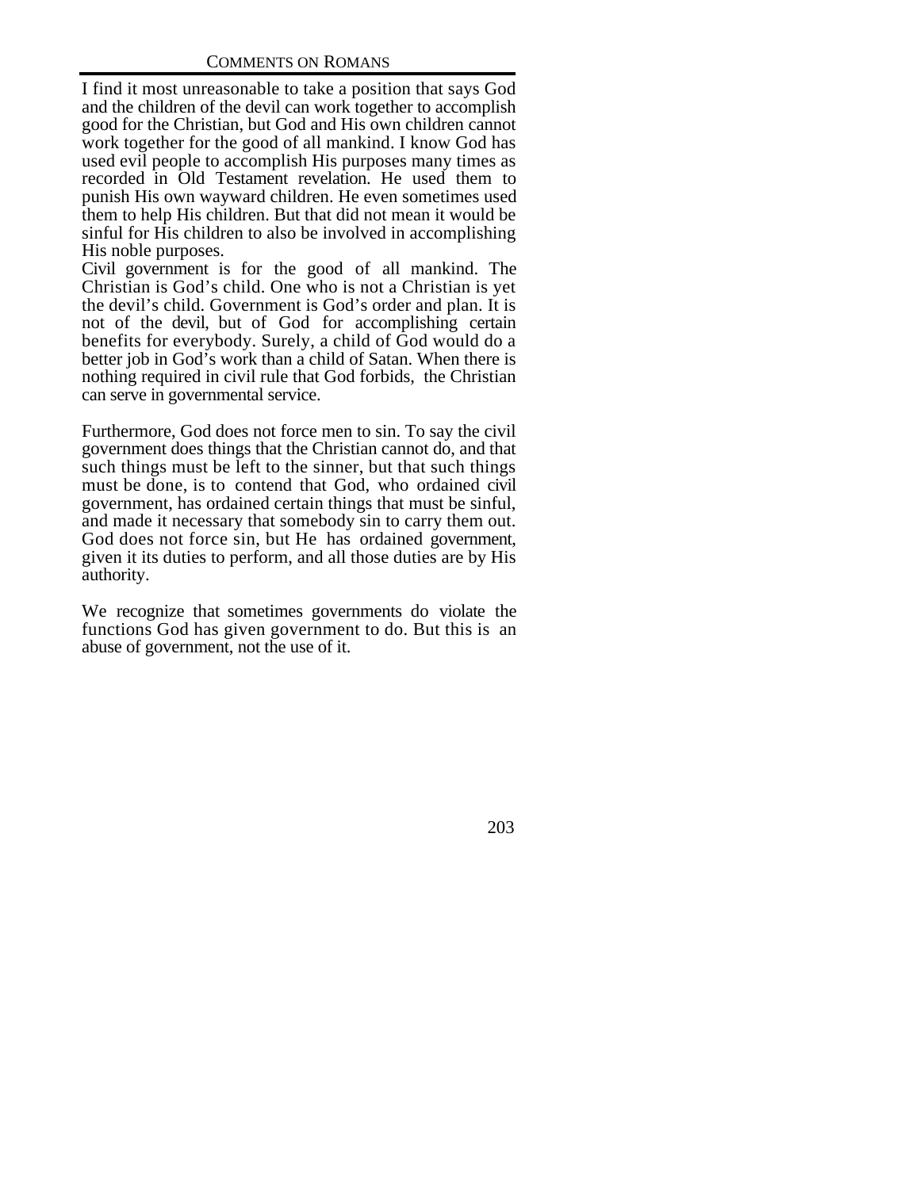I find it most unreasonable to take a position that says God and the children of the devil can work together to accomplish good for the Christian, but God and His own children cannot work together for the good of all mankind. I know God has used evil people to accomplish His purposes many times as recorded in Old Testament revelation. He used them to punish His own wayward children. He even sometimes used them to help His children. But that did not mean it would be sinful for His children to also be involved in accomplishing His noble purposes.

Civil government is for the good of all mankind. The Christian is God's child. One who is not a Christian is yet the devil's child. Government is God's order and plan. It is not of the devil, but of God for accomplishing certain benefits for everybody. Surely, a child of God would do a better job in God's work than a child of Satan. When there is nothing required in civil rule that God forbids, the Christian can serve in governmental service.

Furthermore, God does not force men to sin. To say the civil government does things that the Christian cannot do, and that such things must be left to the sinner, but that such things must be done, is to contend that God, who ordained civil government, has ordained certain things that must be sinful, and made it necessary that somebody sin to carry them out. God does not force sin, but He has ordained government, given it its duties to perform, and all those duties are by His authority.

We recognize that sometimes governments do violate the functions God has given government to do. But this is an abuse of government, not the use of it.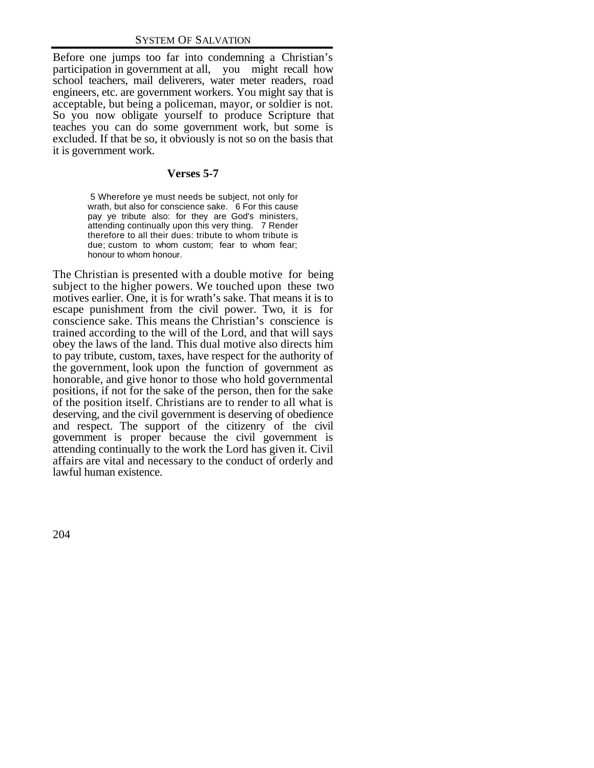Before one jumps too far into condemning a Christian's participation in government at all, you might recall how school teachers, mail deliverers, water meter readers, road engineers, etc. are government workers. You might say that is acceptable, but being a policeman, mayor, or soldier is not. So you now obligate yourself to produce Scripture that teaches you can do some government work, but some is excluded. If that be so, it obviously is not so on the basis that it is government work.

### Verses 5-7

> 5 Wherefore ye must needs be subject, not only for wrath, but also for conscience sake. 6 For this cause pay ye tribute also: for they are God's ministers, attending continually upon this very thing. 7 Render therefore to all their dues: tribute to whom tribute is due; custom to whom custom; fear to whom fear; honour to whom honour.

The Christian is presented with a double motive for being subject to the higher powers. We touched upon these two motives earlier. One, it is for wrath's sake. That means it is to escape punishment from the civil power. Two, it is for conscience sake. This means the Christian's conscience is trained according to the will of the Lord, and that will says obey the laws of the land. This dual motive also directs him to pay tribute, custom, taxes, have respect for the authority of the government, look upon the function of government as honorable, and give honor to those who hold governmental positions, if not for the sake of the person, then for the sake of the position itself. Christians are to render to all what is deserving, and the civil government is deserving of obedience and respect. The support of the citizenry of the civil government is proper because the civil government is attending continually to the work the Lord has given it. Civil affairs are vital and necessary to the conduct of orderly and lawful human existence.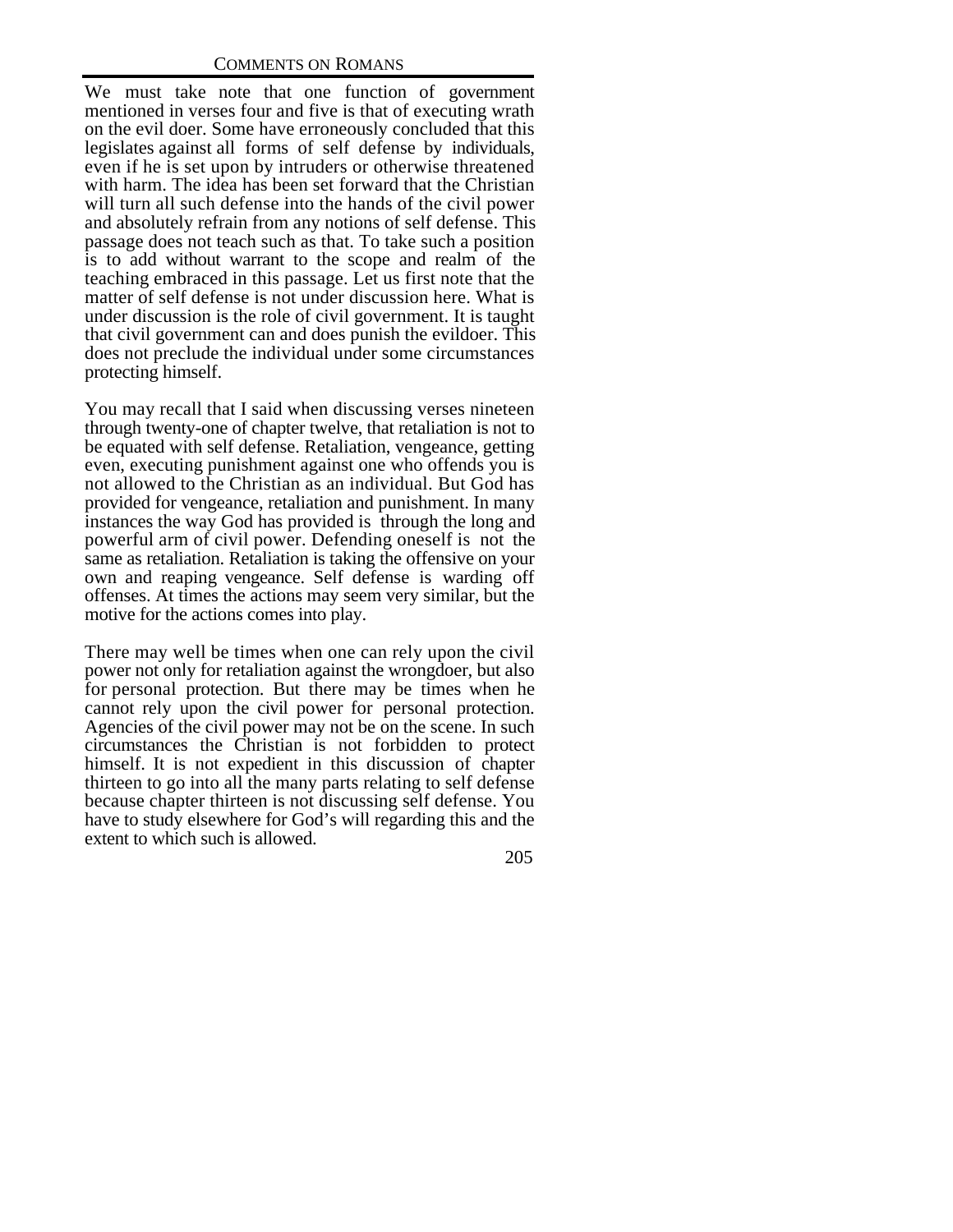We must take note that one function of government mentioned in verses four and five is that of executing wrath on the evil doer. Some have erroneously concluded that this legislates against all forms of self defense by individuals, even if he is set upon by intruders or otherwise threatened with harm. The idea has been set forward that the Christian will turn all such defense into the hands of the civil power and absolutely refrain from any notions of self defense. This passage does not teach such as that. To take such a position is to add without warrant to the scope and realm of the teaching embraced in this passage. Let us first note that the matter of self defense is not under discussion here. What is under discussion is the role of civil government. It is taught that civil government can and does punish the evildoer. This does not preclude the individual under some circumstances protecting himself.

You may recall that I said when discussing verses nineteen through twenty-one of chapter twelve, that retaliation is not to be equated with self defense. Retaliation, vengeance, getting even, executing punishment against one who offends you is not allowed to the Christian as an individual. But God has provided for vengeance, retaliation and punishment. In many instances the way God has provided is through the long and powerful arm of civil power. Defending oneself is not the same as retaliation. Retaliation is taking the offensive on your own and reaping vengeance. Self defense is warding off offenses. At times the actions may seem very similar, but the motive for the actions comes into play.

There may well be times when one can rely upon the civil power not only for retaliation against the wrongdoer, but also for personal protection. But there may be times when he cannot rely upon the civil power for personal protection. Agencies of the civil power may not be on the scene. In such circumstances the Christian is not forbidden to protect himself. It is not expedient in this discussion of chapter thirteen to go into all the many parts relating to self defense because chapter thirteen is not discussing self defense. You have to study elsewhere for God's will regarding this and the extent to which such is allowed.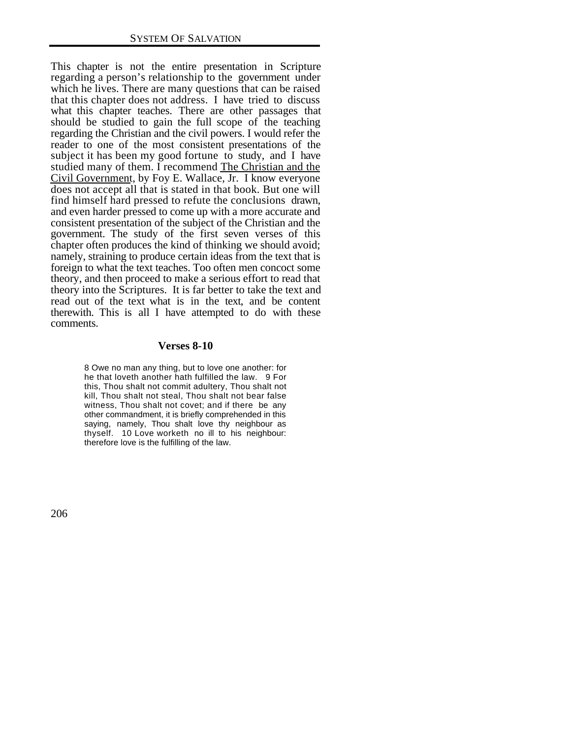This chapter is not the entire presentation in Scripture regarding a person's relationship to the government under which he lives. There are many questions that can be raised that this chapter does not address. I have tried to discuss what this chapter teaches. There are other passages that should be studied to gain the full scope of the teaching regarding the Christian and the civil powers. I would refer the reader to one of the most consistent presentations of the subject it has been my good fortune to study, and I have studied many of them. I recommend The Christian and the Civil Government, by Foy E. Wallace, Jr. I know everyone does not accept all that is stated in that book. But one will find himself hard pressed to refute the conclusions drawn, and even harder pressed to come up with a more accurate and consistent presentation of the subject of the Christian and the government. The study of the first seven verses of this chapter often produces the kind of thinking we should avoid; namely, straining to produce certain ideas from the text that is foreign to what the text teaches. Too often men concoct some theory, and then proceed to make a serious effort to read that theory into the Scriptures. It is far better to take the text and read out of the text what is in the text, and be content therewith. This is all I have attempted to do with these comments.

### Verses 8-10

> 8 Owe no man any thing, but to love one another: for he that loveth another hath fulfilled the law. 9 For this, Thou shalt not commit adultery, Thou shalt not kill, Thou shalt not steal, Thou shalt not bear false witness, Thou shalt not covet; and if there be any other commandment, it is briefly comprehended in this saying, namely, Thou shalt love thy neighbour as thyself. 10 Love worketh no ill to his neighbour: therefore love is the fulfilling of the law.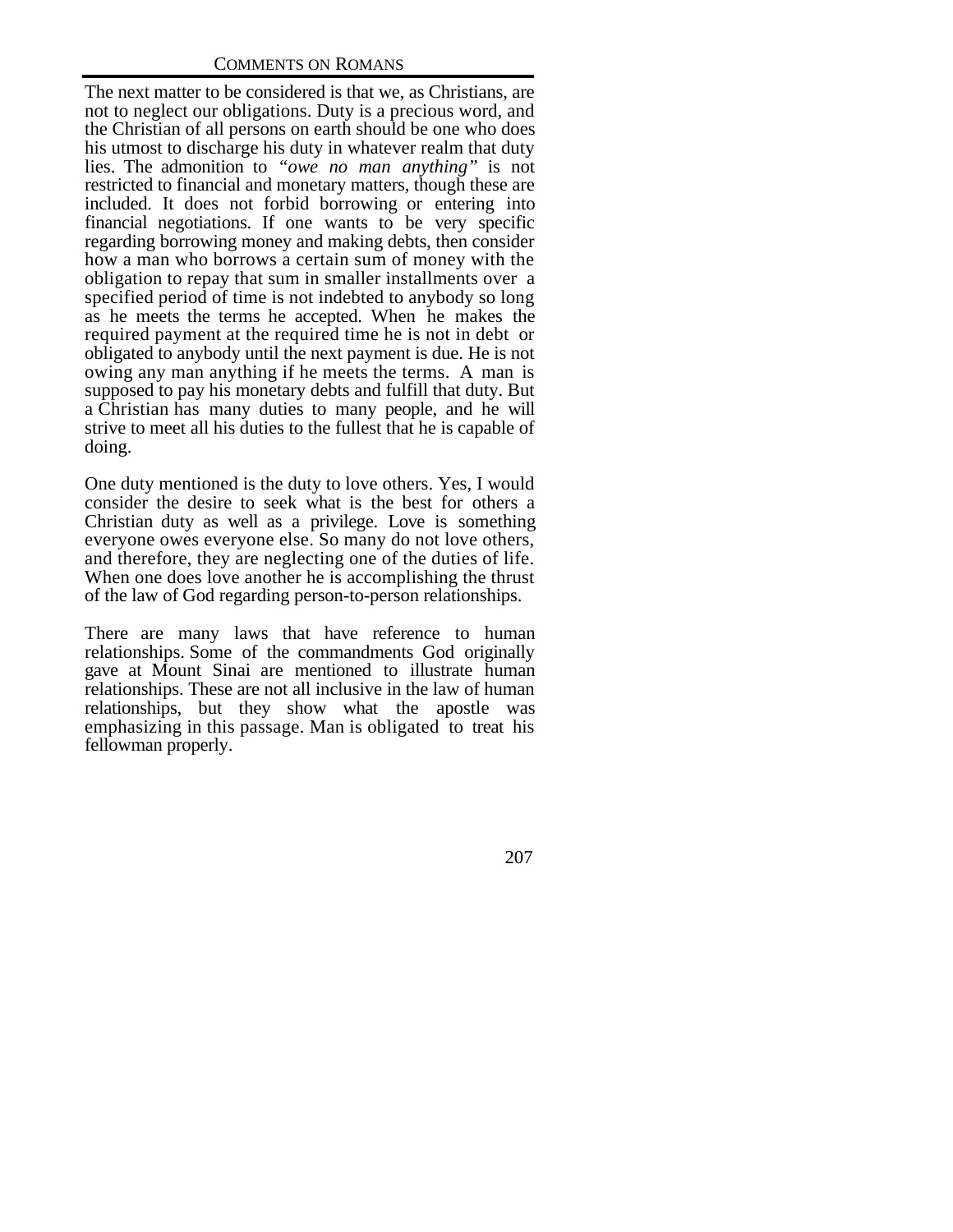The next matter to be considered is that we, as Christians, are not to neglect our obligations. Duty is a precious word, and the Christian of all persons on earth should be one who does his utmost to discharge his duty in whatever realm that duty lies. The admonition to "*owe no man anything*" is not restricted to financial and monetary matters, though these are included. It does not forbid borrowing or entering into financial negotiations. If one wants to be very specific regarding borrowing money and making debts, then consider how a man who borrows a certain sum of money with the obligation to repay that sum in smaller installments over a specified period of time is not indebted to anybody so long as he meets the terms he accepted. When he makes the required payment at the required time he is not in debt or obligated to anybody until the next payment is due. He is not owing any man anything if he meets the terms. A man is supposed to pay his monetary debts and fulfill that duty. But a Christian has many duties to many people, and he will strive to meet all his duties to the fullest that he is capable of doing.

One duty mentioned is the duty to love others. Yes, I would consider the desire to seek what is the best for others a Christian duty as well as a privilege. Love is something everyone owes everyone else. So many do not love others, and therefore, they are neglecting one of the duties of life. When one does love another he is accomplishing the thrust of the law of God regarding person-to-person relationships.

There are many laws that have reference to human relationships. Some of the commandments God originally gave at Mount Sinai are mentioned to illustrate human relationships. These are not all inclusive in the law of human relationships, but they show what the apostle was emphasizing in this passage. Man is obligated to treat his fellowman properly.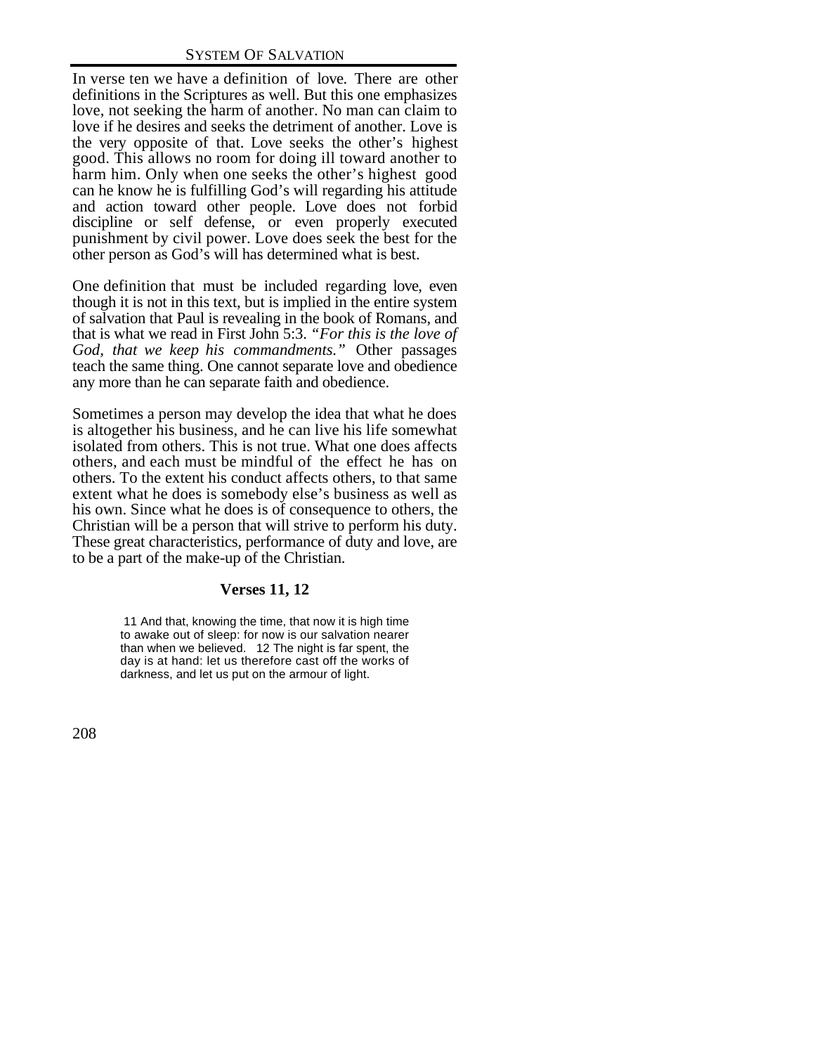In verse ten we have a definition of love. There are other definitions in the Scriptures as well. But this one emphasizes love, not seeking the harm of another. No man can claim to love if he desires and seeks the detriment of another. Love is the very opposite of that. Love seeks the other's highest good. This allows no room for doing ill toward another to harm him. Only when one seeks the other's highest good can he know he is fulfilling God's will regarding his attitude and action toward other people. Love does not forbid discipline or self defense, or even properly executed punishment by civil power. Love does seek the best for the other person as God's will has determined what is best.

One definition that must be included regarding love, even though it is not in this text, but is implied in the entire system of salvation that Paul is revealing in the book of Romans, and that is what we read in First John 5:3. *"For this is the love of God, that we keep his commandments."* Other passages teach the same thing. One cannot separate love and obedience any more than he can separate faith and obedience.

Sometimes a person may develop the idea that what he does is altogether his business, and he can live his life somewhat isolated from others. This is not true. What one does affects others, and each must be mindful of the effect he has on others. To the extent his conduct affects others, to that same extent what he does is somebody else's business as well as his own. Since what he does is of consequence to others, the Christian will be a person that will strive to perform his duty. These great characteristics, performance of duty and love, are to be a part of the make-up of the Christian.

### Verses 11, 12

> 11 And that, knowing the time, that now it is high time to awake out of sleep: for now is our salvation nearer than when we believed. 12 The night is far spent, the day is at hand: let us therefore cast off the works of darkness, and let us put on the armour of light.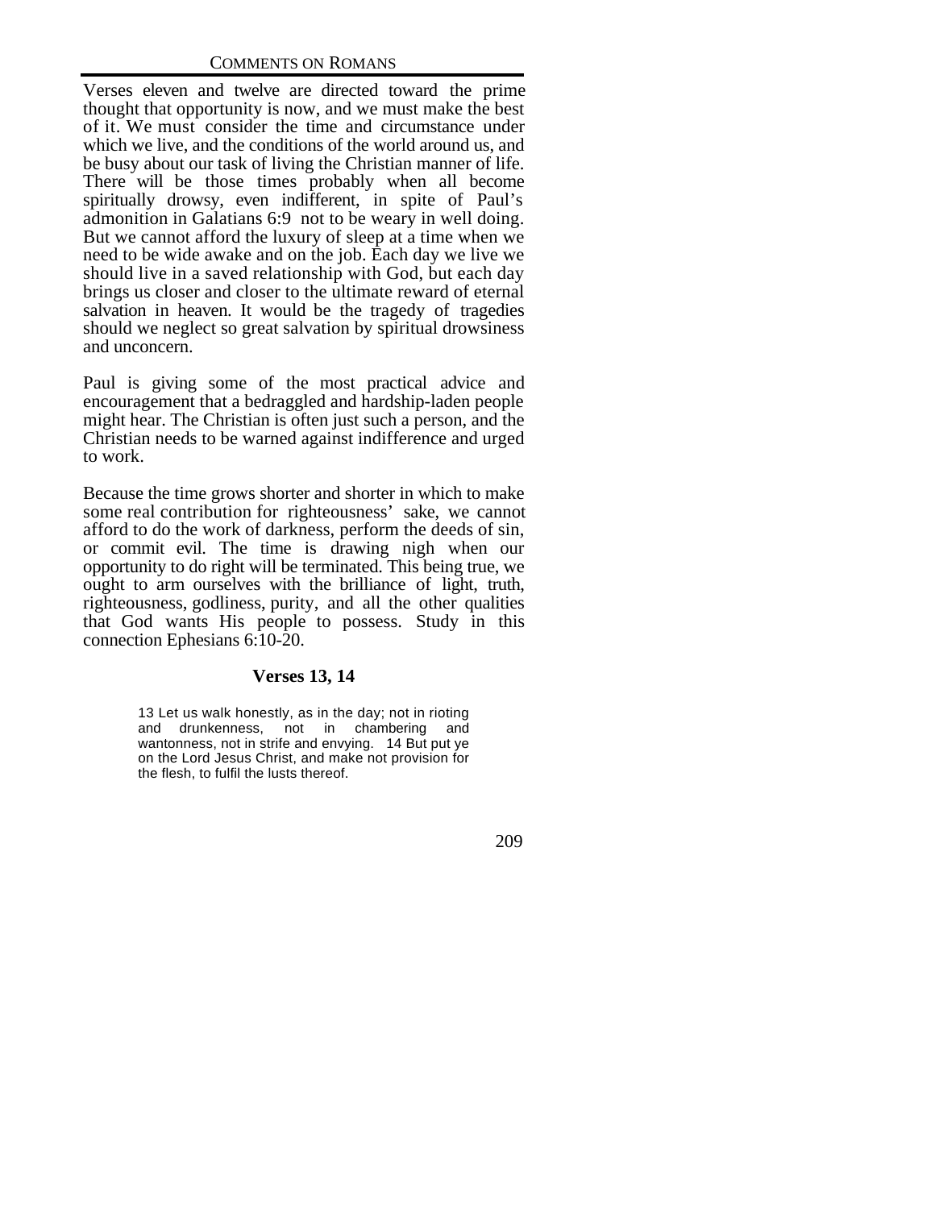Verses eleven and twelve are directed toward the prime thought that opportunity is now, and we must make the best of it. We must consider the time and circumstance under which we live, and the conditions of the world around us, and be busy about our task of living the Christian manner of life. There will be those times probably when all become spiritually drowsy, even indifferent, in spite of Paul's admonition in Galatians 6:9 not to be weary in well doing. But we cannot afford the luxury of sleep at a time when we need to be wide awake and on the job. Each day we live we should live in a saved relationship with God, but each day brings us closer and closer to the ultimate reward of eternal salvation in heaven. It would be the tragedy of tragedies should we neglect so great salvation by spiritual drowsiness and unconcern.

Paul is giving some of the most practical advice and encouragement that a bedraggled and hardship-laden people might hear. The Christian is often just such a person, and the Christian needs to be warned against indifference and urged to work.

Because the time grows shorter and shorter in which to make some real contribution for righteousness' sake, we cannot afford to do the work of darkness, perform the deeds of sin, or commit evil. The time is drawing nigh when our opportunity to do right will be terminated. This being true, we ought to arm ourselves with the brilliance of light, truth, righteousness, godliness, purity, and all the other qualities that God wants His people to possess. Study in this connection Ephesians 6:10-20.

### Verses 13, 14

> 13 Let us walk honestly, as in the day; not in rioting and drunkenness, not in chambering and wantonness, not in strife and envying. 14 But put ye on the Lord Jesus Christ, and make not provision for the flesh, to fulfil the lusts thereof.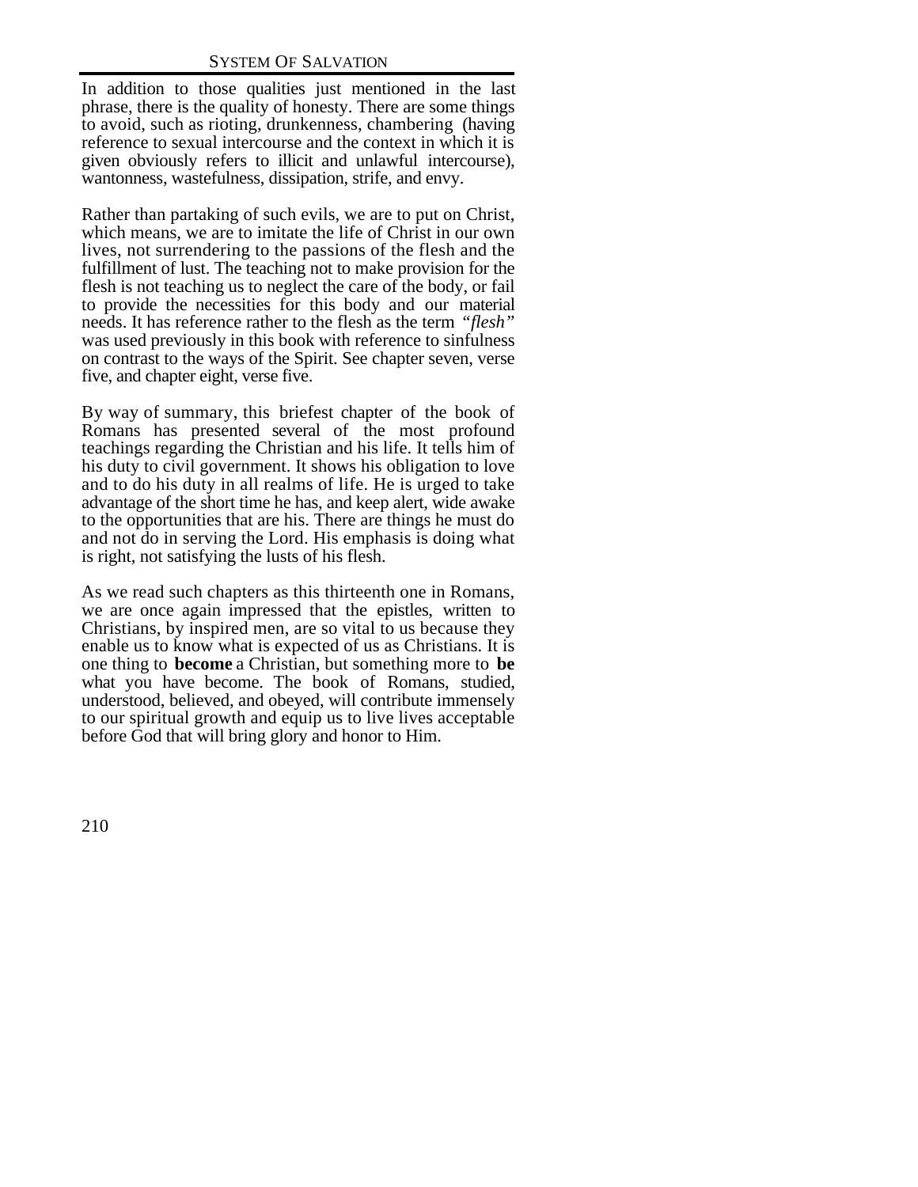In addition to those qualities just mentioned in the last phrase, there is the quality of honesty. There are some things to avoid, such as rioting, drunkenness, chambering (having reference to sexual intercourse and the context in which it is given obviously refers to illicit and unlawful intercourse), wantonness, wastefulness, dissipation, strife, and envy.

Rather than partaking of such evils, we are to put on Christ, which means, we are to imitate the life of Christ in our own lives, not surrendering to the passions of the flesh and the fulfillment of lust. The teaching not to make provision for the flesh is not teaching us to neglect the care of the body, or fail to provide the necessities for this body and our material needs. It has reference rather to the flesh as the term *"flesh"* was used previously in this book with reference to sinfulness on contrast to the ways of the Spirit. See chapter seven, verse five, and chapter eight, verse five.

By way of summary, this briefest chapter of the book of Romans has presented several of the most profound teachings regarding the Christian and his life. It tells him of his duty to civil government. It shows his obligation to love and to do his duty in all realms of life. He is urged to take advantage of the short time he has, and keep alert, wide awake to the opportunities that are his. There are things he must do and not do in serving the Lord. His emphasis is doing what is right, not satisfying the lusts of his flesh.

As we read such chapters as this thirteenth one in Romans, we are once again impressed that the epistles, written to Christians, by inspired men, are so vital to us because they enable us to know what is expected of us as Christians. It is one thing to **become** a Christian, but something more to **be** what you have become. The book of Romans, studied, understood, believed, and obeyed, will contribute immensely to our spiritual growth and equip us to live lives acceptable before God that will bring glory and honor to Him.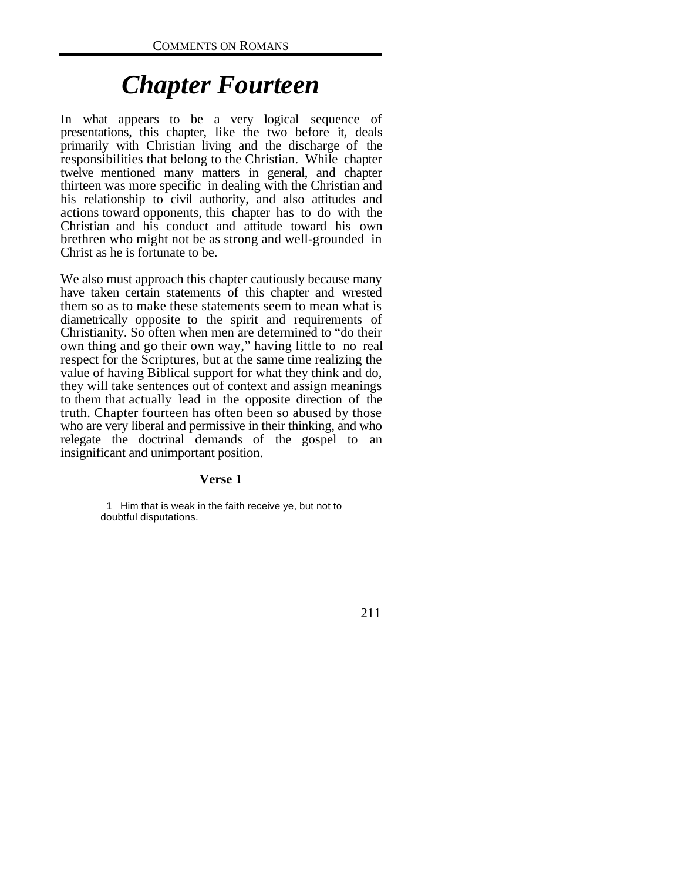# *Chapter Fourteen*

In what appears to be a very logical sequence of presentations, this chapter, like the two before it, deals primarily with Christian living and the discharge of the responsibilities that belong to the Christian. While chapter twelve mentioned many matters in general, and chapter thirteen was more specific in dealing with the Christian and his relationship to civil authority, and also attitudes and actions toward opponents, this chapter has to do with the Christian and his conduct and attitude toward his own brethren who might not be as strong and well-grounded in Christ as he is fortunate to be.

We also must approach this chapter cautiously because many have taken certain statements of this chapter and wrested them so as to make these statements seem to mean what is diametrically opposite to the spirit and requirements of Christianity. So often when men are determined to "do their own thing and go their own way," having little to no real respect for the Scriptures, but at the same time realizing the value of having Biblical support for what they think and do, they will take sentences out of context and assign meanings to them that actually lead in the opposite direction of the truth. Chapter fourteen has often been so abused by those who are very liberal and permissive in their thinking, and who relegate the doctrinal demands of the gospel to an insignificant and unimportant position.

### Verse 1

> 1 Him that is weak in the faith receive ye, but not to doubtful disputations.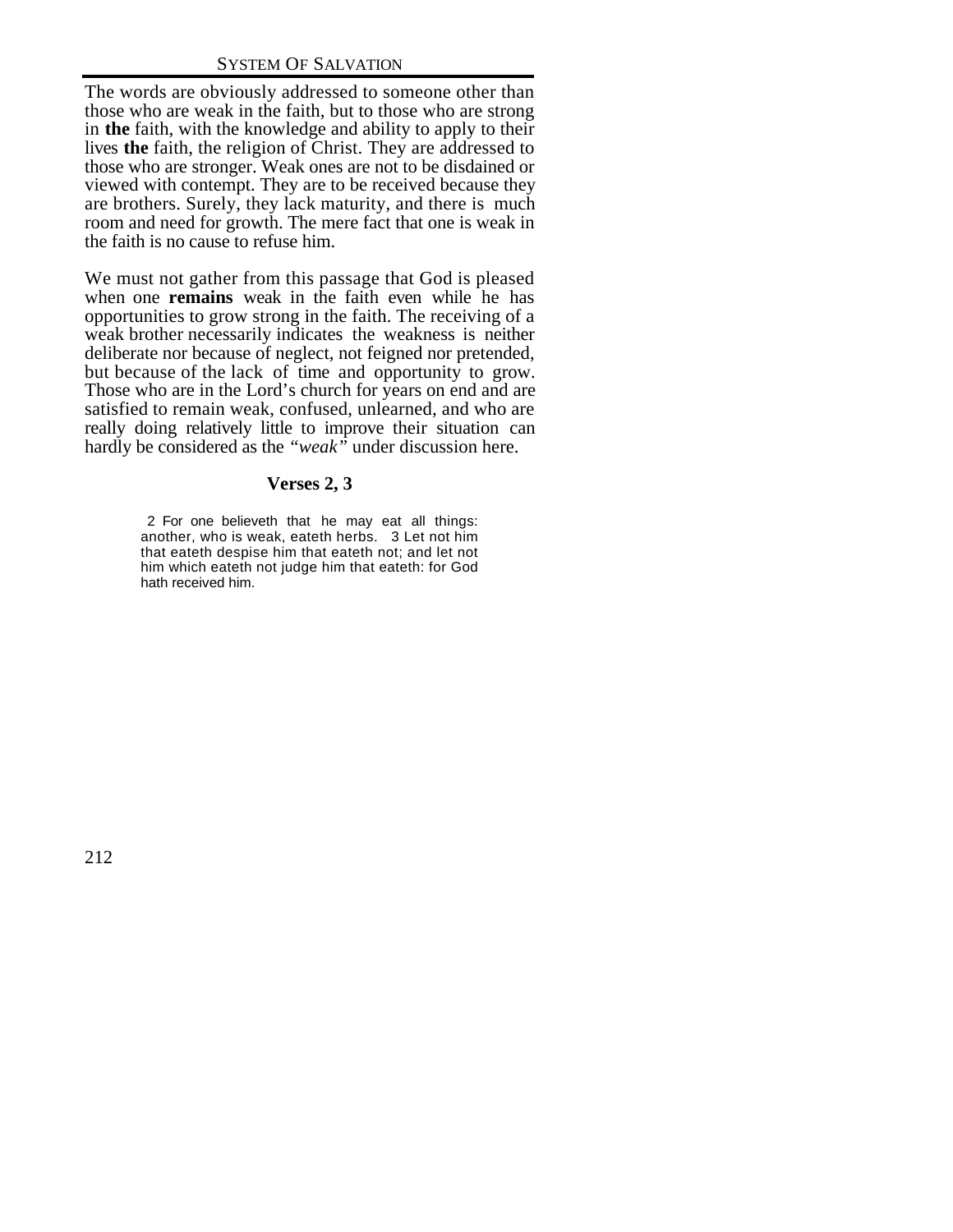The words are obviously addressed to someone other than those who are weak in the faith, but to those who are strong in **the** faith, with the knowledge and ability to apply to their lives **the** faith, the religion of Christ. They are addressed to those who are stronger. Weak ones are not to be disdained or viewed with contempt. They are to be received because they are brothers. Surely, they lack maturity, and there is much room and need for growth. The mere fact that one is weak in the faith is no cause to refuse him.

We must not gather from this passage that God is pleased when one **remains** weak in the faith even while he has opportunities to grow strong in the faith. The receiving of a weak brother necessarily indicates the weakness is neither deliberate nor because of neglect, not feigned nor pretended, but because of the lack of time and opportunity to grow. Those who are in the Lord's church for years on end and are satisfied to remain weak, confused, unlearned, and who are really doing relatively little to improve their situation can hardly be considered as the *"weak"* under discussion here.

### Verses 2, 3

> 2 For one believeth that he may eat all things: another, who is weak, eateth herbs. 3 Let not him that eateth despise him that eateth not; and let not him which eateth not judge him that eateth: for God hath received him.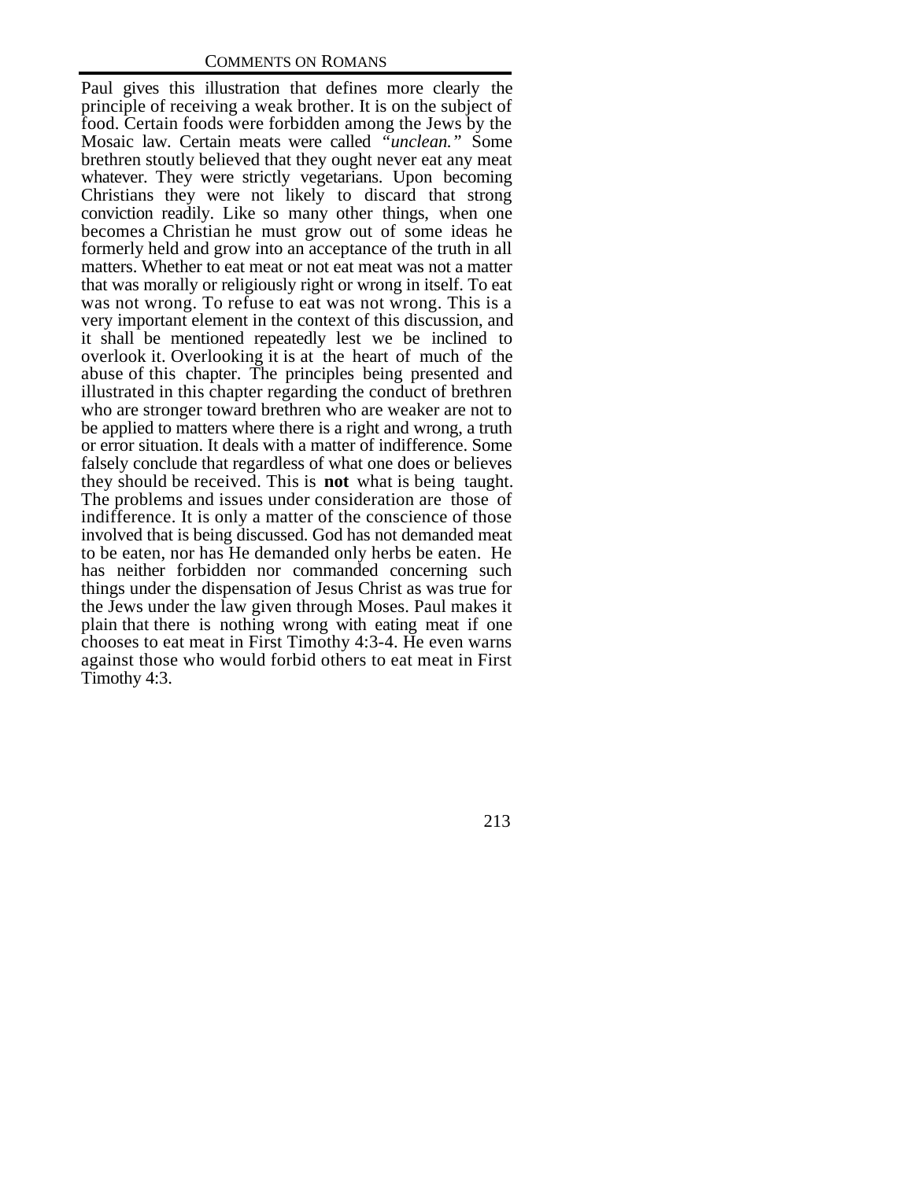Paul gives this illustration that defines more clearly the principle of receiving a weak brother. It is on the subject of food. Certain foods were forbidden among the Jews by the Mosaic law. Certain meats were called *"unclean."* Some brethren stoutly believed that they ought never eat any meat whatever. They were strictly vegetarians. Upon becoming Christians they were not likely to discard that strong conviction readily. Like so many other things, when one becomes a Christian he must grow out of some ideas he formerly held and grow into an acceptance of the truth in all matters. Whether to eat meat or not eat meat was not a matter that was morally or religiously right or wrong in itself. To eat was not wrong. To refuse to eat was not wrong. This is a very important element in the context of this discussion, and it shall be mentioned repeatedly lest we be inclined to overlook it. Overlooking it is at the heart of much of the abuse of this chapter. The principles being presented and illustrated in this chapter regarding the conduct of brethren who are stronger toward brethren who are weaker are not to be applied to matters where there is a right and wrong, a truth or error situation. It deals with a matter of indifference. Some falsely conclude that regardless of what one does or believes they should be received. This is **not** what is being taught. The problems and issues under consideration are those of indifference. It is only a matter of the conscience of those involved that is being discussed. God has not demanded meat to be eaten, nor has He demanded only herbs be eaten. He has neither forbidden nor commanded concerning such things under the dispensation of Jesus Christ as was true for the Jews under the law given through Moses. Paul makes it plain that there is nothing wrong with eating meat if one chooses to eat meat in First Timothy 4:3-4. He even warns against those who would forbid others to eat meat in First Timothy 4:3.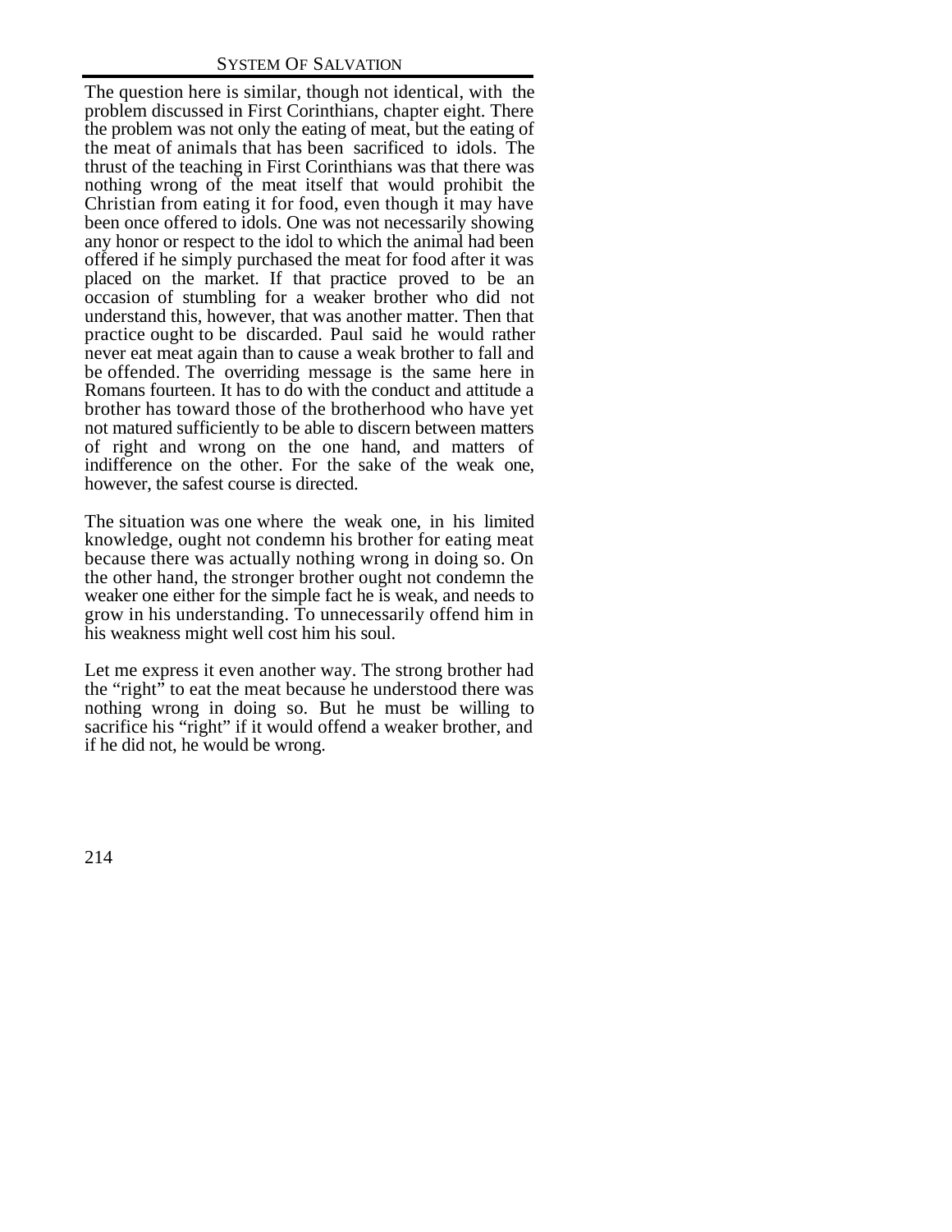The question here is similar, though not identical, with the problem discussed in First Corinthians, chapter eight. There the problem was not only the eating of meat, but the eating of the meat of animals that has been sacrificed to idols. The thrust of the teaching in First Corinthians was that there was nothing wrong of the meat itself that would prohibit the Christian from eating it for food, even though it may have been once offered to idols. One was not necessarily showing any honor or respect to the idol to which the animal had been offered if he simply purchased the meat for food after it was placed on the market. If that practice proved to be an occasion of stumbling for a weaker brother who did not understand this, however, that was another matter. Then that practice ought to be discarded. Paul said he would rather never eat meat again than to cause a weak brother to fall and be offended. The overriding message is the same here in Romans fourteen. It has to do with the conduct and attitude a brother has toward those of the brotherhood who have yet not matured sufficiently to be able to discern between matters of right and wrong on the one hand, and matters of indifference on the other. For the sake of the weak one, however, the safest course is directed.

The situation was one where the weak one, in his limited knowledge, ought not condemn his brother for eating meat because there was actually nothing wrong in doing so. On the other hand, the stronger brother ought not condemn the weaker one either for the simple fact he is weak, and needs to grow in his understanding. To unnecessarily offend him in his weakness might well cost him his soul.

Let me express it even another way. The strong brother had the "right" to eat the meat because he understood there was nothing wrong in doing so. But he must be willing to sacrifice his "right" if it would offend a weaker brother, and if he did not, he would be wrong.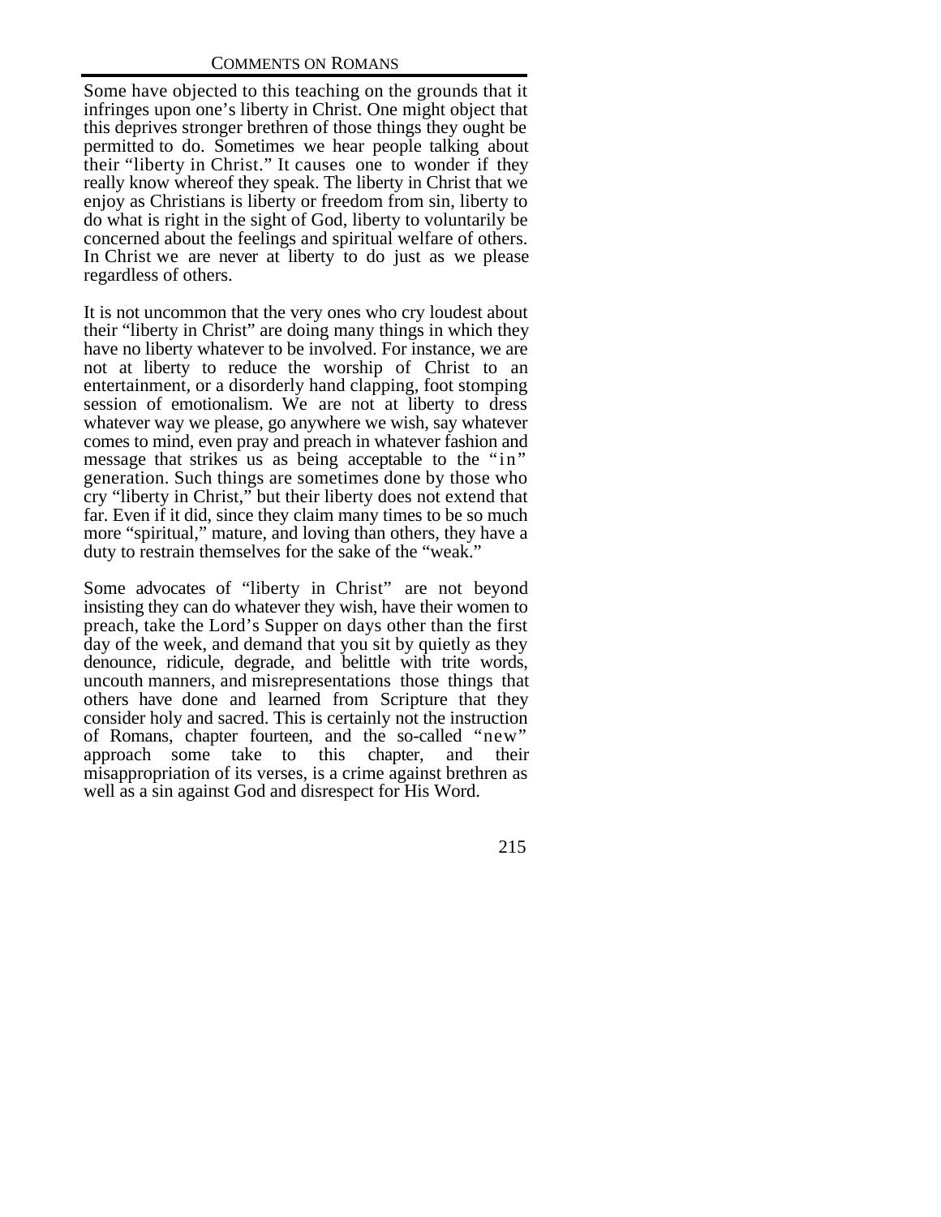Some have objected to this teaching on the grounds that it infringes upon one's liberty in Christ. One might object that this deprives stronger brethren of those things they ought be permitted to do. Sometimes we hear people talking about their "liberty in Christ." It causes one to wonder if they really know whereof they speak. The liberty in Christ that we enjoy as Christians is liberty or freedom from sin, liberty to do what is right in the sight of God, liberty to voluntarily be concerned about the feelings and spiritual welfare of others. In Christ we are never at liberty to do just as we please regardless of others.

It is not uncommon that the very ones who cry loudest about their "liberty in Christ" are doing many things in which they have no liberty whatever to be involved. For instance, we are not at liberty to reduce the worship of Christ to an entertainment, or a disorderly hand clapping, foot stomping session of emotionalism. We are not at liberty to dress whatever way we please, go anywhere we wish, say whatever comes to mind, even pray and preach in whatever fashion and message that strikes us as being acceptable to the "in" generation. Such things are sometimes done by those who cry "liberty in Christ," but their liberty does not extend that far. Even if it did, since they claim many times to be so much more "spiritual," mature, and loving than others, they have a duty to restrain themselves for the sake of the "weak."

Some advocates of "liberty in Christ" are not beyond insisting they can do whatever they wish, have their women to preach, take the Lord's Supper on days other than the first day of the week, and demand that you sit by quietly as they denounce, ridicule, degrade, and belittle with trite words, uncouth manners, and misrepresentations those things that others have done and learned from Scripture that they consider holy and sacred. This is certainly not the instruction of Romans, chapter fourteen, and the so-called "new" approach some take to this chapter, and their misappropriation of its verses, is a crime against brethren as well as a sin against God and disrespect for His Word.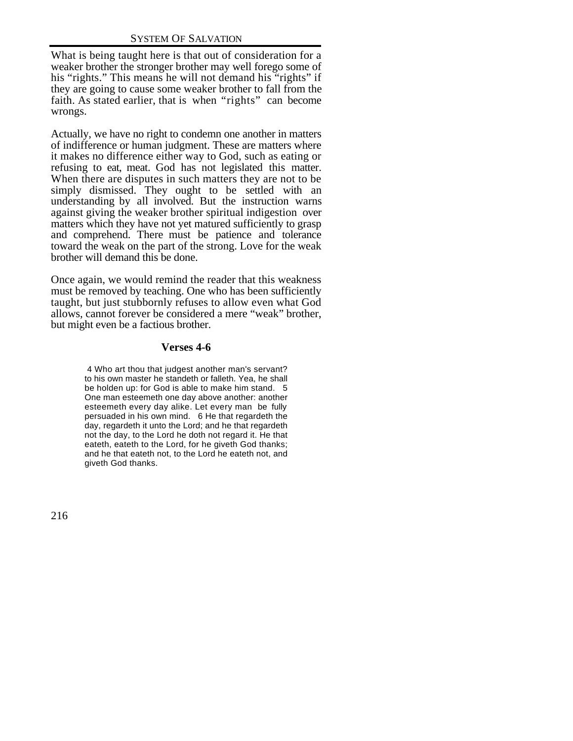What is being taught here is that out of consideration for a weaker brother the stronger brother may well forego some of his "rights." This means he will not demand his "rights" if they are going to cause some weaker brother to fall from the faith. As stated earlier, that is when "rights" can become wrongs.

Actually, we have no right to condemn one another in matters of indifference or human judgment. These are matters where it makes no difference either way to God, such as eating or refusing to eat, meat. God has not legislated this matter. When there are disputes in such matters they are not to be simply dismissed. They ought to be settled with an understanding by all involved. But the instruction warns against giving the weaker brother spiritual indigestion over matters which they have not yet matured sufficiently to grasp and comprehend. There must be patience and tolerance toward the weak on the part of the strong. Love for the weak brother will demand this be done.

Once again, we would remind the reader that this weakness must be removed by teaching. One who has been sufficiently taught, but just stubbornly refuses to allow even what God allows, cannot forever be considered a mere "weak" brother, but might even be a factious brother.

### Verses 4-6

> 4 Who art thou that judgest another man's servant? to his own master he standeth or falleth. Yea, he shall be holden up: for God is able to make him stand. 5 One man esteemeth one day above another: another esteemeth every day alike. Let every man be fully persuaded in his own mind. 6 He that regardeth the day, regardeth it unto the Lord; and he that regardeth not the day, to the Lord he doth not regard it. He that eateth, eateth to the Lord, for he giveth God thanks; and he that eateth not, to the Lord he eateth not, and giveth God thanks.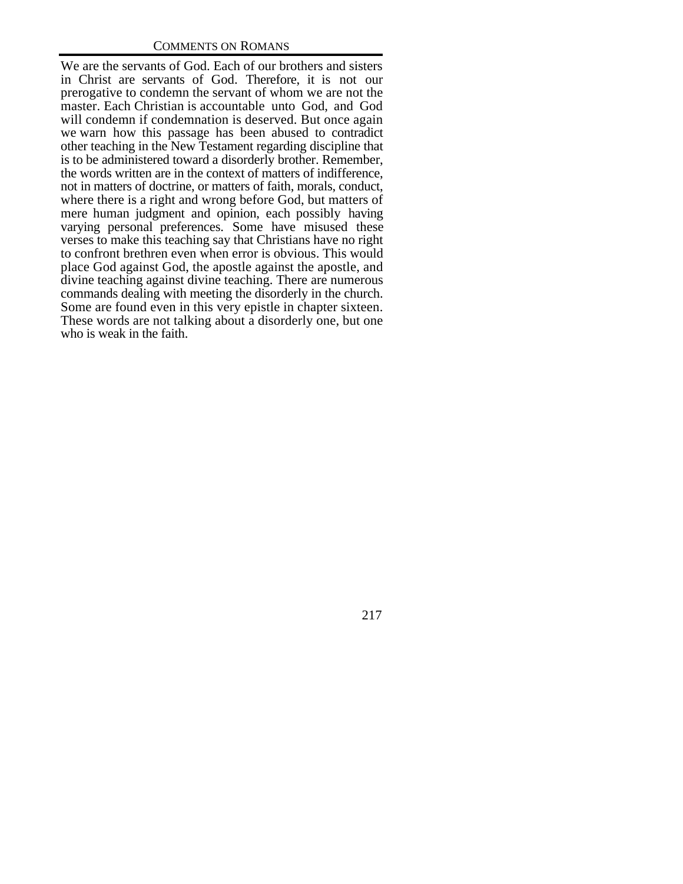We are the servants of God. Each of our brothers and sisters in Christ are servants of God. Therefore, it is not our prerogative to condemn the servant of whom we are not the master. Each Christian is accountable unto God, and God will condemn if condemnation is deserved. But once again we warn how this passage has been abused to contradict other teaching in the New Testament regarding discipline that is to be administered toward a disorderly brother. Remember, the words written are in the context of matters of indifference, not in matters of doctrine, or matters of faith, morals, conduct, where there is a right and wrong before God, but matters of mere human judgment and opinion, each possibly having varying personal preferences. Some have misused these verses to make this teaching say that Christians have no right to confront brethren even when error is obvious. This would place God against God, the apostle against the apostle, and divine teaching against divine teaching. There are numerous commands dealing with meeting the disorderly in the church. Some are found even in this very epistle in chapter sixteen. These words are not talking about a disorderly one, but one who is weak in the faith.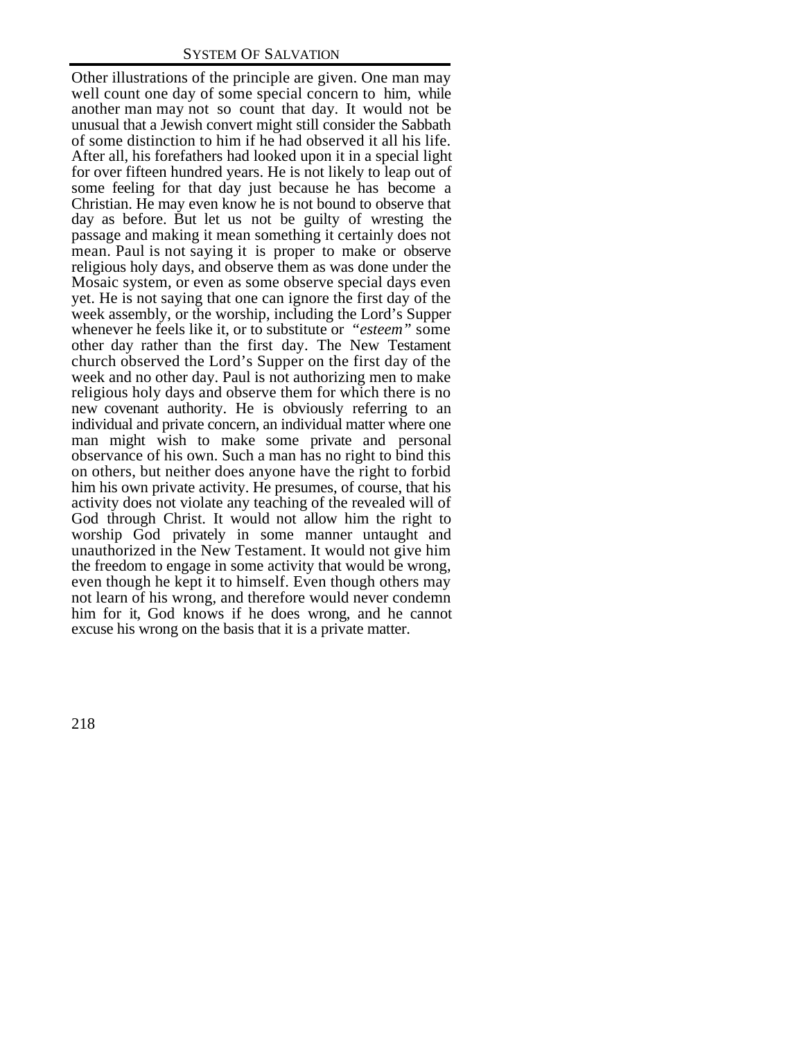Other illustrations of the principle are given. One man may well count one day of some special concern to him, while another man may not so count that day. It would not be unusual that a Jewish convert might still consider the Sabbath of some distinction to him if he had observed it all his life. After all, his forefathers had looked upon it in a special light for over fifteen hundred years. He is not likely to leap out of some feeling for that day just because he has become a Christian. He may even know he is not bound to observe that day as before. But let us not be guilty of wresting the passage and making it mean something it certainly does not mean. Paul is not saying it is proper to make or observe religious holy days, and observe them as was done under the Mosaic system, or even as some observe special days even yet. He is not saying that one can ignore the first day of the week assembly, or the worship, including the Lord's Supper whenever he feels like it, or to substitute or *"esteem"* some other day rather than the first day. The New Testament church observed the Lord's Supper on the first day of the week and no other day. Paul is not authorizing men to make religious holy days and observe them for which there is no new covenant authority. He is obviously referring to an individual and private concern, an individual matter where one man might wish to make some private and personal observance of his own. Such a man has no right to bind this on others, but neither does anyone have the right to forbid him his own private activity. He presumes, of course, that his activity does not violate any teaching of the revealed will of God through Christ. It would not allow him the right to worship God privately in some manner untaught and unauthorized in the New Testament. It would not give him the freedom to engage in some activity that would be wrong, even though he kept it to himself. Even though others may not learn of his wrong, and therefore would never condemn him for it, God knows if he does wrong, and he cannot excuse his wrong on the basis that it is a private matter.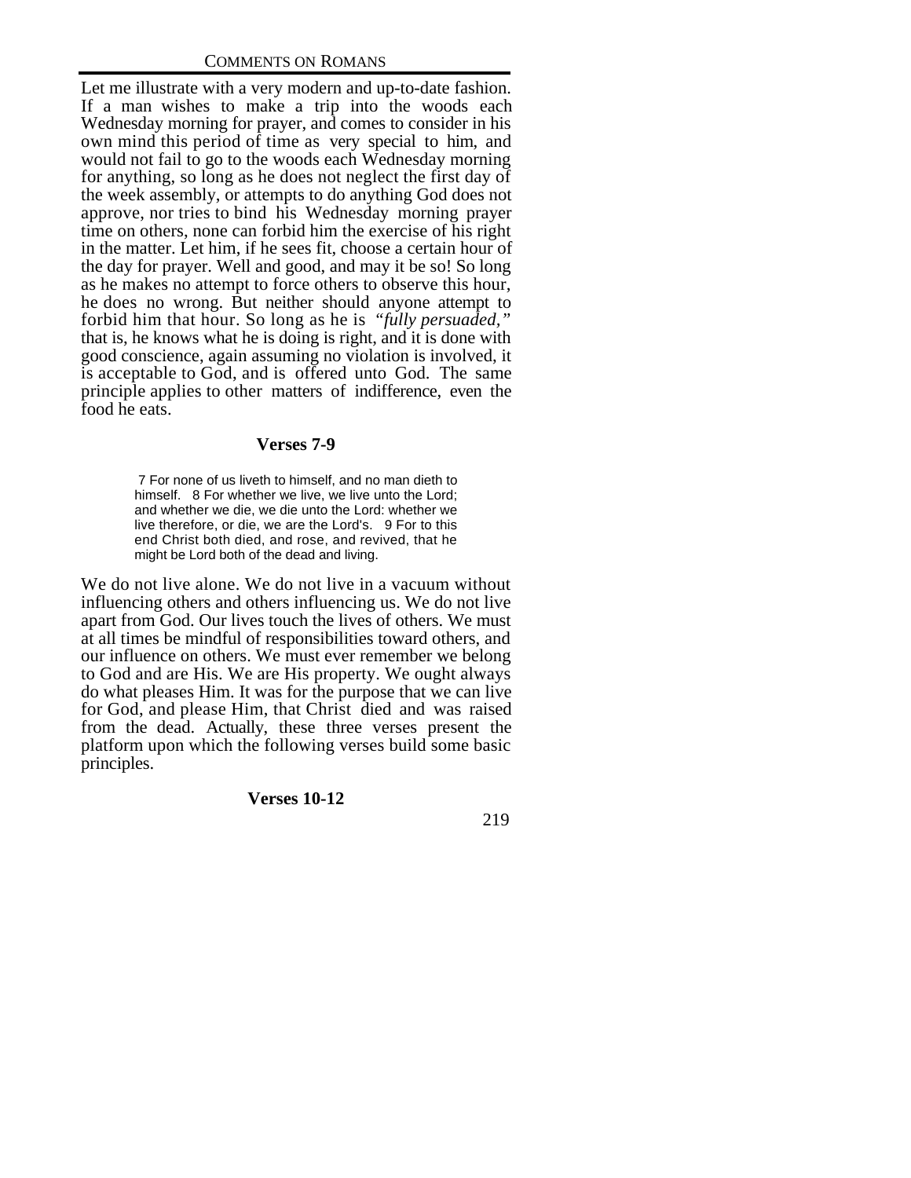Let me illustrate with a very modern and up-to-date fashion. If a man wishes to make a trip into the woods each Wednesday morning for prayer, and comes to consider in his own mind this period of time as very special to him, and would not fail to go to the woods each Wednesday morning for anything, so long as he does not neglect the first day of the week assembly, or attempts to do anything God does not approve, nor tries to bind his Wednesday morning prayer time on others, none can forbid him the exercise of his right in the matter. Let him, if he sees fit, choose a certain hour of the day for prayer. Well and good, and may it be so! So long as he makes no attempt to force others to observe this hour, he does no wrong. But neither should anyone attempt to forbid him that hour. So long as he is *"fully persuaded,"* that is, he knows what he is doing is right, and it is done with good conscience, again assuming no violation is involved, it is acceptable to God, and is offered unto God. The same principle applies to other matters of indifference, even the food he eats.

### Verses 7-9

> 7 For none of us liveth to himself, and no man dieth to himself. 8 For whether we live, we live unto the Lord; and whether we die, we die unto the Lord: whether we live therefore, or die, we are the Lord's. 9 For to this end Christ both died, and rose, and revived, that he might be Lord both of the dead and living.

We do not live alone. We do not live in a vacuum without influencing others and others influencing us. We do not live apart from God. Our lives touch the lives of others. We must at all times be mindful of responsibilities toward others, and our influence on others. We must ever remember we belong to God and are His. We are His property. We ought always do what pleases Him. It was for the purpose that we can live for God, and please Him, that Christ died and was raised from the dead. Actually, these three verses present the platform upon which the following verses build some basic principles.

### Verses 10-12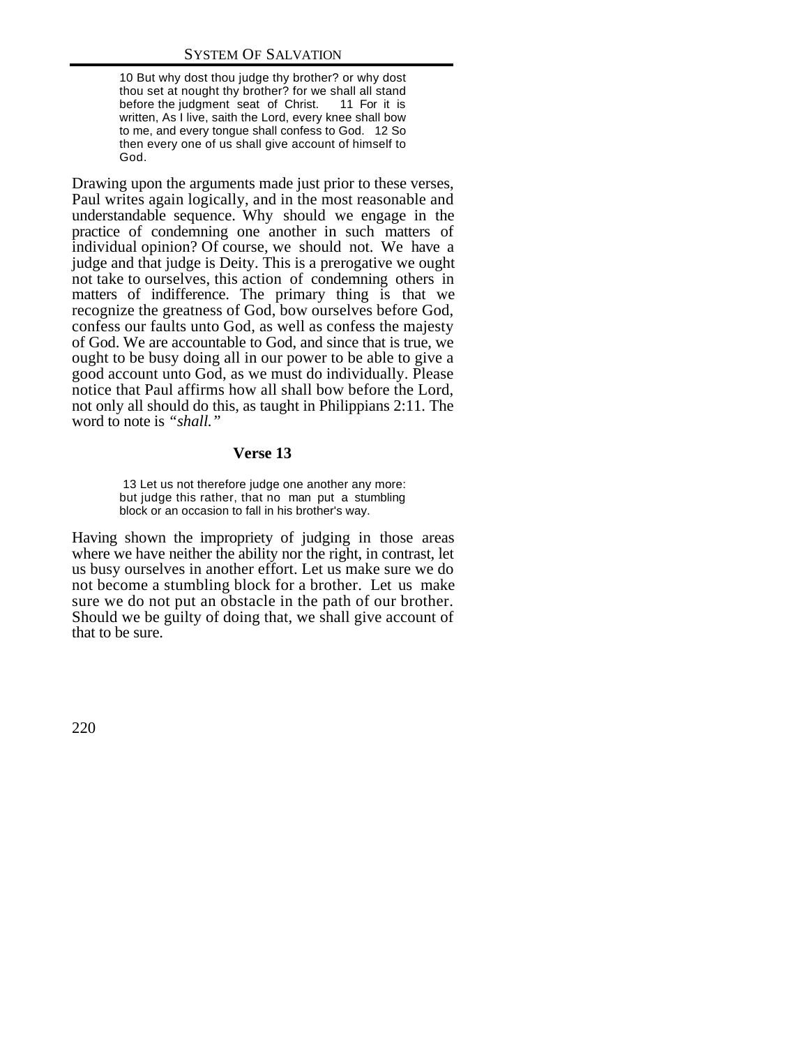> 10 But why dost thou judge thy brother? or why dost thou set at nought thy brother? for we shall all stand before the judgment seat of Christ. 11 For it is written, As I live, saith the Lord, every knee shall bow to me, and every tongue shall confess to God. 12 So then every one of us shall give account of himself to God.

Drawing upon the arguments made just prior to these verses, Paul writes again logically, and in the most reasonable and understandable sequence. Why should we engage in the practice of condemning one another in such matters of individual opinion? Of course, we should not. We have a judge and that judge is Deity. This is a prerogative we ought not take to ourselves, this action of condemning others in matters of indifference. The primary thing is that we recognize the greatness of God, bow ourselves before God, confess our faults unto God, as well as confess the majesty of God. We are accountable to God, and since that is true, we ought to be busy doing all in our power to be able to give a good account unto God, as we must do individually. Please notice that Paul affirms how all shall bow before the Lord, not only all should do this, as taught in Philippians 2:11. The word to note is *"shall."*

### Verse 13

> 13 Let us not therefore judge one another any more: but judge this rather, that no man put a stumbling block or an occasion to fall in his brother's way.

Having shown the impropriety of judging in those areas where we have neither the ability nor the right, in contrast, let us busy ourselves in another effort. Let us make sure we do not become a stumbling block for a brother. Let us make sure we do not put an obstacle in the path of our brother. Should we be guilty of doing that, we shall give account of that to be sure.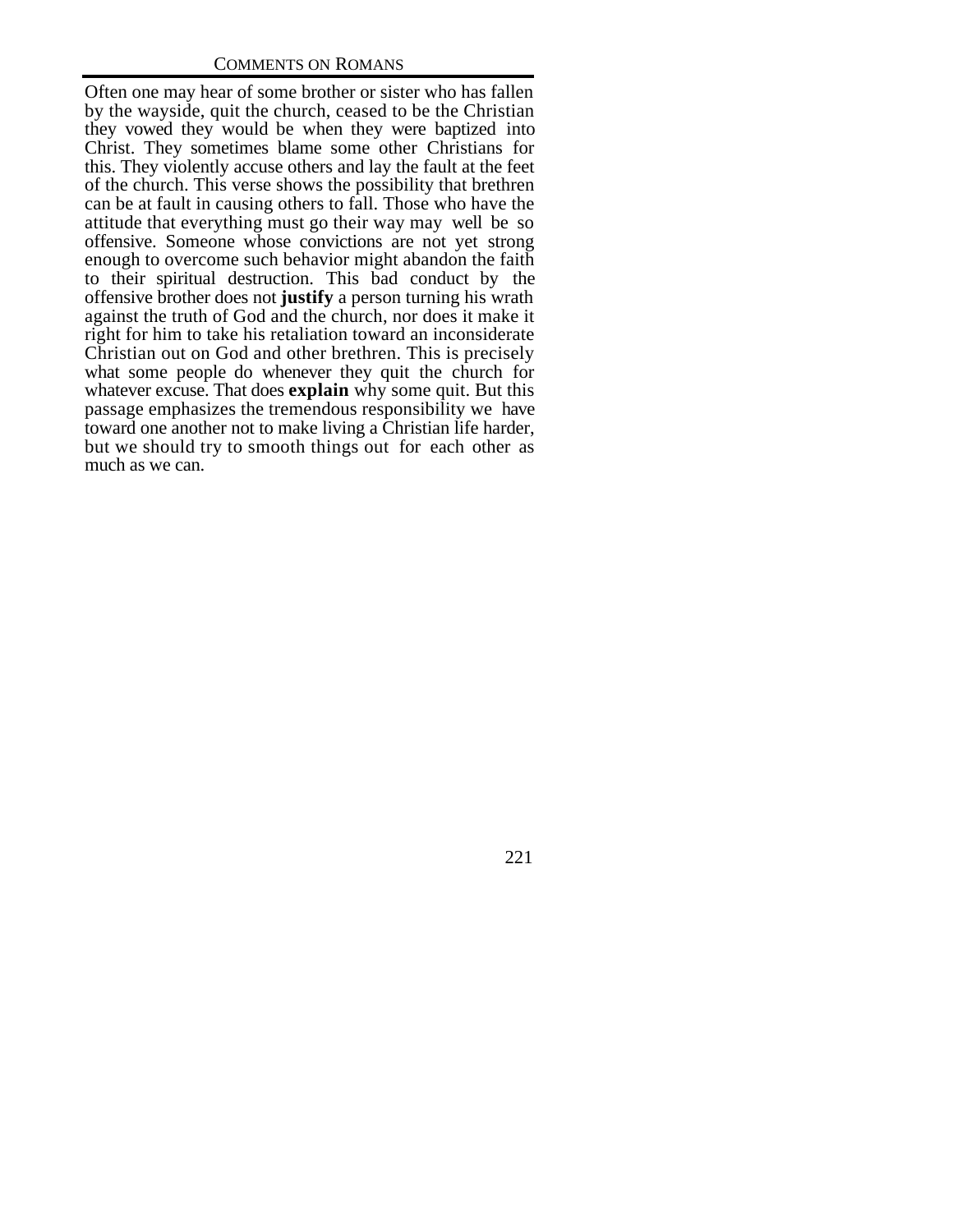Often one may hear of some brother or sister who has fallen by the wayside, quit the church, ceased to be the Christian they vowed they would be when they were baptized into Christ. They sometimes blame some other Christians for this. They violently accuse others and lay the fault at the feet of the church. This verse shows the possibility that brethren can be at fault in causing others to fall. Those who have the attitude that everything must go their way may well be so offensive. Someone whose convictions are not yet strong enough to overcome such behavior might abandon the faith to their spiritual destruction. This bad conduct by the offensive brother does not **justify** a person turning his wrath against the truth of God and the church, nor does it make it right for him to take his retaliation toward an inconsiderate Christian out on God and other brethren. This is precisely what some people do whenever they quit the church for whatever excuse. That does **explain** why some quit. But this passage emphasizes the tremendous responsibility we have toward one another not to make living a Christian life harder, but we should try to smooth things out for each other as much as we can.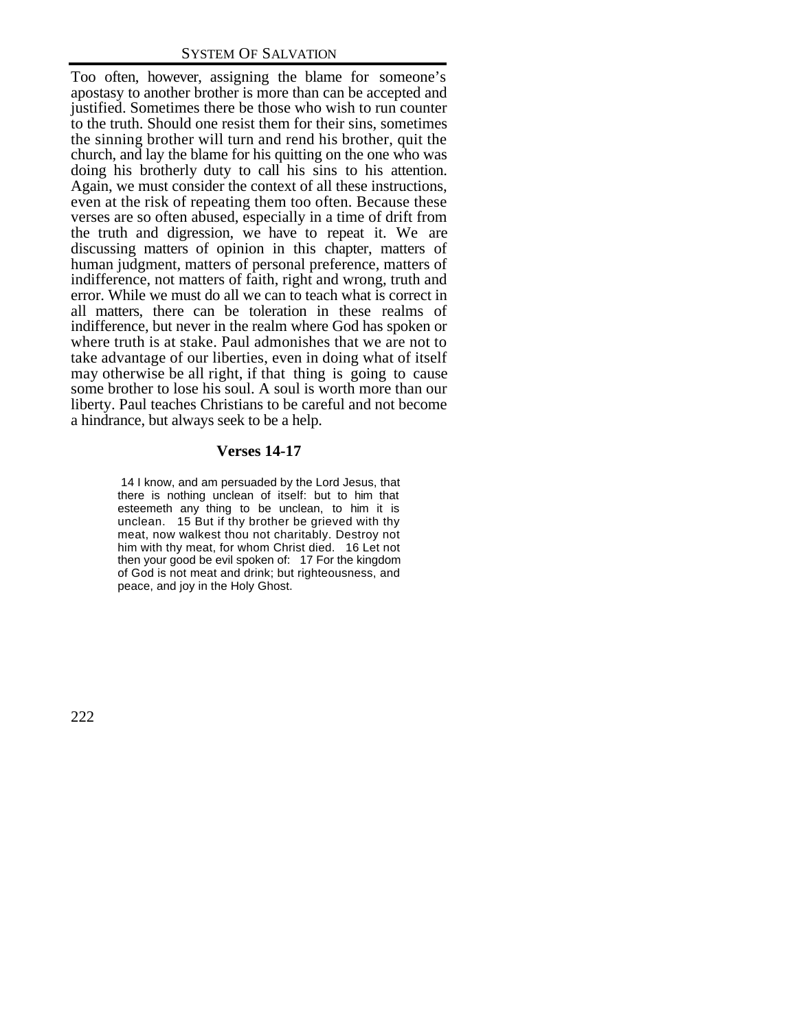Too often, however, assigning the blame for someone's apostasy to another brother is more than can be accepted and justified. Sometimes there be those who wish to run counter to the truth. Should one resist them for their sins, sometimes the sinning brother will turn and rend his brother, quit the church, and lay the blame for his quitting on the one who was doing his brotherly duty to call his sins to his attention. Again, we must consider the context of all these instructions, even at the risk of repeating them too often. Because these verses are so often abused, especially in a time of drift from the truth and digression, we have to repeat it. We are discussing matters of opinion in this chapter, matters of human judgment, matters of personal preference, matters of indifference, not matters of faith, right and wrong, truth and error. While we must do all we can to teach what is correct in all matters, there can be toleration in these realms of indifference, but never in the realm where God has spoken or where truth is at stake. Paul admonishes that we are not to take advantage of our liberties, even in doing what of itself may otherwise be all right, if that thing is going to cause some brother to lose his soul. A soul is worth more than our liberty. Paul teaches Christians to be careful and not become a hindrance, but always seek to be a help.

### Verses 14-17

> 14 I know, and am persuaded by the Lord Jesus, that there is nothing unclean of itself: but to him that esteemeth any thing to be unclean, to him it is unclean. 15 But if thy brother be grieved with thy meat, now walkest thou not charitably. Destroy not him with thy meat, for whom Christ died. 16 Let not then your good be evil spoken of: 17 For the kingdom of God is not meat and drink; but righteousness, and peace, and joy in the Holy Ghost.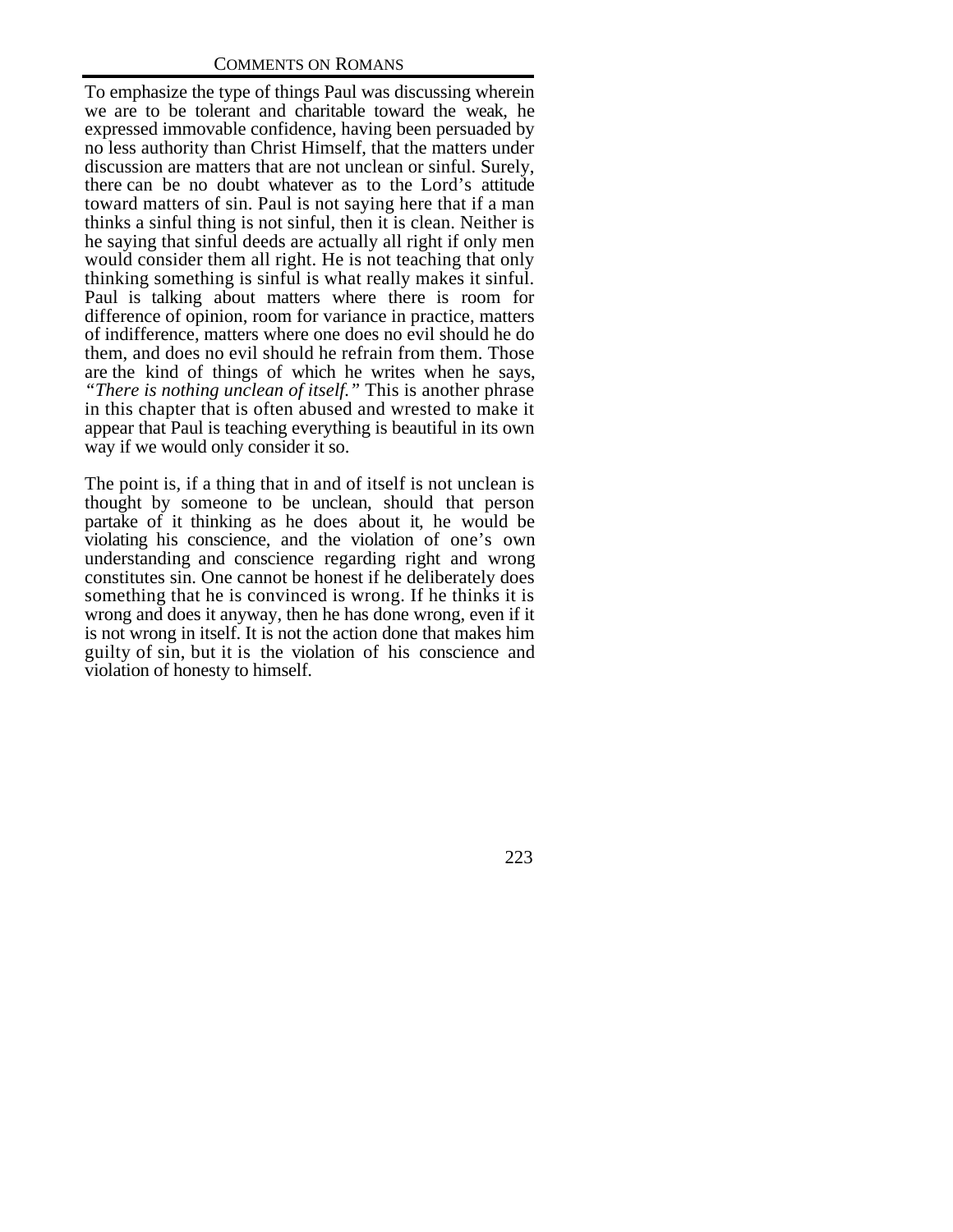To emphasize the type of things Paul was discussing wherein we are to be tolerant and charitable toward the weak, he expressed immovable confidence, having been persuaded by no less authority than Christ Himself, that the matters under discussion are matters that are not unclean or sinful. Surely, there can be no doubt whatever as to the Lord's attitude toward matters of sin. Paul is not saying here that if a man thinks a sinful thing is not sinful, then it is clean. Neither is he saying that sinful deeds are actually all right if only men would consider them all right. He is not teaching that only thinking something is sinful is what really makes it sinful. Paul is talking about matters where there is room for difference of opinion, room for variance in practice, matters of indifference, matters where one does no evil should he do them, and does no evil should he refrain from them. Those are the kind of things of which he writes when he says, *"There is nothing unclean of itself."* This is another phrase in this chapter that is often abused and wrested to make it appear that Paul is teaching everything is beautiful in its own way if we would only consider it so.

The point is, if a thing that in and of itself is not unclean is thought by someone to be unclean, should that person partake of it thinking as he does about it, he would be violating his conscience, and the violation of one's own understanding and conscience regarding right and wrong constitutes sin. One cannot be honest if he deliberately does something that he is convinced is wrong. If he thinks it is wrong and does it anyway, then he has done wrong, even if it is not wrong in itself. It is not the action done that makes him guilty of sin, but it is the violation of his conscience and violation of honesty to himself.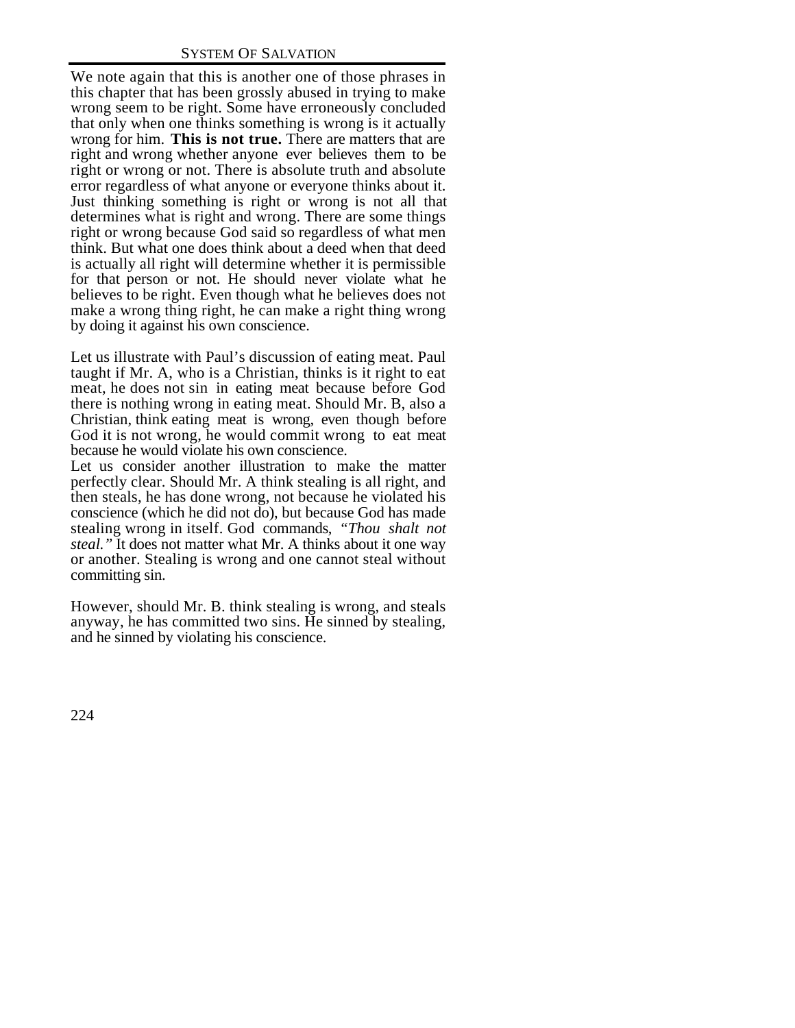We note again that this is another one of those phrases in this chapter that has been grossly abused in trying to make wrong seem to be right. Some have erroneously concluded that only when one thinks something is wrong is it actually wrong for him. **This is not true.** There are matters that are right and wrong whether anyone ever believes them to be right or wrong or not. There is absolute truth and absolute error regardless of what anyone or everyone thinks about it. Just thinking something is right or wrong is not all that determines what is right and wrong. There are some things right or wrong because God said so regardless of what men think. But what one does think about a deed when that deed is actually all right will determine whether it is permissible for that person or not. He should never violate what he believes to be right. Even though what he believes does not make a wrong thing right, he can make a right thing wrong by doing it against his own conscience.

Let us illustrate with Paul's discussion of eating meat. Paul taught if Mr. A, who is a Christian, thinks is it right to eat meat, he does not sin in eating meat because before God there is nothing wrong in eating meat. Should Mr. B, also a Christian, think eating meat is wrong, even though before God it is not wrong, he would commit wrong to eat meat because he would violate his own conscience.

Let us consider another illustration to make the matter perfectly clear. Should Mr. A think stealing is all right, and then steals, he has done wrong, not because he violated his conscience (which he did not do), but because God has made stealing wrong in itself. God commands, *"Thou shalt not steal."* It does not matter what Mr. A thinks about it one way or another. Stealing is wrong and one cannot steal without committing sin.

However, should Mr. B. think stealing is wrong, and steals anyway, he has committed two sins. He sinned by stealing, and he sinned by violating his conscience.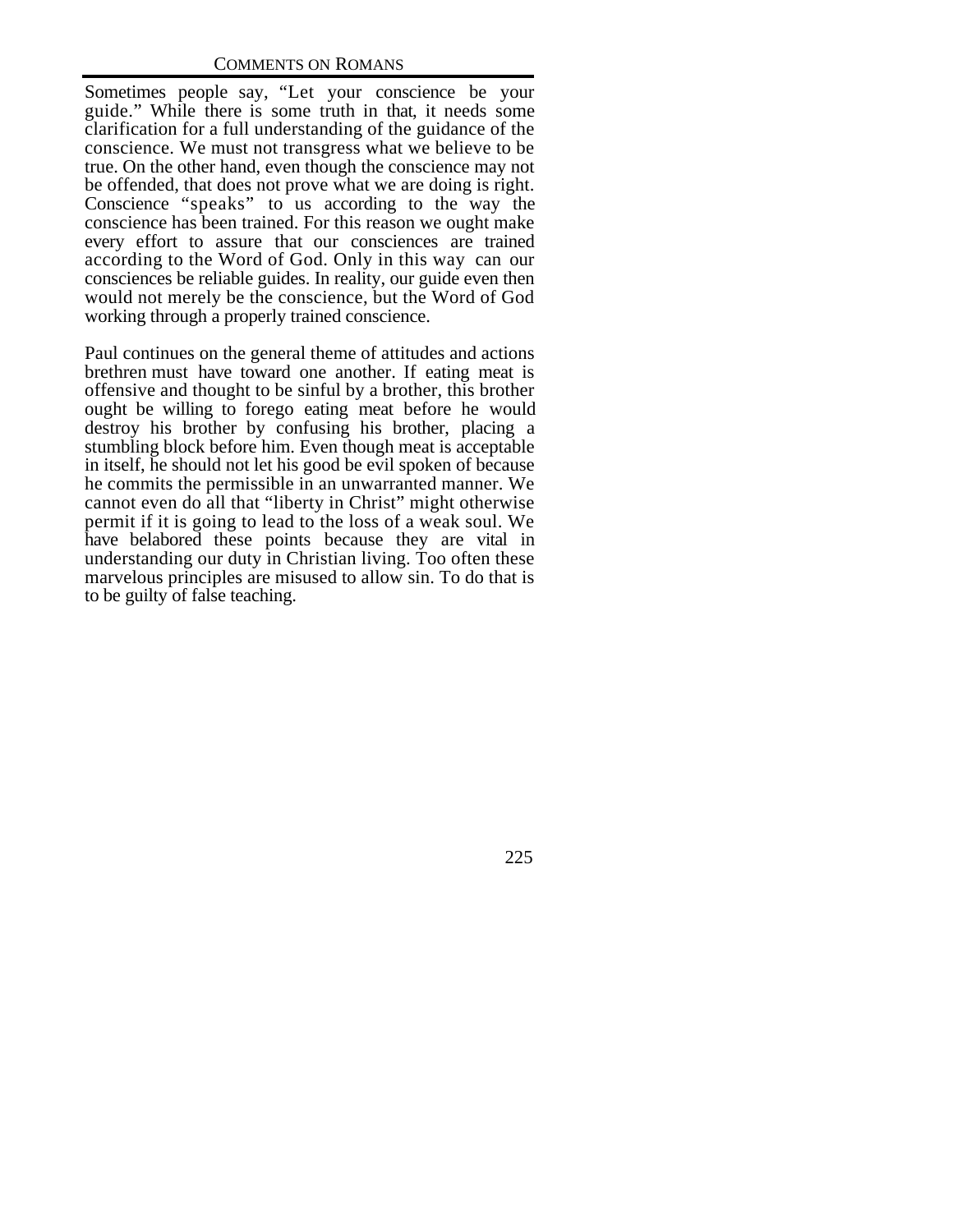Sometimes people say, "Let your conscience be your guide." While there is some truth in that, it needs some clarification for a full understanding of the guidance of the conscience. We must not transgress what we believe to be true. On the other hand, even though the conscience may not be offended, that does not prove what we are doing is right. Conscience "speaks" to us according to the way the conscience has been trained. For this reason we ought make every effort to assure that our consciences are trained according to the Word of God. Only in this way can our consciences be reliable guides. In reality, our guide even then would not merely be the conscience, but the Word of God working through a properly trained conscience.

Paul continues on the general theme of attitudes and actions brethren must have toward one another. If eating meat is offensive and thought to be sinful by a brother, this brother ought be willing to forego eating meat before he would destroy his brother by confusing his brother, placing a stumbling block before him. Even though meat is acceptable in itself, he should not let his good be evil spoken of because he commits the permissible in an unwarranted manner. We cannot even do all that "liberty in Christ" might otherwise permit if it is going to lead to the loss of a weak soul. We have belabored these points because they are vital in understanding our duty in Christian living. Too often these marvelous principles are misused to allow sin. To do that is to be guilty of false teaching.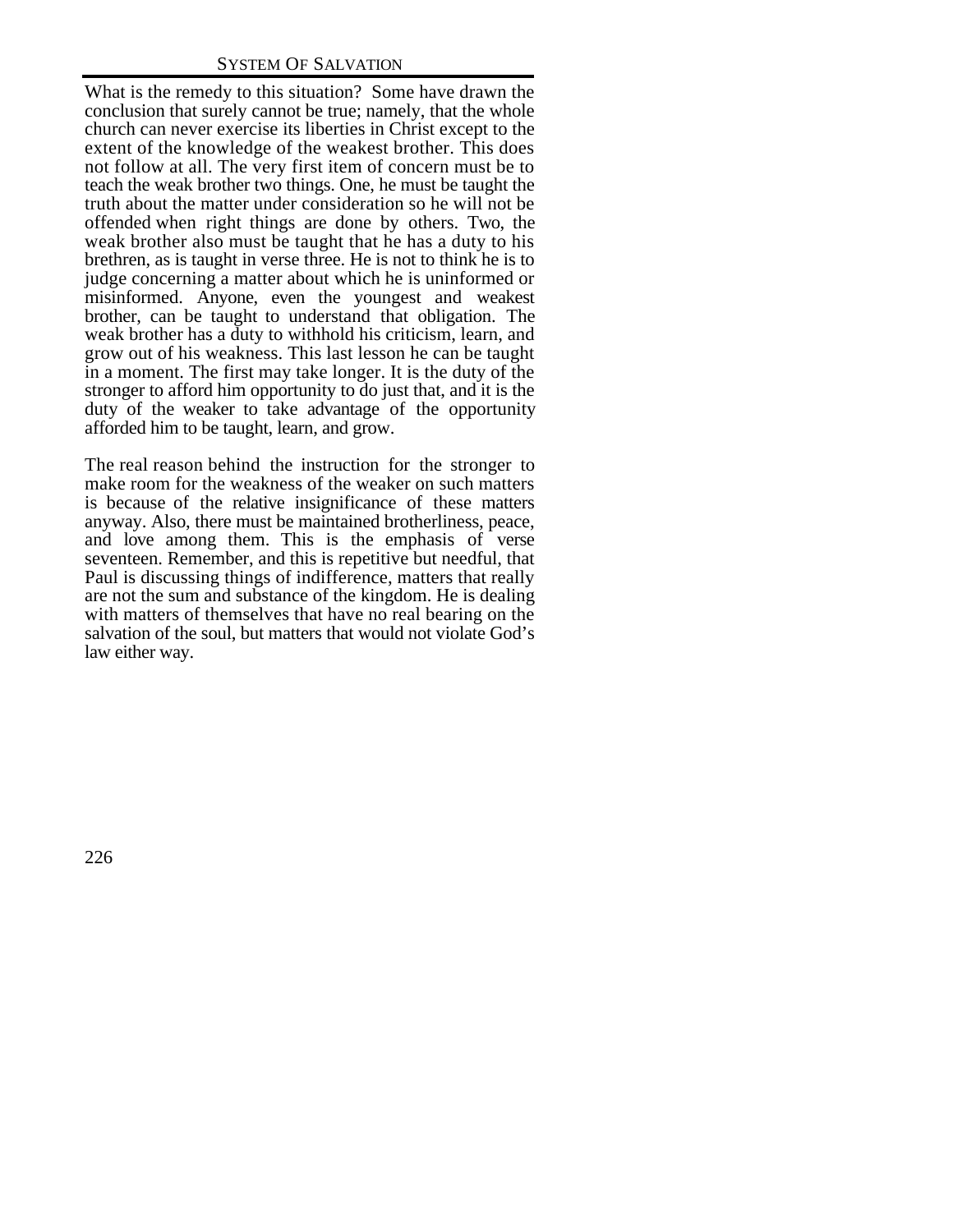What is the remedy to this situation? Some have drawn the conclusion that surely cannot be true; namely, that the whole church can never exercise its liberties in Christ except to the extent of the knowledge of the weakest brother. This does not follow at all. The very first item of concern must be to teach the weak brother two things. One, he must be taught the truth about the matter under consideration so he will not be offended when right things are done by others. Two, the weak brother also must be taught that he has a duty to his brethren, as is taught in verse three. He is not to think he is to judge concerning a matter about which he is uninformed or misinformed. Anyone, even the youngest and weakest brother, can be taught to understand that obligation. The weak brother has a duty to withhold his criticism, learn, and grow out of his weakness. This last lesson he can be taught in a moment. The first may take longer. It is the duty of the stronger to afford him opportunity to do just that, and it is the duty of the weaker to take advantage of the opportunity afforded him to be taught, learn, and grow.

The real reason behind the instruction for the stronger to make room for the weakness of the weaker on such matters is because of the relative insignificance of these matters anyway. Also, there must be maintained brotherliness, peace, and love among them. This is the emphasis of verse seventeen. Remember, and this is repetitive but needful, that Paul is discussing things of indifference, matters that really are not the sum and substance of the kingdom. He is dealing with matters of themselves that have no real bearing on the salvation of the soul, but matters that would not violate God's law either way.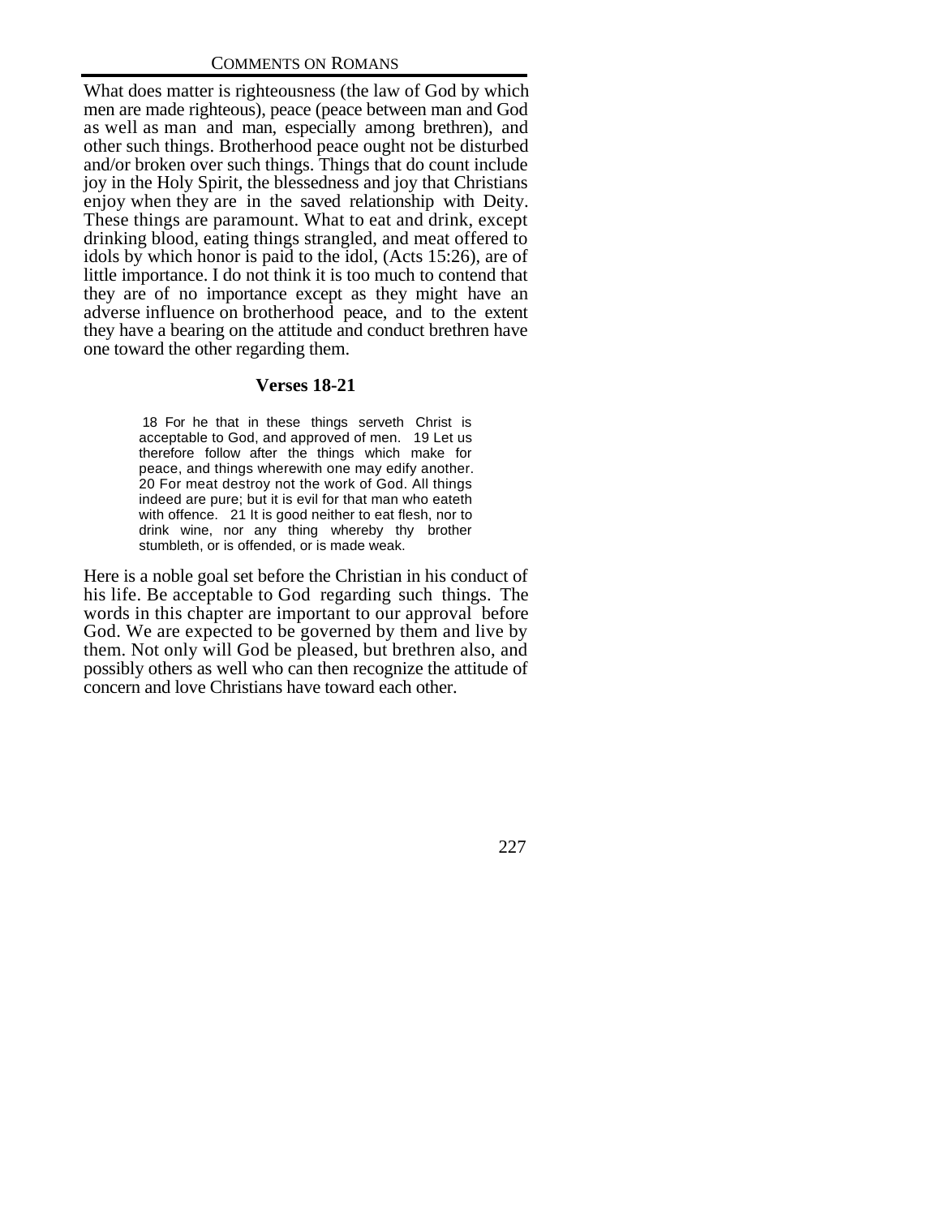What does matter is righteousness (the law of God by which men are made righteous), peace (peace between man and God as well as man and man, especially among brethren), and other such things. Brotherhood peace ought not be disturbed and/or broken over such things. Things that do count include joy in the Holy Spirit, the blessedness and joy that Christians enjoy when they are in the saved relationship with Deity. These things are paramount. What to eat and drink, except drinking blood, eating things strangled, and meat offered to idols by which honor is paid to the idol, (Acts 15:26), are of little importance. I do not think it is too much to contend that they are of no importance except as they might have an adverse influence on brotherhood peace, and to the extent they have a bearing on the attitude and conduct brethren have one toward the other regarding them.

### Verses 18-21

> 18 For he that in these things serveth Christ is acceptable to God, and approved of men. 19 Let us therefore follow after the things which make for peace, and things wherewith one may edify another. 20 For meat destroy not the work of God. All things indeed are pure; but it is evil for that man who eateth with offence. 21 It is good neither to eat flesh, nor to drink wine, nor any thing whereby thy brother stumbleth, or is offended, or is made weak.

Here is a noble goal set before the Christian in his conduct of his life. Be acceptable to God regarding such things. The words in this chapter are important to our approval before God. We are expected to be governed by them and live by them. Not only will God be pleased, but brethren also, and possibly others as well who can then recognize the attitude of concern and love Christians have toward each other.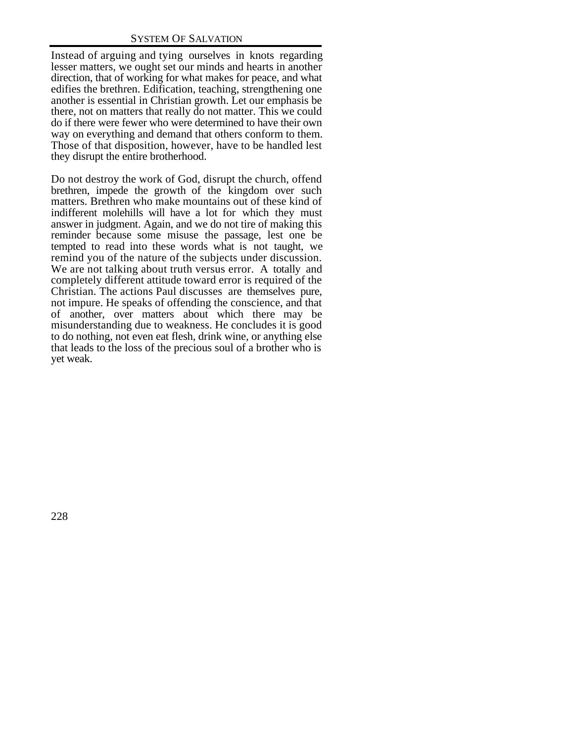Instead of arguing and tying ourselves in knots regarding lesser matters, we ought set our minds and hearts in another direction, that of working for what makes for peace, and what edifies the brethren. Edification, teaching, strengthening one another is essential in Christian growth. Let our emphasis be there, not on matters that really do not matter. This we could do if there were fewer who were determined to have their own way on everything and demand that others conform to them. Those of that disposition, however, have to be handled lest they disrupt the entire brotherhood.

Do not destroy the work of God, disrupt the church, offend brethren, impede the growth of the kingdom over such matters. Brethren who make mountains out of these kind of indifferent molehills will have a lot for which they must answer in judgment. Again, and we do not tire of making this reminder because some misuse the passage, lest one be tempted to read into these words what is not taught, we remind you of the nature of the subjects under discussion. We are not talking about truth versus error. A totally and completely different attitude toward error is required of the Christian. The actions Paul discusses are themselves pure, not impure. He speaks of offending the conscience, and that of another, over matters about which there may be misunderstanding due to weakness. He concludes it is good to do nothing, not even eat flesh, drink wine, or anything else that leads to the loss of the precious soul of a brother who is yet weak.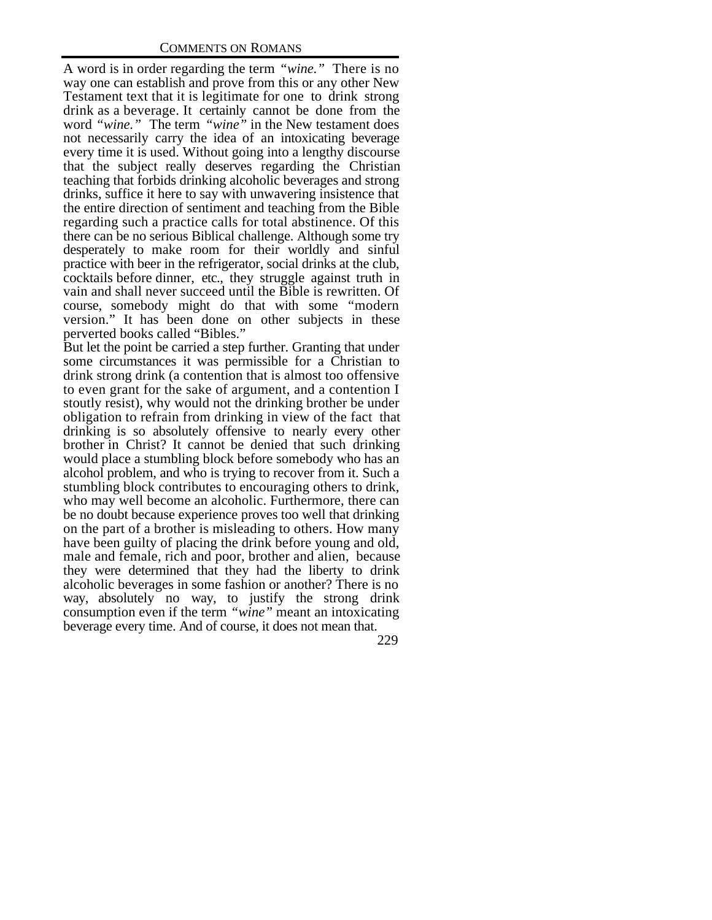A word is in order regarding the term *"wine."* There is no way one can establish and prove from this or any other New Testament text that it is legitimate for one to drink strong drink as a beverage. It certainly cannot be done from the word *"wine."* The term *"wine"* in the New testament does not necessarily carry the idea of an intoxicating beverage every time it is used. Without going into a lengthy discourse that the subject really deserves regarding the Christian teaching that forbids drinking alcoholic beverages and strong drinks, suffice it here to say with unwavering insistence that the entire direction of sentiment and teaching from the Bible regarding such a practice calls for total abstinence. Of this there can be no serious Biblical challenge. Although some try desperately to make room for their worldly and sinful practice with beer in the refrigerator, social drinks at the club, cocktails before dinner, etc., they struggle against truth in vain and shall never succeed until the Bible is rewritten. Of course, somebody might do that with some "modern version." It has been done on other subjects in these perverted books called "Bibles."

But let the point be carried a step further. Granting that under some circumstances it was permissible for a Christian to drink strong drink (a contention that is almost too offensive to even grant for the sake of argument, and a contention I stoutly resist), why would not the drinking brother be under obligation to refrain from drinking in view of the fact that drinking is so absolutely offensive to nearly every other brother in Christ? It cannot be denied that such drinking would place a stumbling block before somebody who has an alcohol problem, and who is trying to recover from it. Such a stumbling block contributes to encouraging others to drink, who may well become an alcoholic. Furthermore, there can be no doubt because experience proves too well that drinking on the part of a brother is misleading to others. How many have been guilty of placing the drink before young and old, male and female, rich and poor, brother and alien, because they were determined that they had the liberty to drink alcoholic beverages in some fashion or another? There is no way, absolutely no way, to justify the strong drink consumption even if the term *"wine"* meant an intoxicating beverage every time. And of course, it does not mean that.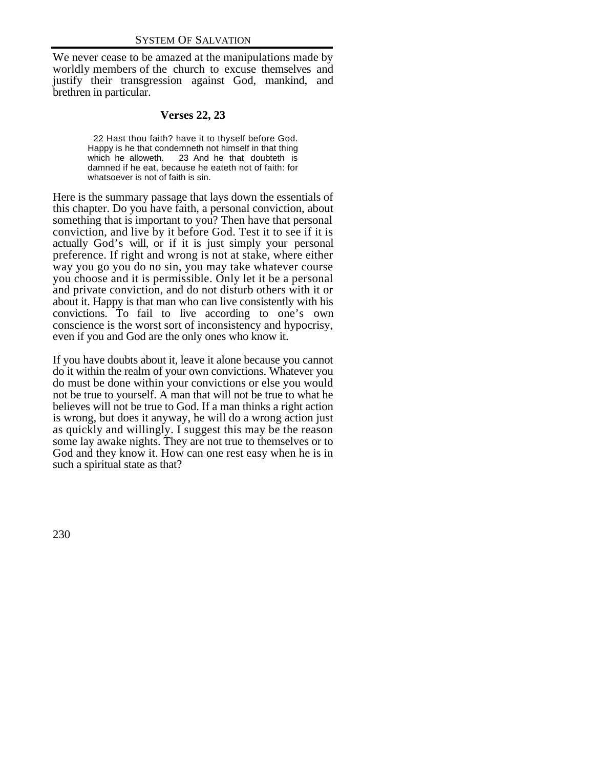We never cease to be amazed at the manipulations made by worldly members of the church to excuse themselves and justify their transgression against God, mankind, and brethren in particular.

### Verses 22, 23

> 22 Hast thou faith? have it to thyself before God. Happy is he that condemneth not himself in that thing which he alloweth. 23 And he that doubteth is damned if he eat, because he eateth not of faith: for whatsoever is not of faith is sin.

Here is the summary passage that lays down the essentials of this chapter. Do you have faith, a personal conviction, about something that is important to you? Then have that personal conviction, and live by it before God. Test it to see if it is actually God's will, or if it is just simply your personal preference. If right and wrong is not at stake, where either way you go you do no sin, you may take whatever course you choose and it is permissible. Only let it be a personal and private conviction, and do not disturb others with it or about it. Happy is that man who can live consistently with his convictions. To fail to live according to one's own conscience is the worst sort of inconsistency and hypocrisy, even if you and God are the only ones who know it.

If you have doubts about it, leave it alone because you cannot do it within the realm of your own convictions. Whatever you do must be done within your convictions or else you would not be true to yourself. A man that will not be true to what he believes will not be true to God. If a man thinks a right action is wrong, but does it anyway, he will do a wrong action just as quickly and willingly. I suggest this may be the reason some lay awake nights. They are not true to themselves or to God and they know it. How can one rest easy when he is in such a spiritual state as that?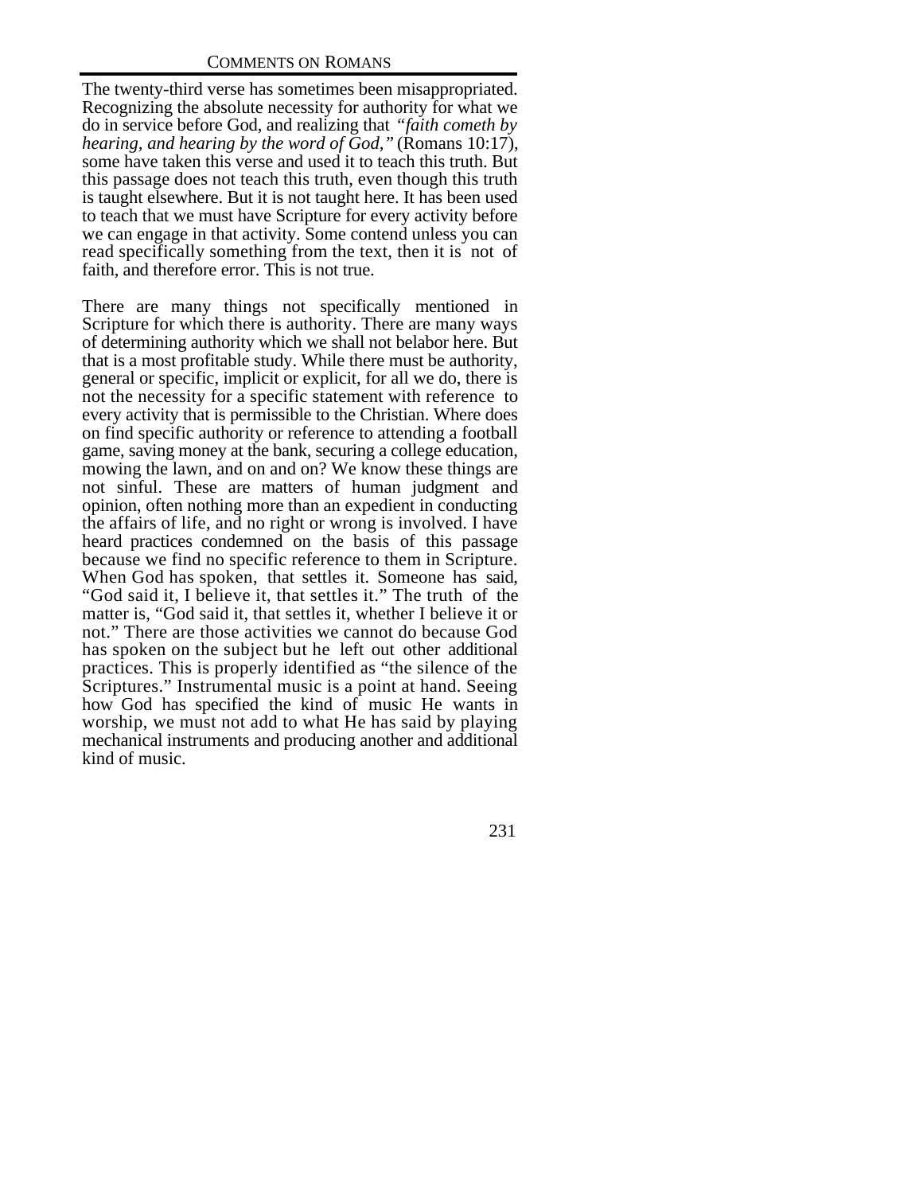The twenty-third verse has sometimes been misappropriated. Recognizing the absolute necessity for authority for what we do in service before God, and realizing that *"faith cometh by hearing, and hearing by the word of God,"* (Romans 10:17), some have taken this verse and used it to teach this truth. But this passage does not teach this truth, even though this truth is taught elsewhere. But it is not taught here. It has been used to teach that we must have Scripture for every activity before we can engage in that activity. Some contend unless you can read specifically something from the text, then it is not of faith, and therefore error. This is not true.

There are many things not specifically mentioned in Scripture for which there is authority. There are many ways of determining authority which we shall not belabor here. But that is a most profitable study. While there must be authority, general or specific, implicit or explicit, for all we do, there is not the necessity for a specific statement with reference to every activity that is permissible to the Christian. Where does on find specific authority or reference to attending a football game, saving money at the bank, securing a college education, mowing the lawn, and on and on? We know these things are not sinful. These are matters of human judgment and opinion, often nothing more than an expedient in conducting the affairs of life, and no right or wrong is involved. I have heard practices condemned on the basis of this passage because we find no specific reference to them in Scripture. When God has spoken, that settles it. Someone has said, "God said it, I believe it, that settles it." The truth of the matter is, "God said it, that settles it, whether I believe it or not." There are those activities we cannot do because God has spoken on the subject but he left out other additional practices. This is properly identified as "the silence of the Scriptures." Instrumental music is a point at hand. Seeing how God has specified the kind of music He wants in worship, we must not add to what He has said by playing mechanical instruments and producing another and additional kind of music.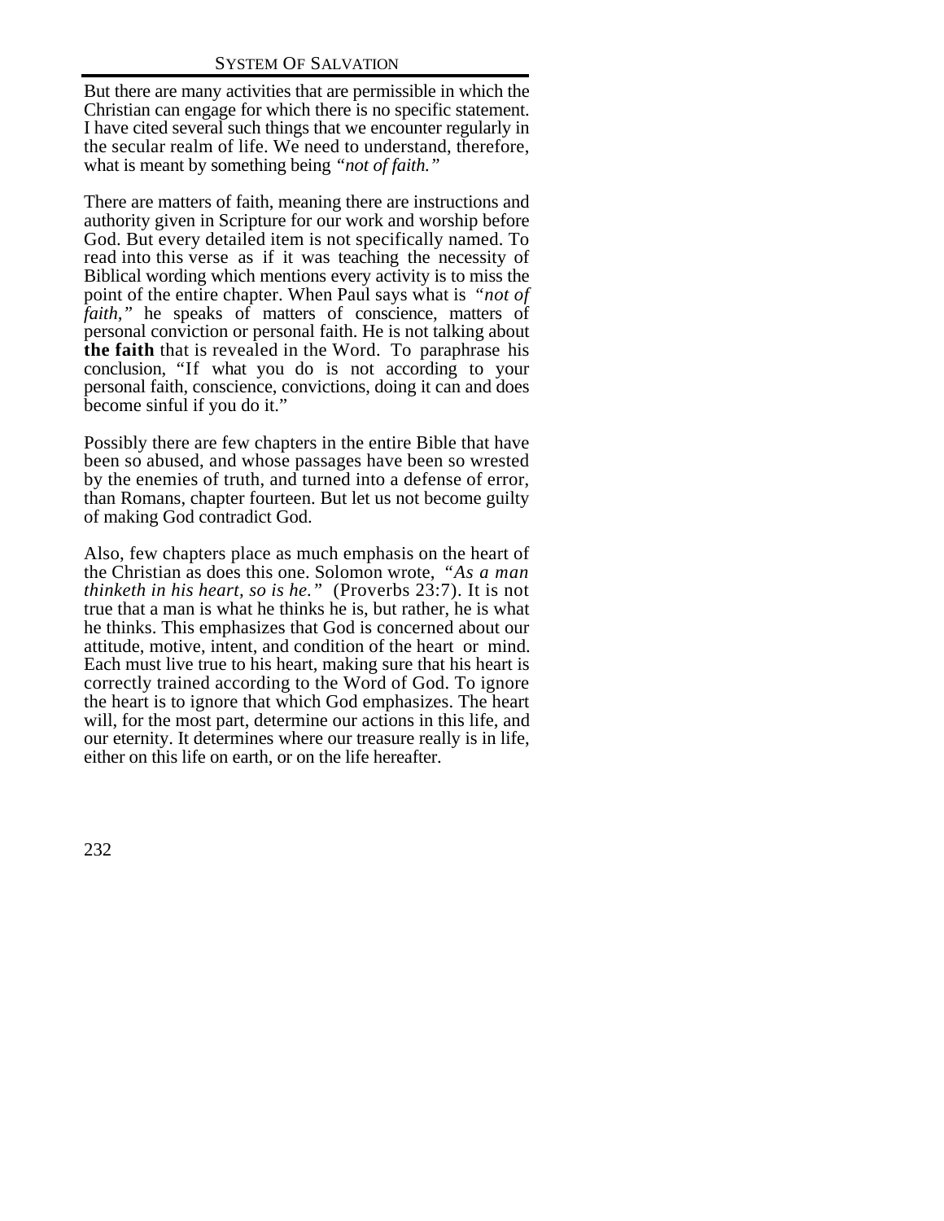But there are many activities that are permissible in which the Christian can engage for which there is no specific statement. I have cited several such things that we encounter regularly in the secular realm of life. We need to understand, therefore, what is meant by something being *"not of faith."*

There are matters of faith, meaning there are instructions and authority given in Scripture for our work and worship before God. But every detailed item is not specifically named. To read into this verse as if it was teaching the necessity of Biblical wording which mentions every activity is to miss the point of the entire chapter. When Paul says what is *"not of faith,"* he speaks of matters of conscience, matters of personal conviction or personal faith. He is not talking about **the faith** that is revealed in the Word. To paraphrase his conclusion, "If what you do is not according to your personal faith, conscience, convictions, doing it can and does become sinful if you do it."

Possibly there are few chapters in the entire Bible that have been so abused, and whose passages have been so wrested by the enemies of truth, and turned into a defense of error, than Romans, chapter fourteen. But let us not become guilty of making God contradict God.

Also, few chapters place as much emphasis on the heart of the Christian as does this one. Solomon wrote, *"As a man thinketh in his heart, so is he."* (Proverbs 23:7). It is not true that a man is what he thinks he is, but rather, he is what he thinks. This emphasizes that God is concerned about our attitude, motive, intent, and condition of the heart or mind. Each must live true to his heart, making sure that his heart is correctly trained according to the Word of God. To ignore the heart is to ignore that which God emphasizes. The heart will, for the most part, determine our actions in this life, and our eternity. It determines where our treasure really is in life, either on this life on earth, or on the life hereafter.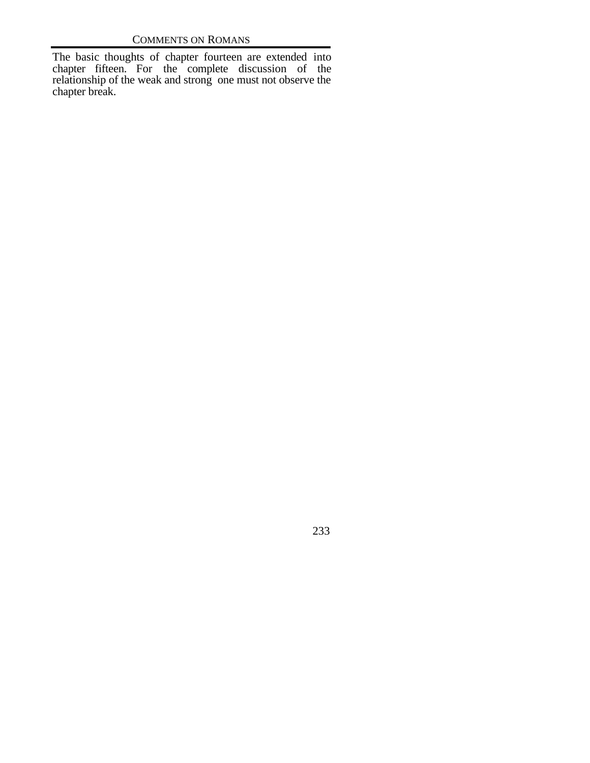The basic thoughts of chapter fourteen are extended into chapter fifteen. For the complete discussion of the relationship of the weak and strong one must not observe the chapter break.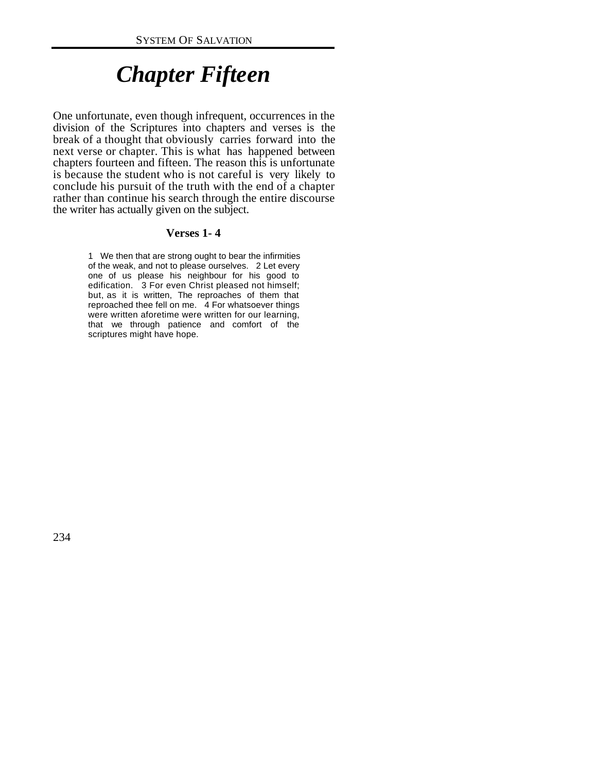# *Chapter Fifteen*

One unfortunate, even though infrequent, occurrences in the division of the Scriptures into chapters and verses is the break of a thought that obviously carries forward into the next verse or chapter. This is what has happened between chapters fourteen and fifteen. The reason this is unfortunate is because the student who is not careful is very likely to conclude his pursuit of the truth with the end of a chapter rather than continue his search through the entire discourse the writer has actually given on the subject.

### Verses 1- 4

> 1 We then that are strong ought to bear the infirmities of the weak, and not to please ourselves. 2 Let every one of us please his neighbour for his good to edification. 3 For even Christ pleased not himself; but, as it is written, The reproaches of them that reproached thee fell on me. 4 For whatsoever things were written aforetime were written for our learning, that we through patience and comfort of the scriptures might have hope.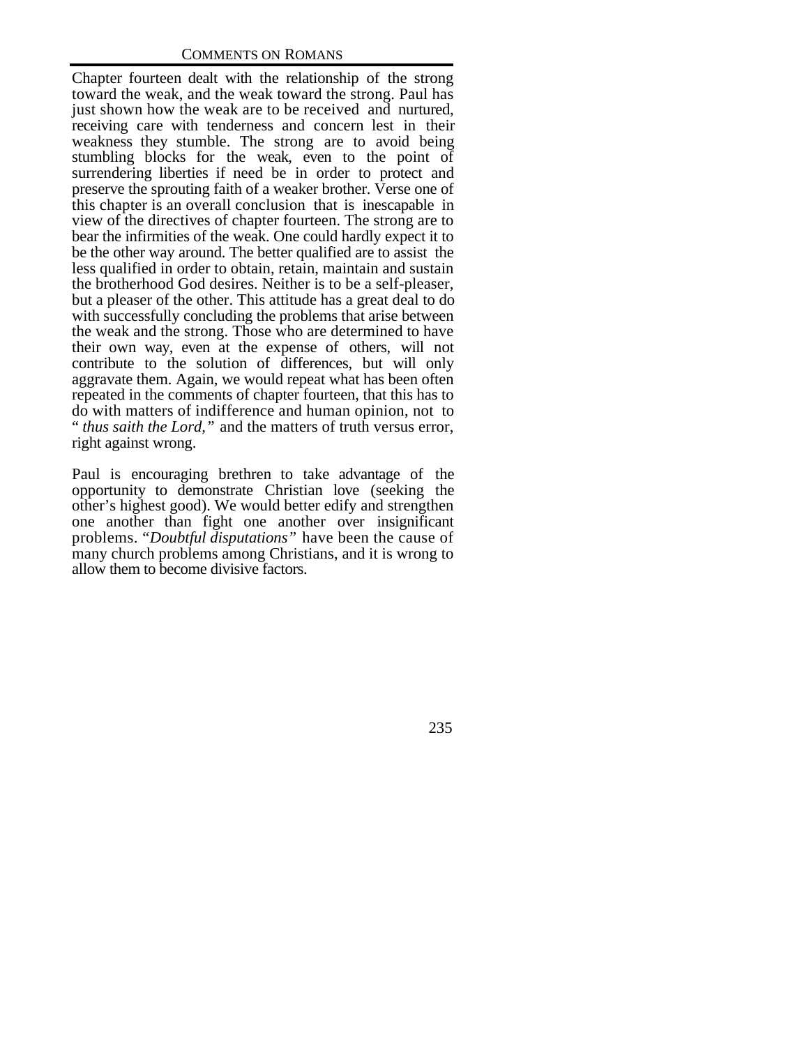Chapter fourteen dealt with the relationship of the strong toward the weak, and the weak toward the strong. Paul has just shown how the weak are to be received and nurtured, receiving care with tenderness and concern lest in their weakness they stumble. The strong are to avoid being stumbling blocks for the weak, even to the point of surrendering liberties if need be in order to protect and preserve the sprouting faith of a weaker brother. Verse one of this chapter is an overall conclusion that is inescapable in view of the directives of chapter fourteen. The strong are to bear the infirmities of the weak. One could hardly expect it to be the other way around. The better qualified are to assist the less qualified in order to obtain, retain, maintain and sustain the brotherhood God desires. Neither is to be a self-pleaser, but a pleaser of the other. This attitude has a great deal to do with successfully concluding the problems that arise between the weak and the strong. Those who are determined to have their own way, even at the expense of others, will not contribute to the solution of differences, but will only aggravate them. Again, we would repeat what has been often repeated in the comments of chapter fourteen, that this has to do with matters of indifference and human opinion, not to "*thus saith the Lord,*" and the matters of truth versus error, right against wrong.

Paul is encouraging brethren to take advantage of the opportunity to demonstrate Christian love (seeking the other's highest good). We would better edify and strengthen one another than fight one another over insignificant problems. "*Doubtful disputations*" have been the cause of many church problems among Christians, and it is wrong to allow them to become divisive factors.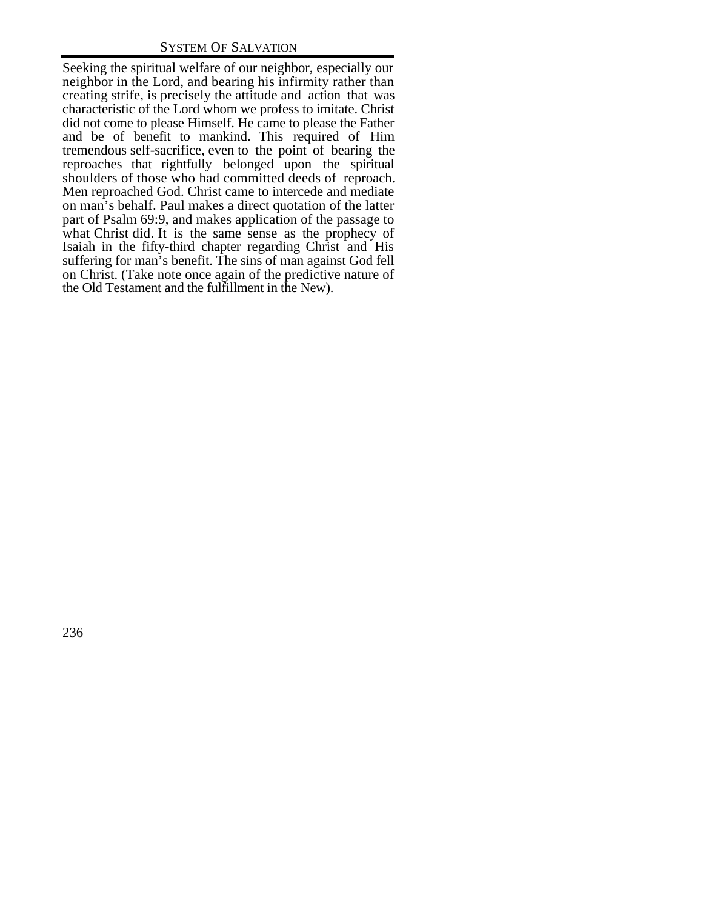Seeking the spiritual welfare of our neighbor, especially our neighbor in the Lord, and bearing his infirmity rather than creating strife, is precisely the attitude and action that was characteristic of the Lord whom we profess to imitate. Christ did not come to please Himself. He came to please the Father and be of benefit to mankind. This required of Him tremendous self-sacrifice, even to the point of bearing the reproaches that rightfully belonged upon the spiritual shoulders of those who had committed deeds of reproach. Men reproached God. Christ came to intercede and mediate on man's behalf. Paul makes a direct quotation of the latter part of Psalm 69:9, and makes application of the passage to what Christ did. It is the same sense as the prophecy of Isaiah in the fifty-third chapter regarding Christ and His suffering for man's benefit. The sins of man against God fell on Christ. (Take note once again of the predictive nature of the Old Testament and the fulfillment in the New).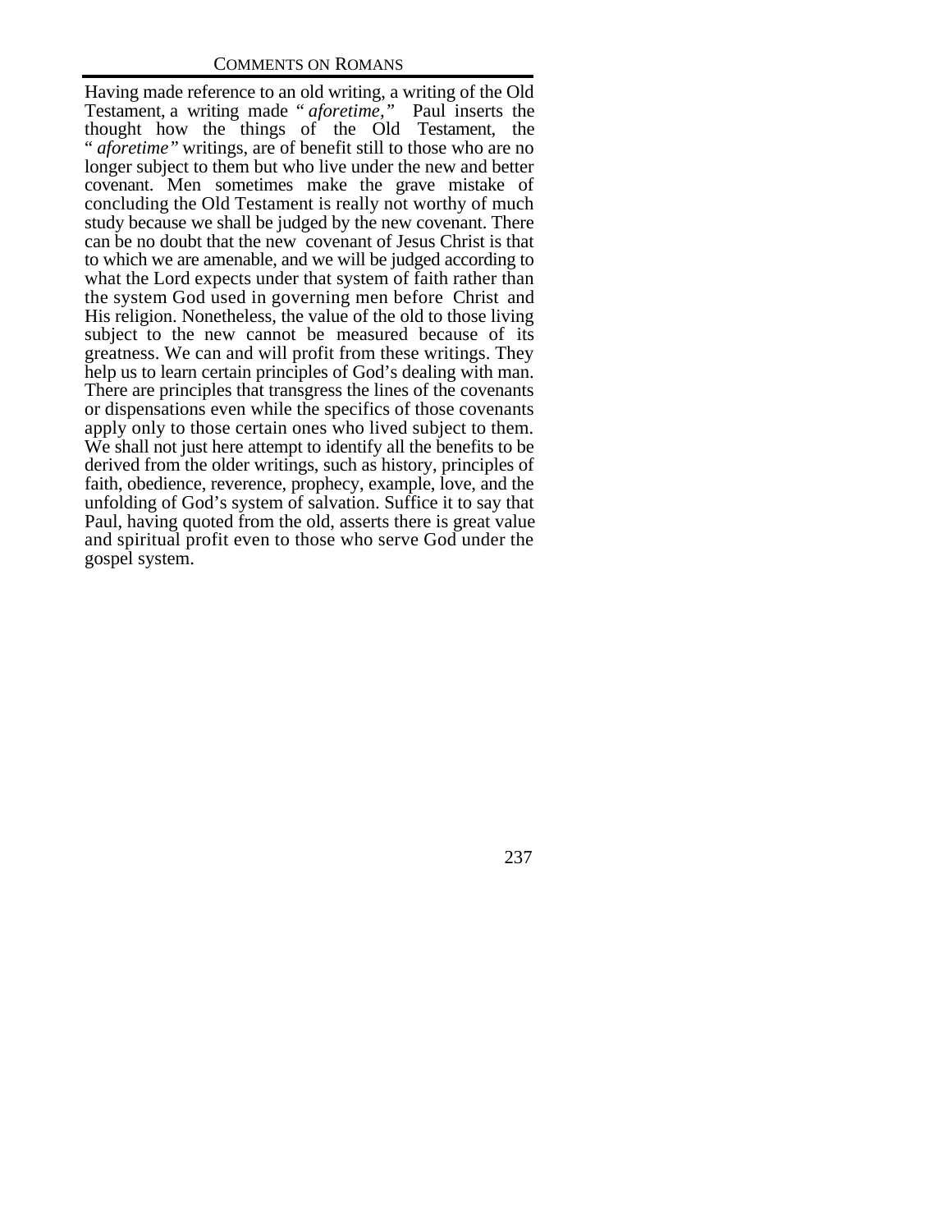Having made reference to an old writing, a writing of the Old Testament, a writing made "*aforetime,*" Paul inserts the thought how the things of the Old Testament, the "*aforetime*" writings, are of benefit still to those who are no longer subject to them but who live under the new and better covenant. Men sometimes make the grave mistake of concluding the Old Testament is really not worthy of much study because we shall be judged by the new covenant. There can be no doubt that the new covenant of Jesus Christ is that to which we are amenable, and we will be judged according to what the Lord expects under that system of faith rather than the system God used in governing men before Christ and His religion. Nonetheless, the value of the old to those living subject to the new cannot be measured because of its greatness. We can and will profit from these writings. They help us to learn certain principles of God's dealing with man. There are principles that transgress the lines of the covenants or dispensations even while the specifics of those covenants apply only to those certain ones who lived subject to them. We shall not just here attempt to identify all the benefits to be derived from the older writings, such as history, principles of faith, obedience, reverence, prophecy, example, love, and the unfolding of God's system of salvation. Suffice it to say that Paul, having quoted from the old, asserts there is great value and spiritual profit even to those who serve God under the gospel system.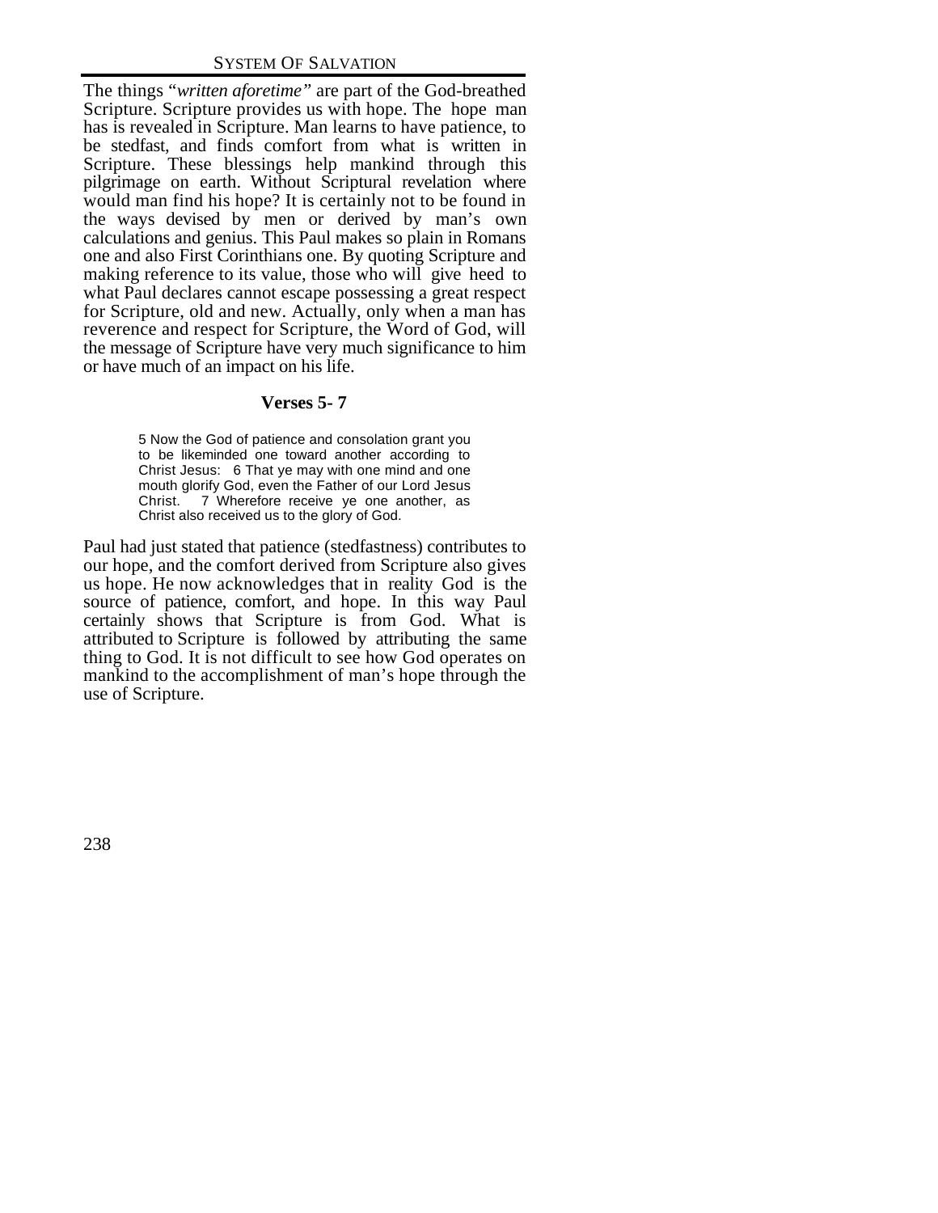The things "*written aforetime*" are part of the God-breathed Scripture. Scripture provides us with hope. The hope man has is revealed in Scripture. Man learns to have patience, to be stedfast, and finds comfort from what is written in Scripture. These blessings help mankind through this pilgrimage on earth. Without Scriptural revelation where would man find his hope? It is certainly not to be found in the ways devised by men or derived by man's own calculations and genius. This Paul makes so plain in Romans one and also First Corinthians one. By quoting Scripture and making reference to its value, those who will give heed to what Paul declares cannot escape possessing a great respect for Scripture, old and new. Actually, only when a man has reverence and respect for Scripture, the Word of God, will the message of Scripture have very much significance to him or have much of an impact on his life.

### Verses 5- 7

> 5 Now the God of patience and consolation grant you to be likeminded one toward another according to Christ Jesus: 6 That ye may with one mind and one mouth glorify God, even the Father of our Lord Jesus Christ. 7 Wherefore receive ye one another, as Christ also received us to the glory of God.

Paul had just stated that patience (stedfastness) contributes to our hope, and the comfort derived from Scripture also gives us hope. He now acknowledges that in reality God is the source of patience, comfort, and hope. In this way Paul certainly shows that Scripture is from God. What is attributed to Scripture is followed by attributing the same thing to God. It is not difficult to see how God operates on mankind to the accomplishment of man's hope through the use of Scripture.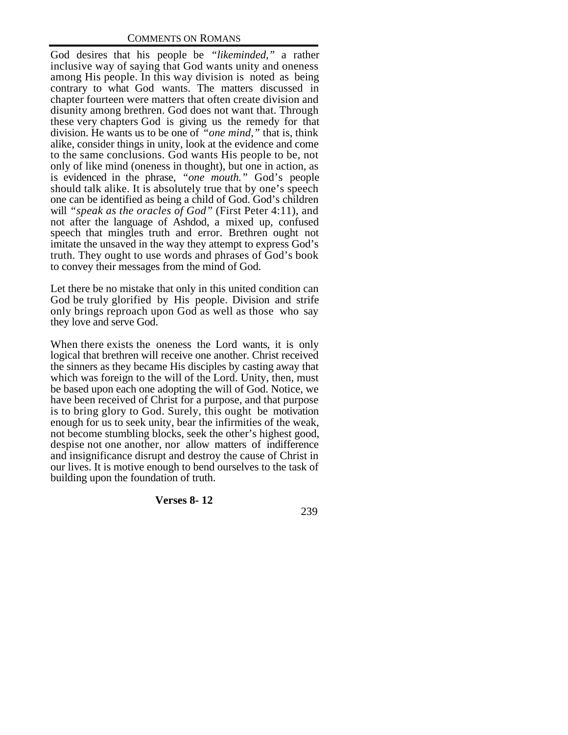God desires that his people be *"likeminded,"* a rather inclusive way of saying that God wants unity and oneness among His people. In this way division is noted as being contrary to what God wants. The matters discussed in chapter fourteen were matters that often create division and disunity among brethren. God does not want that. Through these very chapters God is giving us the remedy for that division. He wants us to be one of *"one mind,"* that is, think alike, consider things in unity, look at the evidence and come to the same conclusions. God wants His people to be, not only of like mind (oneness in thought), but one in action, as is evidenced in the phrase, *"one mouth."* God's people should talk alike. It is absolutely true that by one's speech one can be identified as being a child of God. God's children will *"speak as the oracles of God"* (First Peter 4:11), and not after the language of Ashdod, a mixed up, confused speech that mingles truth and error. Brethren ought not imitate the unsaved in the way they attempt to express God's truth. They ought to use words and phrases of God's book to convey their messages from the mind of God.

Let there be no mistake that only in this united condition can God be truly glorified by His people. Division and strife only brings reproach upon God as well as those who say they love and serve God.

When there exists the oneness the Lord wants, it is only logical that brethren will receive one another. Christ received the sinners as they became His disciples by casting away that which was foreign to the will of the Lord. Unity, then, must be based upon each one adopting the will of God. Notice, we have been received of Christ for a purpose, and that purpose is to bring glory to God. Surely, this ought be motivation enough for us to seek unity, bear the infirmities of the weak, not become stumbling blocks, seek the other's highest good, despise not one another, nor allow matters of indifference and insignificance disrupt and destroy the cause of Christ in our lives. It is motive enough to bend ourselves to the task of building upon the foundation of truth.

**Verses 8- 12**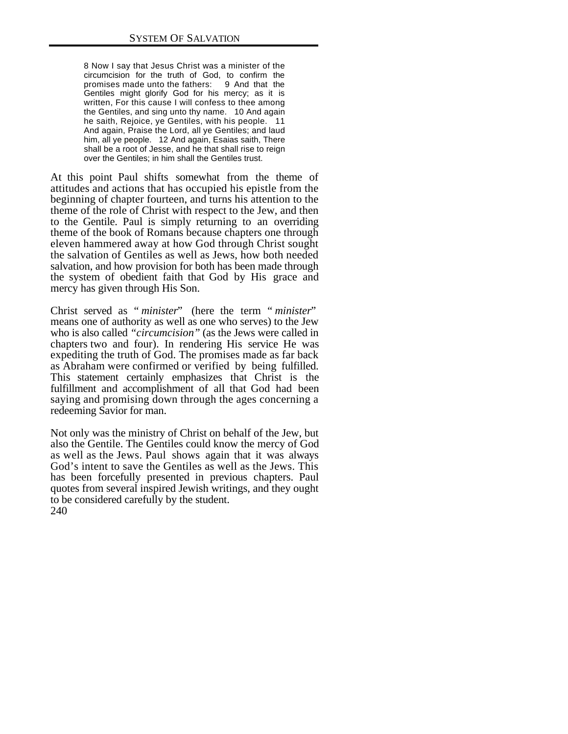> 8 Now I say that Jesus Christ was a minister of the circumcision for the truth of God, to confirm the promises made unto the fathers: 9 And that the Gentiles might glorify God for his mercy; as it is written, For this cause I will confess to thee among the Gentiles, and sing unto thy name. 10 And again he saith, Rejoice, ye Gentiles, with his people. 11 And again, Praise the Lord, all ye Gentiles; and laud him, all ye people. 12 And again, Esaias saith, There shall be a root of Jesse, and he that shall rise to reign over the Gentiles; in him shall the Gentiles trust.

At this point Paul shifts somewhat from the theme of attitudes and actions that has occupied his epistle from the beginning of chapter fourteen, and turns his attention to the theme of the role of Christ with respect to the Jew, and then to the Gentile. Paul is simply returning to an overriding theme of the book of Romans because chapters one through eleven hammered away at how God through Christ sought the salvation of Gentiles as well as Jews, how both needed salvation, and how provision for both has been made through the system of obedient faith that God by His grace and mercy has given through His Son.

Christ served as "*minister*" (here the term "*minister*" means one of authority as well as one who serves) to the Jew who is also called *"circumcision"* (as the Jews were called in chapters two and four). In rendering His service He was expediting the truth of God. The promises made as far back as Abraham were confirmed or verified by being fulfilled. This statement certainly emphasizes that Christ is the fulfillment and accomplishment of all that God had been saying and promising down through the ages concerning a redeeming Savior for man.

Not only was the ministry of Christ on behalf of the Jew, but also the Gentile. The Gentiles could know the mercy of God as well as the Jews. Paul shows again that it was always God's intent to save the Gentiles as well as the Jews. This has been forcefully presented in previous chapters. Paul quotes from several inspired Jewish writings, and they ought to be considered carefully by the student.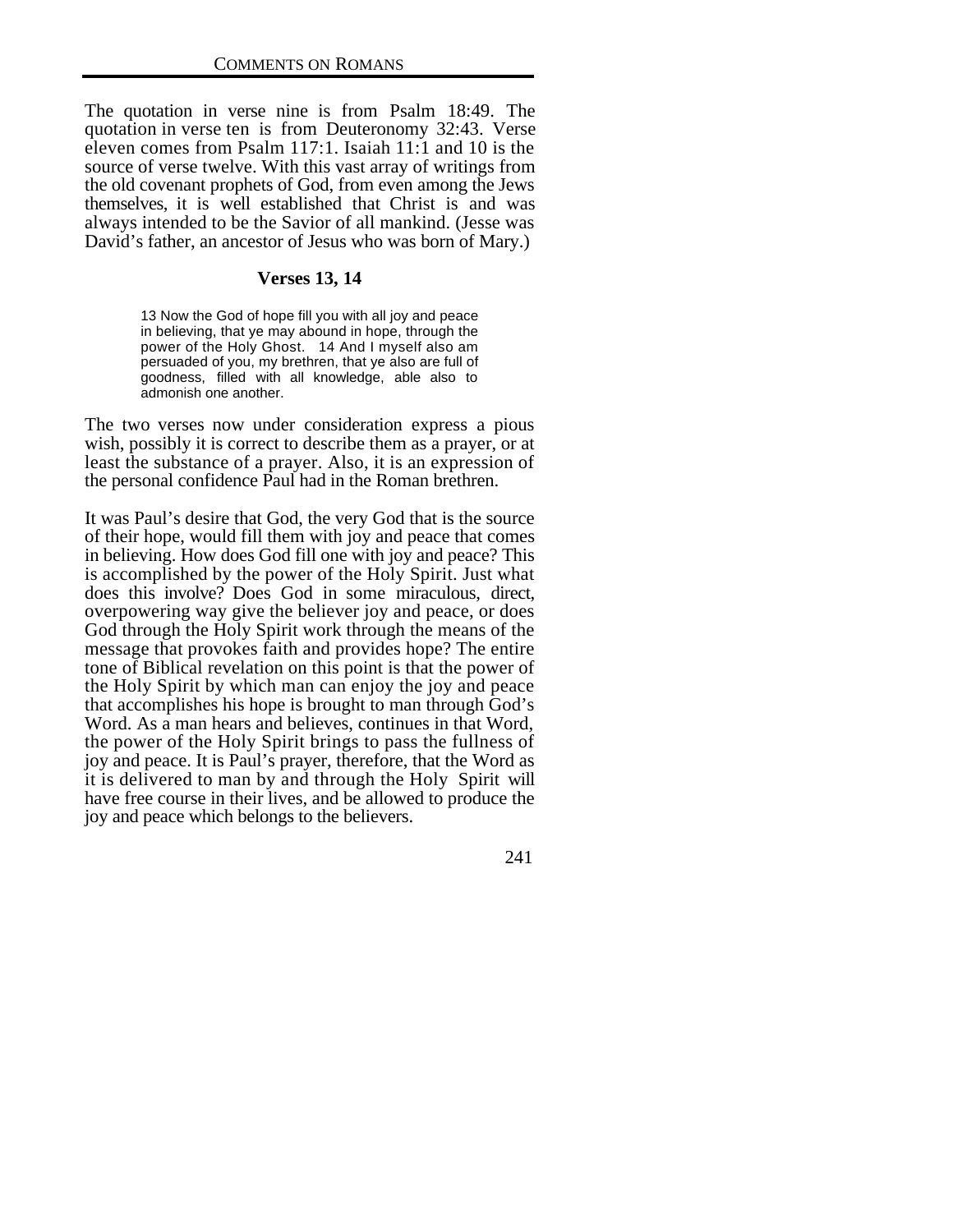The quotation in verse nine is from Psalm 18:49. The quotation in verse ten is from Deuteronomy 32:43. Verse eleven comes from Psalm 117:1. Isaiah 11:1 and 10 is the source of verse twelve. With this vast array of writings from the old covenant prophets of God, from even among the Jews themselves, it is well established that Christ is and was always intended to be the Savior of all mankind. (Jesse was David's father, an ancestor of Jesus who was born of Mary.)

### Verses 13, 14

> 13 Now the God of hope fill you with all joy and peace in believing, that ye may abound in hope, through the power of the Holy Ghost. 14 And I myself also am persuaded of you, my brethren, that ye also are full of goodness, filled with all knowledge, able also to admonish one another.

The two verses now under consideration express a pious wish, possibly it is correct to describe them as a prayer, or at least the substance of a prayer. Also, it is an expression of the personal confidence Paul had in the Roman brethren.

It was Paul's desire that God, the very God that is the source of their hope, would fill them with joy and peace that comes in believing. How does God fill one with joy and peace? This is accomplished by the power of the Holy Spirit. Just what does this involve? Does God in some miraculous, direct, overpowering way give the believer joy and peace, or does God through the Holy Spirit work through the means of the message that provokes faith and provides hope? The entire tone of Biblical revelation on this point is that the power of the Holy Spirit by which man can enjoy the joy and peace that accomplishes his hope is brought to man through God's Word. As a man hears and believes, continues in that Word, the power of the Holy Spirit brings to pass the fullness of joy and peace. It is Paul's prayer, therefore, that the Word as it is delivered to man by and through the Holy Spirit will have free course in their lives, and be allowed to produce the joy and peace which belongs to the believers.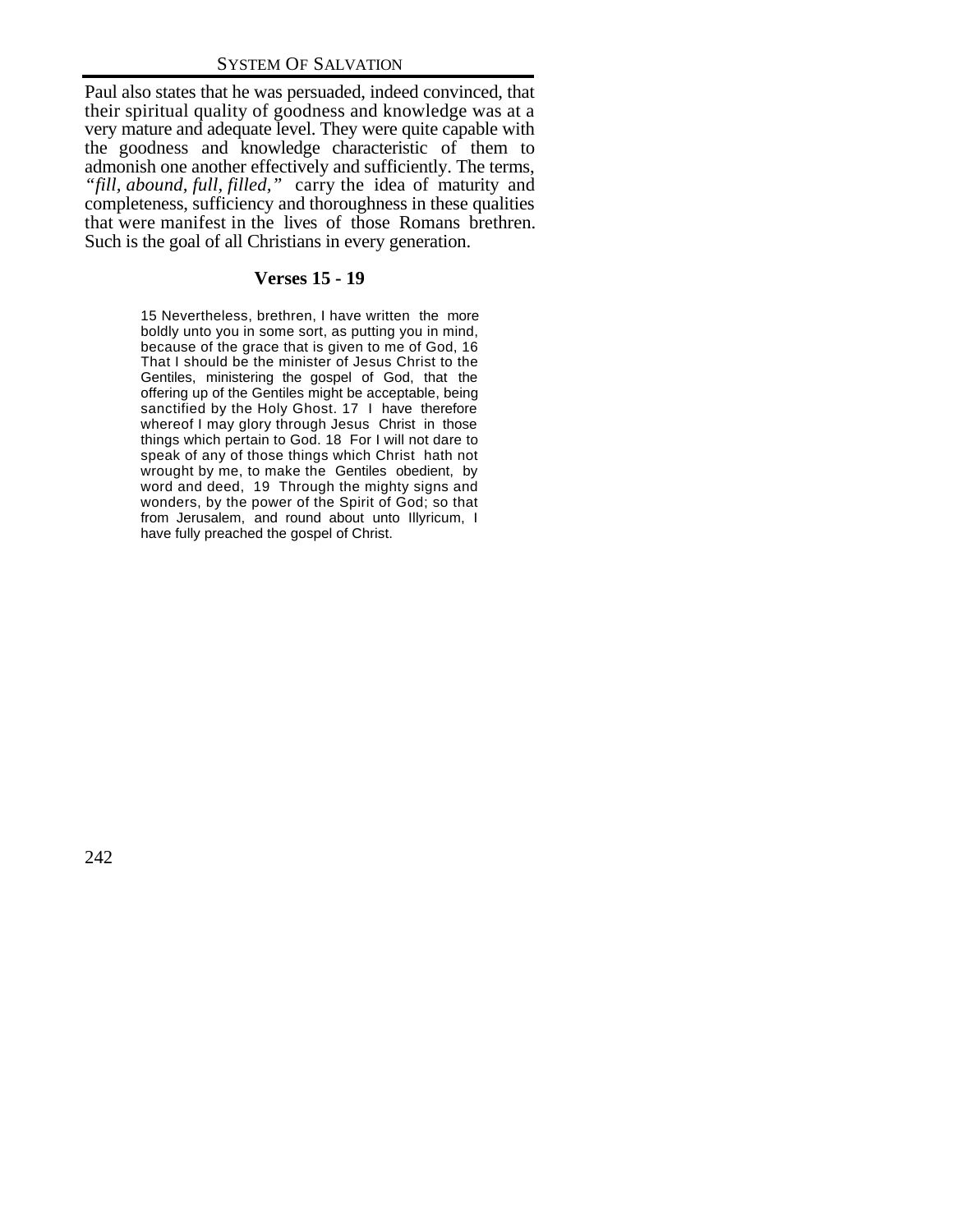Paul also states that he was persuaded, indeed convinced, that their spiritual quality of goodness and knowledge was at a very mature and adequate level. They were quite capable with the goodness and knowledge characteristic of them to admonish one another effectively and sufficiently. The terms, *"fill, abound, full, filled,"* carry the idea of maturity and completeness, sufficiency and thoroughness in these qualities that were manifest in the lives of those Romans brethren. Such is the goal of all Christians in every generation.

### Verses 15 - 19

> 15 Nevertheless, brethren, I have written the more boldly unto you in some sort, as putting you in mind, because of the grace that is given to me of God, 16 That I should be the minister of Jesus Christ to the Gentiles, ministering the gospel of God, that the offering up of the Gentiles might be acceptable, being sanctified by the Holy Ghost. 17 I have therefore whereof I may glory through Jesus Christ in those things which pertain to God. 18 For I will not dare to speak of any of those things which Christ hath not wrought by me, to make the Gentiles obedient, by word and deed, 19 Through the mighty signs and wonders, by the power of the Spirit of God; so that from Jerusalem, and round about unto Illyricum, I have fully preached the gospel of Christ.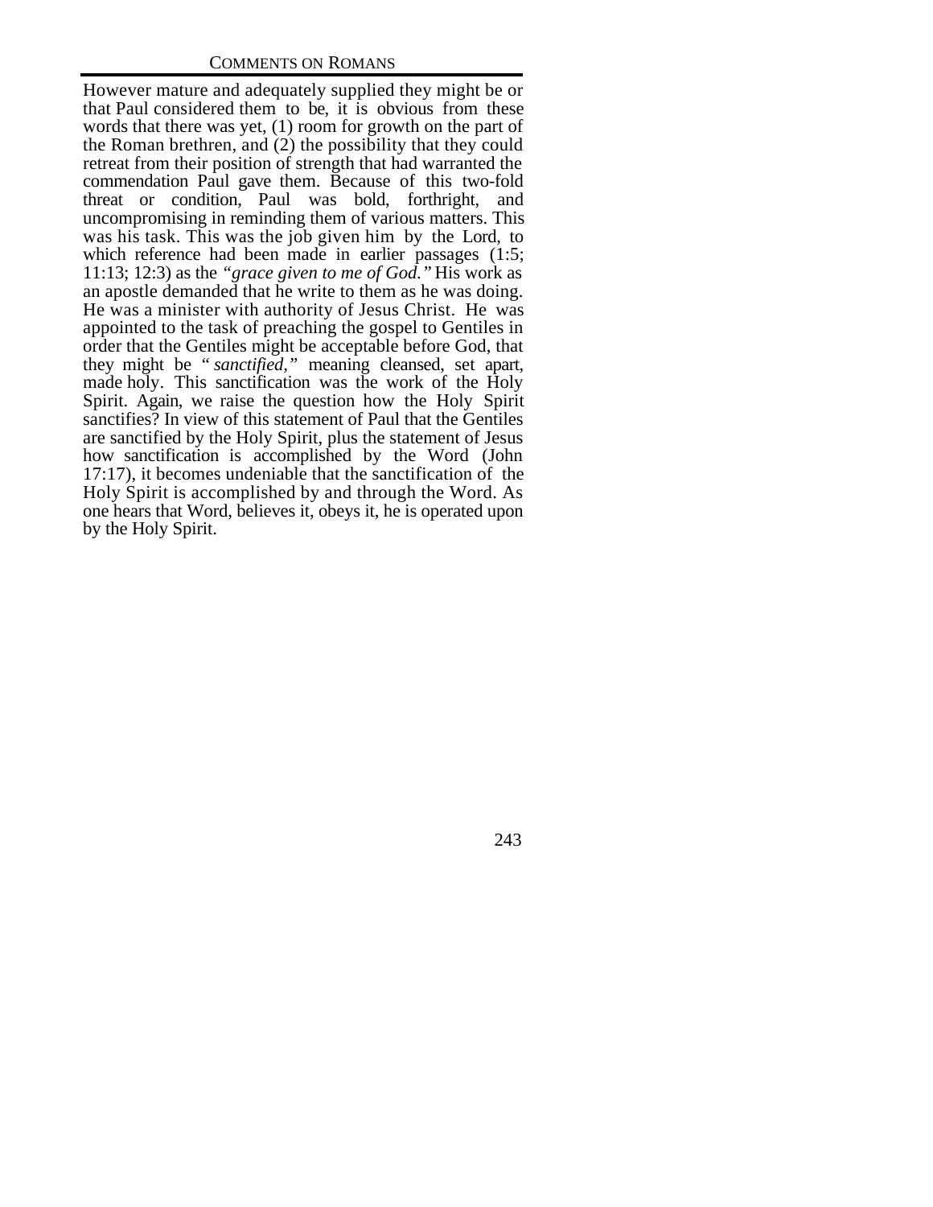However mature and adequately supplied they might be or that Paul considered them to be, it is obvious from these words that there was yet, (1) room for growth on the part of the Roman brethren, and (2) the possibility that they could retreat from their position of strength that had warranted the commendation Paul gave them. Because of this two-fold threat or condition, Paul was bold, forthright, and uncompromising in reminding them of various matters. This was his task. This was the job given him by the Lord, to which reference had been made in earlier passages (1:5; 11:13; 12:3) as the *"grace given to me of God."* His work as an apostle demanded that he write to them as he was doing. He was a minister with authority of Jesus Christ. He was appointed to the task of preaching the gospel to Gentiles in order that the Gentiles might be acceptable before God, that they might be *"sanctified,"* meaning cleansed, set apart, made holy. This sanctification was the work of the Holy Spirit. Again, we raise the question how the Holy Spirit sanctifies? In view of this statement of Paul that the Gentiles are sanctified by the Holy Spirit, plus the statement of Jesus how sanctification is accomplished by the Word (John 17:17), it becomes undeniable that the sanctification of the Holy Spirit is accomplished by and through the Word. As one hears that Word, believes it, obeys it, he is operated upon by the Holy Spirit.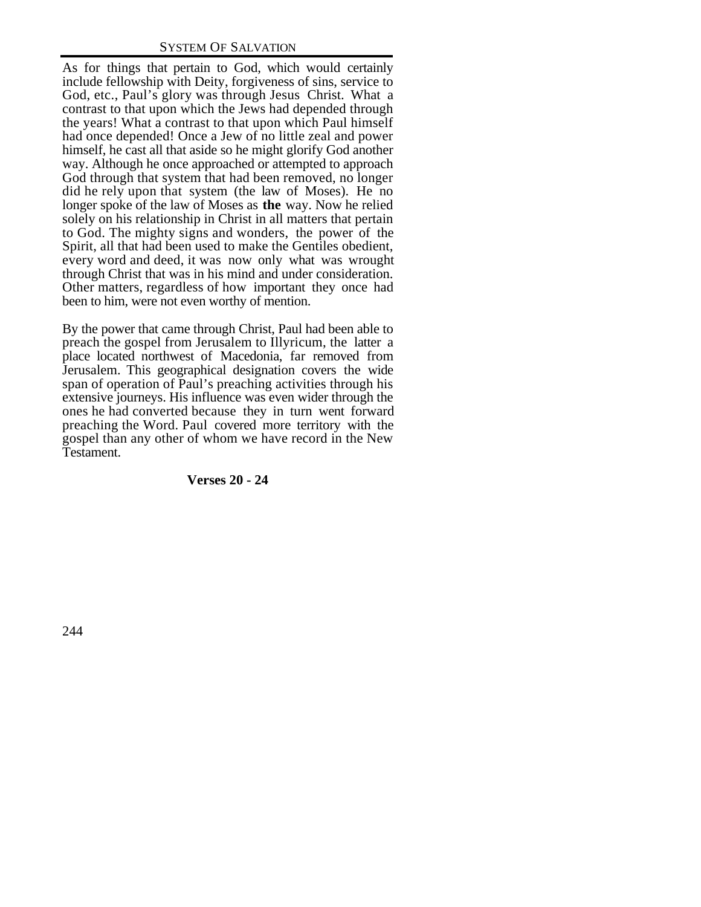As for things that pertain to God, which would certainly include fellowship with Deity, forgiveness of sins, service to God, etc., Paul's glory was through Jesus Christ. What a contrast to that upon which the Jews had depended through the years! What a contrast to that upon which Paul himself had once depended! Once a Jew of no little zeal and power himself, he cast all that aside so he might glorify God another way. Although he once approached or attempted to approach God through that system that had been removed, no longer did he rely upon that system (the law of Moses). He no longer spoke of the law of Moses as **the** way. Now he relied solely on his relationship in Christ in all matters that pertain to God. The mighty signs and wonders, the power of the Spirit, all that had been used to make the Gentiles obedient, every word and deed, it was now only what was wrought through Christ that was in his mind and under consideration. Other matters, regardless of how important they once had been to him, were not even worthy of mention.

By the power that came through Christ, Paul had been able to preach the gospel from Jerusalem to Illyricum, the latter a place located northwest of Macedonia, far removed from Jerusalem. This geographical designation covers the wide span of operation of Paul's preaching activities through his extensive journeys. His influence was even wider through the ones he had converted because they in turn went forward preaching the Word. Paul covered more territory with the gospel than any other of whom we have record in the New Testament.

### Verses 20 - 24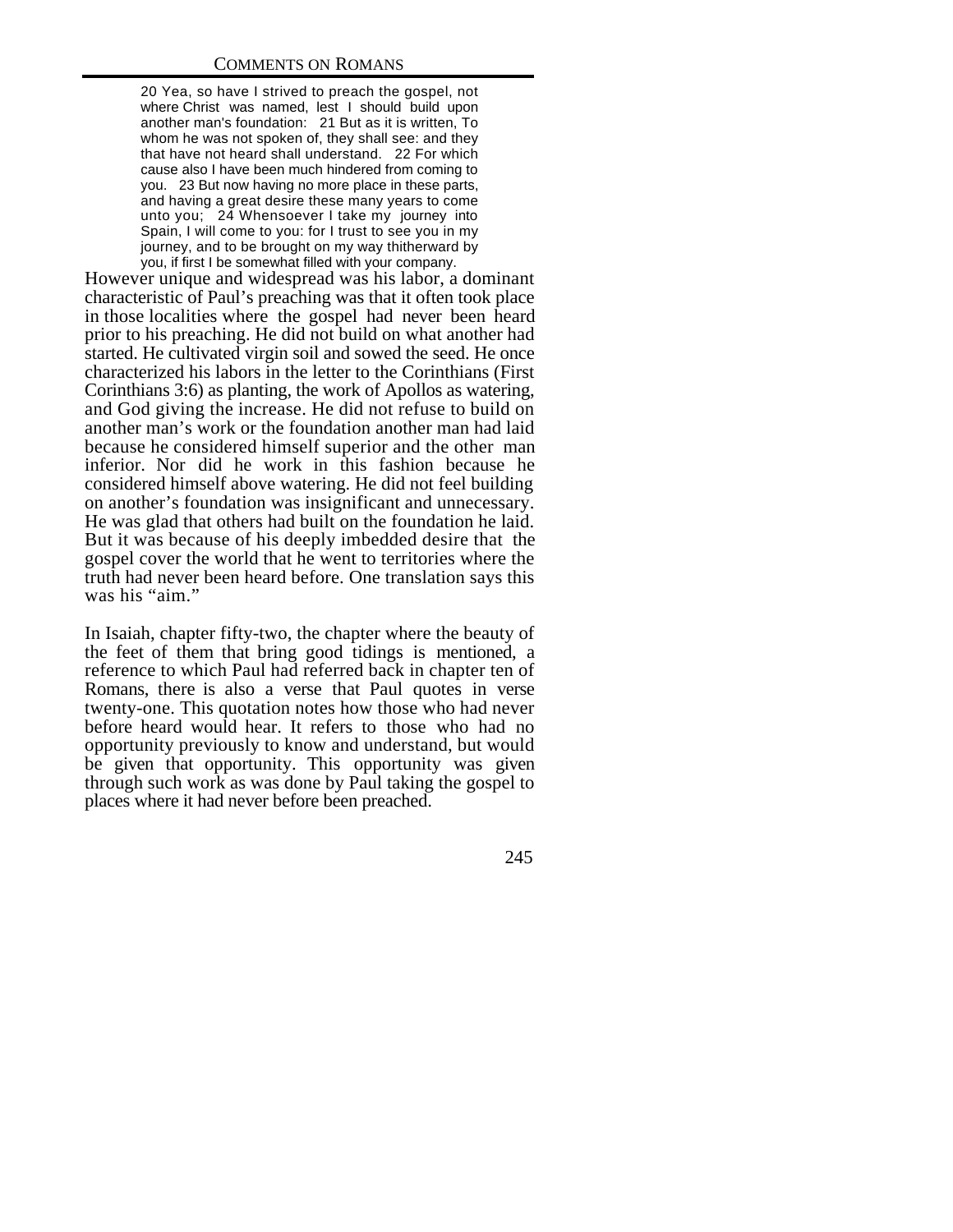> 20 Yea, so have I strived to preach the gospel, not where Christ was named, lest I should build upon another man's foundation: 21 But as it is written, To whom he was not spoken of, they shall see: and they that have not heard shall understand. 22 For which cause also I have been much hindered from coming to you. 23 But now having no more place in these parts, and having a great desire these many years to come unto you; 24 Whensoever I take my journey into Spain, I will come to you: for I trust to see you in my journey, and to be brought on my way thitherward by you, if first I be somewhat filled with your company.

However unique and widespread was his labor, a dominant characteristic of Paul's preaching was that it often took place in those localities where the gospel had never been heard prior to his preaching. He did not build on what another had started. He cultivated virgin soil and sowed the seed. He once characterized his labors in the letter to the Corinthians (First Corinthians 3:6) as planting, the work of Apollos as watering, and God giving the increase. He did not refuse to build on another man's work or the foundation another man had laid because he considered himself superior and the other man inferior. Nor did he work in this fashion because he considered himself above watering. He did not feel building on another's foundation was insignificant and unnecessary. He was glad that others had built on the foundation he laid. But it was because of his deeply imbedded desire that the gospel cover the world that he went to territories where the truth had never been heard before. One translation says this was his "aim."

In Isaiah, chapter fifty-two, the chapter where the beauty of the feet of them that bring good tidings is mentioned, a reference to which Paul had referred back in chapter ten of Romans, there is also a verse that Paul quotes in verse twenty-one. This quotation notes how those who had never before heard would hear. It refers to those who had no opportunity previously to know and understand, but would be given that opportunity. This opportunity was given through such work as was done by Paul taking the gospel to places where it had never before been preached.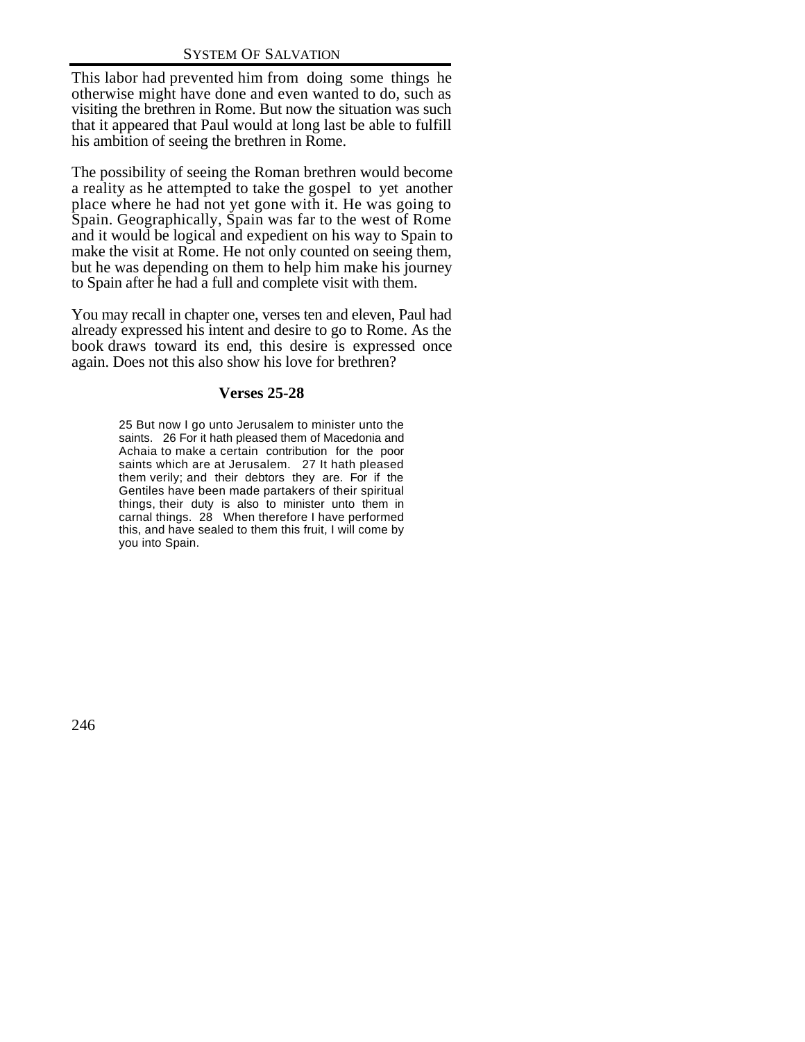This labor had prevented him from doing some things he otherwise might have done and even wanted to do, such as visiting the brethren in Rome. But now the situation was such that it appeared that Paul would at long last be able to fulfill his ambition of seeing the brethren in Rome.

The possibility of seeing the Roman brethren would become a reality as he attempted to take the gospel to yet another place where he had not yet gone with it. He was going to Spain. Geographically, Spain was far to the west of Rome and it would be logical and expedient on his way to Spain to make the visit at Rome. He not only counted on seeing them, but he was depending on them to help him make his journey to Spain after he had a full and complete visit with them.

You may recall in chapter one, verses ten and eleven, Paul had already expressed his intent and desire to go to Rome. As the book draws toward its end, this desire is expressed once again. Does not this also show his love for brethren?

### Verses 25-28

> 25 But now I go unto Jerusalem to minister unto the saints. 26 For it hath pleased them of Macedonia and Achaia to make a certain contribution for the poor saints which are at Jerusalem. 27 It hath pleased them verily; and their debtors they are. For if the Gentiles have been made partakers of their spiritual things, their duty is also to minister unto them in carnal things. 28 When therefore I have performed this, and have sealed to them this fruit, I will come by you into Spain.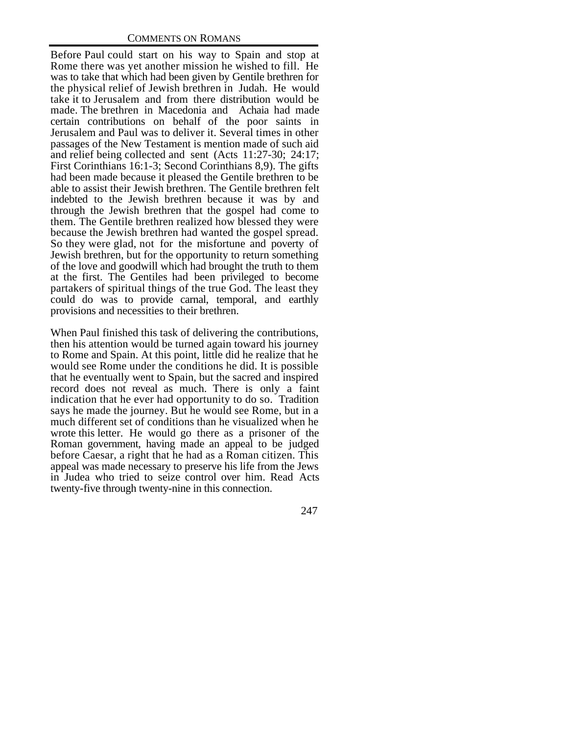Before Paul could start on his way to Spain and stop at Rome there was yet another mission he wished to fill. He was to take that which had been given by Gentile brethren for the physical relief of Jewish brethren in Judah. He would take it to Jerusalem and from there distribution would be made. The brethren in Macedonia and Achaia had made certain contributions on behalf of the poor saints in Jerusalem and Paul was to deliver it. Several times in other passages of the New Testament is mention made of such aid and relief being collected and sent (Acts 11:27-30; 24:17; First Corinthians 16:1-3; Second Corinthians 8,9). The gifts had been made because it pleased the Gentile brethren to be able to assist their Jewish brethren. The Gentile brethren felt indebted to the Jewish brethren because it was by and through the Jewish brethren that the gospel had come to them. The Gentile brethren realized how blessed they were because the Jewish brethren had wanted the gospel spread. So they were glad, not for the misfortune and poverty of Jewish brethren, but for the opportunity to return something of the love and goodwill which had brought the truth to them at the first. The Gentiles had been privileged to become partakers of spiritual things of the true God. The least they could do was to provide carnal, temporal, and earthly provisions and necessities to their brethren.

When Paul finished this task of delivering the contributions, then his attention would be turned again toward his journey to Rome and Spain. At this point, little did he realize that he would see Rome under the conditions he did. It is possible that he eventually went to Spain, but the sacred and inspired record does not reveal as much. There is only a faint indication that he ever had opportunity to do so. Tradition says he made the journey. But he would see Rome, but in a much different set of conditions than he visualized when he wrote this letter. He would go there as a prisoner of the Roman government, having made an appeal to be judged before Caesar, a right that he had as a Roman citizen. This appeal was made necessary to preserve his life from the Jews in Judea who tried to seize control over him. Read Acts twenty-five through twenty-nine in this connection.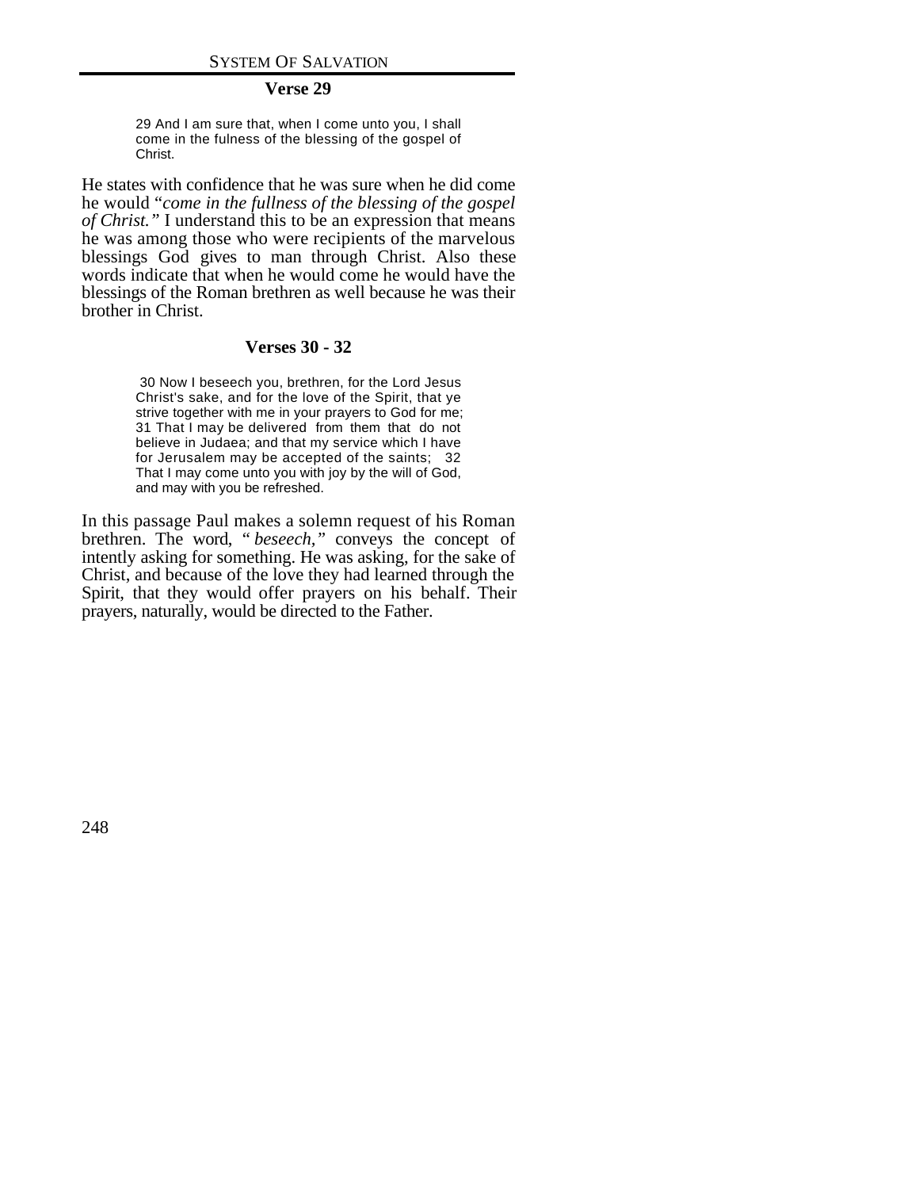### Verse 29

> 29 And I am sure that, when I come unto you, I shall come in the fulness of the blessing of the gospel of Christ.

He states with confidence that he was sure when he did come he would "*come in the fullness of the blessing of the gospel of Christ.*" I understand this to be an expression that means he was among those who were recipients of the marvelous blessings God gives to man through Christ. Also these words indicate that when he would come he would have the blessings of the Roman brethren as well because he was their brother in Christ.

### Verses 30 - 32

> 30 Now I beseech you, brethren, for the Lord Jesus Christ's sake, and for the love of the Spirit, that ye strive together with me in your prayers to God for me; 31 That I may be delivered from them that do not believe in Judaea; and that my service which I have for Jerusalem may be accepted of the saints; 32 That I may come unto you with joy by the will of God, and may with you be refreshed.

In this passage Paul makes a solemn request of his Roman brethren. The word, "*beseech,*" conveys the concept of intently asking for something. He was asking, for the sake of Christ, and because of the love they had learned through the Spirit, that they would offer prayers on his behalf. Their prayers, naturally, would be directed to the Father.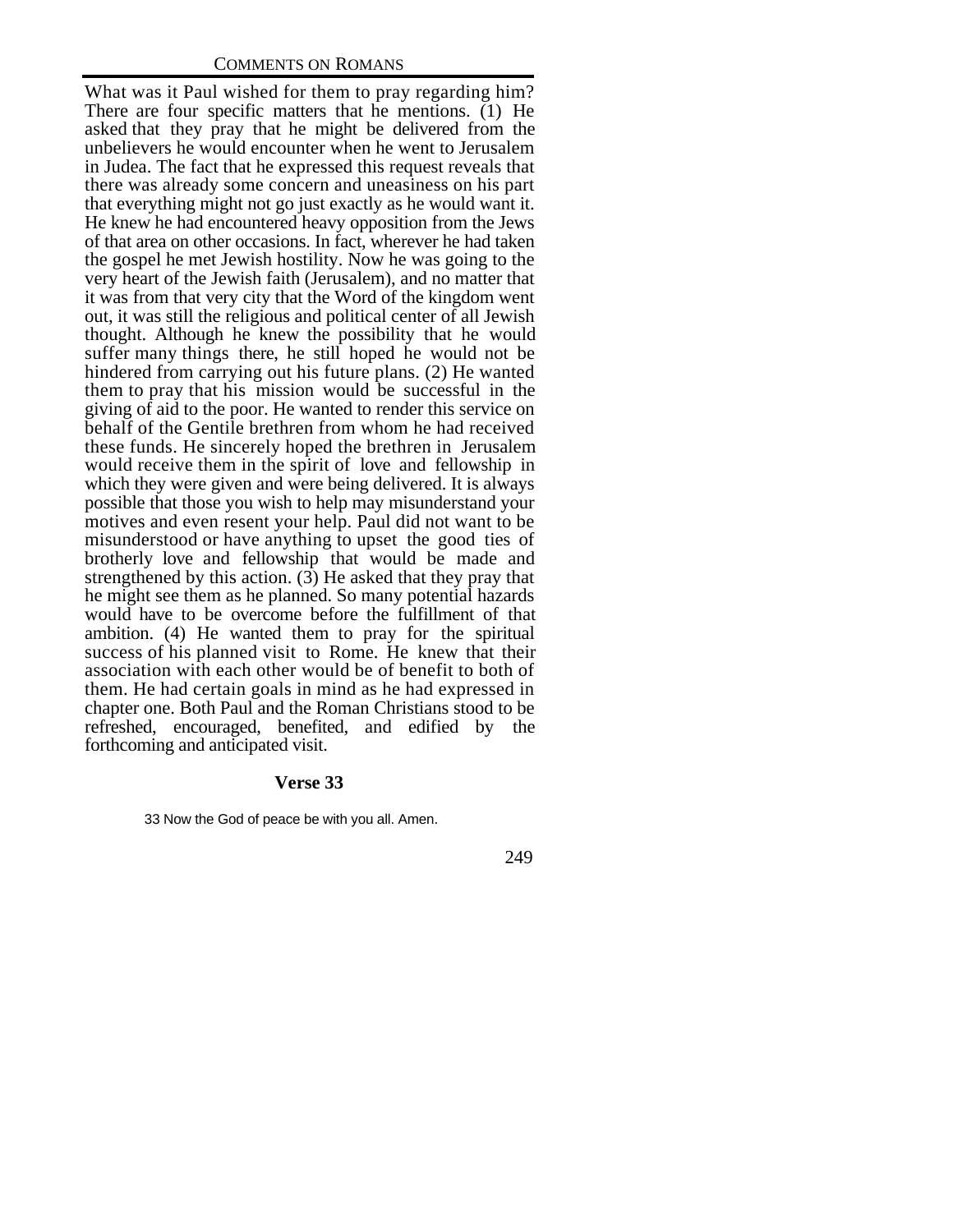What was it Paul wished for them to pray regarding him? There are four specific matters that he mentions. (1) He asked that they pray that he might be delivered from the unbelievers he would encounter when he went to Jerusalem in Judea. The fact that he expressed this request reveals that there was already some concern and uneasiness on his part that everything might not go just exactly as he would want it. He knew he had encountered heavy opposition from the Jews of that area on other occasions. In fact, wherever he had taken the gospel he met Jewish hostility. Now he was going to the very heart of the Jewish faith (Jerusalem), and no matter that it was from that very city that the Word of the kingdom went out, it was still the religious and political center of all Jewish thought. Although he knew the possibility that he would suffer many things there, he still hoped he would not be hindered from carrying out his future plans. (2) He wanted them to pray that his mission would be successful in the giving of aid to the poor. He wanted to render this service on behalf of the Gentile brethren from whom he had received these funds. He sincerely hoped the brethren in Jerusalem would receive them in the spirit of love and fellowship in which they were given and were being delivered. It is always possible that those you wish to help may misunderstand your motives and even resent your help. Paul did not want to be misunderstood or have anything to upset the good ties of brotherly love and fellowship that would be made and strengthened by this action. (3) He asked that they pray that he might see them as he planned. So many potential hazards would have to be overcome before the fulfillment of that ambition. (4) He wanted them to pray for the spiritual success of his planned visit to Rome. He knew that their association with each other would be of benefit to both of them. He had certain goals in mind as he had expressed in chapter one. Both Paul and the Roman Christians stood to be refreshed, encouraged, benefited, and edified by the forthcoming and anticipated visit.

### Verse 33

33 Now the God of peace be with you all. Amen.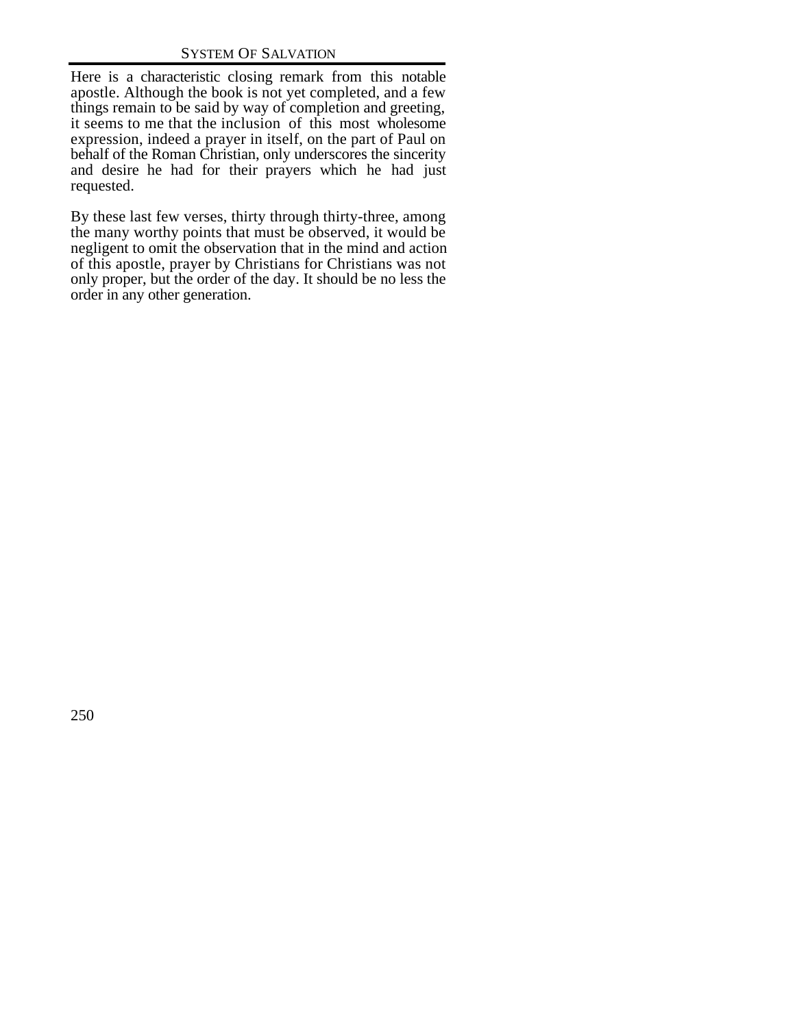Here is a characteristic closing remark from this notable apostle. Although the book is not yet completed, and a few things remain to be said by way of completion and greeting, it seems to me that the inclusion of this most wholesome expression, indeed a prayer in itself, on the part of Paul on behalf of the Roman Christian, only underscores the sincerity and desire he had for their prayers which he had just requested.

By these last few verses, thirty through thirty-three, among the many worthy points that must be observed, it would be negligent to omit the observation that in the mind and action of this apostle, prayer by Christians for Christians was not only proper, but the order of the day. It should be no less the order in any other generation.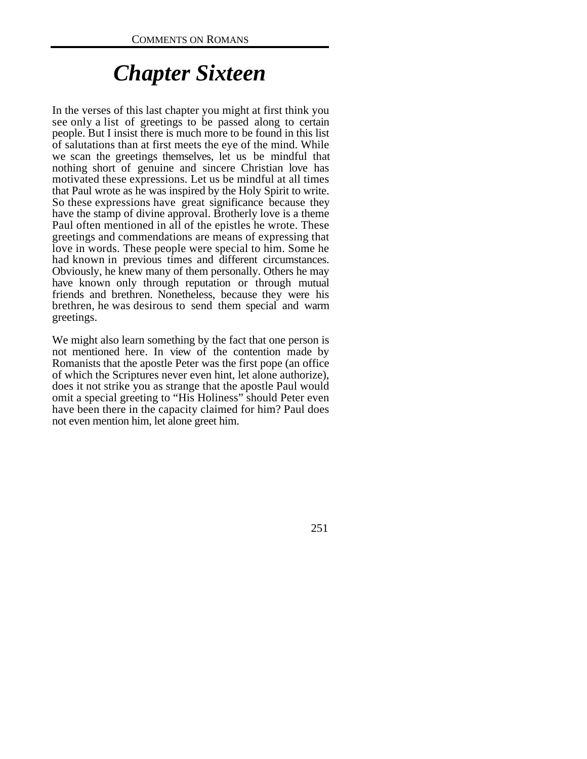# *Chapter Sixteen*

In the verses of this last chapter you might at first think you see only a list of greetings to be passed along to certain people. But I insist there is much more to be found in this list of salutations than at first meets the eye of the mind. While we scan the greetings themselves, let us be mindful that nothing short of genuine and sincere Christian love has motivated these expressions. Let us be mindful at all times that Paul wrote as he was inspired by the Holy Spirit to write. So these expressions have great significance because they have the stamp of divine approval. Brotherly love is a theme Paul often mentioned in all of the epistles he wrote. These greetings and commendations are means of expressing that love in words. These people were special to him. Some he had known in previous times and different circumstances. Obviously, he knew many of them personally. Others he may have known only through reputation or through mutual friends and brethren. Nonetheless, because they were his brethren, he was desirous to send them special and warm greetings.

We might also learn something by the fact that one person is not mentioned here. In view of the contention made by Romanists that the apostle Peter was the first pope (an office of which the Scriptures never even hint, let alone authorize), does it not strike you as strange that the apostle Paul would omit a special greeting to "His Holiness" should Peter even have been there in the capacity claimed for him? Paul does not even mention him, let alone greet him.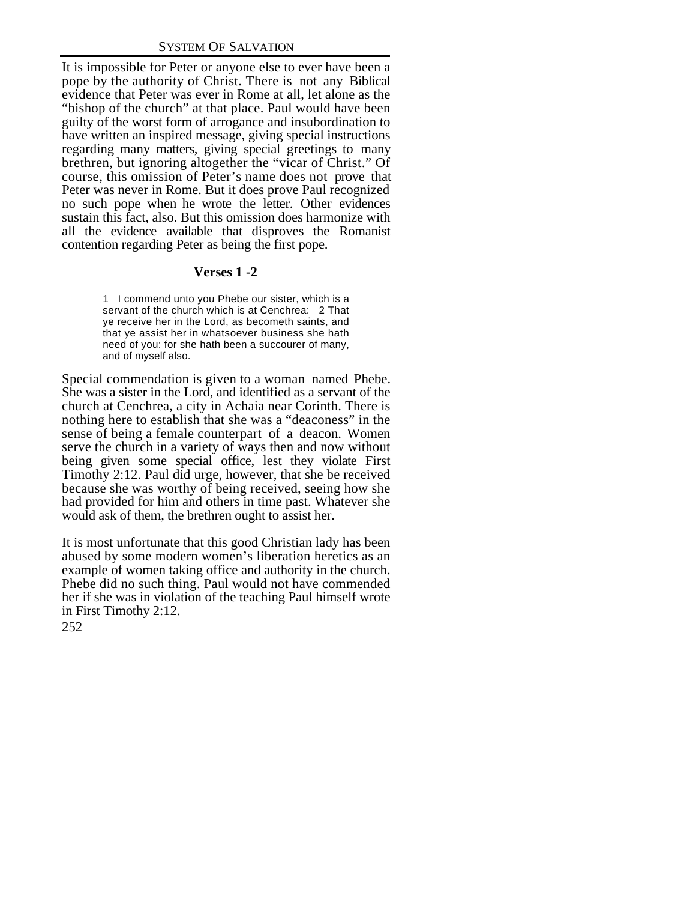It is impossible for Peter or anyone else to ever have been a pope by the authority of Christ. There is not any Biblical evidence that Peter was ever in Rome at all, let alone as the "bishop of the church" at that place. Paul would have been guilty of the worst form of arrogance and insubordination to have written an inspired message, giving special instructions regarding many matters, giving special greetings to many brethren, but ignoring altogether the "vicar of Christ." Of course, this omission of Peter's name does not prove that Peter was never in Rome. But it does prove Paul recognized no such pope when he wrote the letter. Other evidences sustain this fact, also. But this omission does harmonize with all the evidence available that disproves the Romanist contention regarding Peter as being the first pope.

### Verses 1 -2

> 1 I commend unto you Phebe our sister, which is a servant of the church which is at Cenchrea: 2 That ye receive her in the Lord, as becometh saints, and that ye assist her in whatsoever business she hath need of you: for she hath been a succourer of many, and of myself also.

Special commendation is given to a woman named Phebe. She was a sister in the Lord, and identified as a servant of the church at Cenchrea, a city in Achaia near Corinth. There is nothing here to establish that she was a "deaconess" in the sense of being a female counterpart of a deacon. Women serve the church in a variety of ways then and now without being given some special office, lest they violate First Timothy 2:12. Paul did urge, however, that she be received because she was worthy of being received, seeing how she had provided for him and others in time past. Whatever she would ask of them, the brethren ought to assist her.

It is most unfortunate that this good Christian lady has been abused by some modern women's liberation heretics as an example of women taking office and authority in the church. Phebe did no such thing. Paul would not have commended her if she was in violation of the teaching Paul himself wrote in First Timothy 2:12.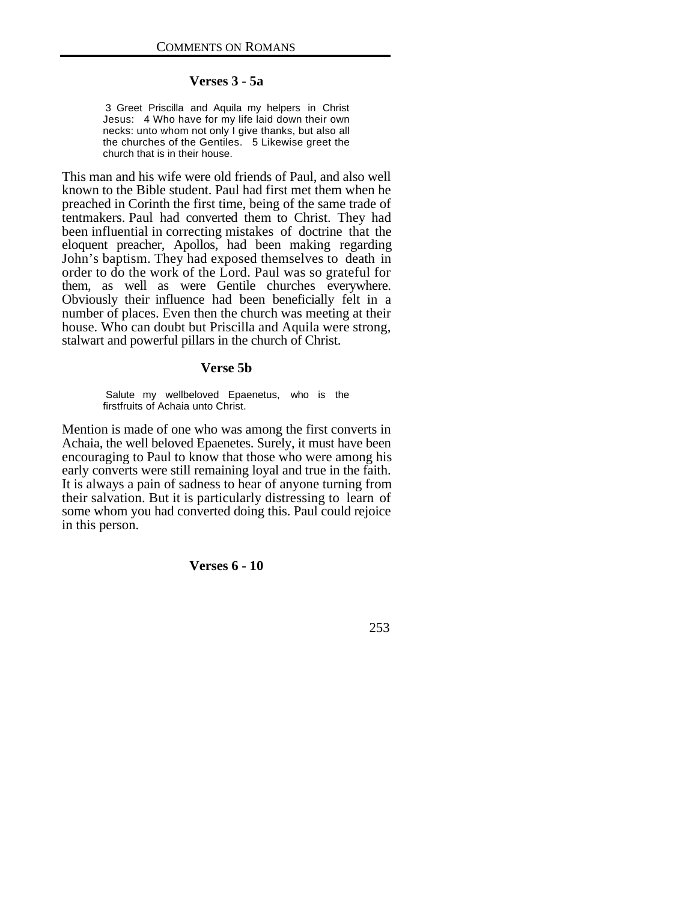### Verses 3 - 5a

> 3 Greet Priscilla and Aquila my helpers in Christ Jesus: 4 Who have for my life laid down their own necks: unto whom not only I give thanks, but also all the churches of the Gentiles. 5 Likewise greet the church that is in their house.

This man and his wife were old friends of Paul, and also well known to the Bible student. Paul had first met them when he preached in Corinth the first time, being of the same trade of tentmakers. Paul had converted them to Christ. They had been influential in correcting mistakes of doctrine that the eloquent preacher, Apollos, had been making regarding John's baptism. They had exposed themselves to death in order to do the work of the Lord. Paul was so grateful for them, as well as were Gentile churches everywhere. Obviously their influence had been beneficially felt in a number of places. Even then the church was meeting at their house. Who can doubt but Priscilla and Aquila were strong, stalwart and powerful pillars in the church of Christ.

### Verse 5b

> Salute my wellbeloved Epaenetus, who is the firstfruits of Achaia unto Christ.

Mention is made of one who was among the first converts in Achaia, the well beloved Epaenetes. Surely, it must have been encouraging to Paul to know that those who were among his early converts were still remaining loyal and true in the faith. It is always a pain of sadness to hear of anyone turning from their salvation. But it is particularly distressing to learn of some whom you had converted doing this. Paul could rejoice in this person.

### Verses 6 - 10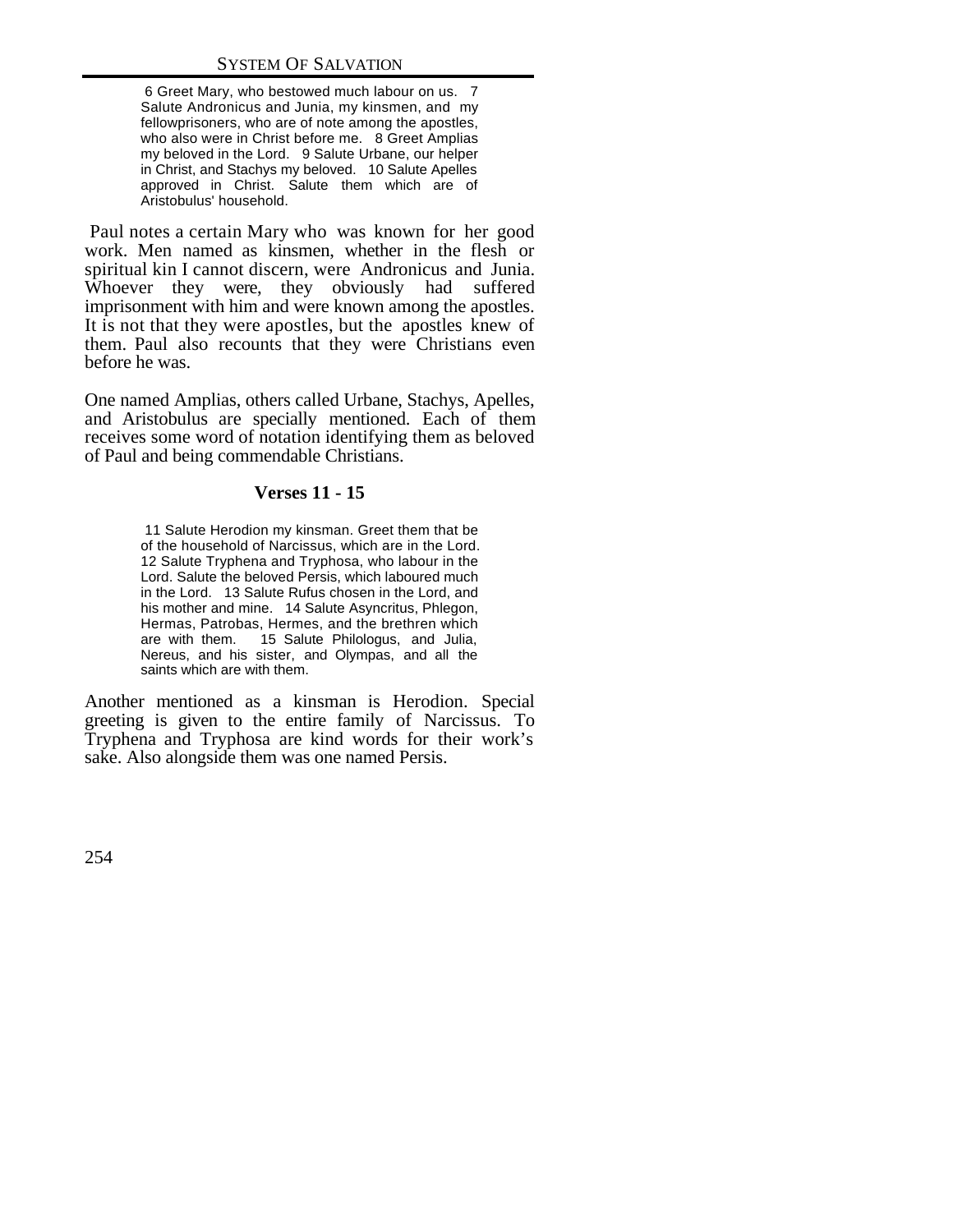> 6 Greet Mary, who bestowed much labour on us. 7 Salute Andronicus and Junia, my kinsmen, and my fellowprisoners, who are of note among the apostles, who also were in Christ before me. 8 Greet Amplias my beloved in the Lord. 9 Salute Urbane, our helper in Christ, and Stachys my beloved. 10 Salute Apelles approved in Christ. Salute them which are of Aristobulus' household.

Paul notes a certain Mary who was known for her good work. Men named as kinsmen, whether in the flesh or spiritual kin I cannot discern, were Andronicus and Junia. Whoever they were, they obviously had suffered imprisonment with him and were known among the apostles. It is not that they were apostles, but the apostles knew of them. Paul also recounts that they were Christians even before he was.

One named Amplias, others called Urbane, Stachys, Apelles, and Aristobulus are specially mentioned. Each of them receives some word of notation identifying them as beloved of Paul and being commendable Christians.

### Verses 11 - 15

> 11 Salute Herodion my kinsman. Greet them that be of the household of Narcissus, which are in the Lord. 12 Salute Tryphena and Tryphosa, who labour in the Lord. Salute the beloved Persis, which laboured much in the Lord. 13 Salute Rufus chosen in the Lord, and his mother and mine. 14 Salute Asyncritus, Phlegon, Hermas, Patrobas, Hermes, and the brethren which are with them. 15 Salute Philologus, and Julia, Nereus, and his sister, and Olympas, and all the saints which are with them.

Another mentioned as a kinsman is Herodion. Special greeting is given to the entire family of Narcissus. To Tryphena and Tryphosa are kind words for their work's sake. Also alongside them was one named Persis.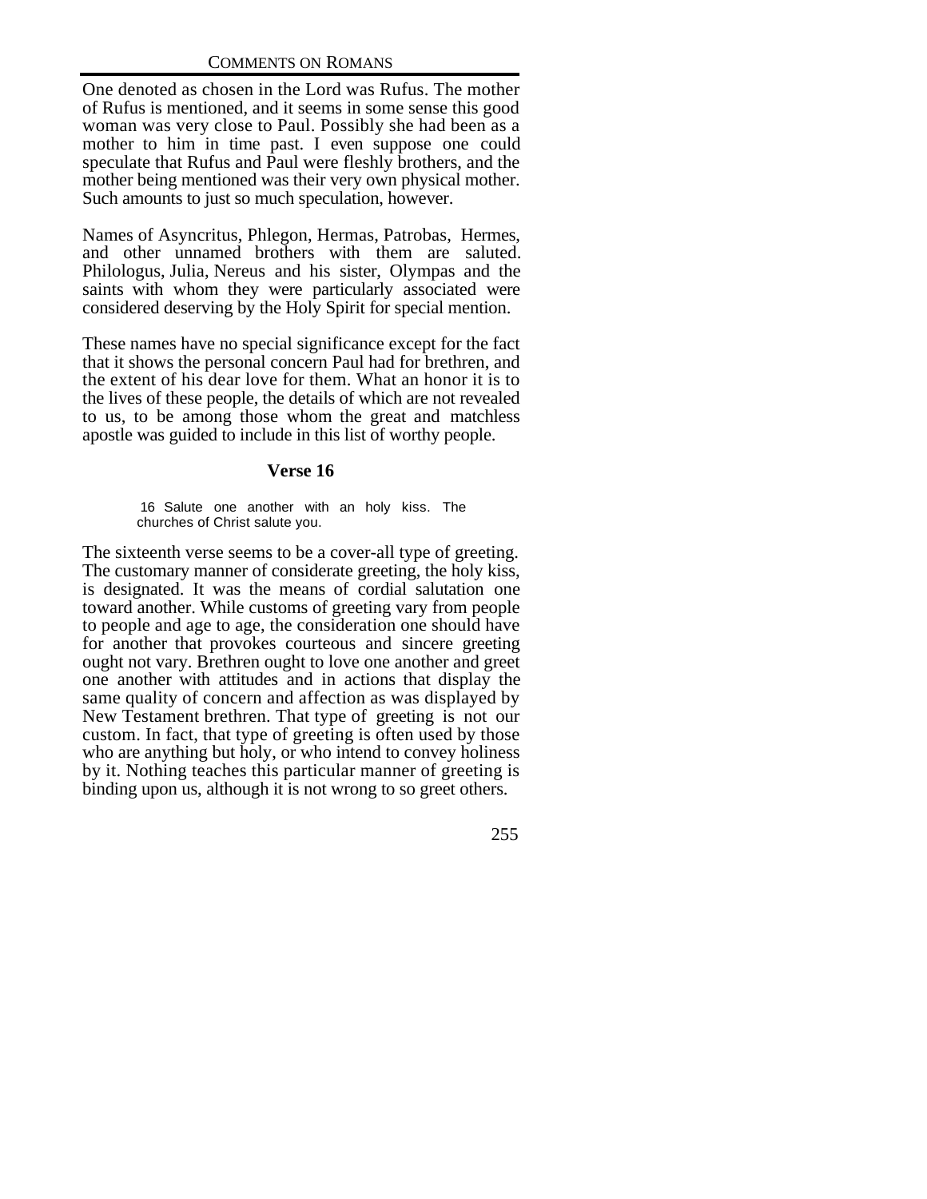One denoted as chosen in the Lord was Rufus. The mother of Rufus is mentioned, and it seems in some sense this good woman was very close to Paul. Possibly she had been as a mother to him in time past. I even suppose one could speculate that Rufus and Paul were fleshly brothers, and the mother being mentioned was their very own physical mother. Such amounts to just so much speculation, however.

Names of Asyncritus, Phlegon, Hermas, Patrobas, Hermes, and other unnamed brothers with them are saluted. Philologus, Julia, Nereus and his sister, Olympas and the saints with whom they were particularly associated were considered deserving by the Holy Spirit for special mention.

These names have no special significance except for the fact that it shows the personal concern Paul had for brethren, and the extent of his dear love for them. What an honor it is to the lives of these people, the details of which are not revealed to us, to be among those whom the great and matchless apostle was guided to include in this list of worthy people.

### Verse 16

> 16 Salute one another with an holy kiss. The churches of Christ salute you.

The sixteenth verse seems to be a cover-all type of greeting. The customary manner of considerate greeting, the holy kiss, is designated. It was the means of cordial salutation one toward another. While customs of greeting vary from people to people and age to age, the consideration one should have for another that provokes courteous and sincere greeting ought not vary. Brethren ought to love one another and greet one another with attitudes and in actions that display the same quality of concern and affection as was displayed by New Testament brethren. That type of greeting is not our custom. In fact, that type of greeting is often used by those who are anything but holy, or who intend to convey holiness by it. Nothing teaches this particular manner of greeting is binding upon us, although it is not wrong to so greet others.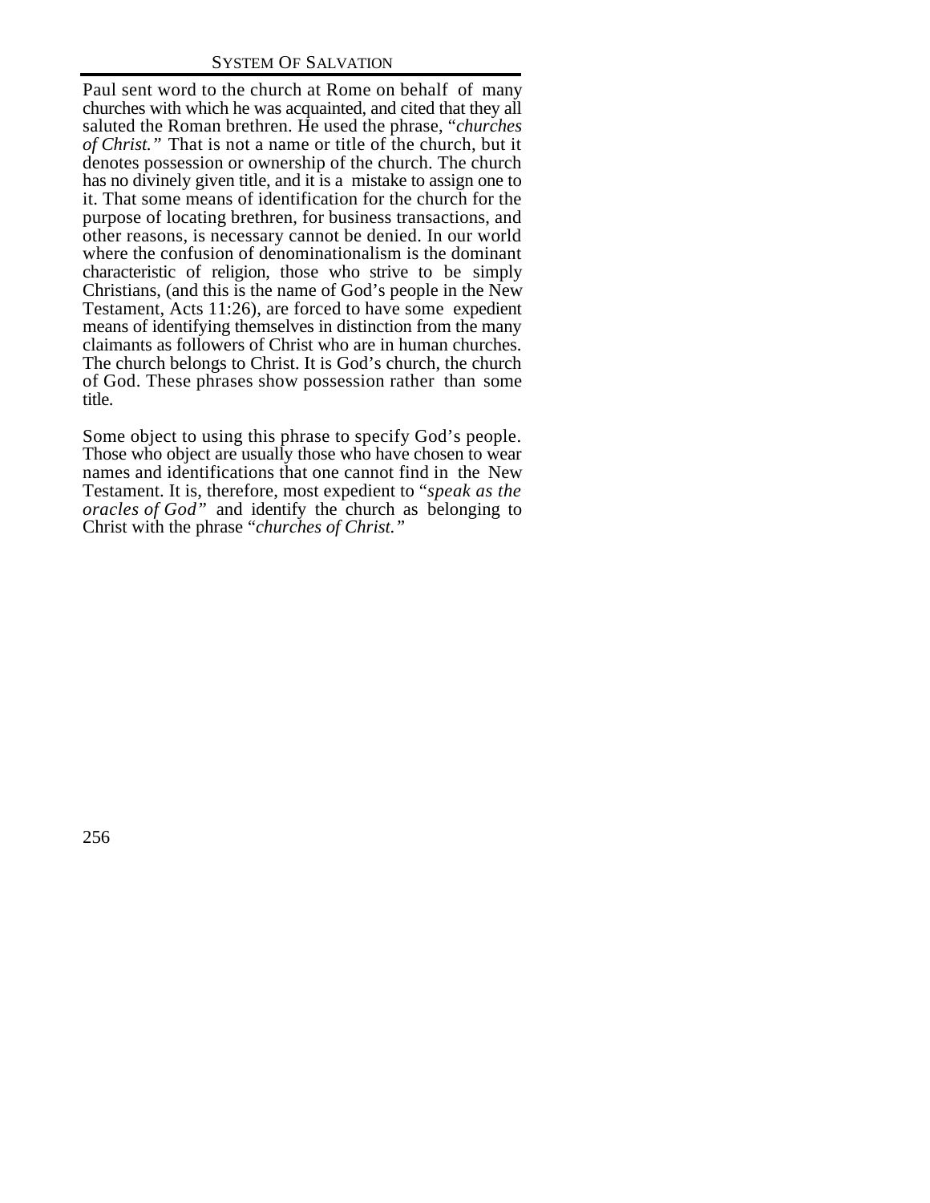Paul sent word to the church at Rome on behalf of many churches with which he was acquainted, and cited that they all saluted the Roman brethren. He used the phrase, "*churches of Christ.*" That is not a name or title of the church, but it denotes possession or ownership of the church. The church has no divinely given title, and it is a mistake to assign one to it. That some means of identification for the church for the purpose of locating brethren, for business transactions, and other reasons, is necessary cannot be denied. In our world where the confusion of denominationalism is the dominant characteristic of religion, those who strive to be simply Christians, (and this is the name of God's people in the New Testament, Acts 11:26), are forced to have some expedient means of identifying themselves in distinction from the many claimants as followers of Christ who are in human churches. The church belongs to Christ. It is God's church, the church of God. These phrases show possession rather than some title.

Some object to using this phrase to specify God's people. Those who object are usually those who have chosen to wear names and identifications that one cannot find in the New Testament. It is, therefore, most expedient to "*speak as the oracles of God*" and identify the church as belonging to Christ with the phrase "*churches of Christ.*"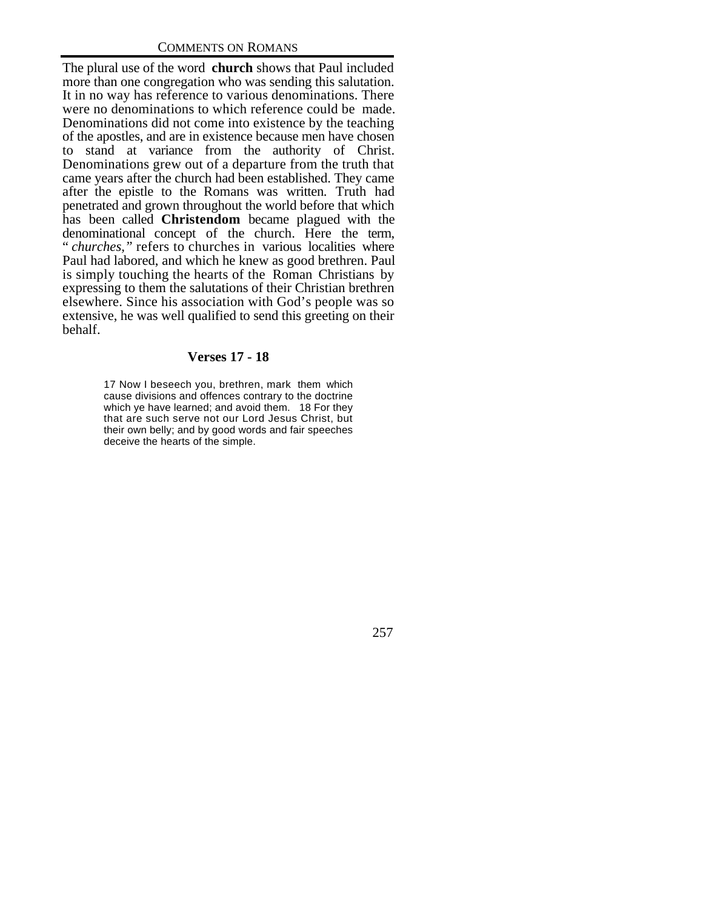The plural use of the word **church** shows that Paul included more than one congregation who was sending this salutation. It in no way has reference to various denominations. There were no denominations to which reference could be made. Denominations did not come into existence by the teaching of the apostles, and are in existence because men have chosen to stand at variance from the authority of Christ. Denominations grew out of a departure from the truth that came years after the church had been established. They came after the epistle to the Romans was written. Truth had penetrated and grown throughout the world before that which has been called **Christendom** became plagued with the denominational concept of the church. Here the term, "*churches,*" refers to churches in various localities where Paul had labored, and which he knew as good brethren. Paul is simply touching the hearts of the Roman Christians by expressing to them the salutations of their Christian brethren elsewhere. Since his association with God's people was so extensive, he was well qualified to send this greeting on their behalf.

### Verses 17 - 18

> 17 Now I beseech you, brethren, mark them which cause divisions and offences contrary to the doctrine which ye have learned; and avoid them. 18 For they that are such serve not our Lord Jesus Christ, but their own belly; and by good words and fair speeches deceive the hearts of the simple.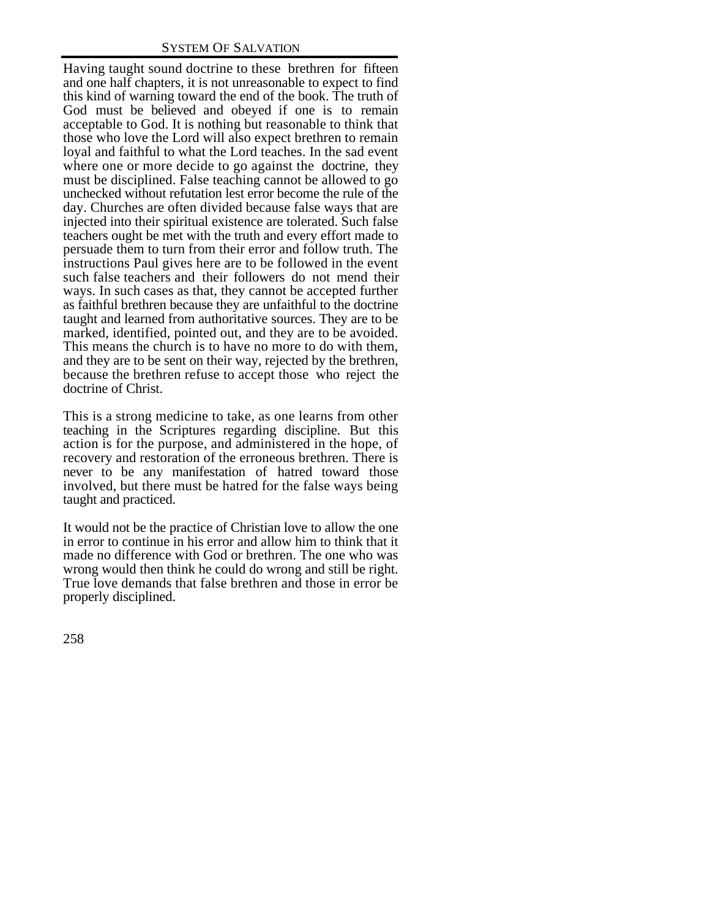Having taught sound doctrine to these brethren for fifteen and one half chapters, it is not unreasonable to expect to find this kind of warning toward the end of the book. The truth of God must be believed and obeyed if one is to remain acceptable to God. It is nothing but reasonable to think that those who love the Lord will also expect brethren to remain loyal and faithful to what the Lord teaches. In the sad event where one or more decide to go against the doctrine, they must be disciplined. False teaching cannot be allowed to go unchecked without refutation lest error become the rule of the day. Churches are often divided because false ways that are injected into their spiritual existence are tolerated. Such false teachers ought be met with the truth and every effort made to persuade them to turn from their error and follow truth. The instructions Paul gives here are to be followed in the event such false teachers and their followers do not mend their ways. In such cases as that, they cannot be accepted further as faithful brethren because they are unfaithful to the doctrine taught and learned from authoritative sources. They are to be marked, identified, pointed out, and they are to be avoided. This means the church is to have no more to do with them, and they are to be sent on their way, rejected by the brethren, because the brethren refuse to accept those who reject the doctrine of Christ.

This is a strong medicine to take, as one learns from other teaching in the Scriptures regarding discipline. But this action is for the purpose, and administered in the hope, of recovery and restoration of the erroneous brethren. There is never to be any manifestation of hatred toward those involved, but there must be hatred for the false ways being taught and practiced.

It would not be the practice of Christian love to allow the one in error to continue in his error and allow him to think that it made no difference with God or brethren. The one who was wrong would then think he could do wrong and still be right. True love demands that false brethren and those in error be properly disciplined.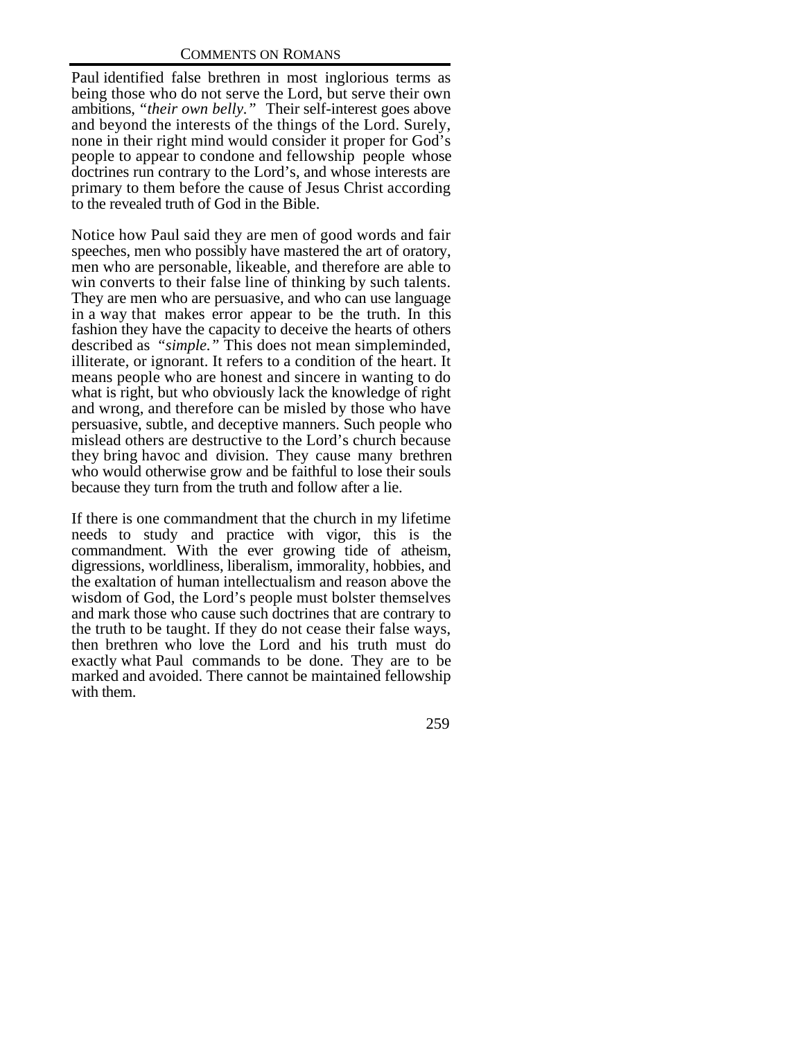Paul identified false brethren in most inglorious terms as being those who do not serve the Lord, but serve their own ambitions, "*their own belly.*" Their self-interest goes above and beyond the interests of the things of the Lord. Surely, none in their right mind would consider it proper for God's people to appear to condone and fellowship people whose doctrines run contrary to the Lord's, and whose interests are primary to them before the cause of Jesus Christ according to the revealed truth of God in the Bible.

Notice how Paul said they are men of good words and fair speeches, men who possibly have mastered the art of oratory, men who are personable, likeable, and therefore are able to win converts to their false line of thinking by such talents. They are men who are persuasive, and who can use language in a way that makes error appear to be the truth. In this fashion they have the capacity to deceive the hearts of others described as "*simple.*" This does not mean simpleminded, illiterate, or ignorant. It refers to a condition of the heart. It means people who are honest and sincere in wanting to do what is right, but who obviously lack the knowledge of right and wrong, and therefore can be misled by those who have persuasive, subtle, and deceptive manners. Such people who mislead others are destructive to the Lord's church because they bring havoc and division. They cause many brethren who would otherwise grow and be faithful to lose their souls because they turn from the truth and follow after a lie.

If there is one commandment that the church in my lifetime needs to study and practice with vigor, this is the commandment. With the ever growing tide of atheism, digressions, worldliness, liberalism, immorality, hobbies, and the exaltation of human intellectualism and reason above the wisdom of God, the Lord's people must bolster themselves and mark those who cause such doctrines that are contrary to the truth to be taught. If they do not cease their false ways, then brethren who love the Lord and his truth must do exactly what Paul commands to be done. They are to be marked and avoided. There cannot be maintained fellowship with them.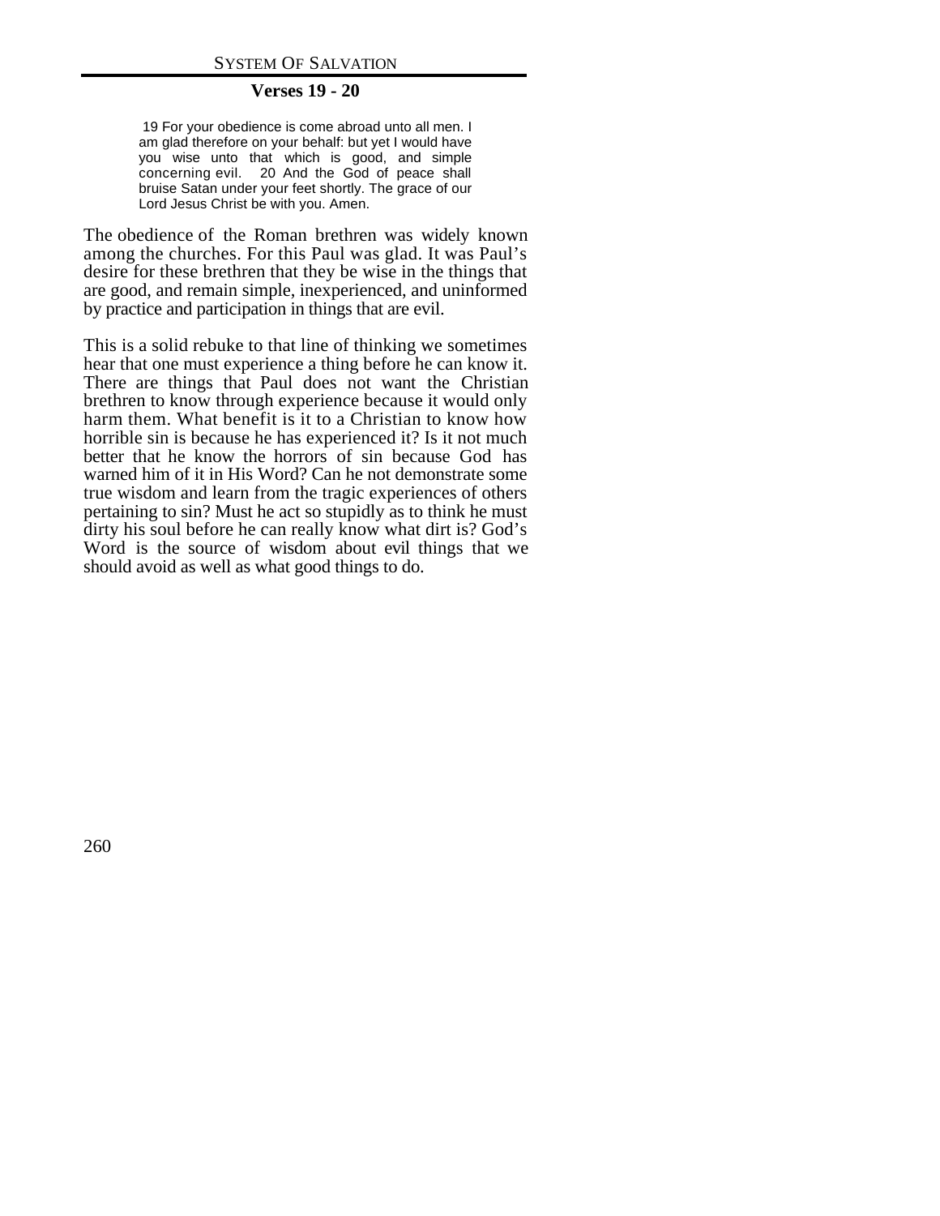### Verses 19 - 20

> 19 For your obedience is come abroad unto all men. I am glad therefore on your behalf: but yet I would have you wise unto that which is good, and simple concerning evil. 20 And the God of peace shall bruise Satan under your feet shortly. The grace of our Lord Jesus Christ be with you. Amen.

The obedience of the Roman brethren was widely known among the churches. For this Paul was glad. It was Paul's desire for these brethren that they be wise in the things that are good, and remain simple, inexperienced, and uninformed by practice and participation in things that are evil.

This is a solid rebuke to that line of thinking we sometimes hear that one must experience a thing before he can know it. There are things that Paul does not want the Christian brethren to know through experience because it would only harm them. What benefit is it to a Christian to know how horrible sin is because he has experienced it? Is it not much better that he know the horrors of sin because God has warned him of it in His Word? Can he not demonstrate some true wisdom and learn from the tragic experiences of others pertaining to sin? Must he act so stupidly as to think he must dirty his soul before he can really know what dirt is? God's Word is the source of wisdom about evil things that we should avoid as well as what good things to do.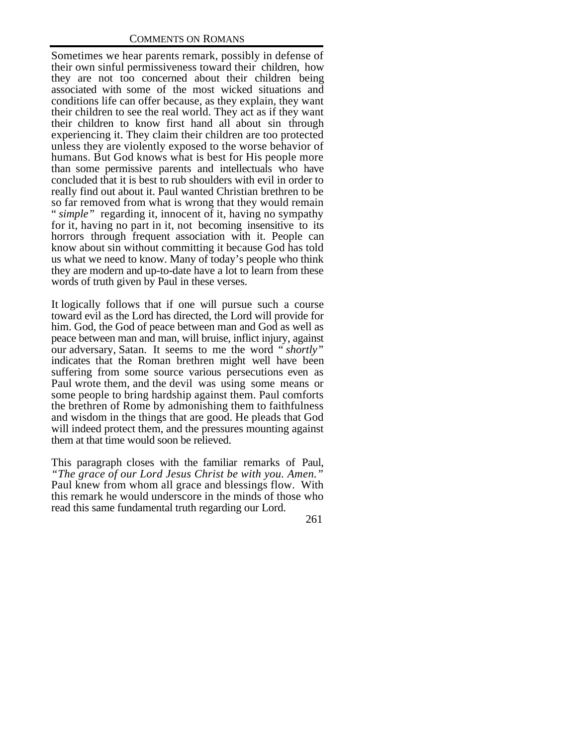Sometimes we hear parents remark, possibly in defense of their own sinful permissiveness toward their children, how they are not too concerned about their children being associated with some of the most wicked situations and conditions life can offer because, as they explain, they want their children to see the real world. They act as if they want their children to know first hand all about sin through experiencing it. They claim their children are too protected unless they are violently exposed to the worse behavior of humans. But God knows what is best for His people more than some permissive parents and intellectuals who have concluded that it is best to rub shoulders with evil in order to really find out about it. Paul wanted Christian brethren to be so far removed from what is wrong that they would remain "*simple*" regarding it, innocent of it, having no sympathy for it, having no part in it, not becoming insensitive to its horrors through frequent association with it. People can know about sin without committing it because God has told us what we need to know. Many of today's people who think they are modern and up-to-date have a lot to learn from these words of truth given by Paul in these verses.

It logically follows that if one will pursue such a course toward evil as the Lord has directed, the Lord will provide for him. God, the God of peace between man and God as well as peace between man and man, will bruise, inflict injury, against our adversary, Satan. It seems to me the word "*shortly*" indicates that the Roman brethren might well have been suffering from some source various persecutions even as Paul wrote them, and the devil was using some means or some people to bring hardship against them. Paul comforts the brethren of Rome by admonishing them to faithfulness and wisdom in the things that are good. He pleads that God will indeed protect them, and the pressures mounting against them at that time would soon be relieved.

This paragraph closes with the familiar remarks of Paul, *"The grace of our Lord Jesus Christ be with you. Amen."* Paul knew from whom all grace and blessings flow. With this remark he would underscore in the minds of those who read this same fundamental truth regarding our Lord.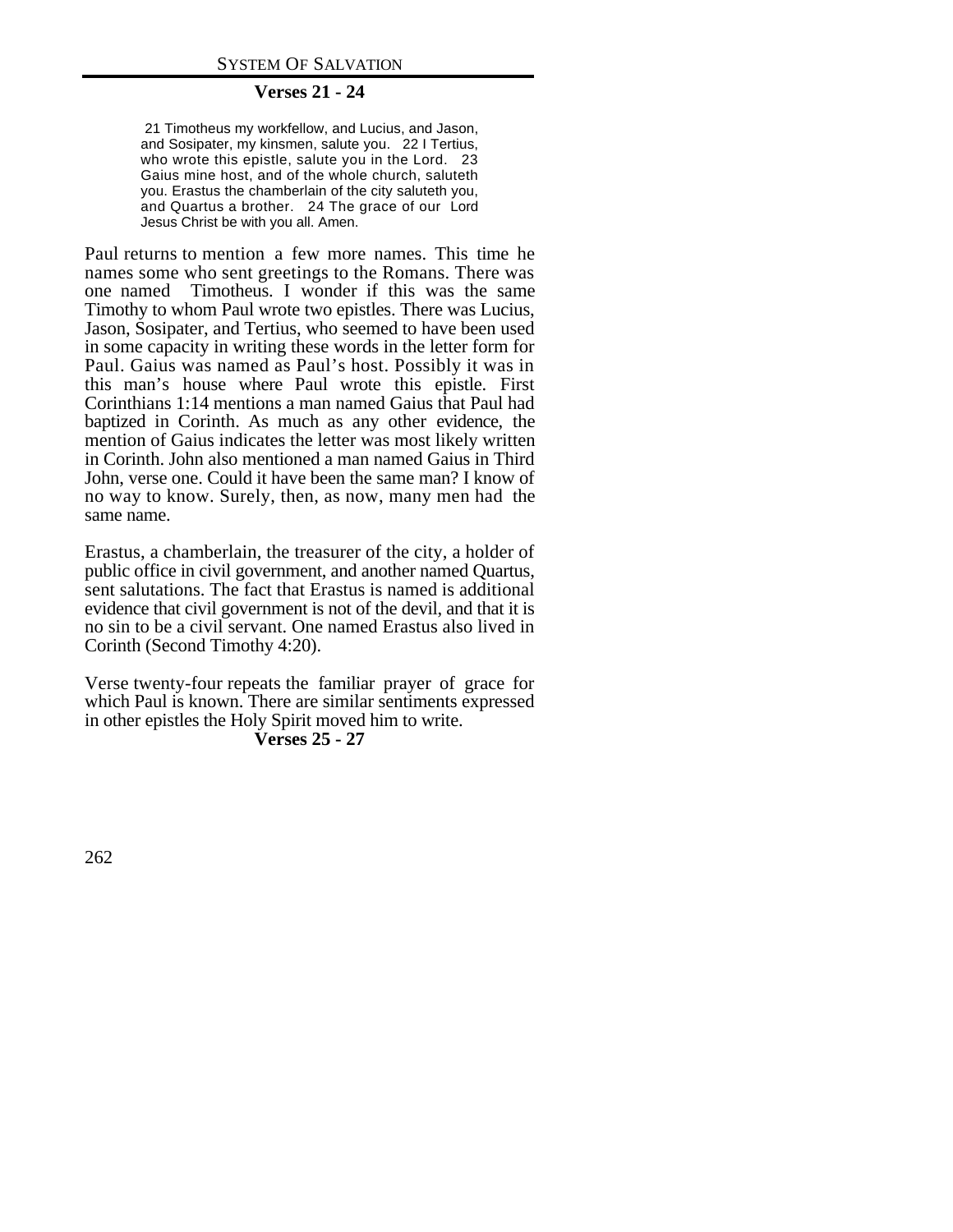### Verses 21 - 24

> 21 Timotheus my workfellow, and Lucius, and Jason, and Sosipater, my kinsmen, salute you. 22 I Tertius, who wrote this epistle, salute you in the Lord. 23 Gaius mine host, and of the whole church, saluteth you. Erastus the chamberlain of the city saluteth you, and Quartus a brother. 24 The grace of our Lord Jesus Christ be with you all. Amen.

Paul returns to mention a few more names. This time he names some who sent greetings to the Romans. There was one named Timotheus. I wonder if this was the same Timothy to whom Paul wrote two epistles. There was Lucius, Jason, Sosipater, and Tertius, who seemed to have been used in some capacity in writing these words in the letter form for Paul. Gaius was named as Paul's host. Possibly it was in this man's house where Paul wrote this epistle. First Corinthians 1:14 mentions a man named Gaius that Paul had baptized in Corinth. As much as any other evidence, the mention of Gaius indicates the letter was most likely written in Corinth. John also mentioned a man named Gaius in Third John, verse one. Could it have been the same man? I know of no way to know. Surely, then, as now, many men had the same name.

Erastus, a chamberlain, the treasurer of the city, a holder of public office in civil government, and another named Quartus, sent salutations. The fact that Erastus is named is additional evidence that civil government is not of the devil, and that it is no sin to be a civil servant. One named Erastus also lived in Corinth (Second Timothy 4:20).

Verse twenty-four repeats the familiar prayer of grace for which Paul is known. There are similar sentiments expressed in other epistles the Holy Spirit moved him to write.

### Verses 25 - 27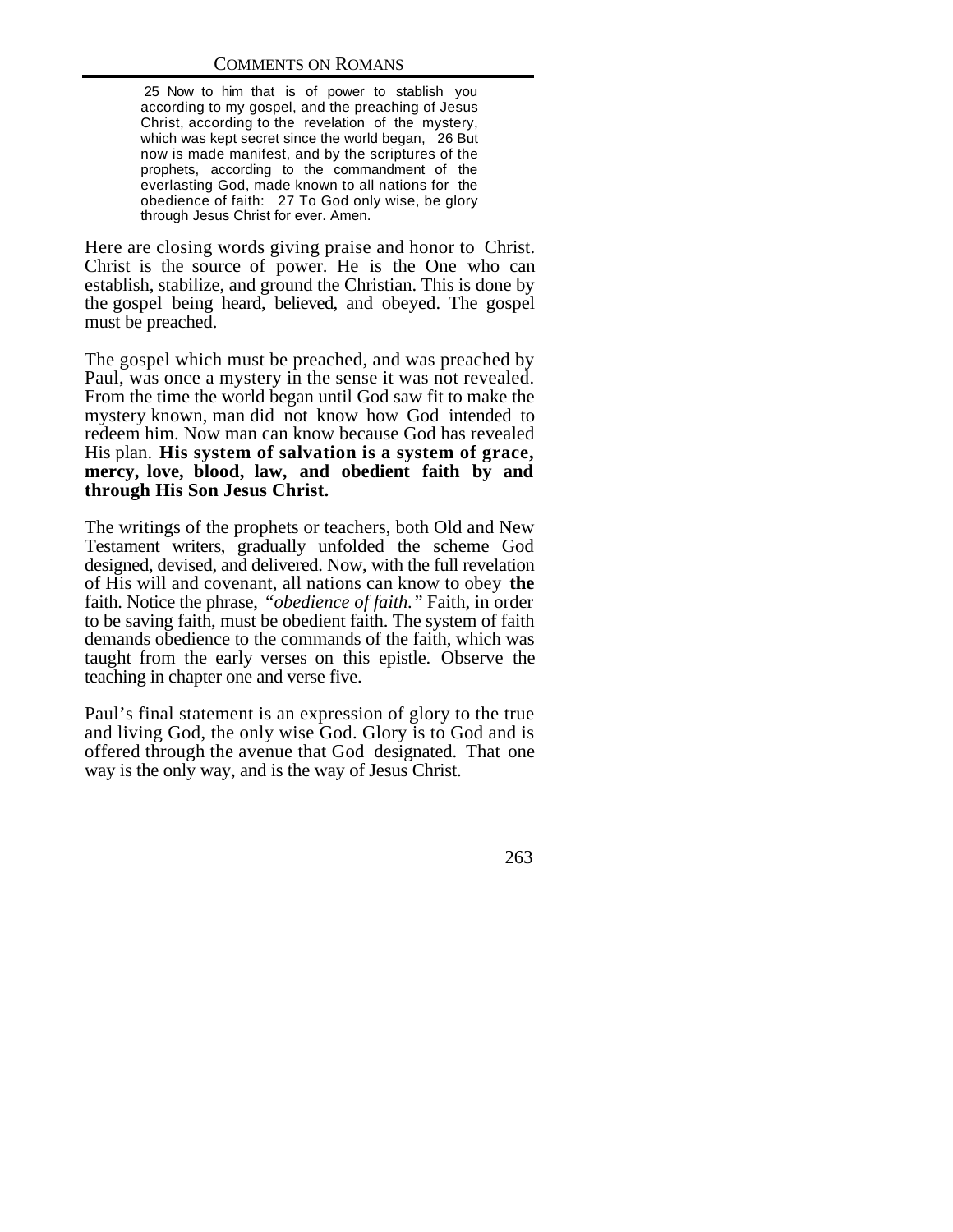25 Now to him that is of power to stablish you according to my gospel, and the preaching of Jesus Christ, according to the revelation of the mystery, which was kept secret since the world began, 26 But now is made manifest, and by the scriptures of the prophets, according to the commandment of the everlasting God, made known to all nations for the obedience of faith: 27 To God only wise, be glory through Jesus Christ for ever. Amen.

Here are closing words giving praise and honor to Christ. Christ is the source of power. He is the One who can establish, stabilize, and ground the Christian. This is done by the gospel being heard, believed, and obeyed. The gospel must be preached.

The gospel which must be preached, and was preached by Paul, was once a mystery in the sense it was not revealed. From the time the world began until God saw fit to make the mystery known, man did not know how God intended to redeem him. Now man can know because God has revealed His plan. **His system of salvation is a system of grace, mercy, love, blood, law, and obedient faith by and through His Son Jesus Christ.**

The writings of the prophets or teachers, both Old and New Testament writers, gradually unfolded the scheme God designed, devised, and delivered. Now, with the full revelation of His will and covenant, all nations can know to obey **the** faith. Notice the phrase, *"obedience of faith."* Faith, in order to be saving faith, must be obedient faith. The system of faith demands obedience to the commands of the faith, which was taught from the early verses on this epistle. Observe the teaching in chapter one and verse five.

Paul's final statement is an expression of glory to the true and living God, the only wise God. Glory is to God and is offered through the avenue that God designated. That one way is the only way, and is the way of Jesus Christ.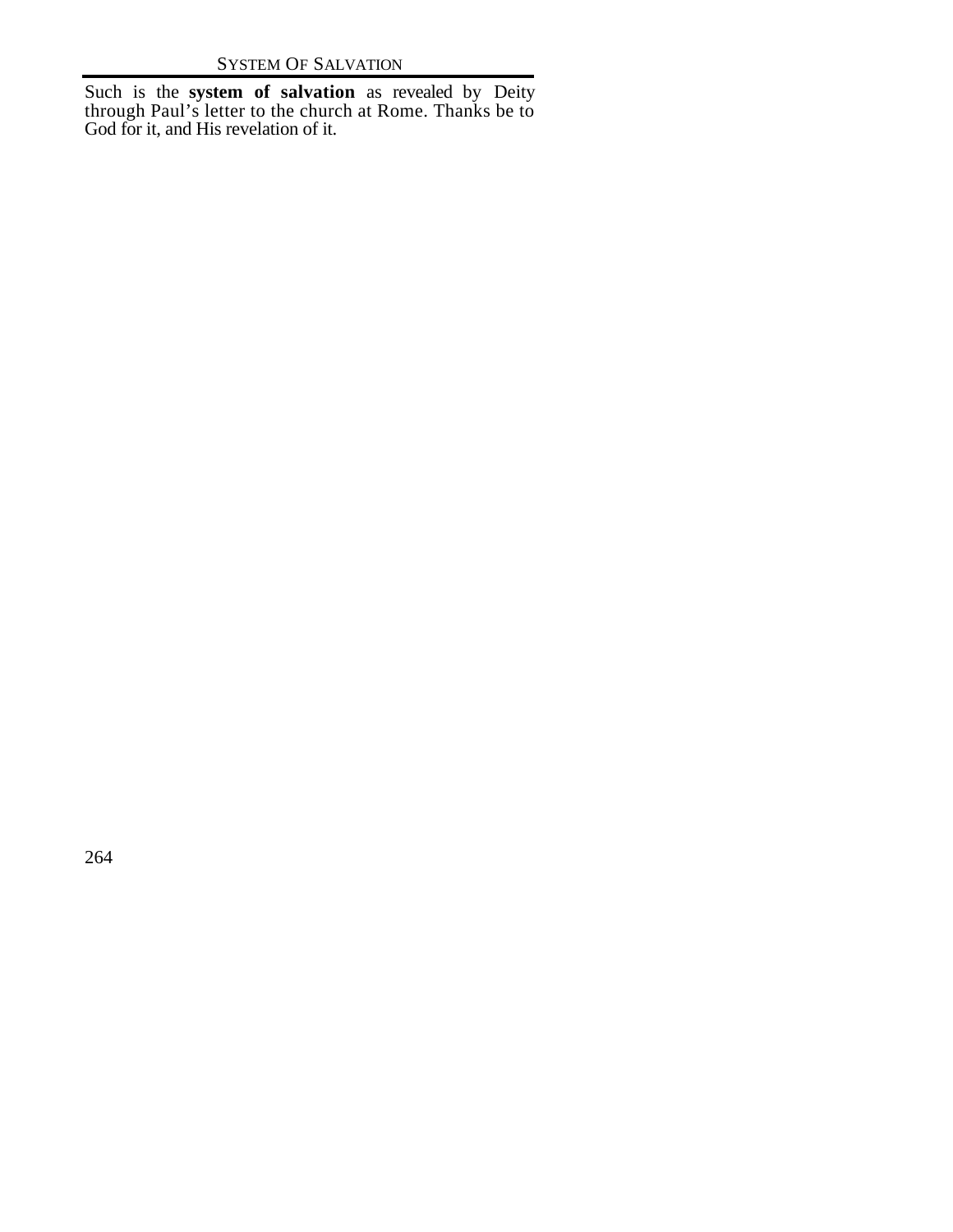Such is the **system of salvation** as revealed by Deity through Paul's letter to the church at Rome. Thanks be to God for it, and His revelation of it.